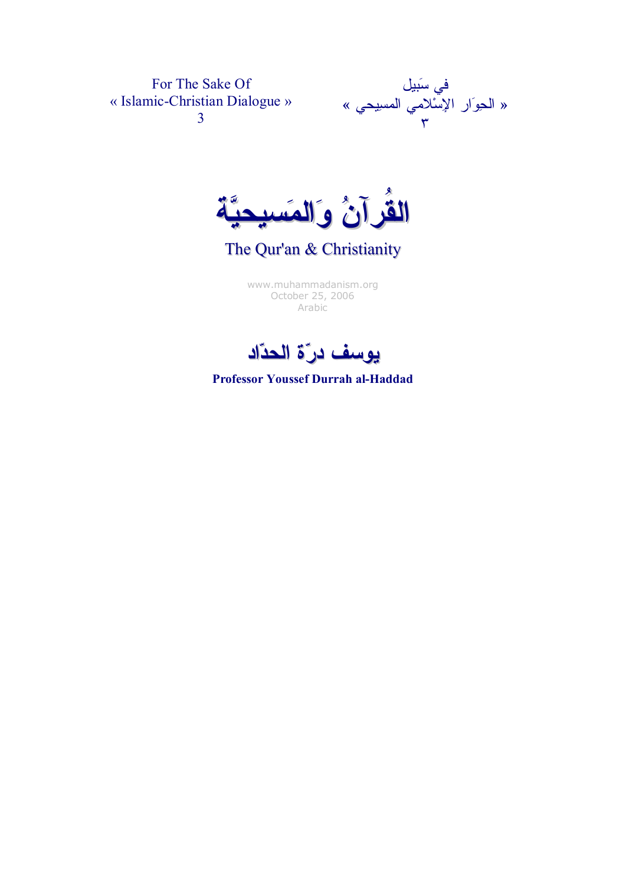For The Sake Of
« Islamic-Christian Dialogue »
3

في سَبيل
« الحِوَار الإسْلامي المسِيحي »
٣

# القُرآنُ وَالمَسيحيَّة

## The Qur'an & Christianity

www.muhammadanism.org
October 25, 2006
Arabic

## يوسف درّة الحدّاد

**Professor Youssef Durrah al-Haddad**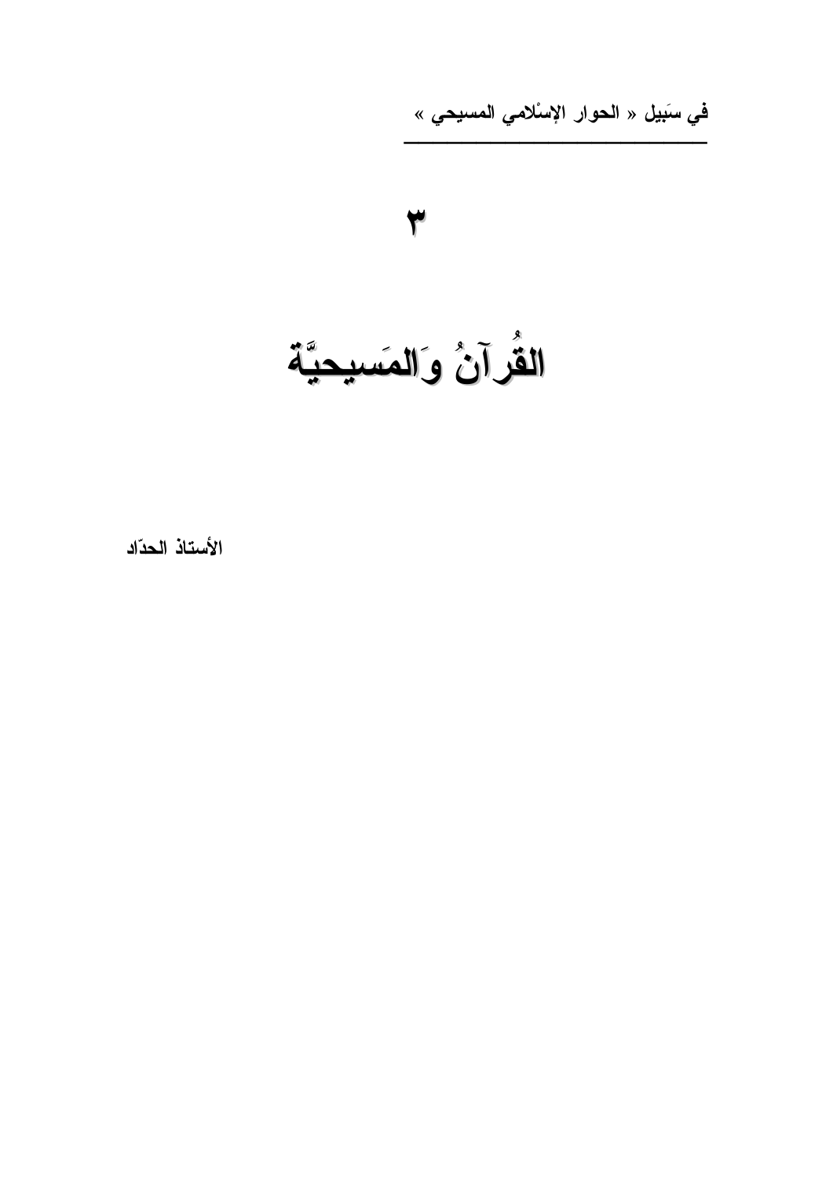في سَبيل « الحوار الإسْلامي المسيحي »

٣

# القُرآنُ وَالمَسيحيَّة

الأستاذ الحدّاد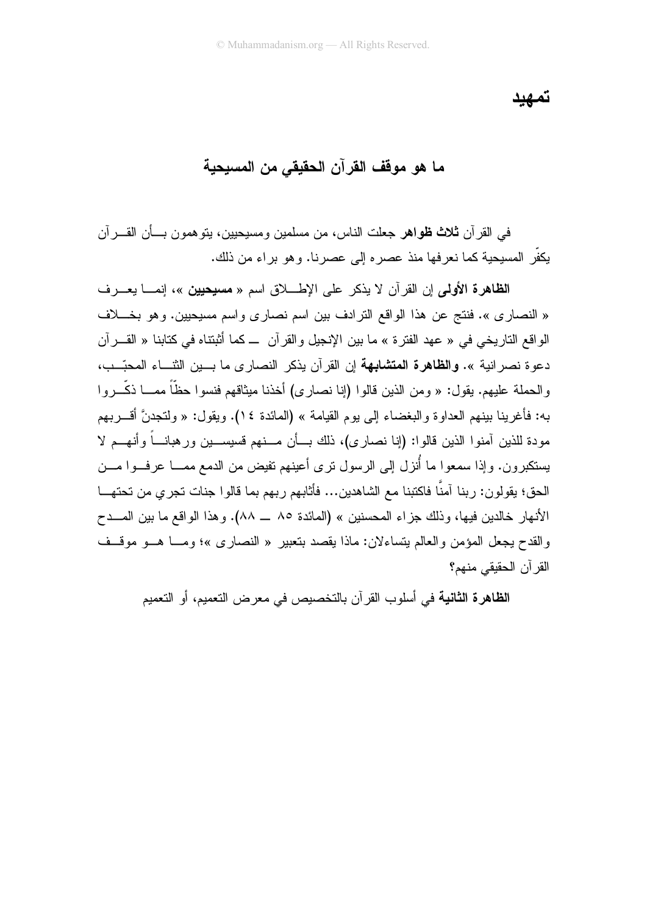# تمهيد

## ما هو موقف القرآن الحقيقي من المسيحية

في القرآن **ثلاث ظواهر** جعلت الناس، من مسلمين ومسيحيين، يتوهمون بأن القرآن يكفّر المسيحية كما نعرفها منذ عصره إلى عصرنا. وهو براء من ذلك.

**الظاهرة الأولى** إن القرآن لا يذكر على الإطلاق اسم « **مسيحيين** »، إنما يعرف « النصارى ». فنتج عن هذا الواقع الترادف بين اسم نصارى واسم مسيحيين. وهو بخلاف الواقع التاريخي في « عهد الفترة » ما بين الإنجيل والقرآن ــ كما أثبتناه في كتابنا « القرآن دعوة نصرانية ». **والظاهرة المتشابهة** إن القرآن يذكر النصارى ما بين الثناء المحبّب، والحملة عليهم. يقول: « ومن الذين قالوا (إنا نصارى) أخذنا ميثاقهم فنسوا حظّاً مما ذكّروا به: فأغرينا بينهم العداوة والبغضاء إلى يوم القيامة » (المائدة ١٤). ويقول: « ولتجدنَّ أقربهم مودة للذين آمنوا الذين قالوا: (إنا نصارى)، ذلك بأن منهم قسيسين ورهباناً وأنهم لا يستكبرون. وإذا سمعوا ما أُنزل إلى الرسول ترى أعينهم تفيض من الدمع مما عرفوا من الحق؛ يقولون: ربنا آمنَّا فاكتبنا مع الشاهدين... فأثابهم ربهم بما قالوا جنات تجري من تحتها الأنهار خالدين فيها، وذلك جزاء المحسنين » (المائدة ٨٥ ــ ٨٨). وهذا الواقع ما بين المدح والقدح يجعل المؤمن والعالم يتساءلان: ماذا يقصد بتعبير « النصارى »؛ وما هو موقف القرآن الحقيقي منهم؟

**الظاهرة الثانية** في أسلوب القرآن بالتخصيص في معرض التعميم، أو التعميم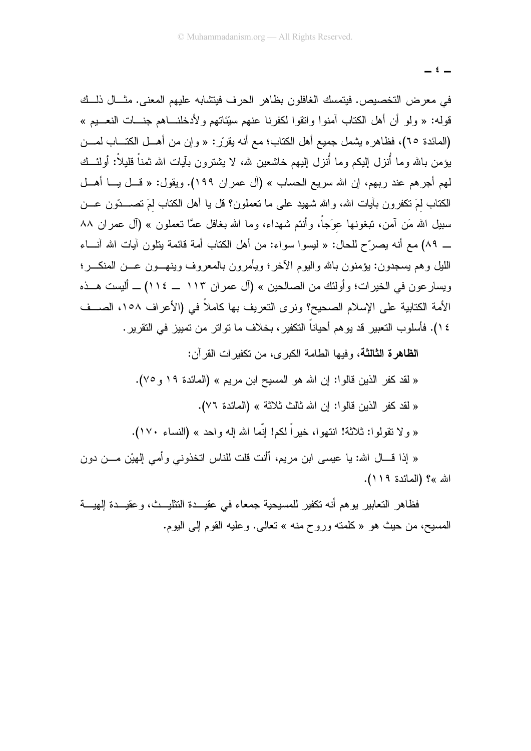في معرض التخصيص. فيتمسك الغافلون بظاهر الحرف فيتشابه عليهم المعنى. مثال ذلك قوله: « ولو أن أهل الكتاب آمنوا واتقوا لكفرنا عنهم سيّئاتهم ولأدخلناهم جنات النعيم » (المائدة ٦٥)، فظاهره يشمل جميع أهل الكتاب؛ مع أنه يقرّر: « وإن من أهل الكتاب لمن يؤمن بالله وما أُنزل إليكم وما أُنزل إليهم خاشعين لله، لا يشترون بآيات الله ثمناً قليلاً: أولئك لهم أجرهم عند ربهم، إن الله سريع الحساب » (آل عمران ١٩٩). ويقول: « قل يا أهل الكتاب لِمَ تكفرون بآيات الله، والله شهيد على ما تعملون؟ قل يا أهل الكتاب لِمَ تصدّون عن سبيل الله مَن آمن، تبغونها عِوَجاً، وأنتم شهداء، وما الله بغافل عمَّا تعملون » (آل عمران ٨٨ ــ ٨٩) مع أنه يصرّح للحال: « ليسوا سواء: من أهل الكتاب أمة قائمة يتلون آيات الله آناء الليل وهم يسجدون: يؤمنون بالله واليوم الآخر؛ ويأمرون بالمعروف وينهون عن المنكر؛ ويسارعون في الخيرات؛ وأولئك من الصالحين » (آل عمران ١١٣ ــ ١١٤) ــ أليست هذه الأمة الكتابية على الإسلام الصحيح؟ ونرى التعريف بها كاملاً في (الأعراف ١٥٨، الصف ١٤). فأسلوب التعبير قد يوهم أحياناً التكفير، بخلاف ما تواتر من تمييز في التقرير.

**الظاهرة الثالثة**، وفيها الطامة الكبرى، من تكفيرات القرآن:

« لقد كفر الذين قالوا: إن الله هو المسيح ابن مريم » (المائدة ١٩ و٧٥).

« لقد كفر الذين قالوا: إن الله ثالث ثلاثة » (المائدة ٧٦).

« ولا تقولوا: ثلاثة! انتهوا، خيراً لكم! إنّما الله إله واحد » (النساء ١٧٠).

« إذا قال الله: يا عيسى ابن مريم، أأنت قلت للناس اتخذوني وأمي إلهيْن من دون الله »؟ (المائدة ١١٩).

فظاهر التعابير يوهم أنه تكفير للمسيحية جمعاء في عقيدة التثليث، وعقيدة إلهية المسيح، من حيث هو « كلمته وروح منه » تعالى. وعليه القوم إلى اليوم.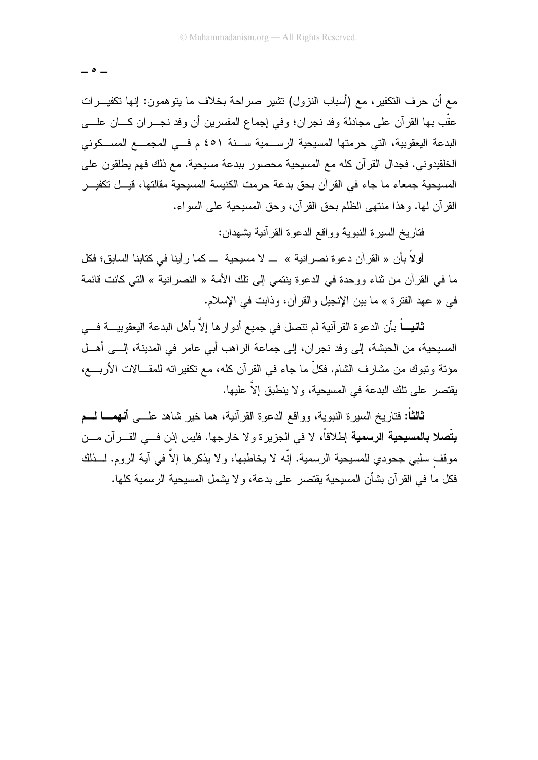مع أن حرف التكفير، مع (أسباب النزول) تشير صراحة بخلاف ما يتوهمون: إنها تكفيرات عقّب بها القرآن على مجادلة وفد نجران؛ وفي إجماع المفسرين أن وفد نجران كان على البدعة اليعقوبية، التي حرمتها المسيحية الرسمية سنة ٤٥١ م في المجمع المسكوني الخلقيدوني. فجدال القرآن كله مع المسيحية محصور ببدعة مسيحية. مع ذلك فهم يطلقون على المسيحية جمعاء ما جاء في القرآن بحق بدعة حرمت الكنيسة المسيحية مقالتها، قيل تكفير القرآن لها. وهذا منتهى الظلم بحق القرآن، وحق المسيحية على السواء.

فتاريخ السيرة النبوية وواقع الدعوة القرآنية يشهدان:

**أولاً** بأن « القرآن دعوة نصرانية » ــ لا مسيحية ــ كما رأينا في كتابنا السابق؛ فكل ما في القرآن من ثناء ووحدة في الدعوة ينتمي إلى تلك الأمة « النصرانية » التي كانت قائمة في « عهد الفترة » ما بين الإنجيل والقرآن، وذابت في الإسلام.

**ثانياً** بأن الدعوة القرآنية لم تتصل في جميع أدوارها إلاَّ بأهل البدعة اليعقوبية في المسيحية، من الحبشة، إلى وفد نجران، إلى جماعة الراهب أبي عامر في المدينة، إلى أهل مؤتة وتبوك من مشارف الشام. فكلّ ما جاء في القرآن كله، مع تكفيراته للمقالات الأربع، يقتصر على تلك البدعة في المسيحية، ولا ينطبق إلاَّ عليها.

**ثالثاً**: فتاريخ السيرة النبوية، وواقع الدعوة القرآنية، هما خير شاهد على **أنهما لم يتّصلا بالمسيحية الرسمية** إطلاقاً، لا في الجزيرة ولا خارجها. فليس إذن في القرآن من موقف سلبي جحودي للمسيحية الرسمية. إنّه لا يخاطبها، ولا يذكرها إلاَّ في آية الروم. لذلك فكل ما في القرآن بشأن المسيحية يقتصر على بدعة، ولا يشمل المسيحية الرسمية كلها.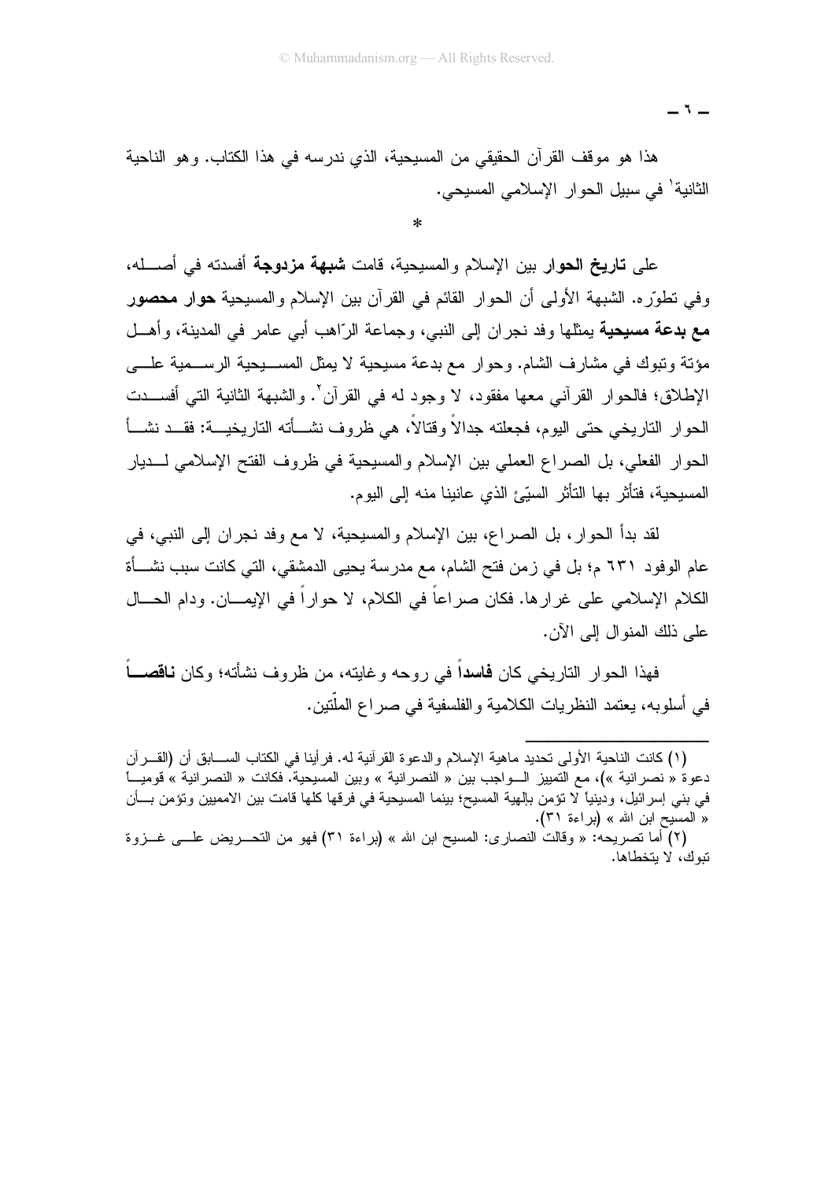هذا هو موقف القرآن الحقيقي من المسيحية، الذي ندرسه في هذا الكتاب. وهو الناحية الثانية[1] في سبيل الحوار الإسلامي المسيحي.

*

على **تاريخ الحوار** بين الإسلام والمسيحية، قامت **شبهة مزدوجة** أفسدته في أصله، وفي تطوّره. الشبهة الأولى أن الحوار القائم في القرآن بين الإسلام والمسيحية **حوار محصور مع بدعة مسيحية** يمثلها وفد نجران إلى النبي، وجماعة الرّاهب أبي عامر في المدينة، وأهل مؤتة وتبوك في مشارف الشام. وحوار مع بدعة مسيحية لا يمثل المسيحية الرسمية على الإطلاق؛ فالحوار القرآني معها مفقود، لا وجود له في القرآن[2]. والشبهة الثانية التي أفسدت الحوار التاريخي حتى اليوم، فجعلته جدالاً وقتالاً، هي ظروف نشأته التاريخية: فقد نشأ الحوار الفعلي، بل الصراع العملي بين الإسلام والمسيحية في ظروف الفتح الإسلامي لديار المسيحية، فتأثر بها التأثر السيّئ الذي عانينا منه إلى اليوم.

لقد بدأ الحوار، بل الصراع، بين الإسلام والمسيحية، لا مع وفد نجران إلى النبي، في عام الوفود ٦٣١ م؛ بل في زمن فتح الشام، مع مدرسة يحيى الدمشقي، التي كانت سبب نشأة الكلام الإسلامي على غرارها. فكان صراعاً في الكلام، لا حواراً في الإيمان. ودام الحال على ذلك المنوال إلى الآن.

فهذا الحوار التاريخي كان **فاسداً** في روحه وغايته، من ظروف نشأته؛ وكان **ناقصاً** في أسلوبه، يعتمد النظريات الكلامية والفلسفية في صراع الملّتين.

---

(١) كانت الناحية الأولى تحديد ماهية الإسلام والدعوة القرآنية له. فرأينا في الكتاب السابق أن (القرآن دعوة « نصرانية »)، مع التمييز الواجب بين « النصرانية » وبين المسيحية. فكانت « النصرانية » قومياً في بني إسرائيل، ودينياً لا تؤمن بإلهية المسيح؛ بينما المسيحية في فرقها كلها قامت بين الاممين وتؤمن بأن « المسيح ابن الله » (براءة ٣١).

(٢) أما تصريحه: « وقالت النصارى: المسيح ابن الله » (براءة ٣١) فهو من التحريض على غزوة تبوك، لا يتخطاها.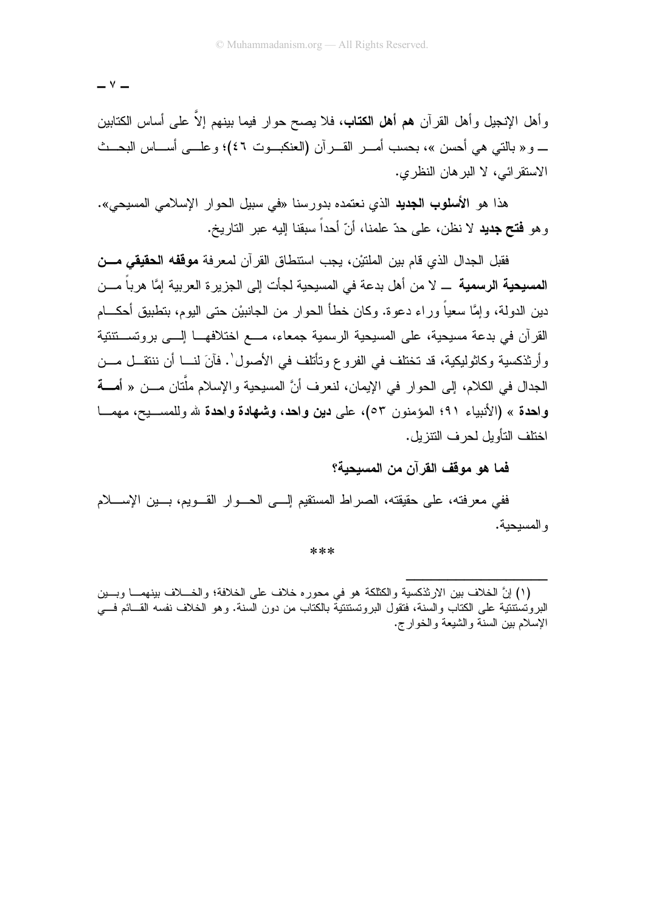وأهل الإنجيل وأهل القرآن **هم أهل الكتاب**، فلا يصح حوار فيما بينهم إلاَّ على أساس الكتابين ــ و« بالتي هي أحسن »، بحسب أمر القرآن (العنكبوت ٤٦)؛ وعلى أساس البحث الاستقرائي، لا البرهان النظري.

هذا هو **الأسلوب الجديد** الذي نعتمده بدورسنا «في سبيل الحوار الإسلامي المسيحي». وهو **فتح جديد** لا نظن، على حدّ علمنا، أنّ أحداً سبقنا إليه عبر التاريخ.

فقبل الجدال الذي قام بين الملتيْن، يجب استنطاق القرآن لمعرفة **موقفه الحقيقي من المسيحية الرسمية** ــ لا من أهل بدعة في المسيحية لجأت إلى الجزيرة العربية إمَّا هرباً من دين الدولة، وإمَّا سعياً وراء دعوة. وكان خطأ الحوار من الجانبيْن حتى اليوم، بتطبيق أحكام القرآن في بدعة مسيحية، على المسيحية الرسمية جمعاء، مع اختلافها إلى بروتستنتية وأرثذكسية وكاثوليكية، قد تختلف في الفروع وتأتلف في الأصول[1]. فآنَ لنا أن ننتقل من الجدال في الكلام، إلى الحوار في الإيمان، لنعرف أنَّ المسيحية والإسلام ملَّتان من « **أمة واحدة** » (الأنبياء ٩١؛ المؤمنون ٥٣)، على **دين واحد**، **وشهادة واحدة** لله وللمسيح، مهما اختلف التأويل لحرف التنزيل.

**فما هو موقف القرآن من المسيحية؟**

ففي معرفته، على حقيقته، الصراط المستقيم إلى الحوار القويم، بين الإسلام والمسيحية.

***

---

(١) إنَّ الخلاف بين الارثذكسية والكثلكة هو في محوره خلاف على الخلافة؛ والخلاف بينهما وبين البروتستنتية على الكتاب والسنة، فتقول البروتستنتية بالكتاب من دون السنة. وهو الخلاف نفسه القائم في الإسلام بين السنة والشيعة والخوارج.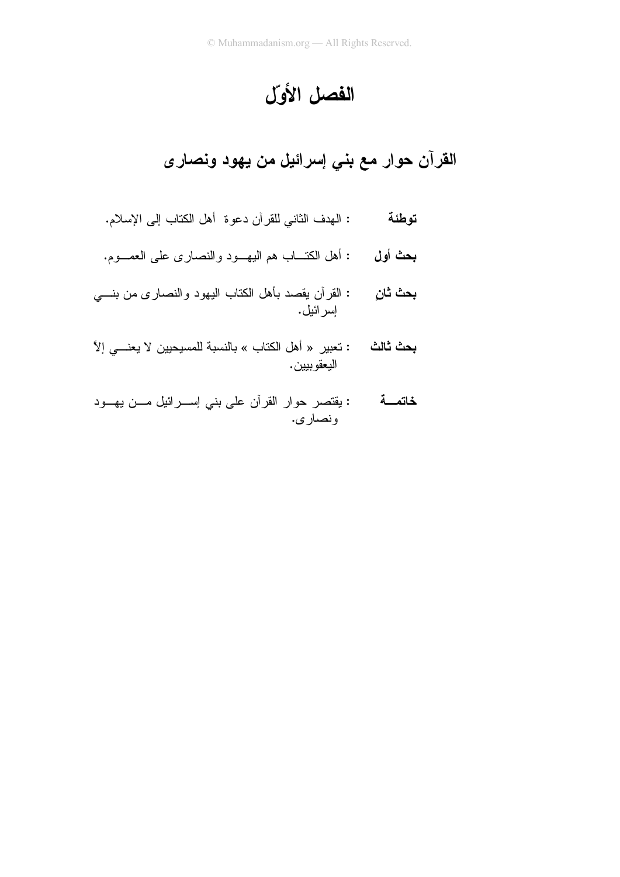# الفصل الأوّل

## القرآن حوار مع بني إسرائيل من يهود ونصارى

**توطئة** : الهدف الثاني للقرآن دعوة أهل الكتاب إلى الإسلام.

**بحث أول** : أهل الكتاب هم اليهود والنصارى على العموم.

**بحث ثانٍ** : القرآن يقصد بأهل الكتاب اليهود والنصارى من بني إسرائيل.

**بحث ثالث** : تعبير « أهل الكتاب » بالنسبة للمسيحيين لا يعني إلاّ اليعقوبيين.

**خاتمة** : يقتصر حوار القرآن على بني إسرائيل من يهود ونصارى.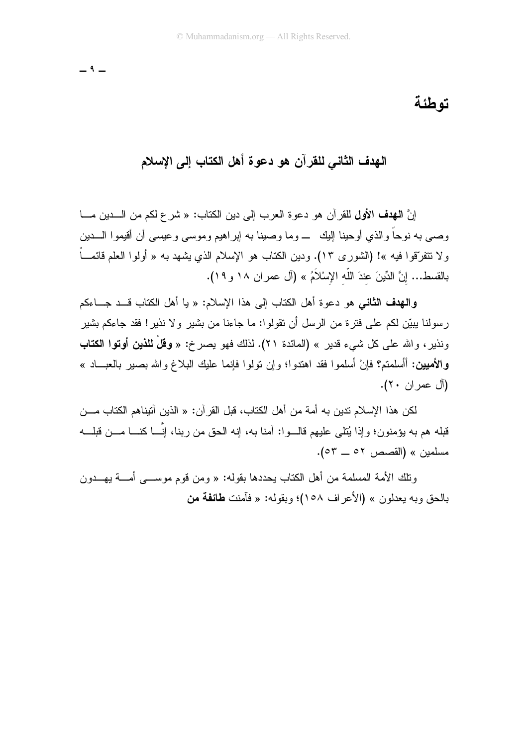# توطئة

## الهدف الثاني للقرآن هو دعوة أهل الكتاب إلى الإسلام

إنَّ **الهدف الأول** للقرآن هو دعوة العرب إلى دين الكتاب: « شرع لكم من الدين ما وصى به نوحاً والذي أوحينا إليك ــ وما وصينا به إبراهيم وموسى وعيسى أن أقيموا الدين ولا تتفرّقوا فيه »! (الشورى ١٣). ودين الكتاب هو الإسلام الذي يشهد به « أولوا العلم قائماً بالقسط... إنَّ الدِّينَ عِندَ اللَّهِ الإِسْلاَمُ » (آل عمران ١٨ و١٩).

**والهدف الثاني** هو دعوة أهل الكتاب إلى هذا الإسلام: « يا أهل الكتاب قد جاءكم رسولنا يبيّن لكم على فترة من الرسل أن تقولوا: ما جاءنا من بشير ولا نذير! فقد جاءكم بشير ونذير، والله على كل شيء قدير » (المائدة ٢١). لذلك فهو يصرخ: « **وقلْ للذين أوتوا الكتاب والأميين**: أأسلمتم؟ فإنْ أسلموا فقد اهتدوا؛ وإن تولوا فإنما عليك البلاغ والله بصير بالعباد » (آل عمران ٢٠).

لكن هذا الإسلام تدين به أمة من أهل الكتاب، قبل القرآن: « الذين آتيناهم الكتاب من قبله هم به يؤمنون؛ وإذا يُتلى عليهم قالوا: آمنا به، إنه الحق من ربنا، إنَّا كنا من قبله مسلمين » (القصص ٥٢ ــ ٥٣).

وتلك الأمة المسلمة من أهل الكتاب يحددها بقوله: « ومن قوم موسى أمة يهدون بالحق وبه يعدلون » (الأعراف ١٥٨)؛ وبقوله: « فآمنت **طائفة من**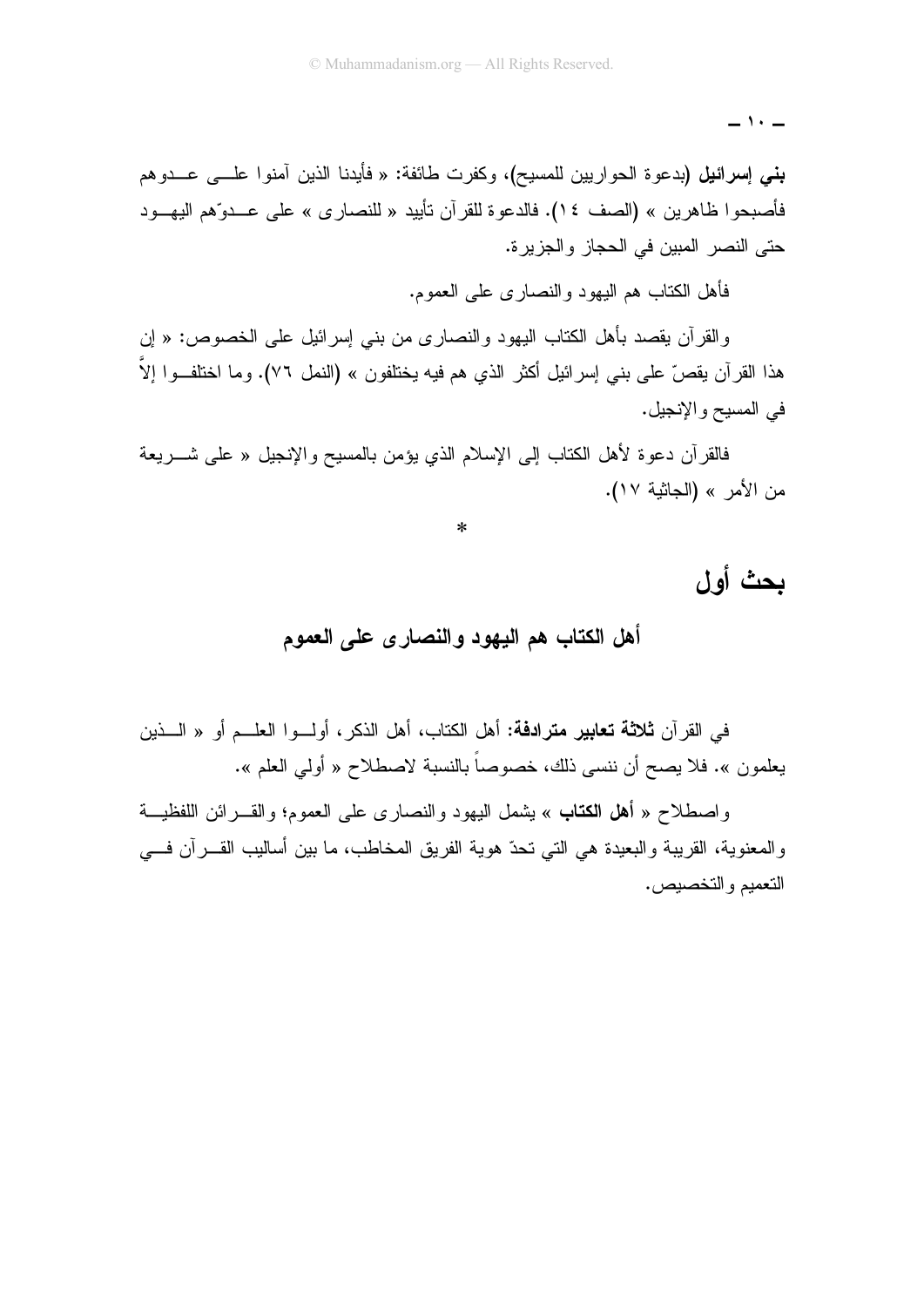**بني إسرائيل** (بدعوة الحواريين للمسيح)، وكفرت طائفة: « فأيدنا الذين آمنوا على عدوهم فأصبحوا ظاهرين » (الصف ١٤). فالدعوة للقرآن تأييد « للنصارى » على عدوّهم اليهود حتى النصر المبين في الحجاز والجزيرة.

فأهل الكتاب هم اليهود والنصارى على العموم.

والقرآن يقصد بأهل الكتاب اليهود والنصارى من بني إسرائيل على الخصوص: « إن هذا القرآن يقصّ على بني إسرائيل أكثر الذي هم فيه يختلفون » (النمل ٧٦). وما اختلفوا إلاَّ في المسيح والإنجيل.

فالقرآن دعوة لأهل الكتاب إلى الإسلام الذي يؤمن بالمسيح والإنجيل « على شريعة من الأمر » (الجاثية ١٧).

*

## بحث أول

### أهل الكتاب هم اليهود والنصارى على العموم

في القرآن **ثلاثة تعابير مترادفة**: أهل الكتاب، أهل الذكر، أولوا العلم أو « الذين يعلمون ». فلا يصح أن ننسى ذلك، خصوصاً بالنسبة لاصطلاح « أولي العلم ».

واصطلاح « **أهل الكتاب** » يشمل اليهود والنصارى على العموم؛ والقرائن اللفظية والمعنوية، القريبة والبعيدة هي التي تحدّ هوية الفريق المخاطب، ما بين أساليب القرآن في التعميم والتخصيص.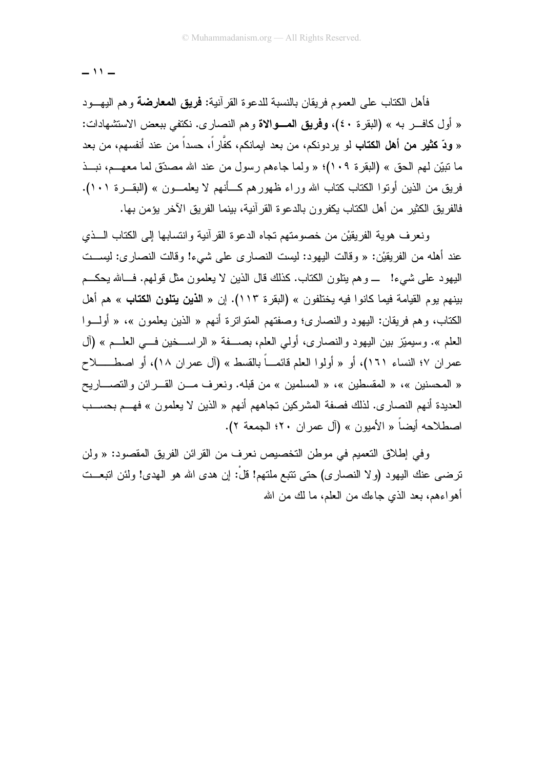فأهل الكتاب على العموم فريقان بالنسبة للدعوة القرآنية: **فريق المعارضة** وهم اليهود « أول كافر به » (البقرة ٤٠)، **وفريق الموالاة** وهم النصارى. نكتفي ببعض الاستشهادات: « **ودّ كثير من أهل الكتاب** لو يردونكم، من بعد ايمانكم، كفَّاراً، حسداً من عند أنفسهم، من بعد ما تبيّن لهم الحق » (البقرة ١٠٩)؛ « ولما جاءهم رسول من عند الله مصدّق لما معهم، نبذ فريق من الذين أوتوا الكتاب كتاب الله وراء ظهورهم كأنهم لا يعلمون » (البقرة ١٠١). فالفريق الكثير من أهل الكتاب يكفرون بالدعوة القرآنية، بينما الفريق الآخر يؤمن بها.

ونعرف هوية الفريقيْن من خصومتهم تجاه الدعوة القرآنية وانتسابها إلى الكتاب الذي عند أهله من الفريقيْن: « وقالت اليهود: ليست النصارى على شيء! وقالت النصارى: ليست اليهود على شيء! — وهم يتلون الكتاب. كذلك قال الذين لا يعلمون مثل قولهم. فالله يحكم بينهم يوم القيامة فيما كانوا فيه يختلفون » (البقرة ١١٣). إن « **الذين يتلون الكتاب** » هم أهل الكتاب، وهم فريقان: اليهود والنصارى؛ وصفتهم المتواترة أنهم « الذين يعلمون »، « أولوا العلم ». وسيميّز بين اليهود والنصارى، أولي العلم، بصفة « الراسخين في العلم » (آل عمران ٧؛ النساء ١٦١)، أو « أولوا العلم قائماً بالقسط » (آل عمران ١٨)، أو اصطلاح « المحسنين »، « المقسطين »، « المسلمين » من قبله. ونعرف من القرائن والتصاريح العديدة أنهم النصارى. لذلك فصفة المشركين تجاههم أنهم « الذين لا يعلمون » فهم بحسب اصطلاحه أيضاً « الأميون » (آل عمران ٢٠؛ الجمعة ٢).

وفي إطلاق التعميم في موطن التخصيص نعرف من القرائن الفريق المقصود: « ولن ترضى عنك اليهود (ولا النصارى) حتى تتبع ملتهم! قلْ: إن هدى الله هو الهدى! ولئن اتبعت أهواءهم، بعد الذي جاءك من العلم، ما لك من الله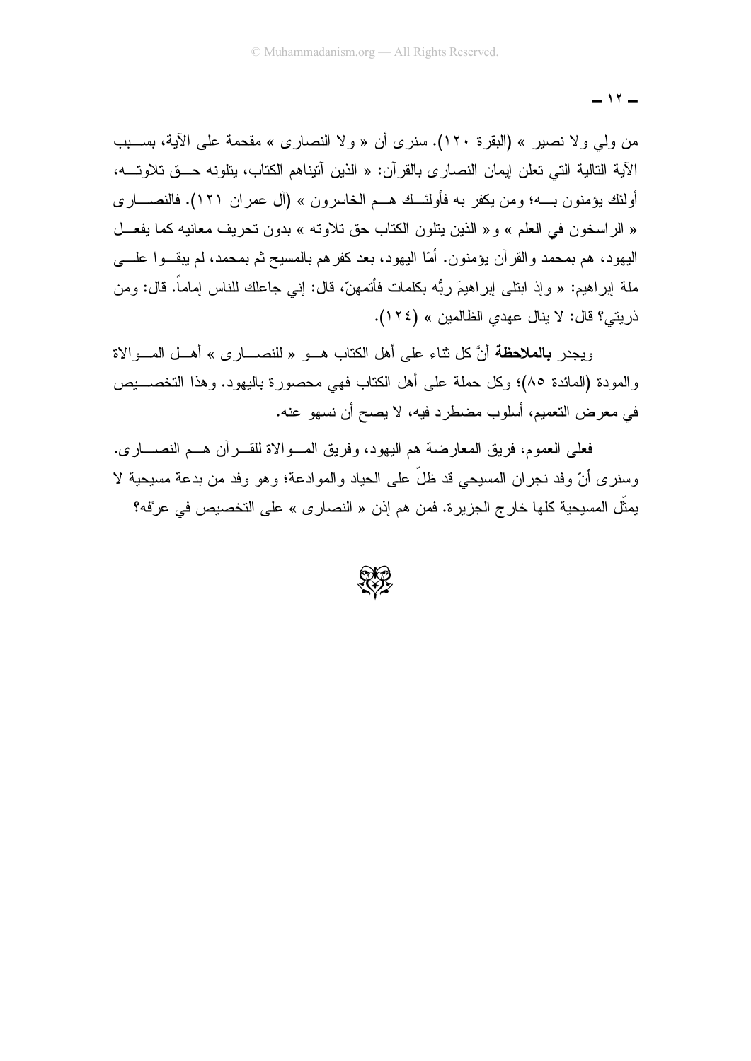من ولي ولا نصير » (البقرة ١٢٠). سنرى أن « ولا النصارى » مقحمة على الآية، بسبب الآية التالية التي تعلن إيمان النصارى بالقرآن: « الذين آتيناهم الكتاب، يتلونه حق تلاوته، أولئك يؤمنون به؛ ومن يكفر به فأولئك هم الخاسرون » (آل عمران ١٢١). فالنصارى « الراسخون في العلم » و« الذين يتلون الكتاب حق تلاوته » بدون تحريف معانيه كما يفعل اليهود، هم بمحمد والقرآن يؤمنون. أمّا اليهود، بعد كفرهم بالمسيح ثم بمحمد، لم يبقوا على ملة إبراهيم: « وإذ ابتلى إبراهيمَ ربُّه بكلمات فأتمهنّ، قال: إني جاعلك للناس إماماً. قال: ومن ذريتي؟ قال: لا ينال عهدي الظالمين » (١٢٤).

ويجدر **بالملاحظة** أنَّ كل ثناء على أهل الكتاب هو « للنصارى » أهل الموالاة والمودة (المائدة ٨٥)؛ وكل حملة على أهل الكتاب فهي محصورة باليهود. وهذا التخصيص في معرض التعميم، أسلوب مضطرد فيه، لا يصح أن نسهو عنه.

فعلى العموم، فريق المعارضة هم اليهود، وفريق الموالاة للقرآن هم النصارى. وسنرى أنّ وفد نجران المسيحي قد ظلّ على الحياد والموادعة؛ وهو وفد من بدعة مسيحية لا يمثّل المسيحية كلها خارج الجزيرة. فمن هم إذن « النصارى » على التخصيص في عرْفه؟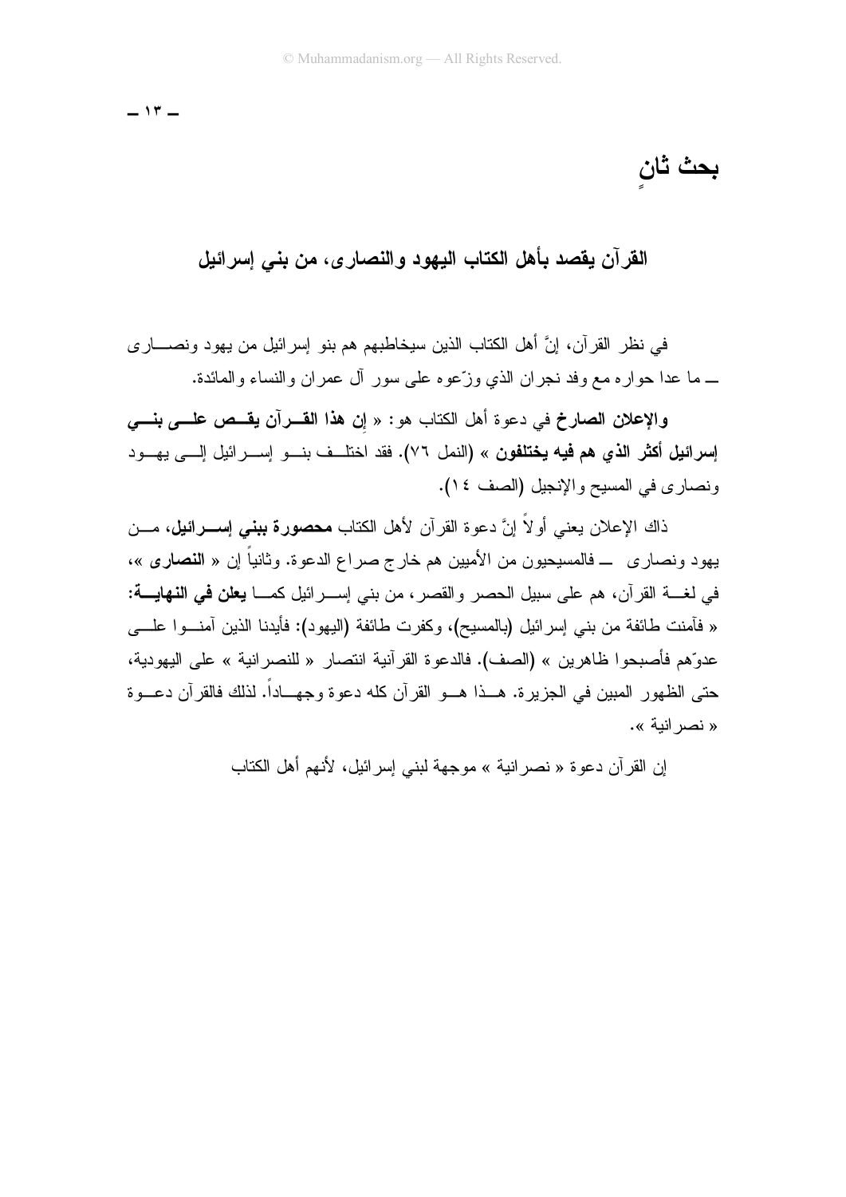# بحثٌ ثانٍ

## القرآن يقصد بأهل الكتاب اليهود والنصارى، من بني إسرائيل

في نظر القرآن، إنَّ أهل الكتاب الذين سيخاطبهم هم بنو إسرائيل من يهود ونصارى ــ ما عدا حواره مع وفد نجران الذي وزّعوه على سور آل عمران والنساء والمائدة.

**والإعلان الصارخ** في دعوة أهل الكتاب هو: « **إن هذا القرآن يقص على بني إسرائيل أكثر الذي هم فيه يختلفون** » (النمل ٧٦). فقد اختلف بنو إسرائيل إلى يهود ونصارى في المسيح والإنجيل (الصف ١٤).

ذاك الإعلان يعني أولاً إنَّ دعوة القرآن لأهل الكتاب **محصورة ببني إسرائيل**، من يهود ونصارى ــ فالمسيحيون من الأميين هم خارج صراع الدعوة. وثانياً إن « **النصارى** »، في لغة القرآن، هم على سبيل الحصر والقصر، من بني إسرائيل كما **يعلن في النهاية:** « فآمنت طائفة من بني إسرائيل (بالمسيح)، وكفرت طائفة (اليهود): فأيدنا الذين آمنوا على عدوّهم فأصبحوا ظاهرين » (الصف). فالدعوة القرآنية انتصار « للنصرانية » على اليهودية، حتى الظهور المبين في الجزيرة. هذا هو القرآن كله دعوة وجهاداً. لذلك فالقرآن دعوة « نصرانية ».

إن القرآن دعوة « نصرانية » موجهة لبني إسرائيل، لأنهم أهل الكتاب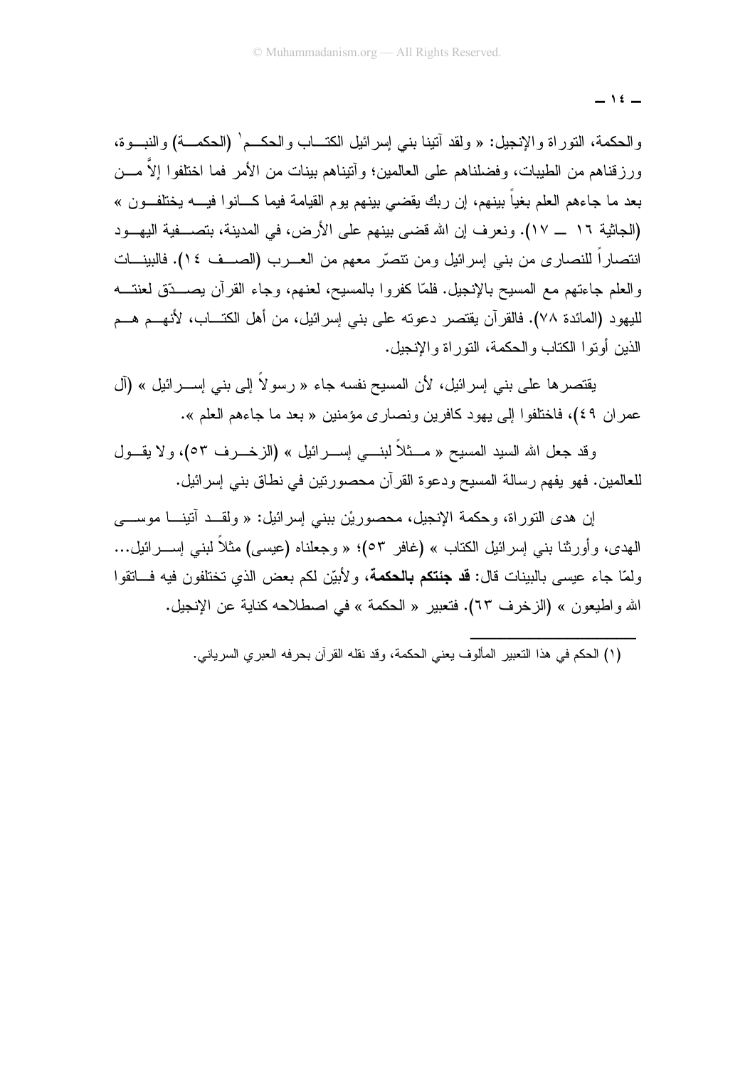والحكمة، التوراة والإنجيل: « ولقد آتينا بني إسرائيل الكتاب والحكم[1] (الحكمة) والنبوة، ورزقناهم من الطيبات، وفضلناهم على العالمين؛ وآتيناهم بينات من الأمر فما اختلفوا إلاَّ من بعد ما جاءهم العلم بغياً بينهم، إن ربك يقضي بينهم يوم القيامة فيما كانوا فيه يختلفون » (الجاثية ١٦ ــ ١٧). ونعرف إن الله قضى بينهم على الأرض، في المدينة، بتصفية اليهود انتصاراً للنصارى من بني إسرائيل ومن تنصّر معهم من العرب (الصف ١٤). فالبينات والعلم جاءتهم مع المسيح بالإنجيل. فلمّا كفروا بالمسيح، لعنهم، وجاء القرآن يصدّق لعنته لليهود (المائدة ٧٨). فالقرآن يقتصر دعوته على بني إسرائيل، من أهل الكتاب، لأنهم هم الذين أوتوا الكتاب والحكمة، التوراة والإنجيل.

يقتصرها على بني إسرائيل، لأن المسيح نفسه جاء « رسولاً إلى بني إسرائيل » (آل عمران ٤٩)، فاختلفوا إلى يهود كافرين ونصارى مؤمنين « بعد ما جاءهم العلم ».

وقد جعل الله السيد المسيح « مثلاً لبني إسرائيل » (الزخرف ٥٣)، ولا يقول للعالمين. فهو يفهم رسالة المسيح ودعوة القرآن محصورتين في نطاق بني إسرائيل.

إن هدى التوراة، وحكمة الإنجيل، محصوريْن ببني إسرائيل: « ولقد آتينا موسى الهدى، وأورثنا بني إسرائيل الكتاب » (غافر ٥٣)؛ « وجعلناه (عيسى) مثلاً لبني إسرائيل... ولمّا جاء عيسى بالبينات قال: **قد جئتكم بالحكمة**، ولأبيّن لكم بعض الذي تختلفون فيه فاتقوا الله واطيعون » (الزخرف ٦٣). فتعبير « الحكمة » في اصطلاحه كناية عن الإنجيل.

---

(١) الحكم في هذا التعبير المألوف يعني الحكمة، وقد نقله القرآن بحرفه العبري السرياني.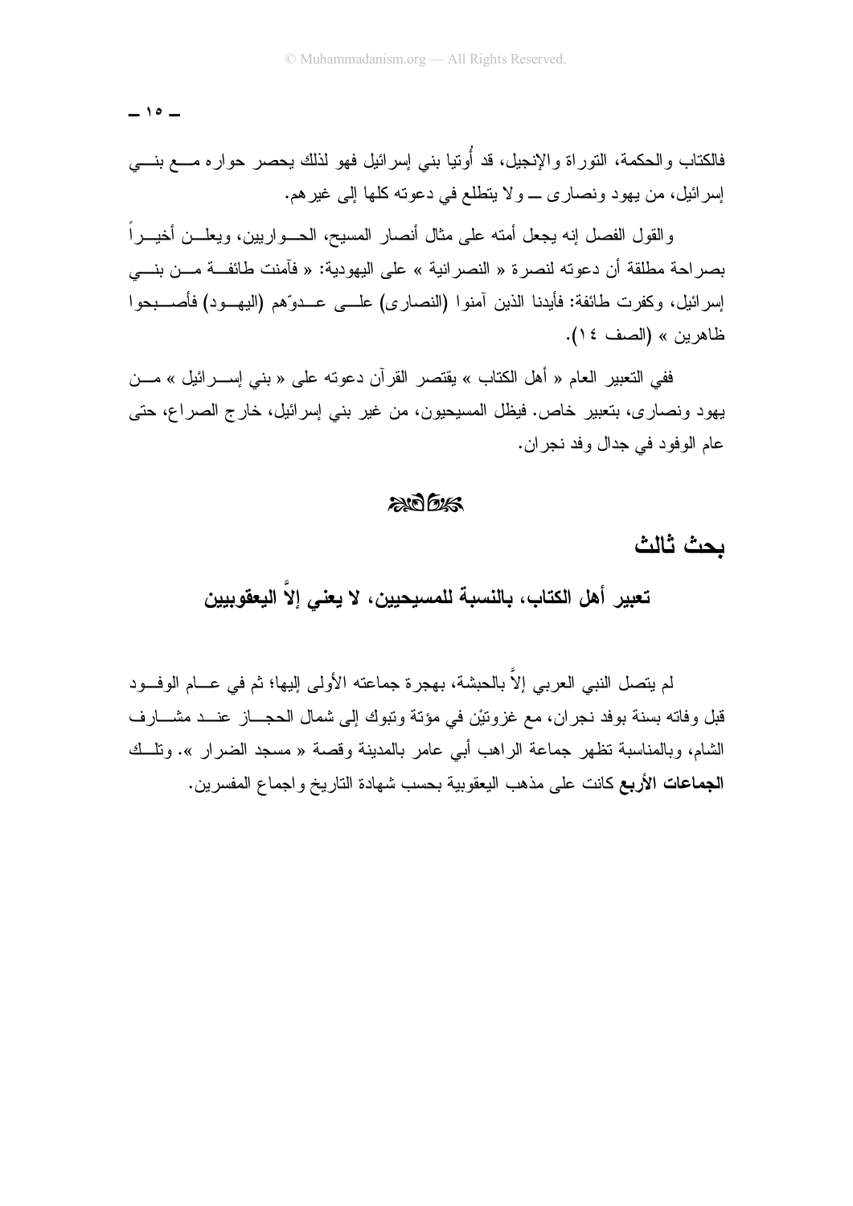فالكتاب والحكمة، التوراة والإنجيل، قد أُوتيا بني إسرائيل فهو لذلك يحصر حواره مع بني إسرائيل، من يهود ونصارى ــ ولا يتطلع في دعوته كلها إلى غيرهم.

والقول الفصل إنه يجعل أمته على مثال أنصار المسيح، الحواريين، ويعلن أخيراً بصراحة مطلقة أن دعوته لنصرة « النصرانية » على اليهودية: « فآمنت طائفة من بني إسرائيل، وكفرت طائفة: فأيدنا الذين آمنوا (النصارى) على عدوّهم (اليهود) فأصبحوا ظاهرين » (الصف ١٤).

ففي التعبير العام « أهل الكتاب » يقتصر القرآن دعوته على « بني إسرائيل » من يهود ونصارى، بتعبير خاص. فيظل المسيحيون، من غير بني إسرائيل، خارج الصراع، حتى عام الوفود في جدال وفد نجران.

## بحث ثالث

### تعبير أهل الكتاب، بالنسبة للمسيحيين، لا يعني إلاَّ اليعقوبيين

لم يتصل النبي العربي إلاَّ بالحبشة، بهجرة جماعته الأولى إليها؛ ثم في عام الوفود قبل وفاته بسنة بوفد نجران، مع غزوتيْن في مؤتة وتبوك إلى شمال الحجاز عند مشارف الشام، وبالمناسبة تظهر جماعة الراهب أبي عامر بالمدينة وقصة « مسجد الضرار ». وتلك **الجماعات الأربع** كانت على مذهب اليعقوبية بحسب شهادة التاريخ واجماع المفسرين.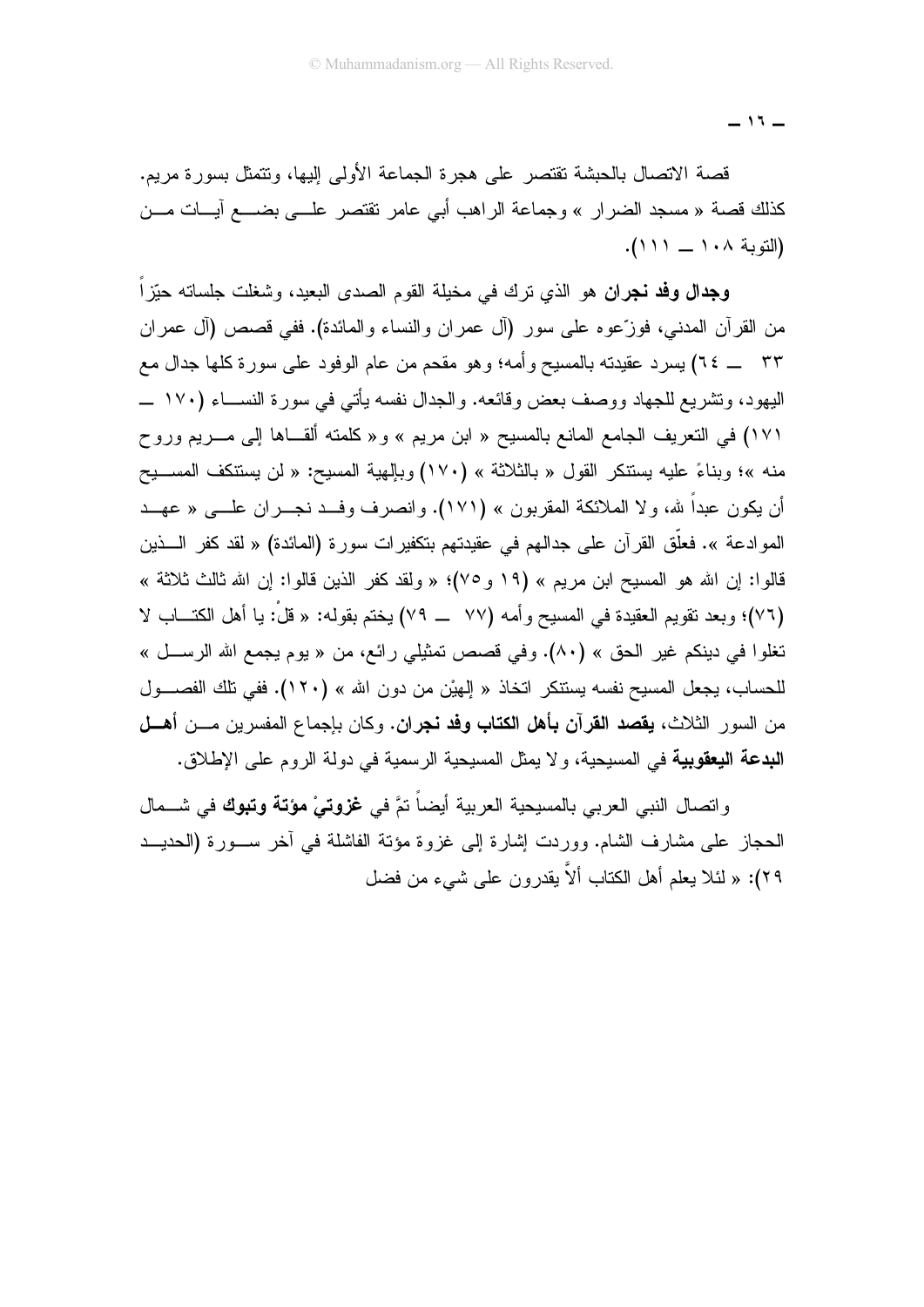قصة الاتصال بالحبشة تقتصر على هجرة الجماعة الأولى إليها، وتتمثل بسورة مريم. كذلك قصة « مسجد الضرار » وجماعة الراهب أبي عامر تقتصر على بضع آيات من (التوبة ١٠٨ ــ ١١١).

**وجدال وفد نجران** هو الذي ترك في مخيلة القوم الصدى البعيد، وشغلت جلساته حيّزاً من القرآن المدني، فوزّعوه على سور (آل عمران والنساء والمائدة). ففي قصص (آل عمران ٣٣ ــ ٦٤) يسرد عقيدته بالمسيح وأمه؛ وهو مقحم من عام الوفود على سورة كلها جدال مع اليهود، وتشريع للجهاد ووصف بعض وقائعه. والجدال نفسه يأتي في سورة النساء (١٧٠ ــ ١٧١) في التعريف الجامع المانع بالمسيح « ابن مريم » و« كلمته ألقاها إلى مريم وروح منه »؛ وبناءً عليه يستنكر القول « بالثلاثة » (١٧٠) وبإلهية المسيح: « لن يستنكف المسيح أن يكون عبداً لله، ولا الملائكة المقربون » (١٧١). وانصرف وفد نجران على « عهد الموادعة ». فعلّق القرآن على جدالهم في عقيدتهم بتكفيرات سورة (المائدة) « لقد كفر الذين قالوا: إن الله هو المسيح ابن مريم » (١٩ و٧٥)؛ « ولقد كفر الذين قالوا: إن الله ثالث ثلاثة » (٧٦)؛ وبعد تقويم العقيدة في المسيح وأمه (٧٧ ــ ٧٩) يختم بقوله: « قلْ: يا أهل الكتاب لا تغلوا في دينكم غير الحق » (٨٠). وفي قصص تمثيلي رائع، من « يوم يجمع الله الرسل » للحساب، يجعل المسيح نفسه يستنكر اتخاذ « إلهيْن من دون الله » (١٢٠). ففي تلك الفصول من السور الثلاث، **يقصد القرآن بأهل الكتاب وفد نجران**. وكان بإجماع المفسرين من **أهل البدعة اليعقوبية** في المسيحية، ولا يمثل المسيحية الرسمية في دولة الروم على الإطلاق.

واتصال النبي العربي بالمسيحية العربية أيضاً تمَّ في **غزوتيْ مؤتة وتبوك** في شمال الحجاز على مشارف الشام. ووردت إشارة إلى غزوة مؤتة الفاشلة في آخر سورة (الحديد ٢٩): « لئلا يعلم أهل الكتاب ألاَّ يقدرون على شيء من فضل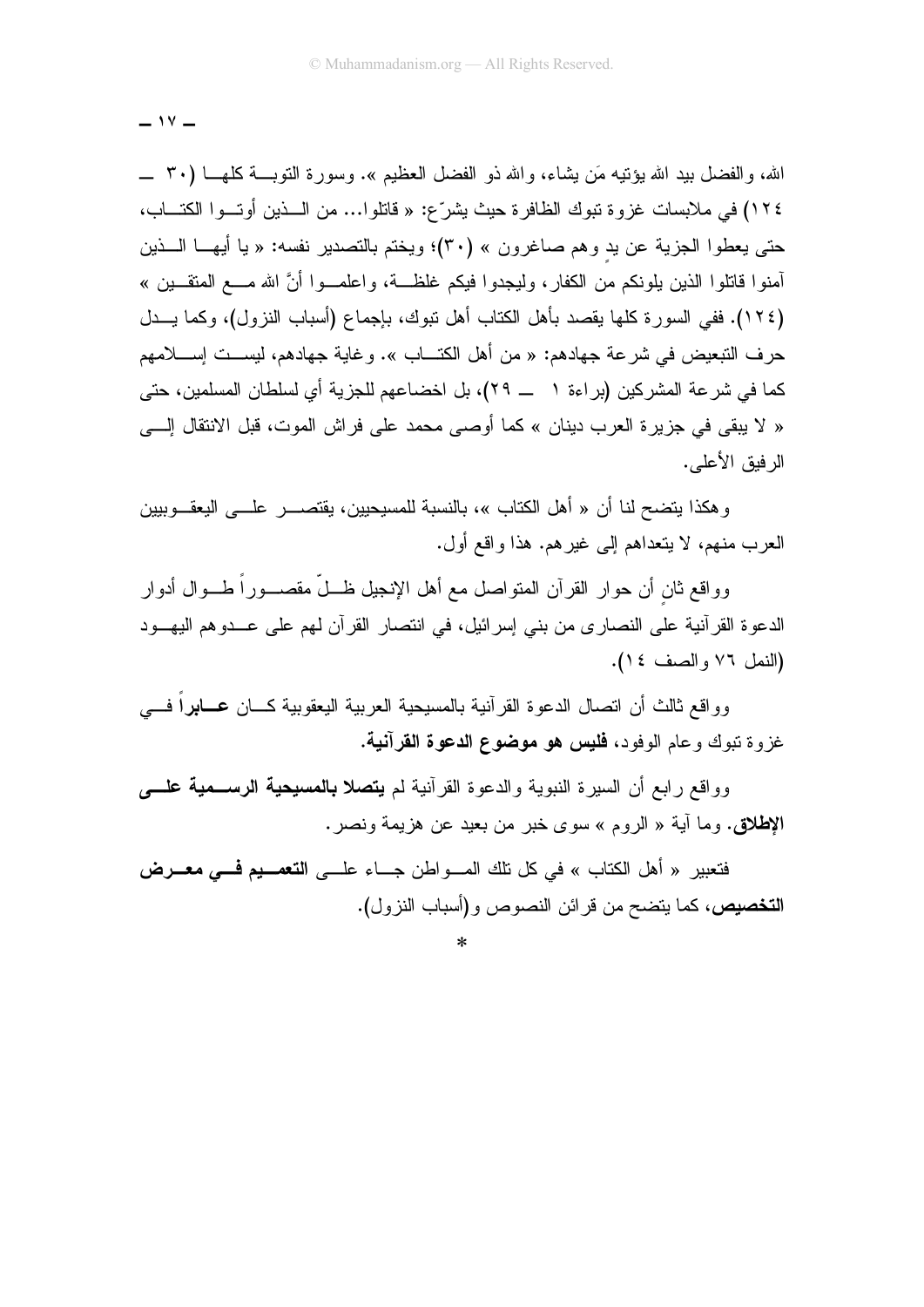الله، والفضل بيد الله يؤتيه مَن يشاء، والله ذو الفضل العظيم ». وسورة التوبة كلها (٣٠ ــ ١٢٤) في ملابسات غزوة تبوك الظافرة حيث يشرّع: « قاتلوا... من الذين أوتوا الكتاب، حتى يعطوا الجزية عن يدٍ وهم صاغرون » (٣٠)؛ ويختم بالتصدير نفسه: « يا أيها الذين آمنوا قاتلوا الذين يلونكم من الكفار، وليجدوا فيكم غلظة، واعلموا أنَّ الله مع المتقين » (١٢٤). ففي السورة كلها يقصد بأهل الكتاب أهل تبوك، بإجماع (أسباب النزول)، وكما يدل حرف التبعيض في شرعة جهادهم: « من أهل الكتاب ». وغاية جهادهم، ليست إسلامهم كما في شرعة المشركين (براءة ١ ــ ٢٩)، بل اخضاعهم للجزية أي لسلطان المسلمين، حتى « لا يبقى في جزيرة العرب دينان » كما أوصى محمد على فراش الموت، قبل الانتقال إلى الرفيق الأعلى.

وهكذا يتضح لنا أن « أهل الكتاب »، بالنسبة للمسيحيين، يقتصر على اليعقوبيين العرب منهم، لا يتعداهم إلى غيرهم. هذا واقع أول.

وواقع ثانٍ أن حوار القرآن المتواصل مع أهل الإنجيل ظلّ مقصوراً طوال أدوار الدعوة القرآنية على النصارى من بني إسرائيل، في انتصار القرآن لهم على عدوهم اليهود (النمل ٧٦ والصف ١٤).

وواقع ثالث أن اتصال الدعوة القرآنية بالمسيحية العربية اليعقوبية كان **عابراً** في غزوة تبوك وعام الوفود، **فليس هو موضوع الدعوة القرآنية**.

وواقع رابع أن السيرة النبوية والدعوة القرآنية لم **يتصلا بالمسيحية الرسمية على الإطلاق**. وما آية « الروم » سوى خبر من بعيد عن هزيمة ونصر.

فتعبير « أهل الكتاب » في كل تلك المواطن جاء على **التعميم في معرض التخصيص**، كما يتضح من قرائن النصوص و(أسباب النزول).

*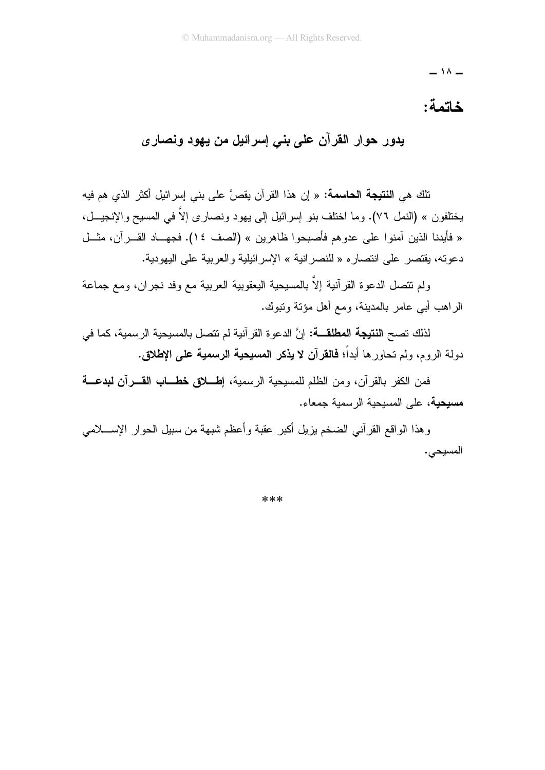## خاتمة:

### يدور حوار القرآن على بني إسرائيل من يهود ونصارى

تلك هي **النتيجة الحاسمة**: « إن هذا القرآن يقصُّ على بني إسرائيل أكثر الذي هم فيه يختلفون » (النمل ٧٦). وما اختلف بنو إسرائيل إلى يهود ونصارى إلاَّ في المسيح والإنجيل، « فأيدنا الذين آمنوا على عدوهم فأصبحوا ظاهرين » (الصف ١٤). فجهاد القرآن، مثل دعوته، يقتصر على انتصاره « للنصرانية » الإسرائيلية والعربية على اليهودية.

ولم تتصل الدعوة القرآنية إلاَّ بالمسيحية اليعقوبية العربية مع وفد نجران، ومع جماعة الراهب أبي عامر بالمدينة، ومع أهل مؤتة وتبوك.

لذلك تصح **النتيجة المطلقة**: إنَّ الدعوة القرآنية لم تتصل بالمسيحية الرسمية، كما في دولة الروم، ولم تحاورها أبداً؛ **فالقرآن لا يذكر المسيحية الرسمية على الإطلاق.**

فمن الكفر بالقرآن، ومن الظلم للمسيحية الرسمية، **إطلاق خطاب القرآن لبدعة مسيحية**، على المسيحية الرسمية جمعاء.

وهذا الواقع القرآني الضخم يزيل أكبر عقبة وأعظم شبهة من سبيل الحوار الإسلامي المسيحي.

***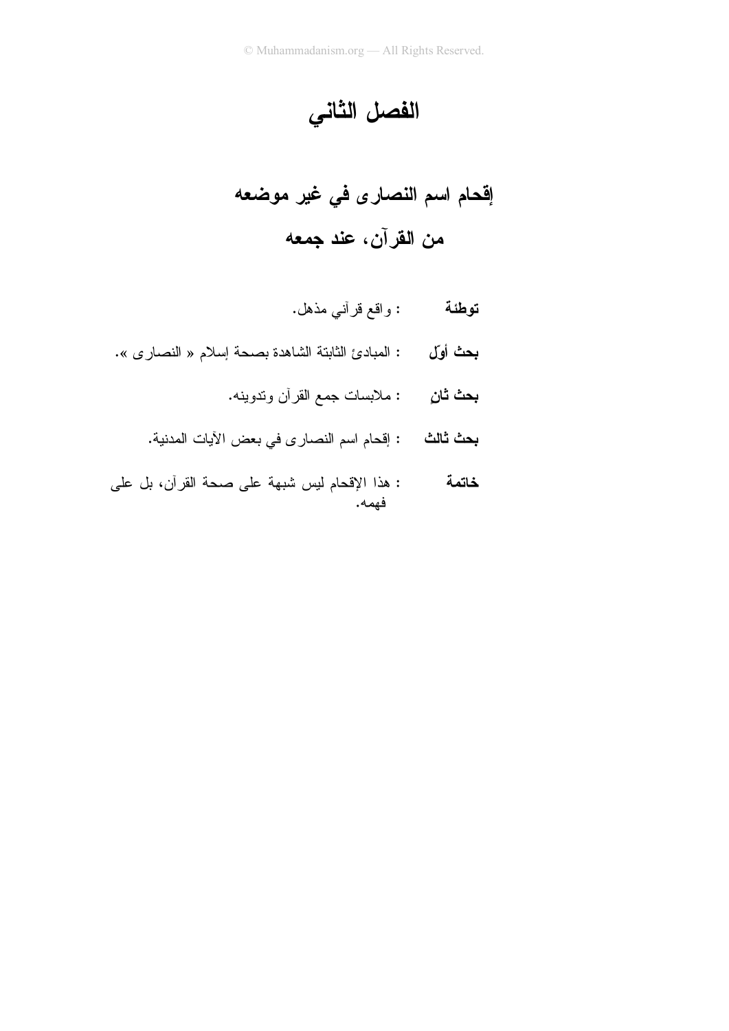# الفصل الثاني

## إقحام اسم النصارى في غير موضعه من القرآن، عند جمعه

**توطئة** : واقع قرآني مذهل.

**بحث أوّل** : المبادئ الثابتة الشاهدة بصحة إسلام « النصارى ».

**بحث ثانٍ** : ملابسات جمع القرآن وتدوينه.

**بحث ثالث** : إقحام اسم النصارى في بعض الآيات المدنية.

**خاتمة** : هذا الإقحام ليس شبهة على صحة القرآن، بل على فهمه.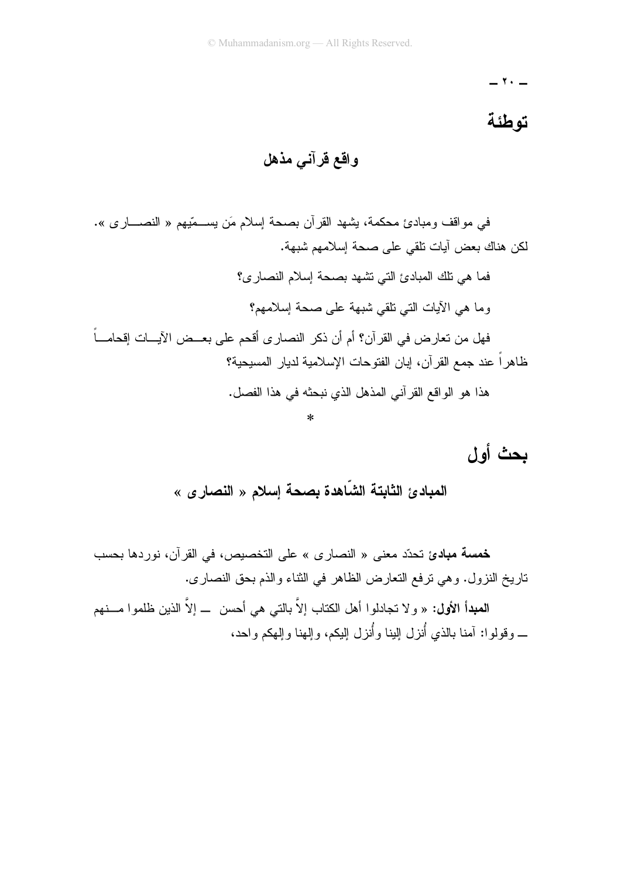# توطئة

## واقع قرآني مذهل

في مواقف ومبادئ محكمة، يشهد القرآن بصحة إسلام مَن يسمّيهم « النصارى ». لكن هناك بعض آيات تلقي على صحة إسلامهم شبهة.

فما هي تلك المبادئ التي تشهد بصحة إسلام النصارى؟

وما هي الآيات التي تلقي شبهة على صحة إسلامهم؟

فهل من تعارض في القرآن؟ أم أن ذكر النصارى أقحم على بعض الآيات إقحاماً ظاهراً عند جمع القرآن، إبان الفتوحات الإسلامية لديار المسيحية؟

هذا هو الواقع القرآني المذهل الذي نبحثه في هذا الفصل.

*

# بحث أول

## المبادئ الثابتة الشّاهدة بصحة إسلام « النصارى »

**خمسة مبادئ** تحدّد معنى « النصارى » على التخصيص، في القرآن، نوردها بحسب تاريخ النزول. وهي ترفع التعارض الظاهر في الثناء والذم بحق النصارى.

**المبدأ الأول:** « ولا تجادلوا أهل الكتاب إلاَّ بالتي هي أحسن — إلاَّ الذين ظلموا منهم — وقولوا: آمنا بالذي أُنزل إلينا وأُنزل إليكم، وإلهنا وإلهكم واحد،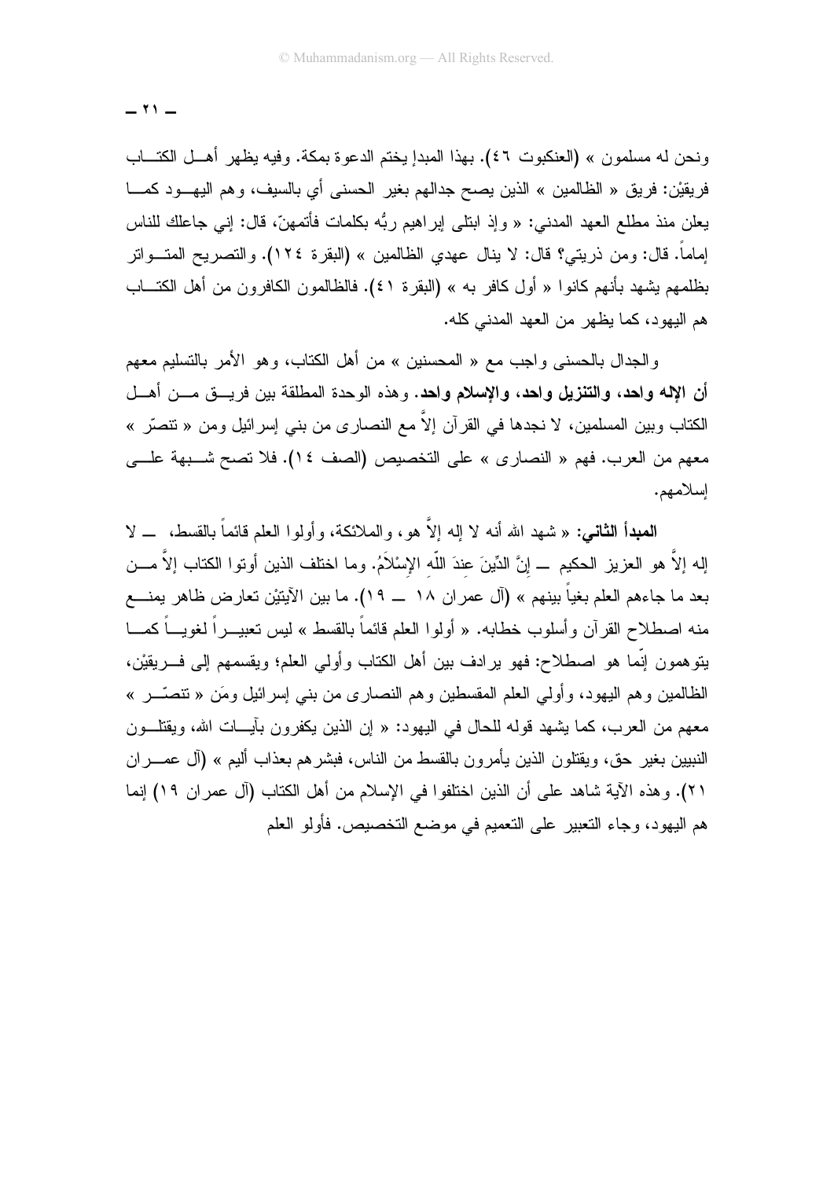ونحن له مسلمون » (العنكبوت ٤٦). بهذا المبدإ يختم الدعوة بمكة. وفيه يظهر أهل الكتاب فريقيْن: فريق « الظالمين » الذين يصح جدالهم بغير الحسنى أي بالسيف، وهم اليهود كما يعلن منذ مطلع العهد المدني: « وإذ ابتلى إبراهيم ربُّه بكلمات فأتمهنّ، قال: إني جاعلك للناس إماماً. قال: ومن ذريتي؟ قال: لا ينال عهدي الظالمين » (البقرة ١٢٤). والتصريح المتواتر بظلمهم يشهد بأنهم كانوا « أول كافر به » (البقرة ٤١). فالظالمون الكافرون من أهل الكتاب هم اليهود، كما يظهر من العهد المدني كله.

والجدال بالحسنى واجب مع « المحسنين » من أهل الكتاب، وهو الأمر بالتسليم معهم **أن الإله واحد، والتنزيل واحد، والإسلام واحد**. وهذه الوحدة المطلقة بين فريق من أهل الكتاب وبين المسلمين، لا نجدها في القرآن إلاّ مع النصارى من بني إسرائيل ومن « تنصّر » معهم من العرب. فهم « النصارى » على التخصيص (الصف ١٤). فلا تصح شبهة على إسلامهم.

**المبدأ الثاني:** « شهد الله أنه لا إله إلاّ هو، والملائكة، وأولوا العلم قائماً بالقسط، — لا إله إلاّ هو العزيز الحكيم — إِنَّ الدِّينَ عِندَ اللّهِ الإِسْلاَمُ. وما اختلف الذين أوتوا الكتاب إلاّ من بعد ما جاءهم العلم بغياً بينهم » (آل عمران ١٨ — ١٩). ما بين الآيتيْن تعارض ظاهر يمنع منه اصطلاح القرآن وأسلوب خطابه. « أولوا العلم قائماً بالقسط » ليس تعبيراً لغوياً كما يتوهمون إنّما هو اصطلاح: فهو يرادف بين أهل الكتاب وأولي العلم؛ ويقسمهم إلى فريقيْن، الظالمين وهم اليهود، وأولي العلم المقسطين وهم النصارى من بني إسرائيل ومَن « تنصّر » معهم من العرب، كما يشهد قوله للحال في اليهود: « إن الذين يكفرون بآيات الله، ويقتلون النبيين بغير حق، ويقتلون الذين يأمرون بالقسط من الناس، فبشرهم بعذاب أليم » (آل عمران ٢١). وهذه الآية شاهد على أن الذين اختلفوا في الإسلام من أهل الكتاب (آل عمران ١٩) إنما هم اليهود، وجاء التعبير على التعميم في موضع التخصيص. فأولو العلم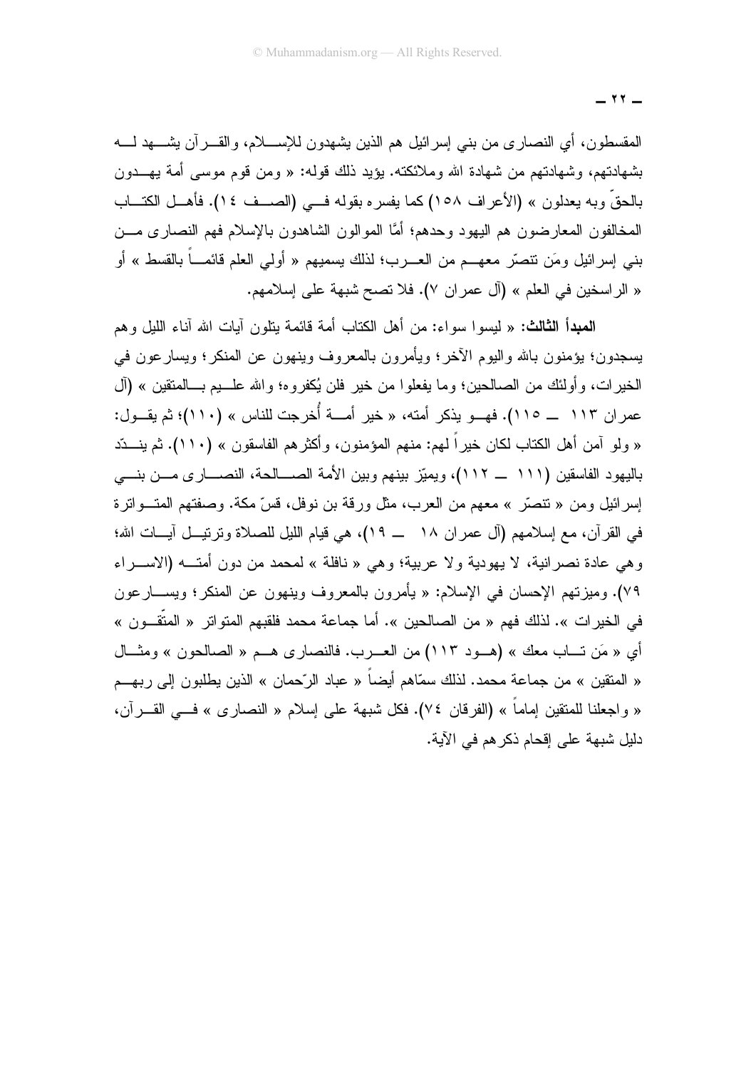المقسطون، أي النصارى من بني إسرائيل هم الذين يشهدون للإسلام، والقرآن يشهد له بشهادتهم، وشهادتهم من شهادة الله وملائكته. يؤيد ذلك قوله: « ومن قوم موسى أمة يهدون بالحقّ وبه يعدلون » (الأعراف ١٥٨) كما يفسره بقوله في (الصف ١٤). فأهل الكتاب المخالفون المعارضون هم اليهود وحدهم؛ أمَّا الموالون الشاهدون بالإسلام فهم النصارى من بني إسرائيل ومَن تنصّر معهم من العرب؛ لذلك يسميهم « أولي العلم قائماً بالقسط » أو « الراسخين في العلم » (آل عمران ٧). فلا تصح شبهة على إسلامهم.

**المبدأ الثالث:** « ليسوا سواء: من أهل الكتاب أمة قائمة يتلون آيات الله آناء الليل وهم يسجدون؛ يؤمنون بالله واليوم الآخر؛ ويأمرون بالمعروف وينهون عن المنكر؛ ويسارعون في الخيرات، وأولئك من الصالحين؛ وما يفعلوا من خير فلن يُكفروه؛ والله عليم بالمتقين » (آل عمران ١١٣ ــ ١١٥). فهو يذكر أمته، « خير أمة أُخرجت للناس » (١١٠)؛ ثم يقول: « ولو آمن أهل الكتاب لكان خيراً لهم: منهم المؤمنون، وأكثرهم الفاسقون » (١١٠). ثم ينـدّد باليهود الفاسقين (١١١ ــ ١١٢)، ويميّز بينهم وبين الأمة الصالحة، النصارى من بني إسرائيل ومن « تنصّر » معهم من العرب، مثل ورقة بن نوفل، قسّ مكة. وصفتهم المتواترة في القرآن، مع إسلامهم (آل عمران ١٨ ــ ١٩)، هي قيام الليل للصلاة وترتيل آيات الله؛ وهي عادة نصرانية، لا يهودية ولا عربية؛ وهي « نافلة » لمحمد من دون أمته (الاسراء ٧٩). وميزتهم الإحسان في الإسلام: « يأمرون بالمعروف وينهون عن المنكر؛ ويسارعون في الخيرات ». لذلك فهم « من الصالحين ». أما جماعة محمد فلقبهم المتواتر « المتّقون » أي « مَن تاب معك » (هود ١١٣) من العرب. فالنصارى هم « الصالحون » ومثال « المتقين » من جماعة محمد. لذلك سمّاهم أيضاً « عباد الرّحمان » الذين يطلبون إلى ربهم « واجعلنا للمتقين إماماً » (الفرقان ٧٤). فكل شبهة على إسلام « النصارى » في القرآن، دليل شبهة على إقحام ذكرهم في الآية.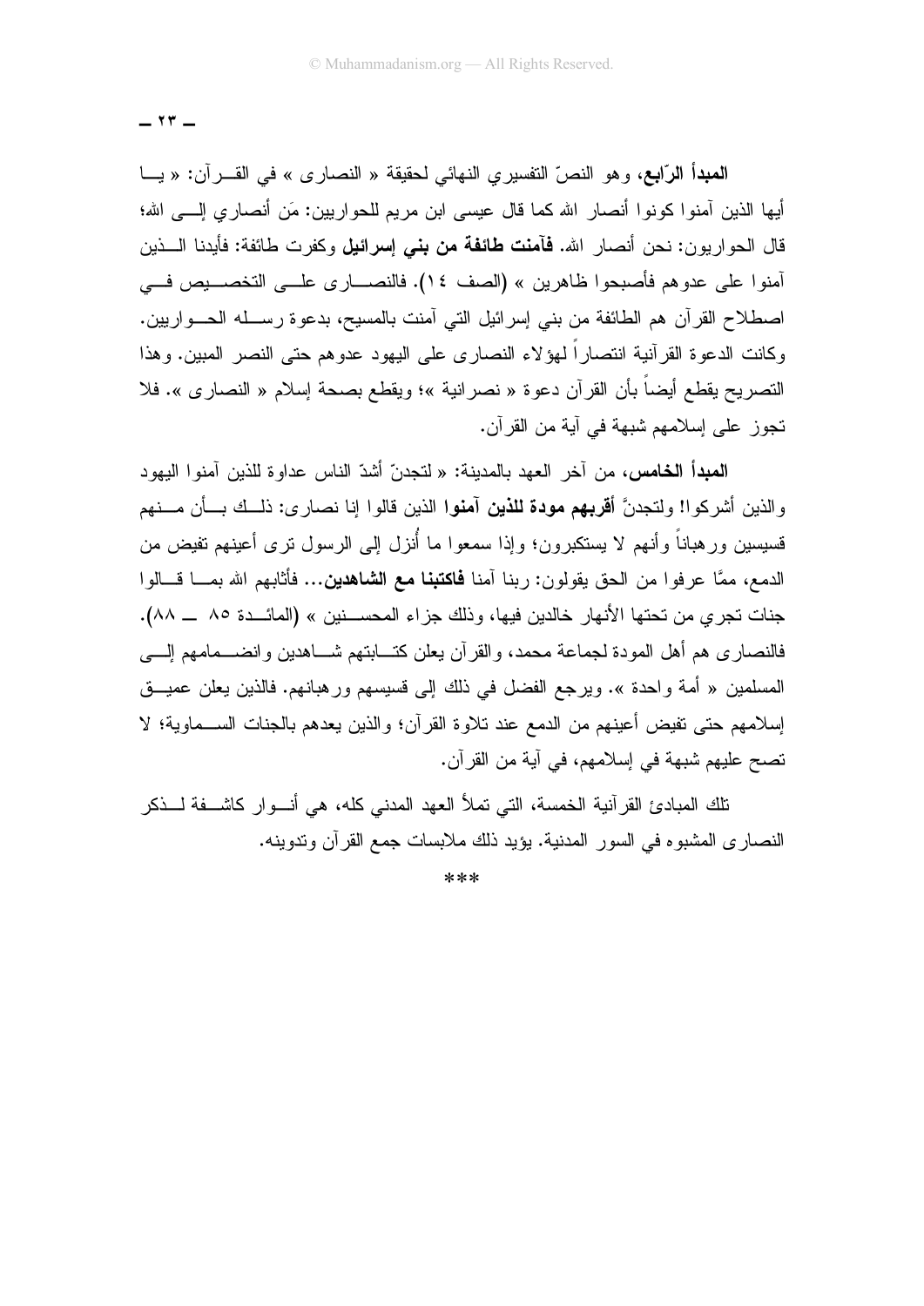**المبدأ الرّابع**، وهو النصّ التفسيري النهائي لحقيقة « النصارى » في القرآن: « يا أيها الذين آمنوا كونوا أنصار الله كما قال عيسى ابن مريم للحواريين: مَن أنصاري إلى الله؛ قال الحواريون: نحن أنصار الله. **فآمنت طائفة من بني إسرائيل** وكفرت طائفة: فأيدنا الذين آمنوا على عدوهم فأصبحوا ظاهرين » (الصف ١٤). فالنصارى على التخصيص في اصطلاح القرآن هم الطائفة من بني إسرائيل التي آمنت بالمسيح، بدعوة رسله الحواريين. وكانت الدعوة القرآنية انتصاراً لهؤلاء النصارى على اليهود عدوهم حتى النصر المبين. وهذا التصريح يقطع أيضاً بأن القرآن دعوة « نصرانية »؛ ويقطع بصحة إسلام « النصارى ». فلا تجوز على إسلامهم شبهة في آية من القرآن.

**المبدأ الخامس**، من آخر العهد بالمدينة: « لتجدنّ أشدّ الناس عداوة للذين آمنوا اليهود والذين أشركوا! ولتجدنَّ **أقربهم مودة للذين آمنوا** الذين قالوا إنا نصارى: ذلك بأن منهم قسيسين ورهباناً وأنهم لا يستكبرون؛ وإذا سمعوا ما أُنزل إلى الرسول ترى أعينهم تفيض من الدمع، ممَّا عرفوا من الحق يقولون: ربنا آمنا **فاكتبنا مع الشاهدين**... فأثابهم الله بما قالوا جنات تجري من تحتها الأنهار خالدين فيها، وذلك جزاء المحسنين » (المائدة ٨٥ ــ ٨٨). فالنصارى هم أهل المودة لجماعة محمد، والقرآن يعلن كتابتهم شاهدين وانضمامهم إلى المسلمين « أمة واحدة ». ويرجع الفضل في ذلك إلى قسيسهم ورهبانهم. فالذين يعلن عميق إسلامهم حتى تفيض أعينهم من الدمع عند تلاوة القرآن؛ والذين يعدهم بالجنات السماوية؛ لا تصح عليهم شبهة في إسلامهم، في آية من القرآن.

تلك المبادئ القرآنية الخمسة، التي تملأ العهد المدني كله، هي أنوار كاشفة لذكر النصارى المشبوه في السور المدنية. يؤيد ذلك ملابسات جمع القرآن وتدوينه.

***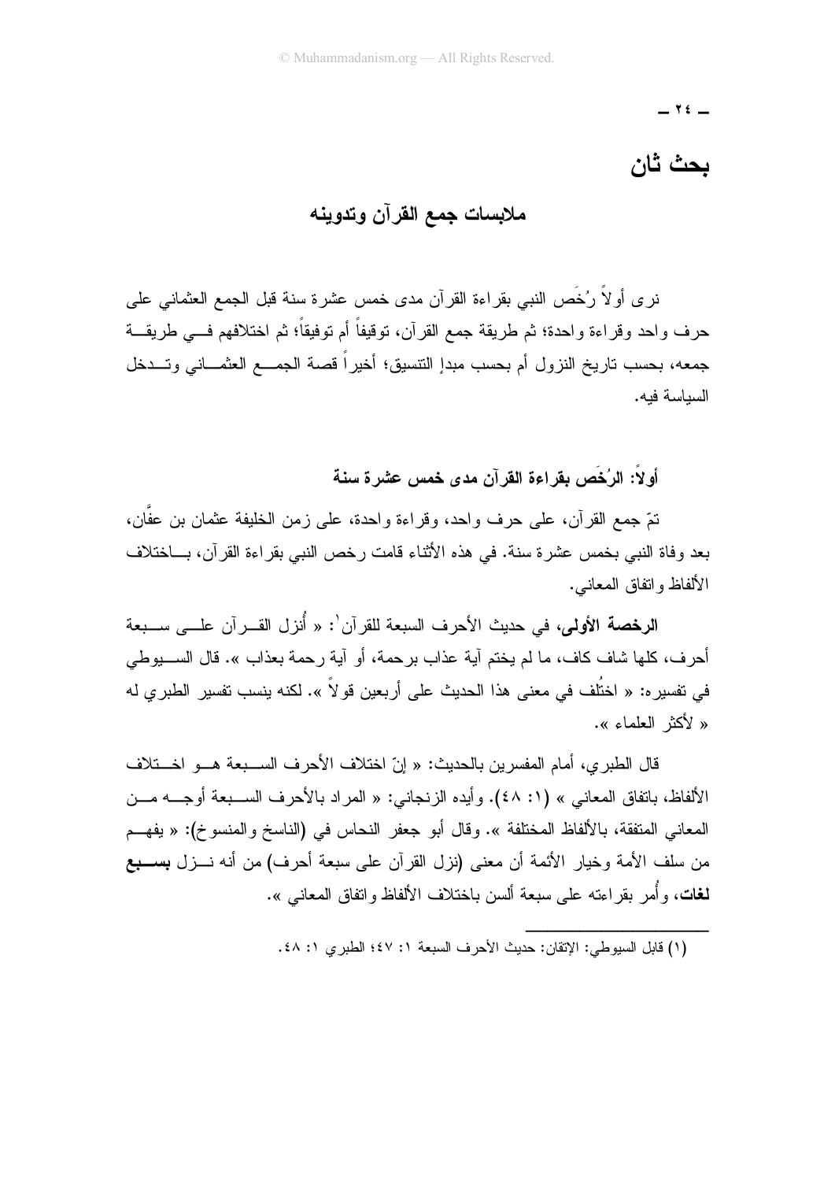## بحث ثان

### ملابسات جمع القرآن وتدوينه

نرى أولاً رُخَص النبي بقراءة القرآن مدى خمس عشرة سنة قبل الجمع العثماني على حرف واحد وقراءة واحدة؛ ثم طريقة جمع القرآن، توقيفاً أم توفيقاً؛ ثم اختلافهم في طريقة جمعه، بحسب تاريخ النزول أم بحسب مبدإ التنسيق؛ أخيراً قصة الجمع العثماني وتدخل السياسة فيه.

#### أولاً: الرُخَص بقراءة القرآن مدى خمس عشرة سنة

تمّ جمع القرآن، على حرف واحد، وقراءة واحدة، على زمن الخليفة عثمان بن عفَّان، بعد وفاة النبي بخمس عشرة سنة. في هذه الأثناء قامت رخص النبي بقراءة القرآن، باختلاف الألفاظ واتفاق المعاني.

**الرخصة الأولى،** في حديث الأحرف السبعة للقرآن[1]: « أُنزل القرآن على سبعة أحرف، كلها شاف كاف، ما لم يختم آية عذاب برحمة، أو آية رحمة بعذاب ». قال السيوطي في تفسيره: « اختُلف في معنى هذا الحديث على أربعين قولاً ». لكنه ينسب تفسير الطبري له « لأكثر العلماء ».

قال الطبري، أمام المفسرين بالحديث: « إنّ اختلاف الأحرف السبعة هو اختلاف الألفاظ، باتفاق المعاني » (١: ٤٨). وأيده الزنجاني: « المراد بالأحرف السبعة أوجه من المعاني المتفقة، بالألفاظ المختلفة ». وقال أبو جعفر النحاس في (الناسخ والمنسوخ): « يفهم من سلف الأمة وخيار الأئمة أن معنى (نزل القرآن على سبعة أحرف) من أنه نزل **بسبع لغات**، وأُمر بقراءته على سبعة ألسن باختلاف الألفاظ واتفاق المعاني ».

---

(١) قابل السيوطي: الإتقان: حديث الأحرف السبعة ١: ٤٧؛ الطبري ١: ٤٨.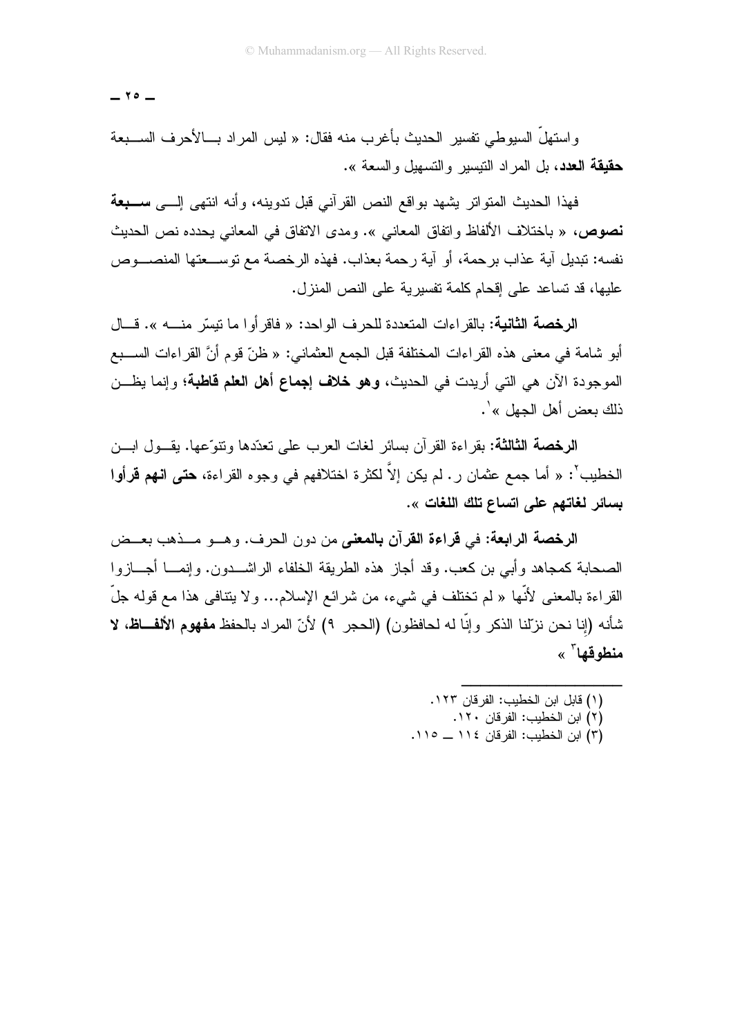واستهلّ السيوطي تفسير الحديث بأغرب منه فقال: « ليس المراد بالأحرف السبعة **حقيقة العدد**، بل المراد التيسير والتسهيل والسعة ».

فهذا الحديث المتواتر يشهد بواقع النص القرآني قبل تدوينه، وأنه انتهى إلى **سبعة نصوص**، « باختلاف الألفاظ واتفاق المعاني ». ومدى الاتفاق في المعاني يحدده نص الحديث نفسه: تبديل آية عذاب برحمة، أو آية رحمة بعذاب. فهذه الرخصة مع توسعتها المنصوص عليها، قد تساعد على إقحام كلمة تفسيرية على النص المنزل.

**الرخصة الثانية**: بالقراءات المتعددة للحرف الواحد: « فاقرأوا ما تيسّر منه ». قال أبو شامة في معنى هذه القراءات المختلفة قبل الجمع العثماني: « ظنّ قوم أنَّ القراءات السبع الموجودة الآن هي التي أريدت في الحديث، **وهو خلاف إجماع أهل العلم قاطبة**؛ وإنما يظن ذلك بعض أهل الجهل »[1].

**الرخصة الثالثة**: بقراءة القرآن بسائر لغات العرب على تعدّدها وتنوّعها. يقول ابن الخطيب[2]: « أما جمع عثمان ر. لم يكن إلاَّ لكثرة اختلافهم في وجوه القراءة، **حتى انهم قرأوا بسائر لغاتهم على اتساع تلك اللغات** ».

**الرخصة الرابعة**: في **قراءة القرآن بالمعنى** من دون الحرف. وهو مذهب بعض الصحابة كمجاهد وأبي بن كعب. وقد أجاز هذه الطريقة الخلفاء الراشدون. وإنما أجازوا القراءة بالمعنى لأنّها « لم تختلف في شيء، من شرائع الإسلام... ولا يتنافى هذا مع قوله جلّ شأنه (إنا نحن نزّلنا الذكر وإنّا له لحافظون) (الحجر ٩) لأنّ المراد بالحفظ **مفهوم الألفاظ، لا منطوقها**[3] »

---

(١) قابل ابن الخطيب: الفرقان ١٢٣.

(٢) ابن الخطيب: الفرقان ١٢٠.

(٣) ابن الخطيب: الفرقان ١١٤ ــ ١١٥.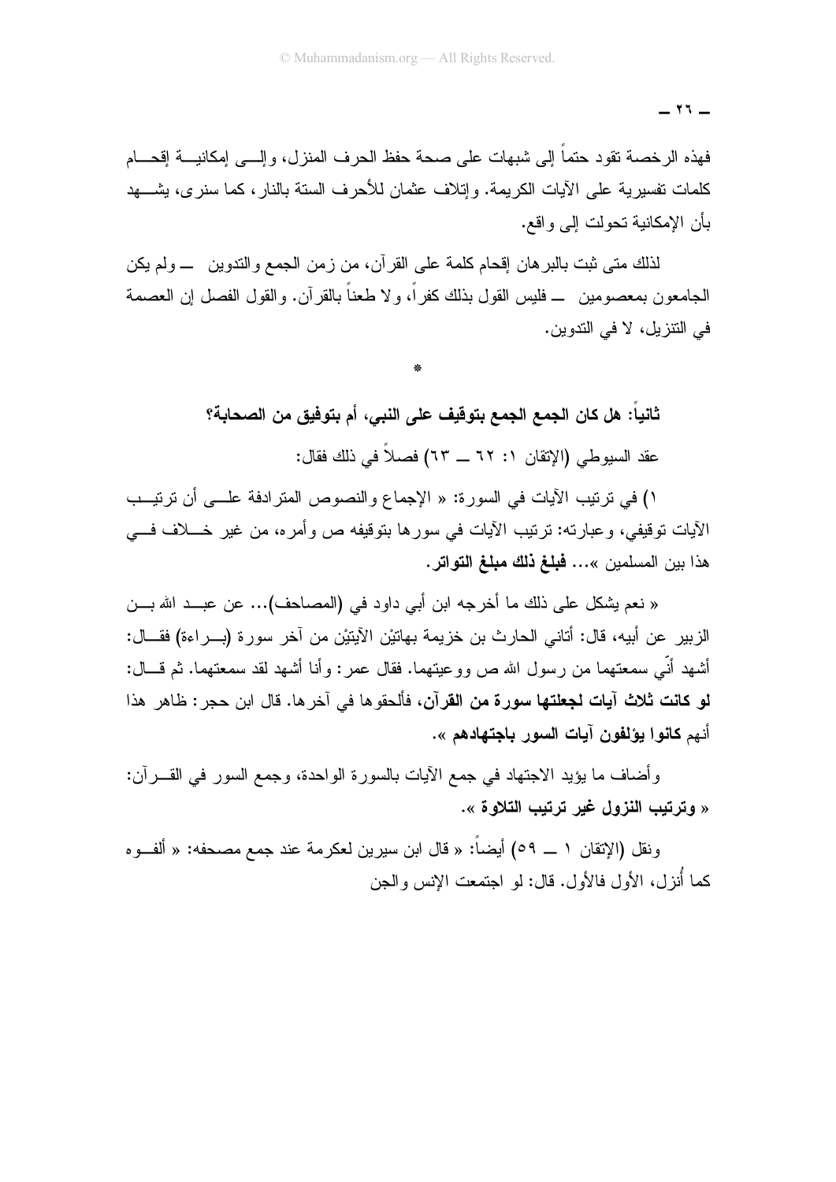فهذه الرخصة تقود حتماً إلى شبهات على صحة حفظ الحرف المنزل، وإلى إمكانية إقحام كلمات تفسيرية على الآيات الكريمة. وإتلاف عثمان للأحرف الستة بالنار، كما سنرى، يشهد بأن الإمكانية تحولت إلى واقع.

لذلك متى ثبت بالبرهان إقحام كلمة على القرآن، من زمن الجمع والتدوين — ولم يكن الجامعون بمعصومين — فليس القول بذلك كفراً، ولا طعناً بالقرآن. والقول الفصل إن العصمة في التنزيل، لا في التدوين.

*

**ثانياً: هل كان الجمع الجمع بتوقيف على النبي، أم بتوفيق من الصحابة؟**

عقد السيوطي (الإتقان ١: ٦٢ — ٦٣) فصلاً في ذلك فقال:

١) في ترتيب الآيات في السورة: « الإجماع والنصوص المترادفة على أن ترتيب الآيات توقيفي، وعبارته: ترتيب الآيات في سورها بتوقيفه ص وأمره، من غير خلاف في هذا بين المسلمين »... **فبلغ ذلك مبلغ التواتر.**

« نعم يشكل على ذلك ما أخرجه ابن أبي داود في (المصاحف)... عن عبد الله بن الزبير عن أبيه، قال: أتاني الحارث بن خزيمة بهاتيْن الآيتيْن من آخر سورة (براءة) فقال: أشهد أنّي سمعتهما من رسول الله ص ووعيتهما. فقال عمر: وأنا أشهد لقد سمعتهما. ثم قال: **لو كانت ثلاث آيات لجعلتها سورة من القرآن**، فألحقوها في آخرها. قال ابن حجر: ظاهر هذا أنهم **كانوا يؤلفون آيات السور باجتهادهم** ».

وأضاف ما يؤيد الاجتهاد في جمع الآيات بالسورة الواحدة، وجمع السور في القرآن: « **وترتيب النزول غير ترتيب التلاوة** ».

ونقل (الإتقان ١ — ٥٩) أيضاً: « قال ابن سيرين لعكرمة عند جمع مصحفه: « ألفوه كما أُنزل، الأول فالأول. قال: لو اجتمعت الإنس والجن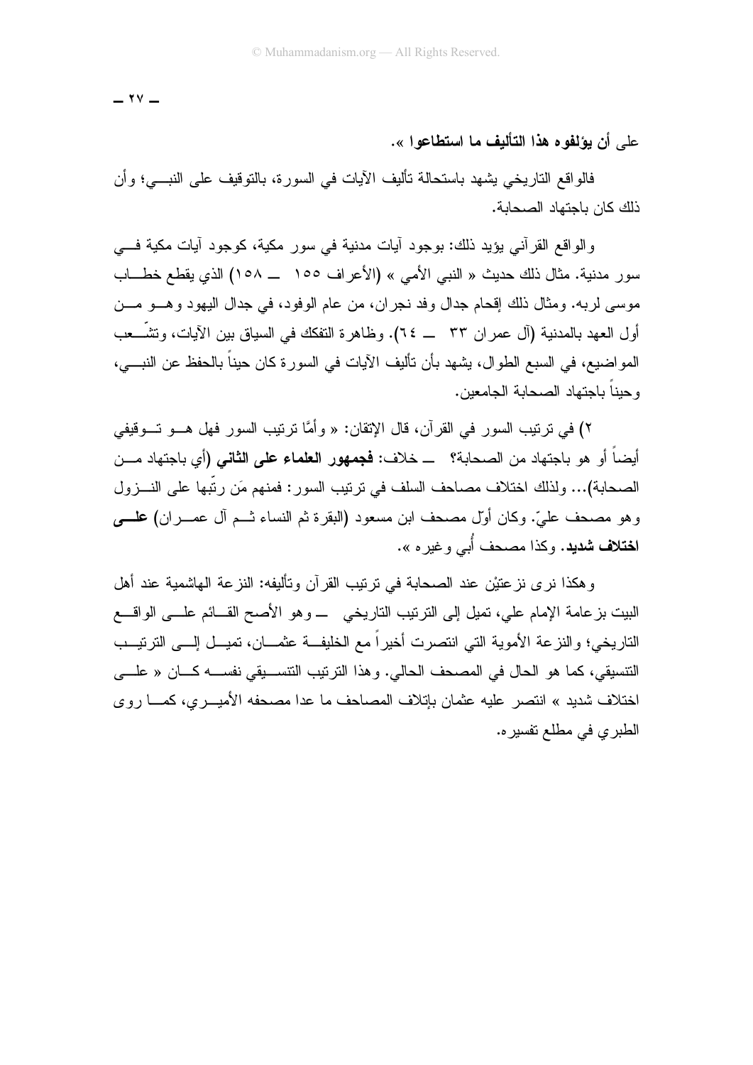على **أن يؤلفوه هذا التأليف ما استطاعوا** ».

فالواقع التاريخي يشهد باستحالة تأليف الآيات في السورة، بالتوقيف على النبـــي؛ وأن ذلك كان باجتهاد الصحابة.

والواقع القرآني يؤيد ذلك: بوجود آيات مدنية في سور مكية، كوجود آيات مكية فـــي سور مدنية. مثال ذلك حديث « النبي الأمي » (الأعراف ١٥٥ ــ ١٥٨) الذي يقطع خطـــاب موسى لربه. ومثال ذلك إقحام جدال وفد نجران، من عام الوفود، في جدال اليهود وهـــو مـــن أول العهد بالمدنية (آل عمران ٣٣ ــ ٦٤). وظاهرة التفكك في السياق بين الآيات، وتشّـــعب المواضيع، في السبع الطوال، يشهد بأن تأليف الآيات في السورة كان حيناً بالحفظ عن النبـــي، وحيناً باجتهاد الصحابة الجامعين.

٢) في ترتيب السور في القرآن، قال الإتقان: « وأمَّا ترتيب السور فهل هـــو تـــوقيفي أيضاً أو هو باجتهاد من الصحابة؟ ــ خلاف: **فجمهور العلماء على الثاني** (أي باجتهاد مـــن الصحابة)... ولذلك اختلاف مصاحف السلف في ترتيب السور: فمنهم مَن رتّبها على النـــزول وهو مصحف عليّ. وكان أوّل مصحف ابن مسعود (البقرة ثم النساء ثـــم آل عمـــران) **علـــى اختلاف شديد**. وكذا مصحف أُبي وغيره ».

وهكذا نرى نزعتيْن عند الصحابة في ترتيب القرآن وتأليفه: النزعة الهاشمية عند أهل البيت بزعامة الإمام علي، تميل إلى الترتيب التاريخي ــ وهو الأصح القـــائم علـــى الواقـــع التاريخي؛ والنزعة الأموية التي انتصرت أخيراً مع الخليفـــة عثمـــان، تميـــل إلـــى الترتيـــب التنسيقي، كما هو الحال في المصحف الحالي. وهذا الترتيب التنســـيقي نفســـه كـــان « علـــى اختلاف شديد » انتصر عليه عثمان بإتلاف المصاحف ما عدا مصحفه الأميـــري، كمـــا روى الطبري في مطلع تفسيره.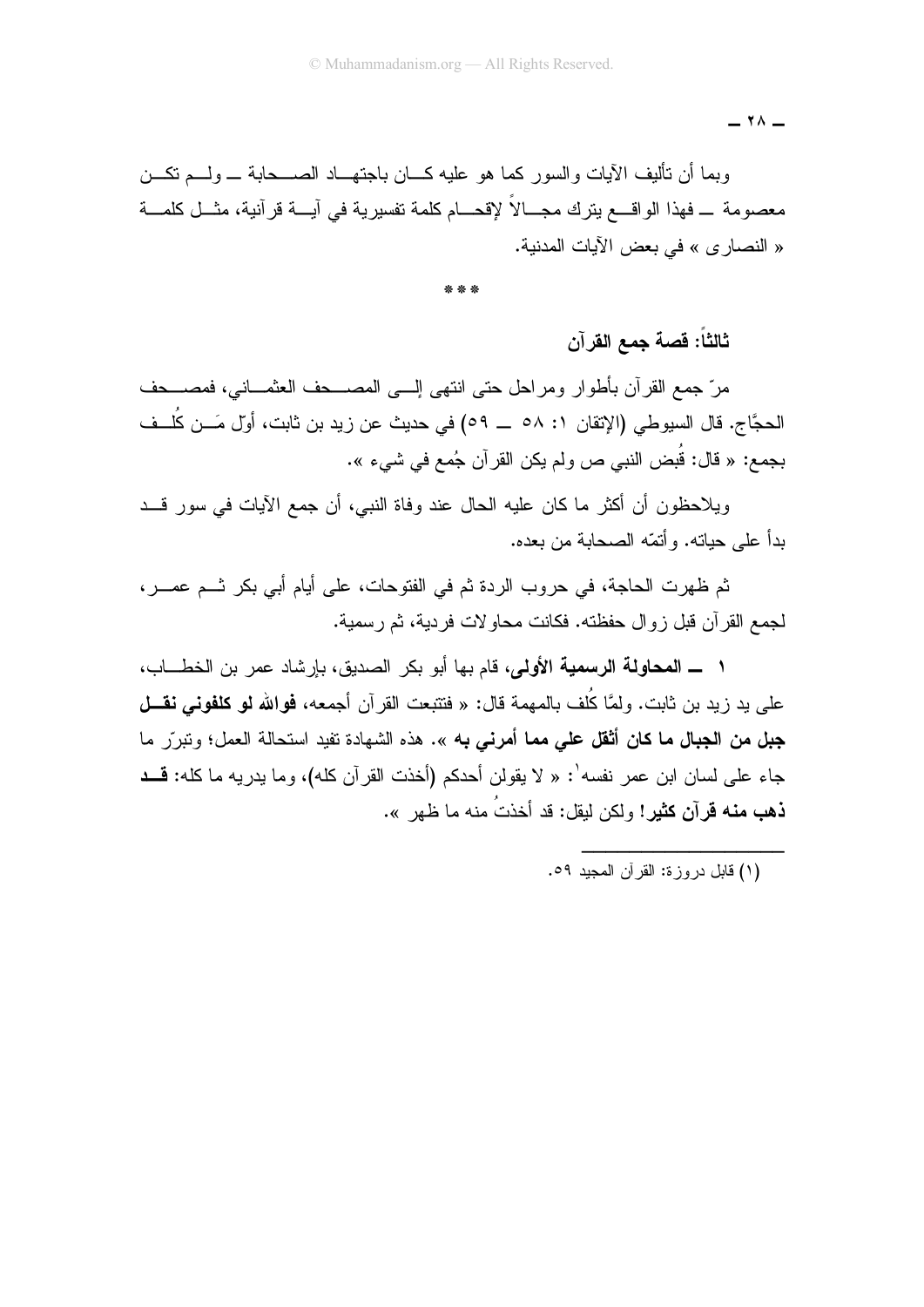وبما أن تأليف الآيات والسور كما هو عليه كان باجتهاد الصحابة ـ ولم تكن معصومة ـ فهذا الواقع يترك مجالاً لإقحام كلمة تفسيرية في آية قرآنية، مثل كلمة « النصارى » في بعض الآيات المدنية.

\* \* \*

### ثالثاً: قصة جمع القرآن

مرّ جمع القرآن بأطوار ومراحل حتى انتهى إلى المصحف العثماني، فمصحف الحجّاج. قال السيوطي (الإتقان ١: ٥٨ ـ ٥٩) في حديث عن زيد بن ثابت، أوّل مَن كُلف بجمع: « قال: قُبض النبي ص ولم يكن القرآن جُمع في شيء ».

ويلاحظون أن أكثر ما كان عليه الحال عند وفاة النبي، أن جمع الآيات في سور قد بدأ على حياته. وأتمّه الصحابة من بعده.

ثم ظهرت الحاجة، في حروب الردة ثم في الفتوحات، على أيام أبي بكر ثم عمر، لجمع القرآن قبل زوال حفظته. فكانت محاولات فردية، ثم رسمية.

١ ـ **المحاولة الرسمية الأولى**، قام بها أبو بكر الصديق، بإرشاد عمر بن الخطاب، على يد زيد بن ثابت. ولمّا كُلف بالمهمة قال: « فتتبعت القرآن أجمعه، **فوالله لو كلفوني نقل جبل من الجبال ما كان أثقل علي مما أمرني به** ». هذه الشهادة تفيد استحالة العمل؛ وتبرّر ما جاء على لسان ابن عمر نفسه[١]: « لا يقولن أحدكم (أخذت القرآن كله)، وما يدريه ما كله: **قد ذهب منه قرآن كثير!** ولكن ليقل: قد أخذتُ منه ما ظهر ».

---

(١) قابل دروزة: القرآن المجيد ٥٩.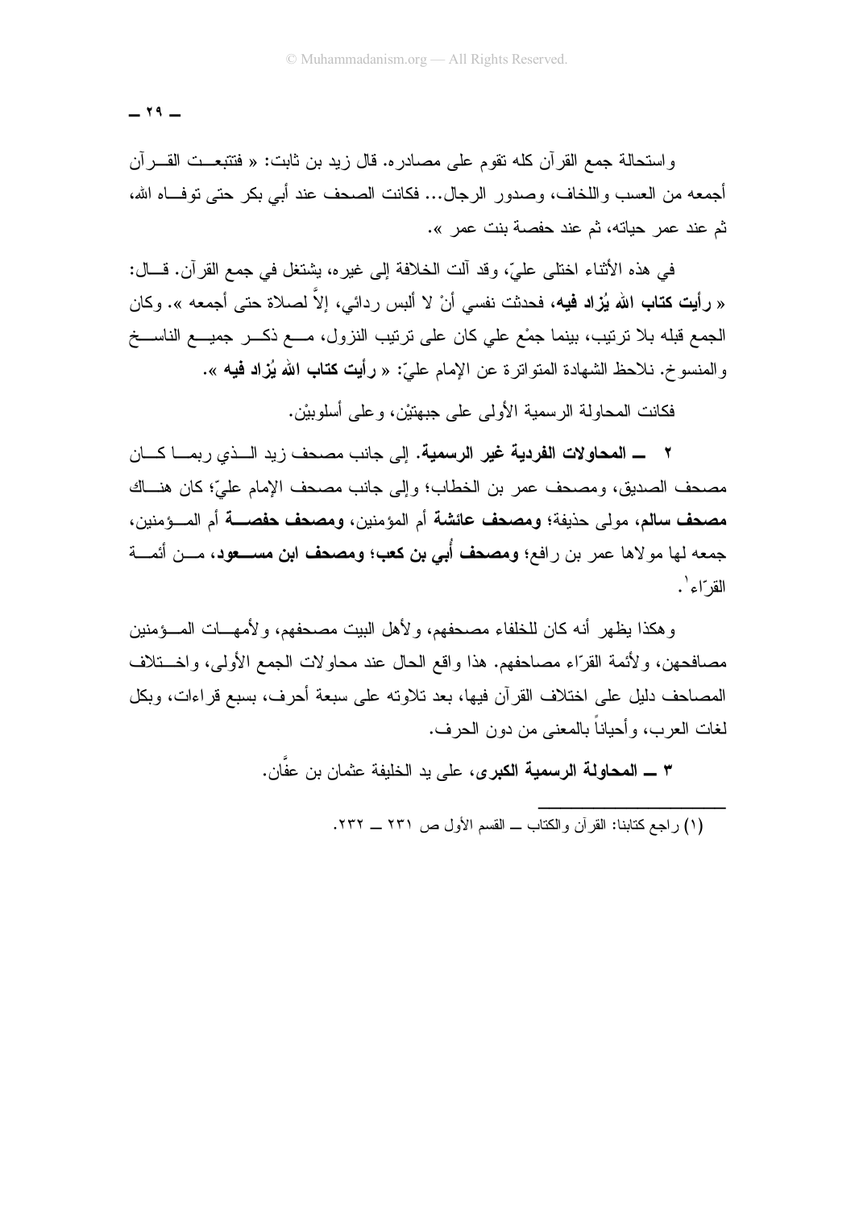واستحالة جمع القرآن كله تقوم على مصادره. قال زيد بن ثابت: « فتتبعت القرآن أجمعه من العسب واللخاف، وصدور الرجال... فكانت الصحف عند أبي بكر حتى توفاه الله، ثم عند عمر حياته، ثم عند حفصة بنت عمر ».

في هذه الأثناء اختلى عليّ، وقد آلت الخلافة إلى غيره، يشتغل في جمع القرآن. قال: « **رأيت كتاب الله يُزاد فيه**، فحدثت نفسي أنْ لا ألبس ردائي، إلاَّ لصلاة حتى أجمعه ». وكان الجمع قبله بلا ترتيب، بينما جمْع علي كان على ترتيب النزول، مع ذكر جميع الناسخ والمنسوخ. نلاحظ الشهادة المتواترة عن الإمام عليّ: « **رأيت كتاب الله يُزاد فيه** ».

فكانت المحاولة الرسمية الأولى على جبهتيْن، وعلى أسلوبيْن.

٢ ــ **المحاولات الفردية غير الرسمية**. إلى جانب مصحف زيد الذي ربما كان مصحف الصديق، ومصحف عمر بن الخطاب؛ وإلى جانب مصحف الإمام عليّ؛ كان هناك **مصحف سالم**، مولى حذيفة؛ **ومصحف عائشة** أم المؤمنين، **ومصحف حفصة** أم المؤمنين، جمعه لها مولاها عمر بن رافع؛ **ومصحف أُبي بن كعب؛ ومصحف ابن مسعود**، من أئمة القرّاء[1].

وهكذا يظهر أنه كان للخلفاء مصحفهم، ولأهل البيت مصحفهم، ولأمهات المؤمنين مصافحهن، ولأئمة القرّاء مصاحفهم. هذا واقع الحال عند محاولات الجمع الأولى، واختلاف المصاحف دليل على اختلاف القرآن فيها، بعد تلاوته على سبعة أحرف، بسبع قراءات، وبكل لغات العرب، وأحياناً بالمعنى من دون الحرف.

٣ ــ **المحاولة الرسمية الكبرى**، على يد الخليفة عثمان بن عفَّان.

---

(١) راجع كتابنا: القرآن والكتاب ــ القسم الأول ص ٢٣١ ــ ٢٣٢.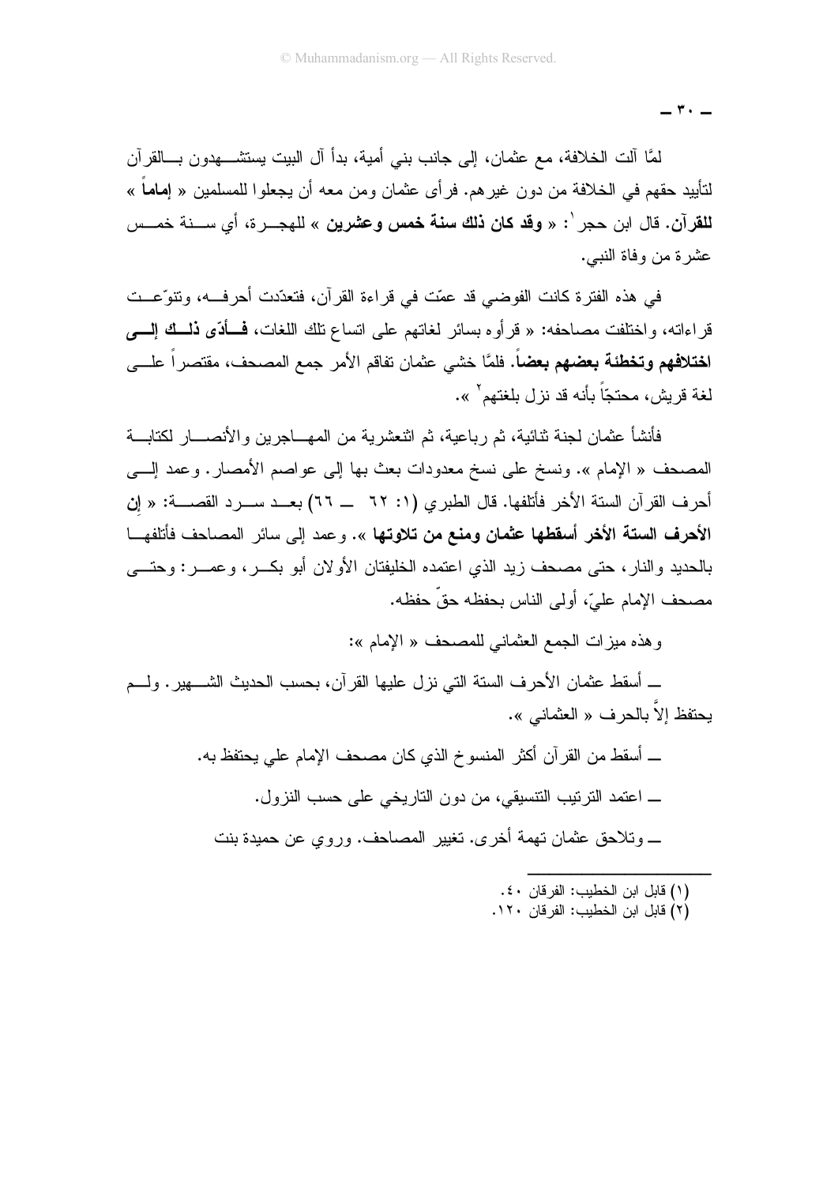لمَّا آلت الخلافة، مع عثمان، إلى جانب بني أمية، بدأ آل البيت يستشــهدون بــالقرآن لتأييد حقهم في الخلافة من دون غيرهم. فرأى عثمان ومن معه أن يجعلوا للمسلمين « **إماماً** » **للقرآن**. قال ابن حجر[1]: « **وقد كان ذلك سنة خمس وعشرين** » للهجــرة، أي ســنة خمــس عشرة من وفاة النبي.

في هذه الفترة كانت الفوضى قد عمّت في قراءة القرآن، فتعدّدت أحرفــه، وتنوّعــت قراءاته، واختلفت مصاحفه: « قرأوه بسائر لغاتهم على اتساع تلك اللغات، **فــأدّى ذلــك إلــى اختلافهم وتخطئة بعضهم بعضاً**. فلمَّا خشي عثمان تفاقم الأمر جمع المصحف، مقتصراً علــى لغة قريش، محتجّاً بأنه قد نزل بلغتهم[2] ».

فأنشأ عثمان لجنة ثنائية، ثم رباعية، ثم اثنعشرية من المهــاجرين والأنصــار لكتابــة المصحف « الإمام ». ونسخ على نسخ معدودات بعث بها إلى عواصم الأمصار. وعمد إلــى أحرف القرآن الستة الأخر فأتلفها. قال الطبري (١: ٦٢ ــ ٦٦) بعــد ســرد القصــة: « **إن الأحرف الستة الأخر أسقطها عثمان ومنع من تلاوتها** ». وعمد إلى سائر المصاحف فأتلفهــا بالحديد والنار، حتى مصحف زيد الذي اعتمده الخليفتان الأولان أبو بكــر، وعمــر: وحتــى مصحف الإمام عليّ، أولى الناس بحفظه حقّ حفظه.

وهذه ميزات الجمع العثماني للمصحف « الإمام »:

ــ أسقط عثمان الأحرف الستة التي نزل عليها القرآن، بحسب الحديث الشــهير. ولــم يحتفظ إلاَّ بالحرف « العثماني ».

ــ أسقط من القرآن أكثر المنسوخ الذي كان مصحف الإمام علي يحتفظ به.

ــ اعتمد الترتيب التنسيقي، من دون التاريخي على حسب النزول.

ــ وتلاحق عثمان تهمة أخرى. تغيير المصاحف. وروي عن حميدة بنت

---

(١) قابل ابن الخطيب: الفرقان ٤٠.

(٢) قابل ابن الخطيب: الفرقان ١٢٠.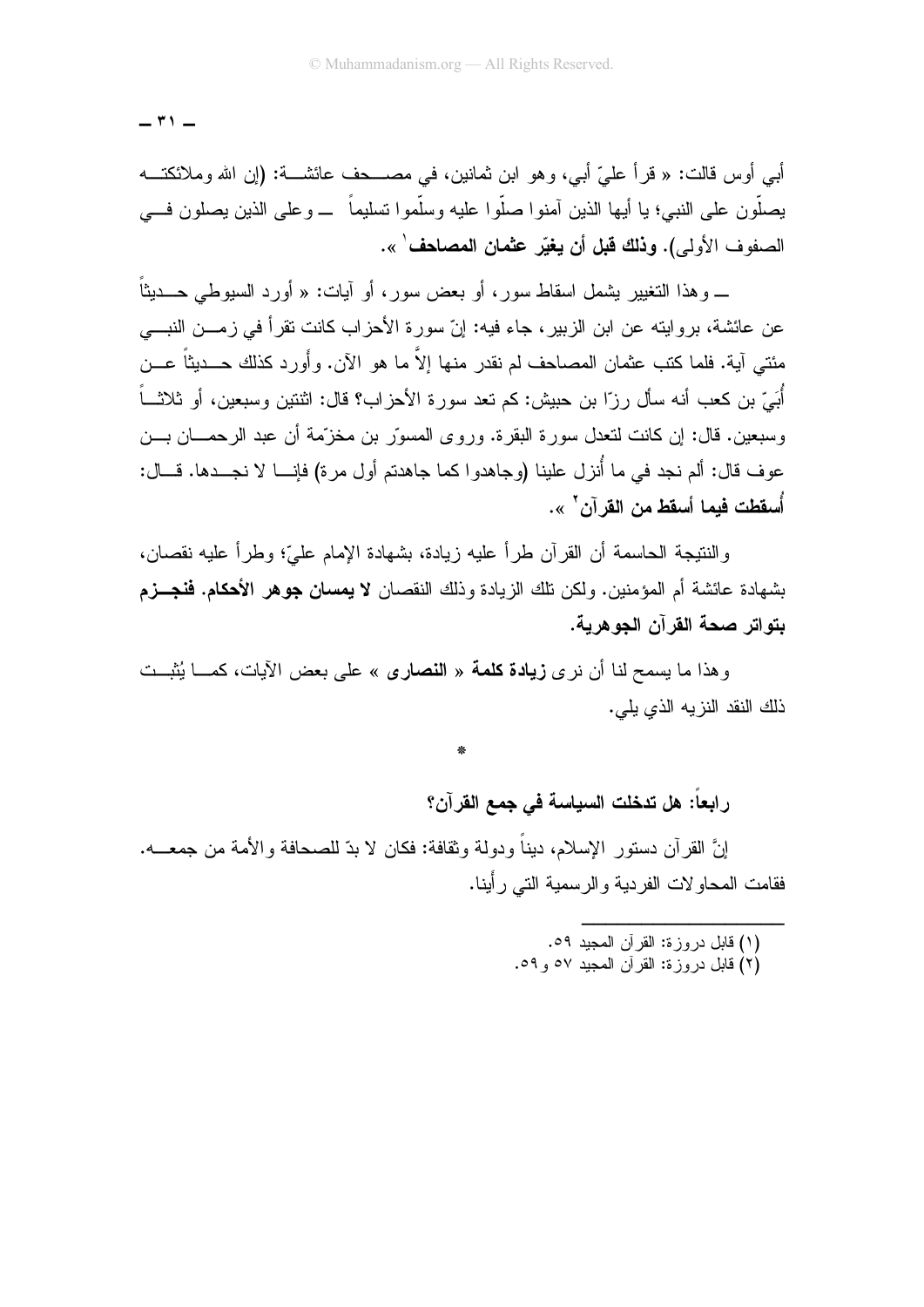أبي أوس قالت: « قرأ عليّ أبي، وهو ابن ثمانين، في مصحف عائشة: (إن الله وملائكته يصلّون على النبي؛ يا أيها الذين آمنوا صلّوا عليه وسلّموا تسليماً — وعلى الذين يصلون في الصفوف الأولى). **وذلك قبل أن يغيّر عثمان المصاحف**[1] ».

— وهذا التغيير يشمل اسقاط سور، أو بعض سور، أو آيات: « أورد السيوطي حديثاً عن عائشة، بروايته عن ابن الزبير، جاء فيه: إنّ سورة الأحزاب كانت تقرأ في زمن النبي مئتي آية. فلما كتب عثمان المصاحف لم نقدر منها إلاّ ما هو الآن. وأورد كذلك حديثاً عن أُبَيّ بن كعب أنه سأل زرّا بن حبيش: كم تعد سورة الأحزاب؟ قال: اثنتين وسبعين، أو ثلاثاً وسبعين. قال: إن كانت لتعدل سورة البقرة. وروى المسوّر بن مخرّمة أن عبد الرحمان بن عوف قال: ألم نجد في ما أُنزل علينا (وجاهدوا كما جاهدتم أول مرة) فإنا لا نجدها. قال: **أُسقطت فيما أسقط من القرآن**[2] ».

والنتيجة الحاسمة أن القرآن طرأ عليه زيادة، بشهادة الإمام عليّ؛ وطرأ عليه نقصان، بشهادة عائشة أم المؤمنين. ولكن تلك الزيادة وذلك النقصان **لا يمسان جوهر الأحكام. فنجزم بتواتر صحة القرآن الجوهرية.**

وهذا ما يسمح لنا أن نرى **زيادة كلمة « النصارى »** على بعض الآيات، كما يُثبت ذلك النقد النزيه الذي يلي.

*

## رابعاً: هل تدخلت السياسة في جمع القرآن؟

إنَّ القرآن دستور الإسلام، ديناً ودولة وثقافة: فكان لا بدّ للصحافة والأمة من جمعه. فقامت المحاولات الفردية والرسمية التي رأينا.

---

(١) قابل دروزة: القرآن المجيد ٥٩.

(٢) قابل دروزة: القرآن المجيد ٥٧ و٥٩.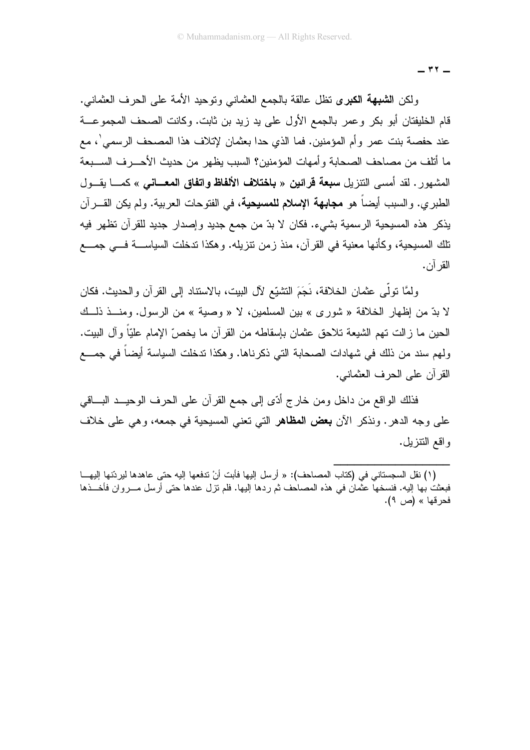ولكن **الشبهة الكبرى** تظل عالقة بالجمع العثماني وتوحيد الأمة على الحرف العثماني. قام الخليفتان أبو بكر وعمر بالجمع الأول على يد زيد بن ثابت. وكانت الصحف المجموعة عند حفصة بنت عمر وأم المؤمنين. فما الذي حدا بعثمان لإتلاف هذا المصحف الرسمي[1]، مع ما أتلف من مصاحف الصحابة وأمهات المؤمنين؟ السبب يظهر من حديث الأحرف السبعة المشهور. لقد أمسى التنزيل **سبعة قرائين** « **باختلاف الألفاظ واتفاق المعاني** » كما يقول الطبري. والسبب أيضاً هو **مجابهة الإسلام للمسيحية**، في الفتوحات العربية. ولم يكن القرآن يذكر هذه المسيحية الرسمية بشيء. فكان لا بدّ من جمع جديد وإصدار جديد للقرآن تظهر فيه تلك المسيحية، وكأنها معنية في القرآن، منذ زمن تنزيله. وهكذا تدخلت السياسة في جمع القرآن.

ولمّا تولّى عثمان الخلافة، نَجَمَ التشيّع لآل البيت، بالاستناد إلى القرآن والحديث. فكان لا بدّ من إظهار الخلافة « شورى » بين المسلمين، لا « وصية » من الرسول. ومنذ ذلك الحين ما زالت تهم الشيعة تلاحق عثمان بإسقاطه من القرآن ما يخصّ الإمام عليّاً وآل البيت. ولهم سند من ذلك في شهادات الصحابة التي ذكرناها. وهكذا تدخلت السياسة أيضاً في جمع القرآن على الحرف العثماني.

فذلك الواقع من داخل ومن خارج أدّى إلى جمع القرآن على الحرف الوحيد الباقي على وجه الدهر. ونذكر الآن **بعض المظاهر** التي تعني المسيحية في جمعه، وهي على خلاف واقع التنزيل.

---

(١) نقل السجستاني في (كتاب المصاحف): « أرسل إليها فأبت أنْ تدفعها إليه حتى عاهدها ليردّنها إليها فبعثت بها إليه. فنسخها عثمان في هذه المصاحف ثم ردها إليها. فلم تزل عندها حتى أرسل مروان فأخذها فحرقها » (ص ٩).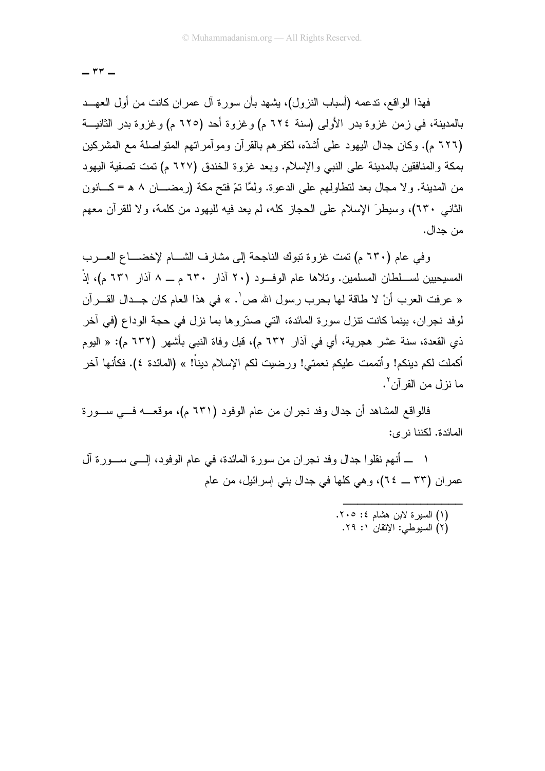فهذا الواقع، تدعمه (أسباب النزول)، يشهد بأن سورة آل عمران كانت من أول العهد بالمدينة، في زمن غزوة بدر الأولى (سنة ٦٢٤ م) وغزوة أحد (٦٢٥ م) وغزوة بدر الثانية (٦٢٦ م). وكان جدال اليهود على أشدّه، لكفرهم بالقرآن ومؤامراتهم المتواصلة مع المشركين بمكة والمنافقين بالمدينة على النبي والإسلام. وبعد غزوة الخندق (٦٢٧ م) تمت تصفية اليهود من المدينة. ولا مجال بعد لتطاولهم على الدعوة. ولمَّا تمّ فتح مكة (رمضان ٨ هـ = كانون الثاني ٦٣٠)، وسيطرَ الإسلام على الحجاز كله، لم يعد فيه لليهود من كلمة، ولا للقرآن معهم من جدال.

وفي عام (٦٣٠ م) تمت غزوة تبوك الناجحة إلى مشارف الشام لإخضاع العرب المسيحيين لسلطان المسلمين. وتلاها عام الوفود (٢٠ آذار ٦٣٠ م ــ ٨ آذار ٦٣١ م)، إذْ « عرفت العرب أنْ لا طاقة لها بحرب رسول الله ص[1]. » في هذا العام كان جدال القرآن لوفد نجران، بينما كانت تنزل سورة المائدة، التي صدّروها بما نزل في حجة الوداع (في آخر ذي القعدة، سنة عشر هجرية، أي في آذار ٦٣٢ م)، قبل وفاة النبي بأشهر (٦٣٢ م): « اليوم أكملت لكم دينكم! وأتممت عليكم نعمتي! ورضيت لكم الإسلام ديناً! » (المائدة ٤). فكأنها آخر ما نزل من القرآن[2].

فالواقع المشاهد أن جدال وفد نجران من عام الوفود (٦٣١ م)، موقعه في سورة المائدة. لكننا نرى:

١ ــ أنهم نقلوا جدال وفد نجران من سورة المائدة، في عام الوفود، إلى سورة آل عمران (٣٣ ــ ٦٤)، وهي كلها في جدال بني إسرائيل، من عام

---

(١) السيرة لابن هشام ٤: ٢٠٥.
(٢) السيوطي: الإتقان ١: ٢٩.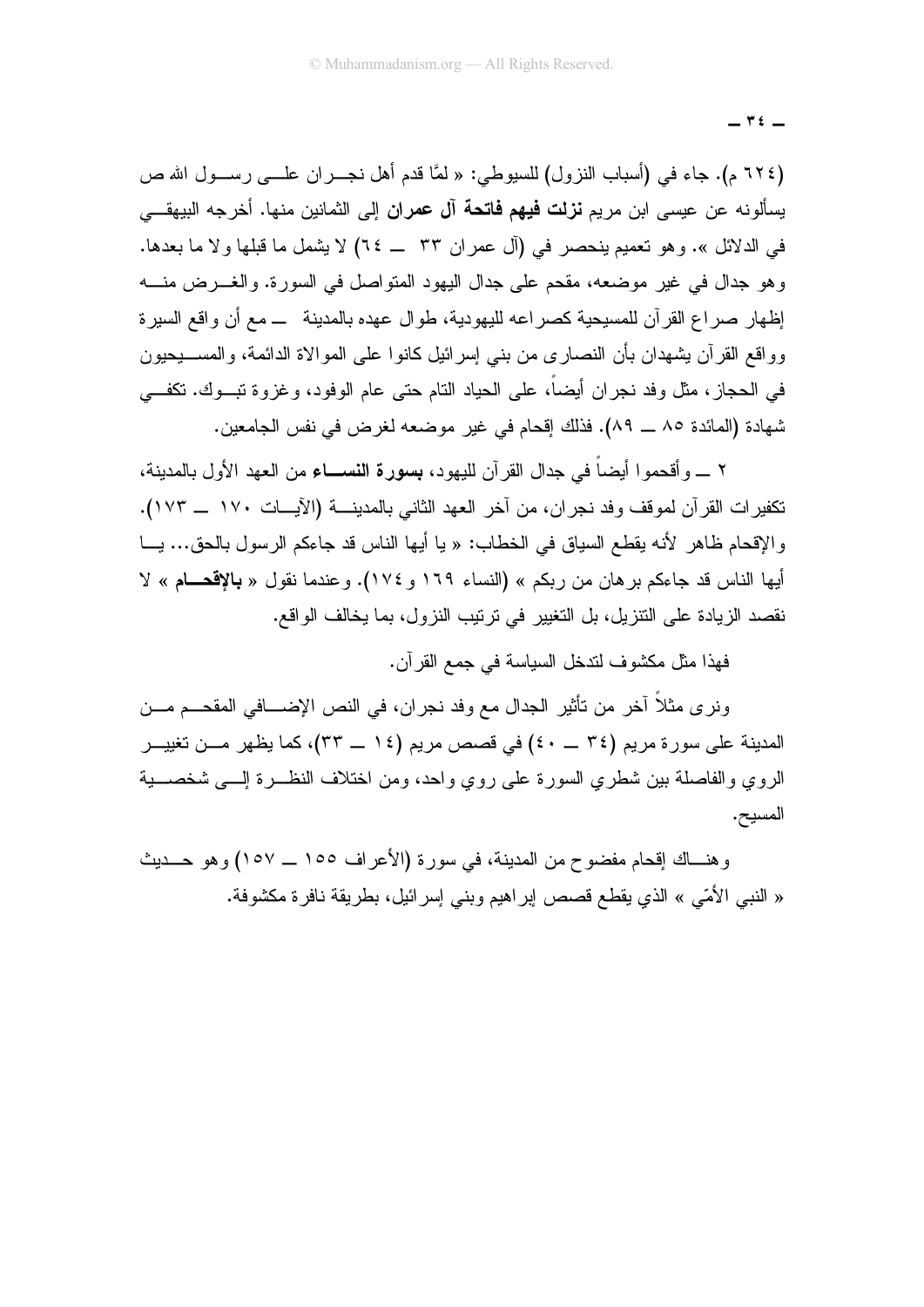(٦٢٤ م). جاء في (أسباب النزول) للسيوطي: « لمَّا قدم أهل نجـران علـى رسـول الله ص يسألونه عن عيسى ابن مريم **نزلت فيهم فاتحة آل عمران** إلى الثمانين منها. أخرجه البيهقـي في الدلائل ». وهو تعميم ينحصر في (آل عمران ٣٣ ــ ٦٤) لا يشمل ما قبلها ولا ما بعدها. وهو جدال في غير موضعه، مقحم على جدال اليهود المتواصل في السورة. والغـرض منـه إظهار صراع القرآن للمسيحية كصراعه لليهودية، طوال عهده بالمدينة ــ مع أن واقع السيرة وواقع القرآن يشهدان بأن النصارى من بني إسرائيل كانوا على الموالاة الدائمة، والمسـيحيون في الحجاز، مثل وفد نجران أيضاً، على الحياد التام حتى عام الوفود، وغزوة تبـوك. تكفـي شهادة (المائدة ٨٥ ــ ٨٩). فذلك إقحام في غير موضعه لغرض في نفس الجامعين.

٢ ــ وأقحموا أيضاً في جدال القرآن لليهود، **بسورة النسـاء** من العهد الأول بالمدينة، تكفيرات القرآن لموقف وفد نجران، من آخر العهد الثاني بالمدينـة (الآيـات ١٧٠ ــ ١٧٣). والإقحام ظاهر لأنه يقطع السياق في الخطاب: « يا أيها الناس قد جاءكم الرسول بالحق... يـا أيها الناس قد جاءكم برهان من ربكم » (النساء ١٦٩ و١٧٤). وعندما نقول « **بالإقحـام** » لا نقصد الزيادة على التنزيل، بل التغيير في ترتيب النزول، بما يخالف الواقع.

فهذا مثل مكشوف لتدخل السياسة في جمع القرآن.

ونرى مثلاً آخر من تأثير الجدال مع وفد نجران، في النص الإضـافي المقحـم مـن المدينة على سورة مريم (٣٤ ــ ٤٠) في قصص مريم (١٤ ــ ٣٣)، كما يظهر مـن تغييـر الروي والفاصلة بين شطري السورة على روي واحد، ومن اختلاف النظـرة إلـى شخصـية المسيح.

وهنـاك إقحام مفضوح من المدينة، في سورة (الأعراف ١٥٥ ــ ١٥٧) وهو حـديث « النبي الأمّي » الذي يقطع قصص إبراهيم وبني إسرائيل، بطريقة نافرة مكشوفة.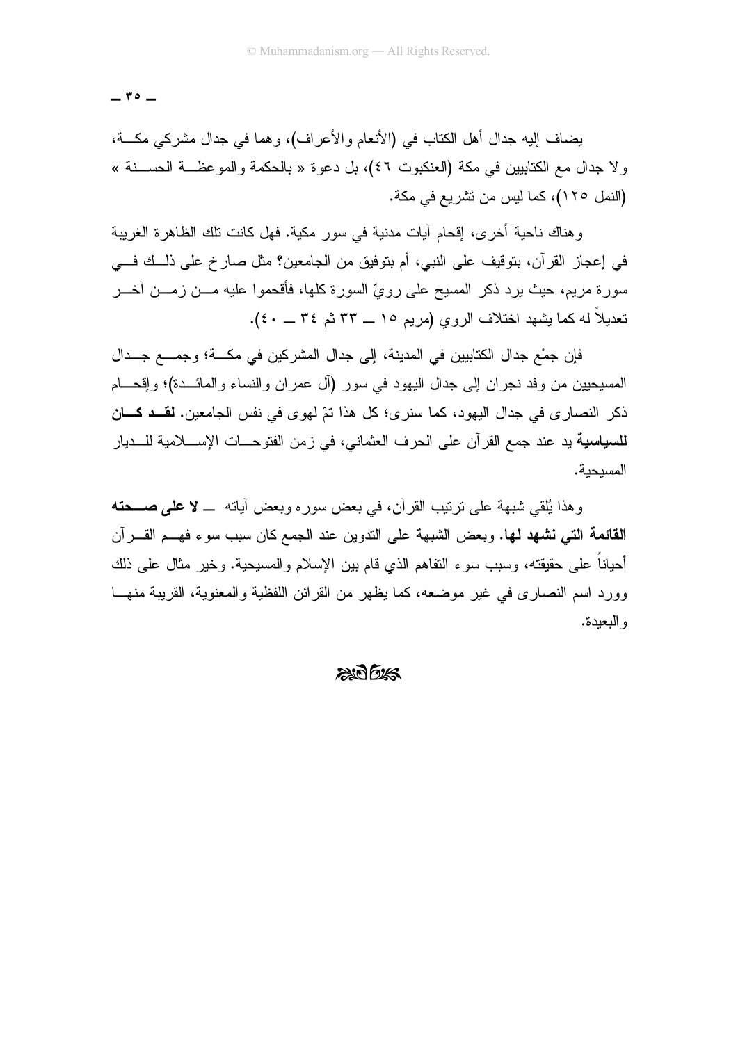يضاف إليه جدال أهل الكتاب في (الأنعام والأعراف)، وهما في جدال مشركي مكة، ولا جدال مع الكتابيين في مكة (العنكبوت ٤٦)، بل دعوة « بالحكمة والموعظة الحسنة » (النمل ١٢٥)، كما ليس من تشريع في مكة.

وهناك ناحية أخرى، إقحام آيات مدنية في سور مكية. فهل كانت تلك الظاهرة الغريبة في إعجاز القرآن، بتوقيف على النبي، أم بتوفيق من الجامعين؟ مثل صارخ على ذلك في سورة مريم، حيث يرد ذكر المسيح على رويّ السورة كلها، فأقحموا عليه من زمن آخر تعديلاً له كما يشهد اختلاف الروي (مريم ١٥ ـــ ٣٣ ثم ٣٤ ـــ ٤٠).

فإن جمْع جدال الكتابيين في المدينة، إلى جدال المشركين في مكة؛ وجمع جدال المسيحيين من وفد نجران إلى جدال اليهود في سور (آل عمران والنساء والمائدة)؛ وإقحام ذكر النصارى في جدال اليهود، كما سنرى؛ كل هذا تمّ لهوى في نفس الجامعين. **لقد كان للسياسية** يد عند جمع القرآن على الحرف العثماني، في زمن الفتوحات الإسلامية للديار المسيحية.

وهذا يُلقي شبهة على ترتيب القرآن، في بعض سوره وبعض آياته ـــ **لا على صحته القائمة التي نشهد لها**. وبعض الشبهة على التدوين عند الجمع كان سبب سوء فهم القرآن أحياناً على حقيقته، وسبب سوء التفاهم الذي قام بين الإسلام والمسيحية. وخير مثال على ذلك وورد اسم النصارى في غير موضعه، كما يظهر من القرائن اللفظية والمعنوية، القريبة منها والبعيدة.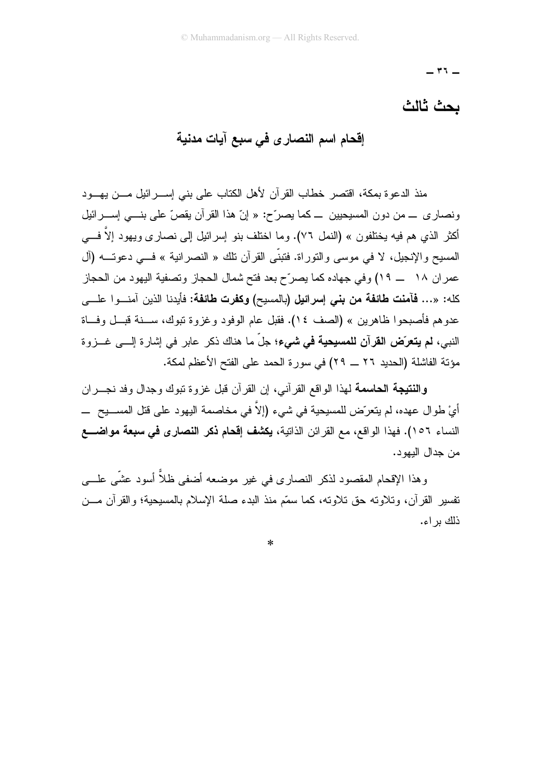## بحث ثالث

### إقحام اسم النصارى في سبع آيات مدنية

منذ الدعوة بمكة، اقتصر خطاب القرآن لأهل الكتاب على بني إسرائيل من يهود ونصارى ــ من دون المسيحيين ــ كما يصرّح: « إنّ هذا القرآن يقصّ على بني إسرائيل أكثر الذي هم فيه يختلفون » (النمل ٧٦). وما اختلف بنو إسرائيل إلى نصارى ويهود إلاَّ في المسيح والإنجيل، لا في موسى والتوراة. فتبنّى القرآن تلك « النصرانية » في دعوته (آل عمران ١٨ ــ ١٩) وفي جهاده كما يصرّح بعد فتح شمال الحجاز وتصفية اليهود من الحجاز كله: «... **فآمنت طائفة من بني إسرائيل** (بالمسيح) **وكفرت طائفة:** فأيدنا الذين آمنوا على عدوهم فأصبحوا ظاهرين » (الصف ١٤). فقبل عام الوفود وغزوة تبوك، سنة قبل وفاة النبي، **لم يتعرّض القرآن للمسيحية في شيء**؛ جلّ ما هناك ذكر عابر في إشارة إلى غزوة مؤتة الفاشلة (الحديد ٢٦ ــ ٢٩) في سورة الحمد على الفتح الأعظم لمكة.

**والنتيجة الحاسمة** لهذا الواقع القرآني، إن القرآن قبل غزوة تبوك وجدال وفد نجران أيْ طوال عهده، لم يتعرّض للمسيحية في شيء (إلاَّ في مخاصمة اليهود على قتل المسيح ــ النساء ١٥٦). فهذا الواقع، مع القرائن الذاتية، **يكشف إقحام ذكر النصارى في سبعة مواضع** من جدال اليهود.

وهذا الإقحام المقصود لذكر النصارى في غير موضعه أضفى ظلاًّ أسود عشّى على تفسير القرآن، وتلاوته حق تلاوته، كما سمّم منذ البدء صلة الإسلام بالمسيحية؛ والقرآن من ذلك براء.

*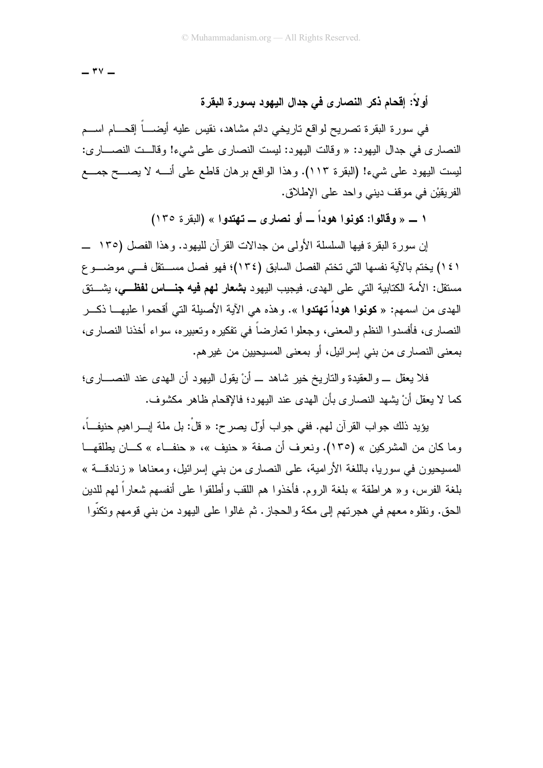## أولاً: إقحام ذكر النصارى في جدال اليهود بسورة البقرة

في سورة البقرة تصريح لواقع تاريخي دائم مشاهد، نقيس عليه أيضاً إقحام اسم النصارى في جدال اليهود: « وقالت اليهود: ليست النصارى على شيء! وقالت النصارى: ليست اليهود على شيء! (البقرة ١١٣). وهذا الواقع برهان قاطع على أنه لا يصح جمع الفريقيْن في موقف ديني واحد على الإطلاق.

### ١ ــ « وقالوا: كونوا هوداً ــ أو نصارى ــ تهتدوا » (البقرة ١٣٥)

إن سورة البقرة فيها السلسلة الأولى من جدالات القرآن لليهود. وهذا الفصل (١٣٥ ــ ١٤١) يختم بالآية نفسها التي تختم الفصل السابق (١٣٤)؛ فهو فصل مستقل في موضوع مستقل: الأمة الكتابية التي على الهدى. فيجيب اليهود **بشعار لهم فيه جناس لفظي**، يشتق الهدى من اسمهم: « **كونوا هوداً تهتدوا** ». وهذه هي الآية الأصيلة التي أقحموا عليها ذكر النصارى، فأفسدوا النظم والمعنى، وجعلوا تعارضاً في تفكيره وتعبيره، سواء أخذنا النصارى، بمعنى النصارى من بني إسرائيل، أو بمعنى المسيحيين من غيرهم.

فلا يعقل ــ والعقيدة والتاريخ خير شاهد ــ أنْ يقول اليهود أن الهدى عند النصارى؛ كما لا يعقل أنْ يشهد النصارى بأن الهدى عند اليهود؛ فالإقحام ظاهر مكشوف.

يؤيد ذلك جواب القرآن لهم. ففي جواب أول يصرح: « قلْ: بل ملة إبراهيم حنيفاً، وما كان من المشركين » (١٣٥). ونعرف أن صفة « حنيف »، « حنفاء » كان يطلقها المسيحيون في سوريا، باللغة الأرامية، على النصارى من بني إسرائيل، ومعناها « زنادقة » بلغة الفرس، و« هراطقة » بلغة الروم. فأخذوا هم اللقب وأطلقوا على أنفسهم شعاراً لهم للدين الحق. ونقلوه معهم في هجرتهم إلى مكة والحجاز. ثم غالوا على اليهود من بني قومهم وتكنّوا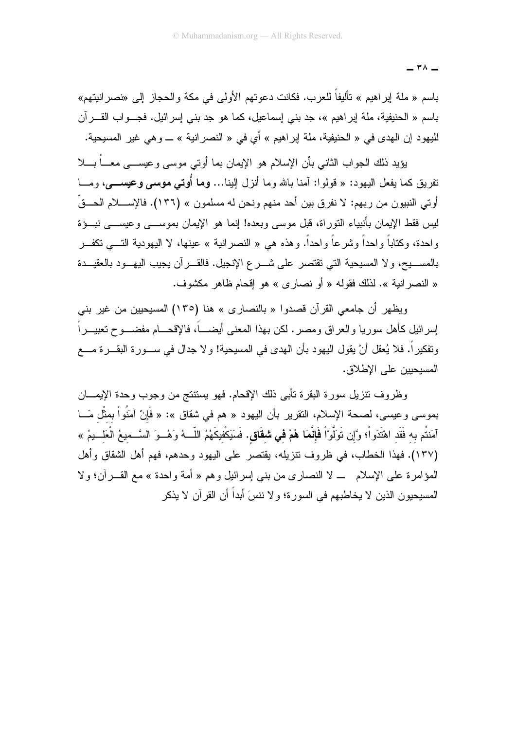باسم « ملة إبراهيم » تأليفاً للعرب. فكانت دعوتهم الأولى في مكة والحجاز إلى «نصرانيتهم» باسم « الحنيفية، ملة إبراهيم »، جد بني إسماعيل، كما هو جد بني إسرائيل. فجواب القرآن لليهود إن الهدى في « الحنيفية، ملة إبراهيم » أي في « النصرانية » ـــ وهي غير المسيحية.

يؤيد ذلك الجواب الثاني بأن الإسلام هو الإيمان بما أوتي موسى وعيسى معاً بلا تفريق كما يفعل اليهود: « قولوا: آمنا بالله وما أنزل إلينا... **وما أُوتي موسى وعيسى**، وما أوتي النبيون من ربهم: لا نفرق بين أحد منهم ونحن له مسلمون » (١٣٦). فالإسلام الحقّ ليس فقط الإيمان بأنبياء التوراة، قبل موسى وبعده! إنما هو الإيمان بموسى وعيسى نبوءة واحدة، وكتاباً واحداً وشرعاً واحداً. وهذه هي « النصرانية » عينها، لا اليهودية التي تكفر بالمسيح، ولا المسيحية التي تقتصر على شرع الإنجيل. فالقرآن يجيب اليهود بالعقيدة « النصرانية ». لذلك فقوله « أو نصارى » هو إقحام ظاهر مكشوف.

ويظهر أن جامعي القرآن قصدوا « بالنصارى » هنا (١٣٥) المسيحيين من غير بني إسرائيل كأهل سوريا والعراق ومصر. لكن بهذا المعنى أيضاً، فالإقحام مفضوح تعبيراً وتفكيراً. فلا يُعقل أنْ يقول اليهود بأن الهدى في المسيحية! ولا جدال في سورة البقرة مع المسيحيين على الإطلاق.

وظروف تنزيل سورة البقرة تأبى ذلك الإقحام. فهو يستنتج من وجوب وحدة الإيمان بموسى وعيسى، لصحة الإسلام، التقرير بأن اليهود « هم في شقاق »: « فَإِنْ آمَنُواْ بِمِثْلِ مَا آمَنتُم بِهِ فَقَدِ اهْتَدَواْ؛ وَّإِن تَوَلَّوْاْ **فَإِنَّمَا هُمْ فِي شِقَاقٍ**. فَسَيَكْفِيكَهُمُ اللّهُ وَهُوَ السَّمِيعُ الْعَلِيمُ » (١٣٧). فهذا الخطاب، في ظروف تنزيله، يقتصر على اليهود وحدهم، فهم أهل الشقاق وأهل المؤامرة على الإسلام ـــ لا النصارى من بني إسرائيل وهم « أمة واحدة » مع القرآن؛ ولا المسيحيون الذين لا يخاطبهم في السورة؛ ولا ننسَ أبداً أن القرآن لا يذكر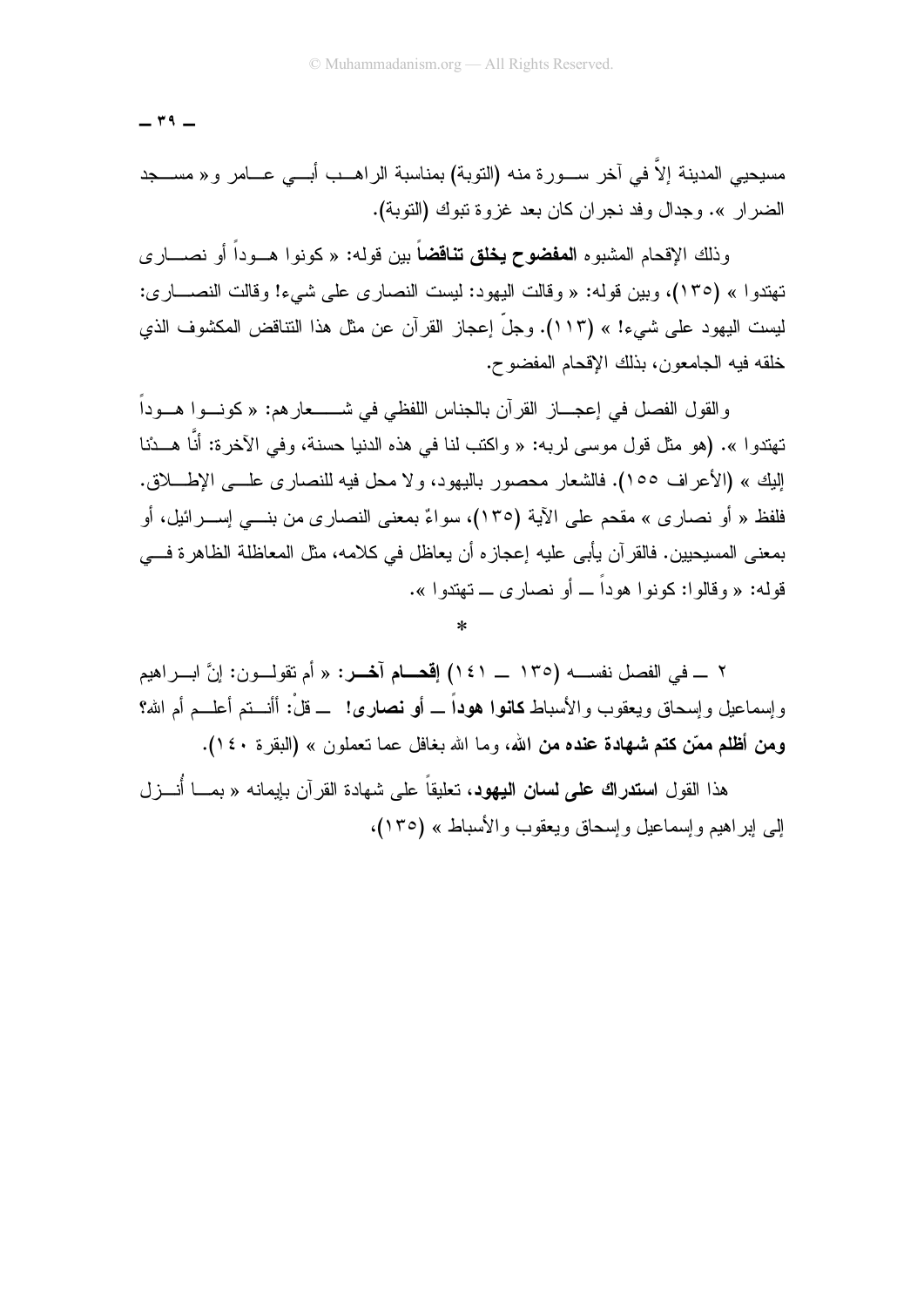مسيحيي المدينة إلاَّ في آخر سورة منه (التوبة) بمناسبة الراهب أبي عامر و« مسجد الضرار ». وجدال وفد نجران كان بعد غزوة تبوك (التوبة).

وذلك الإقحام المشبوه **المفضوح يخلق تناقضاً** بين قوله: « كونوا هوداً أو نصارى تهتدوا » (١٣٥)، وبين قوله: « وقالت اليهود: ليست النصارى على شيء! وقالت النصارى: ليست اليهود على شيء! » (١١٣). وجلّ إعجاز القرآن عن مثل هذا التناقض المكشوف الذي خلقه فيه الجامعون، بذلك الإقحام المفضوح.

والقول الفصل في إعجاز القرآن بالجناس اللفظي في شعارهم: « كونوا هوداً تهتدوا ». (هو مثل قول موسى لربه: « واكتب لنا في هذه الدنيا حسنة، وفي الآخرة: أنَّا هدْنا إليك » (الأعراف ١٥٥). فالشعار محصور باليهود، ولا محل فيه للنصارى على الإطلاق. فلفظ « أو نصارى » مقحم على الآية (١٣٥)، سواءٌ بمعنى النصارى من بني إسرائيل، أو بمعنى المسيحيين. فالقرآن يأبى عليه إعجازه أن يعاظل في كلامه، مثل المعاظلة الظاهرة في قوله: « وقالوا: كونوا هوداً ــ أو نصارى ــ تهتدوا ».

*

٢ ــ في الفصل نفسه (١٣٥ ــ ١٤١) **إقحام آخر**: « أم تقولون: إنَّ ابراهيم وإسماعيل وإسحاق ويعقوب والأسباط **كانوا هوداً ــ أو نصارى!** ــ قلْ: أأنتم أعلم أم الله؟ **ومن أظلم ممّن كتم شهادة عنده من الله**، وما الله بغافل عما تعملون » (البقرة ١٤٠).

هذا القول **استدراك على لسان اليهود**، تعليقاً على شهادة القرآن بإيمانه « بما أُنزل إلى إبراهيم وإسماعيل وإسحاق ويعقوب والأسباط » (١٣٥)،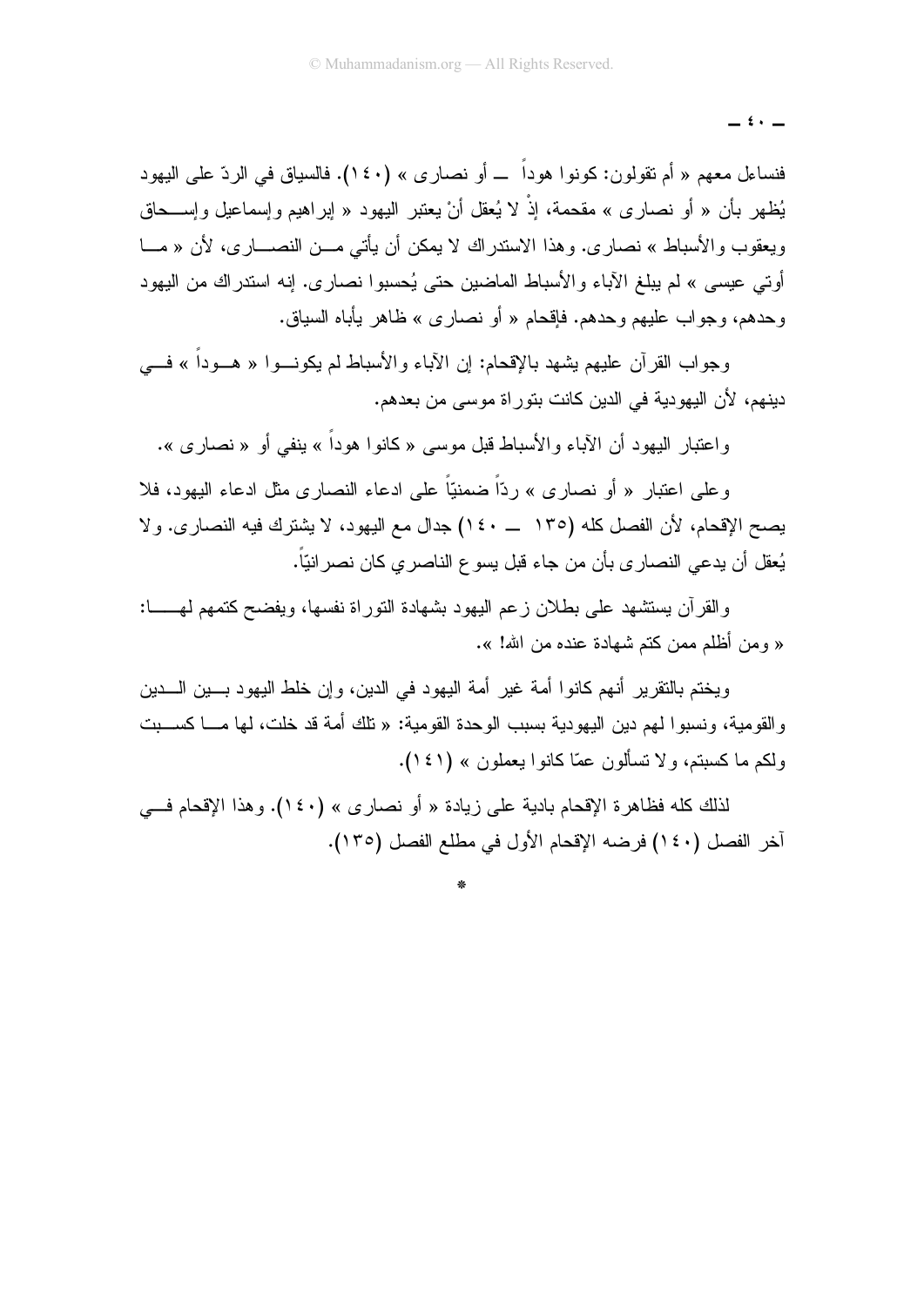فنساءل معهم « أم تقولون: كونوا هوداً ــ أو نصارى » (١٤٠). فالسياق في الردّ على اليهود يُظهر بأن « أو نصارى » مقحمة، إذْ لا يُعقل أنْ يعتبر اليهود « إبراهيم وإسماعيل وإسحاق ويعقوب والأسباط » نصارى. وهذا الاستدراك لا يمكن أن يأتي من النصارى، لأن « ما أوتي عيسى » لم يبلغ الآباء والأسباط الماضين حتى يُحسبوا نصارى. إنه استدراك من اليهود وحدهم، وجواب عليهم وحدهم. فإقحام « أو نصارى » ظاهر يأباه السياق.

وجواب القرآن عليهم يشهد بالإقحام: إن الآباء والأسباط لم يكونوا « هوداً » في دينهم، لأن اليهودية في الدين كانت بتوراة موسى من بعدهم.

واعتبار اليهود أن الآباء والأسباط قبل موسى « كانوا هوداً » ينفي أو « نصارى ».

وعلى اعتبار « أو نصارى » ردّاً ضمنيّاً على ادعاء النصارى مثل ادعاء اليهود، فلا يصح الإقحام، لأن الفصل كله (١٣٥ ــ ١٤٠) جدال مع اليهود، لا يشترك فيه النصارى. ولا يُعقل أن يدعي النصارى بأن من جاء قبل يسوع الناصري كان نصرانيّاً.

والقرآن يستشهد على بطلان زعم اليهود بشهادة التوراة نفسها، ويفضح كتمهم لها: « ومن أظلم ممن كتم شهادة عنده من الله! ».

ويختم بالتقرير أنهم كانوا أمة غير أمة اليهود في الدين، وإن خلط اليهود بين الدين والقومية، ونسبوا لهم دين اليهودية بسبب الوحدة القومية: « تلك أمة قد خلت، لها ما كسبت ولكم ما كسبتم، ولا تسألون عمّا كانوا يعملون » (١٤١).

لذلك كله فظاهرة الإقحام بادية على زيادة « أو نصارى » (١٤٠). وهذا الإقحام في آخر الفصل (١٤٠) فرضه الإقحام الأول في مطلع الفصل (١٣٥).

*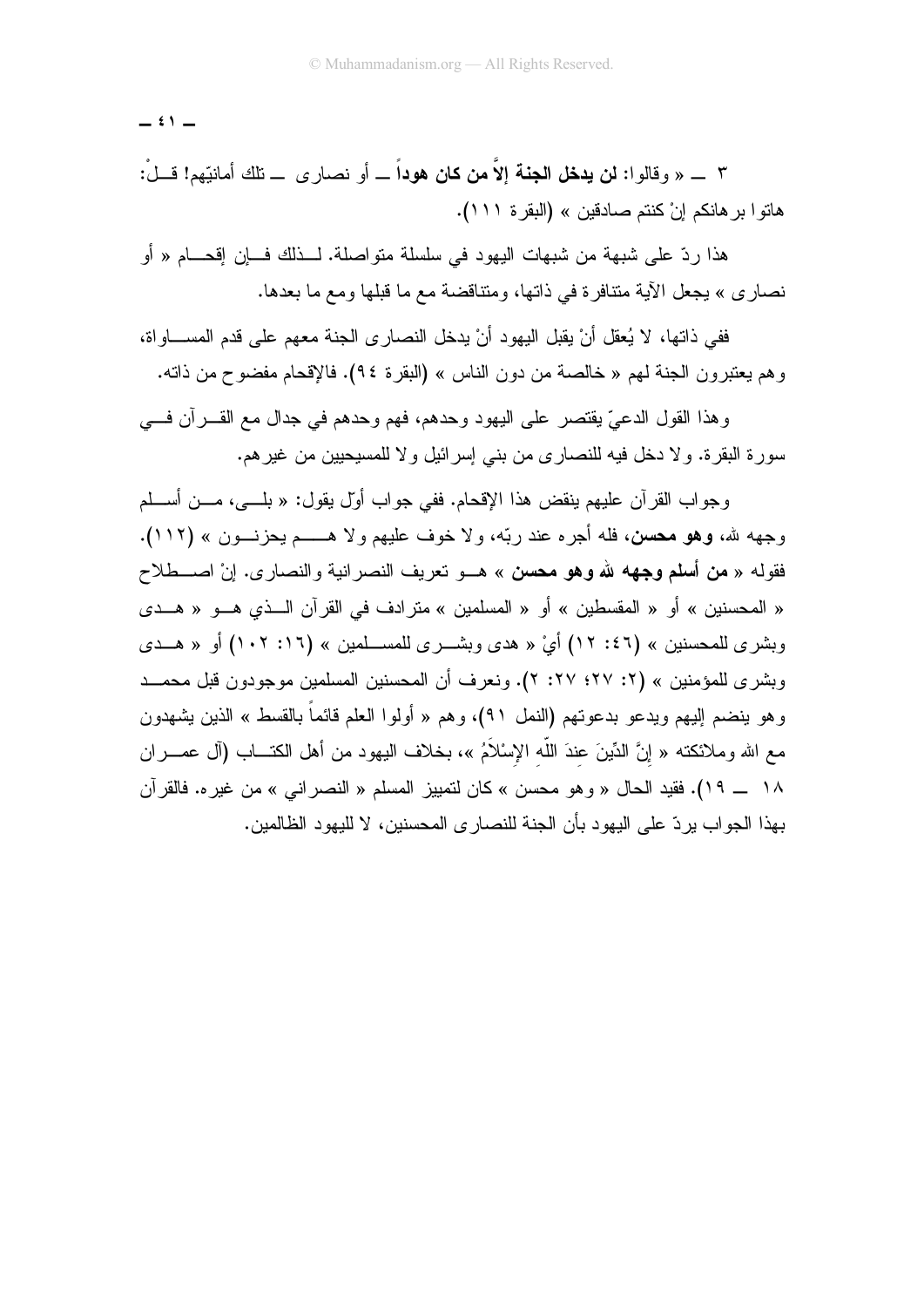٣ ــ « وقالوا: **لن يدخل الجنة إلاَّ من كان هوداً** ــ أو نصارى ــ تلك أمانيّهم! قلْ: هاتوا برهانكم إنْ كنتم صادقين » (البقرة ١١١).

هذا ردّ على شبهة من شبهات اليهود في سلسلة متواصلة. لذلك فإن إقحام « أو نصارى » يجعل الآية متنافرة في ذاتها، ومتناقضة مع ما قبلها ومع ما بعدها.

ففي ذاتها، لا يُعقل أنْ يقبل اليهود أنْ يدخل النصارى الجنة معهم على قدم المساواة، وهم يعتبرون الجنة لهم « خالصة من دون الناس » (البقرة ٩٤). فالإقحام مفضوح من ذاته.

وهذا القول الدعيّ يقتصر على اليهود وحدهم، فهم وحدهم في جدال مع القرآن في سورة البقرة. ولا دخل فيه للنصارى من بني إسرائيل ولا للمسيحيين من غيرهم.

وجواب القرآن عليهم ينقض هذا الإقحام. ففي جواب أوّل يقول: « بلى، من أسلم وجهه لله، **وهو محسن**، فله أجره عند ربّه، ولا خوف عليهم ولا هم يحزنون » (١١٢). فقوله « **من أسلم وجهه لله وهو محسن** » هو تعريف النصرانية والنصارى. إنْ اصطلاح « المحسنين » أو « المقسطين » أو « المسلمين » مترادف في القرآن الذي هو « هدى وبشرى للمحسنين » (٤٦: ١٢) أيْ « هدى وبشرى للمسلمين » (١٦: ١٠٢) أو « هدى وبشرى للمؤمنين » (٢: ٢٧؛ ٢٧: ٢). ونعرف أن المحسنين المسلمين موجودون قبل محمد وهو ينضم إليهم ويدعو بدعوتهم (النمل ٩١)، وهم « أولوا العلم قائماً بالقسط » الذين يشهدون مع الله وملائكته « إِنَّ الدِّينَ عِندَ اللّهِ الإِسْلاَمُ »، بخلاف اليهود من أهل الكتاب (آل عمران ١٨ ــ ١٩). فقيد الحال « وهو محسن » كان لتمييز المسلم « النصراني » من غيره. فالقرآن بهذا الجواب يردّ على اليهود بأن الجنة للنصارى المحسنين، لا لليهود الظالمين.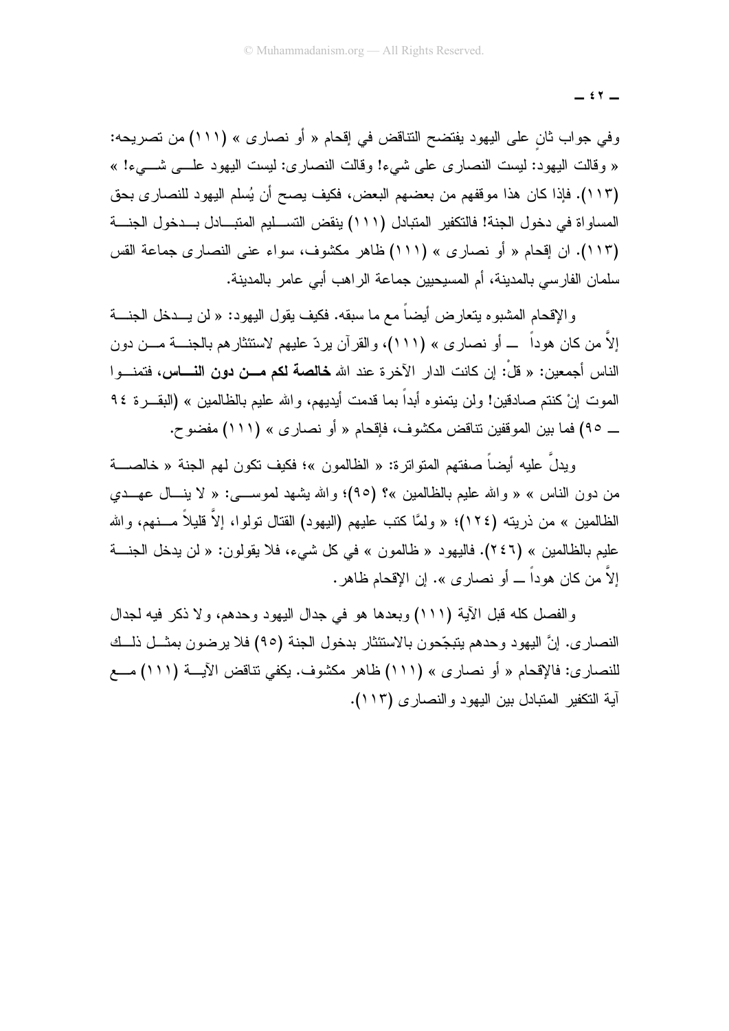وفي جواب ثانٍ على اليهود يفتضح التناقض في إقحام « أو نصارى » (١١١) من تصريحه: « وقالت اليهود: ليست النصارى على شيء! وقالت النصارى: ليست اليهود على شيء! » (١١٣). فإذا كان هذا موقفهم من بعضهم البعض، فكيف يصح أن يُسلم اليهود للنصارى بحق المساواة في دخول الجنة! فالتكفير المتبادل (١١١) ينقض التسليم المتبادل بدخول الجنة (١١٣). ان إقحام « أو نصارى » (١١١) ظاهر مكشوف، سواء عنى النصارى جماعة القس سلمان الفارسي بالمدينة، أم المسيحيين جماعة الراهب أبي عامر بالمدينة.

والإقحام المشبوه يتعارض أيضاً مع ما سبقه. فكيف يقول اليهود: « لن يدخل الجنة إلاَّ من كان هوداً ــ أو نصارى » (١١١)، والقرآن يردّ عليهم لاستئثارهم بالجنة من دون الناس أجمعين: « قلْ: إن كانت الدار الآخرة عند الله **خالصة لكم من دون الناس**، فتمنوا الموت إنْ كنتم صادقين! ولن يتمنوه أبداً بما قدمت أيديهم، والله عليم بالظالمين » (البقرة ٩٤ ــ ٩٥) فما بين الموقفين تناقض مكشوف، فإقحام « أو نصارى » (١١١) مفضوح.

ويدلُّ عليه أيضاً صفتهم المتواترة: « الظالمون »؛ فكيف تكون لهم الجنة « خالصة من دون الناس » « والله عليم بالظالمين »؟ (٩٥)؛ والله يشهد لموسى: « لا ينال عهدي الظالمين » من ذريته (١٢٤)؛ « ولمَّا كتب عليهم (اليهود) القتال تولوا، إلاَّ قليلاً منهم، والله عليم بالظالمين » (٢٤٦). فاليهود « ظالمون » في كل شيء، فلا يقولون: « لن يدخل الجنة إلاَّ من كان هوداً ــ أو نصارى ». إن الإقحام ظاهر.

والفصل كله قبل الآية (١١١) وبعدها هو في جدال اليهود وحدهم، ولا ذكر فيه لجدال النصارى. إنَّ اليهود وحدهم يتبجّحون بالاستئثار بدخول الجنة (٩٥) فلا يرضون بمثل ذلك للنصارى: فالإقحام « أو نصارى » (١١١) ظاهر مكشوف. يكفي تناقض الآية (١١١) مع آية التكفير المتبادل بين اليهود والنصارى (١١٣).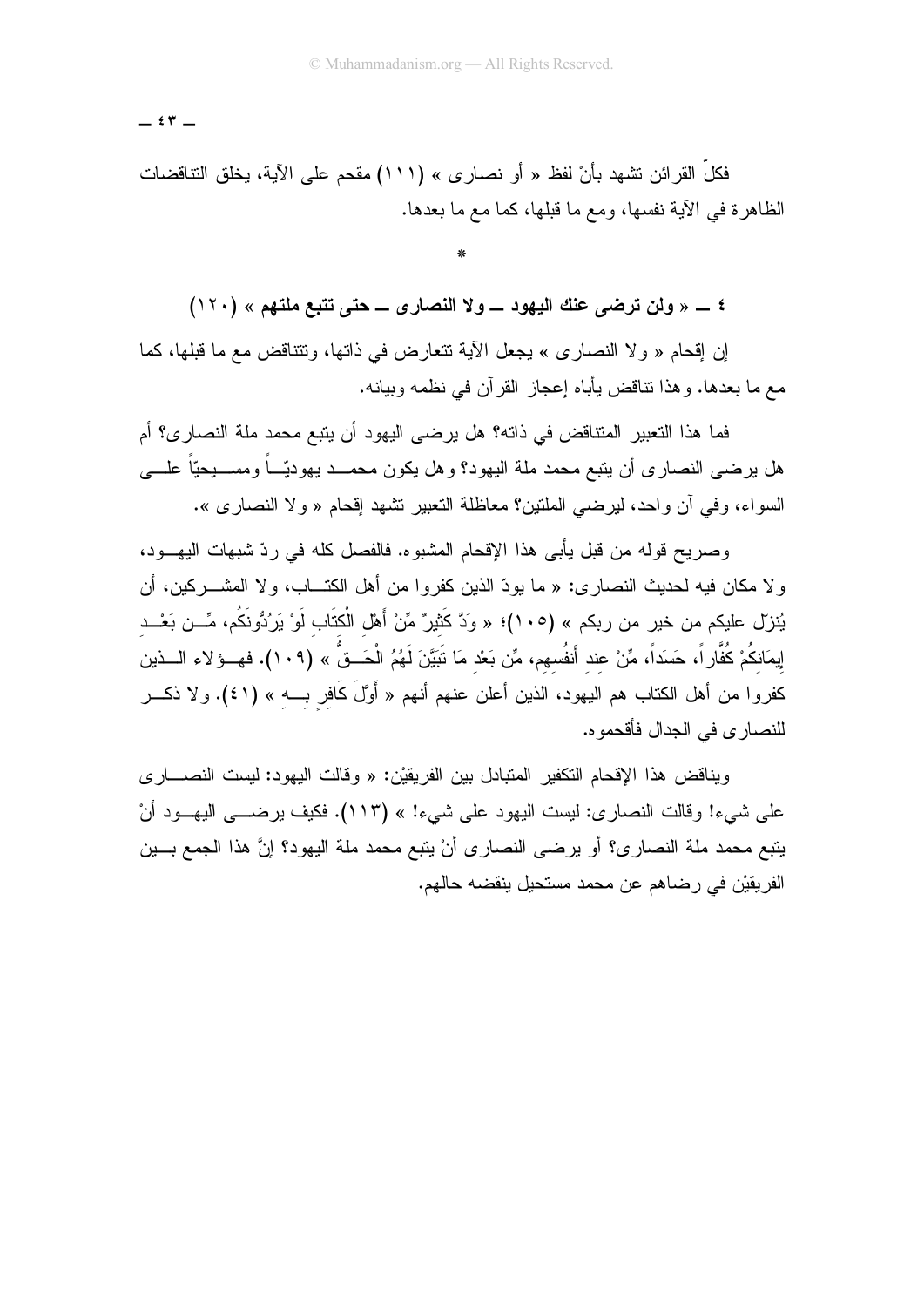فكلّ القرائن تشهد بأنْ لفظ « أو نصارى » (١١١) مقحم على الآية، يخلق التناقضات الظاهرة في الآية نفسها، ومع ما قبلها، كما مع ما بعدها.

*

### ٤ ــ « ولن ترضى عنك اليهود ــ ولا النصارى ــ حتى تتبع ملتهم » (١٢٠)

إن إقحام « ولا النصارى » يجعل الآية تتعارض في ذاتها، وتتناقض مع ما قبلها، كما مع ما بعدها. وهذا تناقض يأباه إعجاز القرآن في نظمه وبيانه.

فما هذا التعبير المتناقض في ذاته؟ هل يرضى اليهود أن يتبع محمد ملة النصارى؟ أم هل يرضى النصارى أن يتبع محمد ملة اليهود؟ وهل يكون محمد يهوديّاً ومسيحيّاً على السواء، وفي آن واحد، ليرضي الملتين؟ معاظلة التعبير تشهد إقحام « ولا النصارى ».

وصريح قوله من قبل يأبى هذا الإقحام المشبوه. فالفصل كله في ردّ شبهات اليهود، ولا مكان فيه لحديث النصارى: « ما يودّ الذين كفروا من أهل الكتاب، ولا المشركين، أن يُنزل عليكم من خير من ربكم » (١٠٥)؛ « وَدَّ كَثِيرٌ مِّنْ أَهْلِ الْكِتَابِ لَوْ يَرُدُّونَكُم، مِّن بَعْدِ إِيمَانِكُمْ كُفَّاراً، حَسَداً، مِّنْ عِندِ أَنفُسِهِم، مِّن بَعْدِ مَا تَبَيَّنَ لَهُمُ الْحَقُّ » (١٠٩). فهؤلاء الذين كفروا من أهل الكتاب هم اليهود، الذين أعلن عنهم أنهم « أَوَّلَ كَافِرٍ بِهِ » (٤١). ولا ذكر للنصارى في الجدال فأقحموه.

ويناقض هذا الإقحام التكفير المتبادل بين الفريقيْن: « وقالت اليهود: ليست النصارى على شيء! وقالت النصارى: ليست اليهود على شيء! » (١١٣). فكيف يرضى اليهود أنْ يتبع محمد ملة النصارى؟ أو يرضى النصارى أنْ يتبع محمد ملة اليهود؟ إنَّ هذا الجمع بين الفريقيْن في رضاهم عن محمد مستحيل ينقضه حالهم.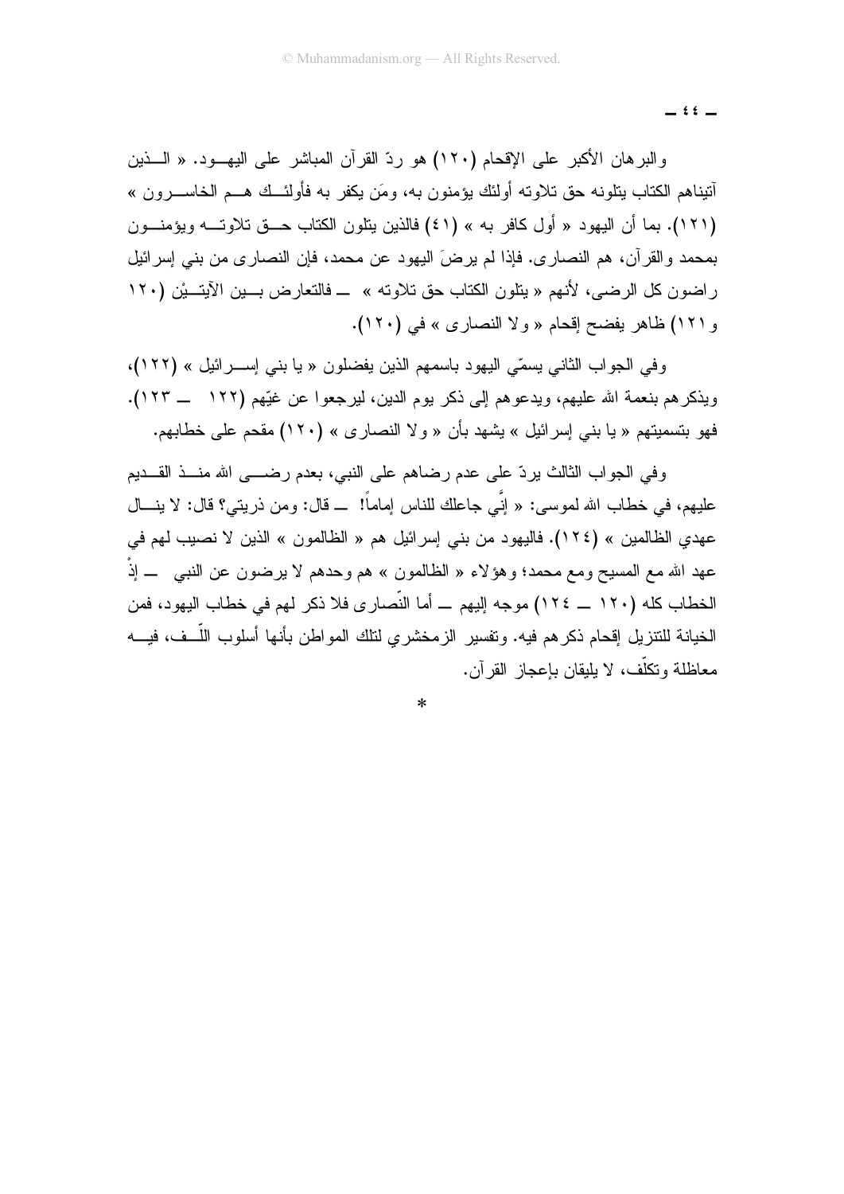والبرهان الأكبر على الإقحام (١٢٠) هو ردّ القرآن المباشر على اليهود. « الذين آتيناهم الكتاب يتلونه حق تلاوته أولئك يؤمنون به، ومَن يكفر به فأولئك هم الخاسرون » (١٢١). بما أن اليهود « أول كافر به » (٤١) فالذين يتلون الكتاب حق تلاوته ويؤمنون بمحمد والقرآن، هم النصارى. فإذا لم يرضَ اليهود عن محمد، فإن النصارى من بني إسرائيل راضون كل الرضى، لأنهم « يتلون الكتاب حق تلاوته » ـــ فالتعارض بين الآيتَيْن (١٢٠ و١٢١) ظاهر يفضح إقحام « ولا النصارى » في (١٢٠).

وفي الجواب الثاني يسمّي اليهود باسمهم الذين يفضلون « يا بني إسرائيل » (١٢٢)، ويذكرهم بنعمة الله عليهم، ويدعوهم إلى ذكر يوم الدين، ليرجعوا عن غيّهم (١٢٢ ـــ ١٢٣). فهو بتسميتهم « يا بني إسرائيل » يشهد بأن « ولا النصارى » (١٢٠) مقحم على خطابهم.

وفي الجواب الثالث يردّ على عدم رضاهم على النبي، بعدم رضى الله منذ القديم عليهم، في خطاب الله لموسى: « إنِّي جاعلك للناس إماماً! ـــ قال: ومن ذريتي؟ قال: لا ينال عهدي الظالمين » (١٢٤). فاليهود من بني إسرائيل هم « الظالمون » الذين لا نصيب لهم في عهد الله مع المسيح ومع محمد؛ وهؤلاء « الظالمون » هم وحدهم لا يرضون عن النبي ـــ إذْ الخطاب كله (١٢٠ ـــ ١٢٤) موجه إليهم ـــ أما النّصارى فلا ذكر لهم في خطاب اليهود، فمن الخيانة للتنزيل إقحام ذكرهم فيه. وتفسير الزمخشري لتلك المواطن بأنها أسلوب اللّف، فيه معاظلة وتكلّف، لا يليقان بإعجاز القرآن.

*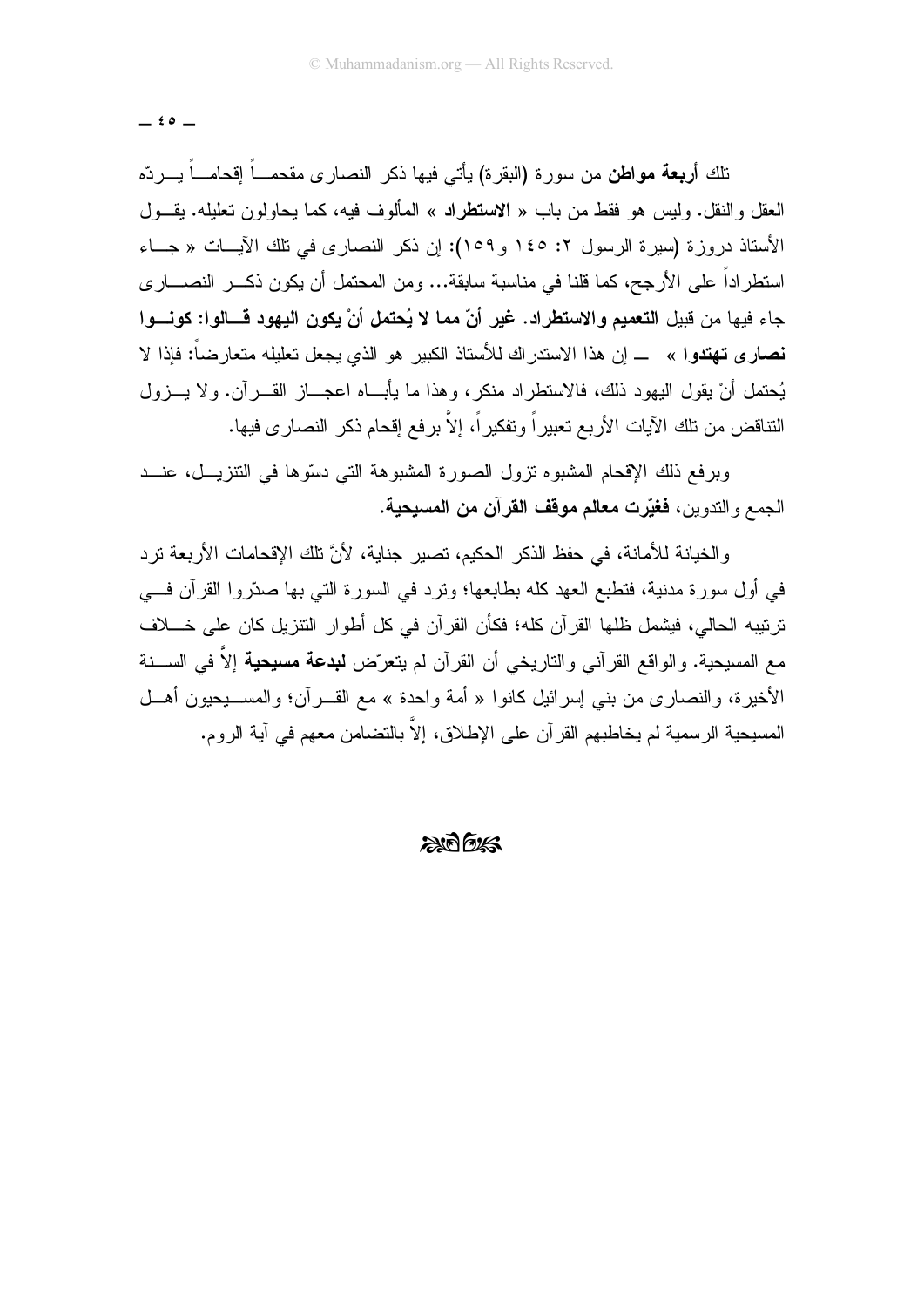تلك **أربعة مواطن** من سورة (البقرة) يأتي فيها ذكر النصارى مقحماً إقحاماً يردّه العقل والنقل. وليس هو فقط من باب « **الاستطراد** » المألوف فيه، كما يحاولون تعليله. يقول الأستاذ دروزة (سيرة الرسول ٢: ١٤٥ و١٥٩): إن ذكر النصارى في تلك الآيات « جاء استطراداً على الأرجح، كما قلنا في مناسبة سابقة... ومن المحتمل أن يكون ذكر النصارى جاء فيها من قبيل **التعميم والاستطراد. غير أنّ مما لا يُحتمل أنْ يكون اليهود قالوا: كونوا نصارى تهتدوا** » — إن هذا الاستدراك للأستاذ الكبير هو الذي يجعل تعليله متعارضاً: فإذا لا يُحتمل أنْ يقول اليهود ذلك، فالاستطراد منكر، وهذا ما يأباه اعجاز القرآن. ولا يزول التناقض من تلك الآيات الأربع تعبيراً وتفكيراً، إلاَّ برفع إقحام ذكر النصارى فيها.

وبرفع ذلك الإقحام المشبوه تزول الصورة المشبوهة التي دسّوها في التنزيل، عند الجمع والتدوين، **فغيّرت معالم موقف القرآن من المسيحية**.

والخيانة للأمانة، في حفظ الذكر الحكيم، تصير جناية، لأنَّ تلك الإقحامات الأربعة ترد في أول سورة مدنية، فتطبع العهد كله بطابعها؛ وترد في السورة التي بها صدّروا القرآن في ترتيبه الحالي، فيشمل ظلها القرآن كله؛ فكأن القرآن في كل أطوار التنزيل كان على خلاف مع المسيحية. والواقع القرآني والتاريخي أن القرآن لم يتعرّض **لبدعة مسيحية** إلاَّ في السنة الأخيرة، والنصارى من بني إسرائيل كانوا « أمة واحدة » مع القرآن؛ والمسيحيون أهل المسيحية الرسمية لم يخاطبهم القرآن على الإطلاق، إلاَّ بالتضامن معهم في آية الروم.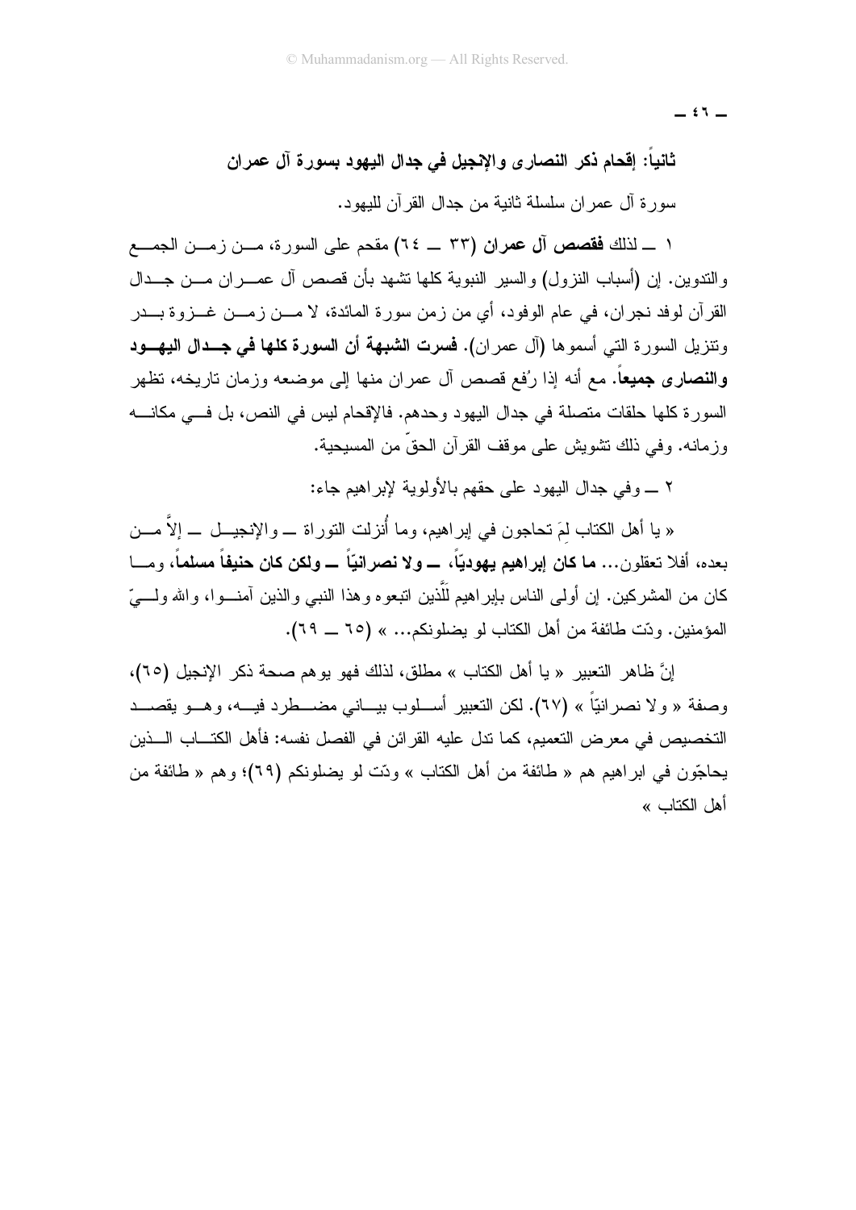**ثانياً: إقحام ذكر النصارى والإنجيل في جدال اليهود بسورة آل عمران**

سورة آل عمران سلسلة ثانية من جدال القرآن لليهود.

١ ــ لذلك **فقصص آل عمران** (٣٣ ــ ٦٤) مقحم على السورة، من زمن الجمع والتدوين. إن (أسباب النزول) والسير النبوية كلها تشهد بأن قصص آل عمران من جدال القرآن لوفد نجران، في عام الوفود، أي من زمن سورة المائدة، لا من زمن غزوة بدر وتنزيل السورة التي أسموها (آل عمران). **فسرت الشبهة أن السورة كلها في جدال اليهود والنصارى جميعاً**. مع أنه إذا رُفع قصص آل عمران منها إلى موضعه وزمان تاريخه، تظهر السورة كلها حلقات متصلة في جدال اليهود وحدهم. فالإقحام ليس في النص، بل في مكانه وزمانه. وفي ذلك تشويش على موقف القرآن الحقّ من المسيحية.

٢ ــ وفي جدال اليهود على حقهم بالأولوية لإبراهيم جاء:

« يا أهل الكتاب لِمَ تحاجون في إبراهيم، وما أُنزلت التوراة ــ والإنجيل ــ إلاَّ من بعده، أفلا تعقلون... **ما كان إبراهيم يهوديّاً، ــ ولا نصرانيّاً ــ ولكن كان حنيفاً مسلماً**، وما كان من المشركين. إن أولى الناس بإبراهيم لَلَّذين اتبعوه وهذا النبي والذين آمنوا، والله وليّ المؤمنين. ودّت طائفة من أهل الكتاب لو يضلونكم... » (٦٥ ــ ٦٩).

إنَّ ظاهر التعبير « يا أهل الكتاب » مطلق، لذلك فهو يوهم صحة ذكر الإنجيل (٦٥)، وصفة « ولا نصرانيّاً » (٦٧). لكن التعبير أسلوب بياني مضطرد فيه، وهو يقصد التخصيص في معرض التعميم، كما تدل عليه القرائن في الفصل نفسه: فأهل الكتاب الذين يحاجّون في ابراهيم هم « طائفة من أهل الكتاب » ودّت لو يضلونكم (٦٩)؛ وهم « طائفة من أهل الكتاب »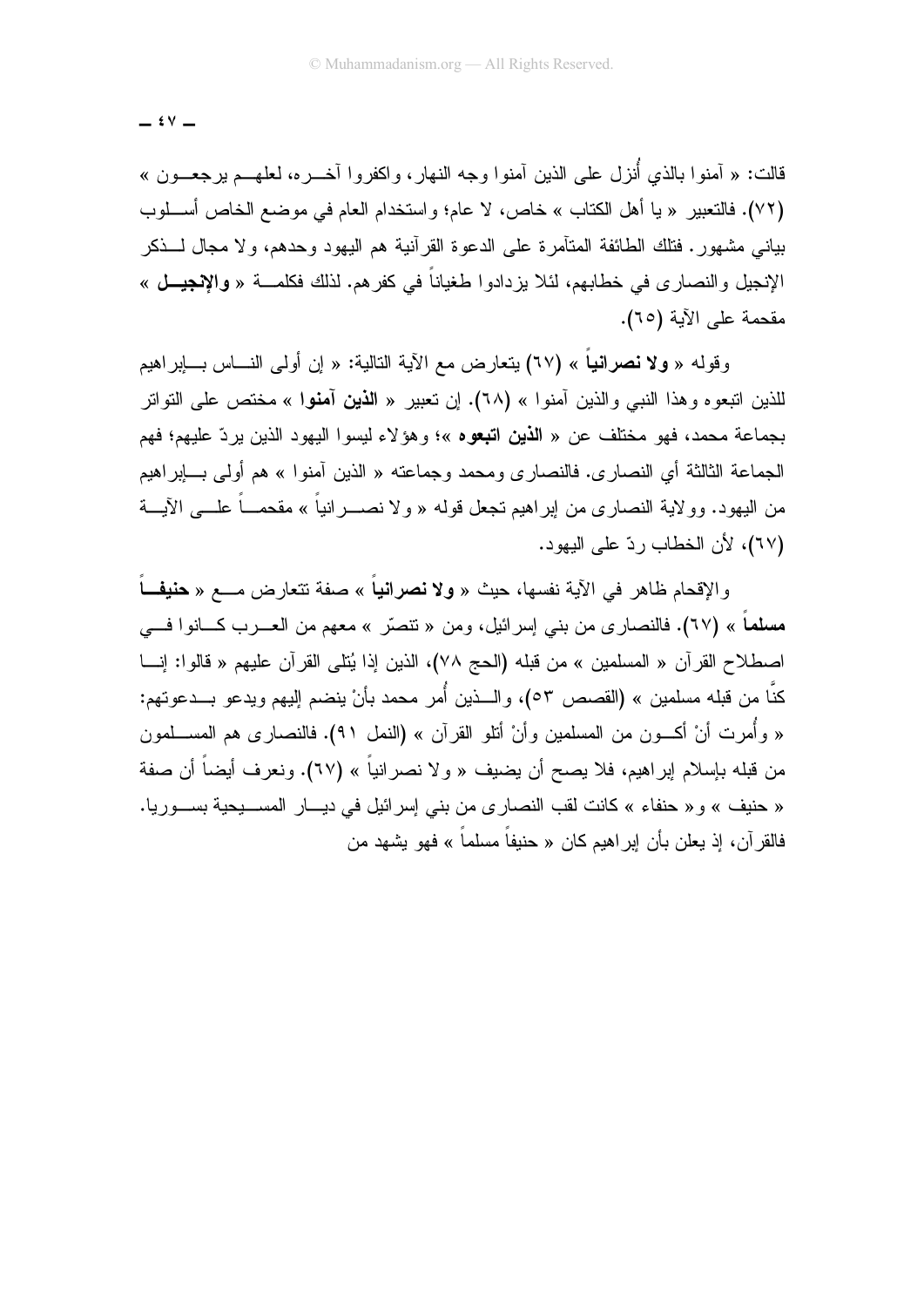قالت: « آمنوا بالذي أُنزل على الذين آمنوا وجه النهار، واكفروا آخــره، لعلهــم يرجعــون » (٧٢). فالتعبير « يا أهل الكتاب » خاص، لا عام؛ واستخدام العام في موضع الخاص أسـلوب بياني مشهور. فتلك الطائفة المتآمرة على الدعوة القرآنية هم اليهود وحدهم، ولا مجال لـذكر الإنجيل والنصارى في خطابهم، لئلا يزدادوا طغياناً في كفرهم. لذلك فكلمـة « **والإنجيــل** » مقحمة على الآية (٦٥).

وقوله « **ولا نصرانياً** » (٦٧) يتعارض مع الآية التالية: « إن أولى النـاس بـإبراهيم للذين اتبعوه وهذا النبي والذين آمنوا » (٦٨). إن تعبير « **الذين آمنوا** » مختص على التواتر بجماعة محمد، فهو مختلف عن « **الذين اتبعوه** »؛ وهؤلاء ليسوا اليهود الذين يردّ عليهم؛ فهم الجماعة الثالثة أي النصارى. فالنصارى ومحمد وجماعته « الذين آمنوا » هم أولى بـإبراهيم من اليهود. وولاية النصارى من إبراهيم تجعل قوله « ولا نصـرانياً » مقحمـاً علـى الآيـة (٦٧)، لأن الخطاب ردّ على اليهود.

والإقحام ظاهر في الآية نفسها، حيث « **ولا نصرانياً** » صفة تتعارض مـع « **حنيفـاً مسلماً** » (٦٧). فالنصارى من بني إسرائيل، ومن « تنصّر » معهم من العـرب كـانوا فـي اصطلاح القرآن « المسلمين » من قبله (الحج ٧٨)، الذين إذا يُتلى القرآن عليهم « قالوا: إنـا كنَّا من قبله مسلمين » (القصص ٥٣)، والـذين أُمر محمد بأنْ ينضم إليهم ويدعو بـدعوتهم: « وأُمرت أنْ أكـون من المسلمين وأنْ أتلو القرآن » (النمل ٩١). فالنصارى هم المسـلمون من قبله بإسلام إبراهيم، فلا يصح أن يضيف « ولا نصرانياً » (٦٧). ونعرف أيضاً أن صفة « حنيف » و« حنفاء » كانت لقب النصارى من بني إسرائيل في ديـار المسـيحية بسـوريا. فالقرآن، إذ يعلن بأن إبراهيم كان « حنيفاً مسلماً » فهو يشهد من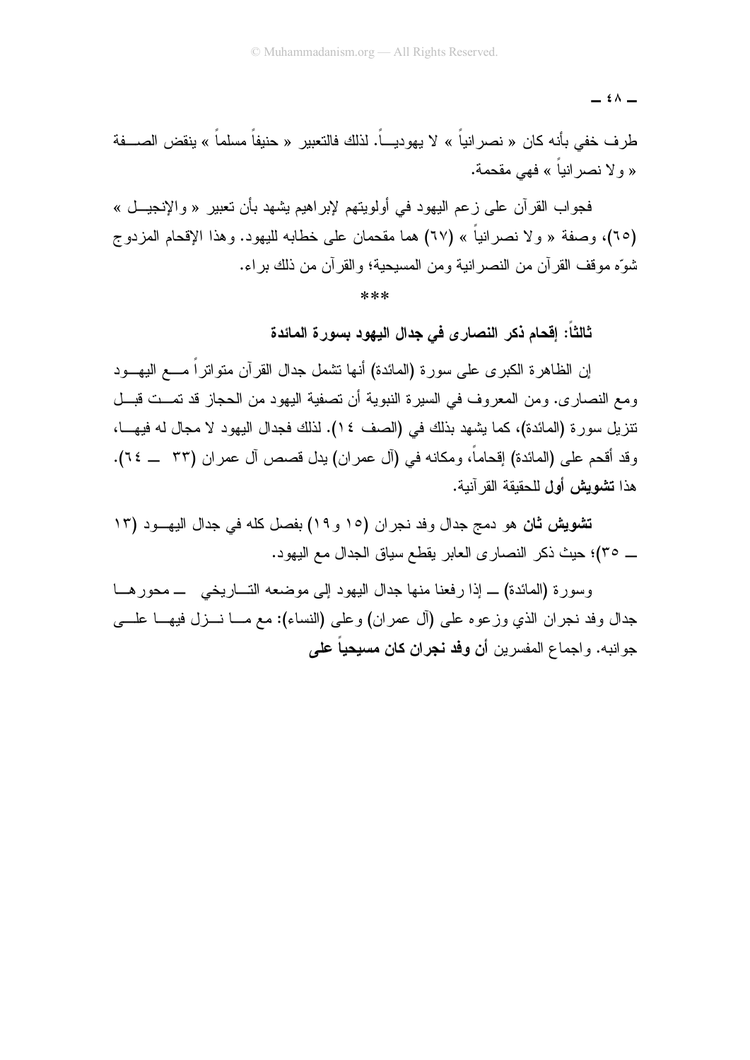طرف خفي بأنه كان « نصرانياً » لا يهودياً. لذلك فالتعبير « حنيفاً مسلماً » ينقض الصفة « ولا نصرانياً » فهي مقحمة.

فجواب القرآن على زعم اليهود في أولويتهم لإبراهيم يشهد بأن تعبير « والإنجيل » (٦٥)، وصفة « ولا نصرانياً » (٦٧) هما مقحمان على خطابه لليهود. وهذا الإقحام المزدوج شوّه موقف القرآن من النصرانية ومن المسيحية؛ والقرآن من ذلك براء.

\*\*\*

### ثالثاً: إقحام ذكر النصارى في جدال اليهود بسورة المائدة

إن الظاهرة الكبرى على سورة (المائدة) أنها تشمل جدال القرآن متواتراً مع اليهود ومع النصارى. ومن المعروف في السيرة النبوية أن تصفية اليهود من الحجاز قد تمت قبل تنزيل سورة (المائدة)، كما يشهد بذلك في (الصف ١٤). لذلك فجدال اليهود لا مجال له فيها، وقد أقحم على (المائدة) إقحاماً، ومكانه في (آل عمران) يدل قصص آل عمران (٣٣ ــ ٦٤). هذا **تشويش أول** للحقيقة القرآنية.

**تشويش ثان** هو دمج جدال وفد نجران (١٥ و١٩) بفصل كله في جدال اليهود (١٣ ــ ٣٥)؛ حيث ذكر النصارى العابر يقطع سياق الجدال مع اليهود.

وسورة (المائدة) ــ إذا رفعنا منها جدال اليهود إلى موضعه التاريخي ــ محورها جدال وفد نجران الذي وزعوه على (آل عمران) وعلى (النساء): مع ما نزل فيها على جوانبه. واجماع المفسرين **أن وفد نجران كان مسيحياً على**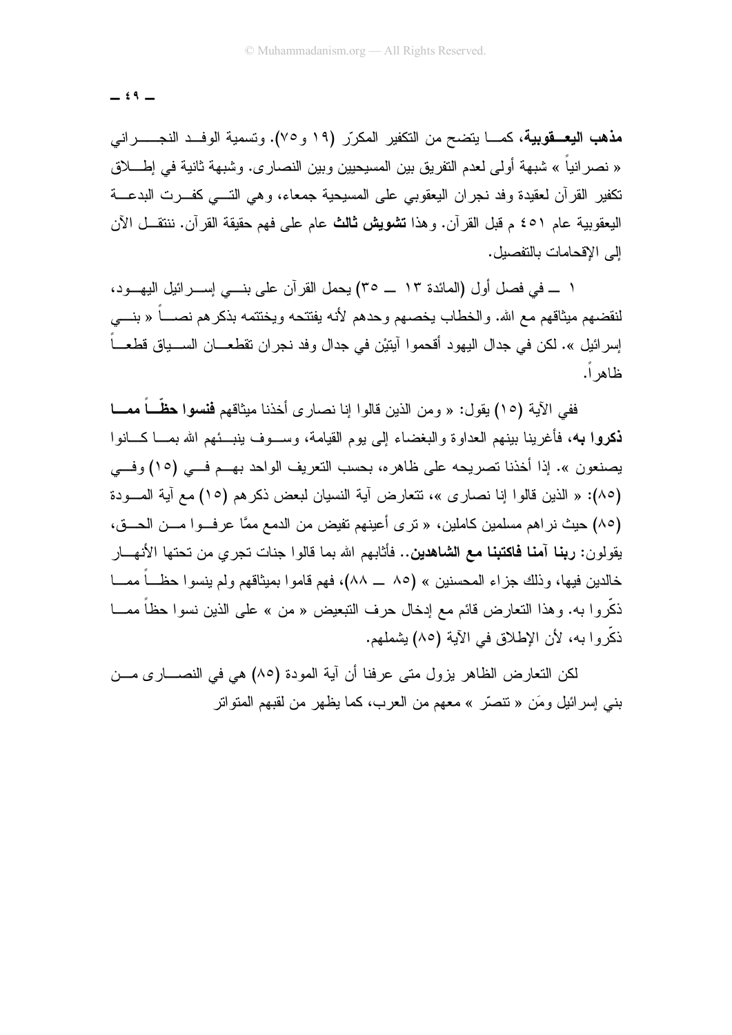**مذهب اليعقوبية**، كما يتضح من التكفير المكرّر (١٩ و٧٥). وتسمية الوفد النجراني « نصرانياً » شبهة أولى لعدم التفريق بين المسيحيين وبين النصارى. وشبهة ثانية في إطلاق تكفير القرآن لعقيدة وفد نجران اليعقوبي على المسيحية جمعاء، وهي التي كفرت البدعة اليعقوبية عام ٤٥١ م قبل القرآن. وهذا **تشويش ثالث** عام على فهم حقيقة القرآن. ننتقل الآن إلى الإقحامات بالتفصيل.

١ ــ في فصل أول (المائدة ١٣ ــ ٣٥) يحمل القرآن على بني إسرائيل اليهود، لنقضهم ميثاقهم مع الله. والخطاب يخصهم وحدهم لأنه يفتتحه ويختتمه بذكرهم نصاً « بني إسرائيل ». لكن في جدال اليهود أقحموا آيتيْن في جدال وفد نجران تقطعان السياق قطعاً ظاهراً.

ففي الآية (١٥) يقول: « ومن الذين قالوا إنا نصارى أخذنا ميثاقهم **فنسوا حظّاً مما ذكروا به**، فأغرينا بينهم العداوة والبغضاء إلى يوم القيامة، وسوف ينبئهم الله بما كانوا يصنعون ». إذا أخذنا تصريحه على ظاهره، بحسب التعريف الواحد بهم في (١٥) وفي (٨٥): « الذين قالوا إنا نصارى »، تتعارض آية النسيان لبعض ذكرهم (١٥) مع آية المودة (٨٥) حيث نراهم مسلمين كاملين، « ترى أعينهم تفيض من الدمع ممَّا عرفوا من الحق، يقولون: **ربنا آمنا فاكتبنا مع الشاهدين**.. فأثابهم الله بما قالوا جنات تجري من تحتها الأنهار خالدين فيها، وذلك جزاء المحسنين » (٨٥ ــ ٨٨)، فهم قاموا بميثاقهم ولم ينسوا حظاً مما ذكّروا به. وهذا التعارض قائم مع إدخال حرف التبعيض « من » على الذين نسوا حظاً مما ذكّروا به، لأن الإطلاق في الآية (٨٥) يشملهم.

لكن التعارض الظاهر يزول متى عرفنا أن آية المودة (٨٥) هي في النصارى من بني إسرائيل ومَن « تنصّر » معهم من العرب، كما يظهر من لقبهم المتواتر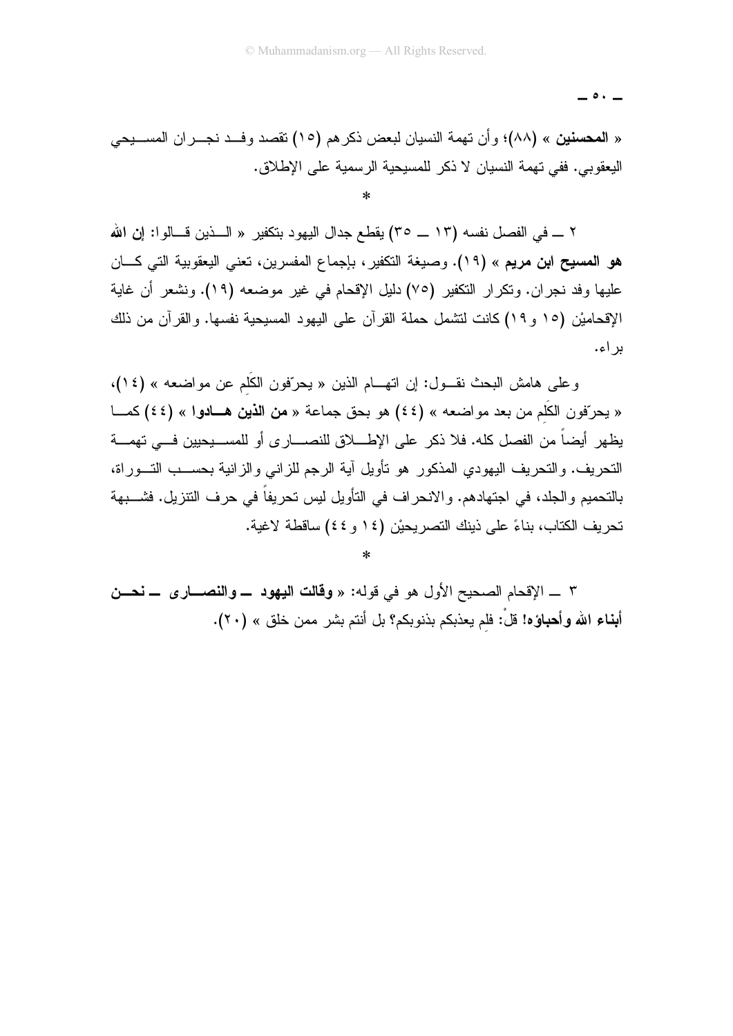« **المحسنين** » (٨٨)؛ وأن تهمة النسيان لبعض ذكرهم (١٥) تقصد وفد نجران المسيحي اليعقوبي. ففي تهمة النسيان لا ذكر للمسيحية الرسمية على الإطلاق.

*

٢ ــ في الفصل نفسه (١٣ ــ ٣٥) يقطع جدال اليهود بتكفير « الذين قالوا: **إن الله هو المسيح ابن مريم** » (١٩). وصيغة التكفير، بإجماع المفسرين، تعني اليعقوبية التي كان عليها وفد نجران. وتكرار التكفير (٧٥) دليل الإقحام في غير موضعه (١٩). ونشعر أن غاية الإقحاميْن (١٥ و١٩) كانت لتشمل حملة القرآن على اليهود المسيحية نفسها. والقرآن من ذلك براء.

وعلى هامش البحث نقول: إن اتهام الذين « يحرّفون الكَلِم عن مواضعه » (١٤)، « يحرّفون الكَلِم من بعد مواضعه » (٤٤) هو بحق جماعة « **من الذين هادوا** » (٤٤) كما يظهر أيضاً من الفصل كله. فلا ذكر على الإطلاق للنصارى أو للمسيحيين في تهمة التحريف. والتحريف اليهودي المذكور هو تأويل آية الرجم للزاني والزانية بحسب التوراة، بالتحميم والجلد، في اجتهادهم. والانحراف في التأويل ليس تحريفاً في حرف التنزيل. فشبهة تحريف الكتاب، بناءً على ذينك التصريحيْن (١٤ و٤٤) ساقطة لاغية.

*

٣ ــ الإقحام الصحيح الأول هو في قوله: « **وقالت اليهود ــ والنصارى ــ نحن أبناء الله وأحباؤه!** قلْ: فلِم يعذبكم بذنوبكم؟ بل أنتم بشر ممن خلق » (٢٠).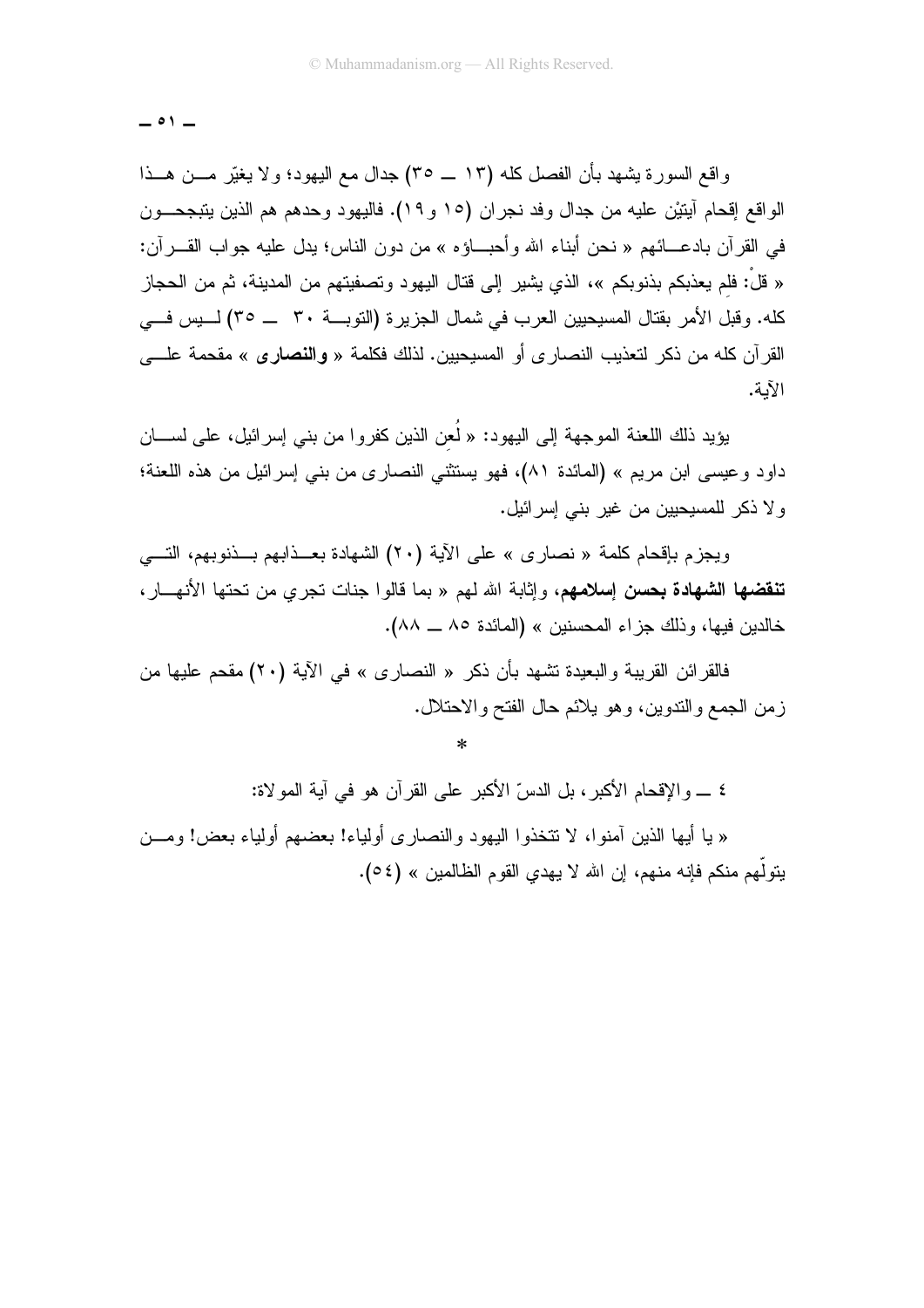واقع السورة يشهد بأن الفصل كله (١٣ ــ ٣٥) جدال مع اليهود؛ ولا يغيّر مــن هــذا الواقع إقحام آيتيْن عليه من جدال وفد نجران (١٥ و١٩). فاليهود وحدهم هم الذين يتبجحــون في القرآن بادعــائهم « نحن أبناء الله وأحبــاؤه » من دون الناس؛ يدل عليه جواب القــرآن: « قلْ: فلِم يعذبكم بذنوبكم »، الذي يشير إلى قتال اليهود وتصفيتهم من المدينة، ثم من الحجاز كله. وقبل الأمر بقتال المسيحيين العرب في شمال الجزيرة (التوبــة ٣٠ ــ ٣٥) لــيس فــي القرآن كله من ذكر لتعذيب النصارى أو المسيحيين. لذلك فكلمة « **والنصارى** » مقحمة علــى الآية.

يؤيد ذلك اللعنة الموجهة إلى اليهود: « لُعِن الذين كفروا من بني إسرائيل، على لســان داود وعيسى ابن مريم » (المائدة ٨١)، فهو يستثني النصارى من بني إسرائيل من هذه اللعنة؛ ولا ذكر للمسيحيين من غير بني إسرائيل.

ويجزم بإقحام كلمة « نصارى » على الآية (٢٠) الشهادة بعــذابهم بــذنوبهم، التــي **تنقضها الشهادة بحسن إسلامهم**، وإثابة الله لهم « بما قالوا جنات تجري من تحتها الأنهــار، خالدين فيها، وذلك جزاء المحسنين » (المائدة ٨٥ ــ ٨٨).

فالقرائن القريبة والبعيدة تشهد بأن ذكر « النصارى » في الآية (٢٠) مقحم عليها من زمن الجمع والتدوين، وهو يلائم حال الفتح والاحتلال.

*

٤ ــ والإقحام الأكبر، بل الدسّ الأكبر على القرآن هو في آية الموالاة:

« يا أيها الذين آمنوا، لا تتخذوا اليهود والنصارى أولياء! بعضهم أولياء بعض! ومــن يتولّهم منكم فإنه منهم، إن الله لا يهدي القوم الظالمين » (٥٤).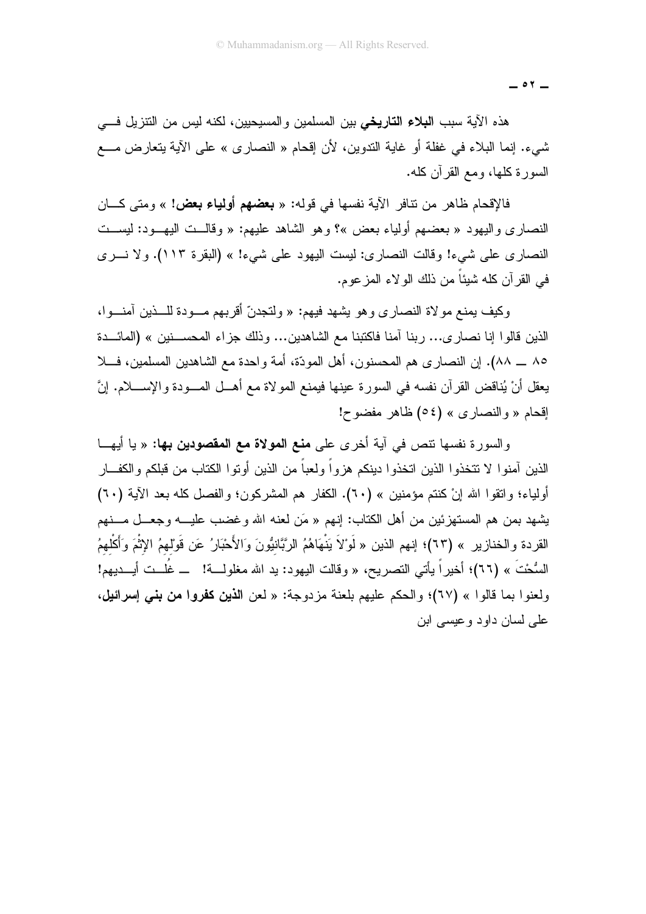هذه الآية سبب **البلاء التاريخي** بين المسلمين والمسيحيين، لكنه ليس من التنزيل في شيء. إنما البلاء في غفلة أو غاية التدوين، لأن إقحام « النصارى » على الآية يتعارض مع السورة كلها، ومع القرآن كله.

فالإقحام ظاهر من تنافر الآية نفسها في قوله: « **بعضهم أولياء بعض!** » ومتى كان النصارى واليهود « بعضهم أولياء بعض »؟ وهو الشاهد عليهم: « وقالت اليهود: ليست النصارى على شيء! وقالت النصارى: ليست اليهود على شيء! » (البقرة ١١٣). ولا نرى في القرآن كله شيئاً من ذلك الولاء المزعوم.

وكيف يمنع موالاة النصارى وهو يشهد فيهم: « ولتجدنّ أقربهم مودة للذين آمنوا، الذين قالوا إنا نصارى... ربنا آمنا فاكتبنا مع الشاهدين... وذلك جزاء المحسنين » (المائدة ٨٥ ــ ٨٨). إن النصارى هم المحسنون، أهل المودّة، أمة واحدة مع الشاهدين المسلمين، فلا يعقل أنْ يُناقض القرآن نفسه في السورة عينها فيمنع الموالاة مع أهل المودة والإسلام. إنَّ إقحام « والنصارى » (٥٤) ظاهر مفضوح!

والسورة نفسها تنص في آية أخرى على **منع الموالاة مع المقصودين بها**: « يا أيها الذين آمنوا لا تتخذوا الذين اتخذوا دينكم هزواً ولعباً من الذين أوتوا الكتاب من قبلكم والكفار أولياء؛ واتقوا الله إنْ كنتم مؤمنين » (٦٠). الكفار هم المشركون؛ والفصل كله بعد الآية (٦٠) يشهد بمن هم المستهزئين من أهل الكتاب: إنهم « مَن لعنه الله وغضب عليه وجعل منهم القردة والخنازير » (٦٣)؛ إنهم الذين « لَوْلاَ يَنْهَاهُمُ الرَّبَّانِيُّونَ وَالأَحْبَارُ عَن قَوْلِهِمُ الإِثْمَ وَأَكْلِهِمُ السُّحْتَ » (٦٦)؛ أخيراً يأتي التصريح، « وقالت اليهود: يد الله مغلولة! ــ غُلّت أيديهم! ولعنوا بما قالوا » (٦٧)؛ والحكم عليهم بلعنة مزدوجة: « لعن **الذين كفروا من بني إسرائيل،** على لسان داود وعيسى ابن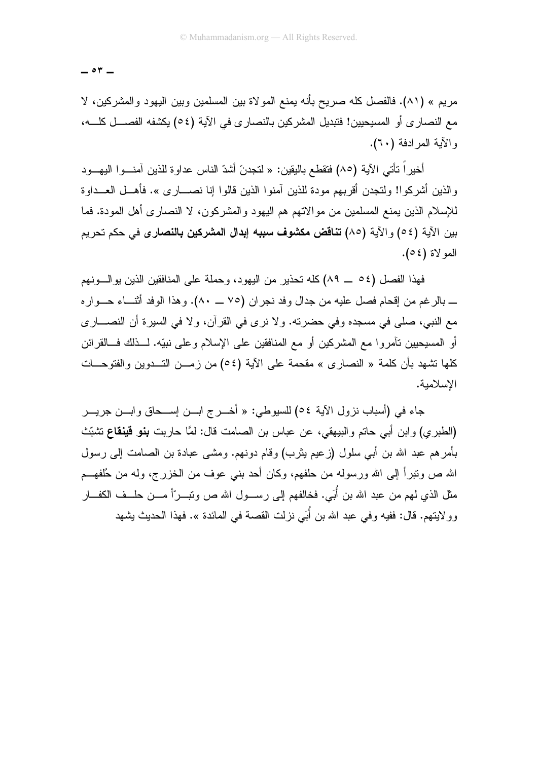مريم » (٨١). فالفصل كله صريح بأنه يمنع الموالاة بين المسلمين وبين اليهود والمشركين، لا مع النصارى أو المسيحيين! فتبديل المشركين بالنصارى في الآية (٥٤) يكشفه الفصل كله، والآية المرادفة (٦٠).

أخيراً تأتي الآية (٨٥) فتقطع باليقين: « لتجدنّ أشدّ الناس عداوة للذين آمنوا اليهود والذين أشركوا! ولتجدن أقربهم مودة للذين آمنوا الذين قالوا إنا نصارى ». فأهل العداوة للإسلام الذين يمنع المسلمين من موالاتهم هم اليهود والمشركون، لا النصارى أهل المودة. فما بين الآية (٥٤) والآية (٨٥) **تناقض مكشوف سببه إبدال المشركين بالنصارى** في حكم تحريم الموالاة (٥٤).

فهذا الفصل (٥٤ ــ ٨٩) كله تحذير من اليهود، وحملة على المنافقين الذين يوالونهم ــ بالرغم من إقحام فصل عليه من جدال وفد نجران (٧٥ ــ ٨٠). وهذا الوفد أثناء حواره مع النبي، صلى في مسجده وفي حضرته. ولا نرى في القرآن، ولا في السيرة أن النصارى أو المسيحيين تآمروا مع المشركين أو مع المنافقين على الإسلام وعلى نبيّه. لذلك فالقرائن كلها تشهد بأن كلمة « النصارى » مقحمة على الآية (٥٤) من زمن التدوين والفتوحات الإسلامية.

جاء في (أسباب نزول الآية ٥٤) للسيوطي: « أخرج ابن إسحاق وابن جرير (الطبري) وابن أبي حاتم والبيهقي، عن عباس بن الصامت قال: لمَّا حاربت **بنو قينقاع** تشبّث بأمرهم عبد الله بن أبي سلول (زعيم يثرب) وقام دونهم. ومشى عبادة بن الصامت إلى رسول الله ص وتبرأ إلى الله ورسوله من حلفهم، وكان أحد بني عوف من الخزرج، وله من حُلفهم مثل الذي لهم من عبد الله بن أُبَي. فخالفهم إلى رسول الله ص وتبرّأ من حلف الكفار وولايتهم. قال: ففيه وفي عبد الله بن أُبَي نزلت القصة في المائدة ». فهذا الحديث يشهد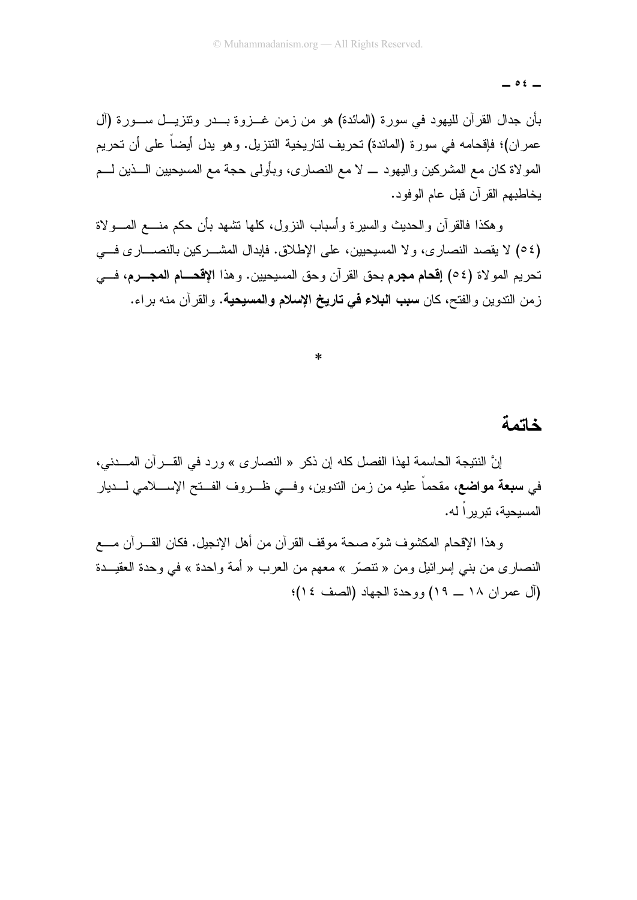بأن جدال القرآن لليهود في سورة (المائدة) هو من زمن غزوة بدر وتنزيل سورة (آل عمران)؛ فإقحامه في سورة (المائدة) تحريف لتاريخية التنزيل. وهو يدل أيضاً على أن تحريم الموالاة كان مع المشركين واليهود ــ لا مع النصارى، وبأولى حجة مع المسيحيين الذين لم يخاطبهم القرآن قبل عام الوفود.

وهكذا فالقرآن والحديث والسيرة وأسباب النزول، كلها تشهد بأن حكم منع الموالاة (٥٤) لا يقصد النصارى، ولا المسيحيين، على الإطلاق. فإبدال المشركين بالنصارى في تحريم الموالاة (٥٤) **إقحام مجرم** بحق القرآن وحق المسيحيين. وهذا **الإقحام المجرم**، في زمن التدوين والفتح، كان **سبب البلاء في تاريخ الإسلام والمسيحية**. والقرآن منه براء.

*

## خاتمة

إنَّ النتيجة الحاسمة لهذا الفصل كله إن ذكر « النصارى » ورد في القرآن المدني، في **سبعة مواضع**، مقحماً عليه من زمن التدوين، وفي ظروف الفتح الإسلامي لديار المسيحية، تبريراً له.

وهذا الإقحام المكشوف شوّه صحة موقف القرآن من أهل الإنجيل. فكان القرآن مع النصارى من بني إسرائيل ومن « تنصّر » معهم من العرب « أمة واحدة » في وحدة العقيدة (آل عمران ١٨ ــ ١٩) ووحدة الجهاد (الصف ١٤)؛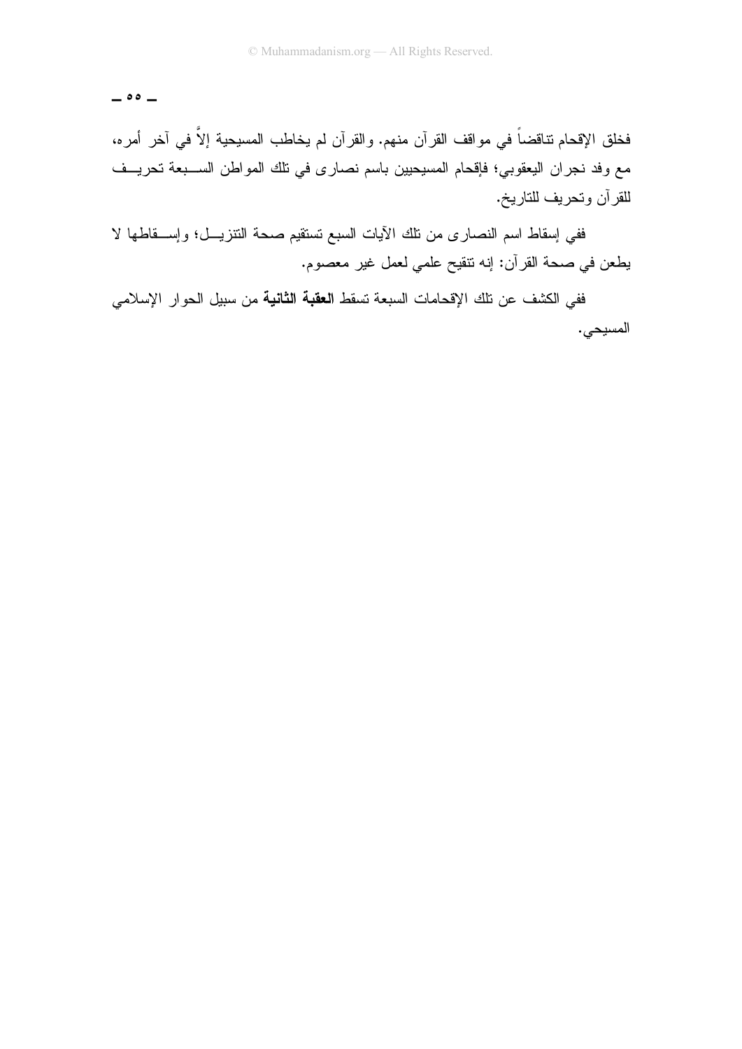فخلق الإقحام تناقضاً في مواقف القرآن منهم. والقرآن لم يخاطب المسيحية إلاَّ في آخر أمره، مع وفد نجران اليعقوبي؛ فإقحام المسيحيين باسم نصارى في تلك المواطن السبعة تحريف للقرآن وتحريف للتاريخ.

ففي إسقاط اسم النصارى من تلك الآيات السبع تستقيم صحة التنزيل؛ وإسقاطها لا يطعن في صحة القرآن: إنه تنقيح علمي لعمل غير معصوم.

ففي الكشف عن تلك الإقحامات السبعة تسقط **العقبة الثانية** من سبيل الحوار الإسلامي المسيحي.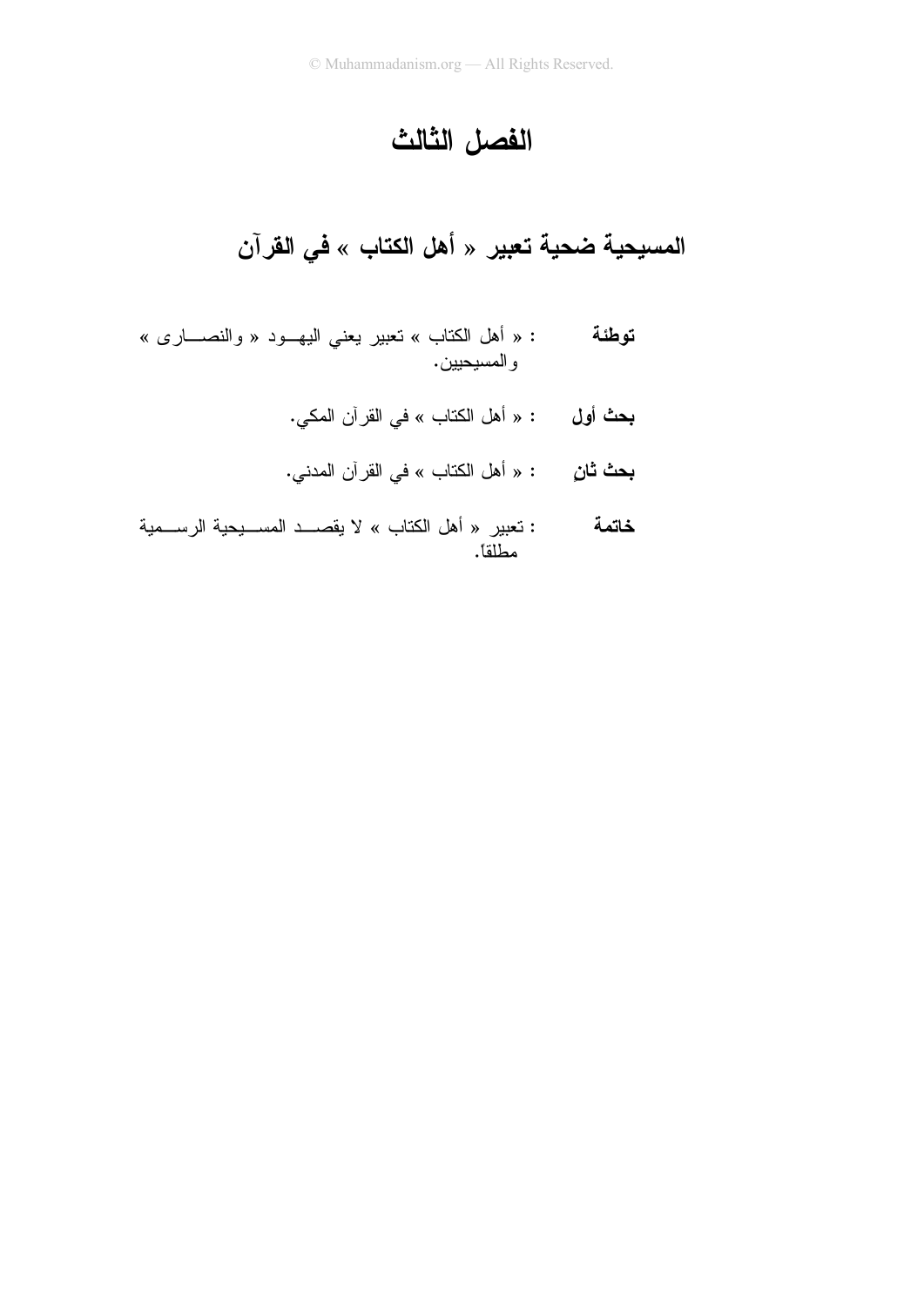# الفصل الثالث

## المسيحية ضحية تعبير « أهل الكتاب » في القرآن

**توطئة** : « أهل الكتاب » تعبير يعني اليهود « والنصارى » والمسيحيين.

**بحث أول** : « أهل الكتاب » في القرآن المكي.

**بحث ثانٍ** : « أهل الكتاب » في القرآن المدني.

**خاتمة** : تعبير « أهل الكتاب » لا يقصد المسيحية الرسمية مطلقاً.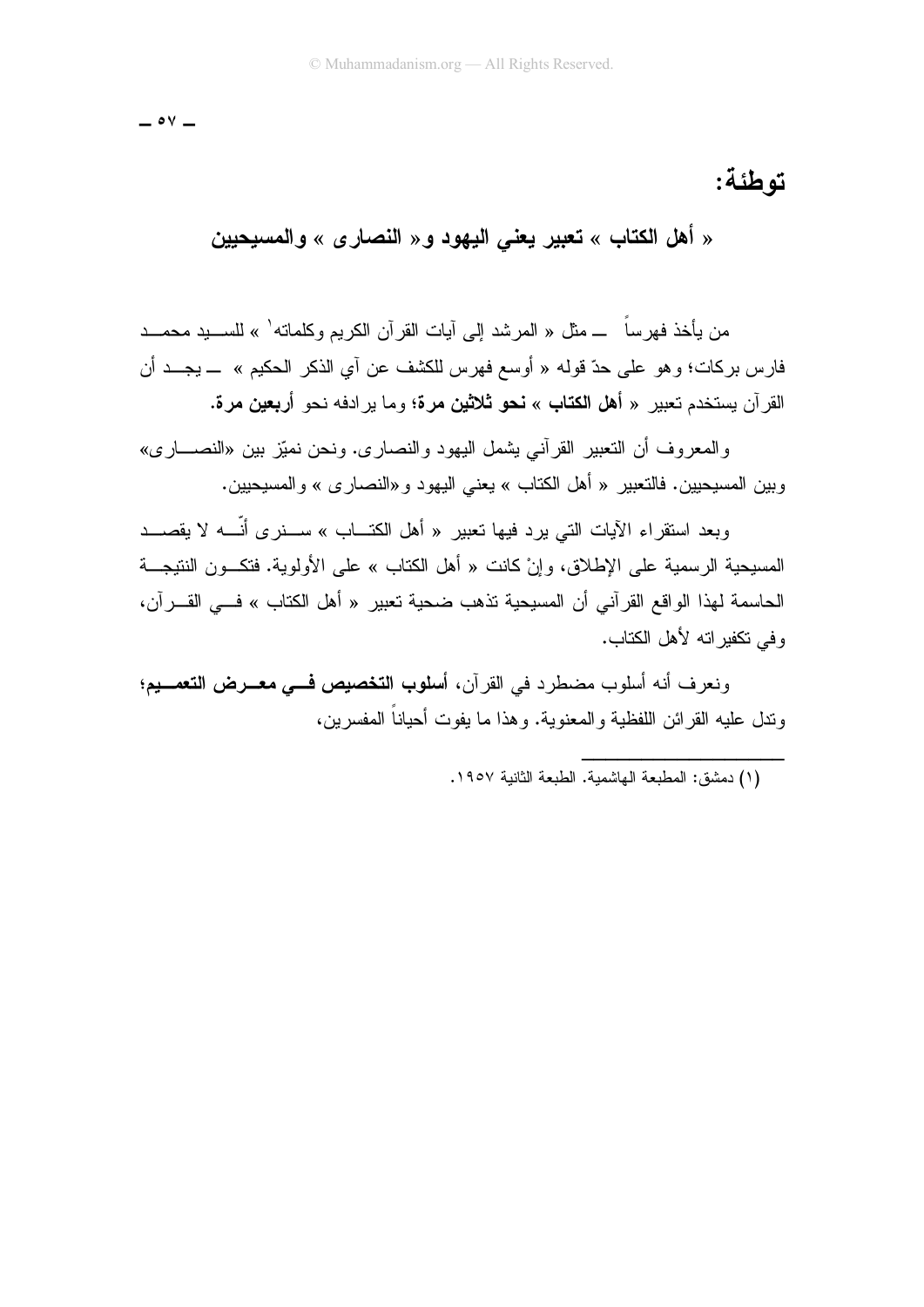## توطئة:

### « أهل الكتاب » تعبير يعني اليهود و« النصارى » والمسيحيين

من يأخذ فهرساً — مثل « المرشد إلى آيات القرآن الكريم وكلماته[1] » للسيد محمد فارس بركات؛ وهو على حدّ قوله « أوسع فهرس للكشف عن آي الذكر الحكيم » — يجد أن القرآن يستخدم تعبير « **أهل الكتاب** » **نحو ثلاثين مرة**؛ وما يرادفه نحو **أربعين مرة**.

والمعروف أن التعبير القرآني يشمل اليهود والنصارى. ونحن نميّز بين «النصارى» وبين المسيحيين. فالتعبير « أهل الكتاب » يعني اليهود و«النصارى » والمسيحيين.

وبعد استقراء الآيات التي يرد فيها تعبير « أهل الكتاب » سنرى أنّه لا يقصد المسيحية الرسمية على الإطلاق، وإنْ كانت « أهل الكتاب » على الأولوية. فتكون النتيجة الحاسمة لهذا الواقع القرآني أن المسيحية تذهب ضحية تعبير « أهل الكتاب » في القرآن، وفي تكفيراته لأهل الكتاب.

ونعرف أنه أسلوب مضطرد في القرآن، **أسلوب التخصيص في معرض التعميم**؛ وتدل عليه القرائن اللفظية والمعنوية. وهذا ما يفوت أحياناً المفسرين،

---

(١) دمشق: المطبعة الهاشمية. الطبعة الثانية ١٩٥٧.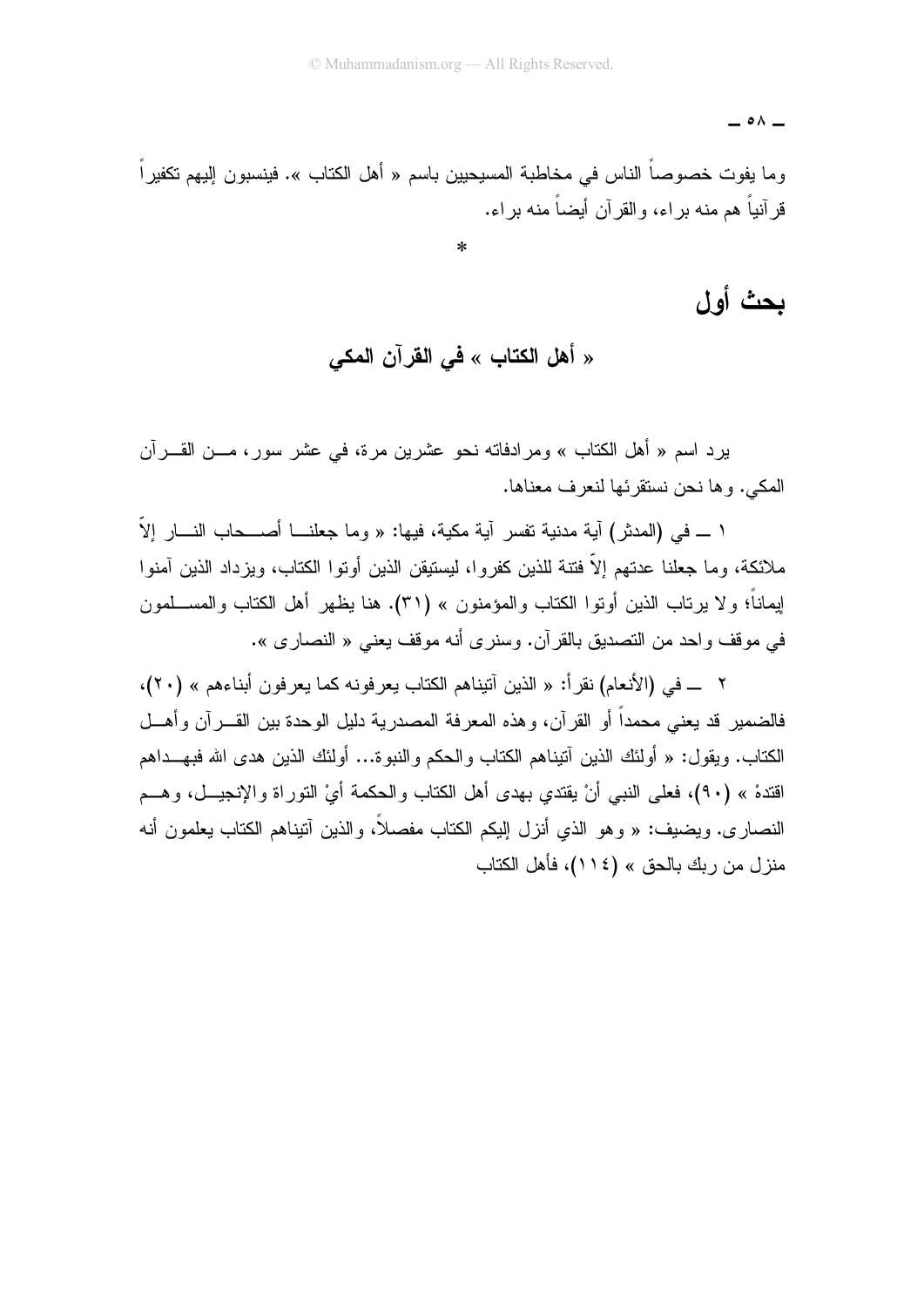وما يفوت خصوصاً الناس في مخاطبة المسيحيين باسم « أهل الكتاب ». فينسبون إليهم تكفيراً قرآنياً هم منه براء، والقرآن أيضاً منه براء.

*

## بحث أول

### « أهل الكتاب » في القرآن المكي

يرد اسم « أهل الكتاب » ومرادفاته نحو عشرين مرة، في عشر سور، من القرآن المكي. وها نحن نستقرئها لنعرف معناها.

١ ــ في (المدثر) آية مدنية تفسر آية مكية، فيها: « وما جعلنا أصحاب النار إلاّ ملائكة، وما جعلنا عدتهم إلاّ فتنة للذين كفروا، ليستيقن الذين أوتوا الكتاب، ويزداد الذين آمنوا إيماناً؛ ولا يرتاب الذين أوتوا الكتاب والمؤمنون » (٣١). هنا يظهر أهل الكتاب والمسلمون في موقف واحد من التصديق بالقرآن. وسنرى أنه موقف يعني « النصارى ».

٢ ــ في (الأنعام) نقرأ: « الذين آتيناهم الكتاب يعرفونه كما يعرفون أبناءهم » (٢٠)، فالضمير قد يعني محمداً أو القرآن، وهذه المعرفة المصدرية دليل الوحدة بين القرآن وأهل الكتاب. ويقول: « أولئك الذين آتيناهم الكتاب والحكم والنبوة... أولئك الذين هدى الله فبهداهم اقتدهْ » (٩٠)، فعلى النبي أنْ يقتدي بهدى أهل الكتاب والحكمة أيْ التوراة والإنجيل، وهم النصارى. ويضيف: « وهو الذي أنزل إليكم الكتاب مفصلاً، والذين آتيناهم الكتاب يعلمون أنه منزل من ربك بالحق » (١١٤)، فأهل الكتاب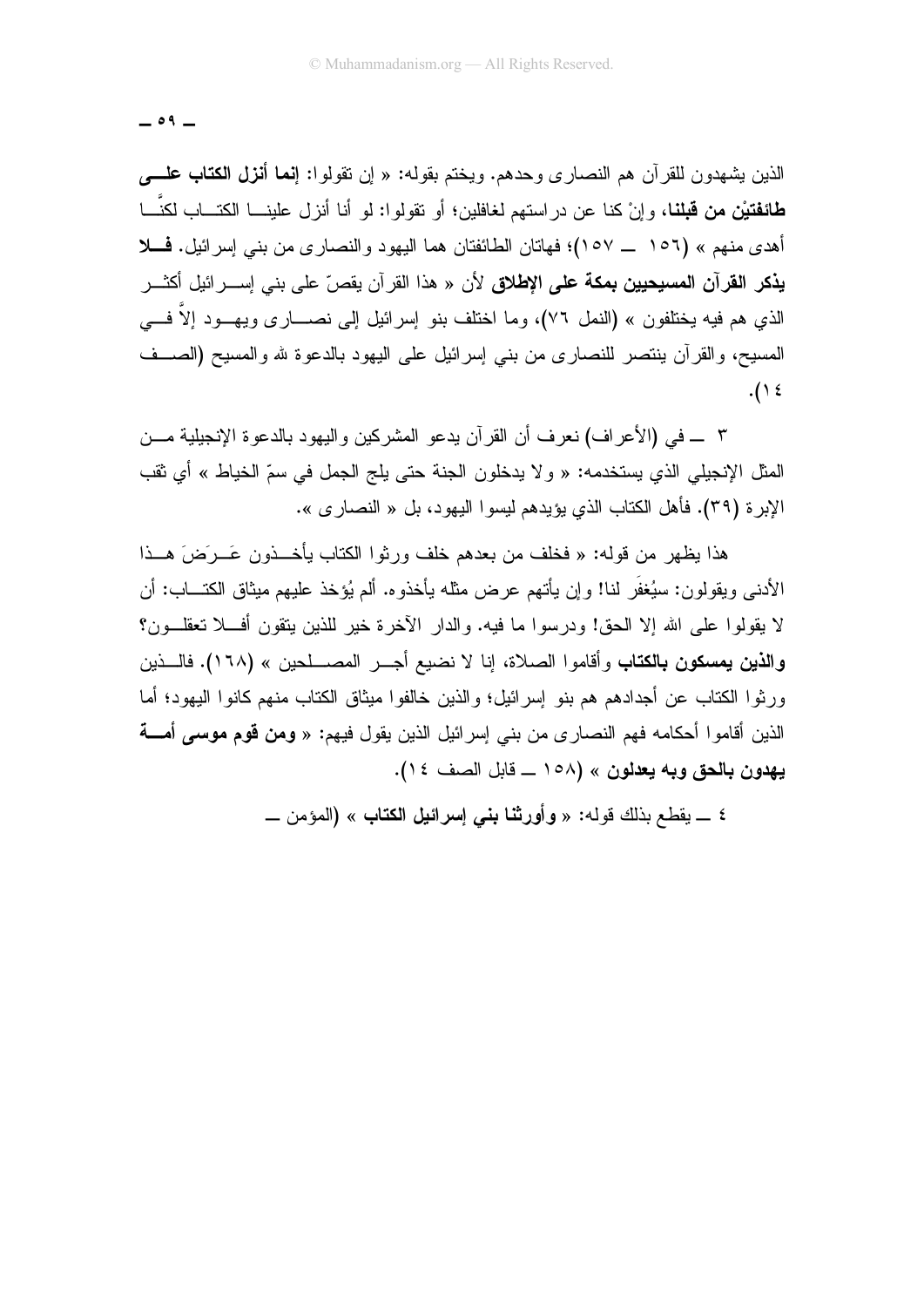الذين يشهدون للقرآن هم النصارى وحدهم. ويختم بقوله: « إن تقولوا: **إنما أنزل الكتاب على طائفتيْن من قبلنا**، وإنْ كنا عن دراستهم لغافلين؛ أو تقولوا: لو أنا أنزل علينا الكتاب لكنَّا أهدى منهم » (١٥٦ ــ ١٥٧)؛ فهاتان الطائفتان هما اليهود والنصارى من بني إسرائيل. **فلا يذكر القرآن المسيحيين بمكة على الإطلاق** لأن « هذا القرآن يقصّ على بني إسرائيل أكثر الذي هم فيه يختلفون » (النمل ٧٦)، وما اختلف بنو إسرائيل إلى نصارى ويهود إلاَّ في المسيح، والقرآن ينتصر للنصارى من بني إسرائيل على اليهود بالدعوة لله والمسيح (الصف ١٤).

٣ ــ في (الأعراف) نعرف أن القرآن يدعو المشركين واليهود بالدعوة الإنجيلية من المثل الإنجيلي الذي يستخدمه: « ولا يدخلون الجنة حتى يلج الجمل في سمّ الخياط » أي ثقب الإبرة (٣٩). فأهل الكتاب الذي يؤيدهم ليسوا اليهود، بل « النصارى ».

هذا يظهر من قوله: « فخلف من بعدهم خلف ورثوا الكتاب يأخذون عَرَضَ هذا الأدنى ويقولون: سيُغفَر لنا! وإن يأتهم عرض مثله يأخذوه. ألم يُؤخذ عليهم ميثاق الكتاب: أن لا يقولوا على الله إلا الحق! ودرسوا ما فيه. والدار الآخرة خير للذين يتقون أفلا تعقلون؟ **والذين يمسكون بالكتاب** وأقاموا الصلاة، إنا لا نضيع أجر المصلحين » (١٦٨). فالذين ورثوا الكتاب عن أجدادهم هم بنو إسرائيل؛ والذين خالفوا ميثاق الكتاب منهم كانوا اليهود؛ أما الذين أقاموا أحكامه فهم النصارى من بني إسرائيل الذين يقول فيهم: « **ومن قوم موسى أمة يهدون بالحق وبه يعدلون** » (١٥٨ ــ قابل الصف ١٤).

٤ ــ يقطع بذلك قوله: « **وأورثنا بني إسرائيل الكتاب** » (المؤمن ــ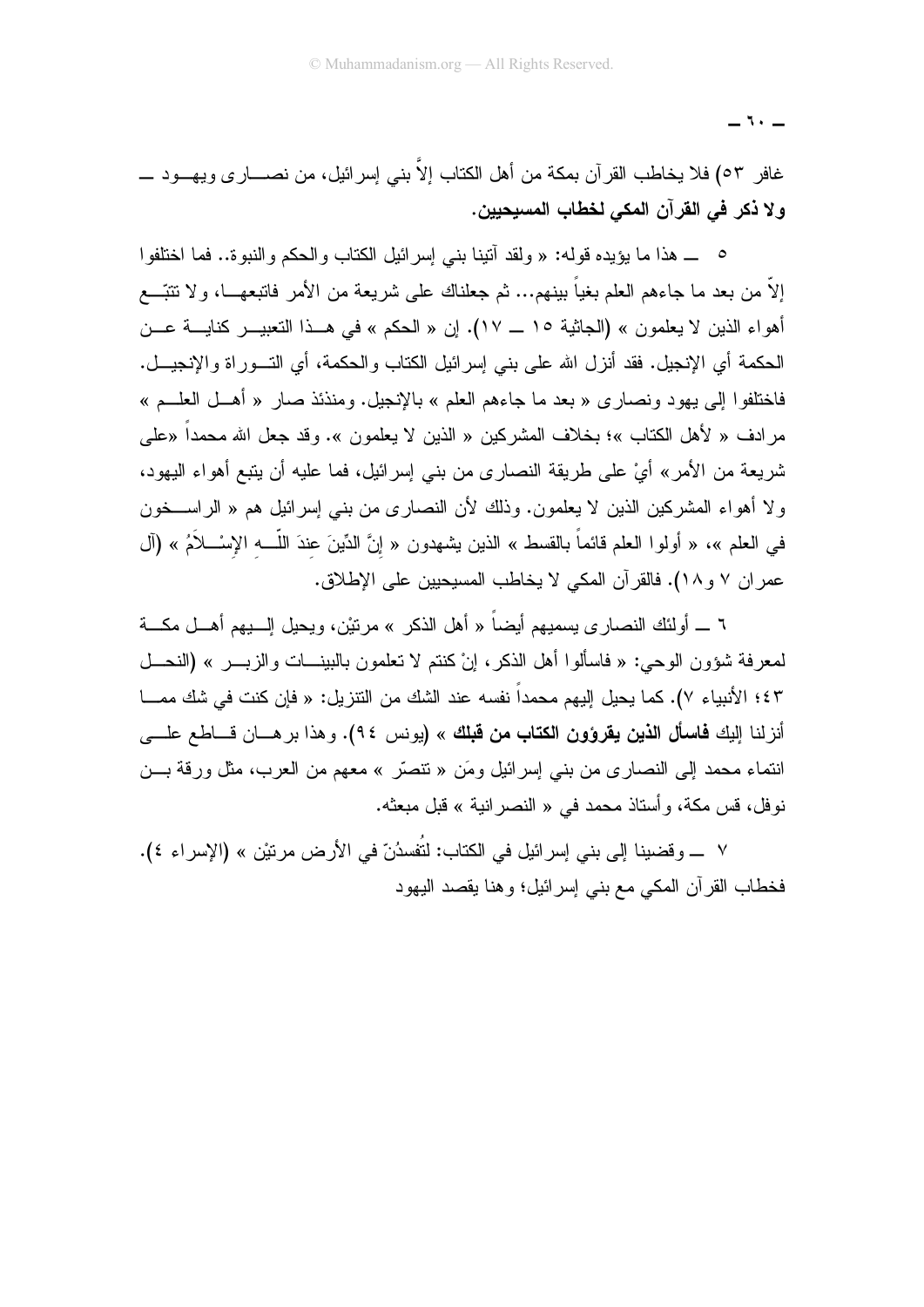غافر ٥٣) فلا يخاطب القرآن بمكة من أهل الكتاب إلاَّ بني إسرائيل، من نصارى ويهود — **ولا ذكر في القرآن المكي لخطاب المسيحيين.**

٥ — هذا ما يؤيده قوله: « ولقد آتينا بني إسرائيل الكتاب والحكم والنبوة.. فما اختلفوا إلاّ من بعد ما جاءهم العلم بغياً بينهم... ثم جعلناك على شريعة من الأمر فاتبعها، ولا تتبّع أهواء الذين لا يعلمون » (الجاثية ١٥ — ١٧). إن « الحكم » في هذا التعبير كناية عن الحكمة أي الإنجيل. فقد أنزل الله على بني إسرائيل الكتاب والحكمة، أي التوراة والإنجيل. فاختلفوا إلى يهود ونصارى « بعد ما جاءهم العلم » بالإنجيل. ومنذئذ صار « أهل العلم » مرادف « لأهل الكتاب »؛ بخلاف المشركين « الذين لا يعلمون ». وقد جعل الله محمداً «على شريعة من الأمر» أيْ على طريقة النصارى من بني إسرائيل، فما عليه أن يتبع أهواء اليهود، ولا أهواء المشركين الذين لا يعلمون. وذلك لأن النصارى من بني إسرائيل هم « الراسخون في العلم »، « أولوا العلم قائماً بالقسط » الذين يشهدون « إِنَّ الدِّينَ عِندَ اللّـهِ الإِسْلاَمُ » (آل عمران ٧ و١٨). فالقرآن المكي لا يخاطب المسيحيين على الإطلاق.

٦ — أولئك النصارى يسميهم أيضاً « أهل الذكر » مرتيْن، ويحيل إليهم أهل مكة لمعرفة شؤون الوحي: « فاسألوا أهل الذكر، إنْ كنتم لا تعلمون بالبينات والزبر » (النحل ٤٣؛ الأنبياء ٧). كما يحيل إليهم محمداً نفسه عند الشك من التنزيل: « فإن كنت في شك مما أنزلنا إليك **فاسأل الذين يقرؤون الكتاب من قبلك** » (يونس ٩٤). وهذا برهان قاطع على انتماء محمد إلى النصارى من بني إسرائيل ومَن « تنصّر » معهم من العرب، مثل ورقة بن نوفل، قس مكة، وأستاذ محمد في « النصرانية » قبل مبعثه.

٧ — وقضينا إلى بني إسرائيل في الكتاب: لتُفسدُنّ في الأرض مرتيْن » (الإسراء ٤). فخطاب القرآن المكي مع بني إسرائيل؛ وهنا يقصد اليهود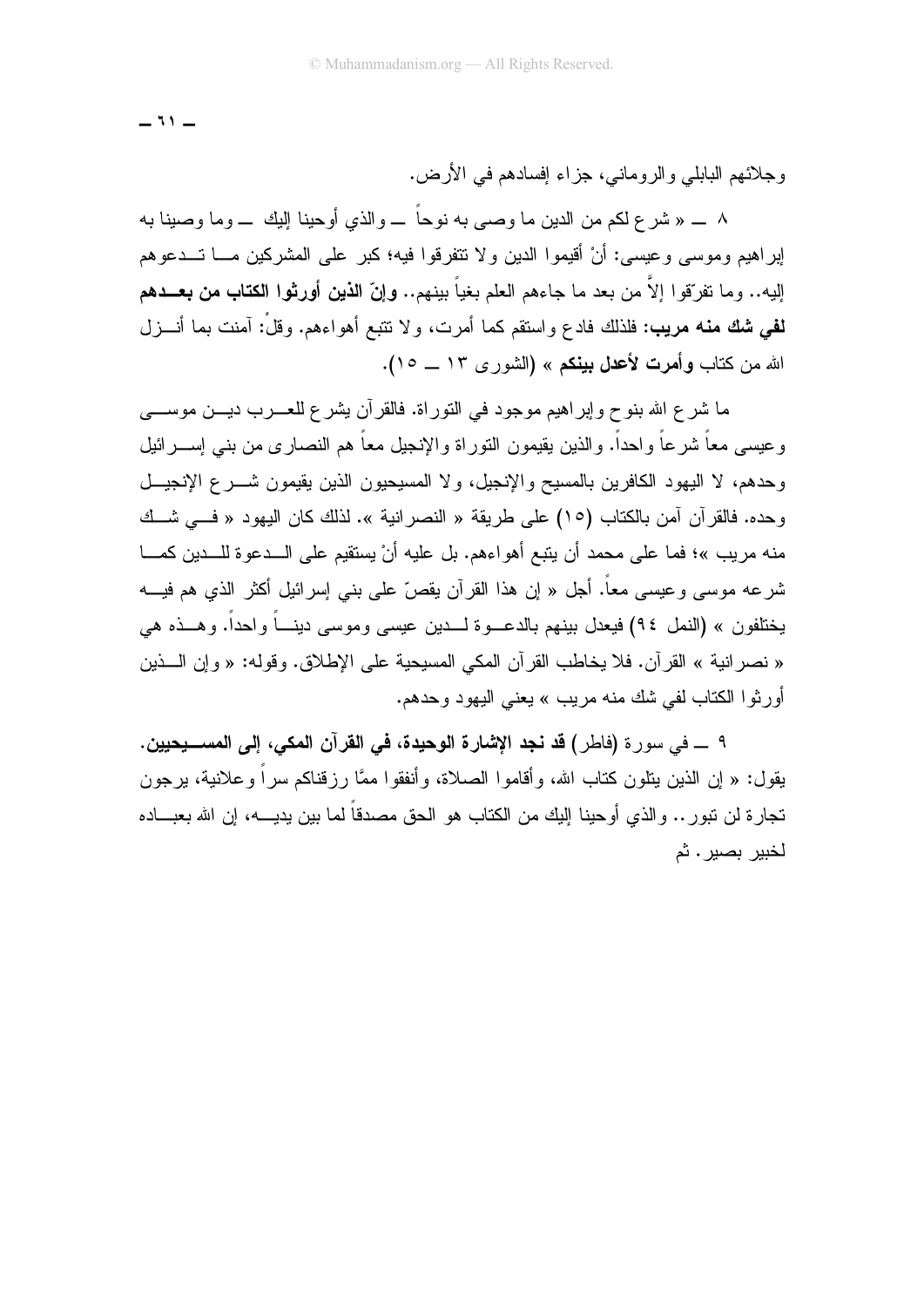وجلائهم البابلي والروماني، جزاء إفسادهم في الأرض.

٨ ــ « شرع لكم من الدين ما وصى به نوحاً ــ والذي أوحينا إليك ــ وما وصينا به إبراهيم وموسى وعيسى: أنْ أقيموا الدين ولا تتفرقوا فيه؛ كبر على المشركين ما تدعوهم إليه.. وما تفرّقوا إلاَّ من بعد ما جاءهم العلم بغياً بينهم.. **وإنّ الذين أورثوا الكتاب من بعدهم لفي شك منه مريب**: فلذلك فادع واستقم كما أمرت، ولا تتبع أهواءهم. وقلْ: آمنت بما أنزل الله من كتاب **وأمرت لأعدل بينكم** » (الشورى ١٣ ــ ١٥).

ما شرع الله بنوح وإبراهيم موجود في التوراة. فالقرآن يشرع للعرب دين موسى وعيسى معاً شرعاً واحداً. والذين يقيمون التوراة والإنجيل معاً هم النصارى من بني إسرائيل وحدهم، لا اليهود الكافرين بالمسيح والإنجيل، ولا المسيحيون الذين يقيمون شرع الإنجيل وحده. فالقرآن آمن بالكتاب (١٥) على طريقة « النصرانية ». لذلك كان اليهود « في شك منه مريب »؛ فما على محمد أن يتبع أهواءهم. بل عليه أنْ يستقيم على الدعوة للدين كما شرعه موسى وعيسى معاً. أجل « إن هذا القرآن يقصّ على بني إسرائيل أكثر الذي هم فيه يختلفون » (النمل ٩٤) فيعدل بينهم بالدعوة لدين عيسى وموسى ديناً واحداً. وهذه هي « نصرانية » القرآن. فلا يخاطب القرآن المكي المسيحية على الإطلاق. وقوله: « وإن الذين أورثوا الكتاب لفي شك منه مريب » يعني اليهود وحدهم.

٩ ــ في سورة (فاطر) **قد نجد الإشارة الوحيدة، في القرآن المكي، إلى المسيحيين.** يقول: « إن الذين يتلون كتاب الله، وأقاموا الصلاة، وأنفقوا ممَّا رزقناكم سراً وعلانية، يرجون تجارة لن تبور.. والذي أوحينا إليك من الكتاب هو الحق مصدقاً لما بين يديه، إن الله بعباده لخبير بصير. ثم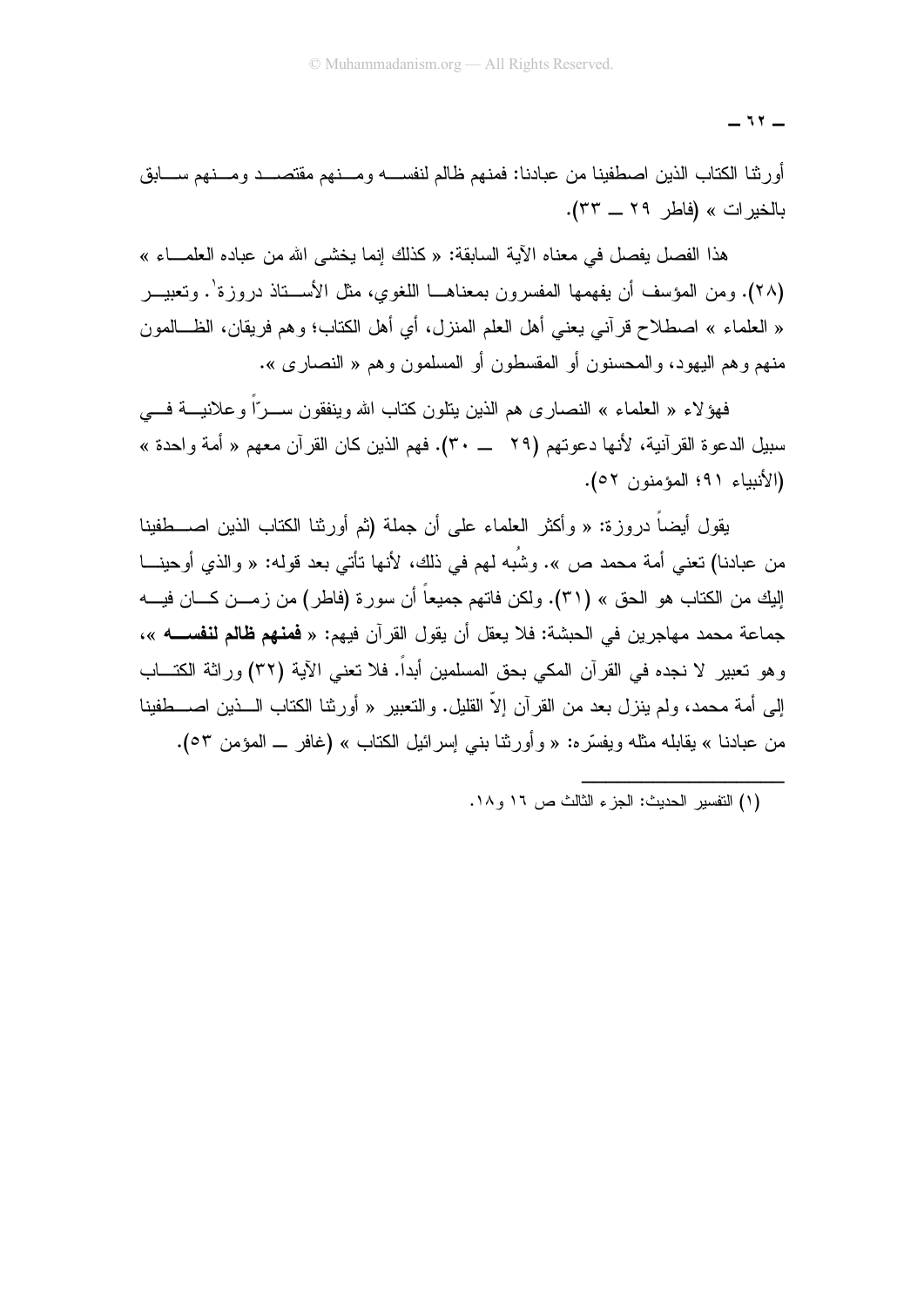أورثنا الكتاب الذين اصطفينا من عبادنا: فمنهم ظالم لنفسه ومنهم مقتصد ومنهم سابق بالخيرات » (فاطر ٢٩ ــ ٣٣).

هذا الفصل يفصل في معناه الآية السابقة: « كذلك إنما يخشى الله من عباده العلماء » (٢٨). ومن المؤسف أن يفهمها المفسرون بمعناها اللغوي، مثل الأستاذ دروزة[1]. وتعبير « العلماء » اصطلاح قرآني يعني أهل العلم المنزل، أي أهل الكتاب؛ وهم فريقان، الظالمون منهم وهم اليهود، والمحسنون أو المقسطون أو المسلمون وهم « النصارى ».

فهؤلاء « العلماء » النصارى هم الذين يتلون كتاب الله وينفقون سرّاً وعلانية في سبيل الدعوة القرآنية، لأنها دعوتهم (٢٩ ــ ٣٠). فهم الذين كان القرآن معهم « أمة واحدة » (الأنبياء ٩١؛ المؤمنون ٥٢).

يقول أيضاً دروزة: « وأكثر العلماء على أن جملة (ثم أورثنا الكتاب الذين اصطفينا من عبادنا) تعني أمة محمد ص ». وشُبه لهم في ذلك، لأنها تأتي بعد قوله: « والذي أوحينا إليك من الكتاب هو الحق » (٣١). ولكن فاتهم جميعاً أن سورة (فاطر) من زمن كان فيه جماعة محمد مهاجرين في الحبشة: فلا يعقل أن يقول القرآن فيهم: « **فمنهم ظالم لنفسه** »، وهو تعبير لا نجده في القرآن المكي بحق المسلمين أبداً. فلا تعني الآية (٣٢) وراثة الكتاب إلى أمة محمد، ولم ينزل بعد من القرآن إلاّ القليل. والتعبير « أورثنا الكتاب الذين اصطفينا من عبادنا » يقابله مثله ويفسّره: « وأورثنا بني إسرائيل الكتاب » (غافر ــ المؤمن ٥٣).

---

(١) التفسير الحديث: الجزء الثالث ص ١٦ و١٨.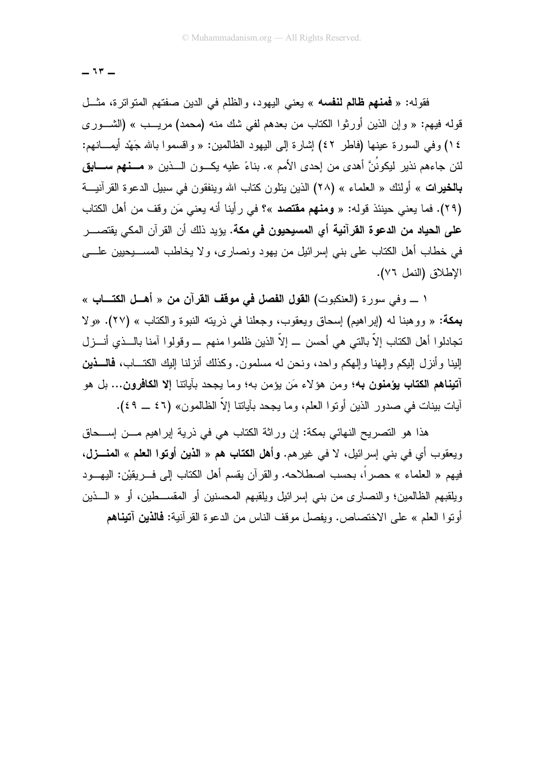فقوله: « **فمنهم ظالم لنفسه** » يعني اليهود، والظلم في الدين صفتهم المتواترة، مثل قوله فيهم: « وإن الذين أورثوا الكتاب من بعدهم لفي شك منه (محمد) مريب » (الشورى ١٤) وفي السورة عينها (فاطر ٤٢) إشارة إلى اليهود الظالمين: « واقسموا بالله جَهْد أيمانهم: لئن جاءهم نذير ليكوننَّ أهدى من إحدى الأمم ». بناءً عليه يكون الذين « **منهم سابق بالخيرات** » أولئك « العلماء » (٢٨) الذين يتلون كتاب الله وينفقون في سبيل الدعوة القرآنية (٢٩). فما يعني حينئذ قوله: « **ومنهم مقتصد** »؟ في رأينا أنه يعني مَن وقف من أهل الكتاب **على الحياد من الدعوة القرآنية أي المسيحيون في مكة**. يؤيد ذلك أن القرآن المكي يقتصر في خطاب أهل الكتاب على بني إسرائيل من يهود ونصارى، ولا يخاطب المسيحيين على الإطلاق (النمل ٧٦).

١ ــ وفي سورة (العنكبوت) **القول الفصل في موقف القرآن من « أهل الكتاب » بمكة:** « ووهبنا له (إبراهيم) إسحاق ويعقوب، وجعلنا في ذريته النبوة والكتاب » (٢٧). «ولا تجادلوا أهل الكتاب إلاّ بالتي هي أحسن ــ إلاّ الذين ظلموا منهم ــ وقولوا آمنا بالذي أنزل إلينا وأنزل إليكم وإلهنا وإلهكم واحد، ونحن له مسلمون. وكذلك أنزلنا إليك الكتاب، **فالذين آتيناهم الكتاب يؤمنون به**؛ ومن هؤلاء مَن يؤمن به؛ وما يجحد بآياتنا **إلا الكافرون**... بل هو آيات بينات في صدور الذين أوتوا العلم، وما يجحد بآياتنا إلاّ الظالمون» (٤٦ ــ ٤٩).

هذا هو التصريح النهائي بمكة: إن وراثة الكتاب هي في ذرية إبراهيم من إسحاق ويعقوب أي في بني إسرائيل، لا في غيرهم. **وأهل الكتاب هم « الذين أوتوا العلم » المنزل**، فيهم « العلماء » حصراً، بحسب اصطلاحه. والقرآن يقسم أهل الكتاب إلى فريقيْن: اليهود ويلقبهم الظالمين؛ والنصارى من بني إسرائيل ويلقبهم المحسنين أو المقسطين، أو « الذين أوتوا العلم » على الاختصاص. ويفصل موقف الناس من الدعوة القرآنية: **فالذين آتيناهم**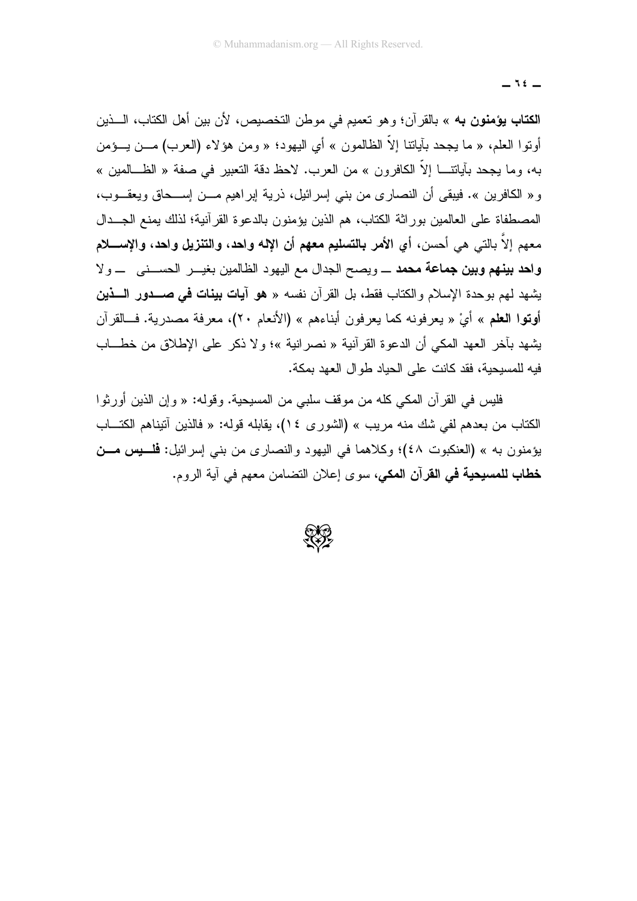**الكتاب يؤمنون به** » بالقرآن؛ وهو تعميم في موطن التخصيص، لأن بين أهل الكتاب، الـذين أوتوا العلم، « ما يجحد بآياتنا إلاّ الظالمون » أي اليهود؛ « ومن هؤلاء (العرب) مـن يـؤمن به، وما يجحد بآياتنـا إلاّ الكافرون » من العرب. لاحظ دقة التعبير في صفة « الظـالمين » و« الكافرين ». فيبقى أن النصارى من بني إسرائيل، ذرية إبراهيم مـن إسـحاق ويعقـوب، المصطفاة على العالمين بوراثة الكتاب، هم الذين يؤمنون بالدعوة القرآنية؛ لذلك يمنع الجـدال معهم إلاّ بالتي هي أحسن، **أي الأمر بالتسليم معهم أن الإله واحد، والتنزيل واحد، والإسـلام واحد بينهم وبين جماعة محمد** ــ ويصح الجدال مع اليهود الظالمين بغيـر الحسـنى ــ ولا يشهد لهم بوحدة الإسلام والكتاب فقط، بل القرآن نفسه « **هو آيات بينات في صـدور الـذين أوتوا العلم** » أيْ « يعرفونه كما يعرفون أبناءهم » (الأنعام ٢٠)، معرفة مصدرية. فـالقرآن يشهد بآخر العهد المكي أن الدعوة القرآنية « نصرانية »؛ ولا ذكر على الإطلاق من خطـاب فيه للمسيحية، فقد كانت على الحياد طوال العهد بمكة.

فليس في القرآن المكي كله من موقف سلبي من المسيحية. وقوله: « وإن الذين أورثوا الكتاب من بعدهم لفي شك منه مريب » (الشورى ١٤)، يقابله قوله: « فالذين آتيناهم الكتـاب يؤمنون به » (العنكبوت ٤٨)؛ وكلاهما في اليهود والنصارى من بني إسرائيل: **فلـيس مـن خطاب للمسيحية في القرآن المكي**، سوى إعلان التضامن معهم في آية الروم.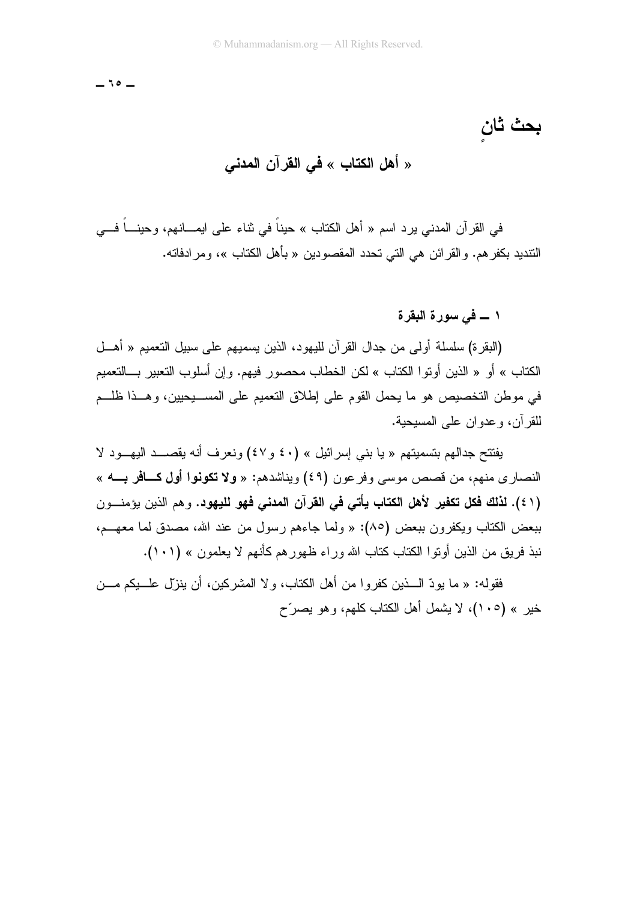# بحث ثانٍ

## « أهل الكتاب » في القرآن المدني

في القرآن المدني يرد اسم « أهل الكتاب » حيناً في ثناء على ايمانهم، وحيناً في التنديد بكفرهم. والقرائن هي التي تحدد المقصودين « بأهل الكتاب »، ومرادفاته.

### ١ ــ في سورة البقرة

(البقرة) سلسلة أولى من جدال القرآن لليهود، الذين يسميهم على سبيل التعميم « أهل الكتاب » أو « الذين أوتوا الكتاب » لكن الخطاب محصور فيهم. وإن أسلوب التعبير بالتعميم في موطن التخصيص هو ما يحمل القوم على إطلاق التعميم على المسيحيين، وهذا ظلم للقرآن، وعدوان على المسيحية.

يفتتح جدالهم بتسميتهم « يا بني إسرائيل » (٤٠ و٤٧) ونعرف أنه يقصد اليهود لا النصارى منهم، من قصص موسى وفرعون (٤٩) ويناشدهم: « **ولا تكونوا أول كافر به** » (٤١). **لذلك فكل تكفير لأهل الكتاب يأتي في القرآن المدني فهو لليهود**. وهم الذين يؤمنون ببعض الكتاب ويكفرون ببعض (٨٥): « ولما جاءهم رسول من عند الله، مصدق لما معهم، نبذ فريق من الذين أوتوا الكتاب كتاب الله وراء ظهورهم كأنهم لا يعلمون » (١٠١).

فقوله: « ما يودّ الذين كفروا من أهل الكتاب، ولا المشركين، أن ينزّل عليكم من خير » (١٠٥)، لا يشمل أهل الكتاب كلهم، وهو يصرّح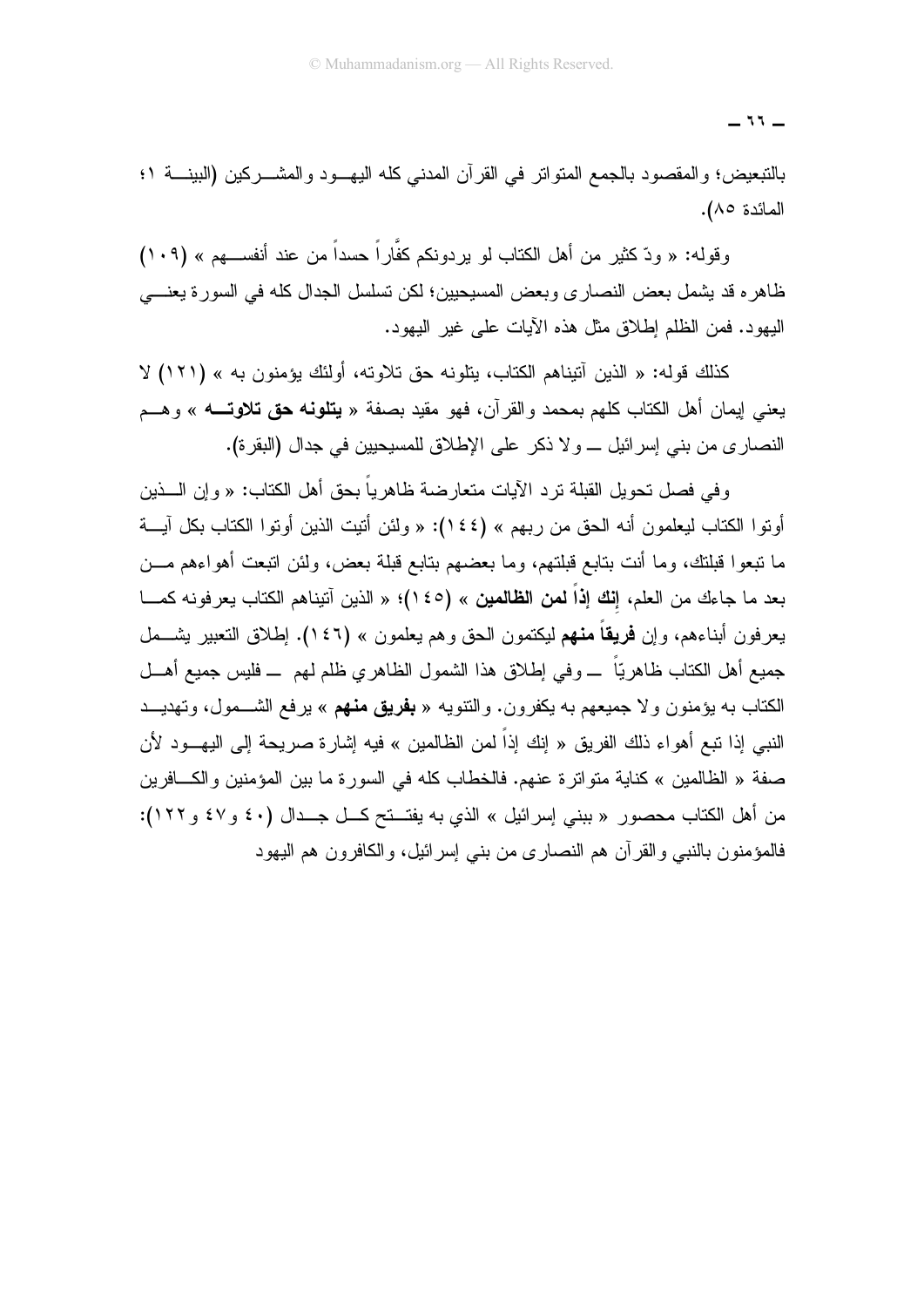بالتبعيض؛ والمقصود بالجمع المتواتر في القرآن المدني كله اليهود والمشركين (البينة ١؛ المائدة ٨٥).

وقوله: « ودّ كثير من أهل الكتاب لو يردونكم كفَّاراً حسداً من عند أنفسهم » (١٠٩) ظاهره قد يشمل بعض النصارى وبعض المسيحيين؛ لكن تسلسل الجدال كله في السورة يعني اليهود. فمن الظلم إطلاق مثل هذه الآيات على غير اليهود.

كذلك قوله: « الذين آتيناهم الكتاب، يتلونه حق تلاوته، أولئك يؤمنون به » (١٢١) لا يعني إيمان أهل الكتاب كلهم بمحمد والقرآن، فهو مقيد بصفة « **يتلونه حق تلاوته** » وهم النصارى من بني إسرائيل ــ ولا ذكر على الإطلاق للمسيحيين في جدال (البقرة).

وفي فصل تحويل القبلة ترد الآيات متعارضة ظاهرياً بحق أهل الكتاب: « وإن الذين أوتوا الكتاب ليعلمون أنه الحق من ربهم » (١٤٤): « ولئن أتيت الذين أوتوا الكتاب بكل آية ما تبعوا قبلتك، وما أنت بتابع قبلتهم، وما بعضهم بتابع قبلة بعض، ولئن اتبعت أهواءهم من بعد ما جاءك من العلم، **إنك إذاً لمن الظالمين** » (١٤٥)؛ « الذين آتيناهم الكتاب يعرفونه كما يعرفون أبناءهم، وإن **فريقاً منهم** ليكتمون الحق وهم يعلمون » (١٤٦). إطلاق التعبير يشمل جميع أهل الكتاب ظاهريّاً ــ وفي إطلاق هذا الشمول الظاهري ظلم لهم ــ فليس جميع أهل الكتاب به يؤمنون ولا جميعهم به يكفرون. والتنويه « **بفريق منهم** » يرفع الشمول، وتهديد النبي إذا تبع أهواء ذلك الفريق « إنك إذاً لمن الظالمين » فيه إشارة صريحة إلى اليهود لأن صفة « الظالمين » كناية متواترة عنهم. فالخطاب كله في السورة ما بين المؤمنين والكافرين من أهل الكتاب محصور « ببني إسرائيل » الذي به يفتتح كل جدال (٤٠ و٤٧ و١٢٢): فالمؤمنون بالنبي والقرآن هم النصارى من بني إسرائيل، والكافرون هم اليهود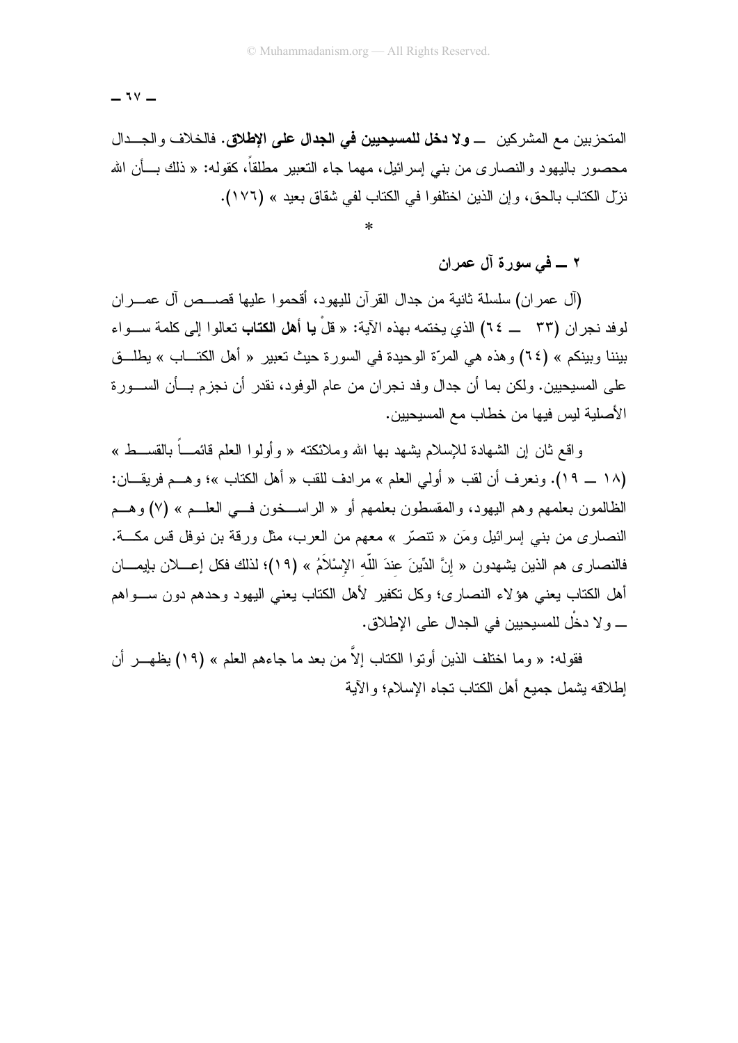المتحزبين مع المشركين ــ **ولا دخل للمسيحيين في الجدال على الإطلاق**. فالخلاف والجدال محصور باليهود والنصارى من بني إسرائيل، مهما جاء التعبير مطلقاً، كقوله: « ذلك بأن الله نزّل الكتاب بالحق، وإن الذين اختلفوا في الكتاب لفي شقاق بعيد » (١٧٦).

*

## ٢ ــ في سورة آل عمران

(آل عمران) سلسلة ثانية من جدال القرآن لليهود، أقحموا عليها قصص آل عمران لوفد نجران (٣٣ ــ ٦٤) الذي يختمه بهذه الآية: « قلْ **يا أهل الكتاب** تعالوا إلى كلمة سواء بيننا وبينكم » (٦٤) وهذه هي المرّة الوحيدة في السورة حيث تعبير « أهل الكتاب » يطلق على المسيحيين. ولكن بما أن جدال وفد نجران من عام الوفود، نقدر أن نجزم بأن السورة الأصلية ليس فيها من خطاب مع المسيحيين.

واقع ثان إن الشهادة للإسلام يشهد بها الله وملائكته « وأولوا العلم قائماً بالقسط » (١٨ ــ ١٩). ونعرف أن لقب « أولي العلم » مرادف للقب « أهل الكتاب »؛ وهم فريقان: الظالمون بعلمهم وهم اليهود، والمقسطون بعلمهم أو « الراسخون في العلم » (٧) وهم النصارى من بني إسرائيل ومَن « تنصّر » معهم من العرب، مثل ورقة بن نوفل قس مكة. فالنصارى هم الذين يشهدون « إِنَّ الدِّينَ عِندَ اللّهِ الإِسْلاَمُ » (١٩)؛ لذلك فكل إعلان بإيمان أهل الكتاب يعني هؤلاء النصارى؛ وكل تكفير لأهل الكتاب يعني اليهود وحدهم دون سواهم ــ ولا دخْل للمسيحيين في الجدال على الإطلاق.

فقوله: « وما اختلف الذين أوتوا الكتاب إلاَّ من بعد ما جاءهم العلم » (١٩) يظهر أن إطلاقه يشمل جميع أهل الكتاب تجاه الإسلام؛ والآية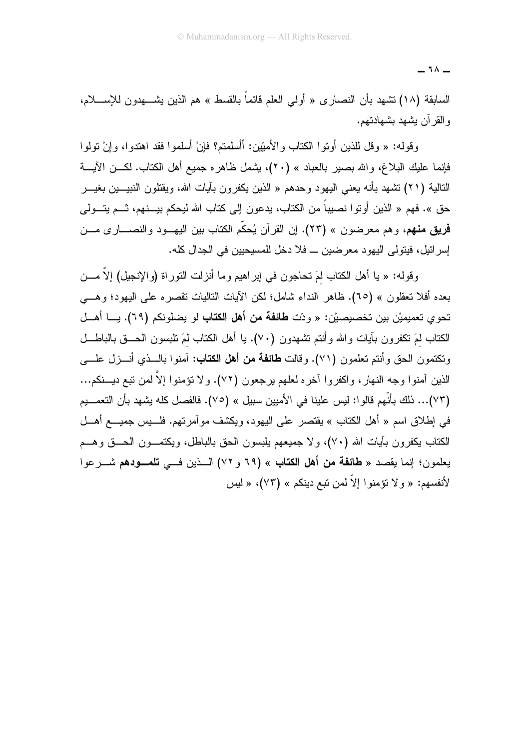السابقة (١٨) تشهد بأن النصارى « أولي العلم قائماً بالقسط » هم الذين يشهدون للإسلام، والقرآن يشهد بشهادتهم.

وقوله: « وقل للذين أوتوا الكتاب والأميّين: أأسلمتم؟ فإنْ أسلموا فقد اهتدوا، وإنْ تولوا فإنما عليك البلاغ، والله بصير بالعباد » (٢٠)، يشمل ظاهره جميع أهل الكتاب. لكن الآية التالية (٢١) تشهد بأنه يعني اليهود وحدهم « الذين يكفرون بآيات الله، ويقتلون النبيين بغير حق ». فهم « الذين أوتوا نصيباً من الكتاب، يدعون إلى كتاب الله ليحكم بينهم، ثم يتولى **فريق منهم**، وهم معرضون » (٢٣). إن القرآن يُحكّم الكتاب بين اليهود والنصارى من إسرائيل، فيتولى اليهود معرضين ــ فلا دخل للمسيحيين في الجدال كله.

وقوله: « يا أهل الكتاب لِمَ تحاجون في إبراهيم وما أنزلت التوراة (والإنجيل) إلاّ من بعده أفلا تعقلون » (٦٥). ظاهر النداء شامل؛ لكن الآيات التاليات تقصره على اليهود؛ وهي تحوي تعميميْن بين تخصيصيْن: « ودّت **طائفة من أهل الكتاب** لو يضلونكم (٦٩). يا أهل الكتاب لِمَ تكفرون بآيات والله وأنتم تشهدون (٧٠). يا أهل الكتاب لِمَ تلبسون الحق بالباطل وتكتمون الحق وأنتم تعلمون (٧١). وقالت **طائفة من أهل الكتاب**: آمنوا بالذي أنزل على الذين آمنوا وجه النهار، واكفروا آخره لعلهم يرجعون (٧٢). ولا تؤمنوا إلاَّ لمن تبع دينكم... (٧٣)... ذلك بأنّهم قالوا: ليس علينا في الأميين سبيل » (٧٥). فالفصل كله يشهد بأن التعميم في إطلاق اسم « أهل الكتاب » يقتصر على اليهود، ويكشف موآمرتهم. فليس جميع أهل الكتاب يكفرون بآيات الله (٧٠)، ولا جميعهم يلبسون الحق بالباطل، ويكتمون الحق وهم يعلمون؛ إنما يقصد « **طائفة من أهل الكتاب** » (٦٩ و٧٢) الذين في **تلمودهم** شرعوا لأنفسهم: « ولا تؤمنوا إلاّ لمن تبع دينكم » (٧٣)، « ليس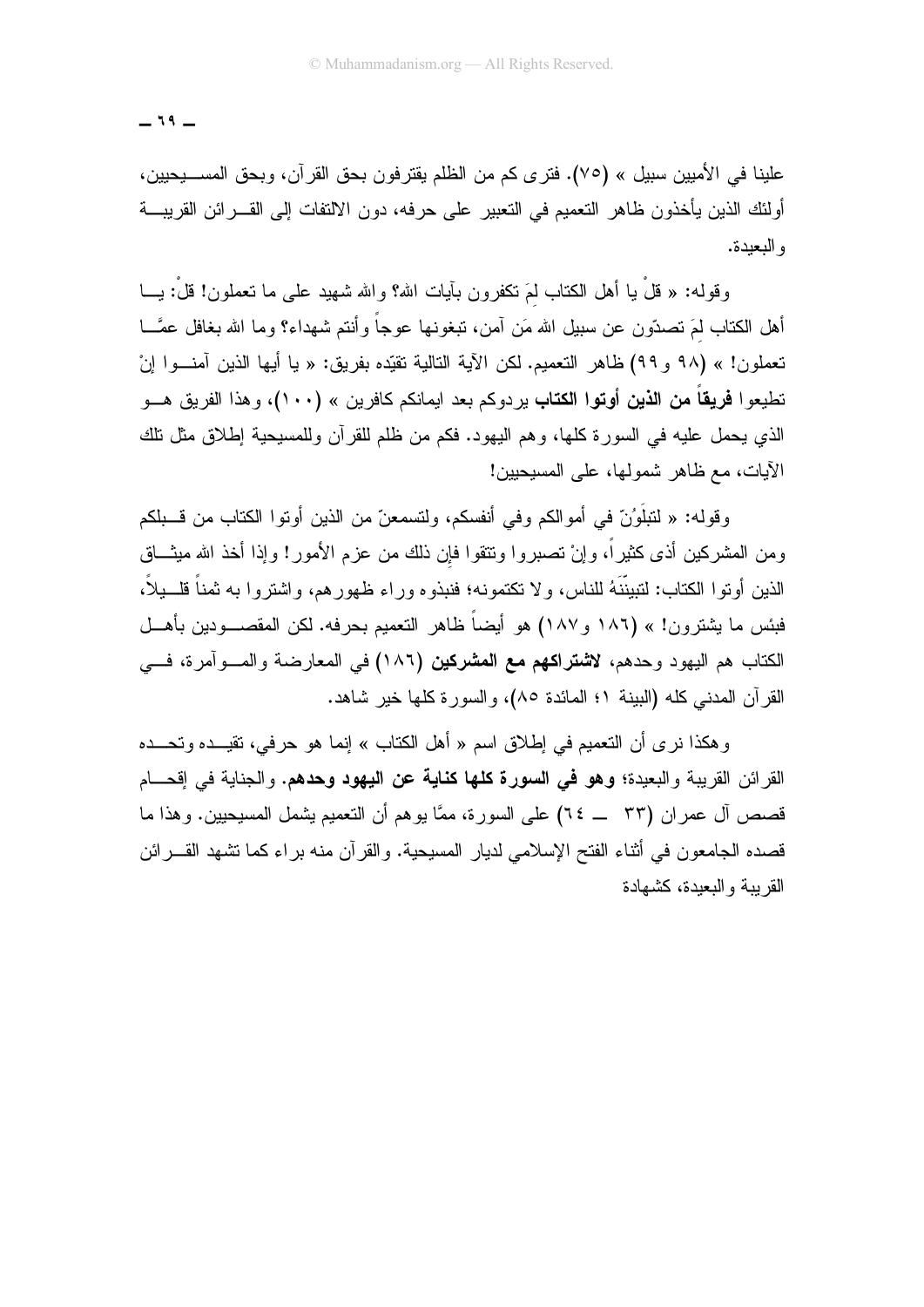علينا في الأميين سبيل » (٧٥). فترى كم من الظلم يقترفون بحق القرآن، وبحق المسيحيين، أولئك الذين يأخذون ظاهر التعميم في التعبير على حرفه، دون الالتفات إلى القرائن القريبة والبعيدة.

وقوله: « قلْ يا أهل الكتاب لِمَ تكفرون بآيات الله؟ والله شهيد على ما تعملون! قلْ: يا أهل الكتاب لِمَ تصدّون عن سبيل الله مَن آمن، تبغونها عوجاً وأنتم شهداء؟ وما الله بغافل عمَّا تعملون! » (٩٨ و٩٩) ظاهر التعميم. لكن الآية التالية تقيّده بفريق: « يا أيها الذين آمنوا إنْ تطيعوا **فريقاً من الذين أوتوا الكتاب** يردوكم بعد ايمانكم كافرين » (١٠٠)، وهذا الفريق هو الذي يحمل عليه في السورة كلها، وهم اليهود. فكم من ظلم للقرآن وللمسيحية إطلاق مثل تلك الآيات، مع ظاهر شمولها، على المسيحيين!

وقوله: « لتبلَوُنّ في أموالكم وفي أنفسكم، ولتسمعنّ من الذين أوتوا الكتاب من قبلكم ومن المشركين أذى كثيراً، وإنْ تصبروا وتتقوا فإن ذلك من عزم الأمور! وإذا أخذ الله ميثاق الذين أوتوا الكتاب: لتبيّنَنَهُ للناس، ولا تكتمونه؛ فنبذوه وراء ظهورهم، واشتروا به ثمناً قليلاً، فبئس ما يشترون! » (١٨٦ و١٨٧) هو أيضاً ظاهر التعميم بحرفه. لكن المقصودين بأهل الكتاب هم اليهود وحدهم، **لاشتراكهم مع المشركين** (١٨٦) في المعارضة والمؤآمرة، في القرآن المدني كله (البينة ١؛ المائدة ٨٥)، والسورة كلها خير شاهد.

وهكذا نرى أن التعميم في إطلاق اسم « أهل الكتاب » إنما هو حرفي، تقيده وتحده القرائن القريبة والبعيدة؛ **وهو في السورة كلها كناية عن اليهود وحدهم**. والجناية في إقحام قصص آل عمران (٣٣ ـ ٦٤) على السورة، ممَّا يوهم أن التعميم يشمل المسيحيين. وهذا ما قصده الجامعون في أثناء الفتح الإسلامي لديار المسيحية. والقرآن منه براء كما تشهد القرائن القريبة والبعيدة، كشهادة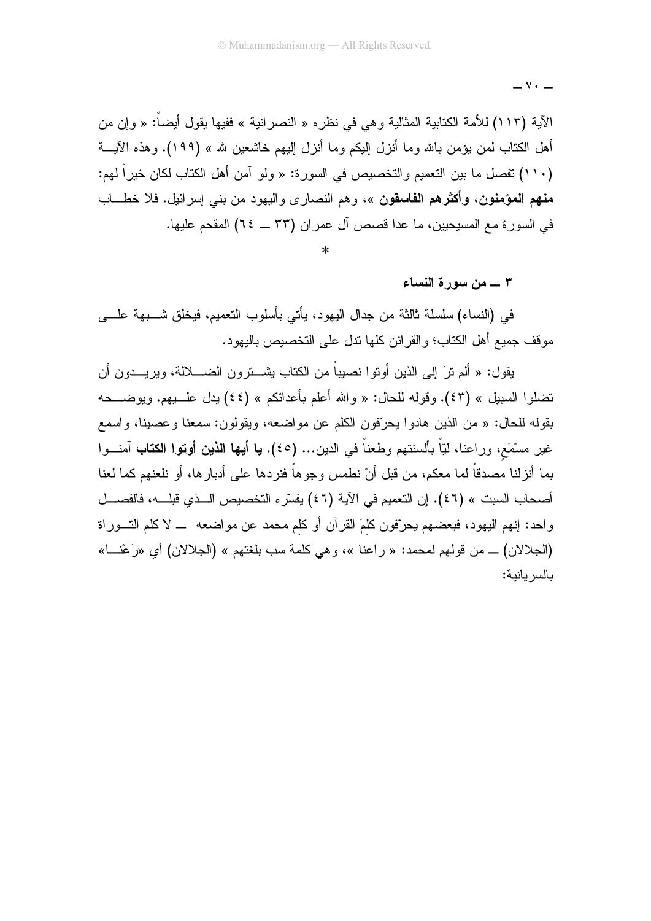الآية (١١٣) للأمة الكتابية المثالية وهي في نظره « النصرانية » ففيها يقول أيضاً: « وإن من أهل الكتاب لمن يؤمن بالله وما أنزل إليكم وما أنزل إليهم خاشعين لله » (١٩٩). وهذه الآية (١١٠) تفصل ما بين التعميم والتخصيص في السورة: « ولو آمن أهل الكتاب لكان خيراً لهم: **منهم المؤمنون، وأكثرهم الفاسقون** »، وهم النصارى واليهود من بني إسرائيل. فلا خطاب في السورة مع المسيحيين، ما عدا قصص آل عمران (٣٣ ــ ٦٤) المقحم عليها.

*

### ٣ ــ من سورة النساء

في (النساء) سلسلة ثالثة من جدال اليهود، يأتي بأسلوب التعميم، فيخلق شبهة على موقف جميع أهل الكتاب؛ والقرائن كلها تدل على التخصيص باليهود.

يقول: « ألم ترَ إلى الذين أوتوا نصيباً من الكتاب يشترون الضلالة، ويريدون أن تضلوا السبيل » (٤٣). وقوله للحال: « والله أعلم بأعدائكم » (٤٤) يدل عليهم. ويوضحه بقوله للحال: « من الذين هادوا يحرّفون الكلم عن مواضعه، ويقولون: سمعنا وعصينا، واسمع غير مسْمَعٍ، وراعنا، ليّاً بألسنتهم وطعناً في الدين... (٤٥). **يا أيها الذين أوتوا الكتاب** آمنوا بما أنزلنا مصدقاً لما معكم، من قبل أنْ نطمس وجوهاً فنردها على أدبارها، أو نلعنهم كما لعنا أصحاب السبت » (٤٦). إن التعميم في الآية (٤٦) يفسّره التخصيص الذي قبله، فالفصل واحد: إنهم اليهود، فبعضهم يحرّفون كلمَ القرآن أو كلِم محمد عن مواضعه ــ لا كلم التوراة (الجلالان) ــ من قولهم لمحمد: « راعنا »، وهي كلمة سب بلغتهم » (الجلالان) أي «رَعْنا» بالسريانية: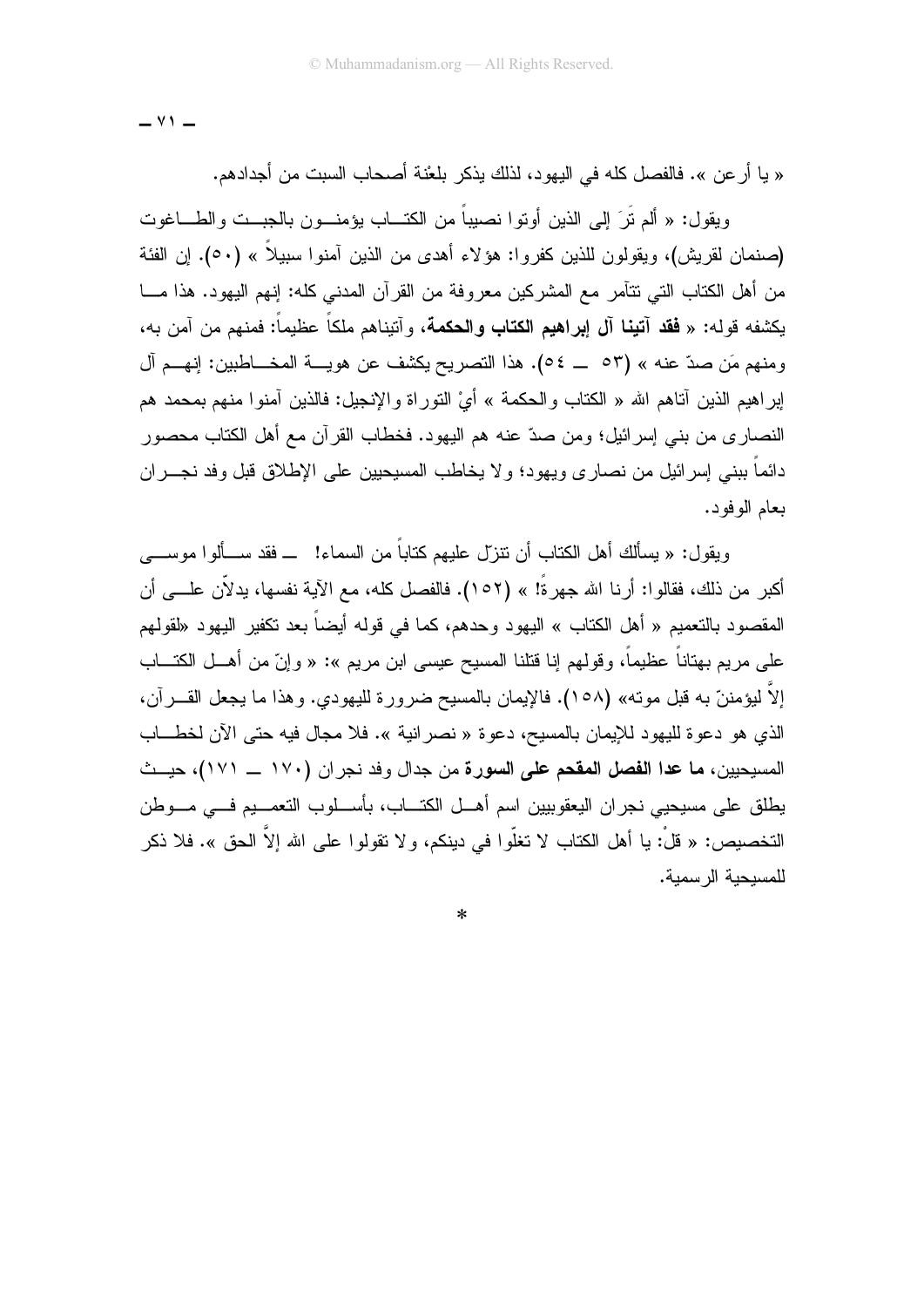« يا أرعن ». فالفصل كله في اليهود، لذلك يذكر بلعْنة أصحاب السبت من أجدادهم.

ويقول: « ألم تَرَ إلى الذين أوتوا نصيباً من الكتاب يؤمنون بالجبت والطاغوت (صنمان لقريش)، ويقولون للذين كفروا: هؤلاء أهدى من الذين آمنوا سبيلاً » (٥٠). إن الفئة من أهل الكتاب التي تتآمر مع المشركين معروفة من القرآن المدني كله: إنهم اليهود. هذا ما يكشفه قوله: « **فقد آتينا آل إبراهيم الكتاب والحكمة**، وآتيناهم ملكاً عظيماً: فمنهم من آمن به، ومنهم مَن صدّ عنه » (٥٣ ــ ٥٤). هذا التصريح يكشف عن هوية المخاطبين: إنهم آل إبراهيم الذين آتاهم الله « الكتاب والحكمة » أيْ التوراة والإنجيل: فالذين آمنوا منهم بمحمد هم النصارى من بني إسرائيل؛ ومن صدّ عنه هم اليهود. فخطاب القرآن مع أهل الكتاب محصور دائماً ببني إسرائيل من نصارى ويهود؛ ولا يخاطب المسيحيين على الإطلاق قبل وفد نجران بعام الوفود.

ويقول: « يسألك أهل الكتاب أن تنزّل عليهم كتاباً من السماء! ــ فقد سألوا موسى أكبر من ذلك، فقالوا: أرنا الله جهرةً! » (١٥٢). فالفصل كله، مع الآية نفسها، يدلاّن على أن المقصود بالتعميم « أهل الكتاب » اليهود وحدهم، كما في قوله أيضاً بعد تكفير اليهود «لقولهم على مريم بهتاناً عظيماً، وقولهم إنا قتلنا المسيح عيسى ابن مريم »: « وإنّ من أهل الكتاب إلاَّ ليؤمننّ به قبل موته» (١٥٨). فالإيمان بالمسيح ضرورة لليهودي. وهذا ما يجعل القرآن، الذي هو دعوة لليهود للإيمان بالمسيح، دعوة « نصرانية ». فلا مجال فيه حتى الآن لخطاب المسيحيين، **ما عدا الفصل المقحم على السورة** من جدال وفد نجران (١٧٠ ــ ١٧١)، حيث يطلق على مسيحيي نجران اليعقوبيين اسم أهل الكتاب، بأسلوب التعميم في موطن التخصيص: « قلْ: يا أهل الكتاب لا تغلّوا في دينكم، ولا تقولوا على الله إلاَّ الحق ». فلا ذكر للمسيحية الرسمية.

*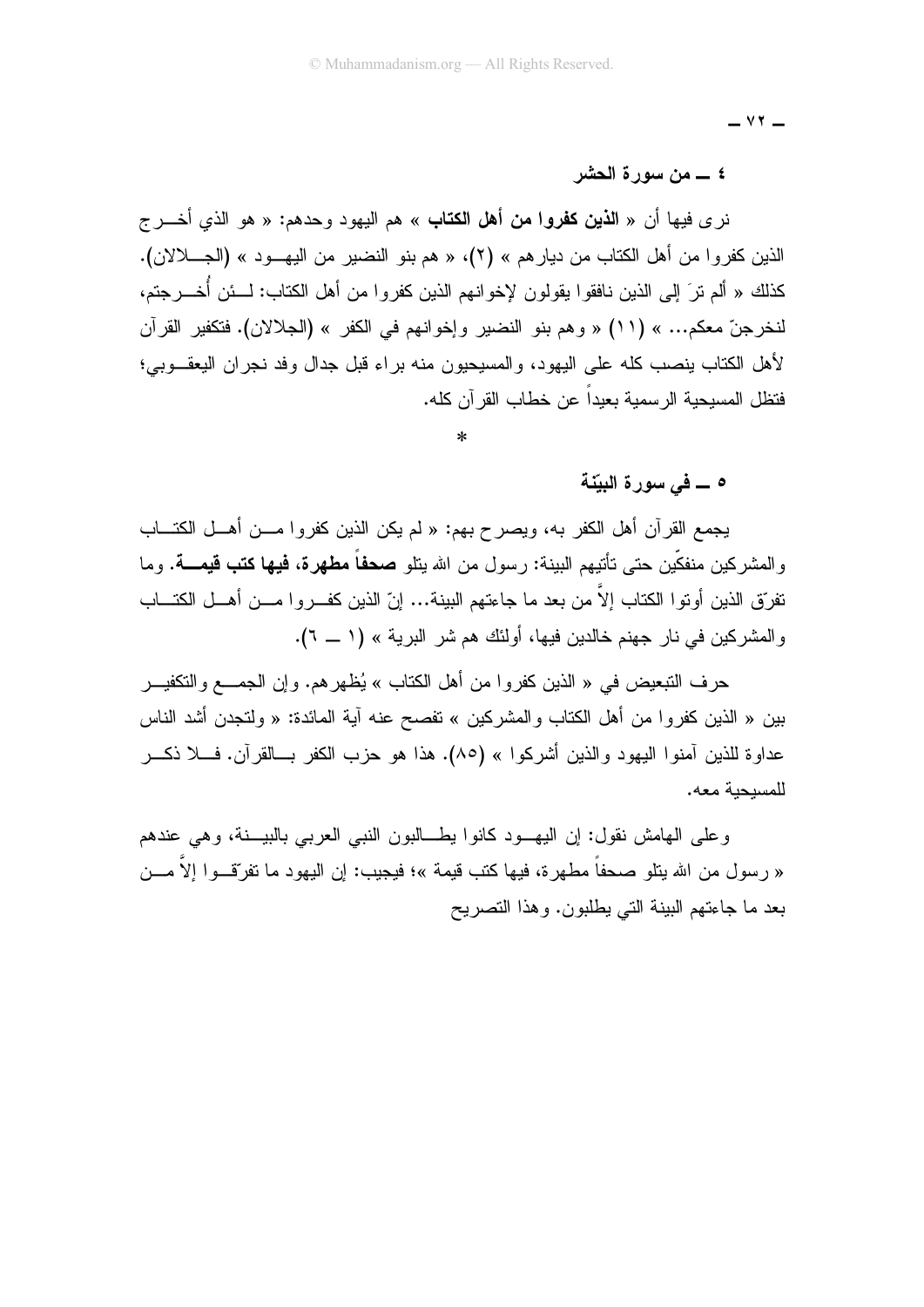### ٤ ــ من سورة الحشر

نرى فيها أن « **الذين كفروا من أهل الكتاب** » هم اليهود وحدهم: « هو الذي أخرج الذين كفروا من أهل الكتاب من ديارهم » (٢)، « هم بنو النضير من اليهود » (الجلالان). كذلك « ألم ترَ إلى الذين نافقوا يقولون لإخوانهم الذين كفروا من أهل الكتاب: لئن أُخرجتم، لنخرجنّ معكم... » (١١) « وهم بنو النضير وإخوانهم في الكفر » (الجلالان). فتكفير القرآن لأهل الكتاب ينصب كله على اليهود، والمسيحيون منه براء قبل جدال وفد نجران اليعقوبي؛ فتظل المسيحية الرسمية بعيداً عن خطاب القرآن كله.

*

### ٥ ــ في سورة البيّنة

يجمع القرآن أهل الكفر به، ويصرح بهم: « لم يكن الذين كفروا من أهل الكتاب والمشركين منفكّين حتى تأتيهم البينة: رسول من الله يتلو **صحفاً مطهرة، فيها كتب قيمة**. وما تفرّق الذين أوتوا الكتاب إلاَّ من بعد ما جاءتهم البينة... إنّ الذين كفروا من أهل الكتاب والمشركين في نار جهنم خالدين فيها، أولئك هم شر البرية » (١ ــ ٦).

حرف التبعيض في « الذين كفروا من أهل الكتاب » يُظهرهم. وإن الجمع والتكفير بين « الذين كفروا من أهل الكتاب والمشركين » تفصح عنه آية المائدة: « ولتجدن أشد الناس عداوة للذين آمنوا اليهود والذين أشركوا » (٨٥). هذا هو حزب الكفر بالقرآن. فلا ذكر للمسيحية معه.

وعلى الهامش نقول: إن اليهود كانوا يطالبون النبي العربي بالبينة، وهي عندهم « رسول من الله يتلو صحفاً مطهرة، فيها كتب قيمة »؛ فيجيب: إن اليهود ما تفرّقوا إلاَّ من بعد ما جاءتهم البينة التي يطلبون. وهذا التصريح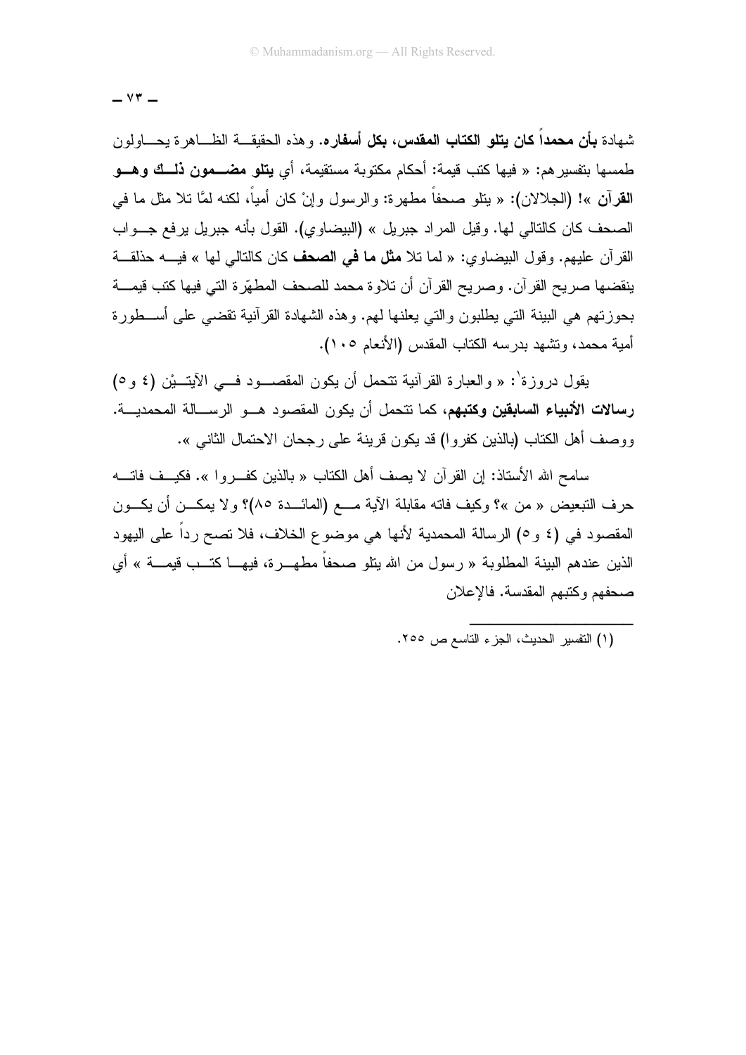شهادة **بأن محمداً كان يتلو الكتاب المقدس، بكل أسفاره.** وهذه الحقيقة الظاهرة يحاولون طمسها بتفسيرهم: « فيها كتب قيمة: أحكام مكتوبة مستقيمة، أي **يتلو مضمون ذلك وهو القرآن** »! (الجلالان): « يتلو صحفاً مطهرة: والرسول وإنْ كان أمياً، لكنه لمَّا تلا مثل ما في الصحف كان كالتالي لها. وقيل المراد جبريل » (البيضاوي). القول بأنه جبريل يرفع جواب القرآن عليهم. وقول البيضاوي: « لما تلا **مثل ما في الصحف** كان كالتالي لها » فيه حذلقة ينقضها صريح القرآن. وصريح القرآن أن تلاوة محمد للصحف المطهّرة التي فيها كتب قيمة بحوزتهم هي البينة التي يطلبون والتي يعلنها لهم. وهذه الشهادة القرآنية تقضي على أسطورة أمية محمد، وتشهد بدرسه الكتاب المقدس (الأنعام ١٠٥).

يقول دروزة[1]: « والعبارة القرآنية تتحمل أن يكون المقصود في الآيتيْن (٤ و٥) **رسالات الأنبياء السابقين وكتبهم**، كما تتحمل أن يكون المقصود هو الرسالة المحمدية. ووصف أهل الكتاب (بالذين كفروا) قد يكون قرينة على رجحان الاحتمال الثاني ».

سامح الله الأستاذ: إن القرآن لا يصف أهل الكتاب « بالذين كفروا ». فكيف فاته حرف التبعيض « من »؟ وكيف فاته مقابلة الآية مع (المائدة ٨٥)؟ ولا يمكن أن يكون المقصود في (٤ و٥) الرسالة المحمدية لأنها هي موضوع الخلاف، فلا تصح رداً على اليهود الذين عندهم البينة المطلوبة « رسول من الله يتلو صحفاً مطهرة، فيها كتب قيمة » أي صحفهم وكتبهم المقدسة. فالإعلان

---

(١) التفسير الحديث، الجزء التاسع ص ٢٥٥.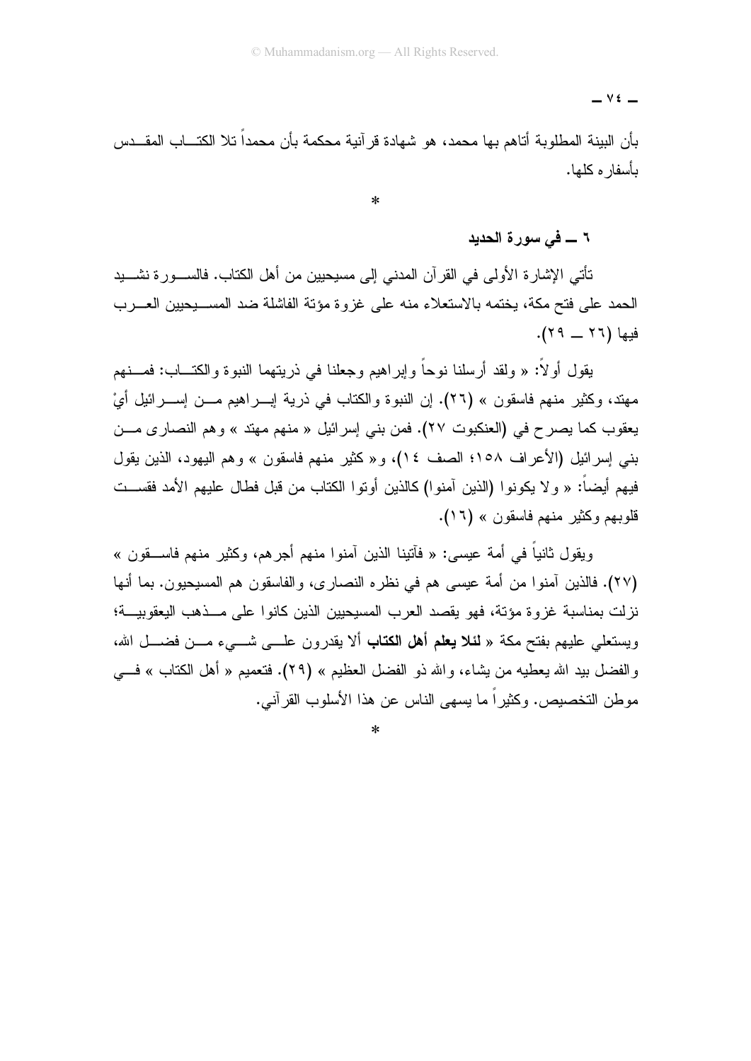بأن البينة المطلوبة أتاهم بها محمد، هو شهادة قرآنية محكمة بأن محمداً تلا الكتاب المقدس بأسفاره كلها.

*

### ٦ ــ في سورة الحديد

تأتي الإشارة الأولى في القرآن المدني إلى مسيحيين من أهل الكتاب. فالسورة نشيد الحمد على فتح مكة، يختمه بالاستعلاء منه على غزوة مؤتة الفاشلة ضد المسيحيين العرب فيها (٢٦ ــ ٢٩).

يقول أولاً: « ولقد أرسلنا نوحاً وإبراهيم وجعلنا في ذريتهما النبوة والكتاب: فمنهم مهتد، وكثير منهم فاسقون » (٢٦). إن النبوة والكتاب في ذرية إبراهيم من إسرائيل أيْ يعقوب كما يصرح في (العنكبوت ٢٧). فمن بني إسرائيل « منهم مهتد » وهم النصارى من بني إسرائيل (الأعراف ١٥٨؛ الصف ١٤)، و« كثير منهم فاسقون » وهم اليهود، الذين يقول فيهم أيضاً: « ولا يكونوا (الذين آمنوا) كالذين أوتوا الكتاب من قبل فطال عليهم الأمد فقست قلوبهم وكثير منهم فاسقون » (١٦).

ويقول ثانياً في أمة عيسى: « فآتينا الذين آمنوا منهم أجرهم، وكثير منهم فاسقون » (٢٧). فالذين آمنوا من أمة عيسى هم في نظره النصارى، والفاسقون هم المسيحيون. بما أنها نزلت بمناسبة غزوة مؤتة، فهو يقصد العرب المسيحيين الذين كانوا على مذهب اليعقوبية؛ ويستعلي عليهم بفتح مكة « **لئلا يعلم أهل الكتاب** ألا يقدرون على شيء من فضل الله، والفضل بيد الله يعطيه من يشاء، والله ذو الفضل العظيم » (٢٩). فتعميم « أهل الكتاب » في موطن التخصيص. وكثيراً ما يسهى الناس عن هذا الأسلوب القرآني.

*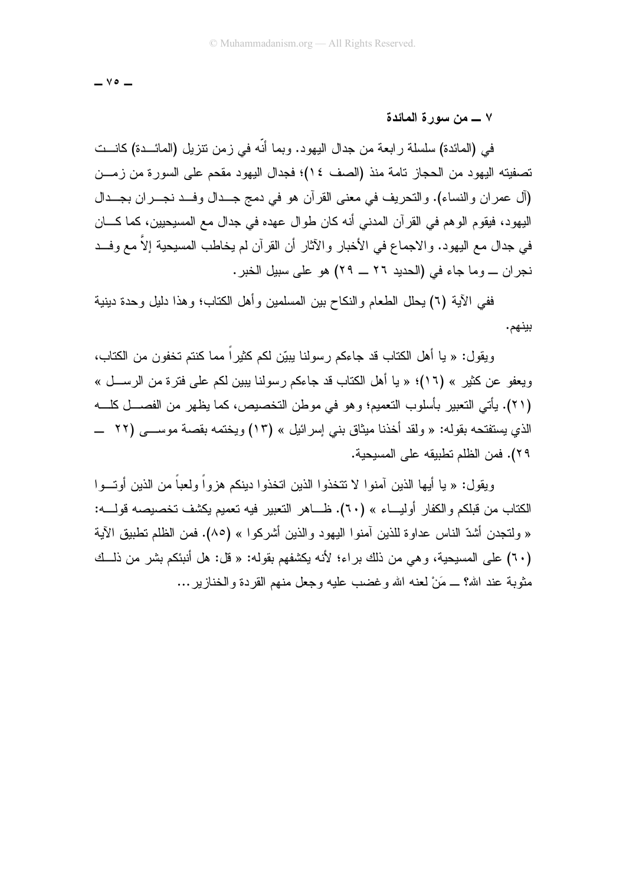### ٧ ــ من سورة المائدة

في (المائدة) سلسلة رابعة من جدال اليهود. وبما أنّه في زمن تنزيل (المائدة) كانت تصفيته اليهود من الحجاز تامة منذ (الصف ١٤)؛ فجدال اليهود مقحم على السورة من زمن (آل عمران والنساء). والتحريف في معنى القرآن هو في دمج جدال وفد نجران بجدال اليهود، فيقوم الوهم في القرآن المدني أنه كان طوال عهده في جدال مع المسيحيين، كما كان في جدال مع اليهود. والاجماع في الأخبار والآثار أن القرآن لم يخاطب المسيحية إلاَّ مع وفد نجران ــ وما جاء في (الحديد ٢٦ ــ ٢٩) هو على سبيل الخبر.

ففي الآية (٦) يحلل الطعام والنكاح بين المسلمين وأهل الكتاب؛ وهذا دليل وحدة دينية بينهم.

ويقول: « يا أهل الكتاب قد جاءكم رسولنا يبيّن لكم كثيراً مما كنتم تخفون من الكتاب، ويعفو عن كثير » (١٦)؛ « يا أهل الكتاب قد جاءكم رسولنا يبين لكم على فترة من الرسل » (٢١). يأتي التعبير بأسلوب التعميم؛ وهو في موطن التخصيص، كما يظهر من الفصل كله الذي يستفتحه بقوله: « ولقد أخذنا ميثاق بني إسرائيل » (١٣) ويختمه بقصة موسى (٢٢ ــ ٢٩). فمن الظلم تطبيقه على المسيحية.

ويقول: « يا أيها الذين آمنوا لا تتخذوا الذين اتخذوا دينكم هزواً ولعباً من الذين أوتوا الكتاب من قبلكم والكفار أولياء » (٦٠). ظاهر التعبير فيه تعميم يكشف تخصيصه قوله: « ولتجدن أشدّ الناس عداوة للذين آمنوا اليهود والذين أشركوا » (٨٥). فمن الظلم تطبيق الآية (٦٠) على المسيحية، وهي من ذلك براء؛ لأنه يكشفهم بقوله: « قل: هل أنبئكم بشر من ذلك مثوبة عند الله؟ ــ مَنْ لعنه الله وغضب عليه وجعل منهم القردة والخنازير...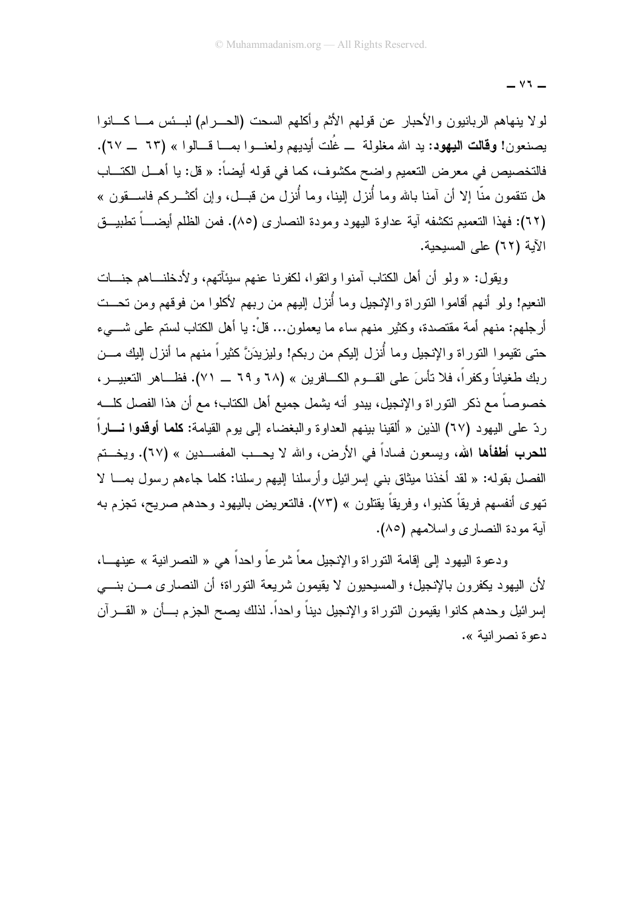لولا ينهاهم الربانيون والأحبار عن قولهم الأثم وأكلهم السحت (الحرام) لبئس ما كانوا يصنعون! **وقالت اليهود:** يد الله مغلولة — غُلت أيديهم ولعنوا بما قالوا » (٦٣ — ٦٧). فالتخصيص في معرض التعميم واضح مكشوف، كما في قوله أيضاً: « قل: يا أهل الكتاب هل تنقمون منّا إلا أن آمنا بالله وما أُنزل إلينا، وما أُنزل من قبل، وإن أكثركم فاسقون » (٦٢): فهذا التعميم تكشفه آية عداوة اليهود ومودة النصارى (٨٥). فمن الظلم أيضاً تطبيق الآية (٦٢) على المسيحية.

ويقول: « ولو أن أهل الكتاب آمنوا واتقوا، لكفرنا عنهم سيئآتهم، ولأدخلناهم جنات النعيم! ولو أنهم أقاموا التوراة والإنجيل وما أُنزل إليهم من ربهم لأكلوا من فوقهم ومن تحت أرجلهم: منهم أمة مقتصدة، وكثير منهم ساء ما يعملون... قلْ: يا أهل الكتاب لستم على شيء حتى تقيموا التوراة والإنجيل وما أُنزل إليكم من ربكم! وليزيدَنَّ كثيراً منهم ما أنزل إليك من ربك طغياناً وكفراً، فلا تأسَ على القوم الكافرين » (٦٨ و٦٩ — ٧١). فظاهر التعبير، خصوصاً مع ذكر التوراة والإنجيل، يبدو أنه يشمل جميع أهل الكتاب؛ مع أن هذا الفصل كله ردّ على اليهود (٦٧) الذين « ألقينا بينهم العداوة والبغضاء إلى يوم القيامة: **كلما أوقدوا ناراً للحرب أطفأها الله**، ويسعون فساداً في الأرض، والله لا يحب المفسدين » (٦٧). ويختم الفصل بقوله: « لقد أخذنا ميثاق بني إسرائيل وأرسلنا إليهم رسلنا: كلما جاءهم رسول بما لا تهوى أنفسهم فريقاً كذبوا، وفريقاً يقتلون » (٧٣). فالتعريض باليهود وحدهم صريح، تجزم به آية مودة النصارى واسلامهم (٨٥).

ودعوة اليهود إلى إقامة التوراة والإنجيل معاً شرعاً واحداً هي « النصرانية » عينها، لأن اليهود يكفرون بالإنجيل؛ والمسيحيون لا يقيمون شريعة التوراة؛ أن النصارى من بني إسرائيل وحدهم كانوا يقيمون التوراة والإنجيل ديناً واحداً. لذلك يصح الجزم بأن « القرآن دعوة نصرانية ».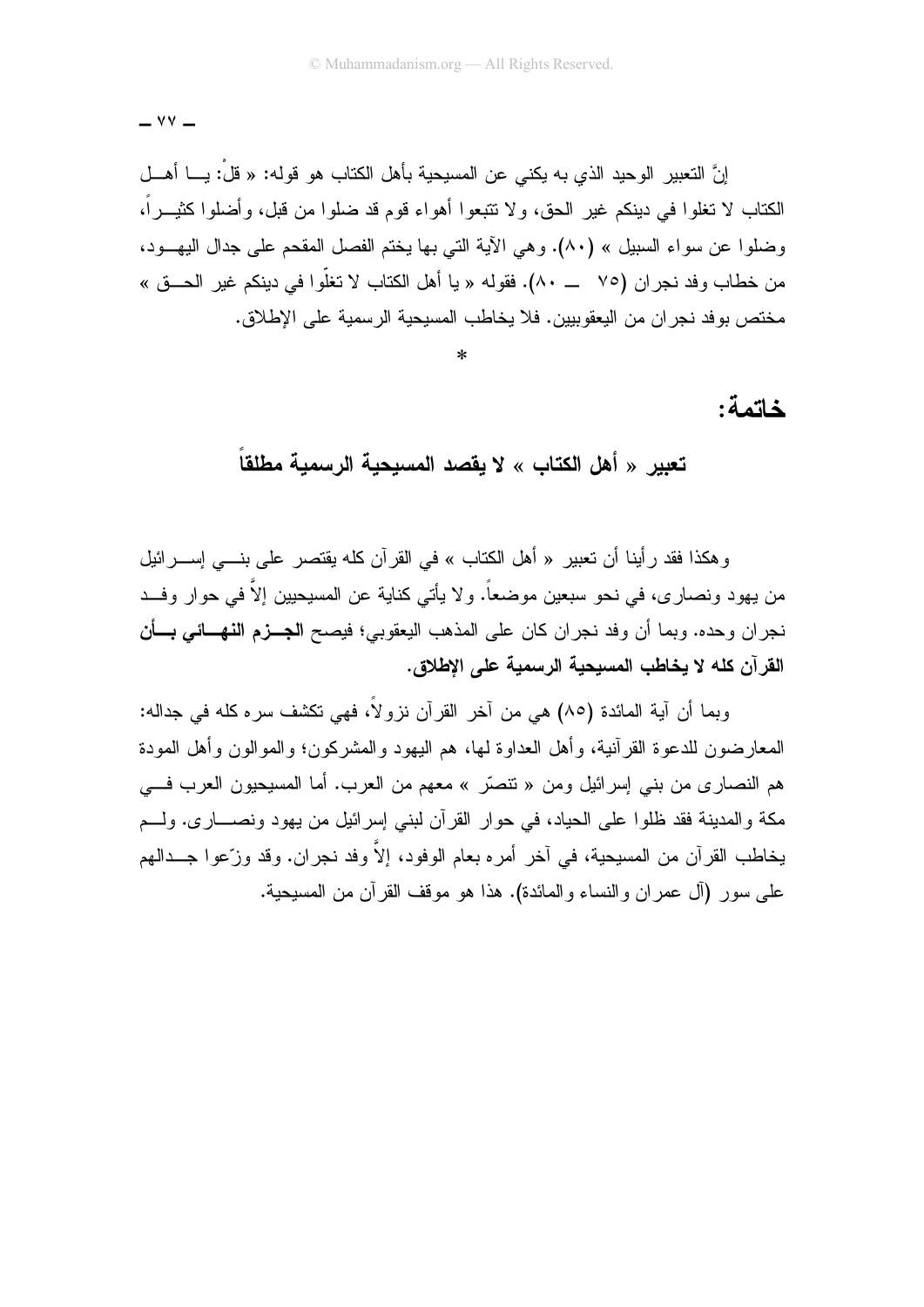إنَّ التعبير الوحيد الذي به يكني عن المسيحية بأهل الكتاب هو قوله: « قلْ: يـا أهـل الكتاب لا تغلوا في دينكم غير الحق، ولا تتبعوا أهواء قوم قد ضلوا من قبل، وأضلوا كثيـراً، وضلوا عن سواء السبيل » (٨٠). وهي الآية التي بها يختم الفصل المقحم على جدال اليهـود، من خطاب وفد نجران (٧٥ ــ ٨٠). فقوله « يا أهل الكتاب لا تغلّوا في دينكم غير الحـق » مختص بوفد نجران من اليعقوبيين. فلا يخاطب المسيحية الرسمية على الإطلاق.

*

## خاتمة:

### تعبير « أهل الكتاب » لا يقصد المسيحية الرسمية مطلقاً

وهكذا فقد رأينا أن تعبير « أهل الكتاب » في القرآن كله يقتصر على بنـي إسـرائيل من يهود ونصارى، في نحو سبعين موضعاً. ولا يأتي كناية عن المسيحيين إلاَّ في حوار وفـد نجران وحده. وبما أن وفد نجران كان على المذهب اليعقوبي؛ فيصح **الجـزم النهـائي بـأن القرآن كله لا يخاطب المسيحية الرسمية على الإطلاق.**

وبما أن آية المائدة (٨٥) هي من آخر القرآن نزولاً، فهي تكشف سره كله في جداله: المعارضون للدعوة القرآنية، وأهل العداوة لها، هم اليهود والمشركون؛ والموالون وأهل المودة هم النصارى من بني إسرائيل ومن « تنصّر » معهم من العرب. أما المسيحيون العرب فـي مكة والمدينة فقد ظلوا على الحياد، في حوار القرآن لبني إسرائيل من يهود ونصـارى. ولـم يخاطب القرآن من المسيحية، في آخر أمره بعام الوفود، إلاَّ وفد نجران. وقد وزّعوا جـدالهم على سور (آل عمران والنساء والمائدة). هذا هو موقف القرآن من المسيحية.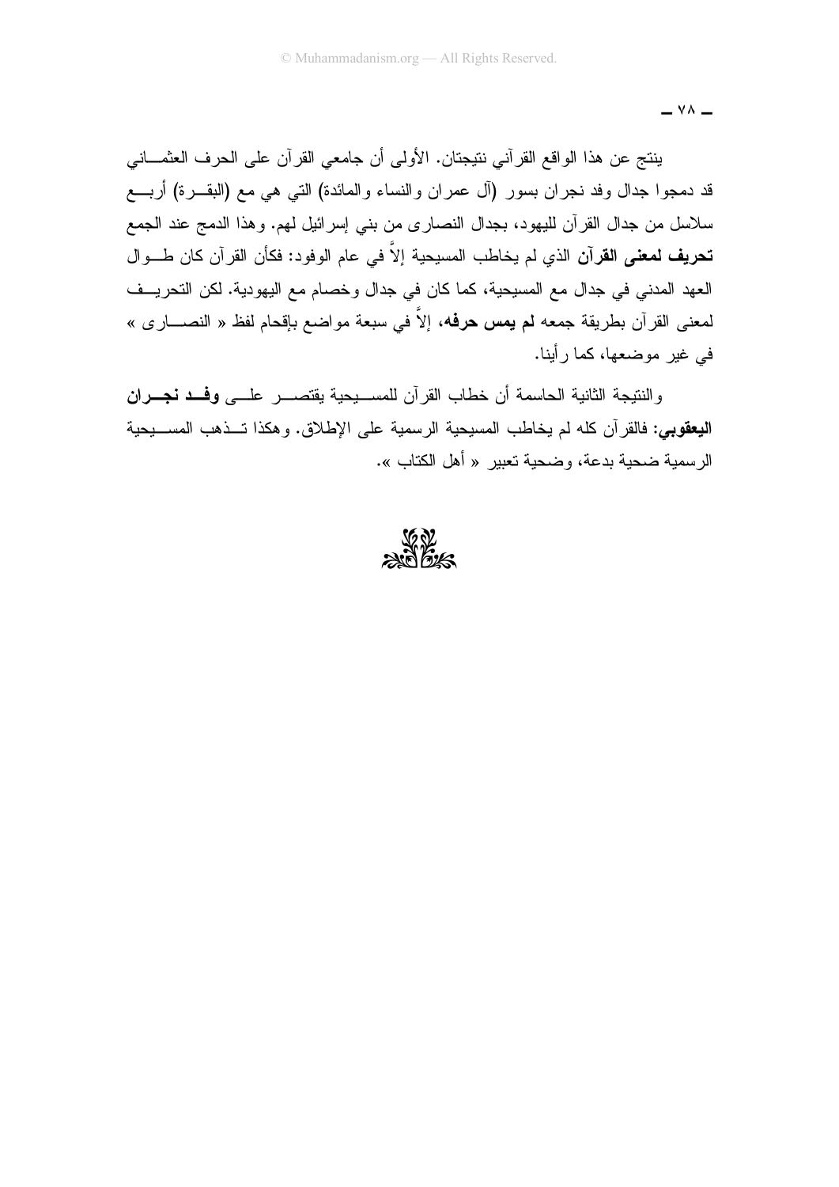ينتج عن هذا الواقع القرآني نتيجتان. الأولى أن جامعي القرآن على الحرف العثماني قد دمجوا جدال وفد نجران بسور (آل عمران والنساء والمائدة) التي هي مع (البقرة) أربع سلاسل من جدال القرآن لليهود، بجدال النصارى من بني إسرائيل لهم. وهذا الدمج عند الجمع **تحريف لمعنى القرآن** الذي لم يخاطب المسيحية إلاَّ في عام الوفود: فكأن القرآن كان طوال العهد المدني في جدال مع المسيحية، كما كان في جدال وخصام مع اليهودية. لكن التحريف لمعنى القرآن بطريقة جمعه **لم يمس حرفه**، إلاَّ في سبعة مواضع بإقحام لفظ « النصارى » في غير موضعها، كما رأينا.

والنتيجة الثانية الحاسمة أن خطاب القرآن للمسيحية يقتصر على **وفد نجران اليعقوبي**: فالقرآن كله لم يخاطب المسيحية الرسمية على الإطلاق. وهكذا تذهب المسيحية الرسمية ضحية بدعة، وضحية تعبير « أهل الكتاب ».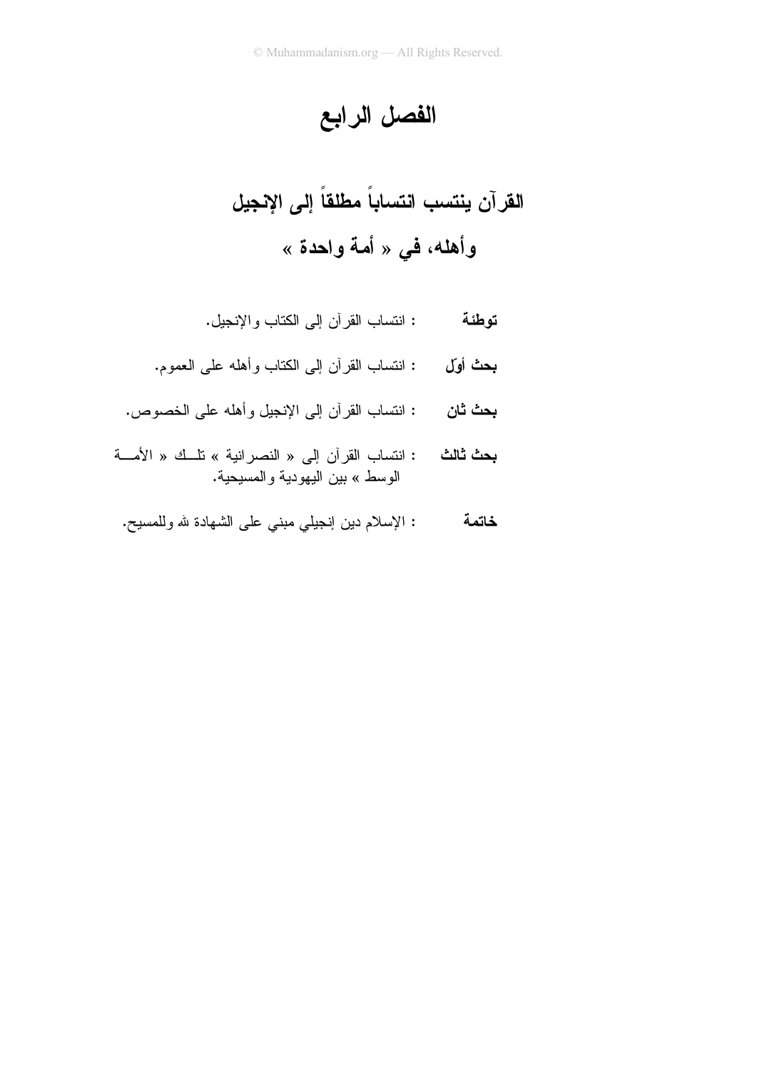# الفصل الرابع

## القرآن ينتسب انتساباً مطلقاً إلى الإنجيل وأهله، في « أمة واحدة »

**توطئة** : انتساب القرآن إلى الكتاب والإنجيل.

**بحث أوّل** : انتساب القرآن إلى الكتاب وأهله على العموم.

**بحث ثان** : انتساب القرآن إلى الإنجيل وأهله على الخصوص.

**بحث ثالث** : انتساب القرآن إلى « النصرانية » تلك « الأمة الوسط » بين اليهودية والمسيحية.

**خاتمة** : الإسلام دين إنجيلي مبني على الشهادة لله وللمسيح.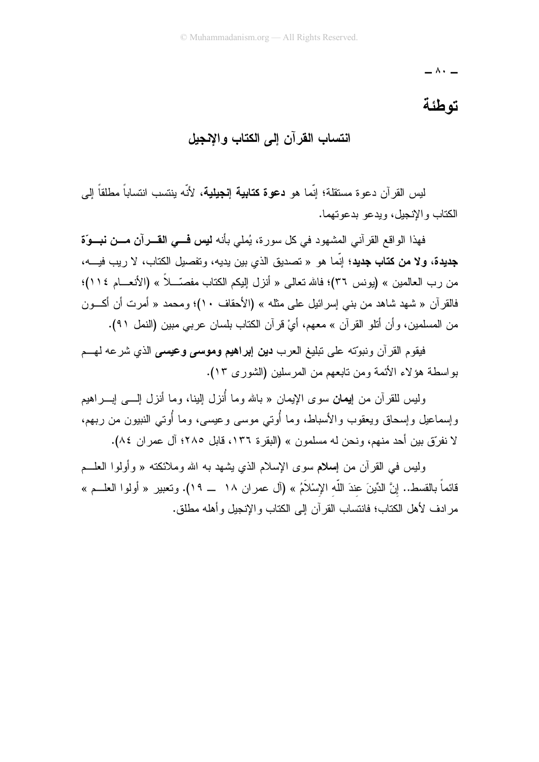# توطئة

## انتساب القرآن إلى الكتاب والإنجيل

ليس القرآن دعوة مستقلة؛ إنّما هو **دعوة كتابية إنجيلية**، لأنّه ينتسب انتساباً مطلقاً إلى الكتاب والإنجيل، ويدعو بدعوتهما.

فهذا الواقع القرآني المشهود في كل سورة، يُملي بأنه **ليس في القرآن من نبوّة جديدة، ولا من كتاب جديد**؛ إنّما هو « تصديق الذي بين يديه، وتفصيل الكتاب، لا ريب فيه، من رب العالمين » (يونس ٣٦)؛ فالله تعالى « أنزل إليكم الكتاب مفصّلاً » (الأنعام ١١٤)؛ فالقرآن « شهد شاهد من بني إسرائيل على مثله » (الأحقاف ١٠)؛ ومحمد « أمرت أن أكون من المسلمين، وأن أتلو القرآن » معهم، أيْ قرآن الكتاب بلسان عربي مبين (النمل ٩١).

فيقوم القرآن ونبوّته على تبليغ العرب **دين إبراهيم وموسى وعيسى** الذي شرعه لهم بواسطة هؤلاء الأئمة ومن تابعهم من المرسلين (الشورى ١٣).

وليس للقرآن من **إيمان** سوى الإيمان « بالله وما أُنزل إلينا، وما أنزل إلى إبراهيم وإسماعيل وإسحاق ويعقوب والأسباط، وما أُوتي موسى وعيسى، وما أُوتي النبيون من ربهم، لا نفرّق بين أحد منهم، ونحن له مسلمون » (البقرة ١٣٦، قابل ٢٨٥؛ آل عمران ٨٤).

وليس في القرآن من **إسلام** سوى الإسلام الذي يشهد به الله وملائكته « وأولوا العلم قائماً بالقسط.. إِنَّ الدِّينَ عِندَ اللّهِ الإِسْلاَمُ » (آل عمران ١٨ ــ ١٩). وتعبير « أولوا العلم » مرادف لأهل الكتاب؛ فانتساب القرآن إلى الكتاب والإنجيل وأهله مطلق.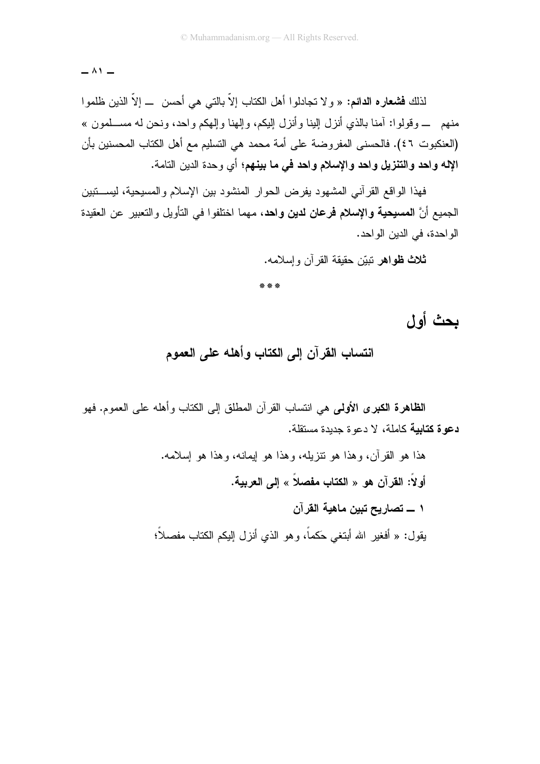لذلك **فشعاره الدائم**: « ولا تجادلوا أهل الكتاب إلاّ بالتي هي أحسن  ــ إلاّ الذين ظلموا منهم  ــ وقولوا: آمنا بالذي أنزل إلينا وأنزل إليكم، وإلهنا وإلهكم واحد، ونحن له مسلمون » (العنكبوت ٤٦). فالحسنى المفروضة على أمة محمد هي التسليم مع أهل الكتاب المحسنين بأن **الإله واحد والتنزيل واحد والإسلام واحد في ما بينهم**؛ أي وحدة الدين التامة.

فهذا الواقع القرآني المشهود يفرض الحوار المنشود بين الإسلام والمسيحية، ليستبين الجميع أنَّ **المسيحية والإسلام فرعان لدين واحد**، مهما اختلفوا في التأويل والتعبير عن العقيدة الواحدة، في الدين الواحد.

**ثلاث ظواهر** تبيّن حقيقة القرآن وإسلامه.

\* \* \*

# بحث أول

## انتساب القرآن إلى الكتاب وأهله على العموم

**الظاهرة الكبرى الأولى** هي انتساب القرآن المطلق إلى الكتاب وأهله على العموم. فهو **دعوة كتابية** كاملة، لا دعوة جديدة مستقلة.

هذا هو القرآن، وهذا هو تنزيله، وهذا هو إيمانه، وهذا هو إسلامه.

### أولاً: القرآن هو « الكتاب مفصلاً » إلى العربية.

#### ١ ــ تصاريح تبين ماهية القرآن

يقول: « أفغير الله أبتغي حَكماً، وهو الذي أنزل إليكم الكتاب مفصلاً؛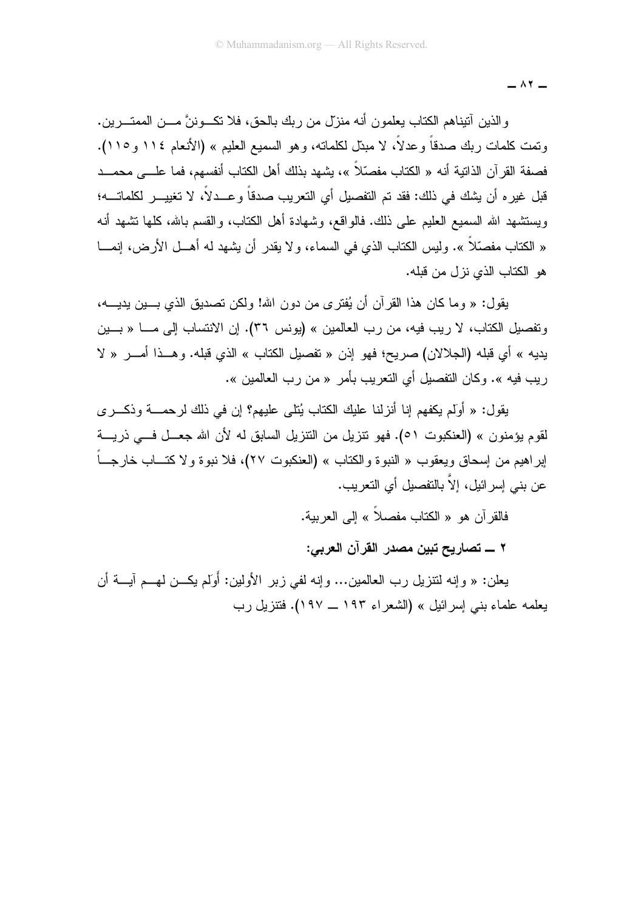والذين آتيناهم الكتاب يعلمون أنه منزّل من ربك بالحق، فلا تكونَنَّ من الممترين. وتمت كلمات ربك صدقاً وعدلاً، لا مبدّل لكلماته، وهو السميع العليم » (الأنعام ١١٤ و١١٥). فصفة القرآن الذاتية أنه « الكتاب مفصّلاً »، يشهد بذلك أهل الكتاب أنفسهم، فما على محمد قبل غيره أن يشك في ذلك: فقد تم التفصيل أي التعريب صدقاً وعدلاً، لا تغيير لكلماته؛ ويستشهد الله السميع العليم على ذلك. فالواقع، وشهادة أهل الكتاب، والقسم بالله، كلها تشهد أنه « الكتاب مفصّلاً ». وليس الكتاب الذي في السماء، ولا يقدر أن يشهد له أهل الأرض، إنما هو الكتاب الذي نزل من قبله.

يقول: « وما كان هذا القرآن أن يُفترى من دون الله! ولكن تصديق الذي بين يديه، وتفصيل الكتاب، لا ريب فيه، من رب العالمين » (يونس ٣٦). إن الانتساب إلى ما « بين يديه » أي قبله (الجلالان) صريح؛ فهو إذن « تفصيل الكتاب » الذي قبله. وهذا أمر « لا ريب فيه ». وكان التفصيل أي التعريب بأمر « من رب العالمين ».

يقول: « أوَلم يكفهم إنا أنزلنا عليك الكتاب يُتلى عليهم؟ إن في ذلك لرحمة وذكرى لقوم يؤمنون » (العنكبوت ٥١). فهو تنزيل من التنزيل السابق له لأن الله جعل في ذرية إبراهيم من إسحاق ويعقوب « النبوة والكتاب » (العنكبوت ٢٧)، فلا نبوة ولا كتاب خارجاً عن بني إسرائيل، إلاَّ بالتفصيل أي التعريب.

فالقرآن هو « الكتاب مفصلاً » إلى العربية.

**٢ ــ تصاريح تبين مصدر القرآن العربي:**

يعلن: « وإنه لتنزيل رب العالمين... وإنه لفي زبر الأولين: أوَلم يكن لهم آية أن يعلمه علماء بني إسرائيل » (الشعراء ١٩٣ ــ ١٩٧). فتنزيل رب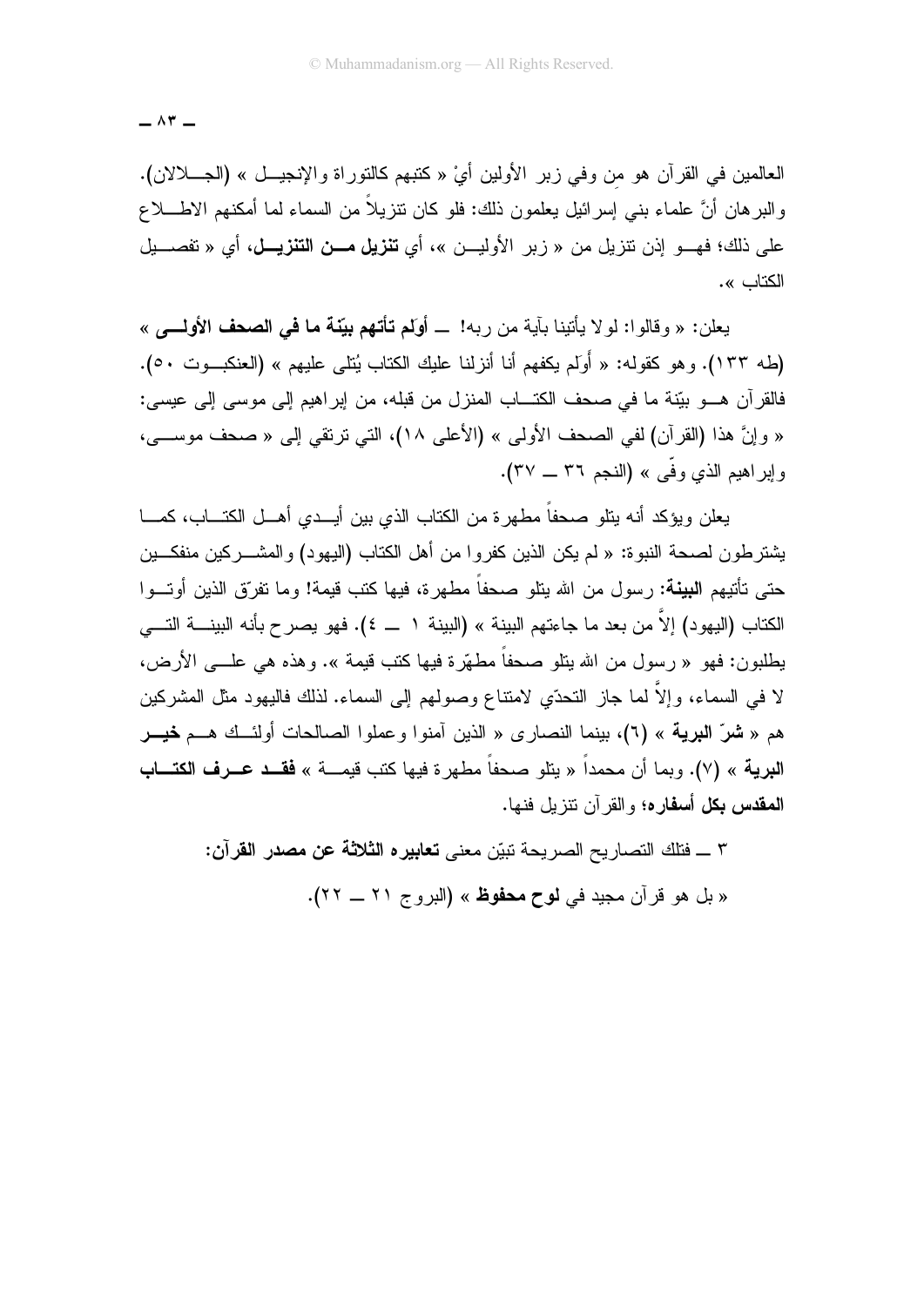العالمين في القرآن هو من وفي زبر الأولين أيْ « كتبهم كالتوراة والإنجيل » (الجلالان). والبرهان أنَّ علماء بني إسرائيل يعلمون ذلك: فلو كان تنزيلاً من السماء لما أمكنهم الاطلاع على ذلك؛ فهو إذن تنزيل من « زبر الأولين »، أي **تنزيل من التنزيل**، أي « تفصيل الكتاب ».

يعلن: « وقالوا: لولا يأتينا بآية من ربه! — **أوَلم تأتهم بيّنة ما في الصحف الأولى** » (طه ١٣٣). وهو كقوله: « أوَلم يكفهم أنا أنزلنا عليك الكتاب يُتلى عليهم » (العنكبوت ٥٠). فالقرآن هو بيّنة ما في صحف الكتاب المنزل من قبله، من إبراهيم إلى موسى إلى عيسى: « وإنَّ هذا (القرآن) لفي الصحف الأولى » (الأعلى ١٨)، التي ترتقي إلى « صحف موسى، وإبراهيم الذي وفّى » (النجم ٣٦ — ٣٧).

يعلن ويؤكد أنه يتلو صحفاً مطهرة من الكتاب الذي بين أيدي أهل الكتاب، كما يشترطون لصحة النبوة: « لم يكن الذين كفروا من أهل الكتاب (اليهود) والمشركين منفكين حتى تأتيهم **البينة**: رسول من الله يتلو صحفاً مطهرة، فيها كتب قيمة! وما تفرّق الذين أوتوا الكتاب (اليهود) إلاَّ من بعد ما جاءتهم البينة » (البينة ١ — ٤). فهو يصرح بأنه البينة التي يطلبون: فهو « رسول من الله يتلو صحفاً مطهّرة فيها كتب قيمة ». وهذه هي على الأرض، لا في السماء، وإلاَّ لما جاز التحدّي لامتناع وصولهم إلى السماء. لذلك فاليهود مثل المشركين هم « **شرّ البرية** » (٦)، بينما النصارى « الذين آمنوا وعملوا الصالحات أولئك هم **خير البرية** » (٧). وبما أن محمداً « يتلو صحفاً مطهرة فيها كتب قيمة » **فقد عرف الكتاب المقدس بكل أسفاره**؛ والقرآن تنزيل فنها.

٣ — فتلك التصاريح الصريحة تبيّن معنى **تعابيره الثلاثة عن مصدر القرآن**:

« بل هو قرآن مجيد في **لوح محفوظ** » (البروج ٢١ — ٢٢).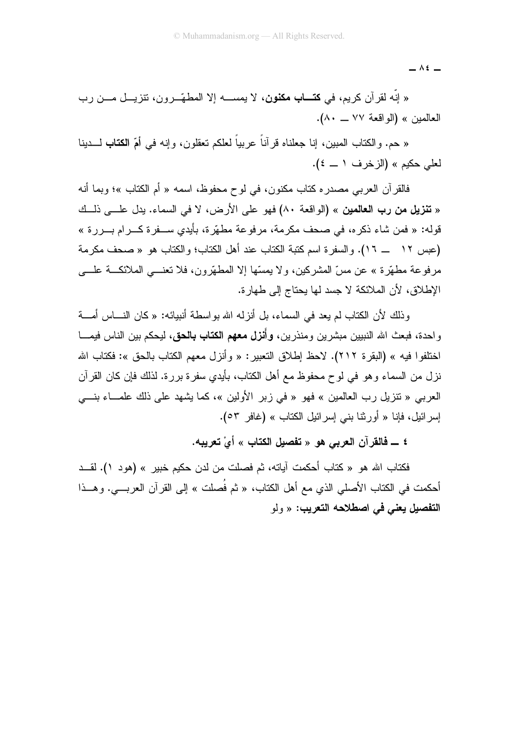« إنّه لقرآن كريم، في **كتــاب مكنون**، لا يمســه إلا المطهّــرون، تنزيــل مــن رب العالمين » (الواقعة ٧٧ ــ ٨٠).

« حم. والكتاب المبين، إنا جعلناه قرآناً عربياً لعلكم تعقلون، وإنه في **أمّ الكتاب** لــدينا لعلي حكيم » (الزخرف ١ ــ ٤).

فالقرآن العربي مصدره كتاب مكنون، في لوح محفوظ، اسمه « أم الكتاب »؛ وبما أنه « **تنزيل من رب العالمين** » (الواقعة ٨٠) فهو على الأرض، لا في السماء. يدل علــى ذلــك قوله: « فمن شاء ذكره، في صحف مكرمة، مرفوعة مطهّرة، بأيدي ســفرة كــرام بــررة » (عبس ١٢ ــ ١٦). والسفرة اسم كتبة الكتاب عند أهل الكتاب؛ والكتاب هو « صحف مكرمة مرفوعة مطهّرة » عن مسّ المشركين، ولا يمسّها إلا المطهّرون، فلا تعنــي الملائكــة علــى الإطلاق، لأن الملائكة لا جسد لها يحتاج إلى طهارة.

وذلك لأن الكتاب لم يعد في السماء، بل أنزله الله بواسطة أنبيائه: « كان النــاس أمــة واحدة، فبعث الله النبيين مبشرين ومنذرين، **وأَنزل معهم الكتاب بالحق**، ليحكم بين الناس فيمــا اختلفوا فيه » (البقرة ٢١٢). لاحظ إطلاق التعبير: « وأنزل معهم الكتاب بالحق »: فكتاب الله نزل من السماء وهو في لوح محفوظ مع أهل الكتاب، بأيدي سفرة بررة. لذلك فإن كان القرآن العربي « تنزيل رب العالمين » فهو « في زبر الأولين »، كما يشهد على ذلك علمــاء بنــي إسرائيل، فإنا « أورثنا بني إسرائيل الكتاب » (غافر ٥٣).

**٤ ــ فالقرآن العربي هو « تفصيل الكتاب » أيْ تعريبه.**

فكتاب الله هو « كتاب أحكمت آياته، ثم فصلت من لدن حكيم خبير » (هود ١). لقــد أحكمت في الكتاب الأصلي الذي مع أهل الكتاب، « ثم فُصلت » إلى القرآن العربــي. وهــذا **التفصيل يعني في اصطلاحه التعريب**: « ولو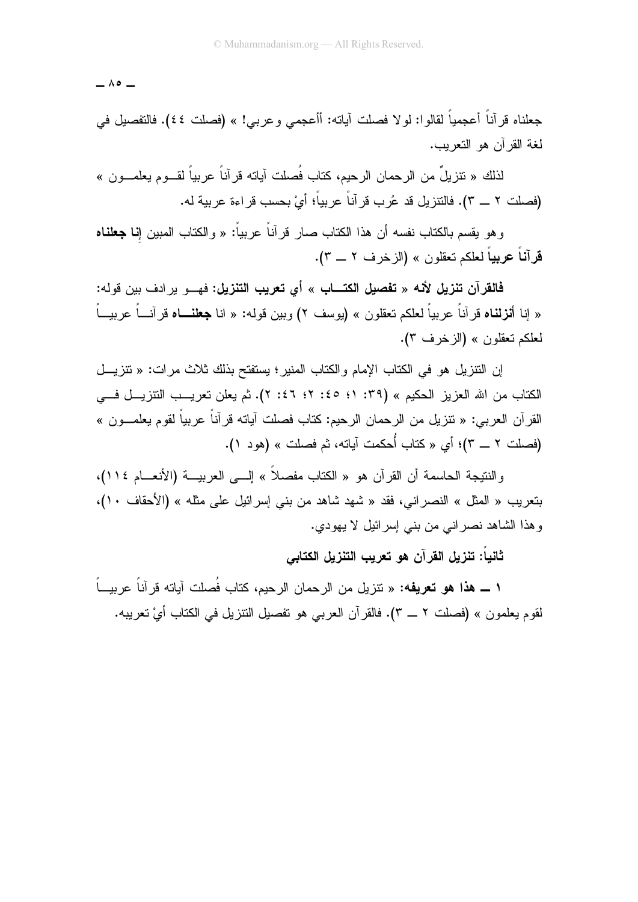جعلناه قرآناً أعجمياً لقالوا: لولا فصلت آياته: أأعجمي وعربي! » (فصلت ٤٤). فالتفصيل في لغة القرآن هو التعريب.

لذلك « تنزيلٌ من الرحمان الرحيم، كتاب فُصلت آياته قرآناً عربياً لقوم يعلمون » (فصلت ٢ ــ ٣). فالتنزيل قد عُرب قرآناً عربياً؛ أيْ بحسب قراءة عربية له.

وهو يقسم بالكتاب نفسه أن هذا الكتاب صار قرآناً عربياً: « والكتاب المبين **إنا جعلناه قرآناً عربياً** لعلكم تعقلون » (الزخرف ٢ ــ ٣).

**فالقرآن تنزيل لأنه « تفصيل الكتاب » أي تعريب التنزيل:** فهو يرادف بين قوله: « إنا **أنزلناه** قرآناً عربياً لعلكم تعقلون » (يوسف ٢) وبين قوله: « انا **جعلناه** قرآناً عربياً لعلكم تعقلون » (الزخرف ٣).

إن التنزيل هو في الكتاب الإمام والكتاب المنير؛ يستفتح بذلك ثلاث مرات: « تنزيل الكتاب من الله العزيز الحكيم » (٣٩: ١؛ ٤٥: ٢؛ ٤٦: ٢). ثم يعلن تعريب التنزيل في القرآن العربي: « تنزيل من الرحمان الرحيم: كتاب فصلت آياته قرآناً عربياً لقوم يعلمون » (فصلت ٢ ــ ٣)؛ أي « كتاب أُحكمت آياته، ثم فصلت » (هود ١).

والنتيجة الحاسمة أن القرآن هو « الكتاب مفصلاً » إلى العربية (الأنعام ١١٤)، بتعريب « المثل » النصراني، فقد « شهد شاهد من بني إسرائيل على مثله » (الأحقاف ١٠)، وهذا الشاهد نصراني من بني إسرائيل لا يهودي.

**ثانياً: تنزيل القرآن هو تعريب التنزيل الكتابي**

**١ ــ هذا هو تعريفه:** « تنزيل من الرحمان الرحيم، كتاب فُصلت آياته قرآناً عربياً لقوم يعلمون » (فصلت ٢ ــ ٣). فالقرآن العربي هو تفصيل التنزيل في الكتاب أيْ تعريبه.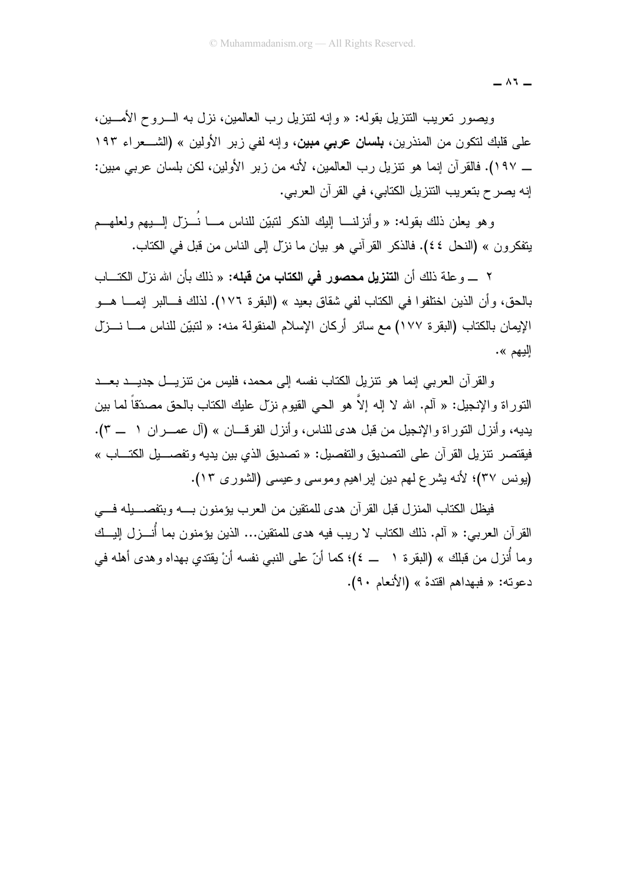ويصور تعريب التنزيل بقوله: « وإنه لتنزيل رب العالمين، نزل به الروح الأمين، على قلبك لتكون من المنذرين، **بلسان عربي مبين**، وإنه لفي زبر الأولين » (الشعراء ١٩٣ ــ ١٩٧). فالقرآن إنما هو تنزيل رب العالمين، لأنه من زبر الأولين، لكن بلسان عربي مبين: إنه يصرح بتعريب التنزيل الكتابي، في القرآن العربي.

وهو يعلن ذلك بقوله: « وأنزلنا إليك الذكر لتبيّن للناس ما نُزّل إليهم ولعلهم يتفكرون » (النحل ٤٤). فالذكر القرآني هو بيان ما نزّل إلى الناس من قبل في الكتاب.

٢ ــ وعلة ذلك أن **التنزيل محصور في الكتاب من قبله**: « ذلك بأن الله نزّل الكتاب بالحق، وأن الذين اختلفوا في الكتاب لفي شقاق بعيد » (البقرة ١٧٦). لذلك فالبر إنما هو الإيمان بالكتاب (البقرة ١٧٧) مع سائر أركان الإسلام المنقولة منه: « لتبيّن للناس ما نزّل إليهم ».

والقرآن العربي إنما هو تنزيل الكتاب نفسه إلى محمد، فليس من تنزيل جديد بعد التوراة والإنجيل: « آلم. الله لا إله إلاَّ هو الحي القيوم نزّل عليك الكتاب بالحق مصدّقاً لما بين يديه، وأنزل التوراة والإنجيل من قبل هدى للناس، وأنزل الفرقان » (آل عمران ١ ــ ٣). فيقتصر تنزيل القرآن على التصديق والتفصيل: « تصديق الذي بين يديه وتفصيل الكتاب » (يونس ٣٧)؛ لأنه يشرع لهم دين إبراهيم وموسى وعيسى (الشورى ١٣).

فيظل الكتاب المنزل قبل القرآن هدى للمتقين من العرب يؤمنون به وبتفصيله في القرآن العربي: « آلم. ذلك الكتاب لا ريب فيه هدى للمتقين... الذين يؤمنون بما أُنزل إليك وما أُنزل من قبلك » (البقرة ١ ــ ٤)؛ كما أنّ على النبي نفسه أنْ يقتدي بهداه وهدى أهله في دعوته: « فبهداهم اقتدهْ » (الأنعام ٩٠).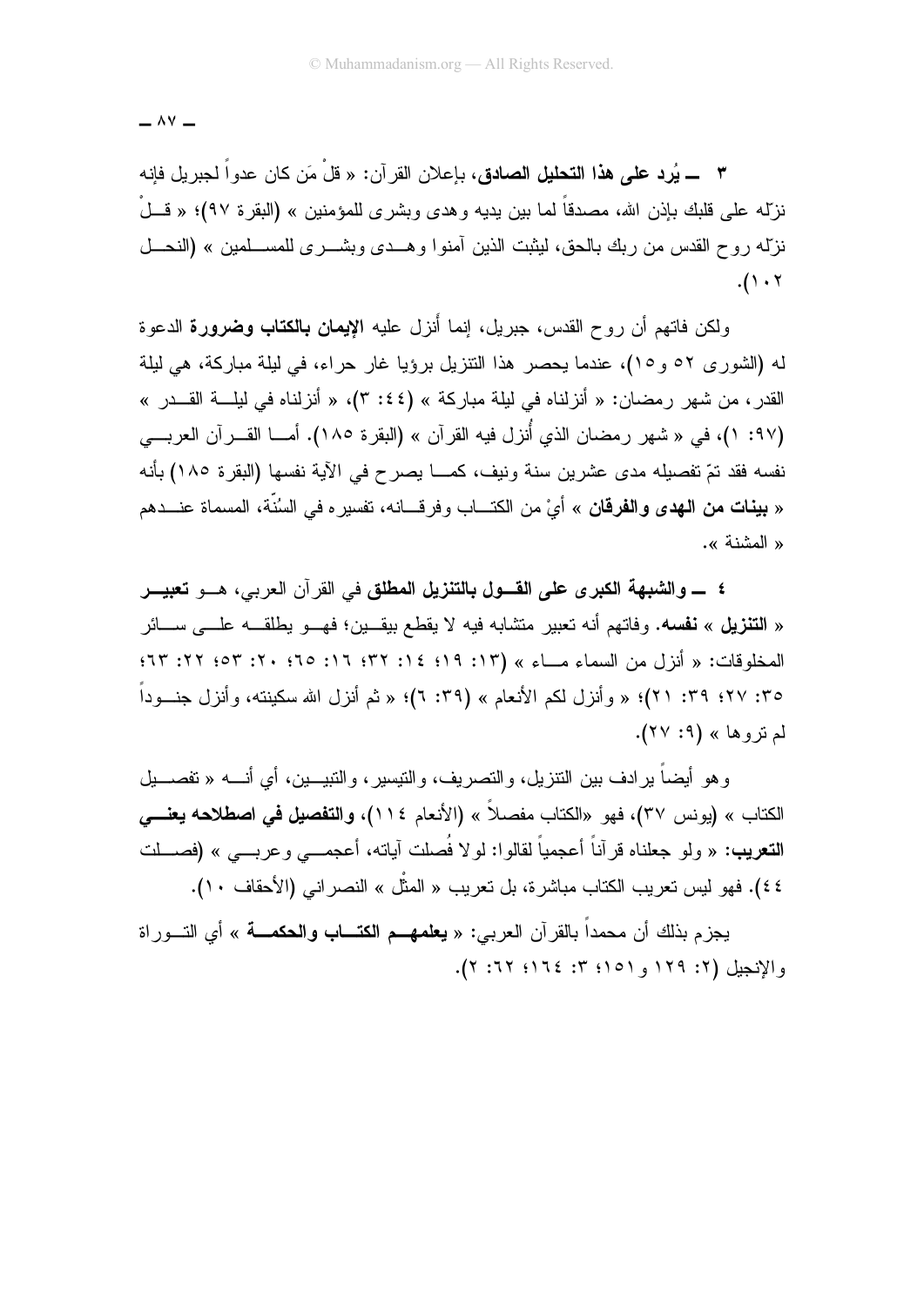٣ ــ **يُرد على هذا التحليل الصادق**، بإعلان القرآن: « قلْ مَن كان عدواً لجبريل فإنه نزّله على قلبك بإذن الله، مصدقاً لما بين يديه وهدى وبشرى للمؤمنين » (البقرة ٩٧)؛ « قــلْ نزّله روح القدس من ربك بالحق، ليثبت الذين آمنوا وهــدى وبشــرى للمســلمين » (النحــل ١٠٢).

ولكن فاتهم أن روح القدس، جبريل، إنما أُنزل عليه **الإيمان بالكتاب وضرورة** الدعوة له (الشورى ٥٢ و١٥)، عندما يحصر هذا التنزيل برؤيا غار حراء، في ليلة مباركة، هي ليلة القدر، من شهر رمضان: « أنزلناه في ليلة مباركة » (٤٤: ٣)، « أنزلناه في ليلــة القــدر » (٩٧: ١)، في « شهر رمضان الذي أُنزل فيه القرآن » (البقرة ١٨٥). أمــا القــرآن العربــي نفسه فقد تمّ تفصيله مدى عشرين سنة ونيف، كمــا يصرح في الآية نفسها (البقرة ١٨٥) بأنه « **بينات من الهدى والفرقان** » أيْ من الكتــاب وفرقــانه، تفسيره في السُنّة، المسماة عنــدهم « المشنة ».

٤ ــ **والشبهة الكبرى على القــول بالتنزيل المطلق** في القرآن العربي، هــو **تعبيــر « التنزيل » نفسه**. وفاتهم أنه تعبير متشابه فيه لا يقطع بيقــين؛ فهــو يطلقــه علــى ســائر المخلوقات: « أنزل من السماء مــاء » (١٣: ١٩؛ ١٤: ٣٢؛ ١٦: ٦٥؛ ٢٠: ٥٣؛ ٢٢: ٦٣؛ ٣٥: ٢٧؛ ٣٩: ٢١)؛ « وأنزل لكم الأنعام » (٣٩: ٦)؛ « ثم أنزل الله سكينته، وأنزل جنــوداً لم تروها » (٩: ٢٧).

وهو أيضاً يرادف بين التنزيل، والتصريف، والتيسير، والتبيــين، أي أنــه « تفصــيل الكتاب » (يونس ٣٧)، فهو «الكتاب مفصلاً » (الأنعام ١١٤)، **والتفصيل في اصطلاحه يعنــي التعريب**: « ولو جعلناه قرآناً أعجمياً لقالوا: لولا فُصلت آياته، أعجمــي وعربــي » (فصــلت ٤٤). فهو ليس تعريب الكتاب مباشرة، بل تعريب « المثْل » النصراني (الأحقاف ١٠).

يجزم بذلك أن محمداً بالقرآن العربي: « **يعلمهــم الكتــاب والحكمــة** » أي التــوراة والإنجيل (٢: ١٢٩ و١٥١؛ ٣: ١٦٤؛ ٦٢: ٢).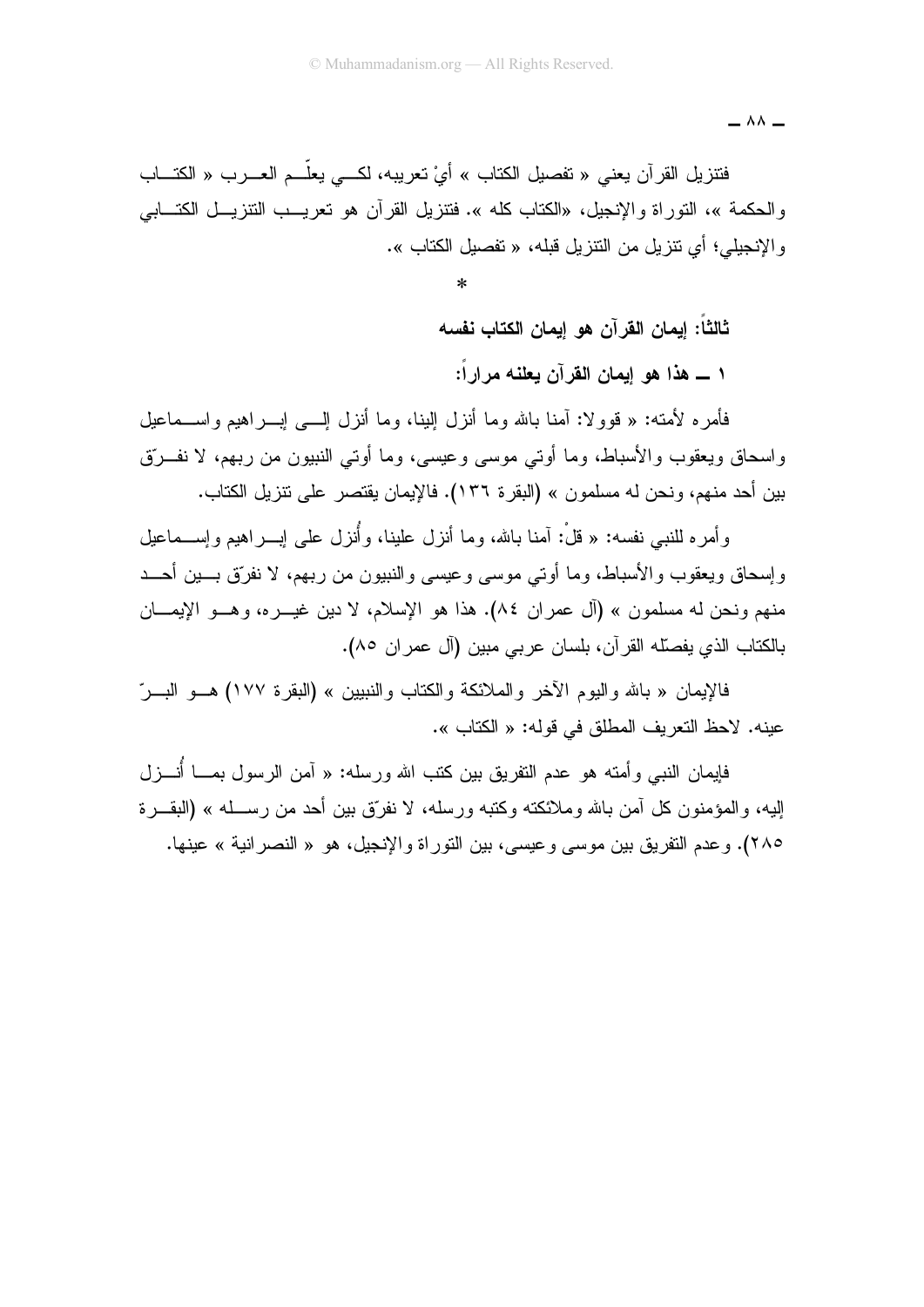فتنزيل القرآن يعني « تفصيل الكتاب » أيْ تعريبه، لكي يعلّم العرب « الكتاب والحكمة »، التوراة والإنجيل، «الكتاب كله ». فتنزيل القرآن هو تعريب التنزيل الكتابي والإنجيلي؛ أي تنزيل من التنزيل قبله، « تفصيل الكتاب ».

*

**ثالثاً: إيمان القرآن هو إيمان الكتاب نفسه**

**١ ــ هذا هو إيمان القرآن يعلنه مراراً:**

فأمره لأمته: « قوولا: آمنا بالله وما أنزل إلينا، وما أنزل إلى إبراهيم واسماعيل واسحاق ويعقوب والأسباط، وما أوتي موسى وعيسى، وما أوتي النبيون من ربهم، لا نفرّق بين أحد منهم، ونحن له مسلمون » (البقرة ١٣٦). فالإيمان يقتصر على تنزيل الكتاب.

وأمره للنبي نفسه: « قلْ: آمنا بالله، وما أنزل علينا، وأُنزل على إبراهيم وإسماعيل وإسحاق ويعقوب والأسباط، وما أوتي موسى وعيسى والنبيون من ربهم، لا نفرّق بين أحد منهم ونحن له مسلمون » (آل عمران ٨٤). هذا هو الإسلام، لا دين غيره، وهو الإيمان بالكتاب الذي يفصّله القرآن، بلسان عربي مبين (آل عمران ٨٥).

فالإيمان « بالله واليوم الآخر والملائكة والكتاب والنبيين » (البقرة ١٧٧) هو البرّ عينه. لاحظ التعريف المطلق في قوله: « الكتاب ».

فإيمان النبي وأمته هو عدم التفريق بين كتب الله ورسله: « آمن الرسول بما أُنزل إليه، والمؤمنون كل آمن بالله وملائكته وكتبه ورسله، لا نفرّق بين أحد من رسله » (البقرة ٢٨٥). وعدم التفريق بين موسى وعيسى، بين التوراة والإنجيل، هو « النصرانية » عينها.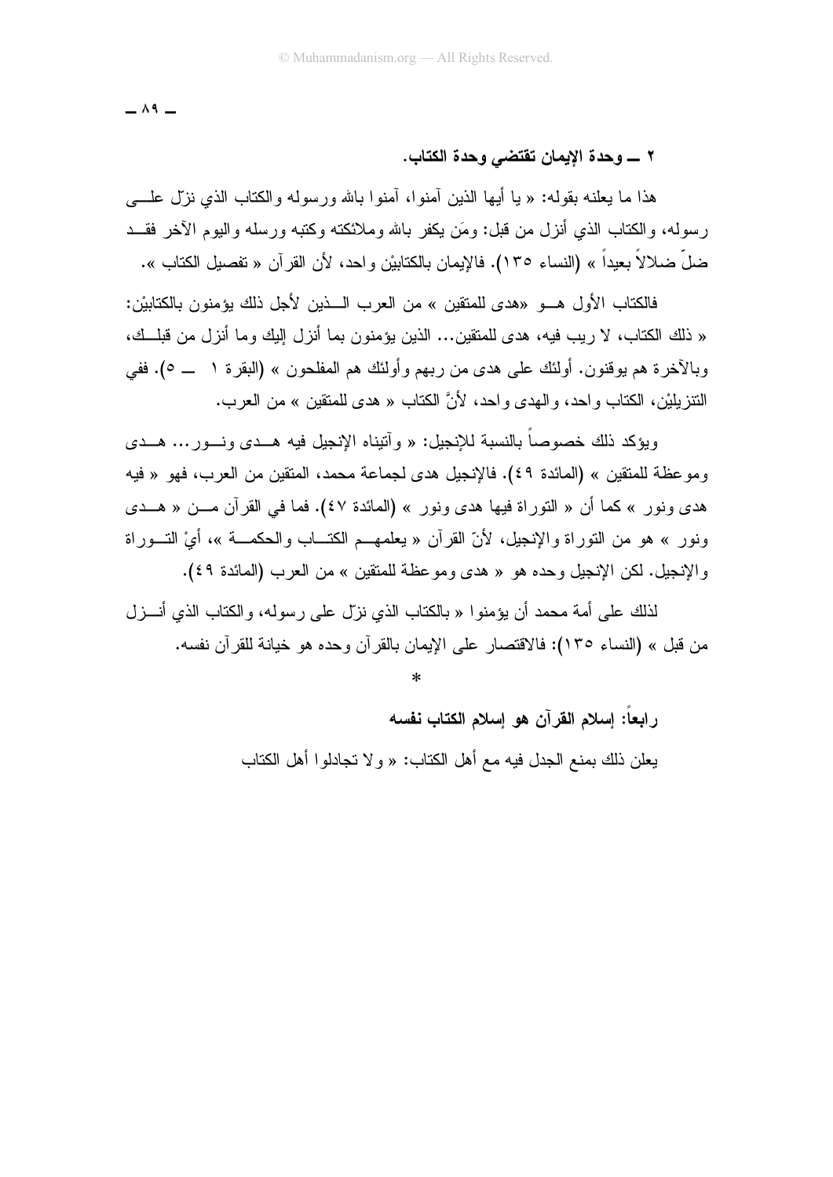### ٢ ــ وحدة الإيمان تقتضي وحدة الكتاب.

هذا ما يعلنه بقوله: « يا أيها الذين آمنوا، آمنوا بالله ورسوله والكتاب الذي نزّل على رسوله، والكتاب الذي أنزل من قبل: ومَن يكفر بالله وملائكته وكتبه ورسله واليوم الآخر فقد ضلّ ضلالاً بعيداً » (النساء ١٣٥). فالإيمان بالكتابيْن واحد، لأن القرآن « تفصيل الكتاب ».

فالكتاب الأول هو «هدى للمتقين » من العرب الذين لأجل ذلك يؤمنون بالكتابيْن: « ذلك الكتاب، لا ريب فيه، هدى للمتقين... الذين يؤمنون بما أنزل إليك وما أنزل من قبلك، وبالآخرة هم يوقنون. أولئك على هدى من ربهم وأولئك هم المفلحون » (البقرة ١ ــ ٥). ففي التنزيليْن، الكتاب واحد، والهدى واحد، لأنَّ الكتاب « هدى للمتقين » من العرب.

ويؤكد ذلك خصوصاً بالنسبة للإنجيل: « وآتيناه الإنجيل فيه هدى ونور... هدى وموعظة للمتقين » (المائدة ٤٩). فالإنجيل هدى لجماعة محمد، المتقين من العرب، فهو « فيه هدى ونور » كما أن « التوراة فيها هدى ونور » (المائدة ٤٧). فما في القرآن من « هدى ونور » هو من التوراة والإنجيل، لأنّ القرآن « يعلمهم الكتاب والحكمة »، أيْ التوراة والإنجيل. لكن الإنجيل وحده هو « هدى وموعظة للمتقين » من العرب (المائدة ٤٩).

لذلك على أمة محمد أن يؤمنوا « بالكتاب الذي نزّل على رسوله، والكتاب الذي أنزل من قبل » (النساء ١٣٥): فالاقتصار على الإيمان بالقرآن وحده هو خيانة للقرآن نفسه.

*

### رابعاً: إسلام القرآن هو إسلام الكتاب نفسه

يعلن ذلك بمنع الجدل فيه مع أهل الكتاب: « ولا تجادلوا أهل الكتاب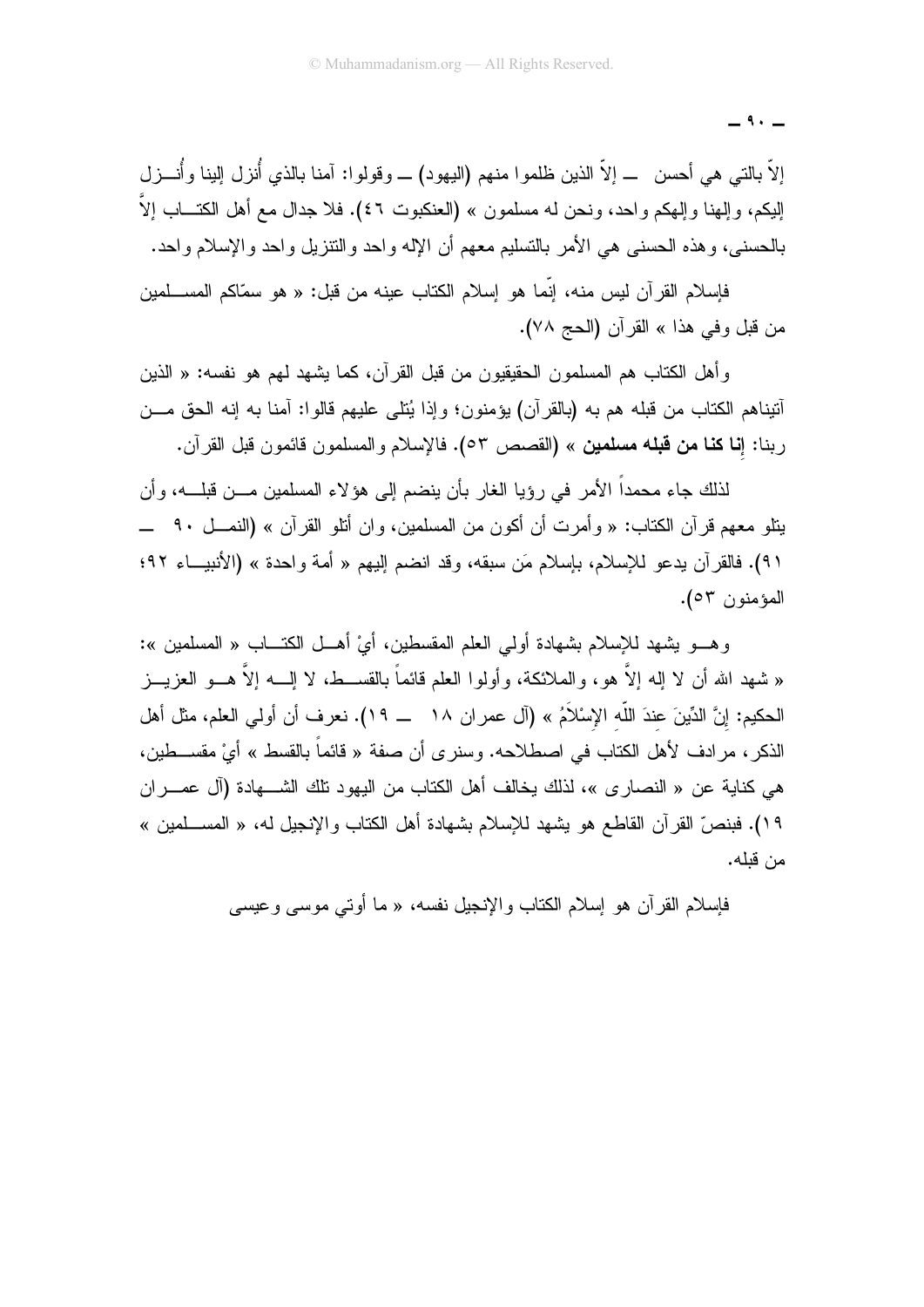إلاّ بالتي هي أحسن — إلاّ الذين ظلموا منهم (اليهود) — وقولوا: آمنا بالذي أُنزل إلينا وأُنــزل إليكم، وإلهنا وإلهكم واحد، ونحن له مسلمون » (العنكبوت ٤٦). فلا جدال مع أهل الكتــاب إلاّ بالحسنى، وهذه الحسنى هي الأمر بالتسليم معهم أن الإله واحد والتنزيل واحد والإسلام واحد.

فإسلام القرآن ليس منه، إنّما هو إسلام الكتاب عينه من قبل: « هو سمّاكم المســلمين من قبل وفي هذا » القرآن (الحج ٧٨).

وأهل الكتاب هم المسلمون الحقيقيون من قبل القرآن، كما يشهد لهم هو نفسه: « الذين آتيناهم الكتاب من قبله هم به (بالقرآن) يؤمنون؛ وإذا يُتلى عليهم قالوا: آمنا به إنه الحق مــن ربنا: **إنا كنا من قبله مسلمين** » (القصص ٥٣). فالإسلام والمسلمون قائمون قبل القرآن.

لذلك جاء محمداً الأمر في رؤيا الغار بأن ينضم إلى هؤلاء المسلمين مــن قبلــه، وأن يتلو معهم قرآن الكتاب: « وأمرت أن أكون من المسلمين، وان أتلو القرآن » (النمــل ٩٠ — ٩١). فالقرآن يدعو للإسلام، بإسلام مَن سبقه، وقد انضم إليهم « أمة واحدة » (الأنبيــاء ٩٢؛ المؤمنون ٥٣).

وهــو يشهد للإسلام بشهادة أولي العلم المقسطين، أيْ أهــل الكتــاب « المسلمين »: « شهد الله أن لا إله إلاَّ هو، والملائكة، وأولوا العلم قائماً بالقســط، لا إلــه إلاَّ هــو العزيــز الحكيم: إنَّ الدِّينَ عندَ اللّهِ الإِسْلاَمُ » (آل عمران ١٨ — ١٩). نعرف أن أولي العلم، مثل أهل الذكر، مرادف لأهل الكتاب في اصطلاحه. وسنرى أن صفة « قائماً بالقسط » أيْ مقســطين، هي كناية عن « النصارى »، لذلك يخالف أهل الكتاب من اليهود تلك الشــهادة (آل عمــران ١٩). فبنصّ القرآن القاطع هو يشهد للإسلام بشهادة أهل الكتاب والإنجيل له، « المســلمين » من قبله.

فإسلام القرآن هو إسلام الكتاب والإنجيل نفسه، « ما أوتي موسى وعيسى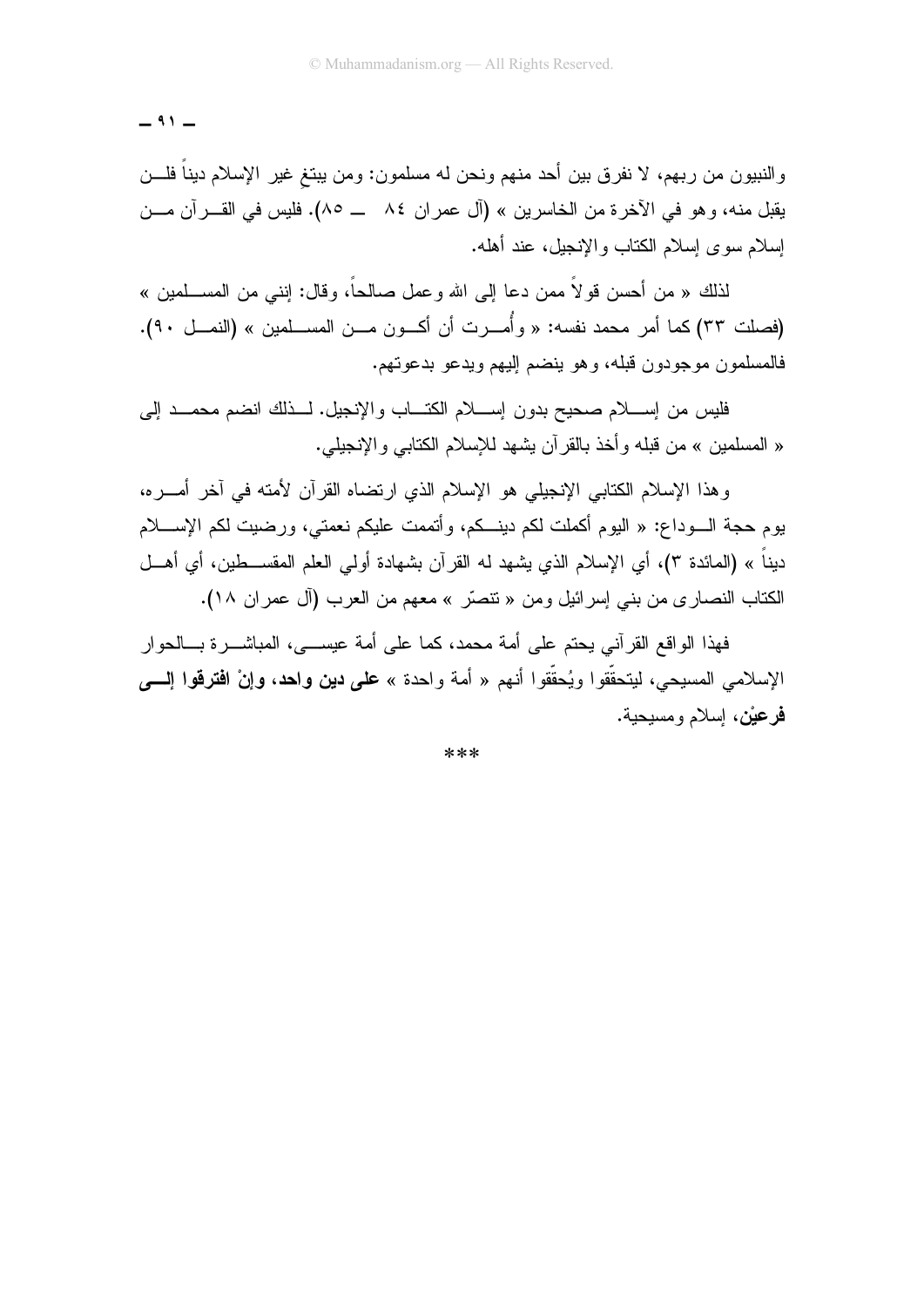والنبيون من ربهم، لا نفرق بين أحد منهم ونحن له مسلمون: ومن يبتغِ غير الإسلام ديناً فلن يقبل منه، وهو في الآخرة من الخاسرين » (آل عمران ٨٤ ــ ٨٥). فليس في القرآن من إسلام سوى إسلام الكتاب والإنجيل، عند أهله.

لذلك « من أحسن قولاً ممن دعا إلى الله وعمل صالحاً، وقال: إنني من المسلمين » (فصلت ٣٣) كما أمر محمد نفسه: « وأُمرت أن أكون من المسلمين » (النمل ٩٠). فالمسلمون موجودون قبله، وهو ينضم إليهم ويدعو بدعوتهم.

فليس من إسلام صحيح بدون إسلام الكتاب والإنجيل. لذلك انضم محمد إلى « المسلمين » من قبله وأخذ بالقرآن يشهد للإسلام الكتابي والإنجيلي.

وهذا الإسلام الكتابي الإنجيلي هو الإسلام الذي ارتضاه القرآن لأمته في آخر أمره، يوم حجة الوداع: « اليوم أكملت لكم دينكم، وأتممت عليكم نعمتي، ورضيت لكم الإسلام ديناً » (المائدة ٣)، أي الإسلام الذي يشهد له القرآن بشهادة أولي العلم المقسطين، أي أهل الكتاب النصارى من بني إسرائيل ومن « تنصّر » معهم من العرب (آل عمران ١٨).

فهذا الواقع القرآني يحتم على أمة محمد، كما على أمة عيسى، المباشرة بالحوار الإسلامي المسيحي، ليتحقّقوا ويُحقّقوا أنهم « أمة واحدة » **على دين واحد، وإنْ افترقوا إلى فرعيْن**، إسلام ومسيحية.

***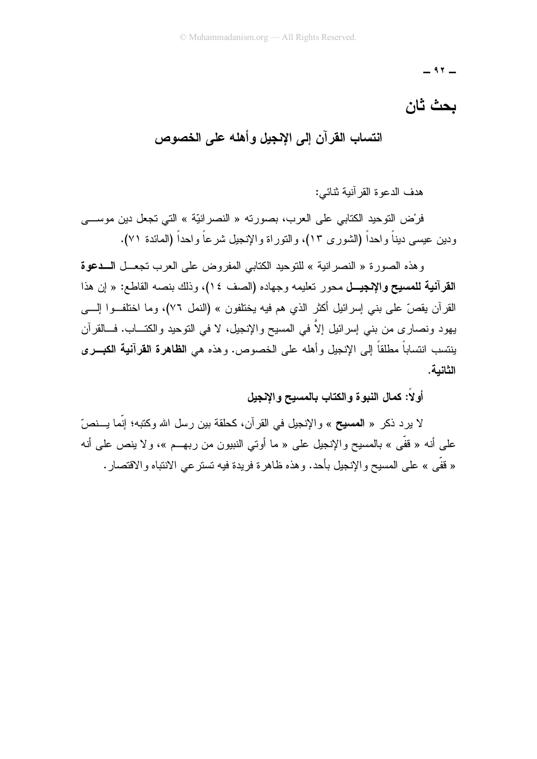# بحث ثان

## انتساب القرآن إلى الإنجيل وأهله على الخصوص

هدف الدعوة القرآنية ثنائي:

فرْض التوحيد الكتابي على العرب، بصورته « النصرانيّة » التي تجعل دين موسى ودين عيسى ديناً واحداً (الشورى ١٣)، والتوراة والإنجيل شرعاً واحداً (المائدة ٧١).

وهذه الصورة « النصرانية » للتوحيد الكتابي المفروض على العرب تجعل **الدعوة القرآنية للمسيح والإنجيل** محور تعليمه وجهاده (الصف ١٤)، وذلك بنصه القاطع: « إن هذا القرآن يقصّ على بني إسرائيل أكثر الذي هم فيه يختلفون » (النمل ٧٦)، وما اختلفوا إلى يهود ونصارى من بني إسرائيل إلاَّ في المسيح والإنجيل، لا في التوحيد والكتاب. فالقرآن ينتسب انتساباً مطلقاً إلى الإنجيل وأهله على الخصوص. وهذه هي **الظاهرة القرآنية الكبرى الثانية**.

### أولاً: كمال النبوة والكتاب بالمسيح والإنجيل

لا يرد ذكر « **المسيح** » والإنجيل في القرآن، كحلقة بين رسل الله وكتبه؛ إنّما ينصّ على أنه « قفّى » بالمسيح والإنجيل على « ما أوتي النبيون من ربهم »، ولا ينص على أنه « قفّى » على المسيح والإنجيل بأحد. وهذه ظاهرة فريدة فيه تسترعي الانتباه والاقتصار.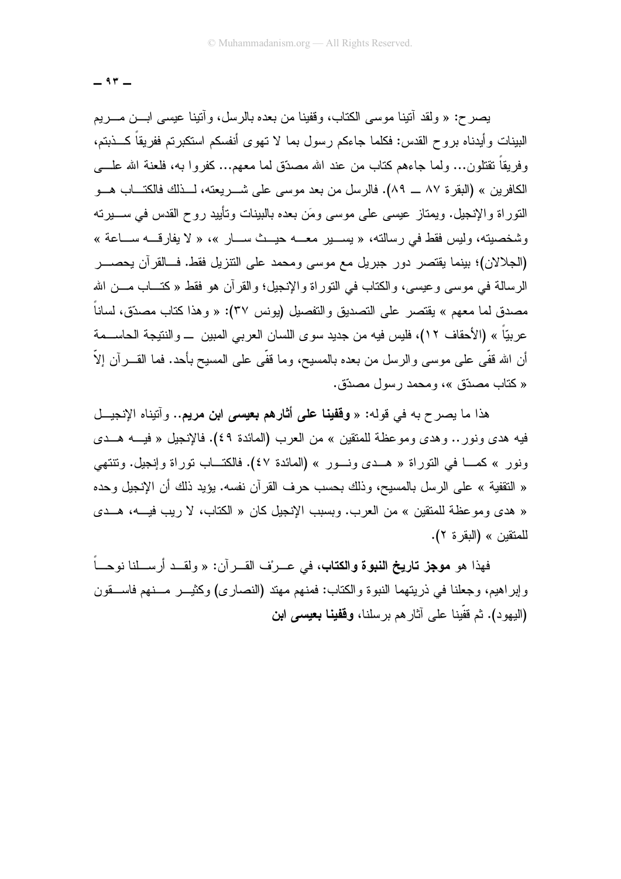يصرح: « ولقد آتينا موسى الكتاب، وقفينا من بعده بالرسل، وآتينا عيسى ابن مريم البينات وأيدناه بروح القدس: فكلما جاءكم رسول بما لا تهوى أنفسكم استكبرتم ففريقاً كذبتم، وفريقاً تقتلون... ولما جاءهم كتاب من عند الله مصدّق لما معهم... كفروا به، فلعنة الله على الكافرين » (البقرة ٨٧ ــ ٨٩). فالرسل من بعد موسى على شريعته، لذلك فالكتاب هو التوراة والإنجيل. ويمتاز عيسى على موسى ومَن بعده بالبينات وتأييد روح القدس في سيرته وشخصيته، وليس فقط في رسالته، « يسير معه حيث سار »، « لا يفارقه ساعة » (الجلالان)؛ بينما يقتصر دور جبريل مع موسى ومحمد على التنزيل فقط. فالقرآن يحصر الرسالة في موسى وعيسى، والكتاب في التوراة والإنجيل؛ والقرآن هو فقط « كتاب من الله مصدق لما معهم » يقتصر على التصديق والتفصيل (يونس ٣٧): « وهذا كتاب مصدّق، لساناً عربيّاً » (الأحقاف ١٢)، فليس فيه من جديد سوى اللسان العربي المبين ــ والنتيجة الحاسمة أن الله قفّى على موسى والرسل من بعده بالمسيح، وما قفّى على المسيح بأحد. فما القرآن إلاّ « كتاب مصدّق »، ومحمد رسول مصدّق.

هذا ما يصرح به في قوله: « **وقفينا على أثارهم بعيسى ابن مريم**.. وآتيناه الإنجيل فيه هدى ونور.. وهدى وموعظة للمتقين » من العرب (المائدة ٤٩). فالإنجيل « فيه هدى ونور » كما في التوراة « هدى ونور » (المائدة ٤٧). فالكتاب توراة وإنجيل. وتنتهي « التقفية » على الرسل بالمسيح، وذلك بحسب حرف القرآن نفسه. يؤيد ذلك أن الإنجيل وحده « هدى وموعظة للمتقين » من العرب. وبسبب الإنجيل كان « الكتاب، لا ريب فيه، هدى للمتقين » (البقرة ٢).

فهذا هو **موجز تاريخ النبوة والكتاب**، في عرْف القرآن: « ولقد أرسلنا نوحاً وإبراهيم، وجعلنا في ذريتهما النبوة والكتاب: فمنهم مهتد (النصارى) وكثير منهم فاسقون (اليهود). ثم قفّينا على آثارهم برسلنا، **وقفينا بعيسى ابن**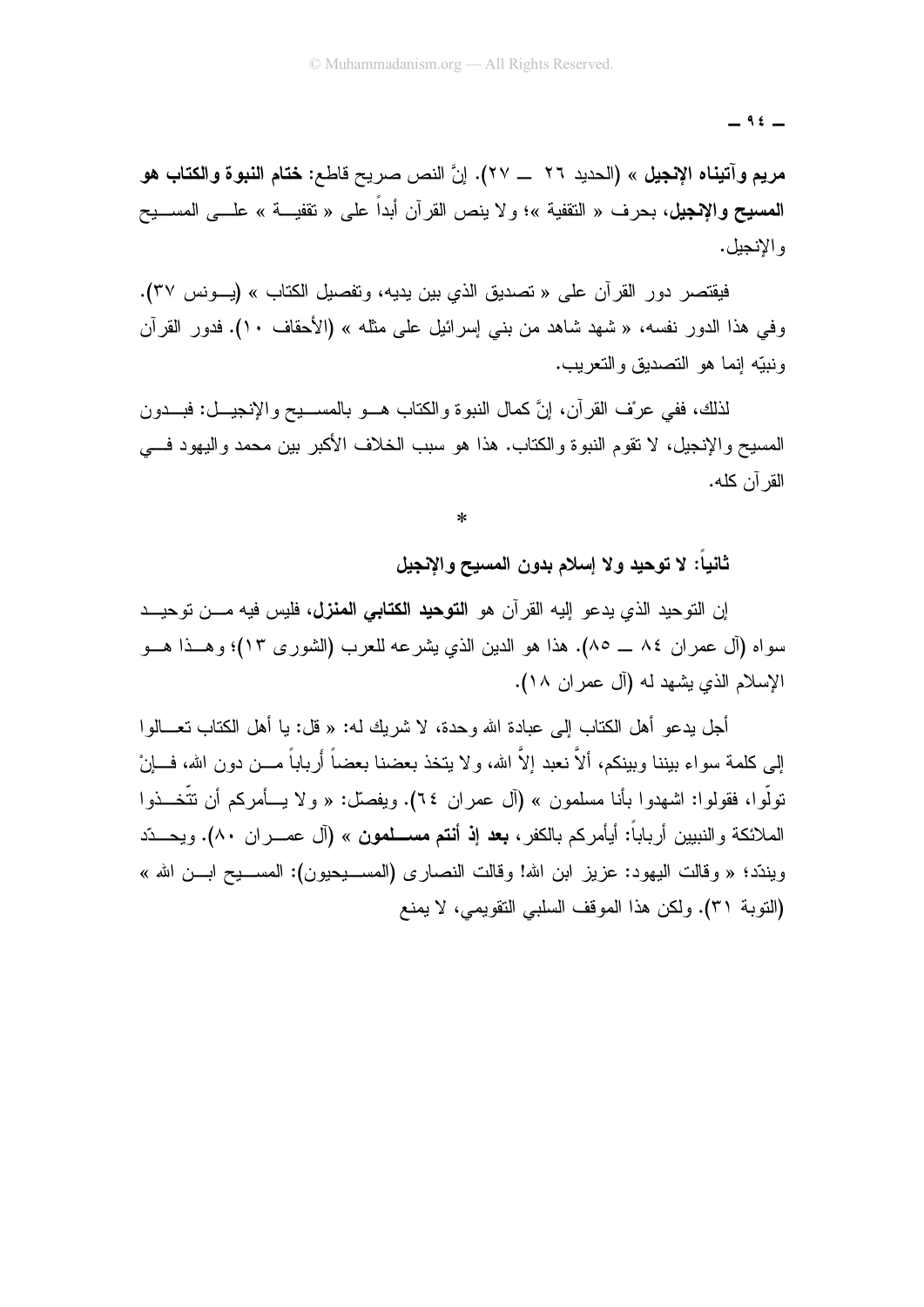**مريم وآتيناه الإنجيل** » (الحديد ٢٦ ــ ٢٧). إنَّ النص صريح قاطع: **ختام النبوة والكتاب هو المسيح والإنجيل**، بحرف « التقفية »؛ ولا ينص القرآن أبداً على « تقفية » على المسيح والإنجيل.

فيقتصر دور القرآن على « تصديق الذي بين يديه، وتفصيل الكتاب » (يونس ٣٧). وفي هذا الدور نفسه، « شهد شاهد من بني إسرائيل على مثله » (الأحقاف ١٠). فدور القرآن ونبيّه إنما هو التصديق والتعريب.

لذلك، ففي عرْف القرآن، إنَّ كمال النبوة والكتاب هو بالمسيح والإنجيل: فبدون المسيح والإنجيل، لا تقوم النبوة والكتاب. هذا هو سبب الخلاف الأكبر بين محمد واليهود في القرآن كله.

*

### ثانياً: لا توحيد ولا إسلام بدون المسيح والإنجيل

إن التوحيد الذي يدعو إليه القرآن هو **التوحيد الكتابي المنزل**، فليس فيه من توحيد سواه (آل عمران ٨٤ ــ ٨٥). هذا هو الدين الذي يشرعه للعرب (الشورى ١٣)؛ وهذا هو الإسلام الذي يشهد له (آل عمران ١٨).

أجل يدعو أهل الكتاب إلى عبادة الله وحدة، لا شريك له: « قل: يا أهل الكتاب تعالوا إلى كلمة سواء بيننا وبينكم، ألاَّ نعبد إلاَّ الله، ولا يتخذ بعضنا بعضاً أرباباً من دون الله، فإنْ تولّوا، فقولوا: اشهدوا بأنا مسلمون » (آل عمران ٦٤). ويفصّل: « ولا يأمركم أن تتّخذوا الملائكة والنبيين أرباباً: أيأمركم بالكفر، **بعد إذ أنتم مسلمون** » (آل عمران ٨٠). ويحدّد ويندّد؛ « وقالت اليهود: عزيز ابن الله! وقالت النصارى (المسيحيون): المسيح ابن الله » (التوبة ٣١). ولكن هذا الموقف السلبي التقويمي، لا يمنع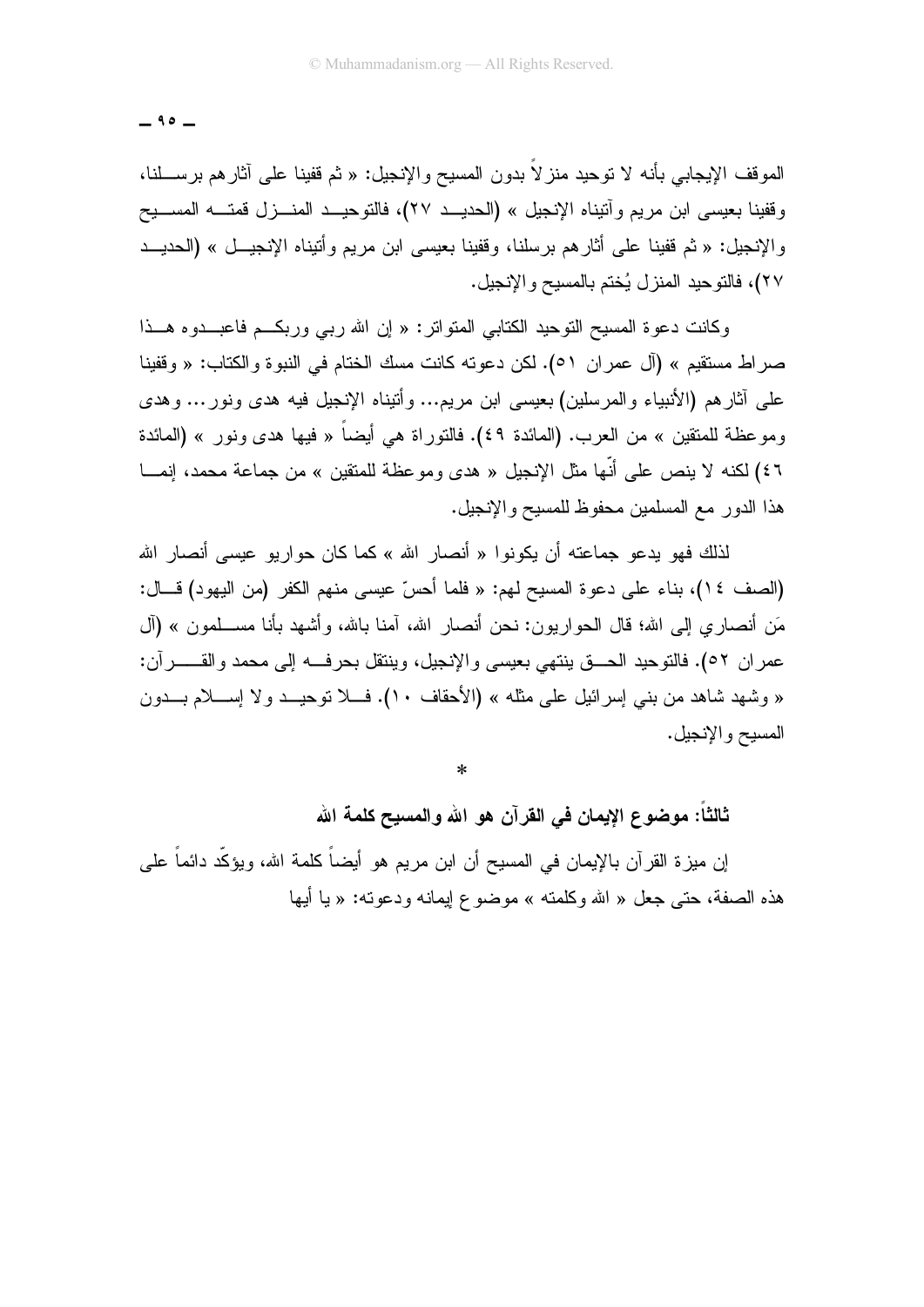الموقف الإيجابي بأنه لا توحيد منزلاً بدون المسيح والإنجيل: « ثم قفينا على آثارهم برسلنا، وقفينا بعيسى ابن مريم وآتيناه الإنجيل » (الحديد ٢٧)، فالتوحيد المنزل قمته المسيح والإنجيل: « ثم قفينا على أثارهم برسلنا، وقفينا بعيسى ابن مريم وأتيناه الإنجيل » (الحديد ٢٧)، فالتوحيد المنزل يُختم بالمسيح والإنجيل.

وكانت دعوة المسيح التوحيد الكتابي المتواتر: « إن الله ربي وربكم فاعبدوه هذا صراط مستقيم » (آل عمران ٥١). لكن دعوته كانت مسك الختام في النبوة والكتاب: « وقفينا على آثارهم (الأنبياء والمرسلين) بعيسى ابن مريم... وأتيناه الإنجيل فيه هدى ونور... وهدى وموعظة للمتقين » من العرب. (المائدة ٤٩). فالتوراة هي أيضاً « فيها هدى ونور » (المائدة ٤٦) لكنه لا ينص على أنّها مثل الإنجيل « هدى وموعظة للمتقين » من جماعة محمد، إنما هذا الدور مع المسلمين محفوظ للمسيح والإنجيل.

لذلك فهو يدعو جماعته أن يكونوا « أنصار الله » كما كان حواريو عيسى أنصار الله (الصف ١٤)، بناء على دعوة المسيح لهم: « فلما أحسّ عيسى منهم الكفر (من اليهود) قال: مَن أنصاري إلى الله؛ قال الحواريون: نحن أنصار الله، آمنا بالله، وأشهد بأنا مسلمون » (آل عمران ٥٢). فالتوحيد الحق ينتهي بعيسى والإنجيل، وينتقل بحرفه إلى محمد والقرآن: « وشهد شاهد من بني إسرائيل على مثله » (الأحقاف ١٠). فلا توحيد ولا إسلام بدون المسيح والإنجيل.

*

### ثالثاً: موضوع الإيمان في القرآن هو الله والمسيح كلمة الله

إن ميزة القرآن بالإيمان في المسيح أن ابن مريم هو أيضاً كلمة الله، ويؤكّد دائماً على هذه الصفة، حتى جعل « الله وكلمته » موضوع إيمانه ودعوته: « يا أيها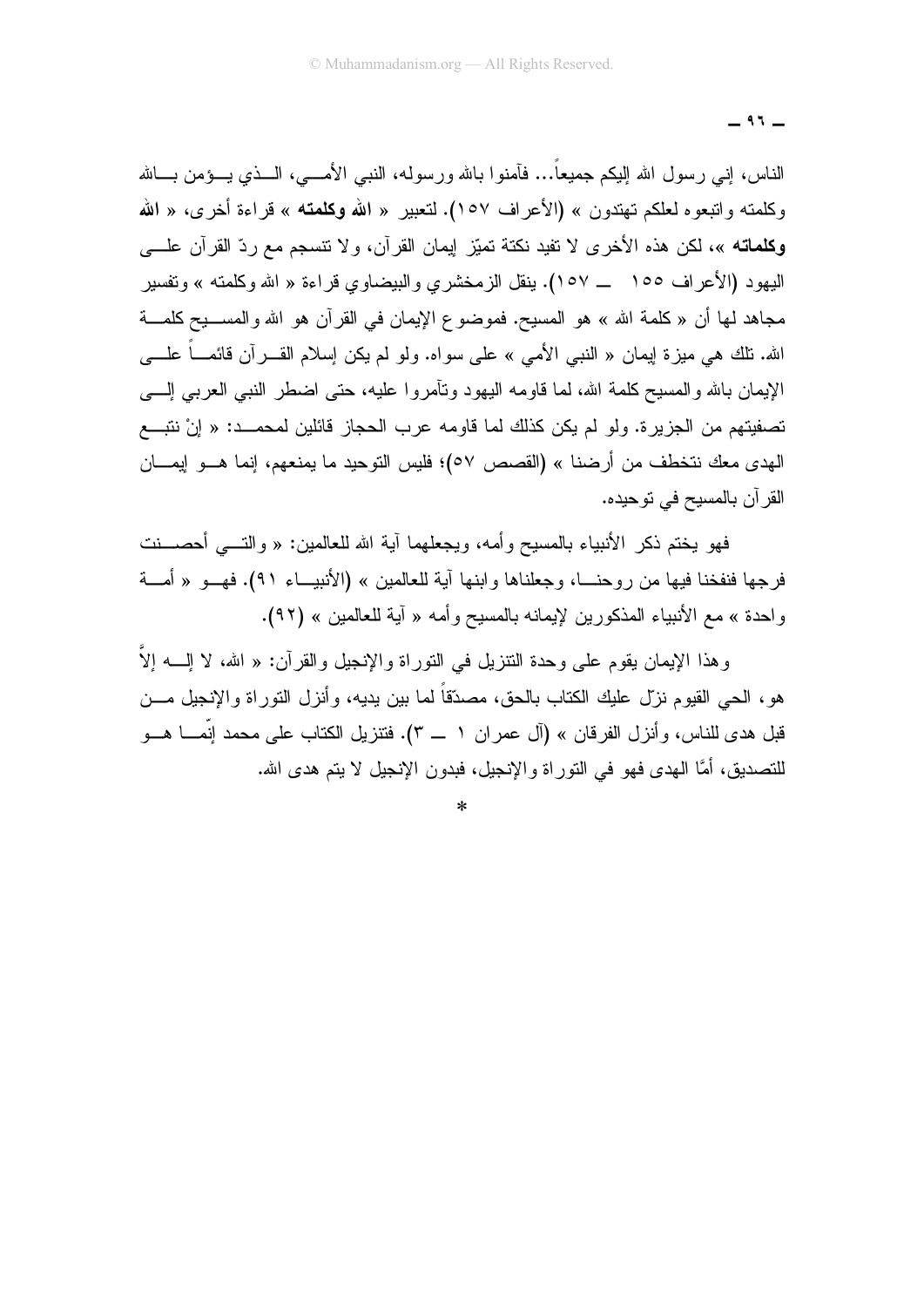الناس، إني رسول الله إليكم جميعاً... فآمنوا بالله ورسوله، النبي الأمي، الذي يؤمن بالله وكلمته واتبعوه لعلكم تهتدون » (الأعراف ١٥٧). لتعبير « **الله وكلمته** » قراءة أخرى، « **الله وكلماته** »، لكن هذه الأخرى لا تفيد نكتة تميّز إيمان القرآن، ولا تنسجم مع ردّ القرآن على اليهود (الأعراف ١٥٥ ــ ١٥٧). ينقل الزمخشري والبيضاوي قراءة « الله وكلمته » وتفسير مجاهد لها أن « كلمة الله » هو المسيح. فموضوع الإيمان في القرآن هو الله والمسيح كلمة الله. تلك هي ميزة إيمان « النبي الأمي » على سواه. ولو لم يكن إسلام القرآن قائماً على الإيمان بالله والمسيح كلمة الله، لما قاومه اليهود وتآمروا عليه، حتى اضطر النبي العربي إلى تصفيتهم من الجزيرة. ولو لم يكن كذلك لما قاومه عرب الحجاز قائلين لمحمد: « إنْ نتبع الهدى معك نتخطف من أرضنا » (القصص ٥٧)؛ فليس التوحيد ما يمنعهم، إنما هو إيمان القرآن بالمسيح في توحيده.

فهو يختم ذكر الأنبياء بالمسيح وأمه، ويجعلهما آية الله للعالمين: « والتي أحصنت فرجها فنفخنا فيها من روحنا، وجعلناها وابنها آية للعالمين » (الأنبياء ٩١). فهو « أمة واحدة » مع الأنبياء المذكورين لإيمانه بالمسيح وأمه « آية للعالمين » (٩٢).

وهذا الإيمان يقوم على وحدة التنزيل في التوراة والإنجيل والقرآن: « الله، لا إله إلاّ هو، الحي القيوم نزّل عليك الكتاب بالحق، مصدّقاً لما بين يديه، وأنزل التوراة والإنجيل من قبل هدى للناس، وأنزل الفرقان » (آل عمران ١ ــ ٣). فتنزيل الكتاب على محمد إنّما هو للتصديق، أمَّا الهدى فهو في التوراة والإنجيل، فبدون الإنجيل لا يتم هدى الله.

*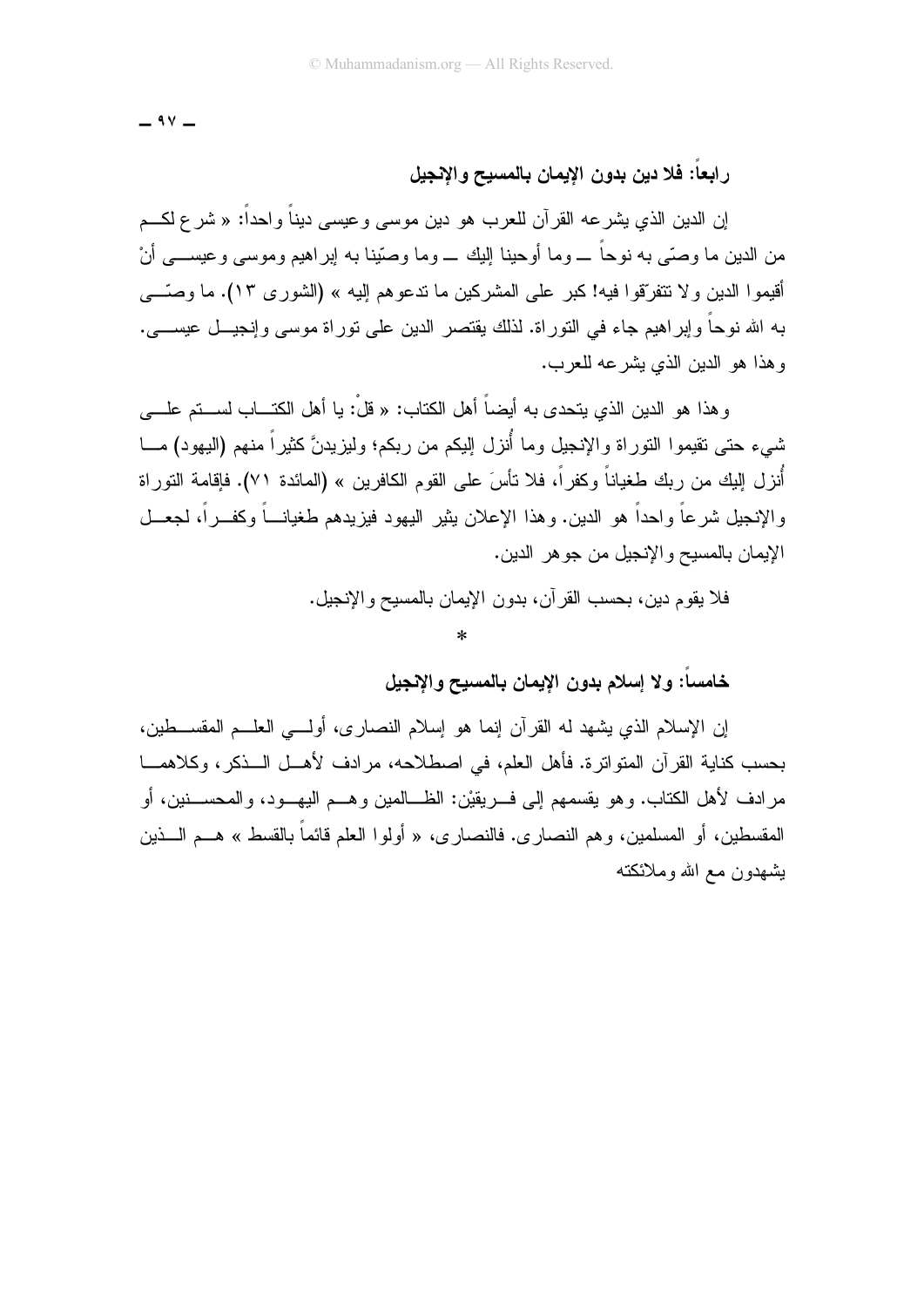### رابعاً: فلا دين بدون الإيمان بالمسيح والإنجيل

إن الدين الذي يشرعه القرآن للعرب هو دين موسى وعيسى ديناً واحداً: « شرع لكم من الدين ما وصّى به نوحاً — وما أوحينا إليك — وما وصّينا به إبراهيم وموسى وعيسى أنْ أقيموا الدين ولا تتفرّقوا فيه! كبر على المشركين ما تدعوهم إليه » (الشورى ١٣). ما وصّى به الله نوحاً وإبراهيم جاء في التوراة. لذلك يقتصر الدين على توراة موسى وإنجيل عيسى. وهذا هو الدين الذي يشرعه للعرب.

وهذا هو الدين الذي يتحدى به أيضاً أهل الكتاب: « قلْ: يا أهل الكتاب لستم على شيء حتى تقيموا التوراة والإنجيل وما أُنزل إليكم من ربكم؛ وليزيدنَّ كثيراً منهم (اليهود) ما أُنزل إليك من ربك طغياناً وكفراً، فلا تأسَ على القوم الكافرين » (المائدة ٧١). فإقامة التوراة والإنجيل شرعاً واحداً هو الدين. وهذا الإعلان يثير اليهود فيزيدهم طغياناً وكفراً، لجعل الإيمان بالمسيح والإنجيل من جوهر الدين.

فلا يقوم دين، بحسب القرآن، بدون الإيمان بالمسيح والإنجيل.

*

### خامساً: ولا إسلام بدون الإيمان بالمسيح والإنجيل

إن الإسلام الذي يشهد له القرآن إنما هو إسلام النصارى، أولي العلم المقسطين، بحسب كناية القرآن المتواترة. فأهل العلم، في اصطلاحه، مرادف لأهل الذكر، وكلاهما مرادف لأهل الكتاب. وهو يقسمهم إلى فريقيْن: الظالمين وهم اليهود، والمحسنين، أو المقسطين، أو المسلمين، وهم النصارى. فالنصارى، « أولوا العلم قائماً بالقسط » هم الذين يشهدون مع الله وملائكته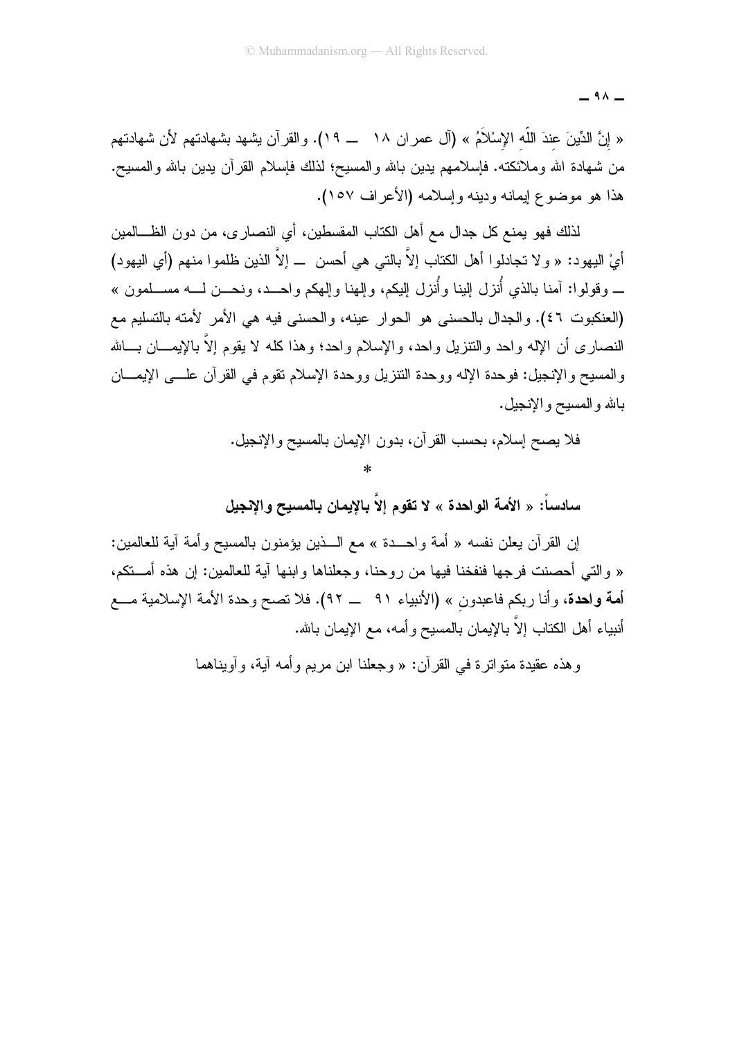« إِنَّ الدِّينَ عِندَ اللَّهِ الإِسْلاَمُ » (آل عمران ١٨ ــ ١٩). والقرآن يشهد بشهادتهم لأن شهادتهم من شهادة الله وملائكته. فإسلامهم يدين بالله والمسيح؛ لذلك فإسلام القرآن يدين بالله والمسيح. هذا هو موضوع إيمانه ودينه وإسلامه (الأعراف ١٥٧).

لذلك فهو يمنع كل جدال مع أهل الكتاب المقسطين، أي النصارى، من دون الظالمين أيْ اليهود: « ولا تجادلوا أهل الكتاب إلاَّ بالتي هي أحسن ــ إلاَّ الذين ظلموا منهم (أي اليهود) ــ وقولوا: آمنا بالذي أُنزل إلينا وأُنزل إليكم، وإلهنا وإلهكم واحد، ونحن له مسلمون » (العنكبوت ٤٦). والجدال بالحسنى هو الحوار عينه، والحسنى فيه هي الأمر لأمته بالتسليم مع النصارى أن الإله واحد والتنزيل واحد، والإسلام واحد؛ وهذا كله لا يقوم إلاَّ بالإيمان بالله والمسيح والإنجيل: فوحدة الإله ووحدة التنزيل ووحدة الإسلام تقوم في القرآن على الإيمان بالله والمسيح والإنجيل.

فلا يصح إسلام، بحسب القرآن، بدون الإيمان بالمسيح والإنجيل.

*

## سادساً: « الأمة الواحدة » لا تقوم إلاَّ بالإيمان بالمسيح والإنجيل

إن القرآن يعلن نفسه « أمة واحدة » مع الذين يؤمنون بالمسيح وأمة آية للعالمين: « والتي أحصنت فرجها فنفخنا فيها من روحنا، وجعلناها وابنها آية للعالمين: إن هذه أمتكم، **أمة واحدة**، وأنا ربكم فاعبدونِ » (الأنبياء ٩١ ــ ٩٢). فلا تصح وحدة الأمة الإسلامية مع أنبياء أهل الكتاب إلاَّ بالإيمان بالمسيح وأمه، مع الإيمان بالله.

وهذه عقيدة متواترة في القرآن: « وجعلنا ابن مريم وأمه آية، وآويناهما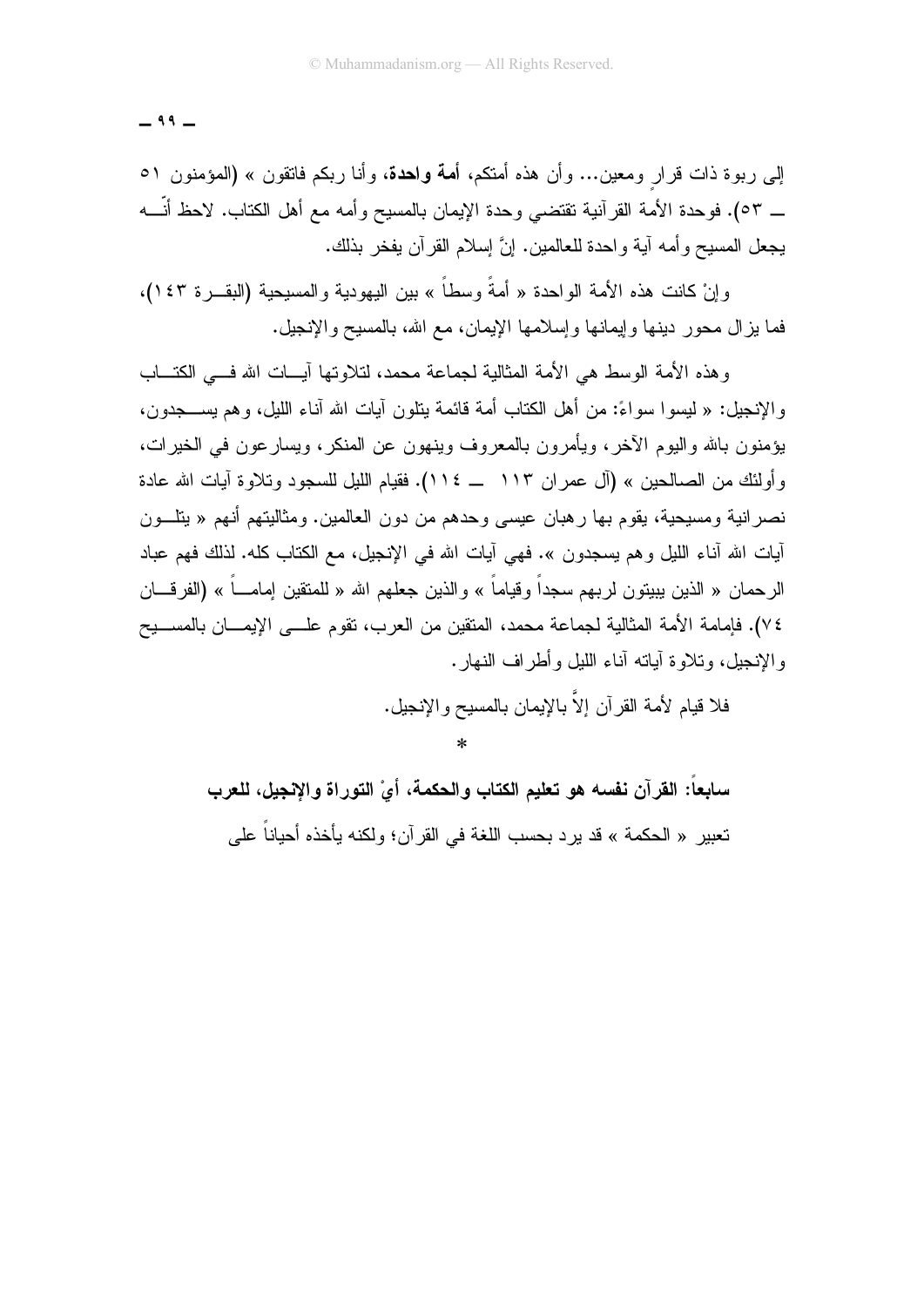إلى ربوة ذات قرارٍ ومعين... وأن هذه أمتكم، **أمة واحدة**، وأنا ربكم فاتقون » (المؤمنون ٥١ ــ ٥٣). فوحدة الأمة القرآنية تقتضي وحدة الإيمان بالمسيح وأمه مع أهل الكتاب. لاحظ أنّــه يجعل المسيح وأمه آية واحدة للعالمين. إنَّ إسلام القرآن يفخر بذلك.

وإنْ كانت هذه الأمة الواحدة « أمةً وسطاً » بين اليهودية والمسيحية (البقــرة ١٤٣)، فما يزال محور دينها وإيمانها وإسلامها الإيمان، مع الله، بالمسيح والإنجيل.

وهذه الأمة الوسط هي الأمة المثالية لجماعة محمد، لتلاوتها آيــات الله فــي الكتــاب والإنجيل: « ليسوا سواءً: من أهل الكتاب أمة قائمة يتلون آيات الله آناء الليل، وهم يســجدون، يؤمنون بالله واليوم الآخر، ويأمرون بالمعروف وينهون عن المنكر، ويسارعون في الخيرات، وأولئك من الصالحين » (آل عمران ١١٣ ــ ١١٤). فقيام الليل للسجود وتلاوة آيات الله عادة نصرانية ومسيحية، يقوم بها رهبان عيسى وحدهم من دون العالمين. ومثاليتهم أنهم « يتلــون آيات الله آناء الليل وهم يسجدون ». فهي آيات الله في الإنجيل، مع الكتاب كله. لذلك فهم عباد الرحمان « الذين يبيتون لربهم سجداً وقياماً » والذين جعلهم الله « للمتقين إمامــاً » (الفرقــان ٧٤). فإمامة الأمة المثالية لجماعة محمد، المتقين من العرب، تقوم علــى الإيمــان بالمســيح والإنجيل، وتلاوة آياته آناء الليل وأطراف النهار.

فلا قيام لأمة القرآن إلاَّ بالإيمان بالمسيح والإنجيل.

*

### سابعاً: القرآن نفسه هو تعليم الكتاب والحكمة، أيْ التوراة والإنجيل، للعرب

تعبير « الحكمة » قد يرد بحسب اللغة في القرآن؛ ولكنه يأخذه أحياناً على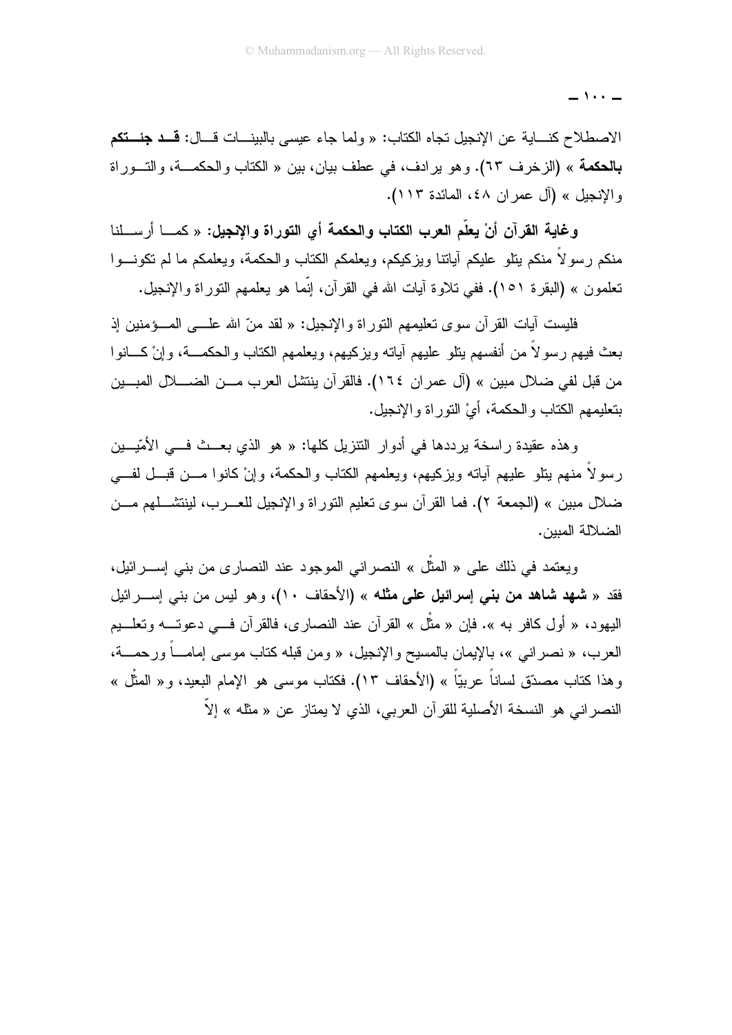الاصطلاح كنـاية عن الإنجيل تجاه الكتاب: « ولما جاء عيسى بالبينـات قـال: **قـد جئـتكم بالحكمة** » (الزخرف ٦٣). وهو يرادف، في عطف بيان، بين « الكتاب والحكمـة، والتـوراة والإنجيل » (آل عمران ٤٨، المائدة ١١٣).

**وغاية القرآن أنْ يعلّم العرب الكتاب والحكمة أي التوراة والإنجيل:** « كمـا أرسـلنا منكم رسولاً منكم يتلو عليكم آياتنا ويزكيكم، ويعلمكم الكتاب والحكمة، ويعلمكم ما لم تكونـوا تعلمون » (البقرة ١٥١). ففي تلاوة آيات الله في القرآن، إنّما هو يعلمهم التوراة والإنجيل.

فليست آيات القرآن سوى تعليمهم التوراة والإنجيل: « لقد منّ الله علـى المـؤمنين إذ بعث فيهم رسولاً من أنفسهم يتلو عليهم آياته ويزكيهم، ويعلمهم الكتاب والحكمـة، وإنْ كـانوا من قبل لفي ضلال مبين » (آل عمران ١٦٤). فالقرآن ينتشل العرب مـن الضـلال المبـين بتعليمهم الكتاب والحكمة، أيْ التوراة والإنجيل.

وهذه عقيدة راسخة يرددها في أدوار التنزيل كلها: « هو الذي بعـث فـي الأمّيـين رسولاً منهم يتلو عليهم آياته ويزكيهم، ويعلمهم الكتاب والحكمة، وإنْ كانوا مـن قبـل لفـي ضلال مبين » (الجمعة ٢). فما القرآن سوى تعليم التوراة والإنجيل للعـرب، لينتشـلهم مـن الضلالة المبين.

ويعتمد في ذلك على « المثْل » النصراني الموجود عند النصارى من بني إسـرائيل، فقد « **شهد شاهد من بني إسرائيل على مثله** » (الأحقاف ١٠)، وهو ليس من بني إسـرائيل اليهود، « أول كافر به ». فإن « مثْل » القرآن عند النصارى، فالقرآن فـي دعوتـه وتعلـيم العرب، « نصراني »، بالإيمان بالمسيح والإنجيل، « ومن قبله كتاب موسى إمامـاً ورحمـة، وهذا كتاب مصدّق لساناً عربيّاً » (الأحقاف ١٣). فكتاب موسى هو الإمام البعيد، و« المثْل » النصراني هو النسخة الأصلية للقرآن العربي، الذي لا يمتاز عن « مثله » إلاّ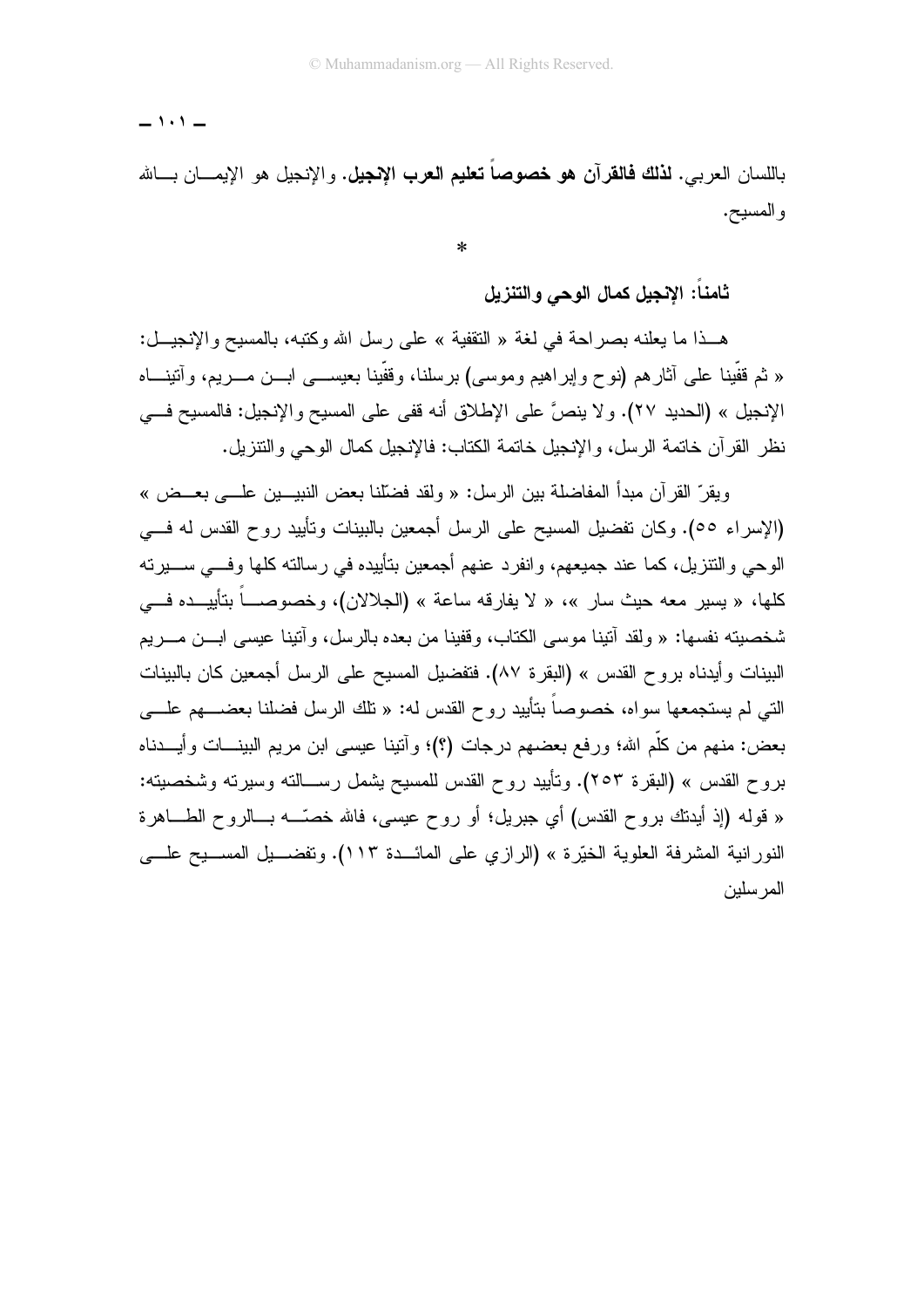باللسان العربي. **لذلك فالقرآن هو خصوصاً تعليم العرب الإنجيل.** والإنجيل هو الإيمان بالله والمسيح.

*

### ثامناً: الإنجيل كمال الوحي والتنزيل

هذا ما يعلنه بصراحة في لغة « التقفية » على رسل الله وكتبه، بالمسيح والإنجيل: « ثم قفّينا على آثارهم (نوح وإبراهيم وموسى) برسلنا، وقفّينا بعيسى ابن مريم، وآتيناه الإنجيل » (الحديد ٢٧). ولا ينصّ على الإطلاق أنه قفى على المسيح والإنجيل: فالمسيح في نظر القرآن خاتمة الرسل، والإنجيل خاتمة الكتاب: فالإنجيل كمال الوحي والتنزيل.

ويقرّ القرآن مبدأ المفاضلة بين الرسل: « ولقد فضّلنا بعض النبيين على بعض » (الإسراء ٥٥). وكان تفضيل المسيح على الرسل أجمعين بالبينات وتأييد روح القدس له في الوحي والتنزيل، كما عند جميعهم، وانفرد عنهم أجمعين بتأييده في رسالته كلها وفي سيرته كلها، « يسير معه حيث سار »، « لا يفارقه ساعة » (الجلالان)، وخصوصاً بتأييده في شخصيته نفسها: « ولقد آتينا موسى الكتاب، وقفينا من بعده بالرسل، وآتينا عيسى ابن مريم البينات وأيدناه بروح القدس » (البقرة ٨٧). فتفضيل المسيح على الرسل أجمعين كان بالبينات التي لم يستجمعها سواه، خصوصاً بتأييد روح القدس له: « تلك الرسل فضلنا بعضهم على بعض: منهم من كلّم الله؛ ورفع بعضهم درجات (؟)؛ وآتينا عيسى ابن مريم البينات وأيدناه بروح القدس » (البقرة ٢٥٣). وتأييد روح القدس للمسيح يشمل رسالته وسيرته وشخصيته: « قوله (إذ أيدتك بروح القدس) أي جبريل؛ أو روح عيسى، فالله خصّه بالروح الطاهرة النورانية المشرفة العلوية الخيّرة » (الرازي على المائدة ١١٣). وتفضيل المسيح على المرسلين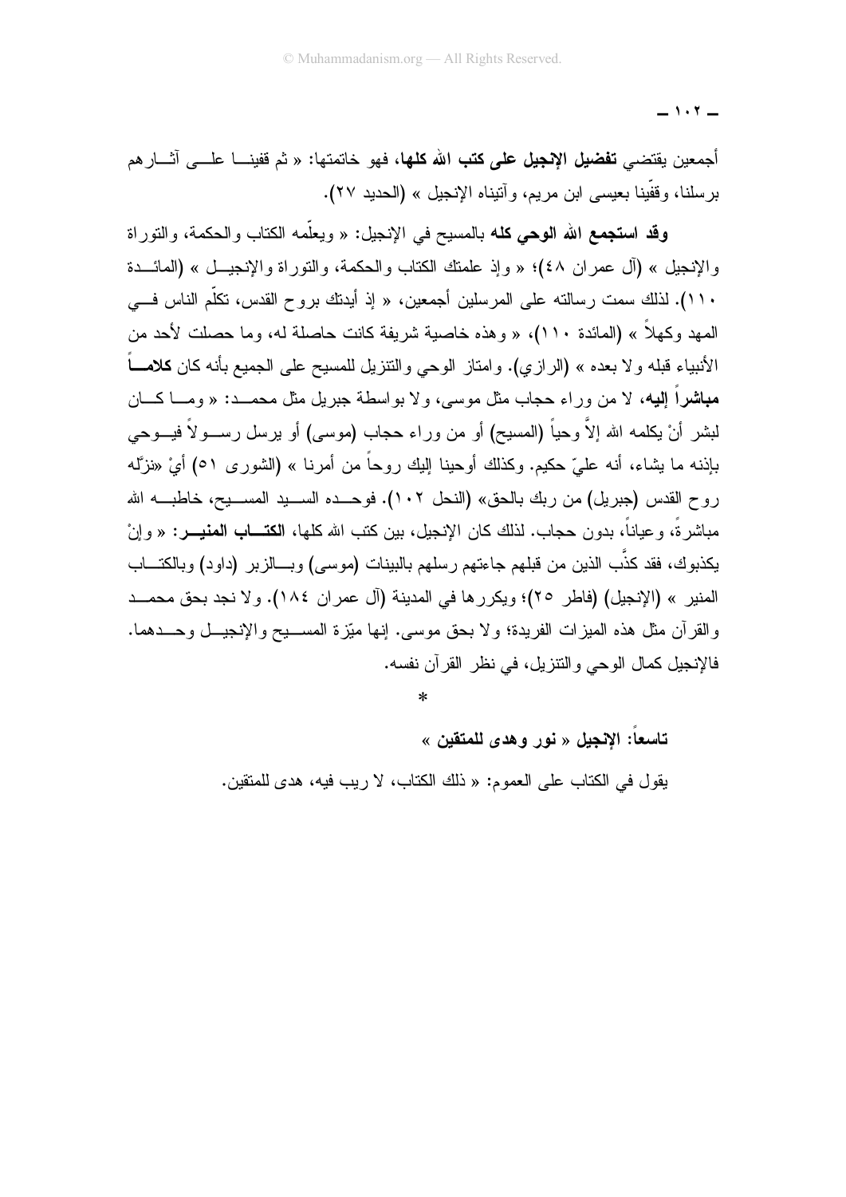أجمعين يقتضي **تفضيل الإنجيل على كتب الله كلها**، فهو خاتمتها: « ثم قفينا على آثارهم برسلنا، وقفّينا بعيسى ابن مريم، وآتيناه الإنجيل » (الحديد ٢٧).

**وقد استجمع الله الوحي كله** بالمسيح في الإنجيل: « ويعلّمه الكتاب والحكمة، والتوراة والإنجيل » (آل عمران ٤٨)؛ « وإذ علمتك الكتاب والحكمة، والتوراة والإنجيل » (المائدة ١١٠). لذلك سمت رسالته على المرسلين أجمعين، « إذ أيدتك بروح القدس، تكلّم الناس في المهد وكهلاً » (المائدة ١١٠)، « وهذه خاصية شريفة كانت حاصلة له، وما حصلت لأحد من الأنبياء قبله ولا بعده » (الرازي). وامتاز الوحي والتنزيل للمسيح على الجميع بأنه كان **كلاماً مباشراً إليه**، لا من وراء حجاب مثل موسى، ولا بواسطة جبريل مثل محمد: « وما كان لبشر أنْ يكلمه الله إلاَّ وحياً (المسيح) أو من وراء حجاب (موسى) أو يرسل رسولاً فيوحي بإذنه ما يشاء، أنه عليّ حكيم. وكذلك أوحينا إليك روحاً من أمرنا » (الشورى ٥١) أيْ «نزّله روح القدس (جبريل) من ربك بالحق» (النحل ١٠٢). فوحده السيد المسيح، خاطبه الله مباشرةً، وعياناً، بدون حجاب. لذلك كان الإنجيل، بين كتب الله كلها، **الكتاب المنير**: « وإنْ يكذبوك، فقد كذَّب الذين من قبلهم جاءتهم رسلهم بالبينات (موسى) وبالزبر (داود) وبالكتاب المنير » (الإنجيل) (فاطر ٢٥)؛ ويكررها في المدينة (آل عمران ١٨٤). ولا نجد بحق محمد والقرآن مثل هذه الميزات الفريدة؛ ولا بحق موسى. إنها ميّزة المسيح والإنجيل وحدهما. فالإنجيل كمال الوحي والتنزيل، في نظر القرآن نفسه.

*

### تاسعاً: الإنجيل « نور وهدى للمتقين »

يقول في الكتاب على العموم: « ذلك الكتاب، لا ريب فيه، هدى للمتقين.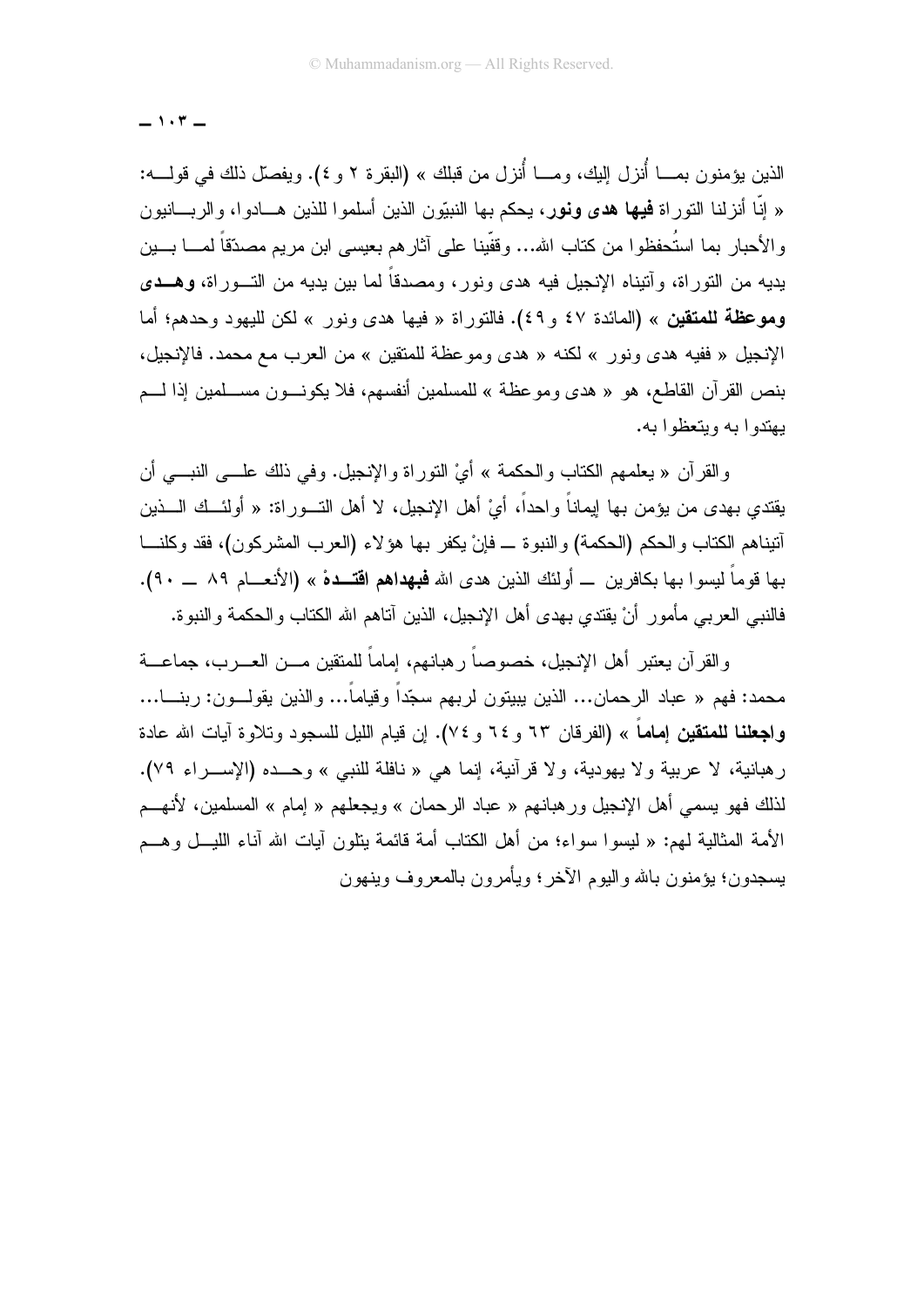الذين يؤمنون بما أُنزل إليك، وما أُنزل من قبلك » (البقرة ٢ و٤). ويفصّل ذلك في قوله: « إنّا أنزلنا التوراة **فيها هدى ونور**، يحكم بها النبيّون الذين أسلموا للذين هادوا، والربانيون والأحبار بما استُحفظوا من كتاب الله... وقفّينا على آثارهم بعيسى ابن مريم مصدّقاً لما بين يديه من التوراة، وآتيناه الإنجيل فيه هدى ونور، ومصدقاً لما بين يديه من التوراة، **وهدى وموعظة للمتقين** » (المائدة ٤٧ و٤٩). فالتوراة « فيها هدى ونور » لكن لليهود وحدهم؛ أما الإنجيل « ففيه هدى ونور » لكنه « هدى وموعظة للمتقين » من العرب مع محمد. فالإنجيل، بنص القرآن القاطع، هو « هدى وموعظة » للمسلمين أنفسهم، فلا يكونون مسلمين إذا لم يهتدوا به ويتعظوا به.

والقرآن « يعلمهم الكتاب والحكمة » أيْ التوراة والإنجيل. وفي ذلك على النبي أن يقتدي بهدى من يؤمن بها إيماناً واحداً، أيْ أهل الإنجيل، لا أهل التوراة: « أولئك الذين آتيناهم الكتاب والحكم (الحكمة) والنبوة ــ فإنْ يكفر بها هؤلاء (العرب المشركون)، فقد وكلنا بها قوماً ليسوا بها بكافرين ــ أولئك الذين هدى الله **فبهداهم اقتدهْ** » (الأنعام ٨٩ ــ ٩٠). فالنبي العربي مأمور أنْ يقتدي بهدى أهل الإنجيل، الذين آتاهم الله الكتاب والحكمة والنبوة.

والقرآن يعتبر أهل الإنجيل، خصوصاً رهبانهم، إماماً للمتقين من العرب، جماعة محمد: فهم « عباد الرحمان... الذين يبيتون لربهم سجّداً وقياماً... والذين يقولون: ربنا... **واجعلنا للمتقين إماماً** » (الفرقان ٦٣ و٦٤ و٧٤). إن قيام الليل للسجود وتلاوة آيات الله عادة رهبانية، لا عربية ولا يهودية، ولا قرآنية، إنما هي « نافلة للنبي » وحده (الإسراء ٧٩). لذلك فهو يسمي أهل الإنجيل ورهبانهم « عباد الرحمان » ويجعلهم « إمام » المسلمين، لأنهم الأمة المثالية لهم: « ليسوا سواء؛ من أهل الكتاب أمة قائمة يتلون آيات الله آناء الليل وهم يسجدون؛ يؤمنون بالله واليوم الآخر؛ ويأمرون بالمعروف وينهون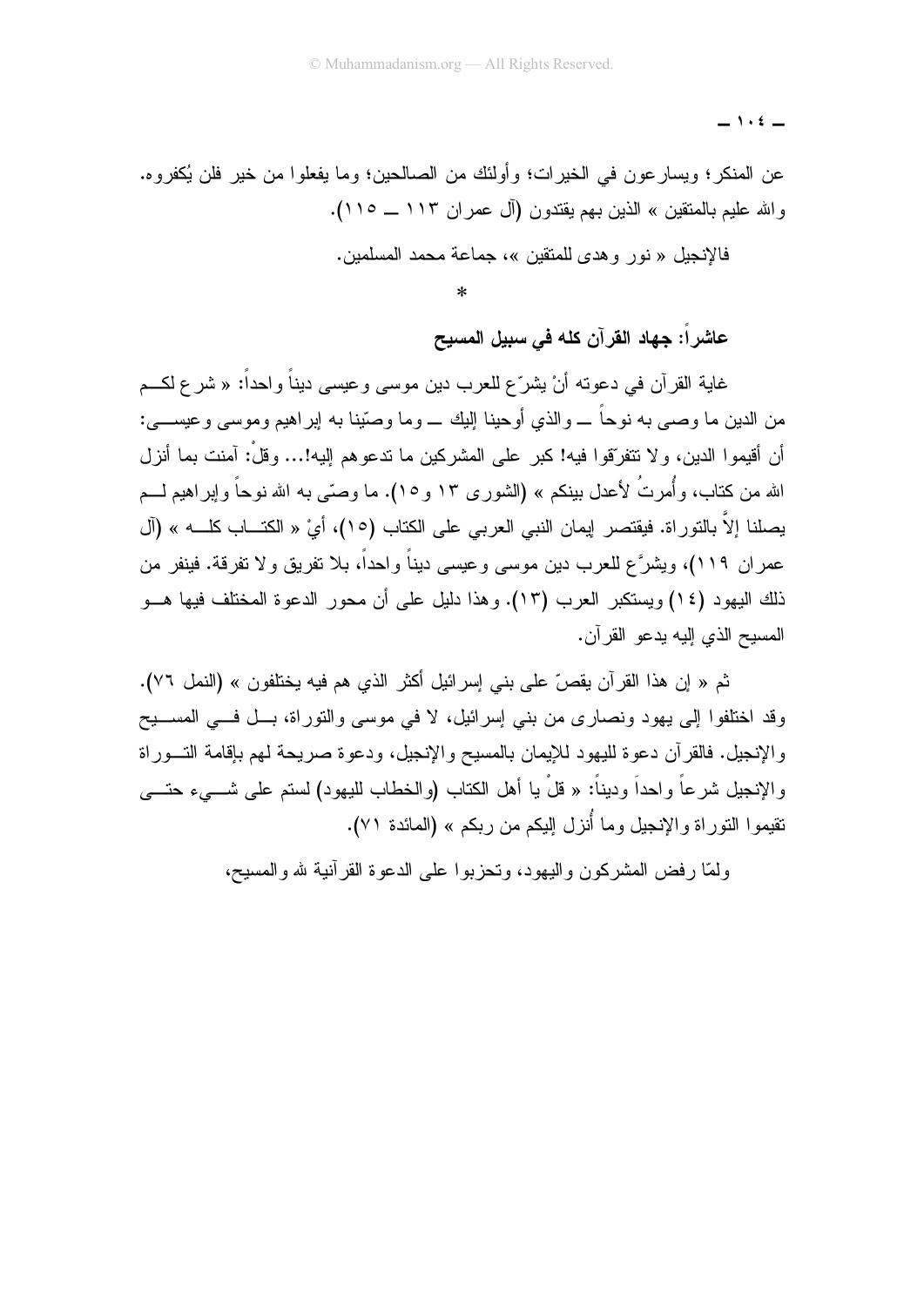عن المنكر؛ ويسارعون في الخيرات؛ وأولئك من الصالحين؛ وما يفعلوا من خير فلن يُكفروه. والله عليم بالمتقين » الذين بهم يقتدون (آل عمران ١١٣ ــ ١١٥).

فالإنجيل « نور وهدى للمتقين »، جماعة محمد المسلمين.

*

### عاشراً: جهاد القرآن كله في سبيل المسيح

غاية القرآن في دعوته أنْ يشرّع للعرب دين موسى وعيسى ديناً واحداً: « شرع لكم من الدين ما وصى به نوحاً ــ والذي أوحينا إليك ــ وما وصّينا به إبراهيم وموسى وعيسى: أن أقيموا الدين، ولا تتفرّقوا فيه! كبر على المشركين ما تدعوهم إليه!... وقلْ: آمنت بما أنزل الله من كتاب، وأُمرتُ لأعدل بينكم » (الشورى ١٣ و١٥). ما وصّى به الله نوحاً وإبراهيم لم يصلنا إلاَّ بالتوراة. فيقتصر إيمان النبي العربي على الكتاب (١٥)، أيْ « الكتاب كله » (آل عمران ١١٩)، ويشرَّع للعرب دين موسى وعيسى ديناً واحداً، بلا تفريق ولا تفرقة. فينفر من ذلك اليهود (١٤) ويستكبر العرب (١٣). وهذا دليل على أن محور الدعوة المختلف فيها هو المسيح الذي إليه يدعو القرآن.

ثم « إن هذا القرآن يقصّ على بني إسرائيل أكثر الذي هم فيه يختلفون » (النمل ٧٦). وقد اختلفوا إلى يهود ونصارى من بني إسرائيل، لا في موسى والتوراة، بل في المسيح والإنجيل. فالقرآن دعوة لليهود للإيمان بالمسيح والإنجيل، ودعوة صريحة لهم بإقامة التوراة والإنجيل شرعاً واحداً وديناً: « قلْ يا أهل الكتاب (والخطاب لليهود) لستم على شيء حتى تقيموا التوراة والإنجيل وما أُنزل إليكم من ربكم » (المائدة ٧١).

ولمّا رفض المشركون واليهود، وتحزبوا على الدعوة القرآنية لله والمسيح،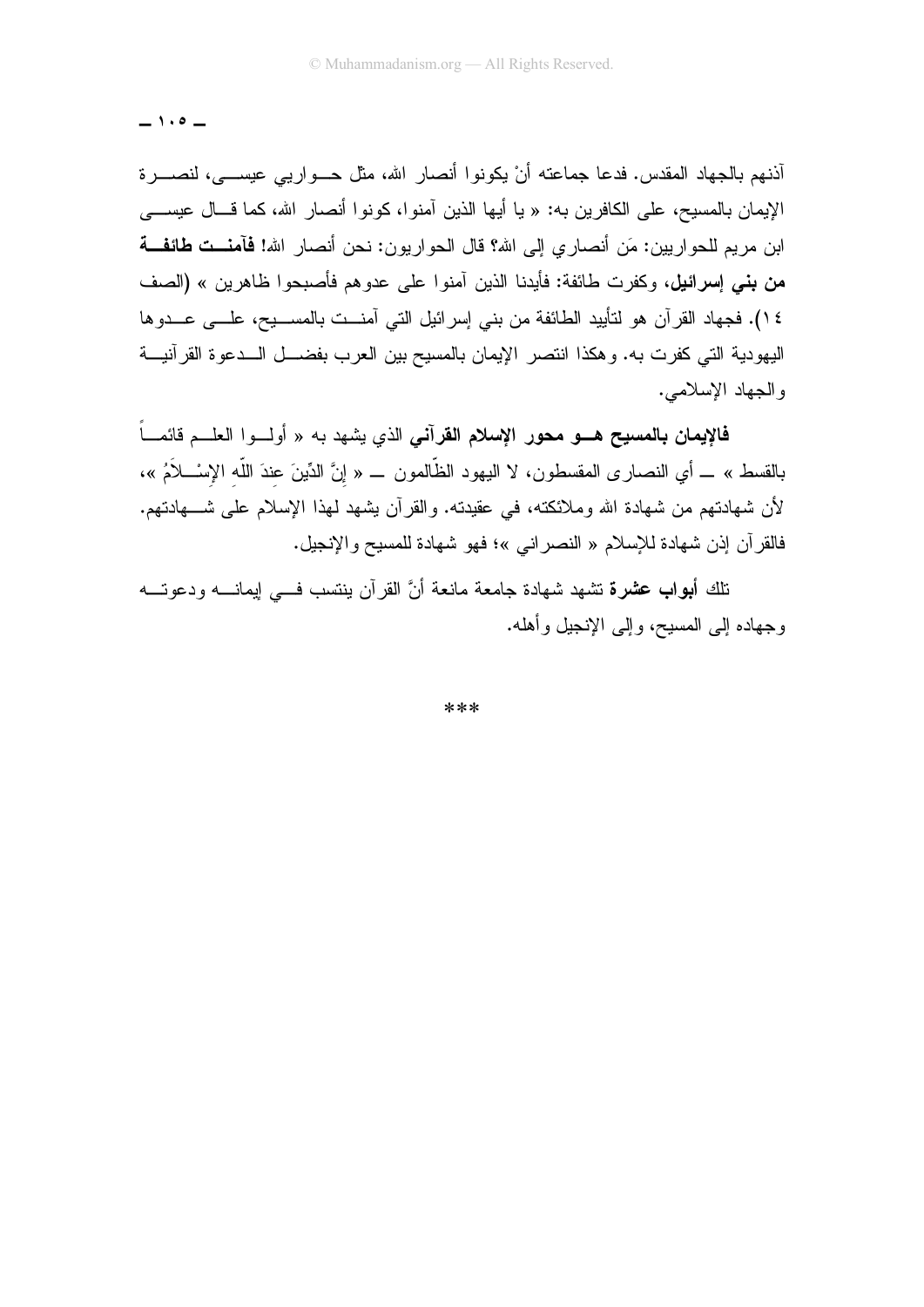آذنهم بالجهاد المقدس. فدعا جماعته أنْ يكونوا أنصار الله، مثل حواريي عيسى، لنصرة الإيمان بالمسيح، على الكافرين به: « يا أيها الذين آمنوا، كونوا أنصار الله، كما قال عيسى ابن مريم للحواريين: مَن أنصاري إلى الله؟ قال الحواريون: نحن أنصار الله! **فآمنت طائفة من بني إسرائيل**، وكفرت طائفة: فأيدنا الذين آمنوا على عدوهم فأصبحوا ظاهرين » (الصف ١٤). فجهاد القرآن هو لتأييد الطائفة من بني إسرائيل التي آمنت بالمسيح، على عدوها اليهودية التي كفرت به. وهكذا انتصر الإيمان بالمسيح بين العرب بفضل الدعوة القرآنية والجهاد الإسلامي.

**فالإيمان بالمسيح هو محور الإسلام القرآني** الذي يشهد به « أولوا العلم قائماً بالقسط » ـــ أي النصارى المقسطون، لا اليهود الظّالمون ـــ « إِنَّ الدِّينَ عِندَ اللّهِ الإِسْلاَمُ »، لأن شهادتهم من شهادة الله وملائكته، في عقيدته. والقرآن يشهد لهذا الإسلام على شهادتهم. فالقرآن إذن شهادة للإسلام « النصراني »؛ فهو شهادة للمسيح والإنجيل.

تلك **أبواب عشرة** تشهد شهادة جامعة مانعة أنَّ القرآن ينتسب في إيمانه ودعوته وجهاده إلى المسيح، وإلى الإنجيل وأهله.

***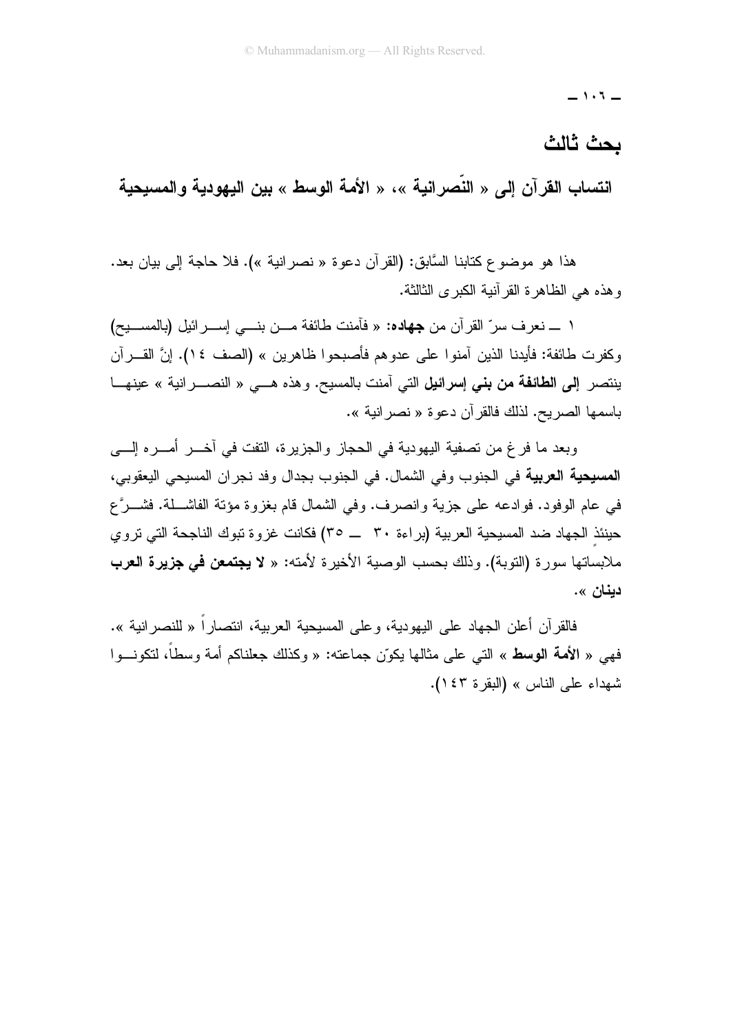## بحث ثالث

### انتساب القرآن إلى « النّصرانية »، « الأمة الوسط » بين اليهودية والمسيحية

هذا هو موضوع كتابنا السَّابق: (القرآن دعوة « نصرانية »). فلا حاجة إلى بيان بعد. وهذه هي الظاهرة القرآنية الكبرى الثالثة.

١ ــ نعرف سرّ القرآن من **جهاده**: « فآمنت طائفة من بني إسرائيل (بالمسيح) وكفرت طائفة: فأيدنا الذين آمنوا على عدوهم فأصبحوا ظاهرين » (الصف ١٤). إنَّ القرآن ينتصر **إلى الطائفة من بني إسرائيل** التي آمنت بالمسيح. وهذه هي « النصرانية » عينها باسمها الصريح. لذلك فالقرآن دعوة « نصرانية ».

وبعد ما فرغ من تصفية اليهودية في الحجاز والجزيرة، التفت في آخر أمره إلى **المسيحية العربية** في الجنوب وفي الشمال. في الجنوب بجدال وفد نجران المسيحي اليعقوبي، في عام الوفود. فوادعه على جزية وانصرف. وفي الشمال قام بغزوة مؤتة الفاشلة. فشرَّع حينئذٍ الجهاد ضد المسيحية العربية (براءة ٣٠ ــ ٣٥) فكانت غزوة تبوك الناجحة التي تروي ملابساتها سورة (التوبة). وذلك بحسب الوصية الأخيرة لأمته: « **لا يجتمعن في جزيرة العرب دينان** ».

فالقرآن أعلن الجهاد على اليهودية، وعلى المسيحية العربية، انتصاراً « للنصرانية ». فهي « **الأمة الوسط** » التي على مثالها يكوّن جماعته: « وكذلك جعلناكم أمة وسطاً، لتكونوا شهداء على الناس » (البقرة ١٤٣).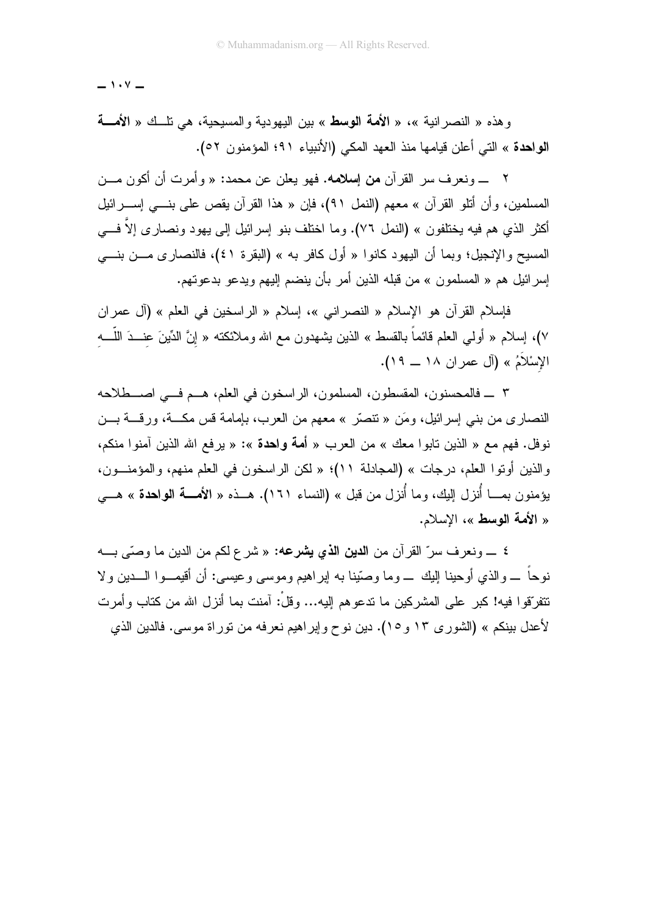وهذه « النصرانية »، « **الأمة الوسط** » بين اليهودية والمسيحية، هي تلك « **الأمة الواحدة** » التي أعلن قيامها منذ العهد المكي (الأنبياء ٩١؛ المؤمنون ٥٢).

٢ ــ ونعرف سر القرآن **من إسلامه**. فهو يعلن عن محمد: « وأمرت أن أكون من المسلمين، وأن أتلو القرآن » معهم (النمل ٩١)، فإن « هذا القرآن يقص على بني إسرائيل أكثر الذي هم فيه يختلفون » (النمل ٧٦). وما اختلف بنو إسرائيل إلى يهود ونصارى إلاَّ في المسيح والإنجيل؛ وبما أن اليهود كانوا « أول كافر به » (البقرة ٤١)، فالنصارى من بني إسرائيل هم « المسلمون » من قبله الذين أمر بأن ينضم إليهم ويدعو بدعوتهم.

فإسلام القرآن هو الإسلام « النصراني »، إسلام « الراسخين في العلم » (آل عمران ٧)، إسلام « أولي العلم قائماً بالقسط » الذين يشهدون مع الله وملائكته « إِنَّ الدِّينَ عِندَ اللّهِ الإِسْلاَمُ » (آل عمران ١٨ ــ ١٩).

٣ ــ فالمحسنون، المقسطون، المسلمون، الراسخون في العلم، هم في اصطلاحه النصارى من بني إسرائيل، ومَن « تنصّر » معهم من العرب، بإمامة قس مكة، ورقة بن نوفل. فهم مع « الذين تابوا معك » من العرب « **أمة واحدة** »: « يرفع الله الذين آمنوا منكم، والذين أوتوا العلم، درجات » (المجادلة ١١)؛ « لكن الراسخون في العلم منهم، والمؤمنون، يؤمنون بما أُنزل إليك، وما أُنزل من قبل » (النساء ١٦١). هذه « **الأمة الواحدة** » هي « **الأمة الوسط** »، الإسلام.

٤ ــ ونعرف سرّ القرآن من **الدين الذي يشرعه**: « شرع لكم من الدين ما وصّى به نوحاً ــ والذي أوحينا إليك ــ وما وصّينا به إبراهيم وموسى وعيسى: أن أقيموا الدين ولا تتفرّقوا فيه! كبر على المشركين ما تدعوهم إليه... وقلْ: آمنت بما أنزل الله من كتاب وأمرت لأعدل بينكم » (الشورى ١٣ و١٥). دين نوح وإبراهيم نعرفه من توراة موسى. فالدين الذي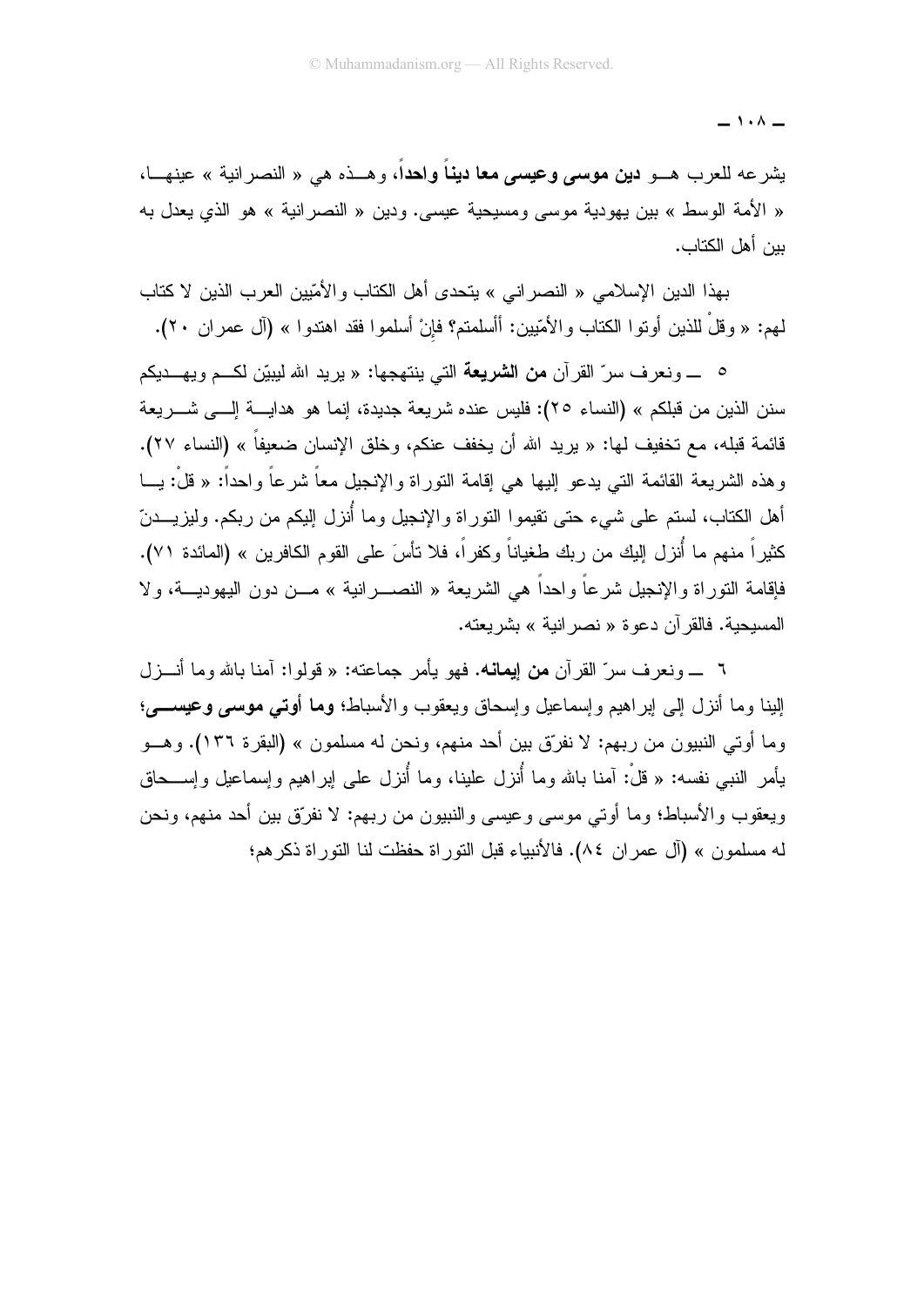يشرعه للعرب هــو **دين موسى وعيسى معا ديناً واحداً**، وهــذه هي « النصرانية » عينهــا، « الأمة الوسط » بين يهودية موسى ومسيحية عيسى. ودين « النصرانية » هو الذي يعدل به بين أهل الكتاب.

بهذا الدين الإسلامي « النصراني » يتحدى أهل الكتاب والأمّيين العرب الذين لا كتاب لهم: « وقلْ للذين أوتوا الكتاب والأمّيين: أأسلمتم؟ فإنْ أسلموا فقد اهتدوا » (آل عمران ٢٠).

٥ ــ ونعرف سرّ القرآن **من الشريعة** التي ينتهجها: « يريد الله ليبيّن لكــم ويهــديكم سنن الذين من قبلكم » (النساء ٢٥): فليس عنده شريعة جديدة، إنما هو هدايــة إلــى شــريعة قائمة قبله، مع تخفيف لها: « يريد الله أن يخفف عنكم، وخلق الإنسان ضعيفاً » (النساء ٢٧). وهذه الشريعة القائمة التي يدعو إليها هي إقامة التوراة والإنجيل معاً شرعاً واحداً: « قلْ: يــا أهل الكتاب، لستم على شيء حتى تقيموا التوراة والإنجيل وما أُنزل إليكم من ربكم. وليزيــدنّ كثيراً منهم ما أُنزل إليك من ربك طغياناً وكفراً، فلا تأسَ على القوم الكافرين » (المائدة ٧١). فإقامة التوراة والإنجيل شرعاً واحداً هي الشريعة « النصــرانية » مــن دون اليهوديــة، ولا المسيحية. فالقرآن دعوة « نصرانية » بشريعته.

٦ ــ ونعرف سرّ القرآن **من إيمانه**. فهو يأمر جماعته: « قولوا: آمنا بالله وما أنــزل إلينا وما أنزل إلى إبراهيم وإسماعيل وإسحاق ويعقوب والأسباط؛ **وما أوتي موسى وعيســى**؛ وما أوتي النبيون من ربهم: لا نفرّق بين أحد منهم، ونحن له مسلمون » (البقرة ١٣٦). وهــو يأمر النبي نفسه: « قلْ: آمنا بالله وما أُنزل علينا، وما أُنزل على إبراهيم وإسماعيل وإســحاق ويعقوب والأسباط؛ وما أوتي موسى وعيسى والنبيون من ربهم: لا نفرّق بين أحد منهم، ونحن له مسلمون » (آل عمران ٨٤). فالأنبياء قبل التوراة حفظت لنا التوراة ذكرهم؛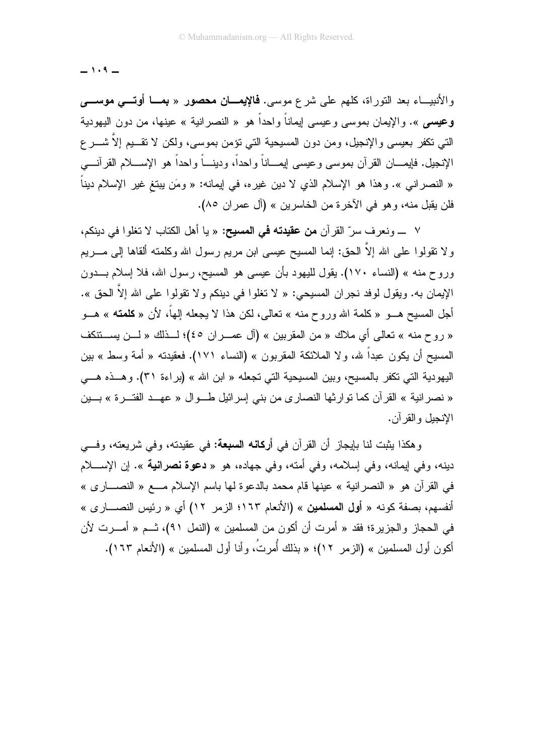والأنبياء بعد التوراة، كلهم على شرع موسى. **فالإيمان محصور « بما أوتي موسى وعيسى »**. والإيمان بموسى وعيسى إيماناً واحداً هو « النصرانية » عينها، من دون اليهودية التي تكفر بعيسى والإنجيل، ومن دون المسيحية التي تؤمن بموسى، ولكن لا تقيم إلاَّ شرع الإنجيل. فإيمان القرآن بموسى وعيسى إيماناً واحداً، وديناً واحداً هو الإسلام القرآني « النصراني ». وهذا هو الإسلام الذي لا دين غيره، في إيمانه: « ومَن يبتغِ غير الإسلام ديناً فلن يقبل منه، وهو في الآخرة من الخاسرين » (آل عمران ٨٥).

٧ ــ ونعرف سرّ القرآن **من عقيدته في المسيح:** « يا أهل الكتاب لا تغلوا في دينكم، ولا تقولوا على الله إلاَّ الحق: إنما المسيح عيسى ابن مريم رسول الله وكلمته ألقاها إلى مريم وروح منه » (النساء ١٧٠). يقول لليهود بأن عيسى هو المسيح، رسول الله، فلا إسلام بدون الإيمان به. ويقول لوفد نجران المسيحي: « لا تغلوا في دينكم ولا تقولوا على الله إلاَّ الحق ». أجل المسيح هو « كلمة الله وروح منه » تعالى، لكن هذا لا يجعله إلهاً، لأن « **كلمته** » هو « روح منه » تعالى أي ملاك « من المقربين » (آل عمران ٤٥)؛ لذلك « لن يستنكف المسيح أن يكون عبداً لله، ولا الملائكة المقربون » (النساء ١٧١). فعقيدته « أمة وسط » بين اليهودية التي تكفر بالمسيح، وبين المسيحية التي تجعله « ابن الله » (براءة ٣١). وهذه هي « نصرانية » القرآن كما توارثها النصارى من بني إسرائيل طوال « عهد الفترة » بين الإنجيل والقرآن.

وهكذا يثبت لنا بإيجاز أن القرآن في **أركانه السبعة:** في عقيدته، وفي شريعته، وفي دينه، وفي إيمانه، وفي إسلامه، وفي أمته، وفي جهاده، هو « **دعوة نصرانية** ». إن الإسلام في القرآن هو « النصرانية » عينها قام محمد بالدعوة لها باسم الإسلام مع « النصارى » أنفسهم، بصفة كونه « **أول المسلمين** » (الأنعام ١٦٣؛ الزمر ١٢) أي « رئيس النصارى » في الحجاز والجزيرة؛ فقد « أمرت أن أكون من المسلمين » (النمل ٩١)، ثم « أمرت لأن أكون أول المسلمين » (الزمر ١٢)؛ « بذلك أُمرتُ، وأنا أول المسلمين » (الأنعام ١٦٣).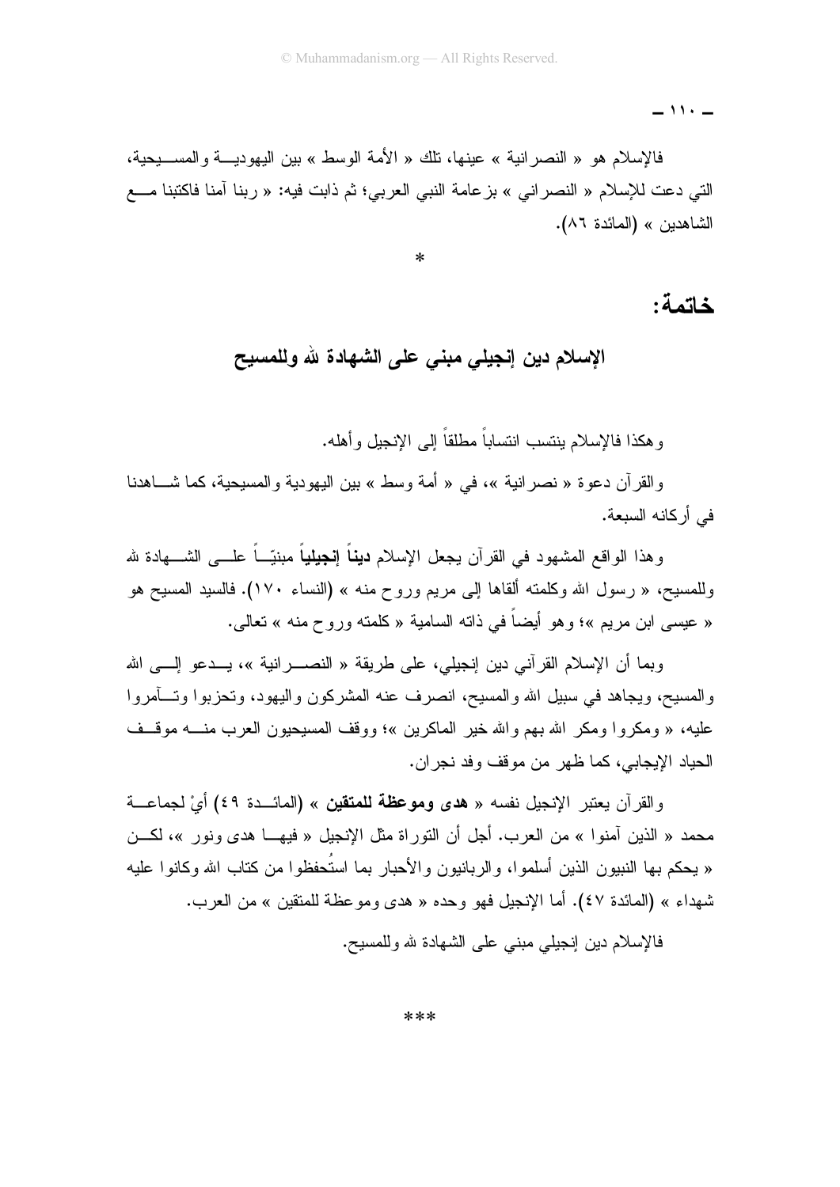فالإسلام هو « النصرانية » عينها، تلك « الأمة الوسط » بين اليهودية والمسيحية، التي دعت للإسلام « النصراني » بزعامة النبي العربي؛ ثم ذابت فيه: « ربنا آمنا فاكتبنا مع الشاهدين » (المائدة ٨٦).

*

## خاتمة:

### الإسلام دين إنجيلي مبني على الشهادة لله وللمسيح

وهكذا فالإسلام ينتسب انتساباً مطلقاً إلى الإنجيل وأهله.

والقرآن دعوة « نصرانية »، في « أمة وسط » بين اليهودية والمسيحية، كما شاهدنا في أركانه السبعة.

وهذا الواقع المشهود في القرآن يجعل الإسلام **ديناً إنجيلياً** مبنيّاً على الشهادة لله وللمسيح، « رسول الله وكلمته ألقاها إلى مريم وروح منه » (النساء ١٧٠). فالسيد المسيح هو « عيسى ابن مريم »؛ وهو أيضاً في ذاته السامية « كلمته وروح منه » تعالى.

وبما أن الإسلام القرآني دين إنجيلي، على طريقة « النصرانية »، يدعو إلى الله والمسيح، ويجاهد في سبيل الله والمسيح، انصرف عنه المشركون واليهود، وتحزبوا وتآمروا عليه، « ومكروا ومكر الله بهم والله خير الماكرين »؛ ووقف المسيحيون العرب منه موقف الحياد الإيجابي، كما ظهر من موقف وفد نجران.

والقرآن يعتبر الإنجيل نفسه « **هدى وموعظة للمتقين** » (المائدة ٤٩) أيْ لجماعة محمد « الذين آمنوا » من العرب. أجل أن التوراة مثل الإنجيل « فيها هدى ونور »، لكن « يحكم بها النبيون الذين أسلموا، والربانيون والأحبار بما استُحفظوا من كتاب الله وكانوا عليه شهداء » (المائدة ٤٧). أما الإنجيل فهو وحده « هدى وموعظة للمتقين » من العرب.

فالإسلام دين إنجيلي مبني على الشهادة لله وللمسيح.

***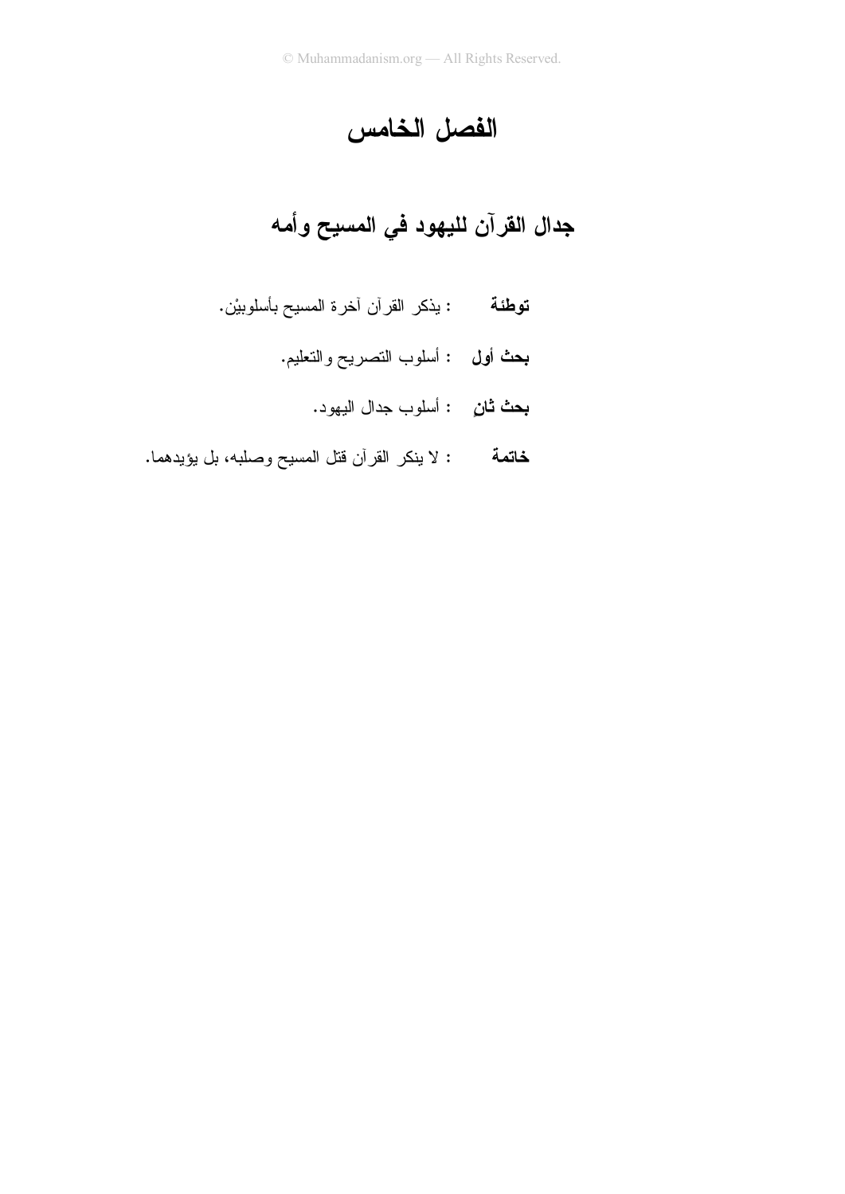# الفصل الخامس

## جدال القرآن لليهود في المسيح وأمه

**توطئة** : يذكر القرآن آخرة المسيح بأسلوبيْن.

**بحث أول** : أسلوب التصريح والتعليم.

**بحث ثانٍ** : أسلوب جدال اليهود.

**خاتمة** : لا ينكر القرآن قتل المسيح وصلبه، بل يؤيدهما.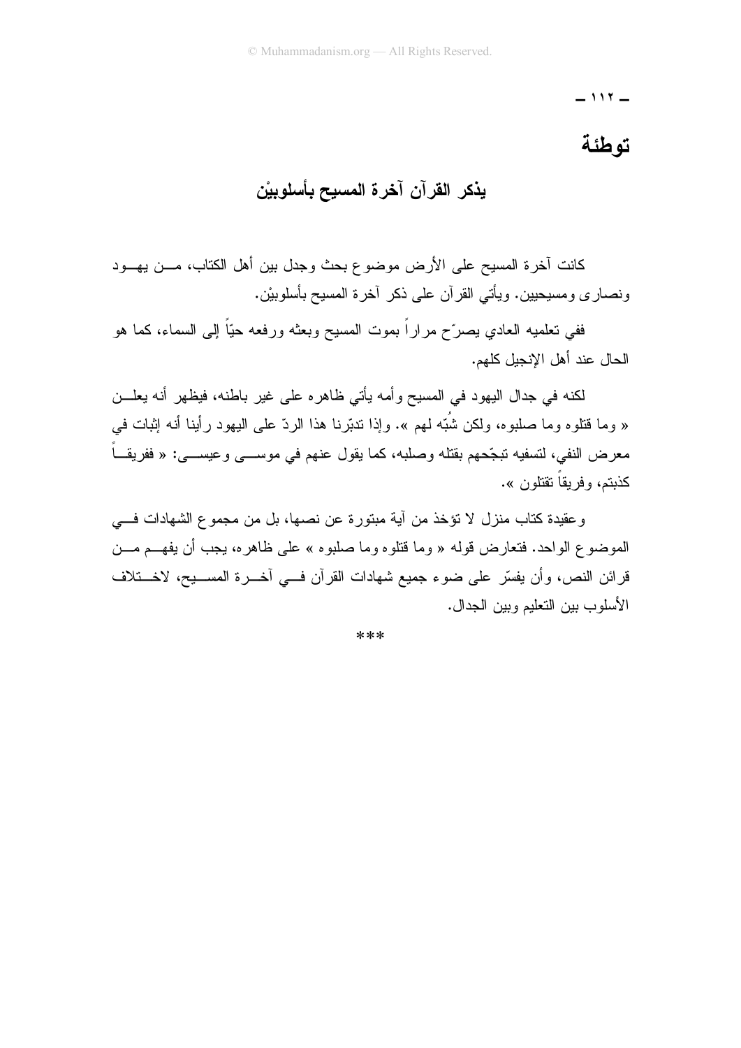# توطئة

## يذكر القرآن آخرة المسيح بأسلوبيْن

كانت آخرة المسيح على الأرض موضوع بحث وجدل بين أهل الكتاب، من يهود ونصارى ومسيحيين. ويأتي القرآن على ذكر آخرة المسيح بأسلوبيْن.

ففي تعليمه العادي يصرّح مراراً بموت المسيح وبعثه ورفعه حيّاً إلى السماء، كما هو الحال عند أهل الإنجيل كلهم.

لكنه في جدال اليهود في المسيح وأمه يأتي ظاهره على غير باطنه، فيظهر أنه يعلن « وما قتلوه وما صلبوه، ولكن شُبّه لهم ». وإذا تدبّرنا هذا الردّ على اليهود رأينا أنه إثبات في معرض النفي، لتسفيه تبجّحهم بقتله وصلبه، كما يقول عنهم في موسى وعيسى: « ففريقاً كذبتم، وفريقاً تقتلون ».

وعقيدة كتاب منزل لا تؤخذ من آية مبتورة عن نصها، بل من مجموع الشهادات في الموضوع الواحد. فتعارض قوله « وما قتلوه وما صلبوه » على ظاهره، يجب أن يفهم من قرائن النص، وأن يفسّر على ضوء جميع شهادات القرآن في آخرة المسيح، لاختلاف الأسلوب بين التعليم وبين الجدال.

***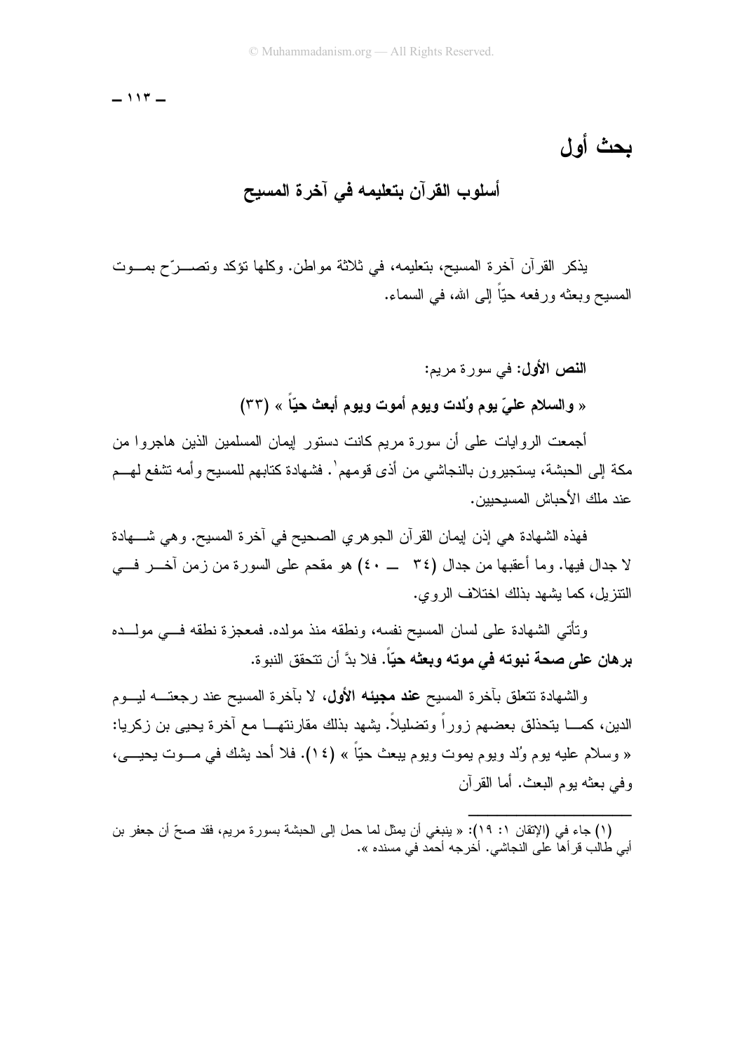# بحث أول

## أسلوب القرآن بتعليمه في آخرة المسيح

يذكر القرآن آخرة المسيح، بتعليمه، في ثلاثة مواطن. وكلها تؤكد وتصـرّح بمـوت المسيح وبعثه ورفعه حيّاً إلى الله، في السماء.

**النص الأول:** في سورة مريم:

**« والسلام عليّ يوم وُلدت ويوم أموت ويوم أبعث حيّاً »** (٣٣)

أجمعت الروايات على أن سورة مريم كانت دستور إيمان المسلمين الذين هاجروا من مكة إلى الحبشة، يستجيرون بالنجاشي من أذى قومهم[١]. فشهادة كتابهم للمسيح وأمه تشفع لهـم عند ملك الأحباش المسيحيين.

فهذه الشهادة هي إذن إيمان القرآن الجوهري الصحيح في آخرة المسيح. وهي شـهادة لا جدال فيها. وما أعقبها من جدال (٣٤ ــ ٤٠) هو مقحم على السورة من زمن آخـر فـي التنزيل، كما يشهد بذلك اختلاف الروي.

وتأتي الشهادة على لسان المسيح نفسه، ونطقه منذ مولده. فمعجزة نطقه فـي مولـده **برهان على صحة نبوته في موته وبعثه حيّاً**. فلا بدَّ أن تتحقق النبوة.

والشهادة تتعلق بآخرة المسيح **عند مجيئه الأول**، لا بآخرة المسيح عند رجعتـه ليـوم الدين، كمـا يتحذلق بعضهم زوراً وتضليلاً. يشهد بذلك مقارنتهـا مع آخرة يحيى بن زكريا: « وسلام عليه يوم وُلد ويوم يموت ويوم يبعث حيّاً » (١٤). فلا أحد يشك في مـوت يحيـى، وفي بعثه يوم البعث. أما القرآن

---

(١) جاء في (الإتقان ١: ١٩): « ينبغي أن يمثل لما حمل إلى الحبشة بسورة مريم، فقد صحّ أن جعفر بن أبي طالب قرأها على النجاشي. أخرجه أحمد في مسنده ».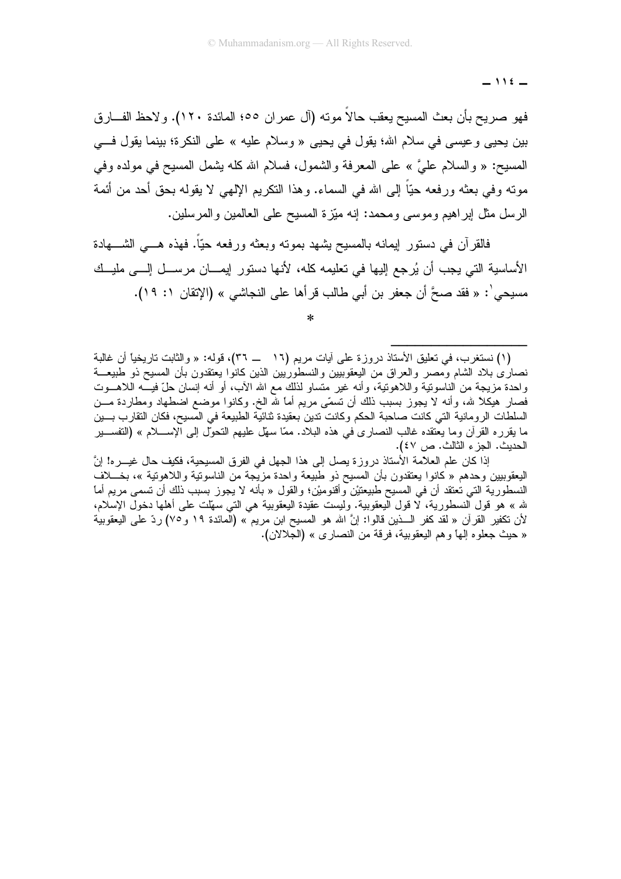فهو صريح بأن بعث المسيح يعقب حالاً موته (آل عمران ٥٥؛ المائدة ١٢٠). ولاحظ الفارق بين يحيى وعيسى في سلام الله؛ يقول في يحيى « وسلام عليه » على النكرة؛ بينما يقول في المسيح: « والسلام عليَّ » على المعرفة والشمول، فسلام الله كله يشمل المسيح في مولده وفي موته وفي بعثه ورفعه حيّاً إلى الله في السماء. وهذا التكريم الإلهي لا يقوله بحق أحد من أئمة الرسل مثل إبراهيم وموسى ومحمد: إنه ميّزة المسيح على العالمين والمرسلين.

فالقرآن في دستور إيمانه بالمسيح يشهد بموته وبعثه ورفعه حيّاً. فهذه هي الشهادة الأساسية التي يجب أن يُرجع إليها في تعليمه كله، لأنها دستور إيمان مرسل إلى مليك مسيحي[1]: « فقد صحَّ أن جعفر بن أبي طالب قرأها على النجاشي » (الإتقان ١: ١٩).

*

---

(١) نستغرب، في تعليق الأستاذ دروزة على آيات مريم (١٦ ـــ ٣٦)، قوله: « والثابت تاريخياً أن غالبة نصارى بلاد الشام ومصر والعراق من اليعقوبيين والنسطوريين الذين كانوا يعتقدون بأن المسيح ذو طبيعة واحدة مزيجة من الناسوتية واللاهوتية، وأنه غير متساو لذلك مع الله الآب، أو أنه إنسان حلّ فيه اللاهوت فصار هيكلاً لله، وأنه لا يجوز بسبب ذلك أن تسمّى مريم أماً لله الخ. وكانوا موضع اضطهاد ومطاردة من السلطات الرومانية التي كانت صاحبة الحكم وكانت تدين بعقيدة ثنائية الطبيعة في المسيح، فكان التقارب بين ما يقرره القرآن وما يعتقده غالب النصارى في هذه البلاد. ممّا سهّل عليهم التحوّل إلى الإسلام » (التفسير الحديث. الجزء الثالث. ص ٤٧).

إذا كان علم العلامة الأستاذ دروزة يصل إلى هذا الجهل في الفرق المسيحية، فكيف حال غيره! إنَّ اليعقوبيين وحدهم « كانوا يعتقدون بأن المسيح ذو طبيعة واحدة مزيجة من الناسوتية واللاهوتية »، بخلاف النسطورية التي تعتقد أن في المسيح طبيعتَيْن وأقنوميْن؛ والقول « بأنه لا يجوز بسبب ذلك أن تسمى مريم أماً لله » هو قول النسطورية، لا قول اليعقوبية. وليست عقيدة اليعقوبية هي التي سهّلت على أهلها دخول الإسلام، لأن تكفير القرآن « لقد كفر الذين قالوا: إنَّ الله هو المسيح ابن مريم » (المائدة ١٩ و٧٥) ردّ على اليعقوبية « حيث جعلوه إلهاً وهم اليعقوبية، فرقة من النصارى » (الجلالان).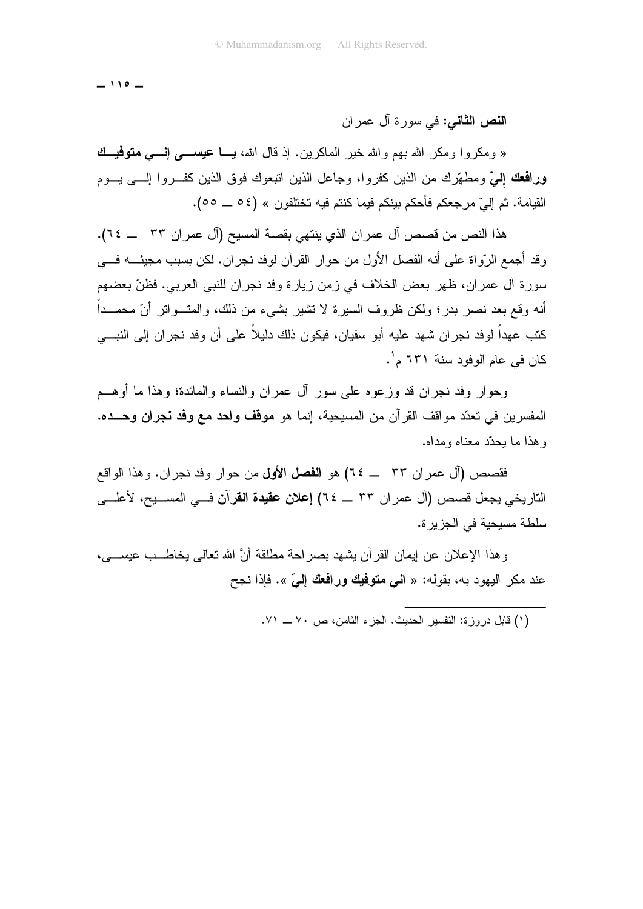**النص الثاني:** في سورة آل عمران

« ومكروا ومكر الله بهم والله خير الماكرين. إذ قال الله، **يا عيسى إني متوفيك ورافعك إليّ** ومطهّرك من الذين كفروا، وجاعل الذين اتبعوك فوق الذين كفروا إلى يوم القيامة. ثم إليّ مرجعكم فأحكم بينكم فيما كنتم فيه تختلفون » (٥٤ ــ ٥٥).

هذا النص من قصص آل عمران الذي ينتهي بقصة المسيح (آل عمران ٣٣ ــ ٦٤). وقد أجمع الرّواة على أنه الفصل الأول من حوار القرآن لوفد نجران. لكن بسبب مجيئه في سورة آل عمران، ظهر بعض الخلاف في زمن زيارة وفد نجران للنبي العربي. فظنّ بعضهم أنه وقع بعد نصر بدر؛ ولكن ظروف السيرة لا تشير بشيء من ذلك، والمتواتر أنّ محمداً كتب عهداً لوفد نجران شهد عليه أبو سفيان، فيكون ذلك دليلاً على أن وفد نجران إلى النبي كان في عام الوفود سنة ٦٣١ م[1].

وحوار وفد نجران قد وزعوه على سور آل عمران والنساء والمائدة؛ وهذا ما أوهم المفسرين في تعدّد مواقف القرآن من المسيحية، إنما هو **موقف واحد مع وفد نجران وحده.** وهذا ما يحدّد معناه ومداه.

فقصص (آل عمران ٣٣ ــ ٦٤) هو **الفصل الأول** من حوار وفد نجران. وهذا الواقع التاريخي يجعل قصص (آل عمران ٣٣ ــ ٦٤) **إعلان عقيدة القرآن** في المسيح، لأعلى سلطة مسيحية في الجزيرة.

وهذا الإعلان عن إيمان القرآن يشهد بصراحة مطلقة أنَّ الله تعالى يخاطب عيسى، عند مكر اليهود به، بقوله: « **اني متوفيك ورافعك إليّ** ». فإذا نجح

---

(١) قابل دروزة: التفسير الحديث. الجزء الثامن، ص ٧٠ ــ ٧١.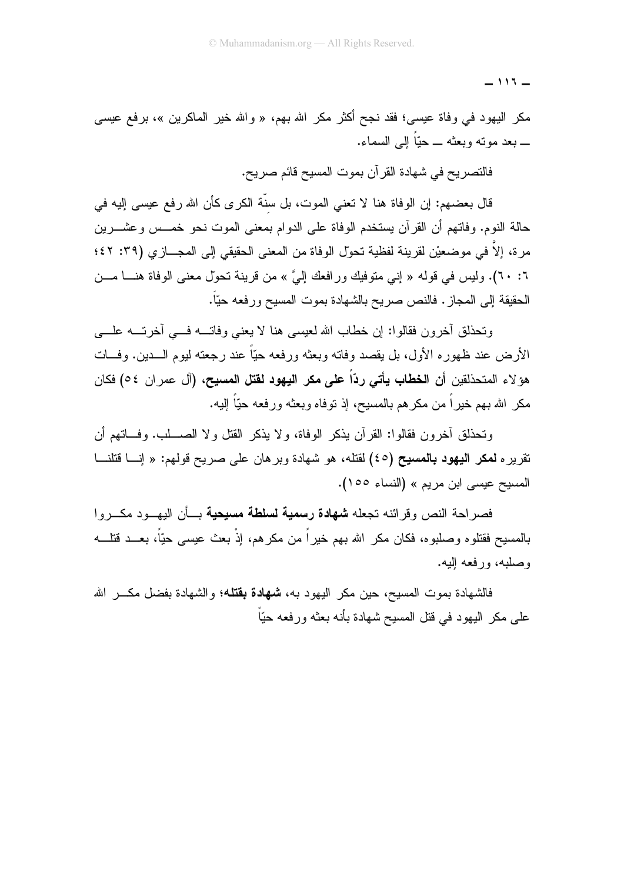مكر اليهود في وفاة عيسى؛ فقد نجح أكثر مكر الله بهم، « والله خير الماكرين »، برفع عيسى ــ بعد موته وبعثه ــ حيّاً إلى السماء.

فالتصريح في شهادة القرآن بموت المسيح قائم صريح.

قال بعضهم: إن الوفاة هنا لا تعني الموت، بل سِنَة الكرى كأن الله رفع عيسى إليه في حالة النوم. وفاتهم أن القرآن يستخدم الوفاة على الدوام بمعنى الموت نحو خمس وعشرين مرة، إلاّ في موضعيْن لقرينة لفظية تحوّل الوفاة من المعنى الحقيقي إلى المجازي (٣٩: ٤٢؛ ٦: ٦٠). وليس في قوله « إني متوفيك ورافعك إليَّ » من قرينة تحوّل معنى الوفاة هنا من الحقيقة إلى المجاز. فالنص صريح بالشهادة بموت المسيح ورفعه حيّاً.

وتحذلق آخرون فقالوا: إن خطاب الله لعيسى هنا لا يعني وفاته في آخرته على الأرض عند ظهوره الأول، بل يقصد وفاته وبعثه ورفعه حيّاً عند رجعته ليوم الدين. وفات هؤلاء المتحذلقين **أن الخطاب يأتي ردّاً على مكر اليهود لقتل المسيح**، (آل عمران ٥٤) فكان مكر الله بهم خيراً من مكرهم بالمسيح، إذ توفاه وبعثه ورفعه حيّاً إليه.

وتحذلق آخرون فقالوا: القرآن يذكر الوفاة، ولا يذكر القتل ولا الصلب. وفاتهم أن تقريره **لمكر اليهود بالمسيح** (٤٥) لقتله، هو شهادة وبرهان على صريح قولهم: « إنا قتلنا المسيح عيسى ابن مريم » (النساء ١٥٥).

فصراحة النص وقرائنه تجعله **شهادة رسمية لسلطة مسيحية** بأن اليهود مكروا بالمسيح فقتلوه وصلبوه، فكان مكر الله بهم خيراً من مكرهم، إذْ بعث عيسى حيّاً، بعد قتله وصلبه، ورفعه إليه.

فالشهادة بموت المسيح، حين مكر اليهود به، **شهادة بقتله**؛ والشهادة بفضل مكر الله على مكر اليهود في قتل المسيح شهادة بأنه بعثه ورفعه حيّاً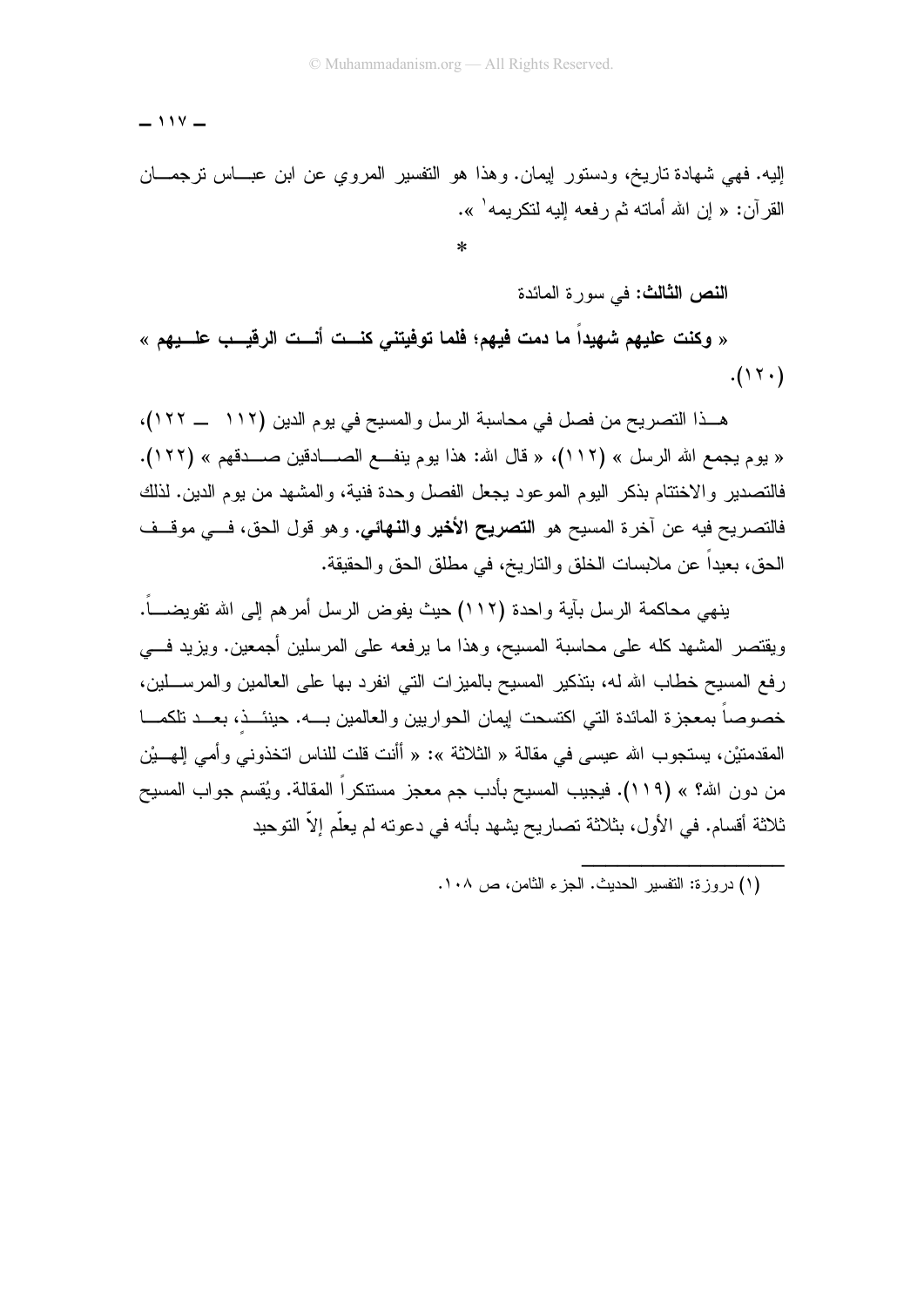إليه. فهي شهادة تاريخ، ودستور إيمان. وهذا هو التفسير المروي عن ابن عباس ترجمان القرآن: « إن الله أماته ثم رفعه إليه لتكريمه[1] ».

*

**النص الثالث:** في سورة المائدة

**« وكنت عليهم شهيداً ما دمت فيهم؛ فلما توفيتني كنت أنت الرقيب عليهم »** (١٢٠).

هذا التصريح من فصل في محاسبة الرسل والمسيح في يوم الدين (١١٢ ــ ١٢٢)، « يوم يجمع الله الرسل » (١١٢)، « قال الله: هذا يوم ينفع الصادقين صدقهم » (١٢٢). فالتصدير والاختتام بذكر اليوم الموعود يجعل الفصل وحدة فنية، والمشهد من يوم الدين. لذلك فالتصريح فيه عن آخرة المسيح هو **التصريح الأخير والنهائي**. وهو قول الحق، في موقف الحق، بعيداً عن ملابسات الخلق والتاريخ، في مطلق الحق والحقيقة.

ينهي محاكمة الرسل بآية واحدة (١١٢) حيث يفوض الرسل أمرهم إلى الله تفويضاً. ويقتصر المشهد كله على محاسبة المسيح، وهذا ما يرفعه على المرسلين أجمعين. ويزيد في رفع المسيح خطاب الله له، بتذكير المسيح بالميزات التي انفرد بها على العالمين والمرسلين، خصوصاً بمعجزة المائدة التي اكتسحت إيمان الحواريين والعالمين به. حينئذٍ، بعد تلكما المقدمتيْن، يستجوب الله عيسى في مقالة « الثلاثة »: « أأنت قلت للناس اتخذوني وأمي إلهيْن من دون الله؟ » (١١٩). فيجيب المسيح بأدب جم معجز مستنكراً المقالة. ويُقسم جواب المسيح ثلاثة أقسام. في الأول، بثلاثة تصاريح يشهد بأنه في دعوته لم يعلّم إلاّ التوحيد

---

(١) دروزة: التفسير الحديث. الجزء الثامن، ص ١٠٨.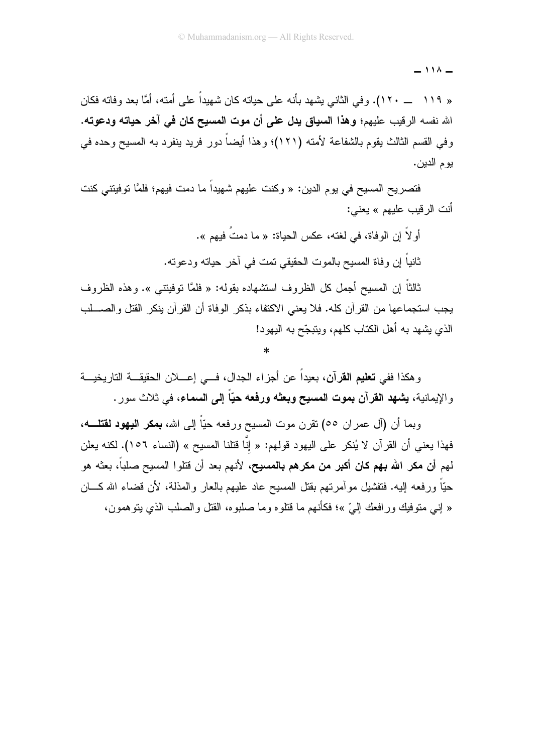« ١١٩ ــ ١٢٠). وفي الثاني يشهد بأنه على حياته كان شهيداً على أمته، أمَّا بعد وفاته فكان الله نفسه الرقيب عليهم؛ **وهذا السياق يدل على أن موت المسيح كان في آخر حياته ودعوته.** وفي القسم الثالث يقوم بالشفاعة لأمته (١٢١)؛ وهذا أيضاً دور فريد ينفرد به المسيح وحده في يوم الدين.

فتصريح المسيح في يوم الدين: « وكنت عليهم شهيداً ما دمت فيهم؛ فلمَّا توفيتني كنت أنت الرقيب عليهم » يعني:

أولاً إن الوفاة، في لغته، عكس الحياة: « ما دمتُ فيهم ».

ثانياً إن وفاة المسيح بالموت الحقيقي تمت في آخر حياته ودعوته.

ثالثاً إن المسيح أجمل كل الظروف استشهاده بقوله: « فلمَّا توفيتني ». وهذه الظروف يجب استجماعها من القرآن كله. فلا يعني الاكتفاء بذكر الوفاة أن القرآن ينكر القتل والصلب الذي يشهد به أهل الكتاب كلهم، ويتبجّح به اليهود!

*

وهكذا ففي **تعليم القرآن**، بعيداً عن أجزاء الجدال، في إعلان الحقيقة التاريخية والإيمانية، **يشهد القرآن بموت المسيح وبعثه ورفعه حيّاً إلى السماء**، في ثلاث سور.

وبما أن (آل عمران ٥٥) تقرن موت المسيح ورفعه حيّاً إلى الله، **بمكر اليهود لقتله**، فهذا يعني أن القرآن لا يُنكر على اليهود قولهم: « إنَّا قتلنا المسيح » (النساء ١٥٦). لكنه يعلن لهم **أن مكر الله بهم كان أكبر من مكرهم بالمسيح**، لأنهم بعد أن قتلوا المسيح صلباً، بعثه هو حيّاً ورفعه إليه. فتفشيل مؤامرتهم بقتل المسيح عاد عليهم بالعار والمذلة، لأن قضاء الله كان « إني متوفيك ورافعك إليّ »؛ فكأنهم ما قتلوه وما صلبوه، القتل والصلب الذي يتوهمون،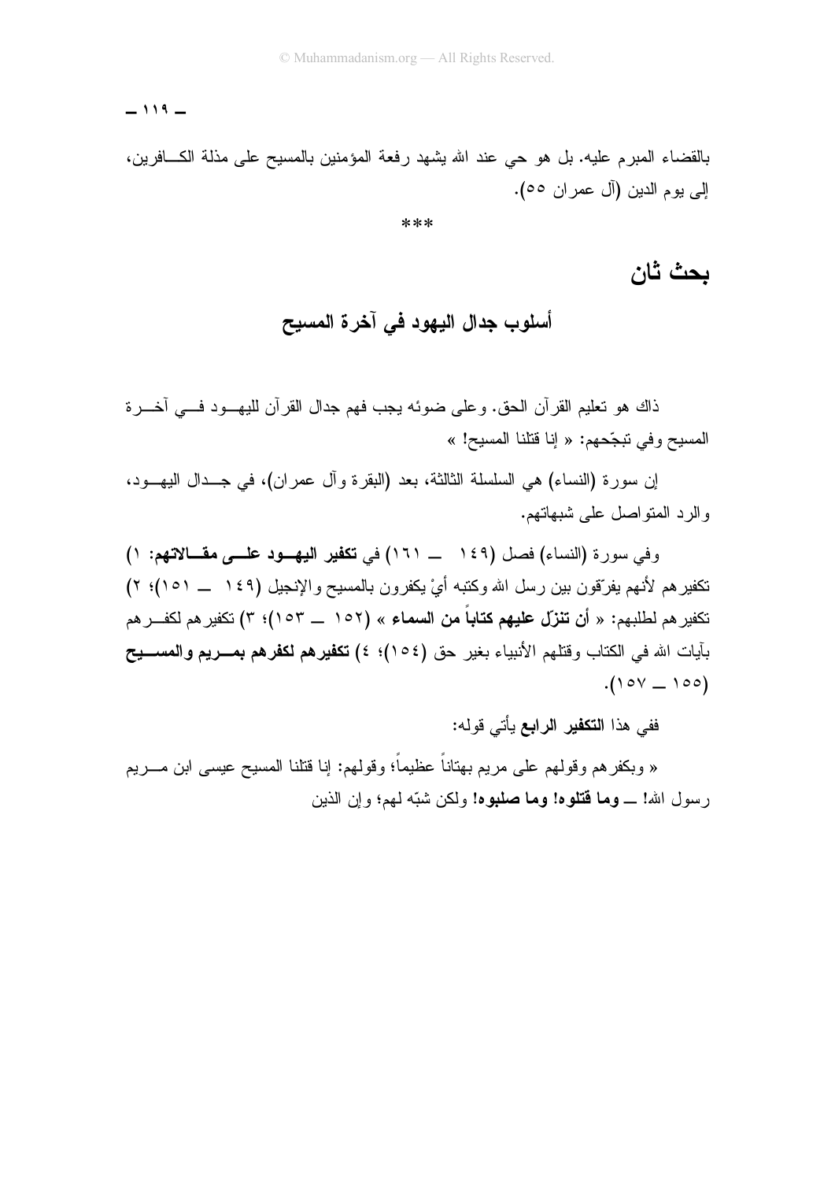بالقضاء المبرم عليه. بل هو حي عند الله يشهد رفعة المؤمنين بالمسيح على مذلة الكافرين، إلى يوم الدين (آل عمران ٥٥).

***

## بحث ثان

### أسلوب جدال اليهود في آخرة المسيح

ذاك هو تعليم القرآن الحق. وعلى ضوئه يجب فهم جدال القرآن لليهود في آخرة المسيح وفي تبجّحهم: « إنا قتلنا المسيح! »

إن سورة (النساء) هي السلسلة الثالثة، بعد (البقرة وآل عمران)، في جدال اليهود، والرد المتواصل على شبهاتهم.

وفي سورة (النساء) فصل (١٤٩ ــ ١٦١) في **تكفير اليهود على مقالاتهم: ١)** تكفيرهم لأنهم يفرّقون بين رسل الله وكتبه أيْ يكفرون بالمسيح والإنجيل (١٤٩ ــ ١٥١)؛ ٢) تكفيرهم لطلبهم: « **أن تنزّل عليهم كتاباً من السماء** » (١٥٢ ــ ١٥٣)؛ ٣) تكفيرهم لكفرهم بآيات الله في الكتاب وقتلهم الأنبياء بغير حق (١٥٤)؛ ٤) **تكفيرهم لكفرهم بمريم والمسيح** (١٥٥ ــ ١٥٧).

ففي هذا **التكفير الرابع** يأتي قوله:

« وبكفرهم وقولهم على مريم بهتاناً عظيماً؛ وقولهم: إنا قتلنا المسيح عيسى ابن مريم رسول الله! ــ **وما قتلوه! وما صلبوه!** ولكن شبّه لهم؛ وإن الذين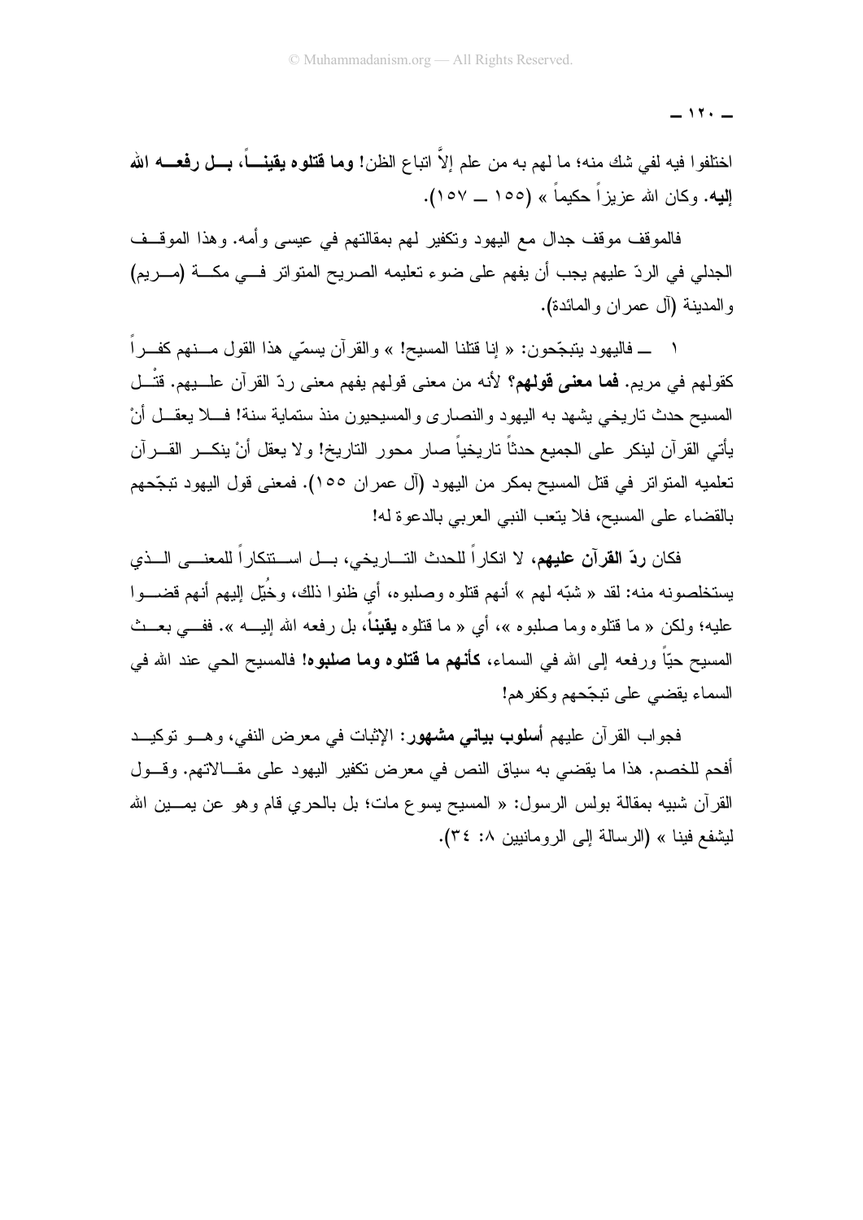اختلفوا فيه لفي شك منه؛ ما لهم به من علم إلاّ اتباع الظن! **وما قتلوه يقيناً، بل رفعه الله إليه**. وكان الله عزيزاً حكيماً » (١٥٥ ــ ١٥٧).

فالموقف موقف جدال مع اليهود وتكفير لهم بمقالتهم في عيسى وأمه. وهذا الموقف الجدلي في الردّ عليهم يجب أن يفهم على ضوء تعليمه الصريح المتواتر في مكة (مريم) والمدينة (آل عمران والمائدة).

١ ــ فاليهود يتبجّحون: « إنا قتلنا المسيح! » والقرآن يسمّي هذا القول منهم كفراً كقولهم في مريم. **فما معنى قولهم؟** لأنه من معنى قولهم يفهم معنى ردّ القرآن عليهم. قتْل المسيح حدث تاريخي يشهد به اليهود والنصارى والمسيحيون منذ ستماية سنة! فلا يعقل أنْ يأتي القرآن لينكر على الجميع حدثاً تاريخياً صار محور التاريخ! ولا يعقل أنْ ينكر القرآن تعليمه المتواتر في قتل المسيح بمكر من اليهود (آل عمران ١٥٥). فمعنى قول اليهود تبجّحهم بالقضاء على المسيح، فلا يتعب النبي العربي بالدعوة له!

فكان **ردّ القرآن عليهم**، لا انكاراً للحدث التاريخي، بل استنكاراً للمعنى الذي يستخلصونه منه: لقد « شبّه لهم » أنهم قتلوه وصلبوه، أي ظنوا ذلك، وخُيِّل إليهم أنهم قضوا عليه؛ ولكن « ما قتلوه وما صلبوه »، أي « ما قتلوه **يقيناً**، بل رفعه الله إليه ». ففي بعث المسيح حيّاً ورفعه إلى الله في السماء، **كأنهم ما قتلوه وما صلبوه!** فالمسيح الحي عند الله في السماء يقضي على تبجّحهم وكفرهم!

فجواب القرآن عليهم **أسلوب بياني مشهور**: الإثبات في معرض النفي، وهو توكيد أفحم للخصم. هذا ما يقضي به سياق النص في معرض تكفير اليهود على مقالاتهم. وقول القرآن شبيه بمقالة بولس الرسول: « المسيح يسوع مات؛ بل بالحري قام وهو عن يمين الله ليشفع فينا » (الرسالة إلى الرومانيين ٨: ٣٤).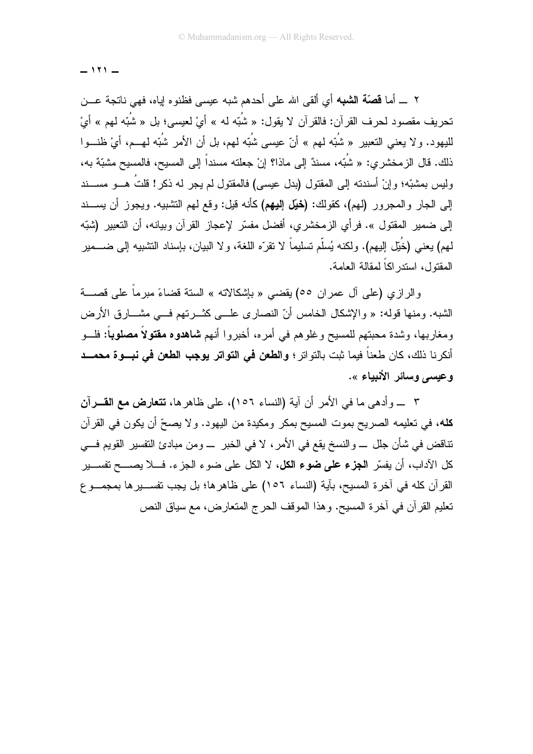٢ ــ أما **قصّة الشبه** أي ألقى الله على أحدهم شبه عيسى فظنوه إياه، فهي ناتجة عن تحريف مقصود لحرف القرآن: فالقرآن لا يقول: « شُبّه له » أيْ لعيسى؛ بل « شُبّه لهم » أيْ لليهود. ولا يعني التعبير « شُبّه لهم » أنّ عيسى شُبّه لهم، بل أن الأمر شُبّه لهم، أيْ ظنوا ذلك. قال الزمخشري: « شُبّه، مسندٌ إلى ماذا؟ إنْ جعلته مسنداً إلى المسيح، فالمسيح مشبّهٌ به، وليس بمشبّه؛ وإنْ أسندته إلى المقتول (بدل عيسى) فالمقتول لم يجر له ذكر! قلتُ هو مسند إلى الجار والمجرور (لهم)، كقولك: **(خيّل إليهم)** كأنه قيل: وقع لهم التشبيه. ويجوز أن يسند إلى ضمير المقتول ». فرأي الزمخشري، أفضل مفسّر لإعجاز القرآن وبيانه، أن التعبير (شبّه لهم) يعني (خُيّل إليهم). ولكنه يُسلّم تسليماً لا تقرّه اللغة، ولا البيان، بإسناد التشبيه إلى ضمير المقتول، استدراكاً لمقالة العامة.

والرازي (على آل عمران ٥٥) يقضي « بإشكالاته » الستة قضاءً مبرماً على قصة الشبه. ومنها قوله: « والإشكال الخامس أنّ النصارى على كثرتهم في مشارق الأرض ومغاربها، وشدة محبتهم للمسيح وغلوهم في أمره، أخبروا أنهم **شاهدوه مقتولاً مصلوباً**: فلو أنكرنا ذلك، كان طعناً فيما ثبت بالتواتر؛ **والطعن في التواتر يوجب الطعن في نبوة محمد وعيسى وسائر الأنبياء** ».

٣ ــ وأدهى ما في الأمر أن آية (النساء ١٥٦)، على ظاهرها، **تتعارض مع القرآن كله**، في تعليمه الصريح بموت المسيح بمكر ومكيدة من اليهود. ولا يصحّ أن يكون في القرآن تناقض في شأن جلل ــ والنسخ يقع في الأمر، لا في الخبر ــ ومن مبادئ التفسير القويم في كل الآداب، أن يفسّر **الجزء على ضوء الكل**، لا الكل على ضوء الجزء. فلا يصح تفسير القرآن كله في آخرة المسيح، بآية (النساء ١٥٦) على ظاهرها؛ بل يجب تفسيرها بمجموع تعليم القرآن في آخرة المسيح. وهذا الموقف الحرج المتعارض، مع سياق النص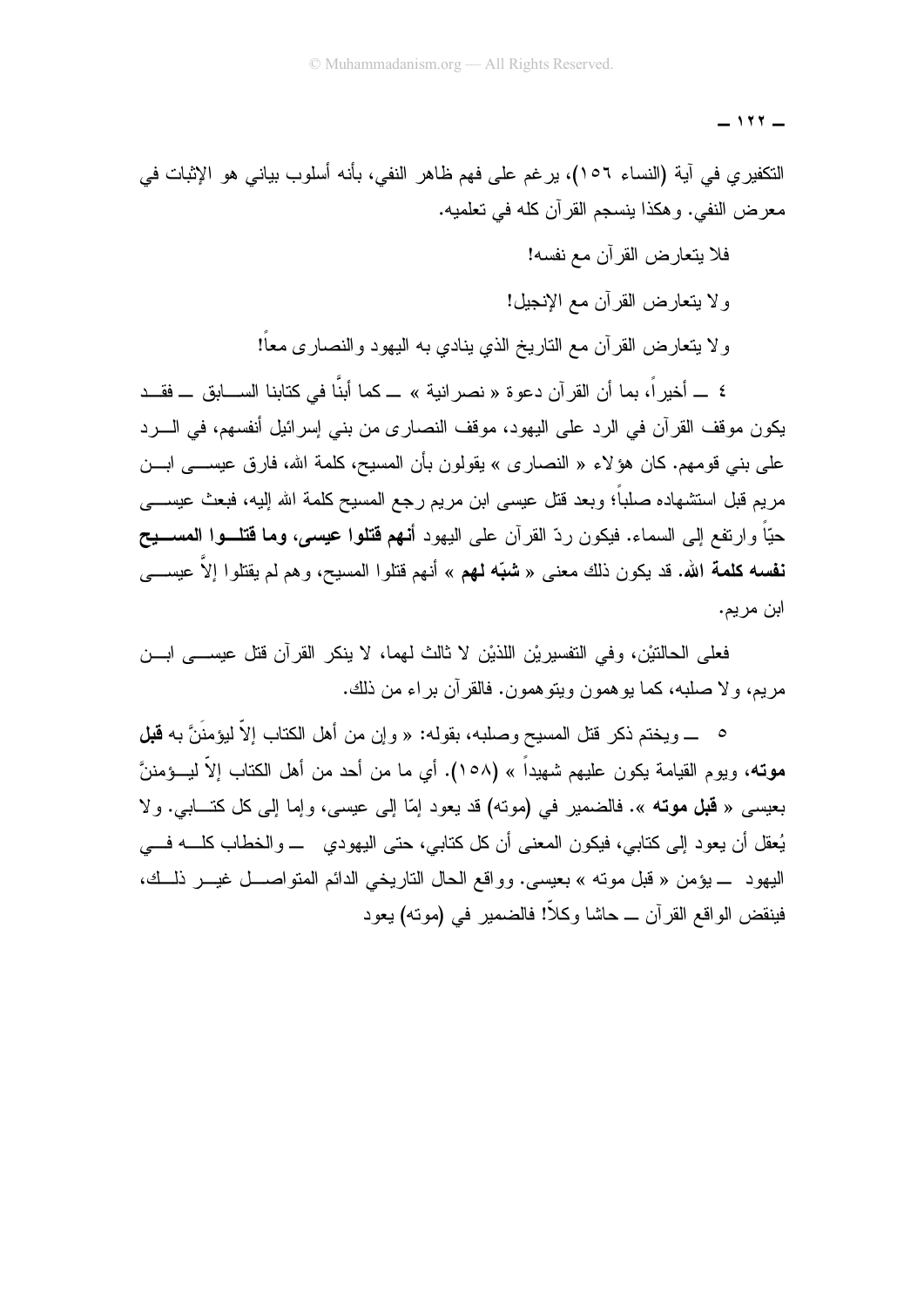التكفيري في آية (النساء ١٥٦)، يرغم على فهم ظاهر النفي، بأنه أسلوب بياني هو الإثبات في معرض النفي. وهكذا ينسجم القرآن كله في تعلميه.

فلا يتعارض القرآن مع نفسه!

ولا يتعارض القرآن مع الإنجيل!

ولا يتعارض القرآن مع التاريخ الذي ينادي به اليهود والنصارى معاً!

٤ ــ أخيراً، بما أن القرآن دعوة « نصرانية » ــ كما أبنَّا في كتابنا السابق ــ فقد يكون موقف القرآن في الرد على اليهود، موقف النصارى من بني إسرائيل أنفسهم، في الرد على بني قومهم. كان هؤلاء « النصارى » يقولون بأن المسيح، كلمة الله، فارق عيسى ابن مريم قبل استشهاده صلباً؛ وبعد قتل عيسى ابن مريم رجع المسيح كلمة الله إليه، فبعث عيسى حيّاً وارتفع إلى السماء. فيكون ردّ القرآن على اليهود **أنهم قتلوا عيسى، وما قتلوا المسيح نفسه كلمة الله**. قد يكون ذلك معنى « **شبّه لهم** » أنهم قتلوا المسيح، وهم لم يقتلوا إلاَّ عيسى ابن مريم.

فعلى الحالتيْن، وفي التفسيريْن اللذيْن لا ثالث لهما، لا ينكر القرآن قتل عيسى ابن مريم، ولا صلبه، كما يوهمون ويتوهمون. فالقرآن براء من ذلك.

٥ ــ ويختم ذكر قتل المسيح وصلبه، بقوله: « وإن من أهل الكتاب إلاّ ليؤمنَنَّ به **قبل موته**، ويوم القيامة يكون عليهم شهيداً » (١٥٨). أي ما من أحد من أهل الكتاب إلاّ ليؤمننَّ بعيسى « **قبل موته** ». فالضمير في (موته) قد يعود إمّا إلى عيسى، وإما إلى كل كتابي. ولا يُعقل أن يعود إلى كتابي، فيكون المعنى أن كل كتابي، حتى اليهودي ــ والخطاب كله في اليهود ــ يؤمن « قبل موته » بعيسى. وواقع الحال التاريخي الدائم المتواصل غير ذلك، فينقض الواقع القرآن ــ حاشا وكلاّ! فالضمير في (موته) يعود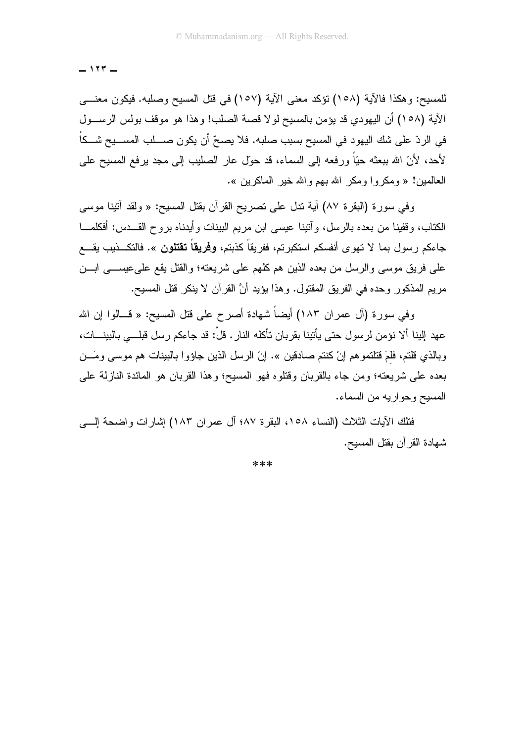للمسيح: وهكذا فالآية (١٥٨) تؤكد معنى الآية (١٥٧) في قتل المسيح وصلبه. فيكون معنى الآية (١٥٨) أن اليهودي قد يؤمن بالمسيح لولا قصة الصلب! وهذا هو موقف بولس الرسول في الردّ على شك اليهود في المسيح بسبب صلبه. فلا يصحّ أن يكون صلب المسيح شكاً لأحد، لأنّ الله ببعثه حيّاً ورفعه إلى السماء، قد حوّل عار الصليب إلى مجد برفع المسيح على العالمين! « ومكروا ومكر الله بهم والله خير الماكرين ».

وفي سورة (البقرة ٨٧) آية تدل على تصريح القرآن بقتل المسيح: « ولقد آتينا موسى الكتاب، وقفينا من بعده بالرسل، وآتينا عيسى ابن مريم البينات وأيدناه بروح القدس: أفكلما جاءكم رسول بما لا تهوى أنفسكم استكبرتم، ففريقاً كذبتم، **وفريقاً تقتلون** ». فالتكذيب يقع على فريق موسى والرسل من بعده الذين هم كلهم على شريعته؛ والقتل يقع على عيسى ابن مريم المذكور وحده في الفريق المقتول. وهذا يؤيد أنَّ القرآن لا ينكر قتل المسيح.

وفي سورة (آل عمران ١٨٣) أيضاً شهادة أصرح على قتل المسيح: « قالوا إن الله عهد إلينا ألا نؤمن لرسول حتى يأتينا بقربان تأكله النار. قلْ: قد جاءكم رسل قبلي بالبينات، وبالذي قلتم، فلِمَ قتلتموهم إنْ كنتم صادقين ». إنّ الرسل الذين جاؤوا بالبينات هم موسى ومَن بعده على شريعته؛ ومن جاء بالقربان وقتلوه فهو المسيح؛ وهذا القربان هو المائدة النازلة على المسيح وحواريه من السماء.

فتلك الآيات الثلاث (النساء ١٥٨، البقرة ٨٧؛ آل عمران ١٨٣) إشارات واضحة إلى شهادة القرآن بقتل المسيح.

***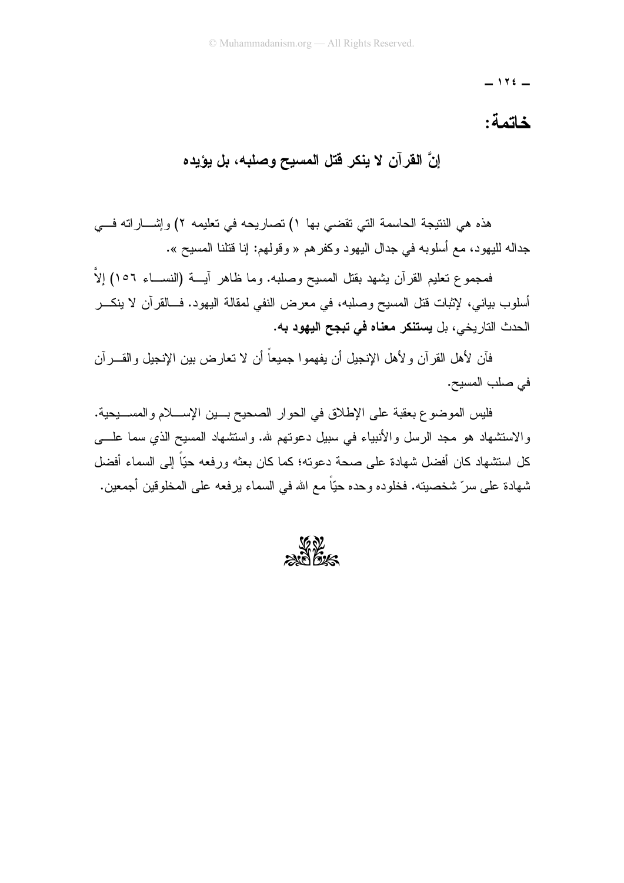## خاتمة:

### إنَّ القرآن لا ينكر قتل المسيح وصلبه، بل يؤيده

هذه هي النتيجة الحاسمة التي تقضي بها ١) تصاريحه في تعليمه ٢) وإشاراته في جداله لليهود، مع أسلوبه في جدال اليهود وكفرهم « وقولهم: إنا قتلنا المسيح ».

فمجموع تعليم القرآن يشهد بقتل المسيح وصلبه. وما ظاهر آية (النساء ١٥٦) إلاَّ أسلوب بياني، لإثبات قتل المسيح وصلبه، في معرض النفي لمقالة اليهود. فالقرآن لا ينكر الحدث التاريخي، بل **يستنكر معناه في تبجح اليهود به**.

فآن لأهل القرآن ولأهل الإنجيل أن يفهموا جميعاً أن لا تعارض بين الإنجيل والقرآن في صلب المسيح.

فليس الموضوع بعقبة على الإطلاق في الحوار الصحيح بين الإسلام والمسيحية. والاستشهاد هو مجد الرسل والأنبياء في سبيل دعوتهم لله. واستشهاد المسيح الذي سما على كل استشهاد كان أفضل شهادة على صحة دعوته؛ كما كان بعثه ورفعه حيّاً إلى السماء أفضل شهادة على سرّ شخصيته. فخلوده وحده حيّاً مع الله في السماء يرفعه على المخلوقين أجمعين.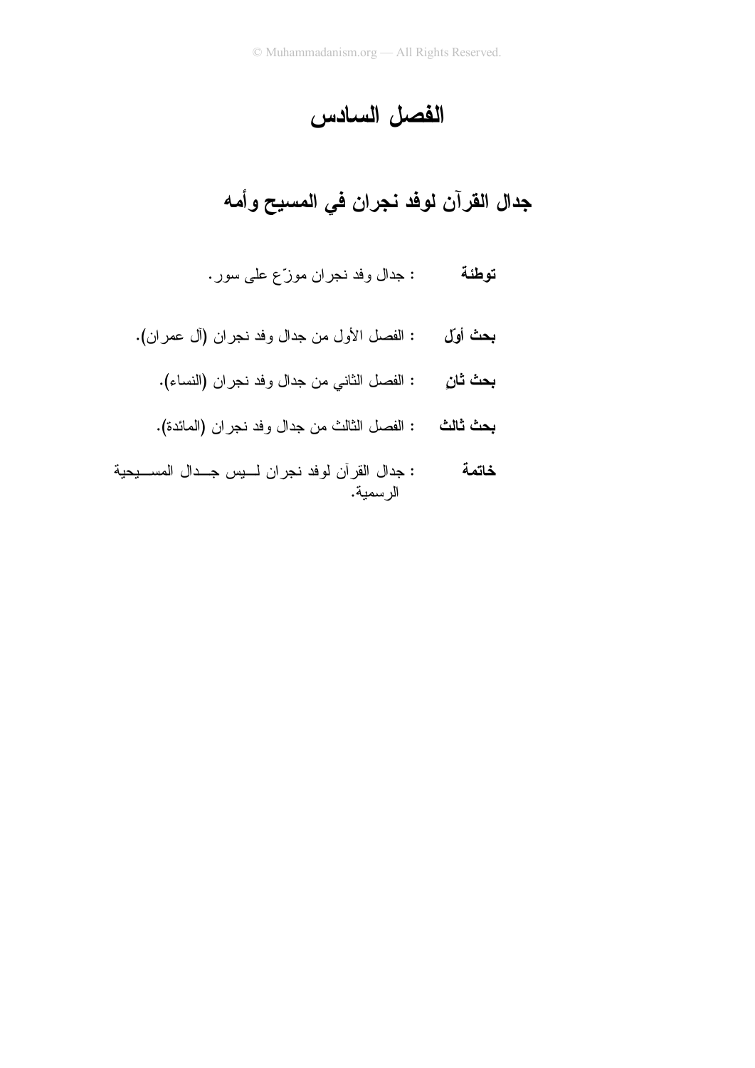# الفصل السادس

## جدال القرآن لوفد نجران في المسيح وأمه

**توطئة** : جدال وفد نجران موزّع على سور.

**بحث أوّل** : الفصل الأول من جدال وفد نجران (آل عمران).

**بحث ثانٍ** : الفصل الثاني من جدال وفد نجران (النساء).

**بحث ثالث** : الفصل الثالث من جدال وفد نجران (المائدة).

**خاتمة** : جدال القرآن لوفد نجران ليس جدال المسيحية الرسمية.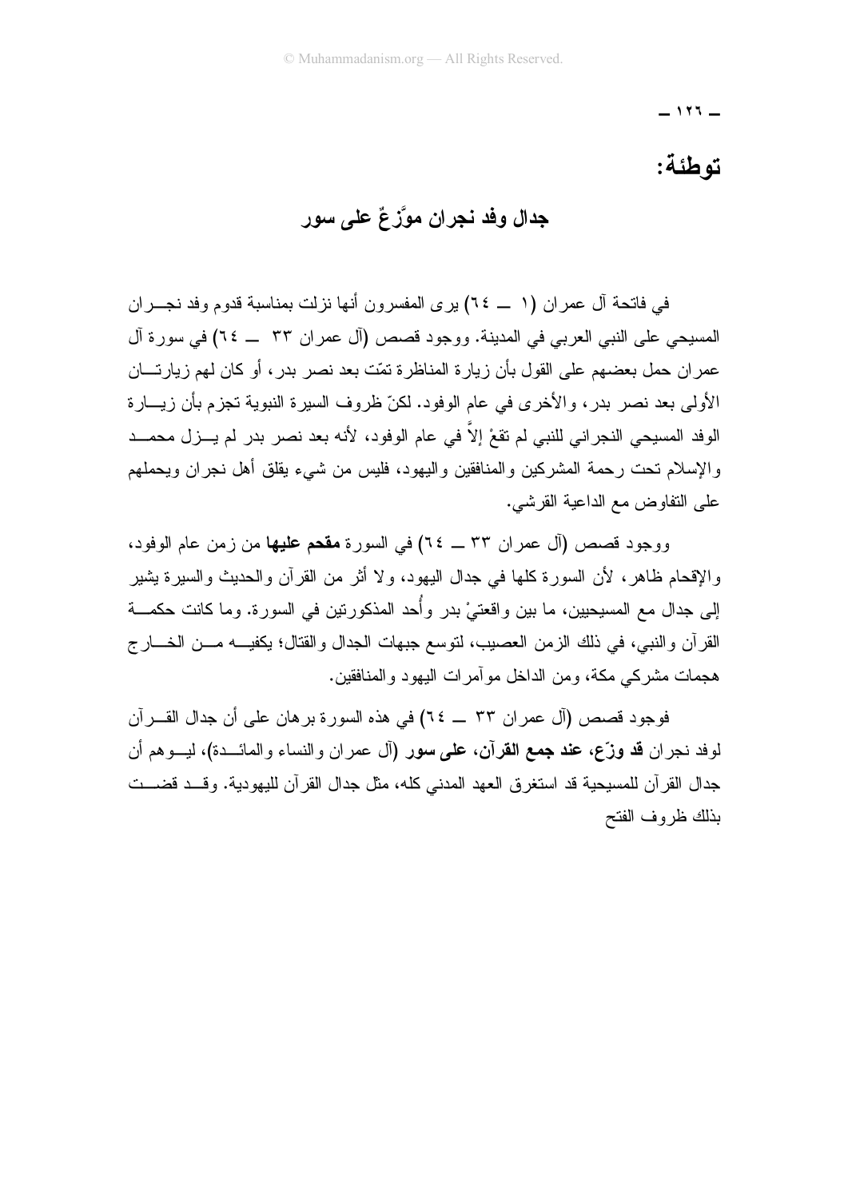## توطئة:

### جدال وفد نجران موزَّعٌ على سور

في فاتحة آل عمران (١ ــ ٦٤) يرى المفسرون أنها نزلت بمناسبة قدوم وفد نجران المسيحي على النبي العربي في المدينة. ووجود قصص (آل عمران ٣٣ ــ ٦٤) في سورة آل عمران حمل بعضهم على القول بأن زيارة المناظرة تمّت بعد نصر بدر، أو كان لهم زيارتان الأولى بعد نصر بدر، والأخرى في عام الوفود. لكنّ ظروف السيرة النبوية تجزم بأن زيارة الوفد المسيحي النجراني للنبي لم تقعْ إلاَّ في عام الوفود، لأنه بعد نصر بدر لم يزل محمد والإسلام تحت رحمة المشركين والمنافقين واليهود، فليس من شيء يقلق أهل نجران ويحملهم على التفاوض مع الداعية القرشي.

ووجود قصص (آل عمران ٣٣ ــ ٦٤) في السورة **مقحم عليها** من زمن عام الوفود، والإقحام ظاهر، لأن السورة كلها في جدال اليهود، ولا أثر من القرآن والحديث والسيرة يشير إلى جدال مع المسيحيين، ما بين واقعتيْ بدر وأُحد المذكورتين في السورة. وما كانت حكمة القرآن والنبي، في ذلك الزمن العصيب، لتوسع جبهات الجدال والقتال؛ يكفيه من الخارج هجمات مشركي مكة، ومن الداخل مؤآمرات اليهود والمنافقين.

فوجود قصص (آل عمران ٣٣ ــ ٦٤) في هذه السورة برهان على أن جدال القرآن لوفد نجران **قد وزّع، عند جمع القرآن، على سور** (آل عمران والنساء والمائدة)، ليوهم أن جدال القرآن للمسيحية قد استغرق العهد المدني كله، مثل جدال القرآن لليهودية. وقد قضت بذلك ظروف الفتح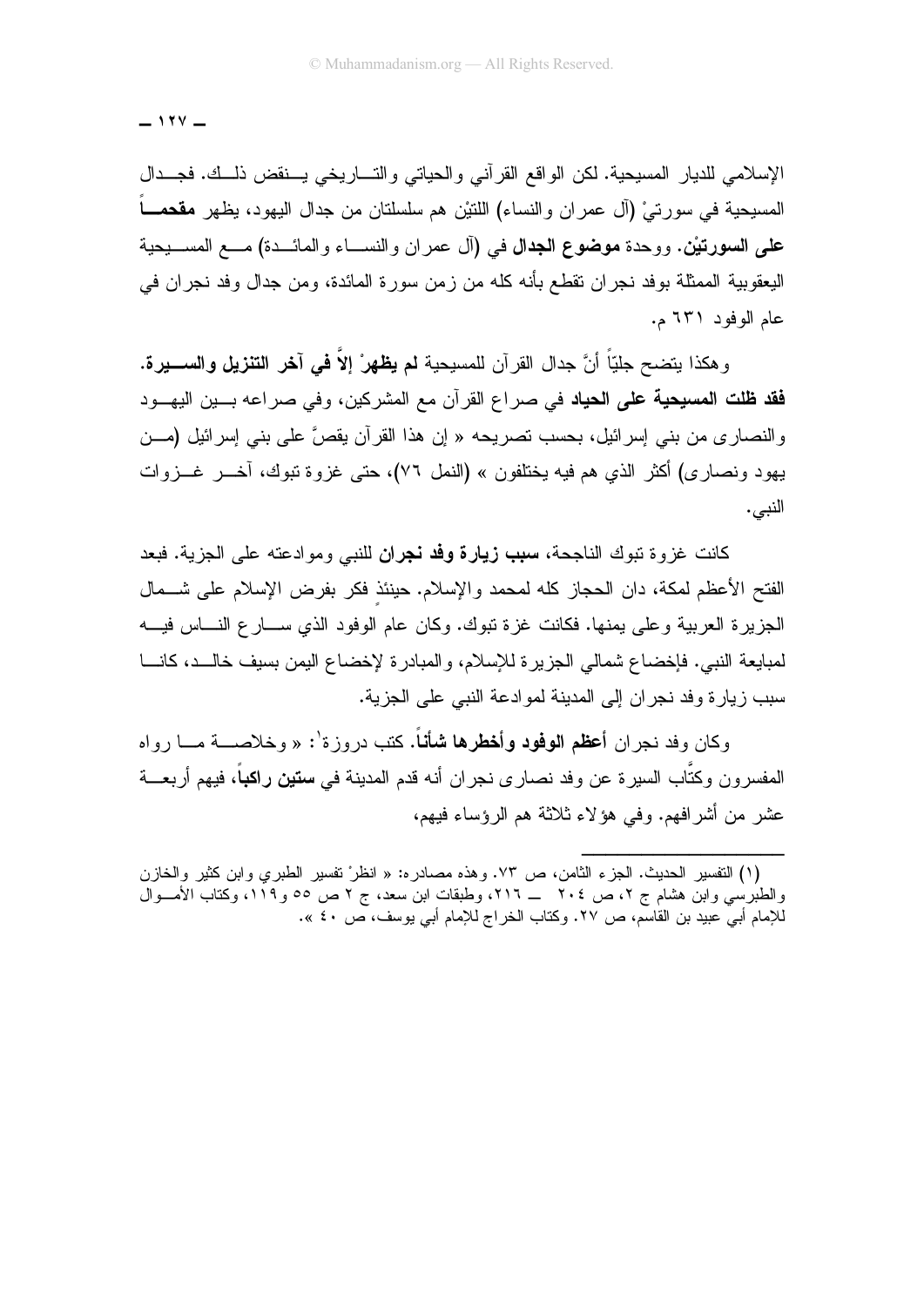الإسلامي للديار المسيحية. لكن الواقع القرآني والحياتي والتاريخي ينقض ذلك. فجدال المسيحية في سورتيْ (آل عمران والنساء) اللتيْن هم سلسلتان من جدال اليهود، يظهر **مقحماً على السورتيْن**. ووحدة **موضوع الجدال** في (آل عمران والنساء والمائدة) مع المسيحية اليعقوبية الممثلة بوفد نجران تقطع بأنه كله من زمن سورة المائدة، ومن جدال وفد نجران في عام الوفود ٦٣١ م.

وهكذا يتضح جليّاً أنَّ جدال القرآن للمسيحية **لم يظهرْ إلاَّ في آخر التنزيل والسيرة. فقد ظلت المسيحية على الحياد** في صراع القرآن مع المشركين، وفي صراعه بين اليهود والنصارى من بني إسرائيل، بحسب تصريحه « إن هذا القرآن يقصُّ على بني إسرائيل (من يهود ونصارى) أكثر الذي هم فيه يختلفون » (النمل ٧٦)، حتى غزوة تبوك، آخر غزوات النبي.

كانت غزوة تبوك الناجحة، **سبب زيارة وفد نجران** للنبي وموادعته على الجزية. فبعد الفتح الأعظم لمكة، دان الحجاز كله لمحمد والإسلام. حينئذٍ فكر بفرض الإسلام على شمال الجزيرة العربية وعلى يمنها. فكانت غزة تبوك. وكان عام الوفود الذي سارع الناس فيه لمبايعة النبي. فإخضاع شمالي الجزيرة للإسلام، والمبادرة لإخضاع اليمن بسيف خالد، كانا سبب زيارة وفد نجران إلى المدينة لموادعة النبي على الجزية.

وكان وفد نجران **أعظم الوفود وأخطرها شأناً**. كتب دروزة[1]: « وخلاصة ما رواه المفسرون وكتّاب السيرة عن وفد نصارى نجران أنه قدم المدينة في **ستين راكباً**، فيهم أربعة عشر من أشرافهم. وفي هؤلاء ثلاثة هم الرؤساء فيهم،

---

(١) التفسير الحديث. الجزء الثامن، ص ٧٣. وهذه مصادره: « انظرْ تفسير الطبري وابن كثير والخازن والطبرسي وابن هشام ج ٢، ص ٢٠٤ ــ ٢١٦، وطبقات ابن سعد، ج ٢ ص ٥٥ و١١٩، وكتاب الأموال للإمام أبي عبيد بن القاسم، ص ٢٧. وكتاب الخراج للإمام أبي يوسف، ص ٤٠ ».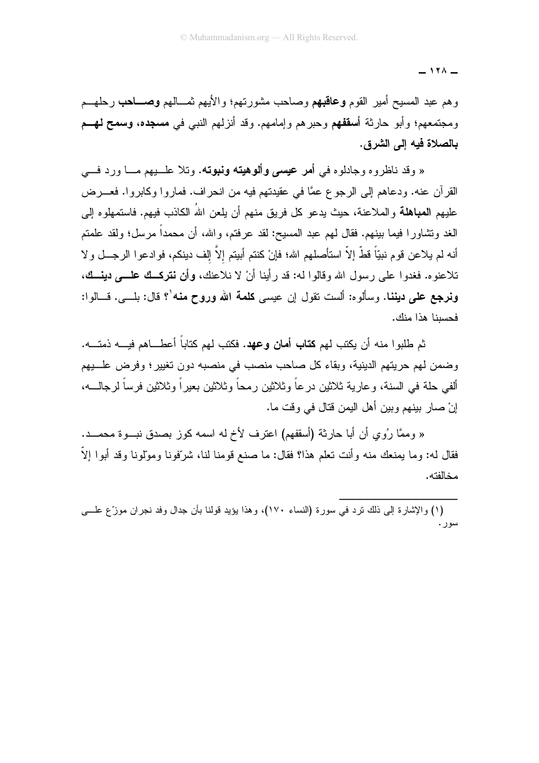وهم عبد المسيح أمير القوم **وعاقبهم** وصاحب مشورتهم؛ والأيهم ثمالهم **وصاحب** رحلهم ومجتمعهم؛ وأبو حارثة **أسقفهم** وحبرهم وإمامهم. وقد أنزلهم النبي في **مسجده، وسمح لهم بالصلاة فيه إلى الشرق.**

« وقد ناظروه وجادلوه في **أمر عيسى وألوهيته ونبوته.** وتلا عليهم ما ورد في القرآن عنه. ودعاهم إلى الرجوع عمَّا في عقيدتهم فيه من انحراف. فماروا وكابروا. فعرض عليهم **المباهلة** والملاعنة، حيث يدعو كل فريق منهم أن يلعن اللهُ الكاذب فيهم. فاستمهلوه إلى الغد وتشاوروا فيما بينهم. فقال لهم عبد المسيح: لقد عرفتم، والله، أن محمداً مرسل؛ ولقد علمتم أنه لم يلاعن قوم نبيّاً قطّ إلاّ استأصلهم الله؛ فإنْ كنتم أبيتم إلاّ إلف دينكم، فوادعوا الرجل ولا تلاعنوه. فغدوا على رسول الله وقالوا له: قد رأينا أنْ لا نلاعنك، **وأن نتركك على دينك، ونرجع على ديننا.** وسألوه: ألست تقول إن عيسى **كلمة الله وروح منه**[1]؟ قال: بلى. قالوا: فحسبنا هذا منك.

ثم طلبوا منه أن يكتب لهم **كتاب أمان وعهد.** فكتب لهم كتاباً أعطاهم فيه ذمته. وضمن لهم حريتهم الدينية، وبقاء كل صاحب منصب في منصبه دون تغيير؛ وفرض عليهم ألفي حلة في السنة، وعارية ثلاثين درعاً وثلاثين رمحاً وثلاثين بعيراً وثلاثين فرساً لرجاله، إنْ صار بينهم وبين أهل اليمن قتال في وقت ما.

« وممَّا رُوي أن أبا حارثة (أسقفهم) اعترف لأخ له اسمه كوز بصدق نبوة محمد. فقال له: وما يمنعك منه وأنت تعلم هذا؟ فقال: ما صنع قومنا لنا، شرّفونا وموّلونا وقد أبوا إلاّ مخالفته.

---

(١) والإشارة إلى ذلك ترد في سورة (النساء ١٧٠)، وهذا يؤيد قولنا بأن جدال وفد نجران موزّع على سور.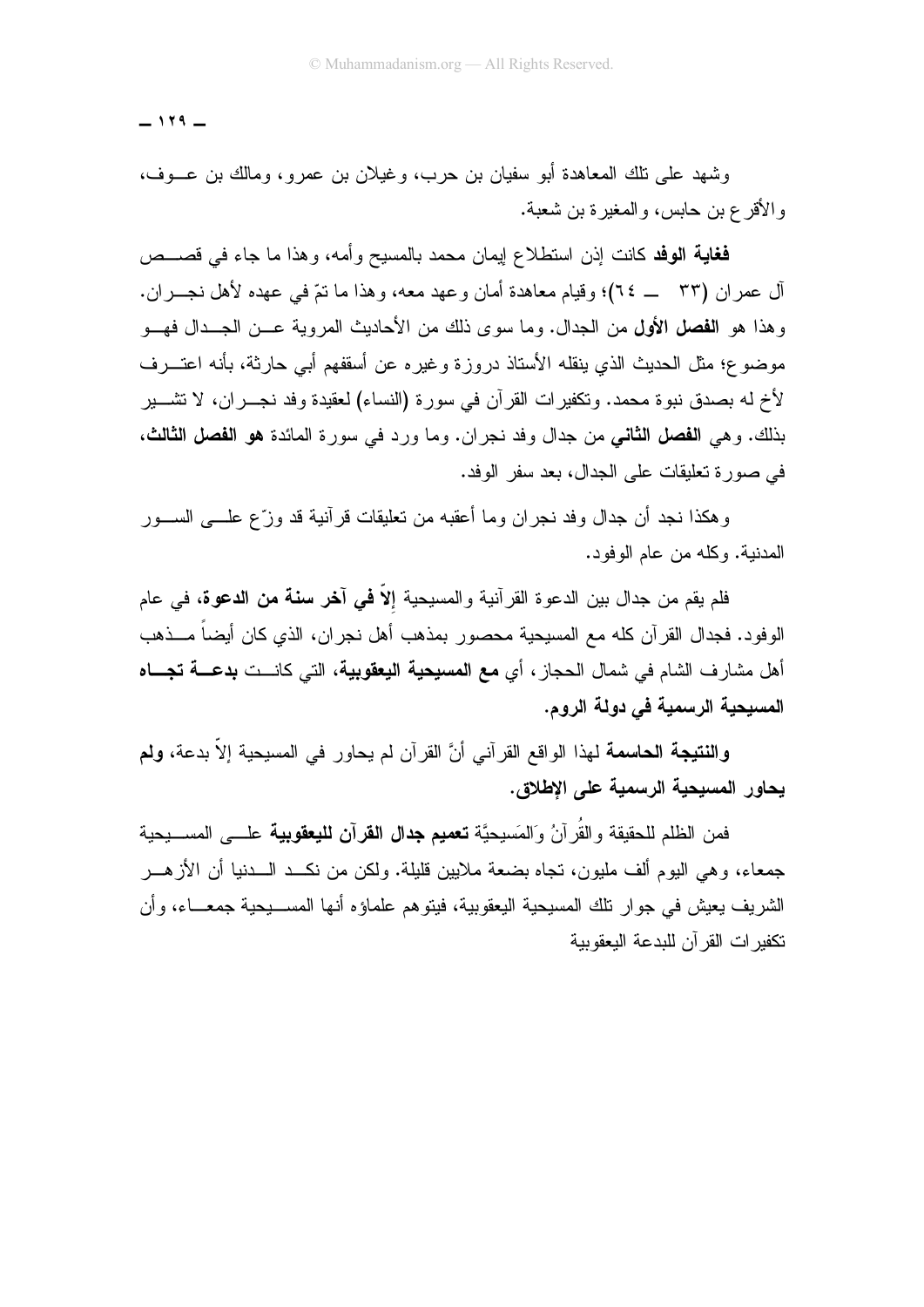وشهد على تلك المعاهدة أبو سفيان بن حرب، وغيلان بن عمرو، ومالك بن عوف، والأقرع بن حابس، والمغيرة بن شعبة.

**فغاية الوفد** كانت إذن استطلاع إيمان محمد بالمسيح وأمه، وهذا ما جاء في قصص آل عمران (٣٣ ــ ٦٤)؛ وقيام معاهدة أمان وعهد معه، وهذا ما تمّ في عهده لأهل نجران. وهذا هو **الفصل الأول** من الجدال. وما سوى ذلك من الأحاديث المروية عن الجدال فهو موضوع؛ مثل الحديث الذي ينقله الأستاذ دروزة وغيره عن أسقفهم أبي حارثة، بأنه اعترف لأخ له بصدق نبوة محمد. وتكفيرات القرآن في سورة (النساء) لعقيدة وفد نجران، لا تشير بذلك. وهي **الفصل الثاني** من جدال وفد نجران. وما ورد في سورة المائدة **هو الفصل الثالث**، في صورة تعليقات على الجدال، بعد سفر الوفد.

وهكذا نجد أن جدال وفد نجران وما أعقبه من تعليقات قرآنية قد وزّع على السور المدنية. وكله من عام الوفود.

فلم يقم من جدال بين الدعوة القرآنية والمسيحية **إلاّ في آخر سنة من الدعوة**، في عام الوفود. فجدال القرآن كله مع المسيحية محصور بمذهب أهل نجران، الذي كان أيضاً مذهب أهل مشارف الشام في شمال الحجاز، أي **مع المسيحية اليعقوبية**، التي كانت **بدعة تجاه المسيحية الرسمية في دولة الروم**.

**والنتيجة الحاسمة** لهذا الواقع القرآني أنَّ القرآن لم يحاور في المسيحية إلاّ بدعة، **ولم يحاور المسيحية الرسمية على الإطلاق**.

فمن الظلم للحقيقة والقُرآنُ وَالمَسيحيَّة **تعميم جدال القرآن لليعقوبية** على المسيحية جمعاء، وهي اليوم ألف مليون، تجاه بضعة ملايين قليلة. ولكن من نكد الدنيا أن الأزهر الشريف يعيش في جوار تلك المسيحية اليعقوبية، فيتوهم علماؤه أنها المسيحية جمعاء، وأن تكفيرات القرآن للبدعة اليعقوبية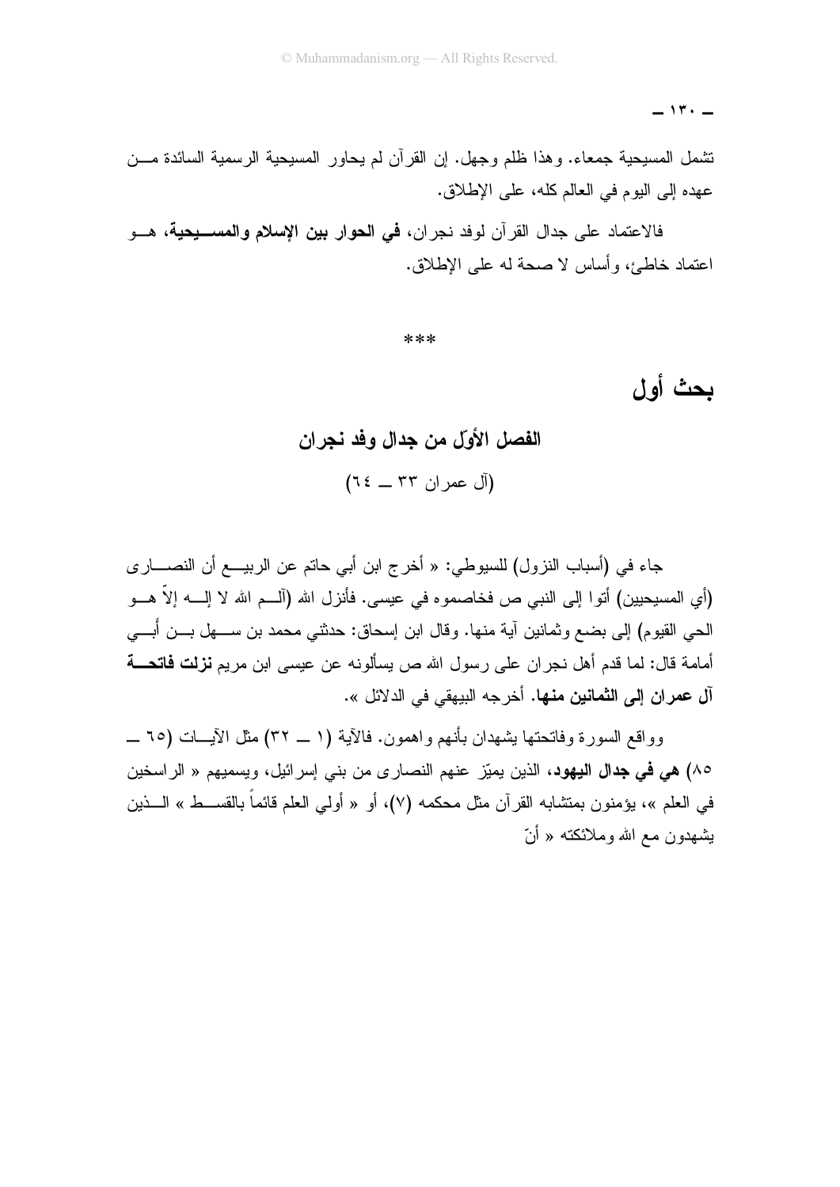تشمل المسيحية جمعاء. وهذا ظلم وجهل. إن القرآن لم يحاور المسيحية الرسمية السائدة من عهده إلى اليوم في العالم كله، على الإطلاق.

فالاعتماد على جدال القرآن لوفد نجران، **في الحوار بين الإسلام والمسيحية**، هو اعتماد خاطئ، وأساس لا صحة له على الإطلاق.

\*\*\*

# بحث أول

## الفصل الأوّل من جدال وفد نجران

(آل عمران ٣٣ ــ ٦٤)

جاء في (أسباب النزول) للسيوطي: « أخرج ابن أبي حاتم عن الربيع أن النصارى (أي المسيحيين) أتوا إلى النبي ص فخاصموه في عيسى. فأنزل الله (آلم الله لا إله إلاّ هو الحي القيوم) إلى بضع وثمانين آية منها. وقال ابن إسحاق: حدثني محمد بن سهل بن أبي أمامة قال: لما قدم أهل نجران على رسول الله ص يسألونه عن عيسى ابن مريم **نزلت فاتحة آل عمران إلى الثمانين منها**. أخرجه البيهقي في الدلائل ».

وواقع السورة وفاتحتها يشهدان بأنهم واهمون. فالآية (١ ــ ٣٢) مثل الآيات (٦٥ ــ ٨٥) **هي في جدال اليهود**، الذين يميّز عنهم النصارى من بني إسرائيل، ويسميهم « الراسخين في العلم »، يؤمنون بمتشابه القرآن مثل محكمه (٧)، أو « أولي العلم قائماً بالقسط » الذين يشهدون مع الله وملائكته « أنّ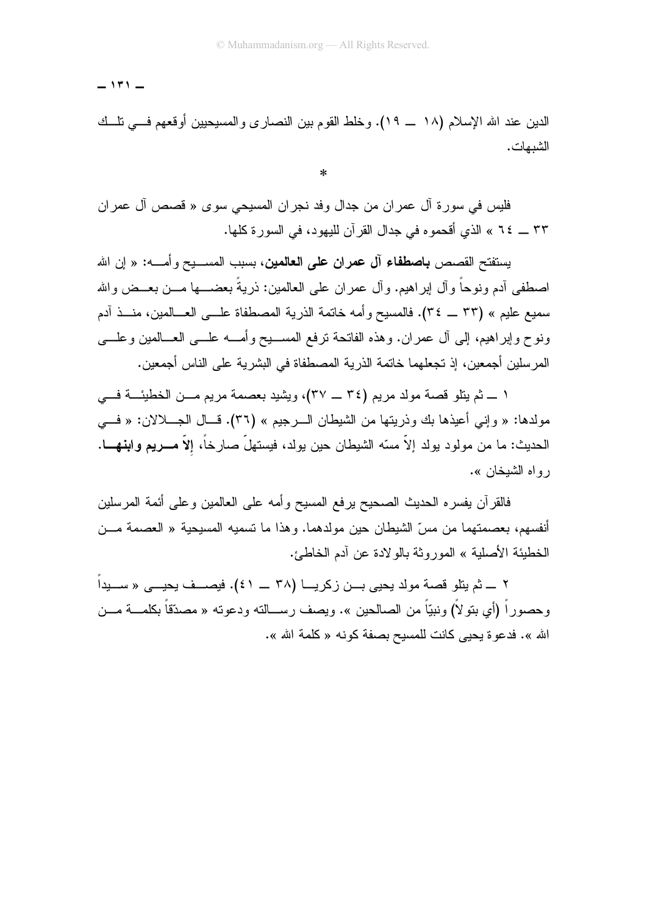الدين عند الله الإسلام (١٨ ــ ١٩). وخلط القوم بين النصارى والمسيحيين أوقعهم فـي تلـك الشبهات.

*

فليس في سورة آل عمران من جدال وفد نجران المسيحي سوى « قصص آل عمران ٣٣ ــ ٦٤ » الذي أقحموه في جدال القرآن لليهود، في السورة كلها.

يستفتح القصص **باصطفاء آل عمران على العالمين**، بسبب المسيح وأمه: « إن الله اصطفى آدم ونوحاً وآل إبراهيم. وآل عمران على العالمين: ذريةً بعضها من بعض والله سميع عليم » (٣٣ ــ ٣٤). فالمسيح وأمه خاتمة الذرية المصطفاة على العالمين، منذ آدم ونوح وإبراهيم، إلى آل عمران. وهذه الفاتحة ترفع المسيح وأمه على العالمين وعلى المرسلين أجمعين، إذ تجعلهما خاتمة الذرية المصطفاة في البشرية على الناس أجمعين.

١ ــ ثم يتلو قصة مولد مريم (٣٤ ــ ٣٧)، ويشيد بعصمة مريم من الخطيئة في مولدها: « وإني أعيذها بك وذريتها من الشيطان الرجيم » (٣٦). قال الجلالان: « في الحديث: ما من مولود يولد إلاّ مسّه الشيطان حين يولد، فيستهلّ صارخاً، **إلاّ مريم وابنها**. رواه الشيخان ».

فالقرآن يفسره الحديث الصحيح يرفع المسيح وأمه على العالمين وعلى أئمة المرسلين أنفسهم، بعصمتهما من مسّ الشيطان حين مولدهما. وهذا ما تسميه المسيحية « العصمة من الخطيئة الأصلية » الموروثة بالولادة عن آدم الخاطئ.

٢ ــ ثم يتلو قصة مولد يحيى بن زكريا (٣٨ ــ ٤١). فيصف يحيى « سيداً وحصوراً (أي بتولاً) ونبيّاً من الصالحين ». ويصف رسالته ودعوته « مصدّقاً بكلمة من الله ». فدعوة يحيى كانت للمسيح بصفة كونه « كلمة الله ».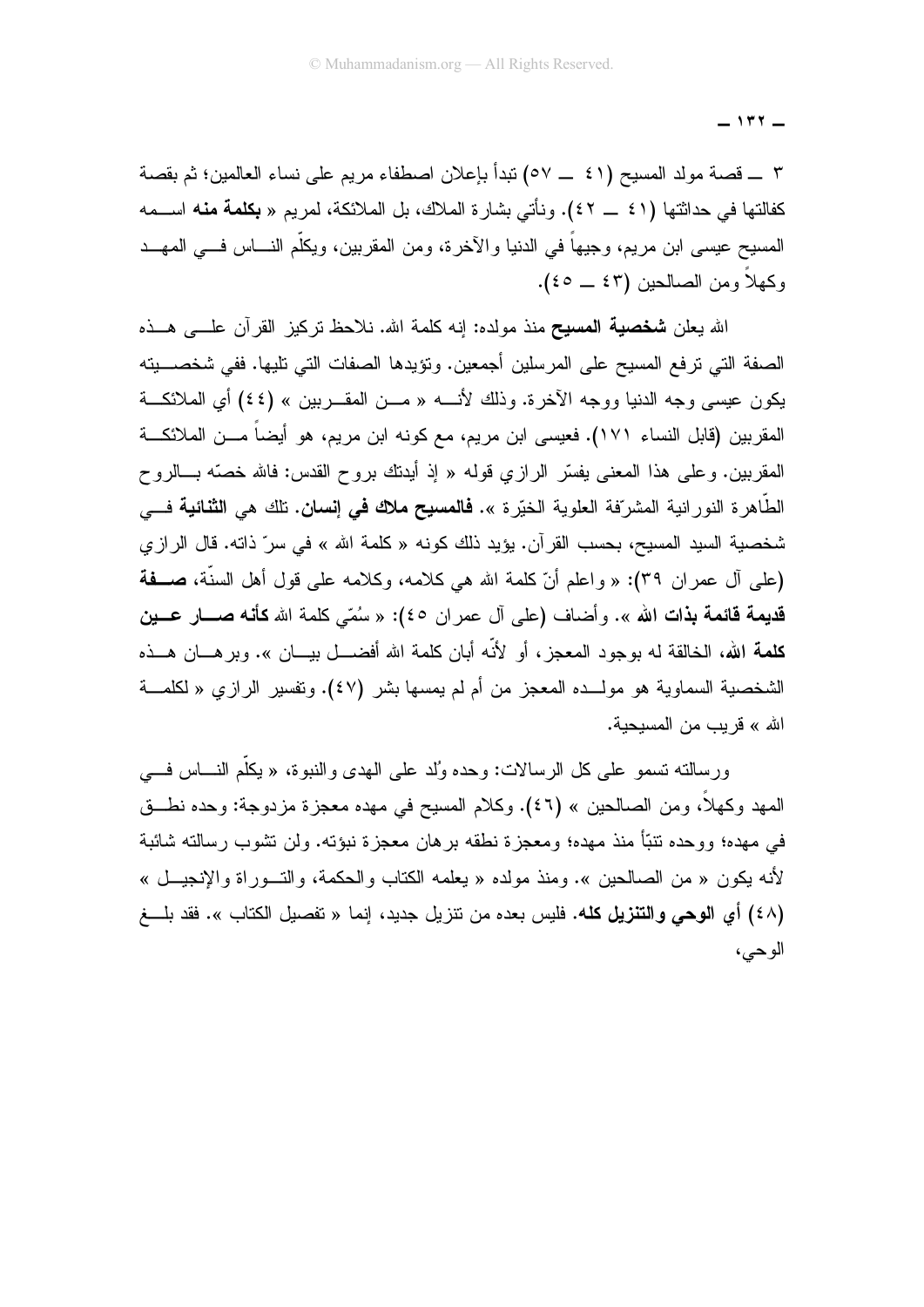٣ ــ قصة مولد المسيح (٤١ ــ ٥٧) تبدأ بإعلان اصطفاء مريم على نساء العالمين؛ ثم بقصة كفالتها في حداثتها (٤١ ــ ٤٢). ونأتي بشارة الملاك، بل الملائكة، لمريم « **بكلمة منه** اسمه المسيح عيسى ابن مريم، وجيهاً في الدنيا والآخرة، ومن المقربين، ويكلّم الناس في المهد وكهلاً ومن الصالحين (٤٣ ــ ٤٥).

الله يعلن **شخصية المسيح** منذ مولده: إنه كلمة الله. نلاحظ تركيز القرآن على هذه الصفة التي ترفع المسيح على المرسلين أجمعين. وتؤيدها الصفات التي تليها. ففي شخصيته يكون عيسى وجه الدنيا ووجه الآخرة. وذلك لأنه « من المقربين » (٤٤) أي الملائكة المقربين (قابل النساء ١٧١). فعيسى ابن مريم، مع كونه ابن مريم، هو أيضاً من الملائكة المقربين. وعلى هذا المعنى يفسّر الرازي قوله « إذ أيدتك بروح القدس: فالله خصّه بالروح الطّاهرة النورانية المشرّفة العلوية الخيّرة ». **فالمسيح ملاك في إنسان**. تلك هي **الثنائية** في شخصية السيد المسيح، بحسب القرآن. يؤيد ذلك كونه « كلمة الله » في سرّ ذاته. قال الرازي (على آل عمران ٣٩): « واعلم أنّ كلمة الله هي كلامه، وكلامه على قول أهل السنّة، **صفة قديمة قائمة بذات الله** ». وأضاف (على آل عمران ٤٥): « سُمّي كلمة الله **كأنه صار عين كلمة الله**، الخالقة له بوجود المعجز، أو لأنّه أبان كلمة الله أفضل بيان ». وبرهان هذه الشخصية السماوية هو مولده المعجز من أم لم يمسها بشر (٤٧). وتفسير الرازي « لكلمة الله » قريب من المسيحية.

ورسالته تسمو على كل الرسالات: وحده وُلد على الهدى والنبوة، « يكلّم الناس في المهد وكهلاً، ومن الصالحين » (٤٦). وكلام المسيح في مهده معجزة مزدوجة: وحده نطق في مهده؛ ووحده تنبّأ منذ مهده؛ ومعجزة نطقه برهان معجزة نبؤته. ولن تشوب رسالته شائبة لأنه يكون « من الصالحين ». ومنذ مولده « يعلمه الكتاب والحكمة، والتوراة والإنجيل » (٤٨) أي **الوحي والتنزيل كله**. فليس بعده من تنزيل جديد، إنما « تفصيل الكتاب ». فقد بلغ الوحي،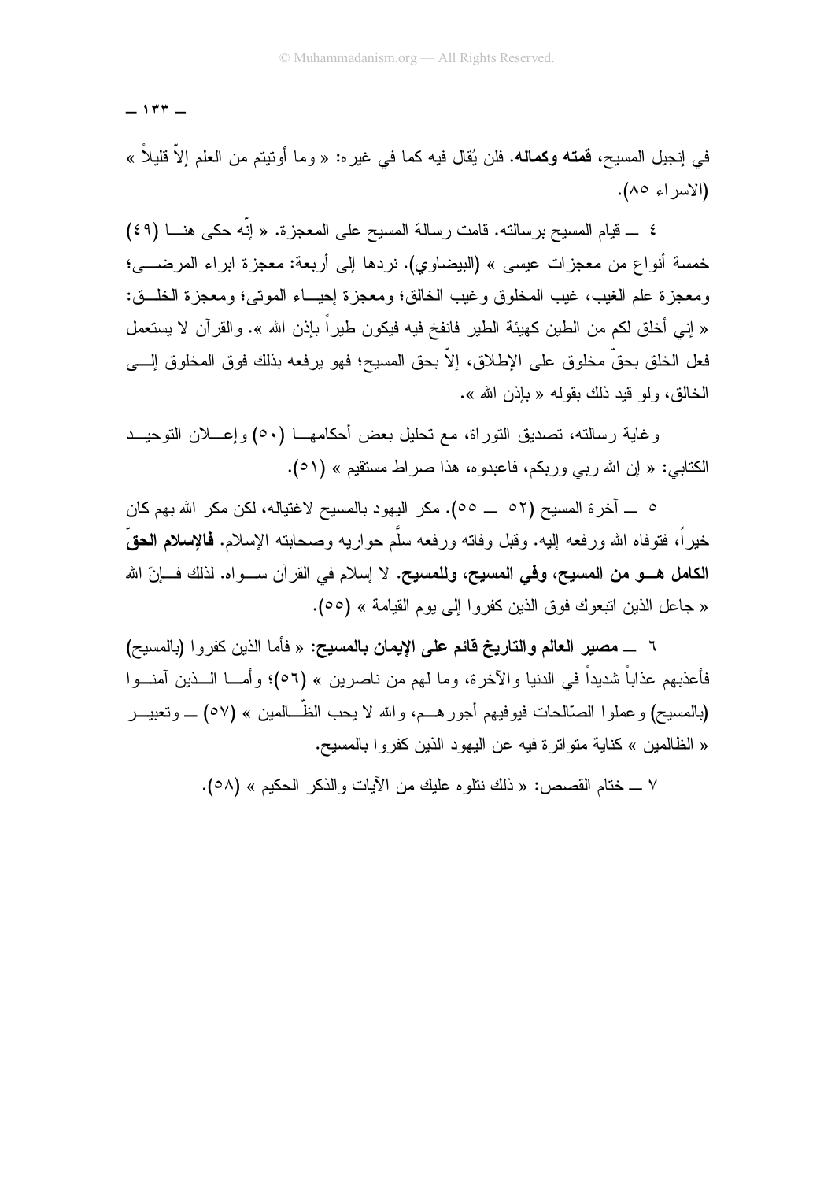في إنجيل المسيح، **قمته وكماله**. فلن يُقال فيه كما في غيره: « وما أوتيتم من العلم إلاّ قليلاً » (الاسراء ٨٥).

٤ ــ قيام المسيح برسالته. قامت رسالة المسيح على المعجزة. « إنّه حكى هنا (٤٩) خمسة أنواع من معجزات عيسى » (البيضاوي). نردها إلى أربعة: معجزة ابراء المرضى؛ ومعجزة علم الغيب، غيب المخلوق وغيب الخالق؛ ومعجزة إحياء الموتى؛ ومعجزة الخلق: « إني أخلق لكم من الطين كهيئة الطير فانفخ فيه فيكون طيراً بإذن الله ». والقرآن لا يستعمل فعل الخلق بحقّ مخلوق على الإطلاق، إلاّ بحق المسيح؛ فهو يرفعه بذلك فوق المخلوق إلى الخالق، ولو قيد ذلك بقوله « بإذن الله ».

وغاية رسالته، تصديق التوراة، مع تحليل بعض أحكامها (٥٠) وإعلان التوحيد الكتابي: « إن الله ربي وربكم، فاعبدوه، هذا صراط مستقيم » (٥١).

٥ ــ آخرة المسيح (٥٢ ــ ٥٥). مكر اليهود بالمسيح لاغتياله، لكن مكر الله بهم كان خيراً، فتوفاه الله ورفعه إليه. وقبل وفاته ورفعه سلَّم حواريه وصحابته الإسلام. **فالإسلام الحقّ الكامل هو من المسيح، وفي المسيح، وللمسيح**. لا إسلام في القرآن سواه. لذلك فإنّ الله « جاعل الذين اتبعوك فوق الذين كفروا إلى يوم القيامة » (٥٥).

٦ ــ **مصير العالم والتاريخ قائم على الإيمان بالمسيح**: « فأما الذين كفروا (بالمسيح) فأعذبهم عذاباً شديداً في الدنيا والآخرة، وما لهم من ناصرين » (٥٦)؛ وأما الذين آمنوا (بالمسيح) وعملوا الصّالحات فيوفيهم أجورهم، والله لا يحب الظّالمين » (٥٧) ــ وتعبير « الظالمين » كناية متواترة فيه عن اليهود الذين كفروا بالمسيح.

٧ ــ ختام القصص: « ذلك نتلوه عليك من الآيات والذكر الحكيم » (٥٨).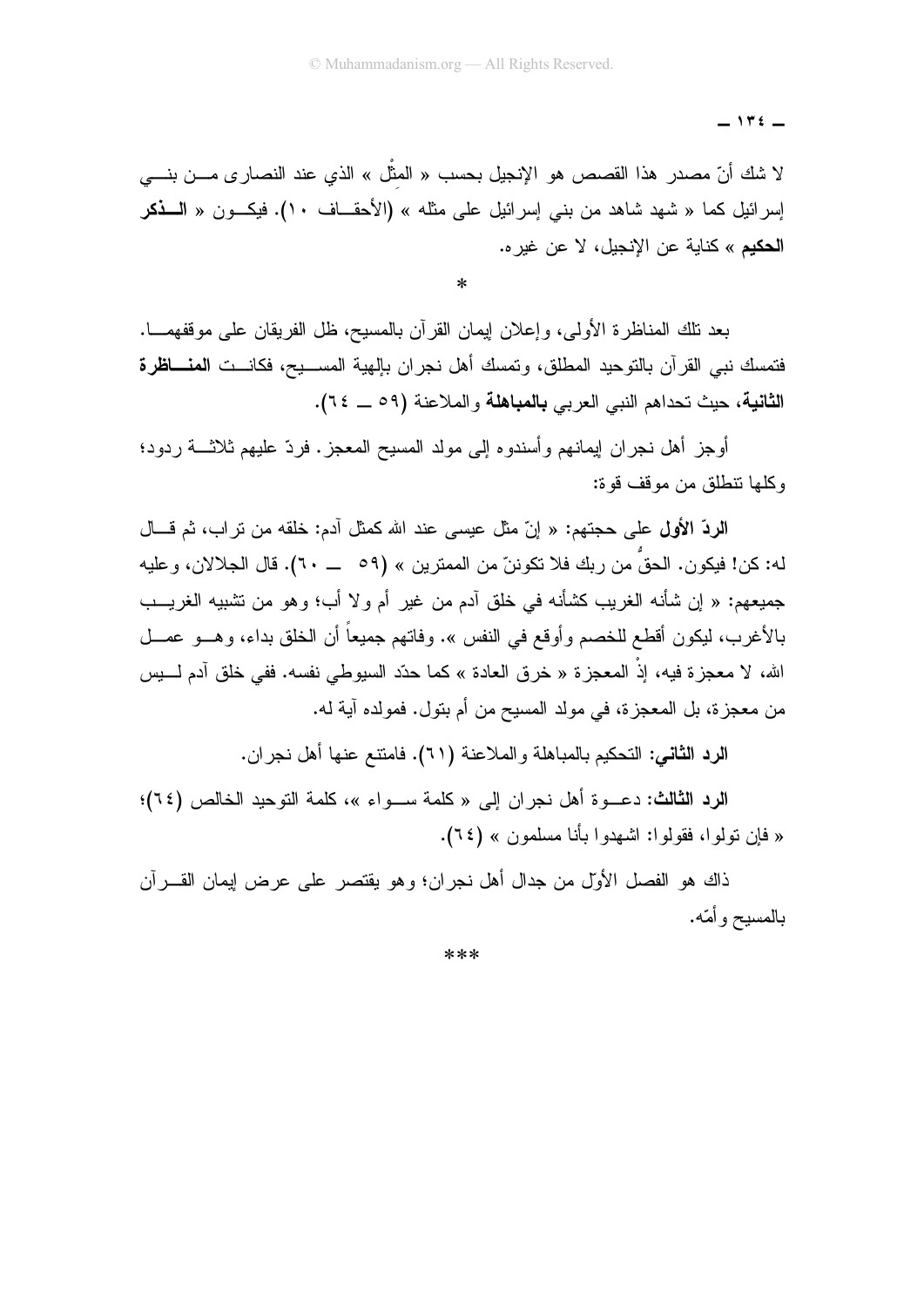لا شك أنّ مصدر هذا القصص هو الإنجيل بحسب « المِثْل » الذي عند النصارى من بني إسرائيل كما « شهد شاهد من بني إسرائيل على مثله » (الأحقاف ١٠). فيكون « **الذكر الحكيم** » كناية عن الإنجيل، لا عن غيره.

*

بعد تلك المناظرة الأولى، وإعلان إيمان القرآن بالمسيح، ظل الفريقان على موقفهما. فتمسك نبي القرآن بالتوحيد المطلق، وتمسك أهل نجران بإلهية المسيح، فكانت **المناظرة الثانية**، حيث تحداهم النبي العربي **بالمباهلة** والملاعنة (٥٩ ــ ٦٤).

أوجز أهل نجران إيمانهم وأسندوه إلى مولد المسيح المعجز. فردّ عليهم ثلاثة ردود؛ وكلها تنطلق من موقف قوة:

**الردّ الأول** على حجتهم: « إنّ مثل عيسى عند الله كمثل آدم: خلقه من تراب، ثم قال له: كن! فيكون. الحقُّ من ربك فلا تكوننّ من الممترين » (٥٩ ــ ٦٠). قال الجلالان، وعليه جميعهم: « إن شأنه الغريب كشأنه في خلق آدم من غير أم ولا أب؛ وهو من تشبيه الغريب بالأغرب، ليكون أقطع للخصم وأوقع في النفس ». وفاتهم جميعاً أن الخلق بداء، وهو عمل الله، لا معجزة فيه، إذْ المعجزة « خرق العادة » كما حدّد السيوطي نفسه. ففي خلق آدم ليس من معجزة، بل المعجزة، في مولد المسيح من أم بتول. فمولده آية له.

**الرد الثاني**: التحكيم بالمباهلة والملاعنة (٦١). فامتنع عنها أهل نجران.

**الرد الثالث**: دعوة أهل نجران إلى « كلمة سواء »، كلمة التوحيد الخالص (٦٤)؛ « فإن تولوا، فقولوا: اشهدوا بأنا مسلمون » (٦٤).

ذاك هو الفصل الأوّل من جدال أهل نجران؛ وهو يقتصر على عرض إيمان القرآن بالمسيح وأمّه.

***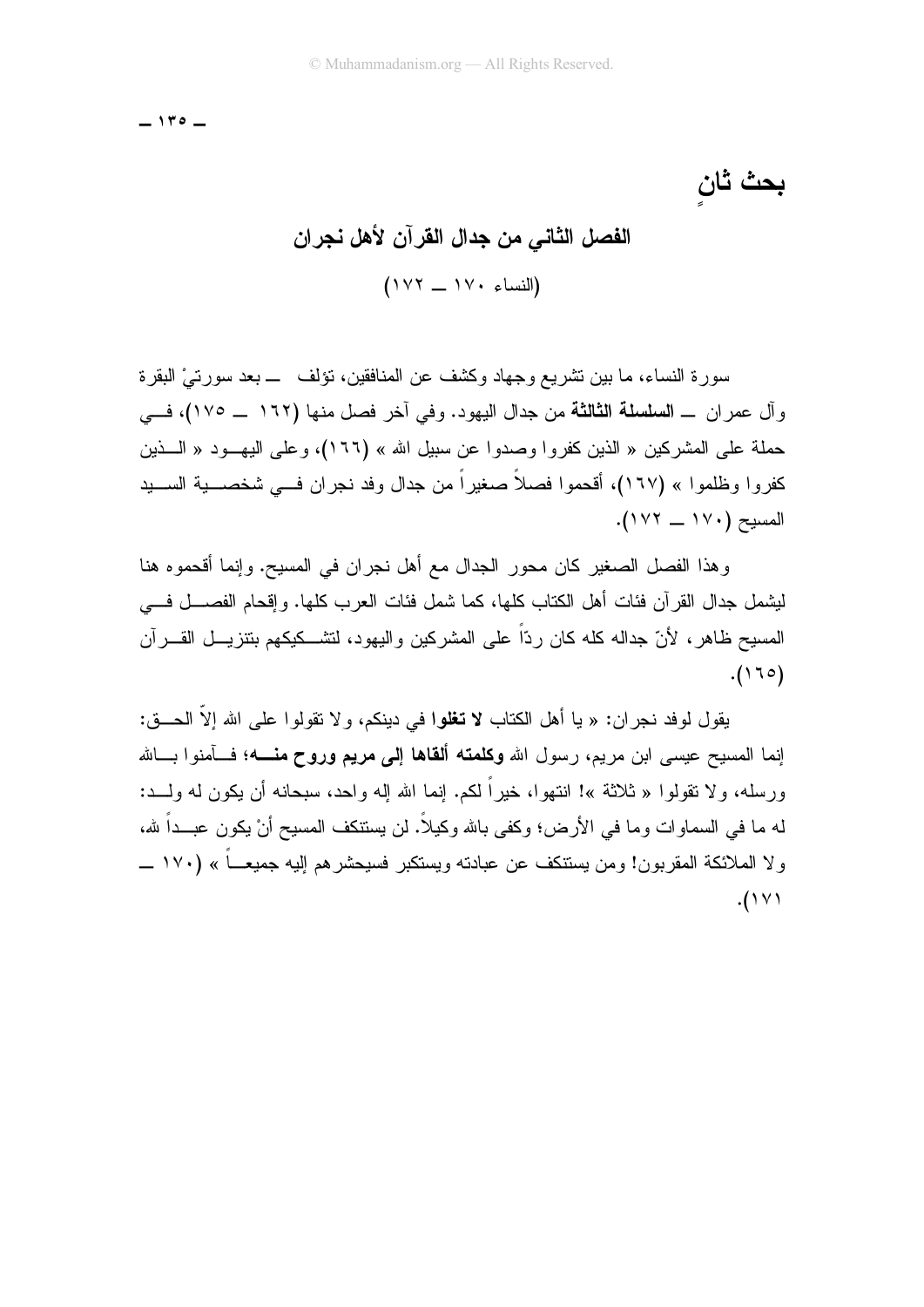# بحثٌ ثانٍ

## الفصل الثاني من جدال القرآن لأهل نجران

(النساء ١٧٠ ــ ١٧٢)

سورة النساء، ما بين تشريع وجهاد وكشف عن المنافقين، تؤلف ــ بعد سورتيْ البقرة وآل عمران ــ **السلسلة الثالثة** من جدال اليهود. وفي آخر فصل منها (١٦٢ ــ ١٧٥)، في حملة على المشركين « الذين كفروا وصدوا عن سبيل الله » (١٦٦)، وعلى اليهود « الذين كفروا وظلموا » (١٦٧)، أقحموا فصلاً صغيراً من جدال وفد نجران في شخصية السيد المسيح (١٧٠ ــ ١٧٢).

وهذا الفصل الصغير كان محور الجدال مع أهل نجران في المسيح. وإنما أقحموه هنا ليشمل جدال القرآن فئات أهل الكتاب كلها، كما شمل فئات العرب كلها. وإقحام الفصل في المسيح ظاهر، لأنّ جداله كله كان ردّاً على المشركين واليهود، لتشكيكهم بتنزيل القرآن (١٦٥).

يقول لوفد نجران: « يا أهل الكتاب **لا تغلوا** في دينكم، ولا تقولوا على الله إلاّ الحق: إنما المسيح عيسى ابن مريم، رسول الله **وكلمته ألقاها إلى مريم وروح منه**؛ فآمنوا بالله ورسله، ولا تقولوا « ثلاثة »! انتهوا، خيراً لكم. إنما الله إله واحد، سبحانه أن يكون له ولد: له ما في السماوات وما في الأرض؛ وكفى بالله وكيلاً. لن يستنكف المسيح أنْ يكون عبداً لله، ولا الملائكة المقربون! ومن يستنكف عن عبادته ويستكبر فسيحشرهم إليه جميعاً » (١٧٠ ــ ١٧١).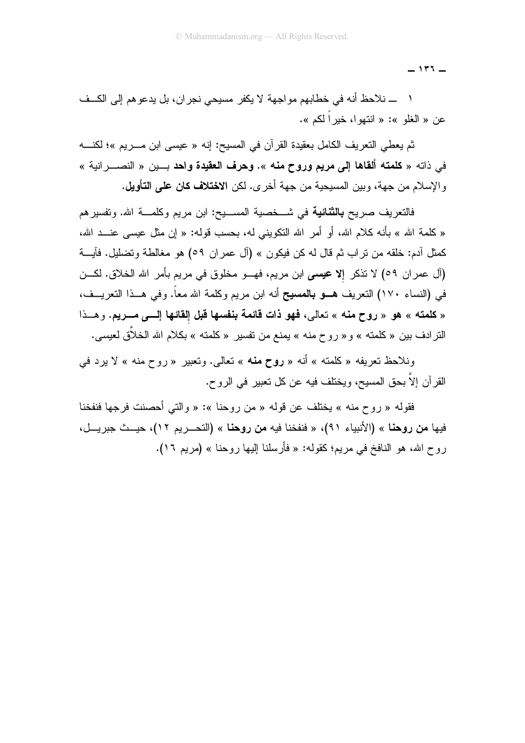١ ــ نلاحظ أنه في خطابهم مواجهة لا يكفر مسيحي نجران، بل يدعوهم إلى الكف عن « الغلو »: « انتهوا، خيراً لكم ».

ثم يعطي التعريف الكامل بعقيدة القرآن في المسيح: إنه « عيسى ابن مريم »؛ لكنه في ذاته « **كلمته ألقاها إلى مريم وروح منه** ». **وحرف العقيدة واحد** بين « النصرانية » والإسلام من جهة، وبين المسيحية من جهة أخرى. لكن **الاختلاف كان على التأويل**.

فالتعريف صريح **بالثنائية** في شخصية المسيح: ابن مريم وكلمة الله. وتفسيرهم « كلمة الله » بأنه كلام الله، أو أمر الله التكويني له، بحسب قوله: « إن مثل عيسى عند الله، كمثل آدم: خلقه من تراب ثم قال له كن فيكون » (آل عمران ٥٩) هو مغالطة وتضليل. فآية (آل عمران ٥٩) لا تذكر **إلا عيسى** ابن مريم، فهو مخلوق في مريم بأمر الله الخلاق. لكن في (النساء ١٧٠) التعريف **هو بالمسيح** أنه ابن مريم وكلمة الله معاً. وفي هذا التعريف، « **كلمته** » **هو** « **روح منه** » تعالى، **فهو ذات قائمة بنفسها قبل إلقائها إلى مريم**. وهذا الترادف بين « كلمته » و« روح منه » يمنع من تفسير « كلمته » بكلام الله الخلاَّق لعيسى.

ونلاحظ تعريفه « كلمته » أنه « **روح منه** » تعالى. وتعبير « روح منه » لا يرد في القرآن إلاَّ بحق المسيح، ويختلف فيه عن كل تعبير في الروح.

فقوله « روح منه » يختلف عن قوله « من روحنا »: « والتي أحصنت فرجها فنفخنا فيها **من روحنا** » (الأنبياء ٩١)، « فنفخنا فيه **من روحنا** » (التحريم ١٢)، حيث جبريل، روح الله، هو النافخ في مريم؛ كقوله: « فأرسلنا إليها روحنا » (مريم ١٦).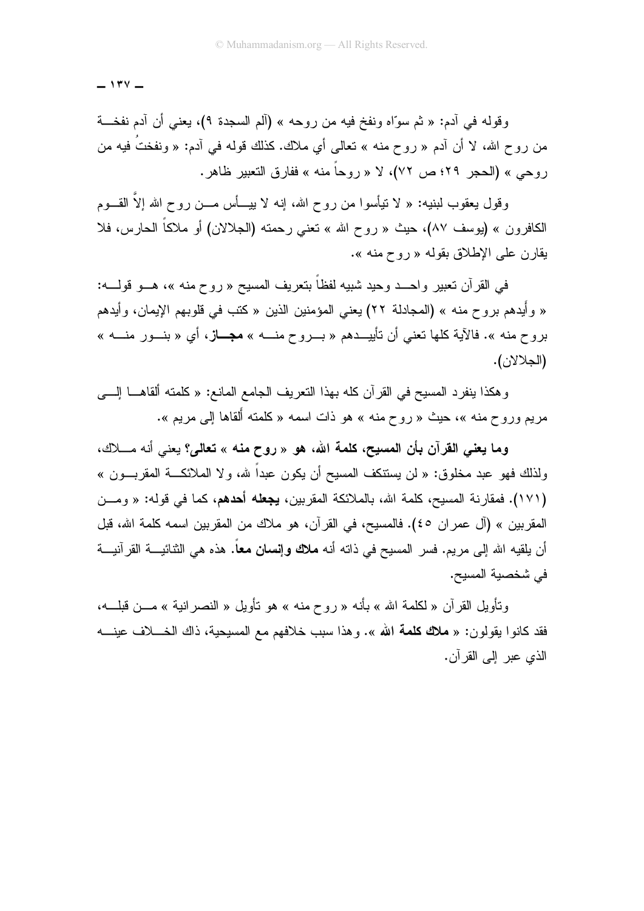وقوله في آدم: « ثم سوّاه ونفخ فيه من روحه » (آلم السجدة ٩)، يعني أن آدم نفخة من روح الله، لا أن آدم « روح منه » تعالى أي ملاك. كذلك قوله في آدم: « ونفختُ فيه من روحي » (الحجر ٢٩؛ ص ٧٢)، لا « روحاً منه » ففارق التعبير ظاهر.

وقول يعقوب لبنيه: « لا تيأسوا من روح الله، إنه لا ييأس من روح الله إلاَّ القوم الكافرون » (يوسف ٨٧)، حيث « روح الله » تعني رحمته (الجلالان) أو ملاكاً الحارس، فلا يقارن على الإطلاق بقوله « روح منه ».

في القرآن تعبير واحد وحيد شبيه لفظاً بتعريف المسيح « روح منه »، هو قوله: « وأيدهم بروح منه » (المجادلة ٢٢) يعني المؤمنين الذين « كتب في قلوبهم الإيمان، وأيدهم بروح منه ». فالآية كلها تعني أن تأييدهم « بروح منه » **مجاز**، أي « بنور منه » (الجلالان).

وهكذا ينفرد المسيح في القرآن كله بهذا التعريف الجامع المانع: « كلمته ألقاها إلى مريم وروح منه »، حيث « روح منه » هو ذات اسمه « كلمته ألقاها إلى مريم ».

**وما يعني القرآن بأن المسيح، كلمة الله، هو « روح منه » تعالى؟** يعني أنه ملاك، ولذلك فهو عبد مخلوق: « لن يستنكف المسيح أن يكون عبداً لله، ولا الملائكة المقربون » (١٧١). فمقارنة المسيح، كلمة الله، بالملائكة المقربين، **يجعله أحدهم**، كما في قوله: « ومن المقربين » (آل عمران ٤٥). فالمسيح، في القرآن، هو ملاك من المقربين اسمه كلمة الله، قبل أن يلقيه الله إلى مريم. فسر المسيح في ذاته أنه **ملاك وإنسان معاً**. هذه هي الثنائية القرآنية في شخصية المسيح.

وتأويل القرآن « لكلمة الله » بأنه « روح منه » هو تأويل « النصرانية » من قبله، فقد كانوا يقولون: « **ملاك كلمة الله** ». وهذا سبب خلافهم مع المسيحية، ذاك الخلاف عينه الذي عبر إلى القرآن.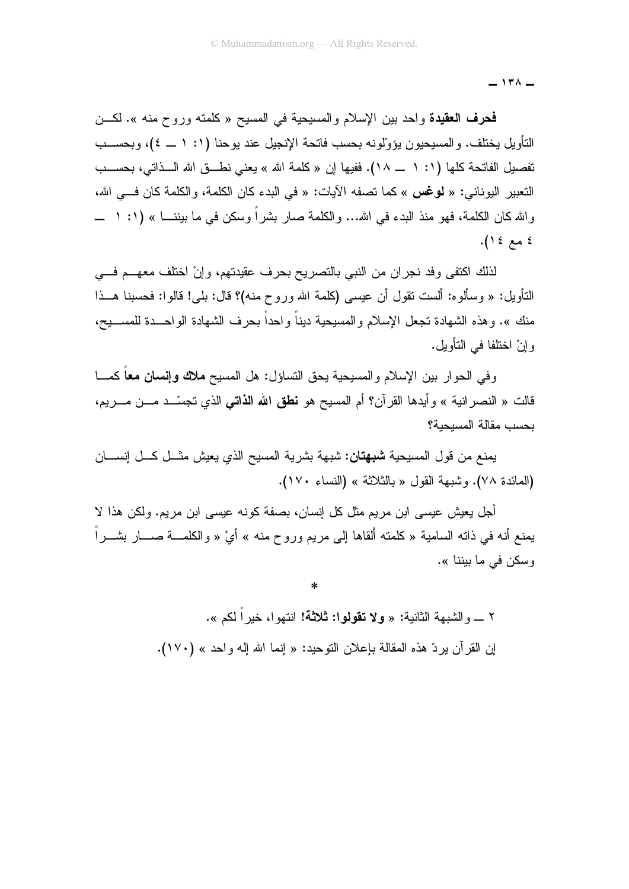**فحرف العقيدة** واحد بين الإسلام والمسيحية في المسيح « كلمته وروح منه ». لكن التأويل يختلف. والمسيحيون يؤوّلونه بحسب فاتحة الإنجيل عند يوحنا (١: ١ ــ ٤)، وبحسب تفصيل الفاتحة كلها (١: ١ ــ ١٨). ففيها إن « كلمة الله » يعني نطق الله الذاتي، بحسب التعبير اليوناني: « **لوغس** » كما تصفه الآيات: « في البدء كان الكلمة، والكلمة كان في الله، والله كان الكلمة، فهو منذ البدء في الله... والكلمة صار بشراً وسكن في ما بيننا » (١: ١ ــ ٤ مع ١٤).

لذلك اكتفى وفد نجران من النبي بالتصريح بحرف عقيدتهم، وإنْ اختلف معهم في التأويل: « وسألوه: ألست تقول أن عيسى (كلمة الله وروح منه)؟ قال: بلى! قالوا: فحسبنا هذا منك ». وهذه الشهادة تجعل الإسلام والمسيحية ديناً واحداً بحرف الشهادة الواحدة للمسيح، وإنْ اختلفا في التأويل.

وفي الحوار بين الإسلام والمسيحية يحق التساؤل: هل المسيح **ملاك وإنسان معاً** كما قالت « النصرانية » وأيدها القرآن؟ أم المسيح هو **نطق الله الذاتي** الذي تجسّد من مريم، بحسب مقالة المسيحية؟

يمنع من قول المسيحية **شبهتان:** شبهة بشرية المسيح الذي يعيش مثل كل إنسان (المائدة ٧٨). وشبهة القول « بالثلاثة » (النساء ١٧٠).

أجل يعيش عيسى ابن مريم مثل كل إنسان، بصفة كونه عيسى ابن مريم. ولكن هذا لا يمنع أنه في ذاته السامية « كلمته ألقاها إلى مريم وروح منه » أيْ « والكلمة صار بشراً وسكن في ما بيننا ».

*

٢ ــ والشبهة الثانية: « **ولا تقولوا: ثلاثة!** انتهوا، خيراً لكم ».

إن القرآن يردّ هذه المقالة بإعلان التوحيد: « إنما الله إله واحد » (١٧٠).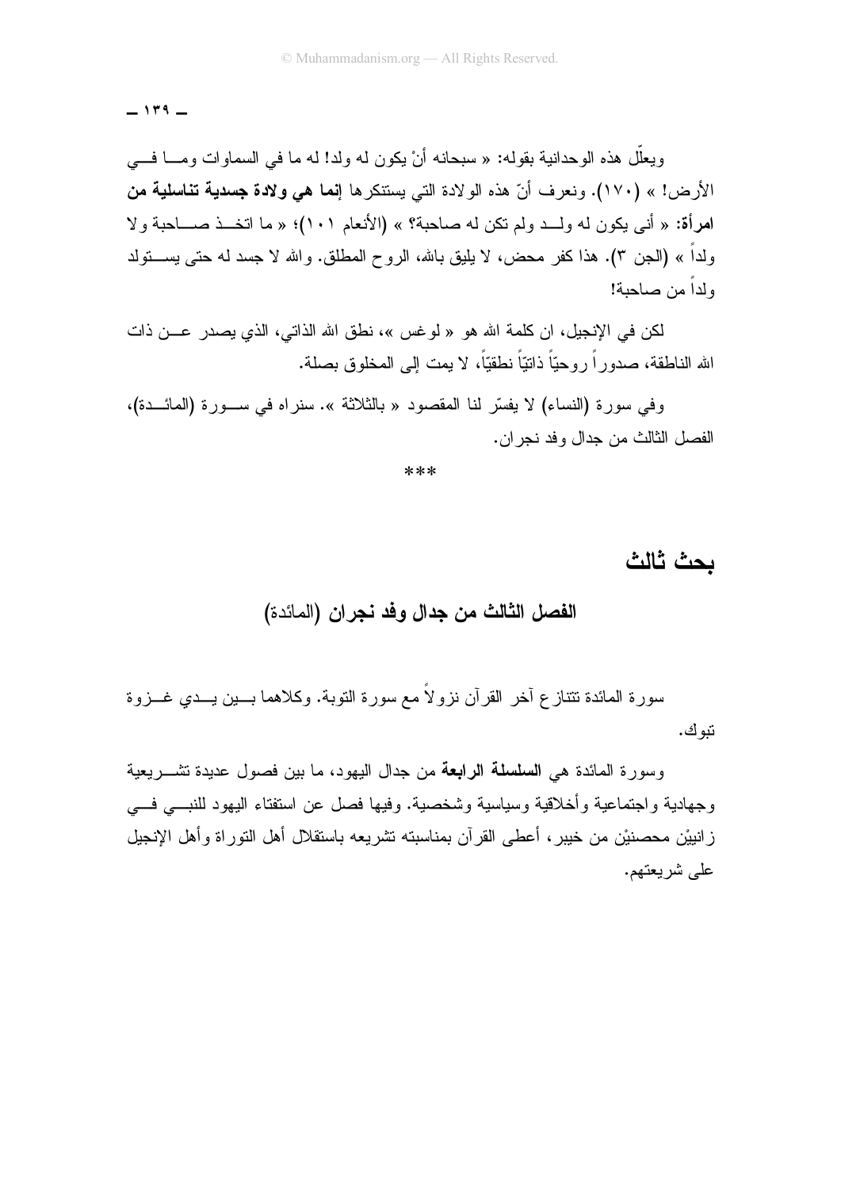ويعلّل هذه الوحدانية بقوله: « سبحانه أنْ يكون له ولد! له ما في السماوات ومـا فـي الأرض! » (١٧٠). ونعرف أنّ هذه الولادة التي يستنكرها **إنما هي ولادة جسدية تناسلية من امرأة:** « أنى يكون له ولـد ولم تكن له صاحبة؟ » (الأنعام ١٠١)؛ « ما اتخـذ صـاحبة ولا ولداً » (الجن ٣). هذا كفر محض، لا يليق بالله، الروح المطلق. والله لا جسد له حتى يسـتولد ولداً من صاحبة!

لكن في الإنجيل، ان كلمة الله هو « لوغس »، نطق الله الذاتي، الذي يصدر عـن ذات الله الناطقة، صدوراً روحيّاً ذاتيّاً نطقيّاً، لا يمت إلى المخلوق بصلة.

وفي سورة (النساء) لا يفسّر لنا المقصود « بالثلاثة ». سنراه في سـورة (المائـدة)، الفصل الثالث من جدال وفد نجران.

***

# بحث ثالث

## الفصل الثالث من جدال وفد نجران (المائدة)

سورة المائدة تتنازع آخر القرآن نزولاً مع سورة التوبة. وكلاهما بـين يـدي غـزوة تبوك.

وسورة المائدة هي **السلسلة الرابعة** من جدال اليهود، ما بين فصول عديدة تشـريعية وجهادية واجتماعية وأخلاقية وسياسية وشخصية. وفيها فصل عن استفتاء اليهود للنبـي فـي زانييْن محصنيْن من خيبر، أعطى القرآن بمناسبته تشريعه باستقلال أهل التوراة وأهل الإنجيل على شريعتهم.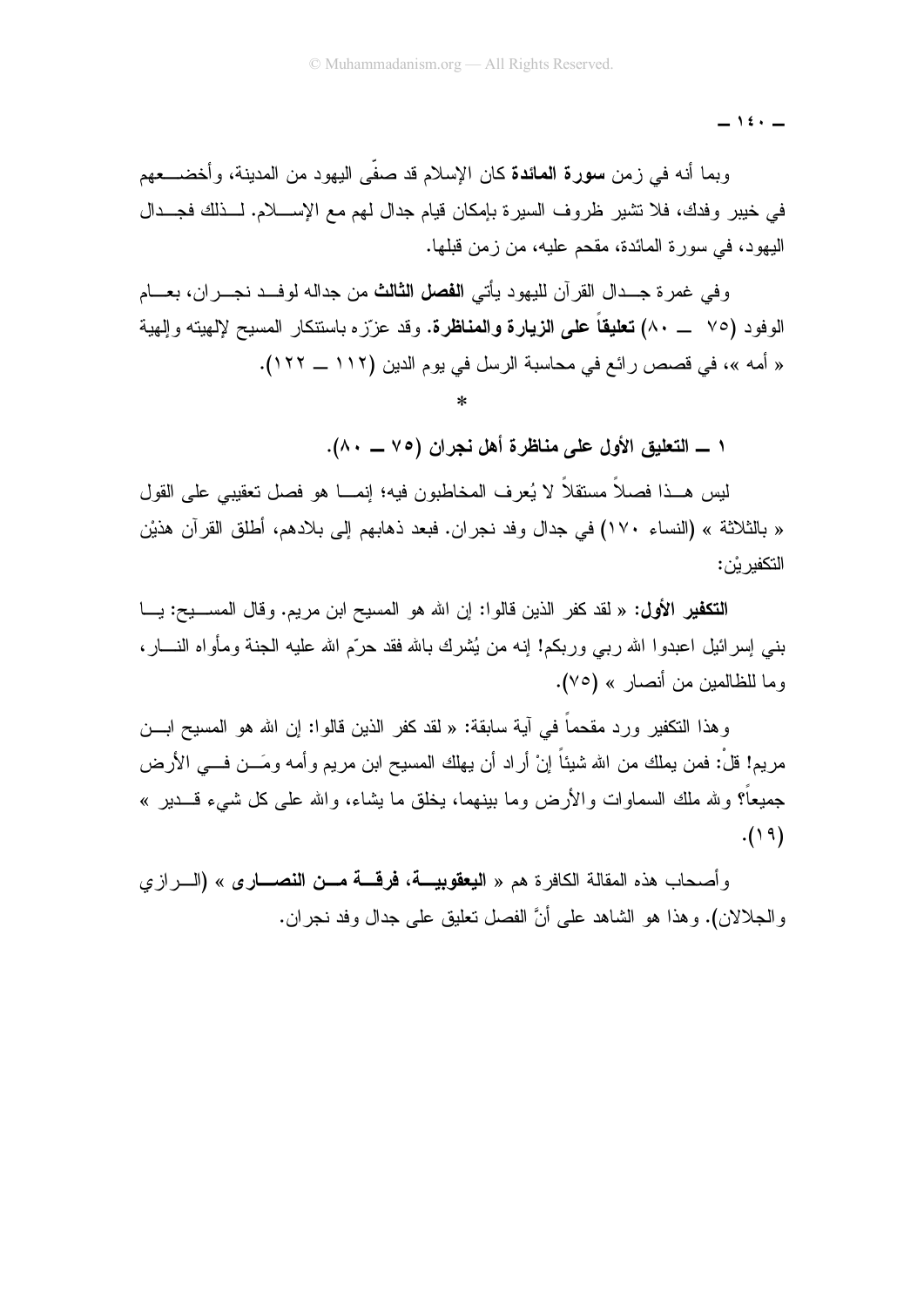وبما أنه في زمن **سورة المائدة** كان الإسلام قد صفّى اليهود من المدينة، وأخضعهم في خيبر وفدك، فلا تشير ظروف السيرة بإمكان قيام جدال لهم مع الإسلام. لذلك فجدال اليهود، في سورة المائدة، مقحم عليه، من زمن قبلها.

وفي غمرة جدال القرآن لليهود يأتي **الفصل الثالث** من جداله لوفد نجران، بعام الوفود (٧٥ ــ ٨٠) **تعليقاً على الزيارة والمناظرة**. وقد عزّزه باستنكار المسيح لإلهيته وإلهية « أمه »، في قصص رائع في محاسبة الرسل في يوم الدين (١١٢ ــ ١٢٢).

*

**١ ــ التعليق الأول على مناظرة أهل نجران (٧٥ ــ ٨٠).**

ليس هذا فصلاً مستقلاً لا يُعرف المخاطبون فيه؛ إنما هو فصل تعقيبي على القول « بالثلاثة » (النساء ١٧٠) في جدال وفد نجران. فبعد ذهابهم إلى بلادهم، أطلق القرآن هذيْن التكفيريْن:

**التكفير الأول**: « لقد كفر الذين قالوا: إن الله هو المسيح ابن مريم. وقال المسيح: يا بني إسرائيل اعبدوا الله ربي وربكم! إنه من يُشرك بالله فقد حرّم الله عليه الجنة ومأواه النار، وما للظالمين من أنصار » (٧٥).

وهذا التكفير ورد مقحماً في آية سابقة: « لقد كفر الذين قالوا: إن الله هو المسيح ابن مريم! قلْ: فمن يملك من الله شيئاً إنْ أراد أن يهلك المسيح ابن مريم وأمه ومَن في الأرض جميعاً؟ ولله ملك السماوات والأرض وما بينهما، يخلق ما يشاء، والله على كل شيء قدير » (١٩).

وأصحاب هذه المقالة الكافرة هم « **اليعقوبية، فرقة من النصارى** » (الرازي والجلالان). وهذا هو الشاهد على أنَّ الفصل تعليق على جدال وفد نجران.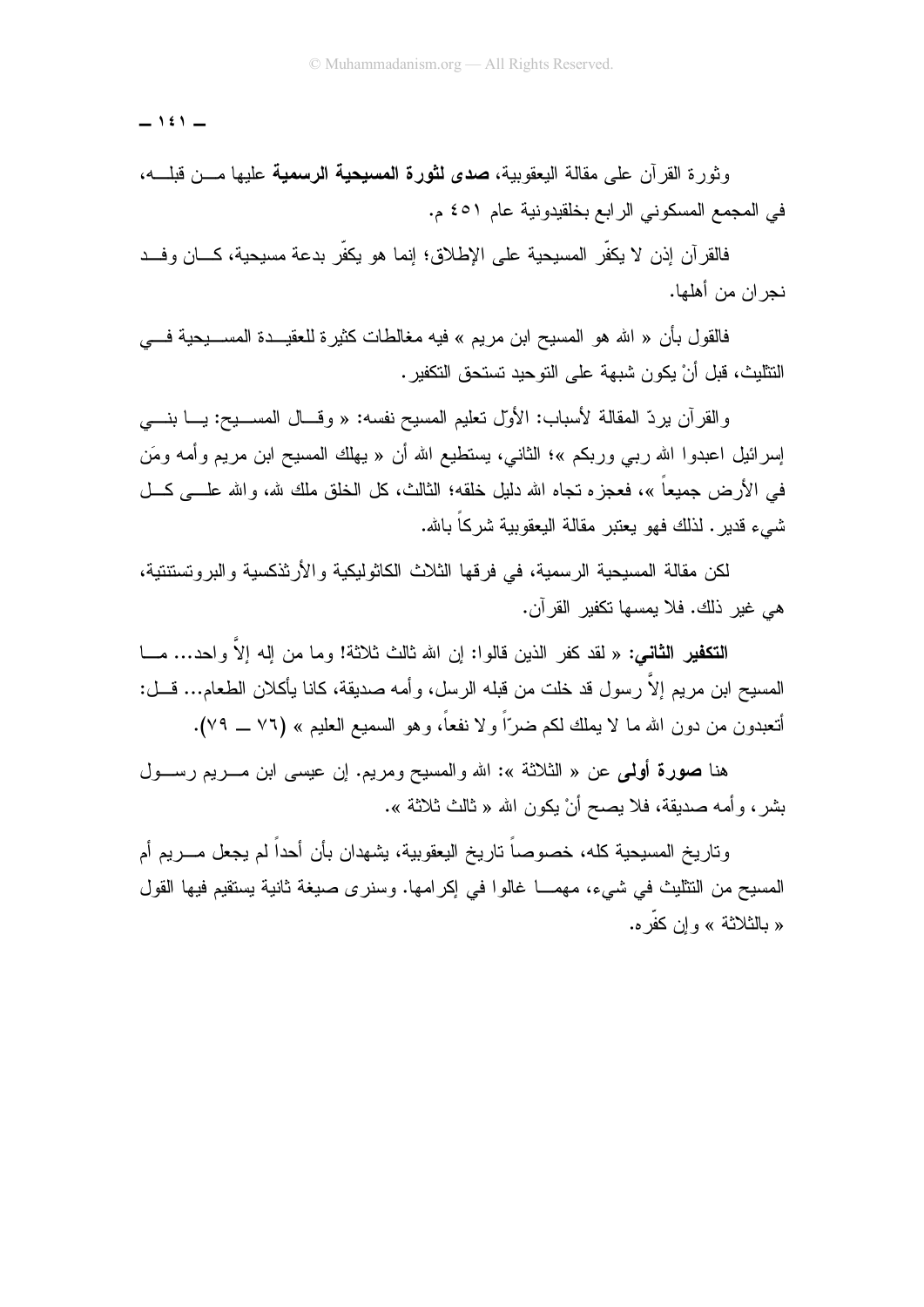وثورة القرآن على مقالة اليعقوبية، **صدى لثورة المسيحية الرسمية** عليها من قبله، في المجمع المسكوني الرابع بخلقيدونية عام ٤٥١ م.

فالقرآن إذن لا يكفّر المسيحية على الإطلاق؛ إنما هو يكفّر بدعة مسيحية، كان وفد نجران من أهلها.

فالقول بأن « الله هو المسيح ابن مريم » فيه مغالطات كثيرة للعقيدة المسيحية في التثليث، قبل أنْ يكون شبهة على التوحيد تستحق التكفير.

والقرآن يردّ المقالة لأسباب: الأوّل تعليم المسيح نفسه: « وقال المسيح: يا بني إسرائيل اعبدوا الله ربي وربكم »؛ الثاني، يستطيع الله أن « يهلك المسيح ابن مريم وأمه ومَن في الأرض جميعاً »، فعجزه تجاه الله دليل خلقه؛ الثالث، كل الخلق ملك لله، والله على كل شيء قدير. لذلك فهو يعتبر مقالة اليعقوبية شركاً بالله.

لكن مقالة المسيحية الرسمية، في فرقها الثلاث الكاثوليكية والأرثذكسية والبروتستنتية، هي غير ذلك. فلا يمسها تكفير القرآن.

**التكفير الثاني:** « لقد كفر الذين قالوا: إن الله ثالث ثلاثة! وما من إله إلاَّ واحد... ما المسيح ابن مريم إلاَّ رسول قد خلت من قبله الرسل، وأمه صديقة، كانا يأكلان الطعام... قل: أتعبدون من دون الله ما لا يملك لكم ضرّاً ولا نفعاً، وهو السميع العليم » (٧٦ ــ ٧٩).

هنا **صورة أولى** عن « الثلاثة »: الله والمسيح ومريم. إن عيسى ابن مريم رسول بشر، وأمه صديقة، فلا يصح أنْ يكون الله « ثالث ثلاثة ».

وتاريخ المسيحية كله، خصوصاً تاريخ اليعقوبية، يشهدان بأن أحداً لم يجعل مريم أم المسيح من التثليث في شيء، مهما غالوا في إكرامها. وسنرى صيغة ثانية يستقيم فيها القول « بالثلاثة » وإن كفّره.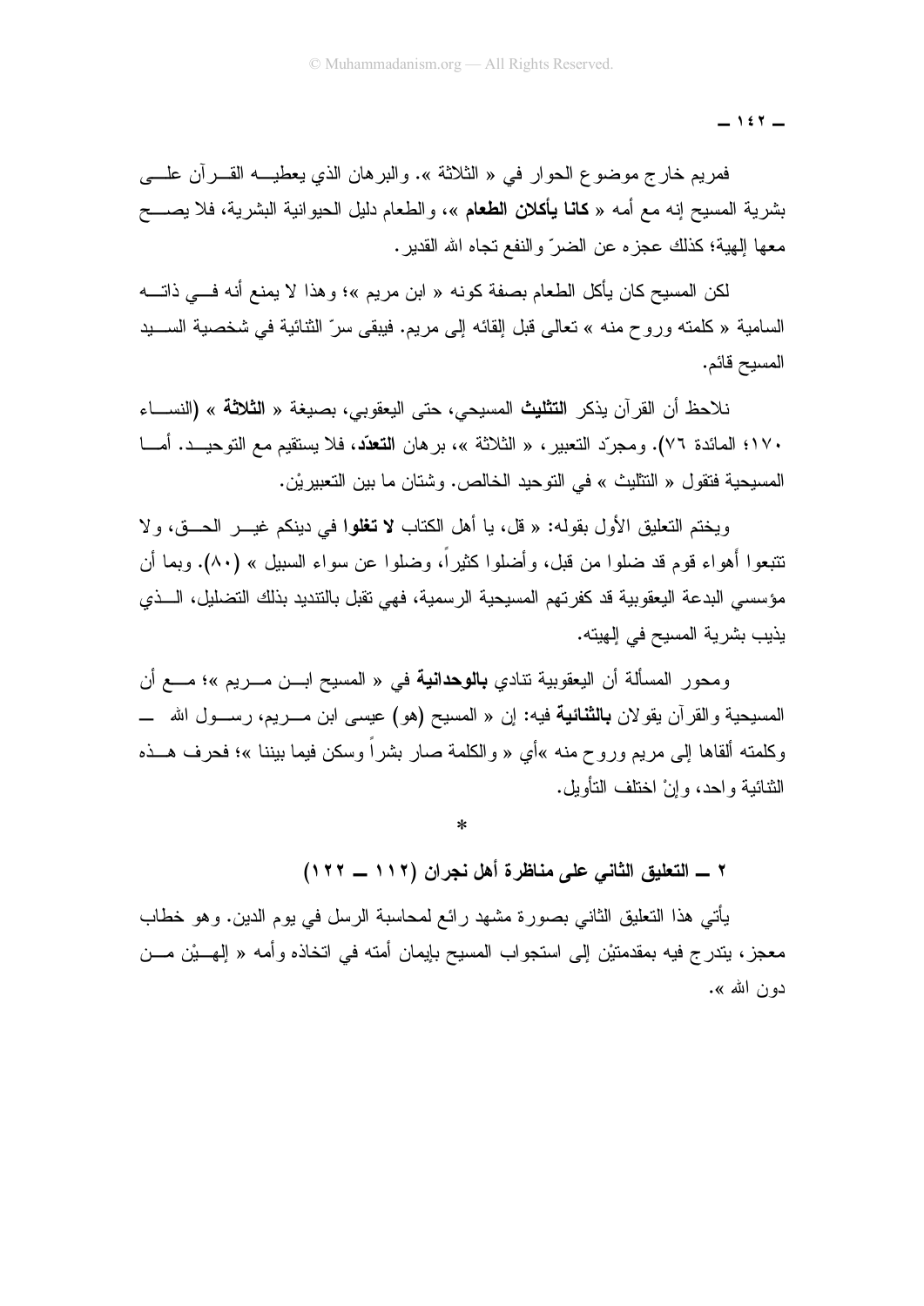فمريم خارج موضوع الحوار في « الثلاثة ». والبرهان الذي يعطيه القرآن على بشرية المسيح إنه مع أمه « **كانا يأكلان الطعام** »، والطعام دليل الحيوانية البشرية، فلا يصح معها إلهية؛ كذلك عجزه عن الضرّ والنفع تجاه الله القدير.

لكن المسيح كان يأكل الطعام بصفة كونه « ابن مريم »؛ وهذا لا يمنع أنه في ذاته السامية « كلمته وروح منه » تعالى قبل إلقائه إلى مريم. فيبقى سرّ الثنائية في شخصية السيد المسيح قائم.

نلاحظ أن القرآن يذكر **التثليث** المسيحي، حتى اليعقوبي، بصيغة « **الثلاثة** » (النساء ١٧٠؛ المائدة ٧٦). ومجرّد التعبير، « الثلاثة »، برهان **التعدّد**، فلا يستقيم مع التوحيد. أما المسيحية فتقول « التثليث » في التوحيد الخالص. وشتان ما بين التعبيرين.

ويختم التعليق الأول بقوله: « قل، يا أهل الكتاب **لا تغلوا** في دينكم غير الحق، ولا تتبعوا أهواء قوم قد ضلوا من قبل، وأضلوا كثيراً، وضلوا عن سواء السبيل » (٨٠). وبما أن مؤسسي البدعة اليعقوبية قد كفرتهم المسيحية الرسمية، فهي تقبل بالتنديد بذلك التضليل، الذي يذيب بشرية المسيح في إلهيته.

ومحور المسألة أن اليعقوبية تنادي **بالوحدانية** في « المسيح ابن مريم »؛ مع أن المسيحية والقرآن يقولان **بالثنائية** فيه: إن « المسيح (هو) عيسى ابن مريم، رسول الله — وكلمته ألقاها إلى مريم وروح منه »أي « والكلمة صار بشراً وسكن فيما بيننا »؛ فحرف هذه الثنائية واحد، وإنْ اختلف التأويل.

*

## ٢ — التعليق الثاني على مناظرة أهل نجران (١١٢ — ١٢٢)

يأتي هذا التعليق الثاني بصورة مشهد رائع لمحاسبة الرسل في يوم الدين. وهو خطاب معجز، يتدرج فيه بمقدمتيْن إلى استجواب المسيح بإيمان أمته في اتخاذه وأمه « إلهيْن من دون الله ».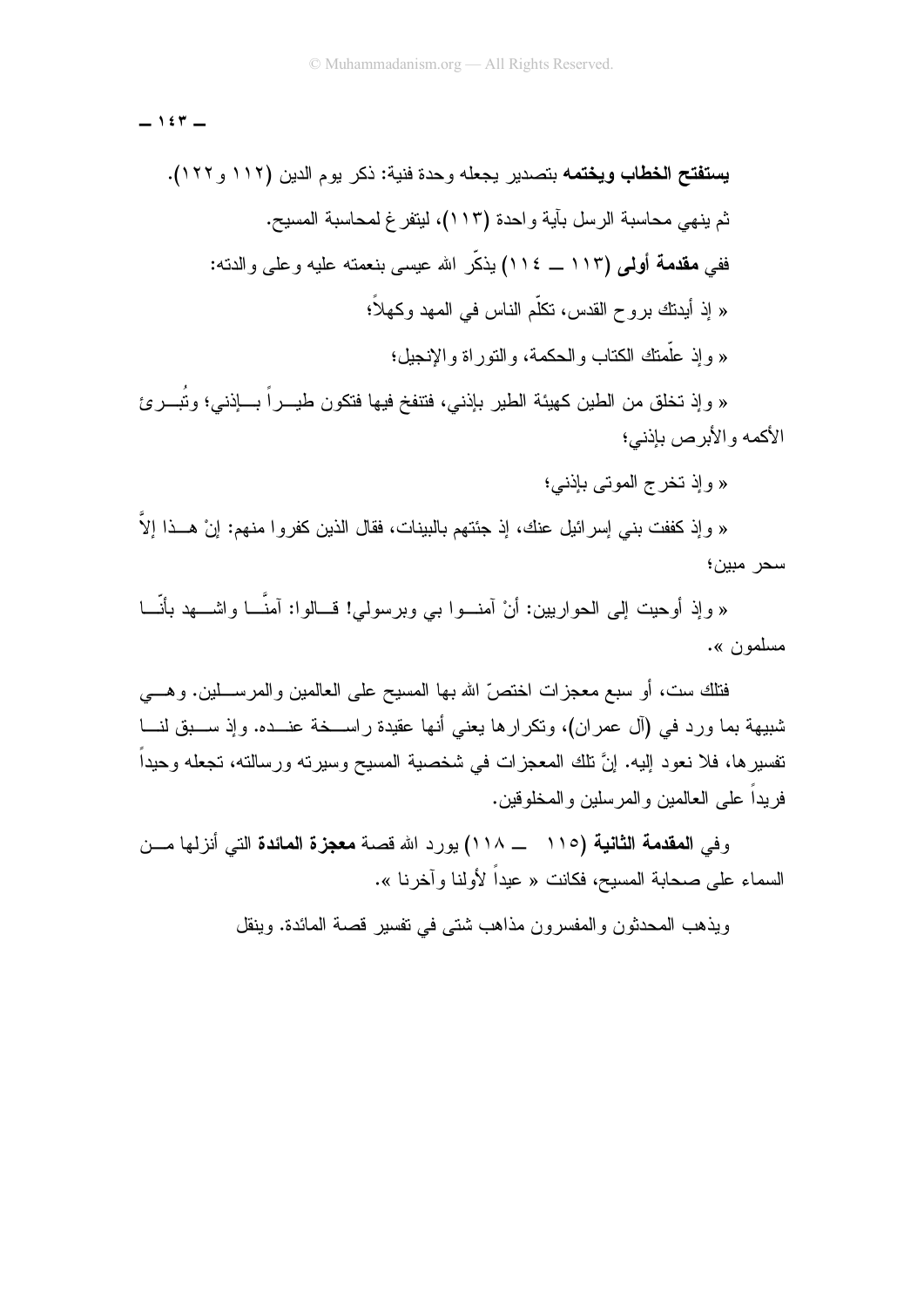**يستفتح الخطاب ويختمه** بتصدير يجعله وحدة فنية: ذكر يوم الدين (١١٢ و١٢٢).

ثم ينهي محاسبة الرسل بآية واحدة (١١٣)، ليتفرغ لمحاسبة المسيح.

ففي **مقدمة أولى** (١١٣ ــ ١١٤) يذكّر الله عيسى بنعمته عليه وعلى والدته:

« إذ أيدتك بروح القدس، تكلّم الناس في المهد وكهلاً؛

« وإذ علّمتك الكتاب والحكمة، والتوراة والإنجيل؛

« وإذ تخلق من الطين كهيئة الطير بإذني، فتنفخ فيها فتكون طيراً بإذني؛ وتُبرئ الأكمه والأبرص بإذني؛

« وإذ تخرج الموتى بإذني؛

« وإذ كففت بني إسرائيل عنك، إذ جئتهم بالبينات، فقال الذين كفروا منهم: إنْ هذا إلاَّ سحر مبين؛

« وإذ أوحيت إلى الحواريين: أنْ آمنوا بي وبرسولي! قالوا: آمنَّا واشهد بأنّا مسلمون ».

فتلك ست، أو سبع معجزات اختصّ الله بها المسيح على العالمين والمرسلين. وهي شبيهة بما ورد في (آل عمران)، وتكرارها يعني أنها عقيدة راسخة عنده. وإذ سبق لنا تفسيرها، فلا نعود إليه. إنَّ تلك المعجزات في شخصية المسيح وسيرته ورسالته، تجعله وحيداً فريداً على العالمين والمرسلين والمخلوقين.

وفي **المقدمة الثانية** (١١٥ ــ ١١٨) يورد الله قصة **معجزة المائدة** التي أنزلها من السماء على صحابة المسيح، فكانت « عيداً لأولنا وآخرنا ».

ويذهب المحدثون والمفسرون مذاهب شتى في تفسير قصة المائدة. وينقل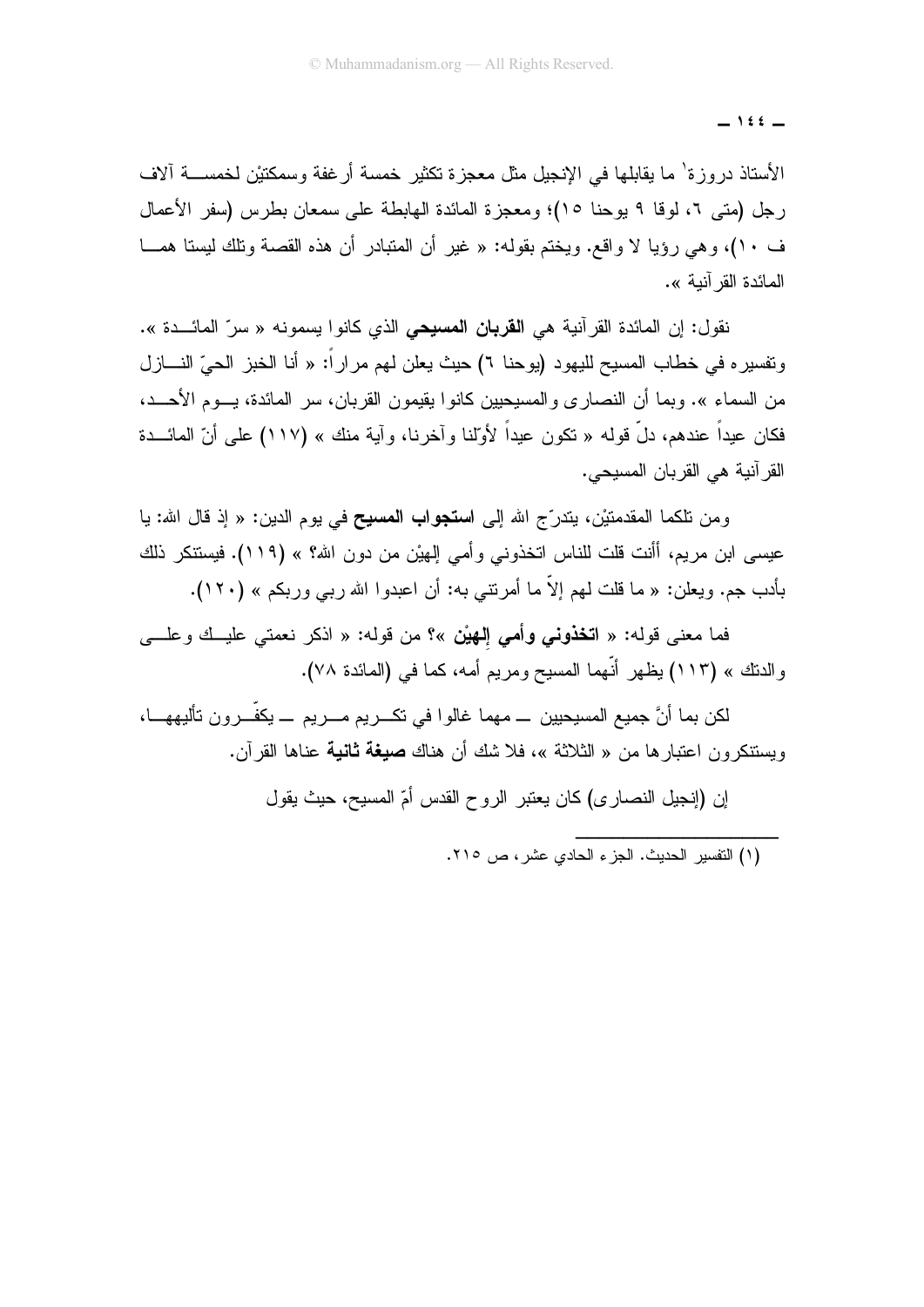الأستاذ دروزة[1] ما يقابلها في الإنجيل مثل معجزة تكثير خمسة أرغفة وسمكتيْن لخمسة آلاف رجل (متى ٦، لوقا ٩ يوحنا ١٥)؛ ومعجزة المائدة الهابطة على سمعان بطرس (سفر الأعمال ف ١٠)، وهي رؤيا لا واقع. ويختم بقوله: « غير أن المتبادر أن هذه القصة وتلك ليستا هما المائدة القرآنية ».

نقول: إن المائدة القرآنية هي **القربان المسيحي** الذي كانوا يسمونه « سرّ المائدة ». وتفسيره في خطاب المسيح لليهود (يوحنا ٦) حيث يعلن لهم مراراً: « أنا الخبز الحيّ النازل من السماء ». وبما أن النصارى والمسيحيين كانوا يقيمون القربان، سر المائدة، يوم الأحد، فكان عيداً عندهم، دلّ قوله « تكون عيداً لأوّلنا وآخرنا، وآية منك » (١١٧) على أنّ المائدة القرآنية هي القربان المسيحي.

ومن تلكما المقدمتيْن، يتدرّج الله إلى **استجواب المسيح** في يوم الدين: « إذ قال الله: يا عيسى ابن مريم، أأنت قلت للناس اتخذوني وأمي إلهيْن من دون الله؟ » (١١٩). فيستنكر ذلك بأدب جم. ويعلن: « ما قلت لهم إلاّ ما أمرتني به: أن اعبدوا الله ربي وربكم » (١٢٠).

فما معنى قوله: « **اتخذوني وأمي إلهيْن** »؟ من قوله: « اذكر نعمتي عليك وعلى والدتك » (١١٣) يظهر أنّهما المسيح ومريم أمه، كما في (المائدة ٧٨).

لكن بما أنَّ جميع المسيحيين ــ مهما غالوا في تكريم مريم ــ يكفّرون تأليهها، ويستنكرون اعتبارها من « الثلاثة »، فلا شك أن هناك **صيغة ثانية** عناها القرآن.

إن (إنجيل النصارى) كان يعتبر الروح القدس أمّ المسيح، حيث يقول

---

(١) التفسير الحديث. الجزء الحادي عشر، ص ٢١٥.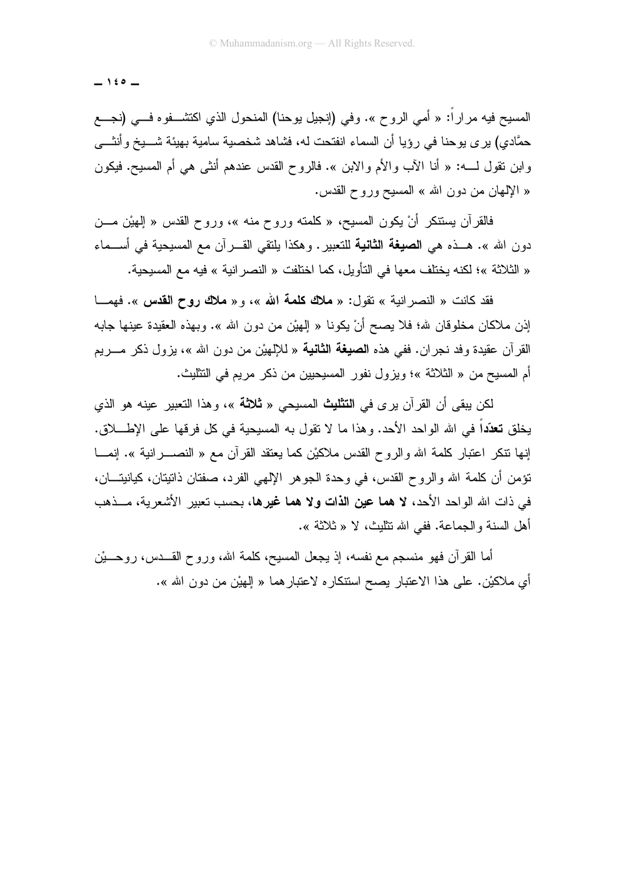المسيح فيه مراراً: « أمي الروح ». وفي (إنجيل يوحنا) المنحول الذي اكتشفوه في (نجع حمَّادي) يرى يوحنا في رؤيا أن السماء انفتحت له، فشاهد شخصية سامية بهيئة شيخ وأنثى وابن تقول له: « أنا الآب والأم والابن ». فالروح القدس عندهم أنثى هي أم المسيح. فيكون « الإلهان من دون الله » المسيح وروح القدس.

فالقرآن يستنكر أنْ يكون المسيح، « كلمته وروح منه »، وروح القدس « إلهيْن من دون الله ». هذه هي **الصيغة الثانية** للتعبير. وهكذا يلتقي القرآن مع المسيحية في أسماء « الثلاثة »؛ لكنه يختلف معها في التأويل، كما اختلفت « النصرانية » فيه مع المسيحية.

فقد كانت « النصرانية » تقول: « **ملاك كلمة الله** »، و« **ملاك روح القدس** ». فهما إذن ملاكان مخلوقان لله؛ فلا يصح أنْ يكونا « إلهيْن من دون الله ». وبهذه العقيدة عينها جابه القرآن عقيدة وفد نجران. ففي هذه **الصيغة الثانية** « للإلهيْن من دون الله »، يزول ذكر مريم أم المسيح من « الثلاثة »؛ ويزول نفور المسيحيين من ذكر مريم في التثليث.

لكن يبقى أن القرآن يرى في **التثليث** المسيحي « **ثلاثة** »، وهذا التعبير عينه هو الذي يخلق **تعدّداً** في الله الواحد الأحد. وهذا ما لا تقول به المسيحية في كل فرقها على الإطلاق. إنها تنكر اعتبار كلمة الله والروح القدس ملاكيْن كما يعتقد القرآن مع « النصرانية ». إنما تؤمن أن كلمة الله والروح القدس، في وحدة الجوهر الإلهي الفرد، صفتان ذاتيتان، كيانيتان، في ذات الله الواحد الأحد، **لا هما عين الذات ولا هما غيرها**، بحسب تعبير الأشعرية، مذهب أهل السنة والجماعة. ففي الله تثليث، لا « ثلاثة ».

أما القرآن فهو منسجم مع نفسه، إذ يجعل المسيح، كلمة الله، وروح القدس، روحيْن أي ملاكيْن. على هذا الاعتبار يصح استنكاره لاعتبارهما « إلهيْن من دون الله ».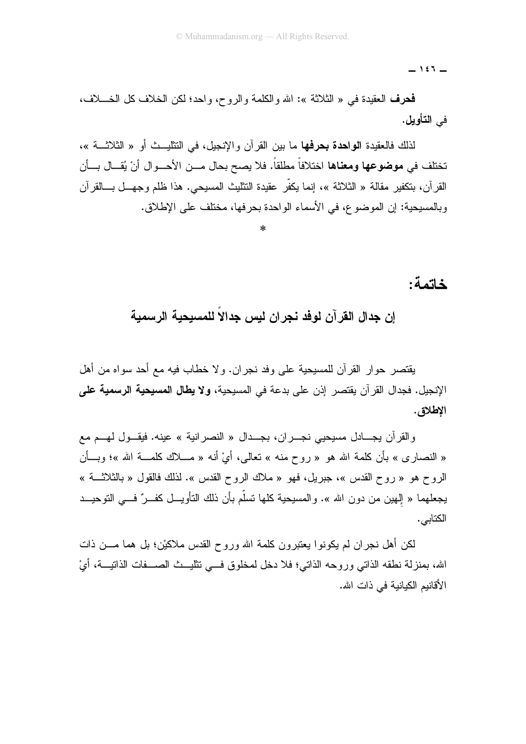**فحرف** العقيدة في « الثلاثة »: الله والكلمة والروح، واحد؛ لكن الخلاف كل الخلاف، في **التأويل**.

لذلك فالعقيدة **الواحدة بحرفها** ما بين القرآن والإنجيل، في التثليث أو « الثلاثة »، تختلف في **موضوعها ومعناها** اختلافاً مطلقاً. فلا يصح بحال من الأحوال أنْ يُقال بأن القرآن، بتكفير مقالة « الثلاثة »، إنما يكفّر عقيدة التثليث المسيحي. هذا ظلم وجهل بالقرآن وبالمسيحية: إن الموضوع، في الأسماء الواحدة بحرفها، مختلف على الإطلاق.

*

## خاتمة:

### إن جدال القرآن لوفد نجران ليس جدالاً للمسيحية الرسمية

يقتصر حوار القرآن للمسيحية على وفد نجران. ولا خطاب فيه مع أحد سواه من أهل الإنجيل. فجدال القرآن يقتصر إذن على بدعة في المسيحية، **ولا يطال المسيحية الرسمية على الإطلاق**.

والقرآن يجادل مسيحيي نجران، بجدال « النصرانية » عينه. فيقول لهم مع « النصارى » بأن كلمة الله هو « روح منه » تعالى، أيْ أنه « ملاك كلمة الله »؛ وبأن الروح هو « روح القدس »، جبريل، فهو « ملاك الروح القدس ». لذلك فالقول « بالثلاثة » يجعلهما « إلهين من دون الله ». والمسيحية كلها تسلّم بأن ذلك التأويل كفرٌ في التوحيد الكتابي.

لكن أهل نجران لم يكونوا يعتبرون كلمة الله وروح القدس ملاكيْن؛ بل هما من ذات الله، بمنزلة نطقه الذاتي وروحه الذاتي؛ فلا دخل لمخلوق في تثليث الصفات الذاتية، أيْ الأقانيم الكيانية في ذات الله.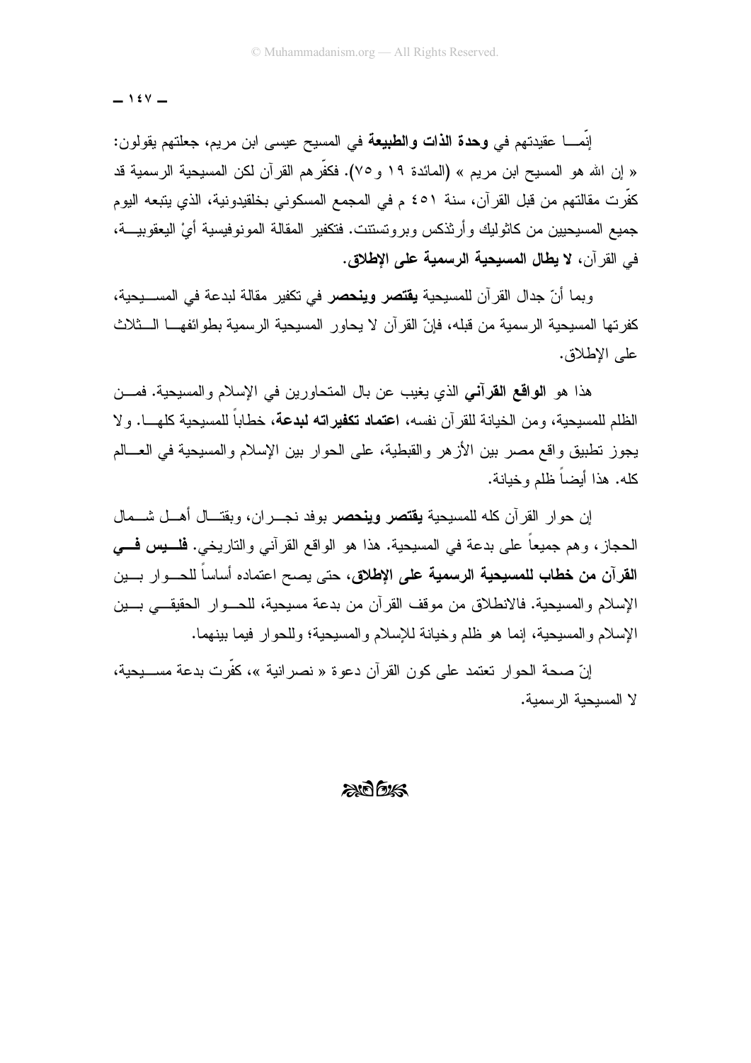إنّمـــا عقيدتهم في **وحدة الذات والطبيعة** في المسيح عيسى ابن مريم، جعلتهم يقولون: « إن الله هو المسيح ابن مريم » (المائدة ١٩ و٧٥). فكفّرهم القرآن لكن المسيحية الرسمية قد كفّرت مقالتهم من قبل القرآن، سنة ٤٥١ م في المجمع المسكوني بخلقيدونية، الذي يتبعه اليوم جميع المسيحيين من كاثوليك وأرثذكس وبروتستنت. فتكفير المقالة المونوفيسية أيْ اليعقوبيـــة، في القرآن، **لا يطال المسيحية الرسمية على الإطلاق.**

وبما أنّ جدال القرآن للمسيحية **يقتصر وينحصر** في تكفير مقالة لبدعة في المســـيحية، كفرتها المسيحية الرسمية من قبله، فإنّ القرآن لا يحاور المسيحية الرسمية بطوائفهـــا الـــثلاث على الإطلاق.

هذا هو **الواقع القرآني** الذي يغيب عن بال المتحاورين في الإسلام والمسيحية. فمـــن الظلم للمسيحية، ومن الخيانة للقرآن نفسه، **اعتماد تكفيراته لبدعة**، خطاباً للمسيحية كلهـــا. ولا يجوز تطبيق واقع مصر بين الأزهر والقبطية، على الحوار بين الإسلام والمسيحية في العـــالم كله. هذا أيضاً ظلم وخيانة.

إن حوار القرآن كله للمسيحية **يقتصر وينحصر** بوفد نجـــران، وبقتـــال أهـــل شـــمال الحجاز، وهم جميعاً على بدعة في المسيحية. هذا هو الواقع القرآني والتاريخي. **فلـــيس فـــي القرآن من خطاب للمسيحية الرسمية على الإطلاق**، حتى يصح اعتماده أساساً للحـــوار بـــين الإسلام والمسيحية. فالانطلاق من موقف القرآن من بدعة مسيحية، للحـــوار الحقيقـــي بـــين الإسلام والمسيحية، إنما هو ظلم وخيانة للإسلام والمسيحية؛ وللحوار فيما بينهما.

إنّ صحة الحوار تعتمد على كون القرآن دعوة « نصرانية »، كفّرت بدعة مســـيحية، لا المسيحية الرسمية.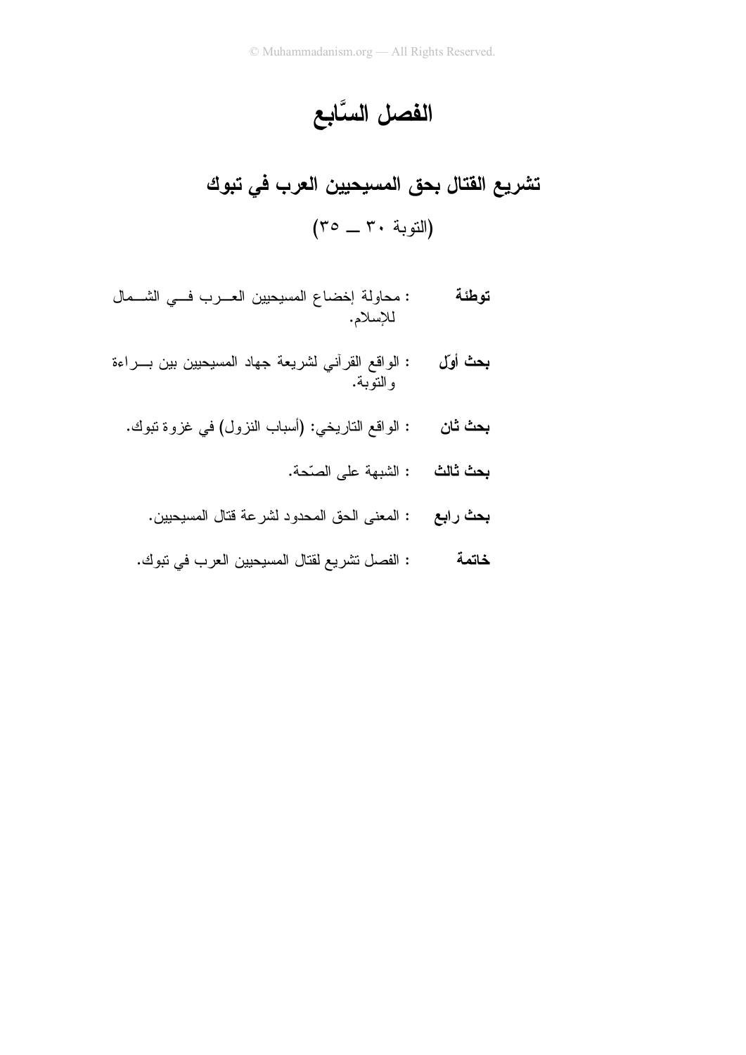# الفصل السَّابع

## تشريع القتال بحق المسيحيين العرب في تبوك

(التوبة ٣٠ ــ ٣٥)

**توطئة** : محاولة إخضاع المسيحيين العرب في الشمال للإسلام.

**بحث أوّل** : الواقع القرآني لشريعة جهاد المسيحيين بين براءة والتوبة.

**بحث ثان** : الواقع التاريخي: (أسباب النزول) في غزوة تبوك.

**بحث ثالث** : الشبهة على الصحّة.

**بحث رابع** : المعنى الحق المحدود لشرعة قتال المسيحيين.

**خاتمة** : الفصل تشريع لقتال المسيحيين العرب في تبوك.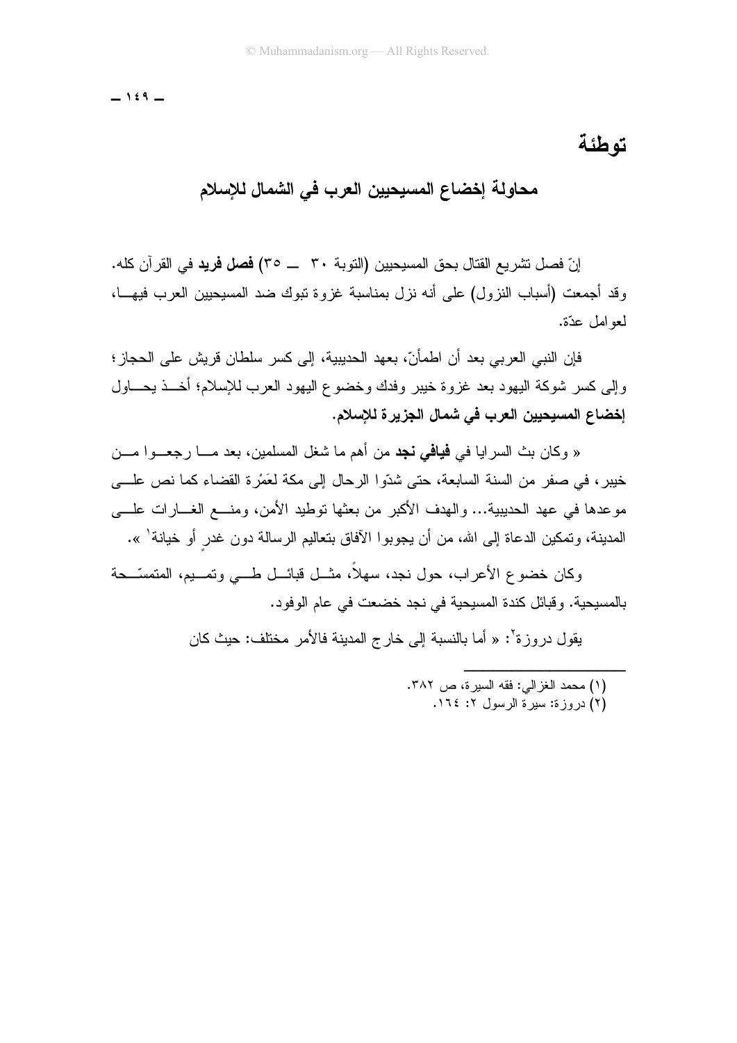## توطئة

### محاولة إخضاع المسيحيين العرب في الشمال للإسلام

إنّ فصل تشريع القتال بحق المسيحيين (التوبة ٣٠ ــ ٣٥) **فصل فريد** في القرآن كله. وقد أجمعت (أسباب النزول) على أنه نزل بمناسبة غزوة تبوك ضد المسيحيين العرب فيها، لعوامل عدّة.

فإن النبي العربي بعد أن اطمأنّ، بعهد الحديبية، إلى كسر سلطان قريش على الحجاز؛ وإلى كسر شوكة اليهود بعد غزوة خيبر وفدك وخضوع اليهود العرب للإسلام؛ أخذ يحاول **إخضاع المسيحيين العرب في شمال الجزيرة للإسلام**.

« وكان بث السرايا في **فيافي نجد** من أهم ما شغل المسلمين، بعد ما رجعوا من خيبر، في صفر من السنة السابعة، حتى شدّوا الرحال إلى مكة لعَمْرة القضاء كما نص على موعدها في عهد الحديبية... والهدف الأكبر من بعثها توطيد الأمن، ومنع الغارات على المدينة، وتمكين الدعاة إلى الله، من أن يجوبوا الآفاق بتعاليم الرسالة دون غدرٍ أو خيانة[1] ».

وكان خضوع الأعراب، حول نجد، سهلاً، مثل قبائل طي وتميم، المتمسّحة بالمسيحية. وقبائل كندة المسيحية في نجد خضعت في عام الوفود.

يقول دروزة[2]: « أما بالنسبة إلى خارج المدينة فالأمر مختلف: حيث كان

---

(١) محمد الغزالي: فقه السيرة، ص ٣٨٢.
(٢) دروزة: سيرة الرسول ٢: ١٦٤.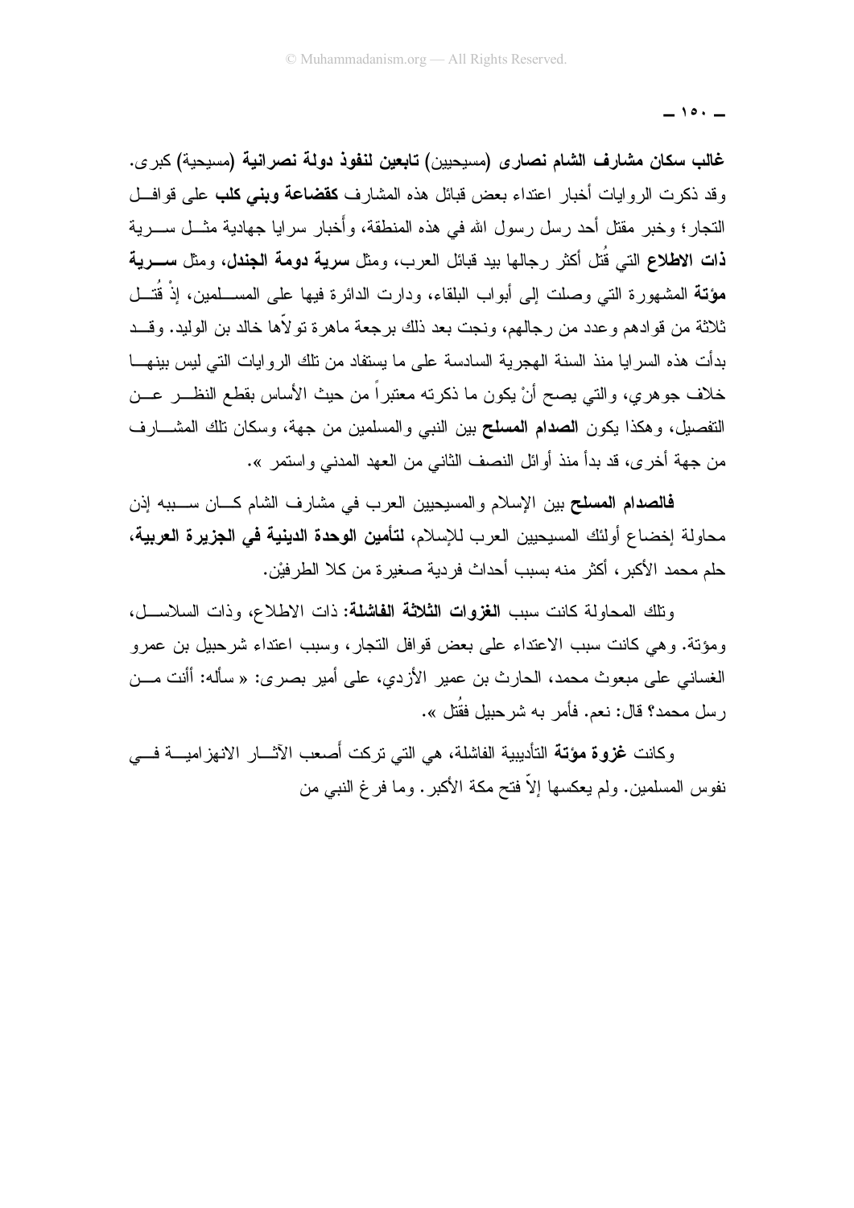**غالب سكان مشارف الشام نصارى** (مسيحيين) **تابعين لنفوذ دولة نصرانية** (مسيحية) كبرى. وقد ذكرت الروايات أخبار اعتداء بعض قبائل هذه المشارف **كقضاعة وبني كلب** على قوافل التجار؛ وخبر مقتل أحد رسل رسول الله في هذه المنطقة، وأخبار سرايا جهادية مثل سرية **ذات الاطلاع** التي قُتل أكثر رجالها بيد قبائل العرب، ومثل **سرية دومة الجندل**، ومثل **سرية مؤتة** المشهورة التي وصلت إلى أبواب البلقاء، ودارت الدائرة فيها على المسلمين، إذْ قُتل ثلاثة من قوادهم وعدد من رجالهم، ونجت بعد ذلك برجعة ماهرة تولّاها خالد بن الوليد. وقد بدأت هذه السرايا منذ السنة الهجرية السادسة على ما يستفاد من تلك الروايات التي ليس بينها خلاف جوهري، والتي يصح أنْ يكون ما ذكرته معتبراً من حيث الأساس بقطع النظر عن التفصيل، وهكذا يكون **الصدام المسلح** بين النبي والمسلمين من جهة، وسكان تلك المشارف من جهة أخرى، قد بدأ منذ أوائل النصف الثاني من العهد المدني واستمر ».

**فالصدام المسلح** بين الإسلام والمسيحيين العرب في مشارف الشام كان سببه إذن محاولة إخضاع أولئك المسيحيين العرب للإسلام، **لتأمين الوحدة الدينية في الجزيرة العربية**، حلم محمد الأكبر، أكثر منه بسبب أحداث فردية صغيرة من كلا الطرفيْن.

وتلك المحاولة كانت سبب **الغزوات الثلاثة الفاشلة**: ذات الاطلاع، وذات السلاسل، ومؤتة. وهي كانت سبب الاعتداء على بعض قوافل التجار، وسبب اعتداء شرحبيل بن عمرو الغساني على مبعوث محمد، الحارث بن عمير الأزدي، على أمير بصرى: « سأله: أأنت من رسل محمد؟ قال: نعم. فأمر به شرحبيل فقُتل ».

وكانت **غزوة مؤتة** التأديبية الفاشلة، هي التي تركت أصعب الآثار الانهزامية في نفوس المسلمين. ولم يعكسها إلاّ فتح مكة الأكبر. وما فرغ النبي من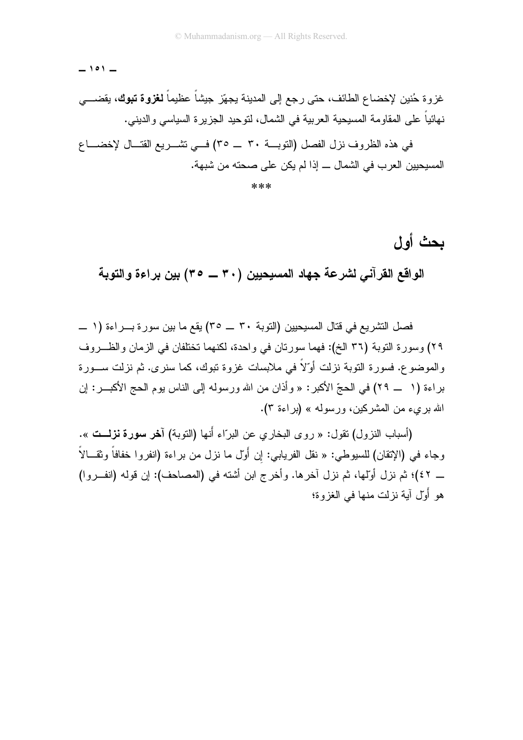غزوة حُنين لإخضاع الطائف، حتى رجع إلى المدينة يجهّز جيشاً عظيماً **لغزوة تبوك**، يقضي نهائياً على المقاومة المسيحية العربية في الشمال، لتوحيد الجزيرة السياسي والديني.

في هذه الظروف نزل الفصل (التوبة ٣٠ ــ ٣٥) في تشريع القتال لإخضاع المسيحيين العرب في الشمال ــ إذا لم يكن على صحته من شبهة.

***

# بحث أول

## الواقع القرآني لشرعة جهاد المسيحيين (٣٠ ــ ٣٥) بين براءة والتوبة

فصل التشريع في قتال المسيحيين (التوبة ٣٠ ــ ٣٥) يقع ما بين سورة براءة (١ ــ ٢٩) وسورة التوبة (٣٦ الخ): فهما سورتان في واحدة، لكنهما تختلفان في الزمان والظروف والموضوع. فسورة التوبة نزلت أوّلاً في ملابسات غزوة تبوك، كما سنرى. ثم نزلت سورة براءة (١ ــ ٢٩) في الحجّ الأكبر: « وأذان من الله ورسوله إلى الناس يوم الحج الأكبر: إن الله بريء من المشركين، ورسوله » (براءة ٣).

(أسباب النزول) تقول: « روى البخاري عن البرّاء أنها (التوبة) **آخر سورة نزلت** ». وجاء في (الإتقان) للسيوطي: « نقل الفريابي: إن أوّل ما نزل من براءة (انفروا خفافاً وثقالاً ــ ٤٢)؛ ثم نزل أوّلها، ثم نزل آخرها. وأخرج ابن أشته في (المصاحف): إن قوله (انفروا) هو أوّل آية نزلت منها في الغزوة؛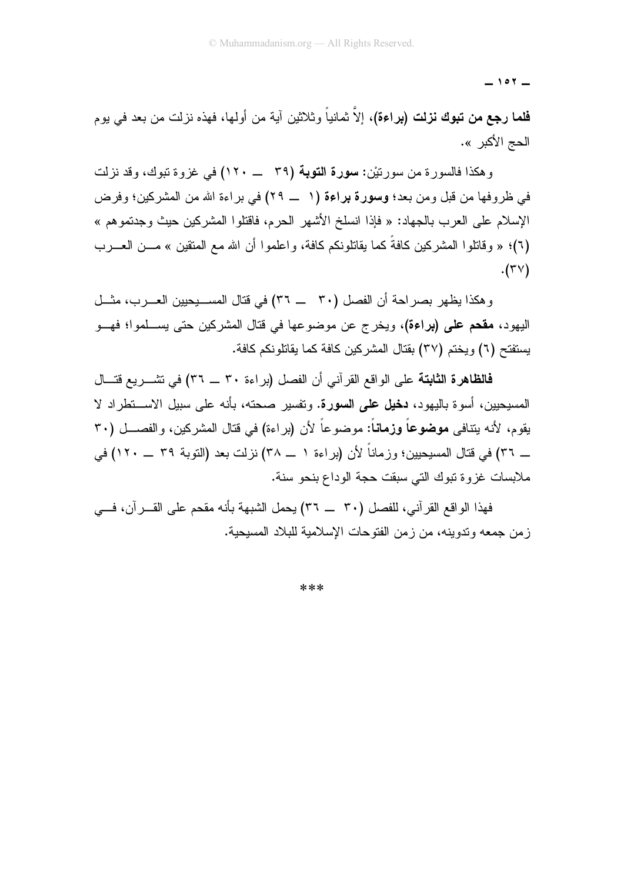**فلما رجع من تبوك نزلت (براءة)**، إلاَّ ثمانياً وثلاثين آية من أولها، فهذه نزلت من بعد في يوم الحج الأكبر ».

وهكذا فالسورة من سورتيْن: **سورة التوبة** (٣٩ ــ ١٢٠) في غزوة تبوك، وقد نزلت في ظروفها من قبل ومن بعد؛ **وسورة براءة** (١ ــ ٢٩) في براءة الله من المشركين؛ وفرض الإسلام على العرب بالجهاد: « فإذا انسلخ الأشهر الحرم، فاقتلوا المشركين حيث وجدتموهم » (٦)؛ « وقاتلوا المشركين كافةً كما يقاتلونكم كافة، واعلموا أن الله مع المتقين » من العرب (٣٧).

وهكذا يظهر بصراحة أن الفصل (٣٠ ــ ٣٦) في قتال المسيحيين العرب، مثل اليهود، **مقحم على (براءة)**، ويخرج عن موضوعها في قتال المشركين حتى يسلموا؛ فهو يستفتح (٦) ويختم (٣٧) بقتال المشركين كافة كما يقاتلونكم كافة.

**فالظاهرة الثابتة** على الواقع القرآني أن الفصل (براءة ٣٠ ــ ٣٦) في تشريع قتال المسيحيين، أسوة باليهود، **دخيل على السورة**. وتفسير صحته، بأنه على سبيل الاستطراد لا يقوم، لأنه يتنافى **موضوعاً وزماناً**: موضوعاً لأن (براءة) في قتال المشركين، والفصل (٣٠ ــ ٣٦) في قتال المسيحيين؛ وزماناً لأن (براءة ١ ــ ٣٨) نزلت بعد (التوبة ٣٩ ــ ١٢٠) في ملابسات غزوة تبوك التي سبقت حجة الوداع بنحو سنة.

فهذا الواقع القرآني، للفصل (٣٠ ــ ٣٦) يحمل الشبهة بأنه مقحم على القرآن، في زمن جمعه وتدوينه، من زمن الفتوحات الإسلامية للبلاد المسيحية.

\*\*\*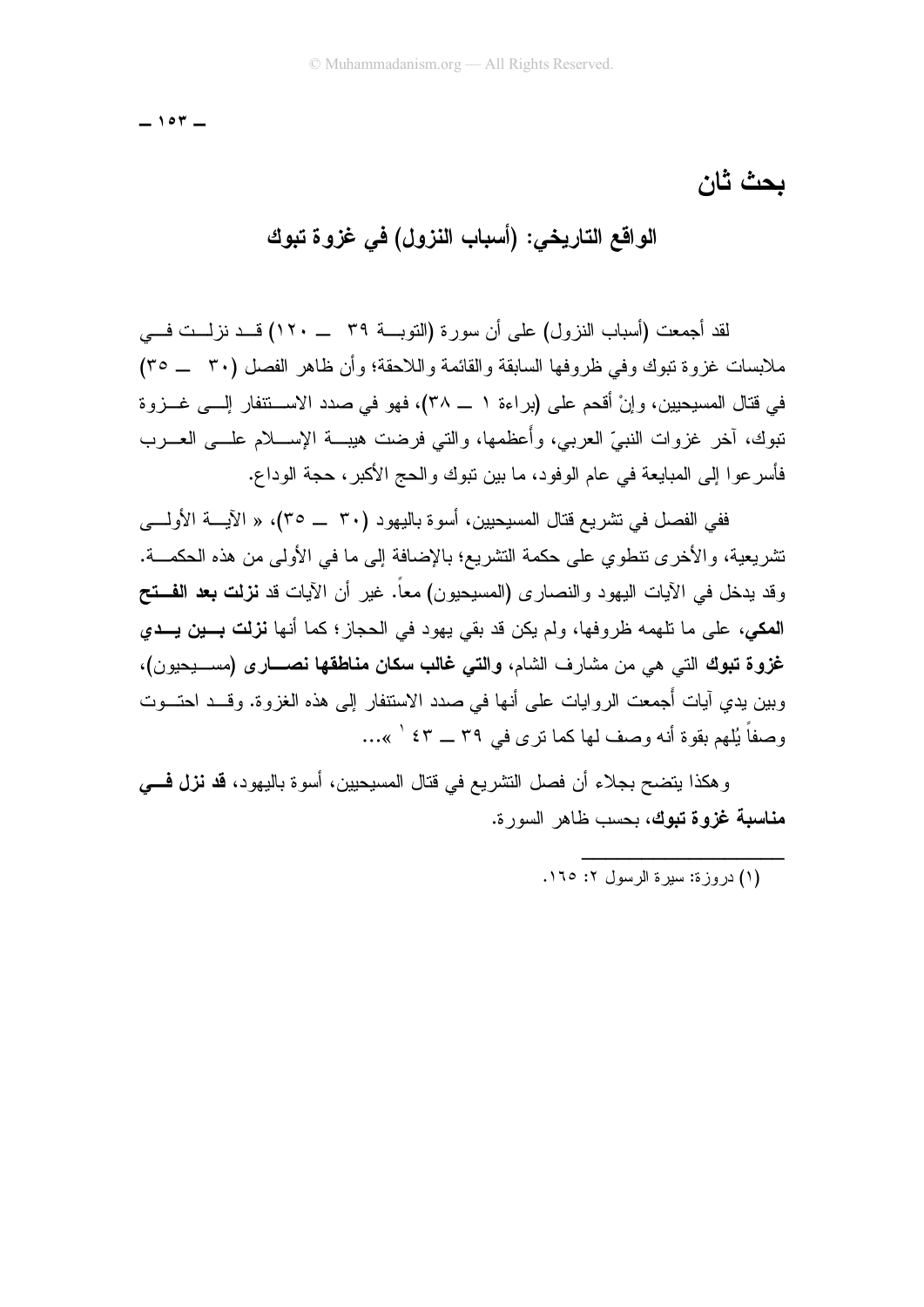## بحث ثان

### الواقع التاريخي: (أسباب النزول) في غزوة تبوك

لقد أجمعت (أسباب النزول) على أن سورة (التوبة ٣٩ ــ ١٢٠) قد نزلت في ملابسات غزوة تبوك وفي ظروفها السابقة والقائمة واللاحقة؛ وأن ظاهر الفصل (٣٠ ــ ٣٥) في قتال المسيحيين، وإنْ أقحم على (براءة ١ ــ ٣٨)، فهو في صدد الاستنفار إلى غزوة تبوك، آخر غزوات النبيّ العربي، وأعظمها، والتي فرضت هيبة الإسلام على العرب فأسرعوا إلى المبايعة في عام الوفود، ما بين تبوك والحج الأكبر، حجة الوداع.

ففي الفصل في تشريع قتال المسيحيين، أسوة باليهود (٣٠ ــ ٣٥)، « الآية الأولى تشريعية، والأخرى تنطوي على حكمة التشريع؛ بالإضافة إلى ما في الأولى من هذه الحكمة. وقد يدخل في الآيات اليهود والنصارى (المسيحيون) معاً. غير أن الآيات قد **نزلت بعد الفتح المكي**، على ما تلهمه ظروفها، ولم يكن قد بقي يهود في الحجاز؛ كما أنها **نزلت بين يدي غزوة تبوك** التي هي من مشارف الشام، **والتي غالب سكان مناطقها نصارى** (مسيحيون)، وبين يدي آيات أجمعت الروايات على أنها في صدد الاستنفار إلى هذه الغزوة. وقد احتوت وصفاً يُلهم بقوة أنه وصف لها كما ترى في ٣٩ ــ ٤٣ [١] »...

وهكذا يتضح بجلاء أن فصل التشريع في قتال المسيحيين، أسوة باليهود، **قد نزل في مناسبة غزوة تبوك**، بحسب ظاهر السورة.

---

(١) دروزة: سيرة الرسول ٢: ١٦٥.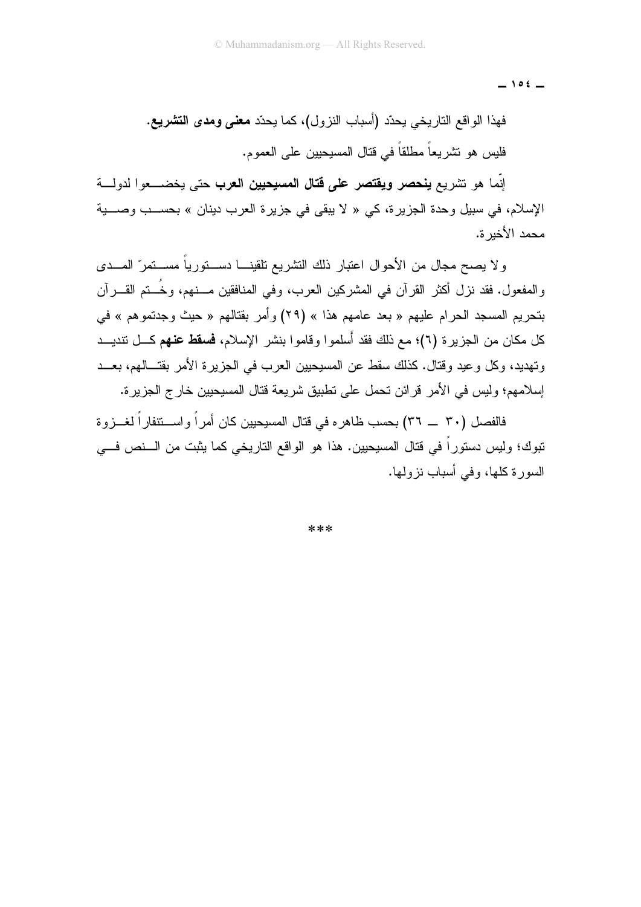فهذا الواقع التاريخي يحدّد (أسباب النزول)، كما يحدّد **معنى ومدى التشريع**.

فليس هو تشريعاً مطلقاً في قتال المسيحيين على العموم.

إنّما هو تشريع **ينحصر ويقتصر على قتال المسيحيين العرب** حتى يخضعوا لدولة الإسلام، في سبيل وحدة الجزيرة، كي « لا يبقى في جزيرة العرب دينان » بحسب وصية محمد الأخيرة.

ولا يصح مجال من الأحوال اعتبار ذلك التشريع تلقيناً دستورياً مستمرّ المدى والمفعول. فقد نزل أكثر القرآن في المشركين العرب، وفي المنافقين منهم، وخُتم القرآن بتحريم المسجد الحرام عليهم « بعد عامهم هذا » (٢٩) وأمر بقتالهم « حيث وجدتموهم » في كل مكان من الجزيرة (٦)؛ مع ذلك فقد أسلموا وقاموا بنشر الإسلام، **فسقط عنهم** كل تنديد وتهديد، وكل وعيد وقتال. كذلك سقط عن المسيحيين العرب في الجزيرة الأمر بقتالهم، بعد إسلامهم؛ وليس في الأمر قرائن تحمل على تطبيق شريعة قتال المسيحيين خارج الجزيرة.

فالفصل (٣٠ ــ ٣٦) بحسب ظاهره في قتال المسيحيين كان أمراً واستنفاراً لغزوة تبوك؛ وليس دستوراً في قتال المسيحيين. هذا هو الواقع التاريخي كما يثبت من النص في السورة كلها، وفي أسباب نزولها.

***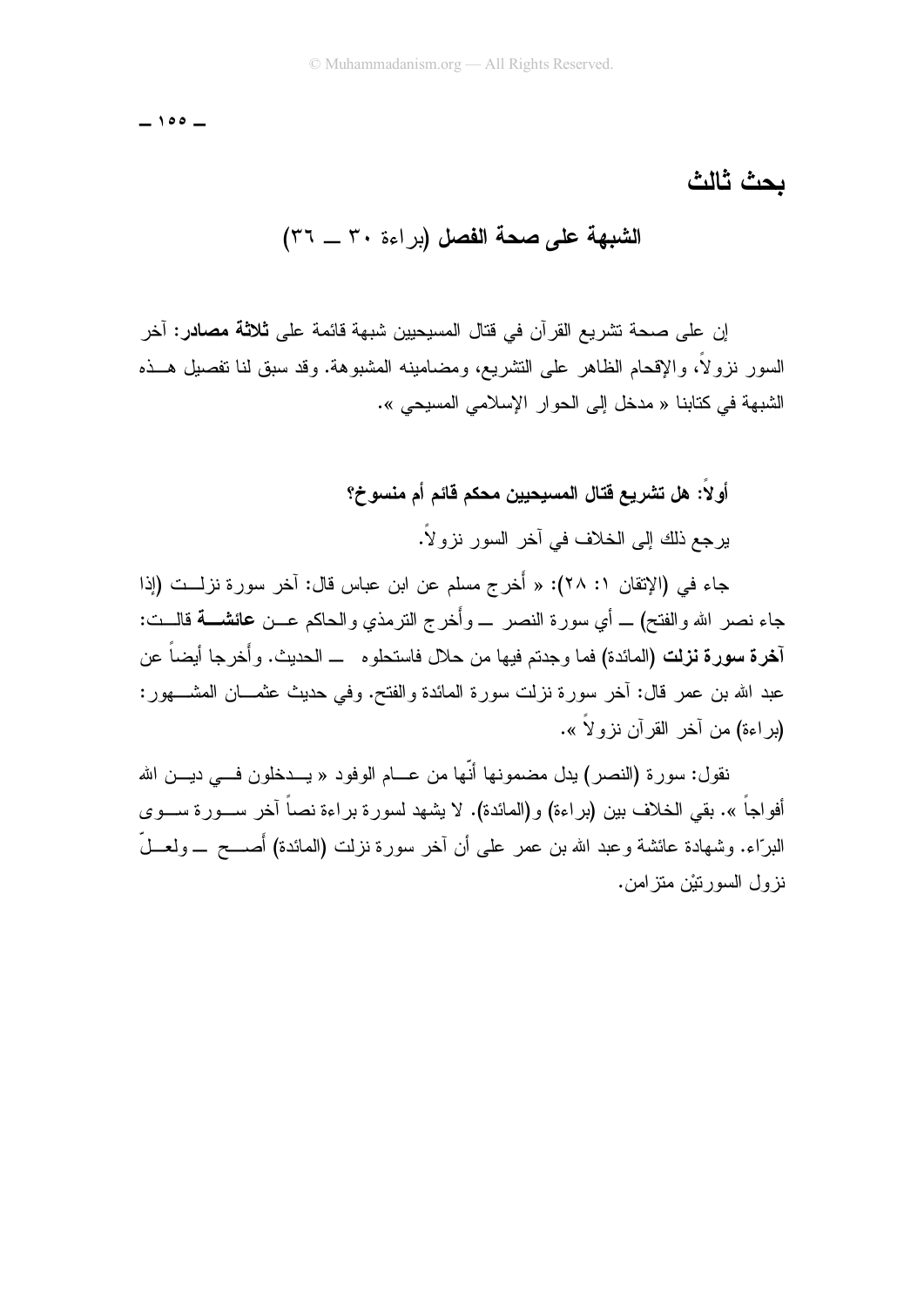## بحث ثالث

### الشبهة على صحة الفصل (براءة ٣٠ ــ ٣٦)

إن على صحة تشريع القرآن في قتال المسيحيين شبهة قائمة على **ثلاثة مصادر**: آخر السور نزولاً، والإقحام الظاهر على التشريع، ومضامينه المشبوهة. وقد سبق لنا تفصيل هذه الشبهة في كتابنا « مدخل إلى الحوار الإسلامي المسيحي ».

**أولاً: هل تشريع قتال المسيحيين محكم قائم أم منسوخ؟**

يرجع ذلك إلى الخلاف في آخر السور نزولاً.

جاء في (الإتقان ١: ٢٨): « أخرج مسلم عن ابن عباس قال: آخر سورة نزلت (إذا جاء نصر الله والفتح) ــ أي سورة النصر ــ وأخرج الترمذي والحاكم عن **عائشة** قالت: **آخرة سورة نزلت** (المائدة) فما وجدتم فيها من حلال فاستحلوه ــ الحديث. وأخرجا أيضاً عن عبد الله بن عمر قال: آخر سورة نزلت سورة المائدة والفتح. وفي حديث عثمان المشهور: (براءة) من آخر القرآن نزولاً ».

نقول: سورة (النصر) يدل مضمونها أنّها من عام الوفود « يدخلون في دين الله أفواجاً ». بقي الخلاف بين (براءة) و(المائدة). لا يشهد لسورة براءة نصاً آخر سورة سوى البرّاء. وشهادة عائشة وعبد الله بن عمر على أن آخر سورة نزلت (المائدة) أصح ــ ولعلّ نزول السورتيْن متزامن.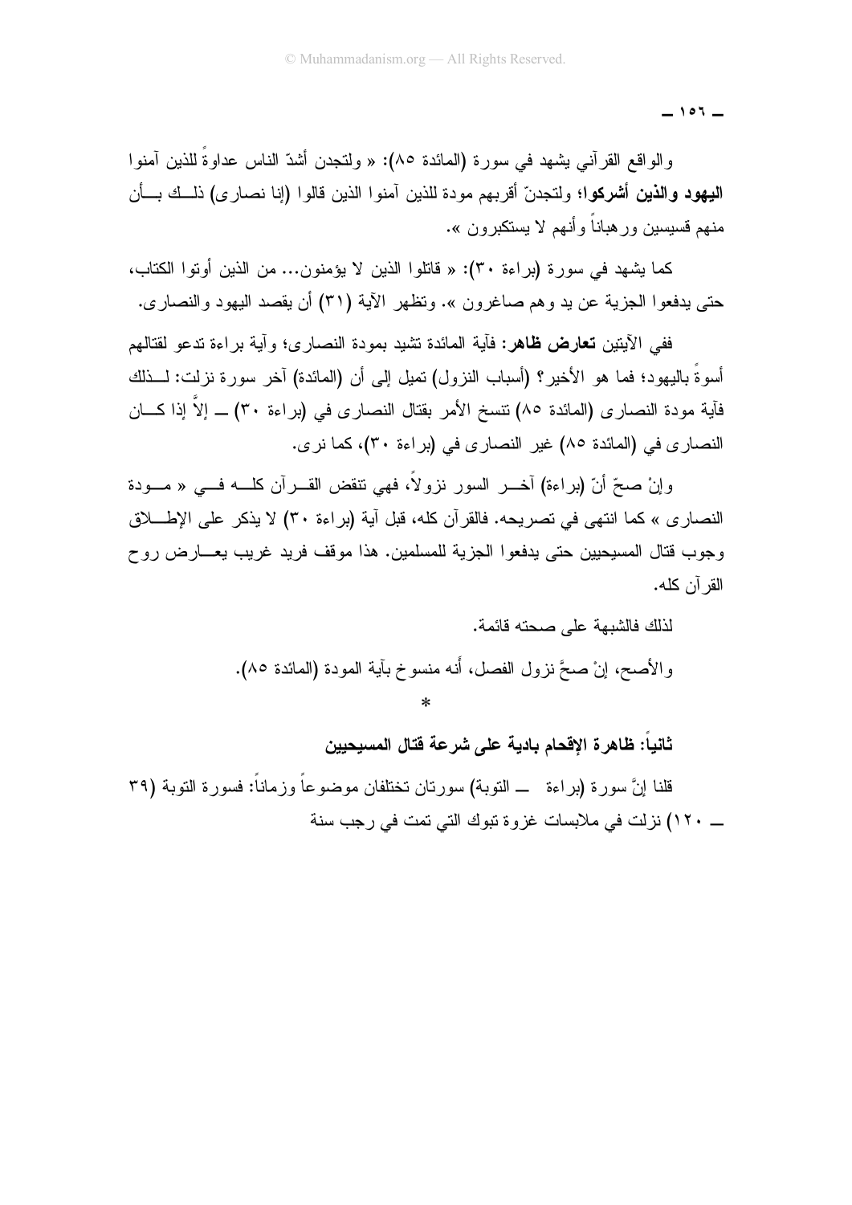والواقع القرآني يشهد في سورة (المائدة ٨٥): « ولتجدن أشدّ الناس عداوةً للذين آمنوا **اليهود والذين أشركوا**؛ ولتجدنّ أقربهم مودة للذين آمنوا الذين قالوا (إنا نصارى) ذلك بأن منهم قسيسين ورهباناً وأنهم لا يستكبرون ».

كما يشهد في سورة (براءة ٣٠): « قاتلوا الذين لا يؤمنون... من الذين أوتوا الكتاب، حتى يدفعوا الجزية عن يد وهم صاغرون ». وتظهر الآية (٣١) أن يقصد اليهود والنصارى.

ففي الآيتين **تعارض ظاهر**: فآية المائدة تشيد بمودة النصارى؛ وآية براءة تدعو لقتالهم أسوةً باليهود؛ فما هو الأخير؟ (أسباب النزول) تميل إلى أن (المائدة) آخر سورة نزلت: لذلك فآية مودة النصارى (المائدة ٨٥) تنسخ الأمر بقتال النصارى في (براءة ٣٠) ـــ إلاّ إذا كان النصارى في (المائدة ٨٥) غير النصارى في (براءة ٣٠)، كما نرى.

وإنْ صحّ أنّ (براءة) آخر السور نزولاً، فهي تنقض القرآن كله في « مودة النصارى » كما انتهى في تصريحه. فالقرآن كله، قبل آية (براءة ٣٠) لا يذكر على الإطلاق وجوب قتال المسيحيين حتى يدفعوا الجزية للمسلمين. هذا موقف فريد غريب يعارض روح القرآن كله.

لذلك فالشبهة على صحته قائمة.

والأصح، إنْ صحَّ نزول الفصل، أنه منسوخ بآية المودة (المائدة ٨٥).

*

**ثانياً: ظاهرة الإقحام بادية على شرعة قتال المسيحيين**

قلنا إنَّ سورة (براءة ـــ التوبة) سورتان تختلفان موضوعاً وزماناً: فسورة التوبة (٣٩ ـــ ١٢٠) نزلت في ملابسات غزوة تبوك التي تمت في رجب سنة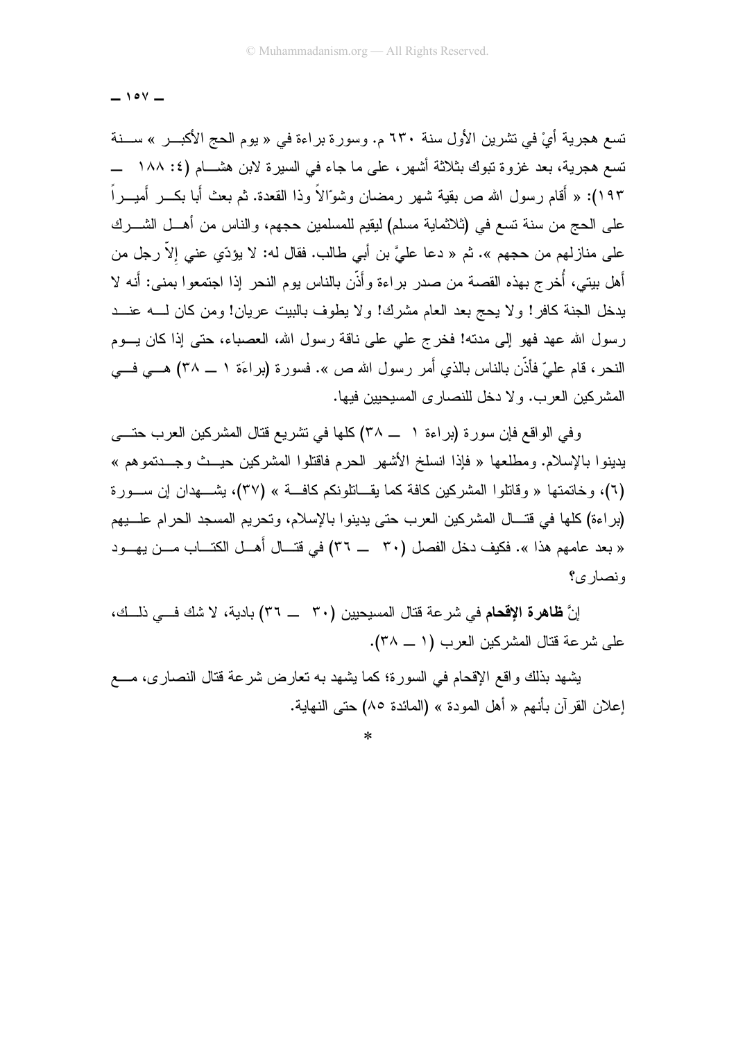تسع هجرية أيْ في تشرين الأول سنة ٦٣٠ م. وسورة براءة في « يوم الحج الأكبر » سنة تسع هجرية، بعد غزوة تبوك بثلاثة أشهر، على ما جاء في السيرة لابن هشام (٤: ١٨٨ ــ ١٩٣): « أقام رسول الله ص بقية شهر رمضان وشوّالاً وذا القعدة. ثم بعث أبا بكر أميراً على الحج من سنة تسع في (ثلاثماية مسلم) ليقيم للمسلمين حجهم، والناس من أهل الشرك على منازلهم من حجهم ». ثم « دعا عليَّ بن أبي طالب. فقال له: لا يؤدّي عني إلاّ رجل من أهل بيتي، أُخرج بهذه القصة من صدر براءة وأذّن بالناس يوم النحر إذا اجتمعوا بمنى: أنه لا يدخل الجنة كافر! ولا يحج بعد العام مشرك! ولا يطوف بالبيت عريان! ومن كان له عند رسول الله عهد فهو إلى مدته! فخرج علي على ناقة رسول الله، العضباء، حتى إذا كان يوم النحر، قام عليّ فأذّن بالناس بالذي أمر رسول الله ص ». فسورة (براءَة ١ ــ ٣٨) هي في المشركين العرب. ولا دخل للنصارى المسيحيين فيها.

وفي الواقع فإن سورة (براءة ١ ــ ٣٨) كلها في تشريع قتال المشركين العرب حتى يدينوا بالإسلام. ومطلعها « فإذا انسلخ الأشهر الحرم فاقتلوا المشركين حيث وجدتموهم » (٦)، وخاتمتها « وقاتلوا المشركين كافة كما يقاتلونكم كافة » (٣٧)، يشهدان إن سورة (براءة) كلها في قتال المشركين العرب حتى يدينوا بالإسلام، وتحريم المسجد الحرام عليهم « بعد عامهم هذا ». فكيف دخل الفصل (٣٠ ــ ٣٦) في قتال أهل الكتاب من يهود ونصارى؟

إنَّ **ظاهرة الإقحام** في شرعة قتال المسيحيين (٣٠ ــ ٣٦) بادية، لا شك في ذلك، على شرعة قتال المشركين العرب (١ ــ ٣٨).

يشهد بذلك واقع الإقحام في السورة؛ كما يشهد به تعارض شرعة قتال النصارى، مع إعلان القرآن بأنهم « أهل المودة » (المائدة ٨٥) حتى النهاية.

*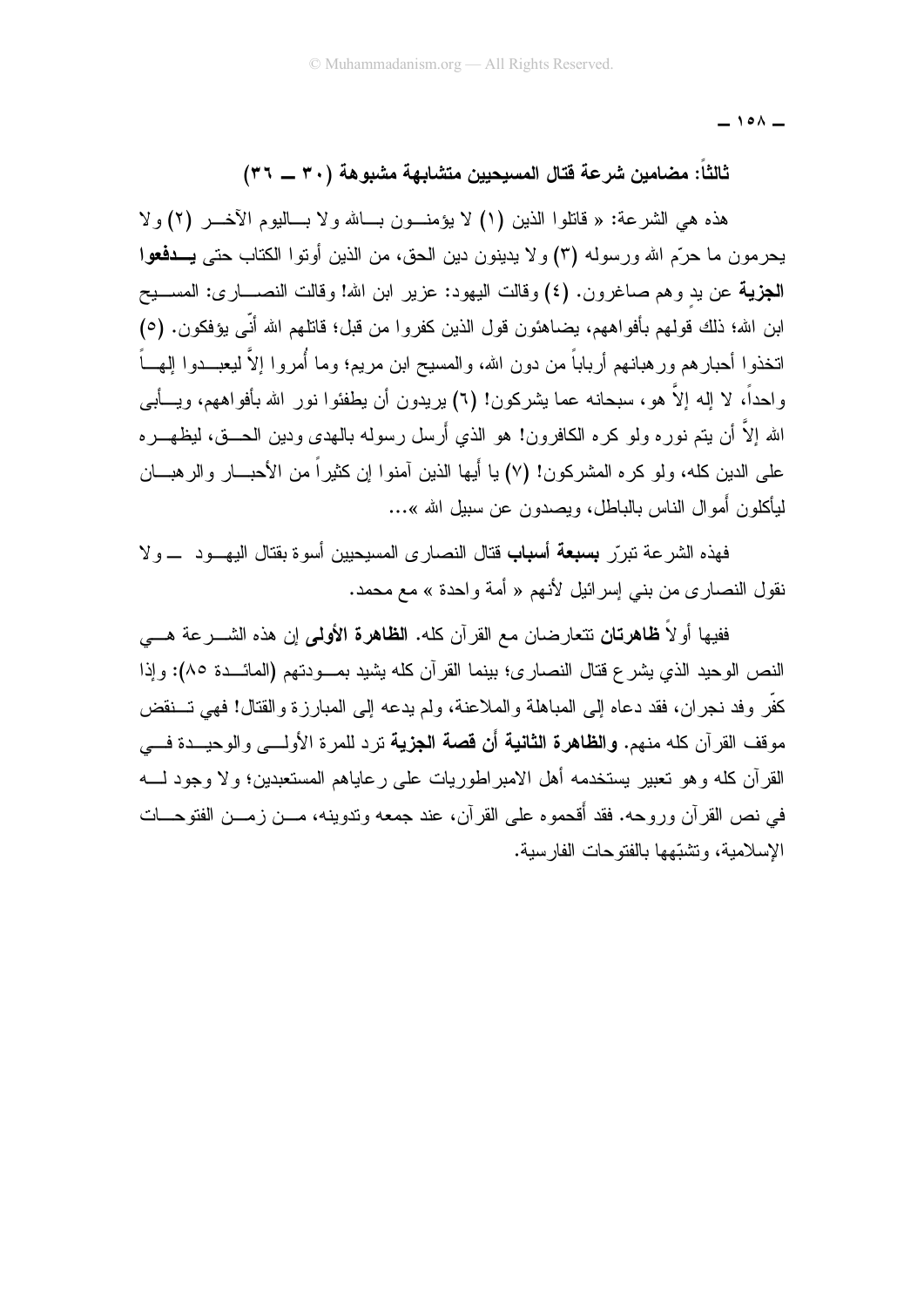### ثالثاً: مضامين شرعة قتال المسيحيين متشابهة مشبوهة (٣٠ ــ ٣٦)

هذه هي الشرعة: « قاتلوا الذين (١) لا يؤمنون بالله ولا باليوم الآخر (٢) ولا يحرمون ما حرّم الله ورسوله (٣) ولا يدينون دين الحق، من الذين أوتوا الكتاب حتى **يدفعوا الجزية** عن يدٍ وهم صاغرون. (٤) وقالت اليهود: عزير ابن الله! وقالت النصارى: المسيح ابن الله؛ ذلك قولهم بأفواههم، يضاهئون قول الذين كفروا من قبل؛ قاتلهم الله أنّى يؤفكون. (٥) اتخذوا أحبارهم ورهبانهم أرباباً من دون الله، والمسيح ابن مريم؛ وما أُمروا إلاَّ ليعبدوا إلهاً واحداً، لا إله إلاَّ هو، سبحانه عما يشركون! (٦) يريدون أن يطفئوا نور الله بأفواههم، ويأبى الله إلاَّ أن يتم نوره ولو كره الكافرون! هو الذي أرسل رسوله بالهدى ودين الحق، ليظهره على الدين كله، ولو كره المشركون! (٧) يا أيها الذين آمنوا إن كثيراً من الأحبار والرهبان ليأكلون أموال الناس بالباطل، ويصدون عن سبيل الله »...

فهذه الشرعة تبرّر **بسبعة أسباب** قتال النصارى المسيحيين أسوة بقتال اليهود ــ ولا نقول النصارى من بني إسرائيل لأنهم « أمة واحدة » مع محمد.

ففيها أولاً **ظاهرتان** تتعارضان مع القرآن كله. **الظاهرة الأولى** إن هذه الشرعة هي النص الوحيد الذي يشرع قتال النصارى؛ بينما القرآن كله يشيد بمودتهم (المائدة ٨٥): وإذا كفّر وفد نجران، فقد دعاه إلى المباهلة والملاعنة، ولم يدعه إلى المبارزة والقتال! فهي تنقض موقف القرآن كله منهم. **والظاهرة الثانية أن قصة الجزية** ترد للمرة الأولى والوحيدة في القرآن كله وهو تعبير يستخدمه أهل الامبراطوريات على رعاياهم المستعبدين؛ ولا وجود له في نص القرآن وروحه. فقد أقحموه على القرآن، عند جمعه وتدوينه، من زمن الفتوحات الإسلامية، وتشبّهها بالفتوحات الفارسية.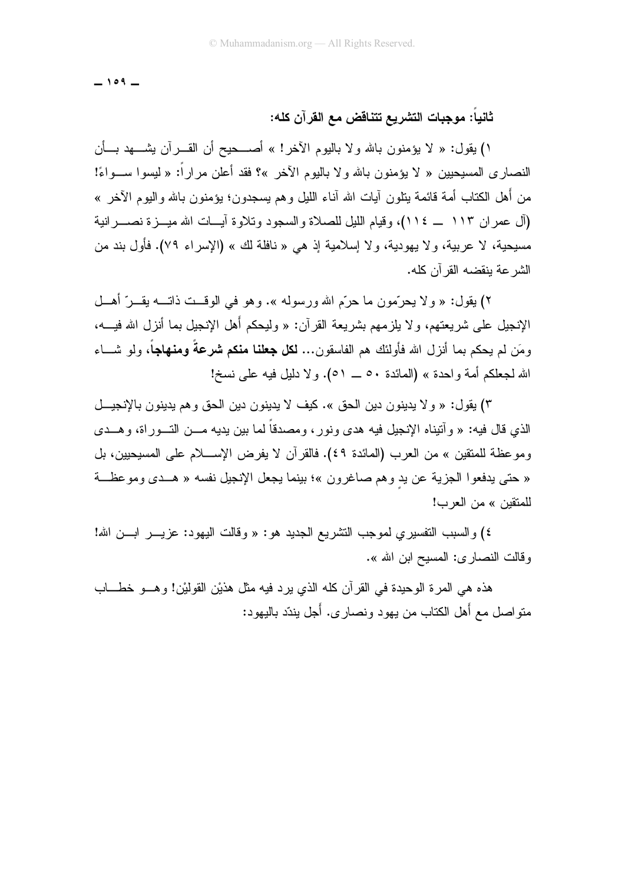### ثانياً: موجبات التشريع تتناقض مع القرآن كله:

١) يقول: « لا يؤمنون بالله ولا باليوم الآخر! » أصحيح أن القرآن يشهد بأن النصارى المسيحيين « لا يؤمنون بالله ولا باليوم الآخر »؟ فقد أعلن مراراً: « ليسوا سواءً! من أهل الكتاب أمة قائمة يتلون آيات الله آناء الليل وهم يسجدون؛ يؤمنون بالله واليوم الآخر » (آل عمران ١١٣ ــ ١١٤)، وقيام الليل للصلاة والسجود وتلاوة آيات الله ميزة نصرانية مسيحية، لا عربية، ولا يهودية، ولا إسلامية إذ هي « نافلة لك » (الإسراء ٧٩). فأول بند من الشرعة ينقضه القرآن كله.

٢) يقول: « ولا يحرّمون ما حرّم الله ورسوله ». وهو في الوقت ذاته يقرّ أهل الإنجيل على شريعتهم، ولا يلزمهم بشريعة القرآن: « وليحكم أهل الإنجيل بما أنزل الله فيه، ومَن لم يحكم بما أنزل الله فأولئك هم الفاسقون... **لكل جعلنا منكم شرعةً ومنهاجاً**، ولو شاء الله لجعلكم أمة واحدة » (المائدة ٥٠ ــ ٥١). ولا دليل فيه على نسخ!

٣) يقول: « ولا يدينون دين الحق ». كيف لا يدينون دين الحق وهم يدينون بالإنجيل الذي قال فيه: « وآتيناه الإنجيل فيه هدى ونور، ومصدقاً لما بين يديه من التوراة، وهدى وموعظة للمتقين » من العرب (المائدة ٤٩). فالقرآن لا يفرض الإسلام على المسيحيين، بل « حتى يدفعوا الجزية عن يدٍ وهم صاغرون »؛ بينما يجعل الإنجيل نفسه « هدى وموعظة للمتقين » من العرب!

٤) والسبب التفسيري لموجب التشريع الجديد هو: « وقالت اليهود: عزير ابن الله! وقالت النصارى: المسيح ابن الله ».

هذه هي المرة الوحيدة في القرآن كله الذي يرد فيه مثل هذيْن القوليْن! وهو خطاب متواصل مع أهل الكتاب من يهود ونصارى. أَجل يندّد باليهود: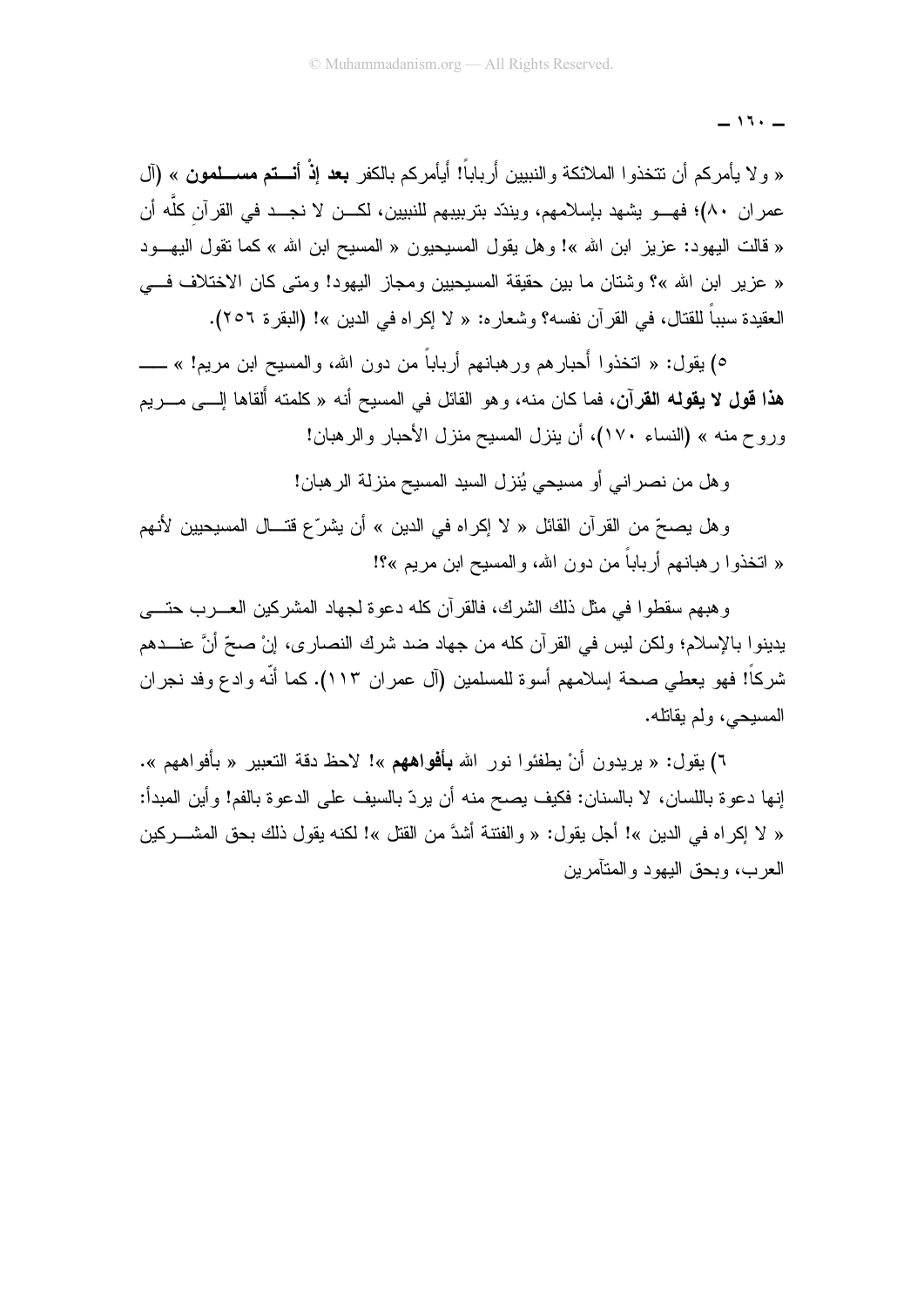« ولا يأمركم أن تتخذوا الملائكة والنبيين أرباباً! أيأمركم بالكفر **بعد إذْ أنتم مسلمون** » (آل عمران ٨٠)؛ فهو يشهد بإسلامهم، ويندّد بتربيبهم للنبيين، لكن لا نجد في القرآنِ كلَّه أن « قالت اليهود: عزيز ابن الله »! وهل يقول المسيحيون « المسيح ابن الله » كما تقول اليهود « عزير ابن الله »؟ وشتان ما بين حقيقة المسيحيين ومجاز اليهود! ومتى كان الاختلاف في العقيدة سبباً للقتال، في القرآن نفسه؟ وشعاره: « لا إكراه في الدين »! (البقرة ٢٥٦).

٥) يقول: « اتخذوا أَحبارهم ورهبانهم أرباباً من دون الله، والمسيح ابن مريم! » ـــ **هذا قول لا يقوله القرآن**، فما كان منه، وهو القائل في المسيح أنه « كلمته أَلقاها إلى مريم وروح منه » (النساء ١٧٠)، أن ينزل المسيح منزل الأحبار والرهبان!

وهل من نصراني أو مسيحي يُنزل السيد المسيح منزلة الرهبان!

وهل يصحّ من القرآن القائل « لا إكراه في الدين » أن يشرّع قتال المسيحيين لأنهم « اتخذوا رهبانهم أرباباً من دون الله، والمسيح ابن مريم »؟!

وهبهم سقطوا في مثل ذلك الشرك، فالقرآن كله دعوة لجهاد المشركين العرب حتى يدينوا بالإسلام؛ ولكن ليس في القرآن كله من جهاد ضد شرك النصارى، إنْ صحّ أنَّ عندهم شركاً! فهو يعطي صحة إسلامهم أسوة للمسلمين (آل عمران ١١٣). كما أنّه وادع وفد نجران المسيحي، ولم يقاتله.

٦) يقول: « يريدون أنْ يطفئوا نور الله **بأفواههم** »! لاحظ دقة التعبير « بأفواههم ». إنها دعوة باللسان، لا بالسنان: فكيف يصح منه أن يردّ بالسيف على الدعوة بالفم! وأين المبدأ: « لا إكراه في الدين »! أجل يقول: « والفتنة أشدُّ من القتل »! لكنه يقول ذلك بحق المشركين العرب، وبحق اليهود والمتآمرين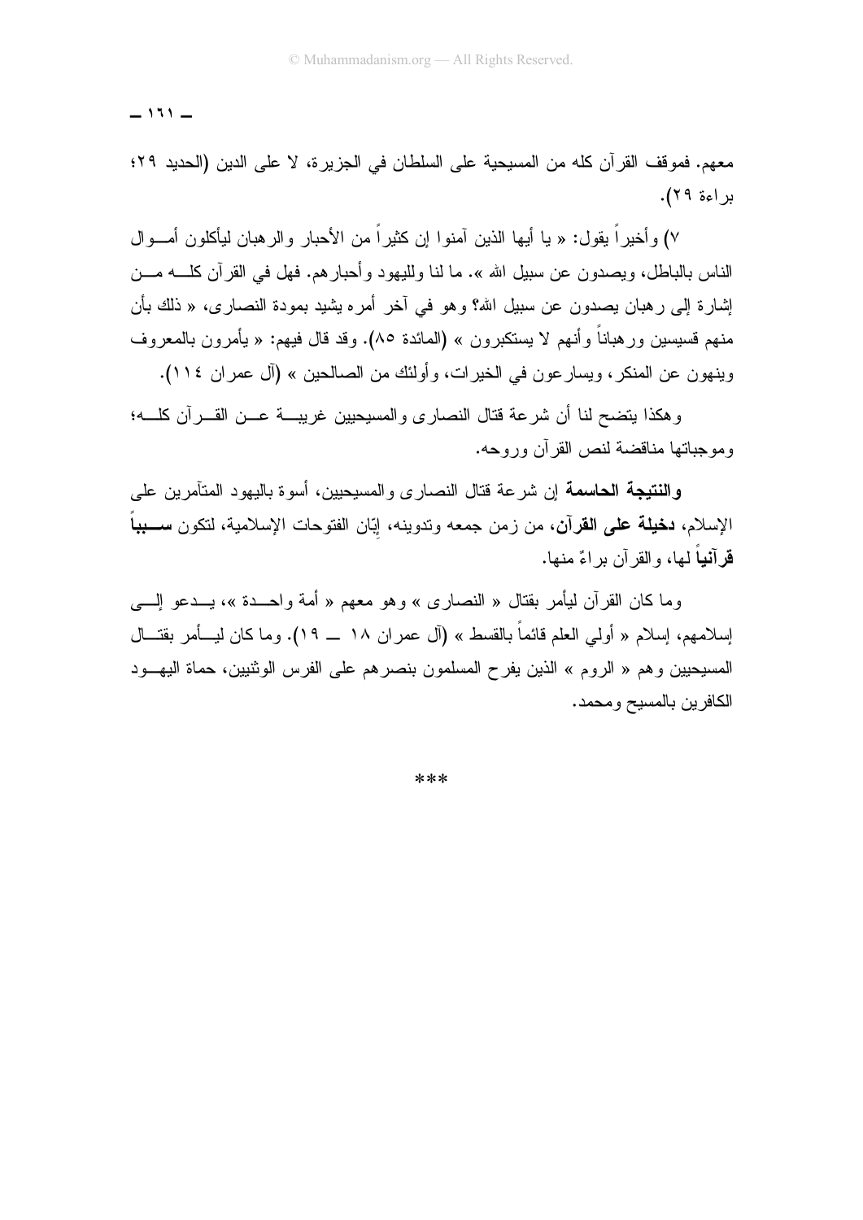معهم. فموقف القرآن كله من المسيحية على السلطان في الجزيرة، لا على الدين (الحديد ٢٩؛ براءة ٢٩).

٧) وأخيراً يقول: « يا أيها الذين آمنوا إن كثيراً من الأحبار والرهبان ليأكلون أموال الناس بالباطل، ويصدون عن سبيل الله ». ما لنا ولليهود وأحبارهم. فهل في القرآن كله من إشارة إلى رهبان يصدون عن سبيل الله؟ وهو في آخر أمره يشيد بمودة النصارى، « ذلك بأن منهم قسيسين ورهباناً وأنهم لا يستكبرون » (المائدة ٨٥). وقد قال فيهم: « يأمرون بالمعروف وينهون عن المنكر، ويسارعون في الخيرات، وأولئك من الصالحين » (آل عمران ١١٤).

وهكذا يتضح لنا أن شرعة قتال النصارى والمسيحيين غريبة عن القرآن كله؛ وموجباتها مناقضة لنص القرآن وروحه.

**والنتيجة الحاسمة** إن شرعة قتال النصارى والمسيحيين، أسوة باليهود المتآمرين على الإسلام، **دخيلة على القرآن**، من زمن جمعه وتدوينه، إبّان الفتوحات الإسلامية، لتكون **سبباً قرآنياً** لها، والقرآن براءٌ منها.

وما كان القرآن ليأمر بقتال « النصارى » وهو معهم « أمة واحدة »، يدعو إلى إسلامهم، إسلام « أولي العلم قائماً بالقسط » (آل عمران ١٨ ــ ١٩). وما كان ليأمر بقتال المسيحيين وهم « الروم » الذين يفرح المسلمون بنصرهم على الفرس الوثنيين، حماة اليهود الكافرين بالمسيح ومحمد.

***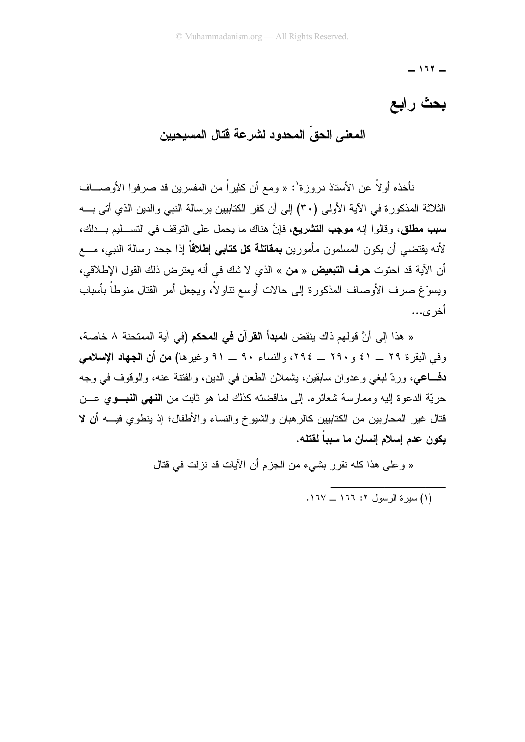# بحث رابع

## المعنى الحقّ المحدود لشرعة قتال المسيحيين

نأخذه أولاً عن الأستاذ دروزة[1]: « ومع أن كثيراً من المفسرين قد صرفوا الأوصاف الثلاثة المذكورة في الآية الأولى (٣٠) إلى أن كفر الكتابيين برسالة النبي والدين الذي أتى به **سبب مطلق**، وقالوا إنه **موجب التشريع**، فإنَّ هناك ما يحمل على التوقف في التسليم بذلك، لأنه يقتضي أن يكون المسلمون مأمورين **بمقاتلة كل كتابي إطلاقاً** إذا جحد رسالة النبي، مع أن الآية قد احتوت **حرف التبعيض** « **من** » الذي لا شك في أنه يعترض ذلك القول الإطلاقي، ويسوّغ صرف الأوصاف المذكورة إلى حالات أوسع تناولاً، ويجعل أمر القتال منوطاً بأسباب أخرى...

« هذا إلى أنَّ قولهم ذاك ينقض **المبدأ القرآن في المحكم** (في آية الممتحنة ٨ خاصة، وفي البقرة ٢٩ ــ ٤١ و٢٩٠ ــ ٢٩٤، والنساء ٩٠ ــ ٩١ وغيرها) **من أن الجهاد الإسلامي دفاعي**، وردّ لبغي وعدوان سابقين، يشملان الطعن في الدين، والفتنة عنه، والوقوف في وجه حريّة الدعوة إليه وممارسة شعائره. إلى مناقضته كذلك لما هو ثابت من **النهي النبوي** عن قتال غير المحاربين من الكتابيين كالرهبان والشيوخ والنساء والأطفال؛ إذ ينطوي فيه **أن لا يكون عدم إسلام إنسان ما سبباً لقتله**.

« وعلى هذا كله نقرر بشيء من الجزم أن الآيات قد نزلت في قتال

---

(١) سيرة الرسول ٢: ١٦٦ ــ ١٦٧.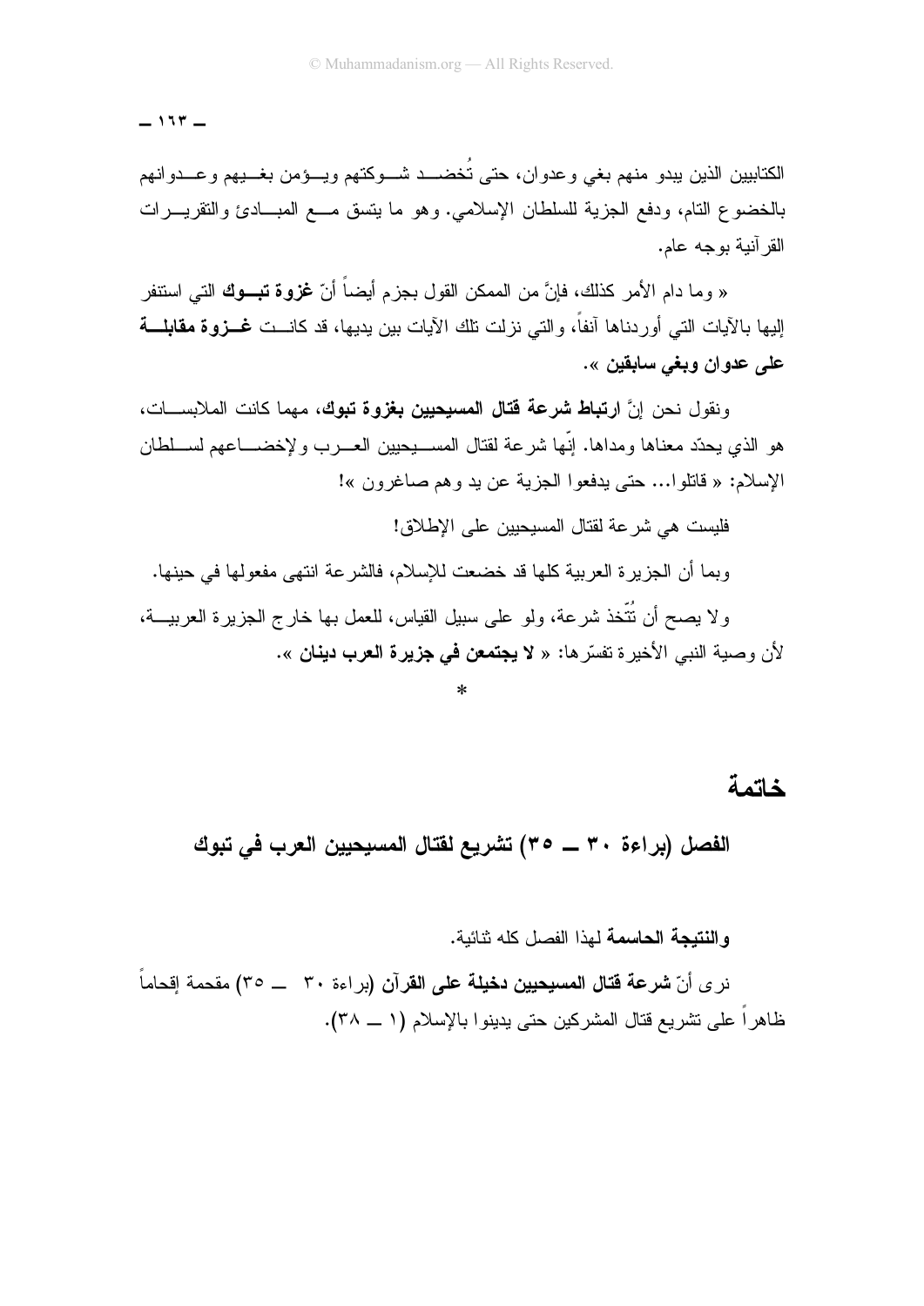الكتابيين الذين يبدو منهم بغي وعدوان، حتى تُخضد شوكتهم ويؤمن بغيهم وعدوانهم بالخضوع التام، ودفع الجزية للسلطان الإسلامي. وهو ما يتسق مع المبادئ والتقريرات القرآنية بوجه عام.

« وما دام الأمر كذلك، فإنَّ من الممكن القول بجزم أيضاً أنّ **غزوة تبوك** التي استنفر إليها بالآيات التي أوردناها آنفاً، والتي نزلت تلك الآيات بين يديها، قد كانت **غزوة مقابلة على عدوان وبغي سابقين** ».

ونقول نحن إنَّ **ارتباط شرعة قتال المسيحيين بغزوة تبوك**، مهما كانت الملابسات، هو الذي يحدّد معناها ومداها. إنّها شرعة لقتال المسيحيين العرب ولإخضاعهم لسلطان الإسلام: « قاتلوا... حتى يدفعوا الجزية عن يد وهم صاغرون »!

فليست هي شرعة لقتال المسيحيين على الإطلاق!

وبما أن الجزيرة العربية كلها قد خضعت للإسلام، فالشرعة انتهى مفعولها في حينها.

ولا يصح أن تُتّخذ شرعة، ولو على سبيل القياس، للعمل بها خارج الجزيرة العربية، لأن وصية النبي الأخيرة تفسّرها: « **لا يجتمعن في جزيرة العرب دينان** ».

*

## خاتمة

### الفصل (براءة ٣٠ ــ ٣٥) تشريع لقتال المسيحيين العرب في تبوك

**والنتيجة الحاسمة** لهذا الفصل كله ثنائية.

نرى أنّ **شرعة قتال المسيحيين دخيلة على القرآن** (براءة ٣٠ ــ ٣٥) مقحمة إقحاماً ظاهراً على تشريع قتال المشركين حتى يدينوا بالإسلام (١ ــ ٣٨).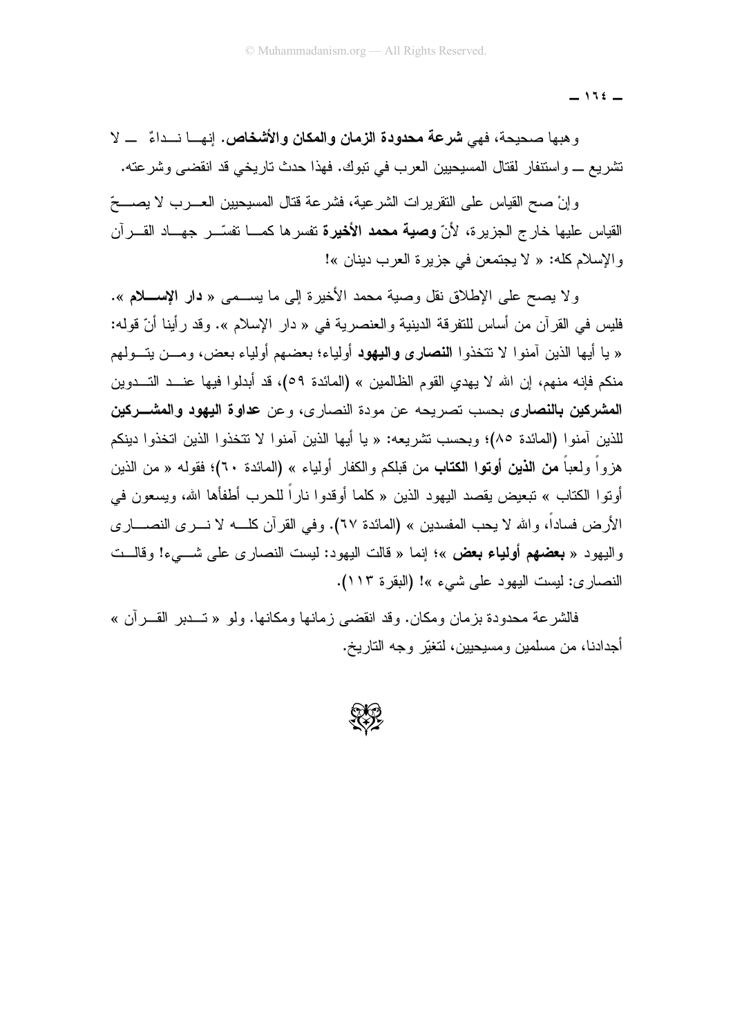وهبها صحيحة، فهي **شرعة محدودة الزمان والمكان والأشخاص**. إنها نداءٌ — لا تشريع — واستنفار لقتال المسيحيين العرب في تبوك. فهذا حدث تاريخي قد انقضى وشرعته.

وإنْ صح القياس على التقريرات الشرعية، فشرعة قتال المسيحيين العرب لا يصحّ القياس عليها خارج الجزيرة، لأنّ **وصية محمد الأخيرة** تفسرها كما تفسّر جهاد القرآن والإسلام كله: « لا يجتمعن في جزيرة العرب دينان »!

ولا يصح على الإطلاق نقل وصية محمد الأخيرة إلى ما يسمى « **دار الإسلام** ». فليس في القرآن من أساس للتفرقة الدينية والعنصرية في « دار الإسلام ». وقد رأينا أنّ قوله: « يا أيها الذين آمنوا لا تتخذوا **النصارى واليهود** أولياء؛ بعضهم أولياء بعض، ومن يتولهم منكم فإنه منهم، إن الله لا يهدي القوم الظالمين » (المائدة ٥٩)، قد أبدلوا فيها عند التدوين **المشركين بالنصارى** بحسب تصريحه عن مودة النصارى، وعن **عداوة اليهود والمشركين** للذين آمنوا (المائدة ٨٥)؛ وبحسب تشريعه: « يا أيها الذين آمنوا لا تتخذوا الذين اتخذوا دينكم هزواً ولعباً **من الذين أوتوا الكتاب** من قبلكم والكفار أولياء » (المائدة ٦٠)؛ فقوله « من الذين أوتوا الكتاب » تبعيض يقصد اليهود الذين « كلما أوقدوا ناراً للحرب أطفأها الله، ويسعون في الأرض فساداً، والله لا يحب المفسدين » (المائدة ٦٧). وفي القرآن كله لا نرى النصارى واليهود « **بعضهم أولياء بعض** »؛ إنما « قالت اليهود: ليست النصارى على شيء! وقالت النصارى: ليست اليهود على شيء »! (البقرة ١١٣).

فالشرعة محدودة بزمان ومكان. وقد انقضى زمانها ومكانها. ولو « تدبر القرآن » أجدادنا، من مسلمين ومسيحيين، لتغيّر وجه التاريخ.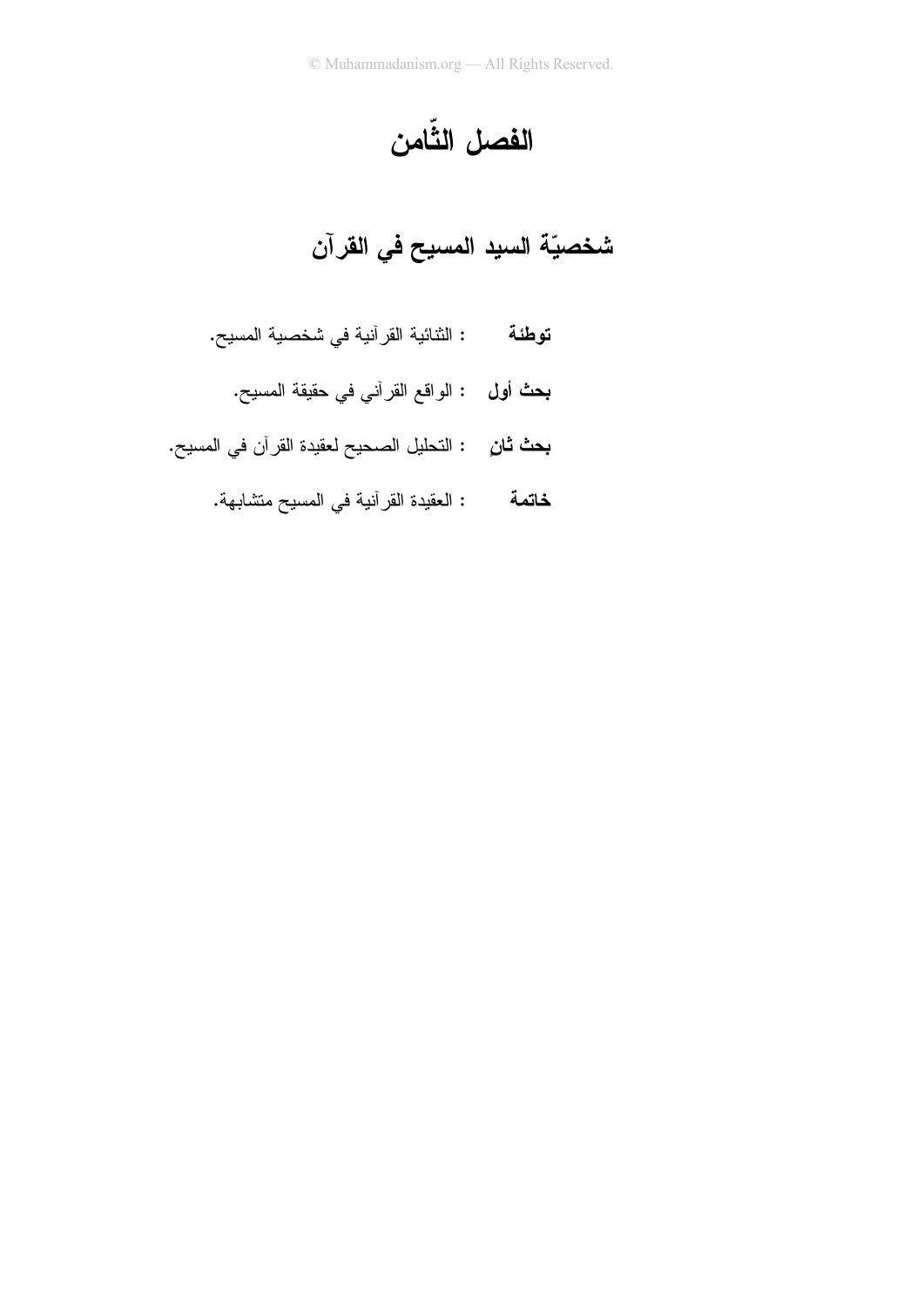# الفصل الثّامن

## شخصيّة السيد المسيح في القرآن

**توطئة** : الثنائية القرآنية في شخصية المسيح.

**بحث أول** : الواقع القرآني في حقيقة المسيح.

**بحث ثانٍ** : التحليل الصحيح لعقيدة القرآن في المسيح.

**خاتمة** : العقيدة القرآنية في المسيح متشابهة.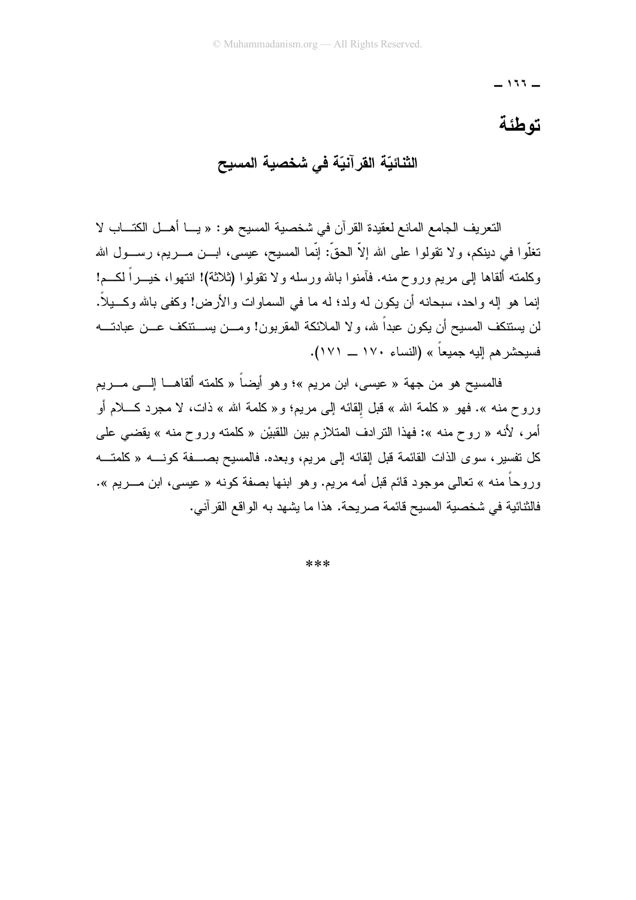# توطئة

## الثنائيّة القرآنيّة في شخصية المسيح

التعريف الجامع المانع لعقيدة القرآن في شخصية المسيح هو: « يا أهل الكتاب لا تغلّوا في دينكم، ولا تقولوا على الله إلاّ الحقّ: إنّما المسيح، عيسى، ابن مريم، رسول الله وكلمته ألقاها إلى مريم وروح منه. فآمنوا بالله ورسله ولا تقولوا (ثلاثة)! انتهوا، خيراً لكم! إنما هو إله واحد، سبحانه أن يكون له ولد؛ له ما في السماوات والأرض! وكفى بالله وكيلاً. لن يستنكف المسيح أن يكون عبداً لله، ولا الملائكة المقربون! ومن يستنكف عن عبادته فسيحشرهم إليه جميعاً » (النساء ١٧٠ ــ ١٧١).

فالمسيح هو من جهة « عيسى، ابن مريم »؛ وهو أيضاً « كلمته ألقاها إلى مريم وروح منه ». فهو « كلمة الله » قبل إلقائه إلى مريم؛ و« كلمة الله » ذات، لا مجرد كلام أو أمر، لأنه « روح منه »: فهذا الترادف المتلازم بين اللقبيْن « كلمته وروح منه » يقضي على كل تفسير، سوى الذات القائمة قبل إلقائه إلى مريم، وبعده. فالمسيح بصفة كونه « كلمته وروحاً منه » تعالى موجود قائم قبل أمه مريم. وهو ابنها بصفة كونه « عيسى، ابن مريم ». فالثنائية في شخصية المسيح قائمة صريحة. هذا ما يشهد به الواقع القرآني.

***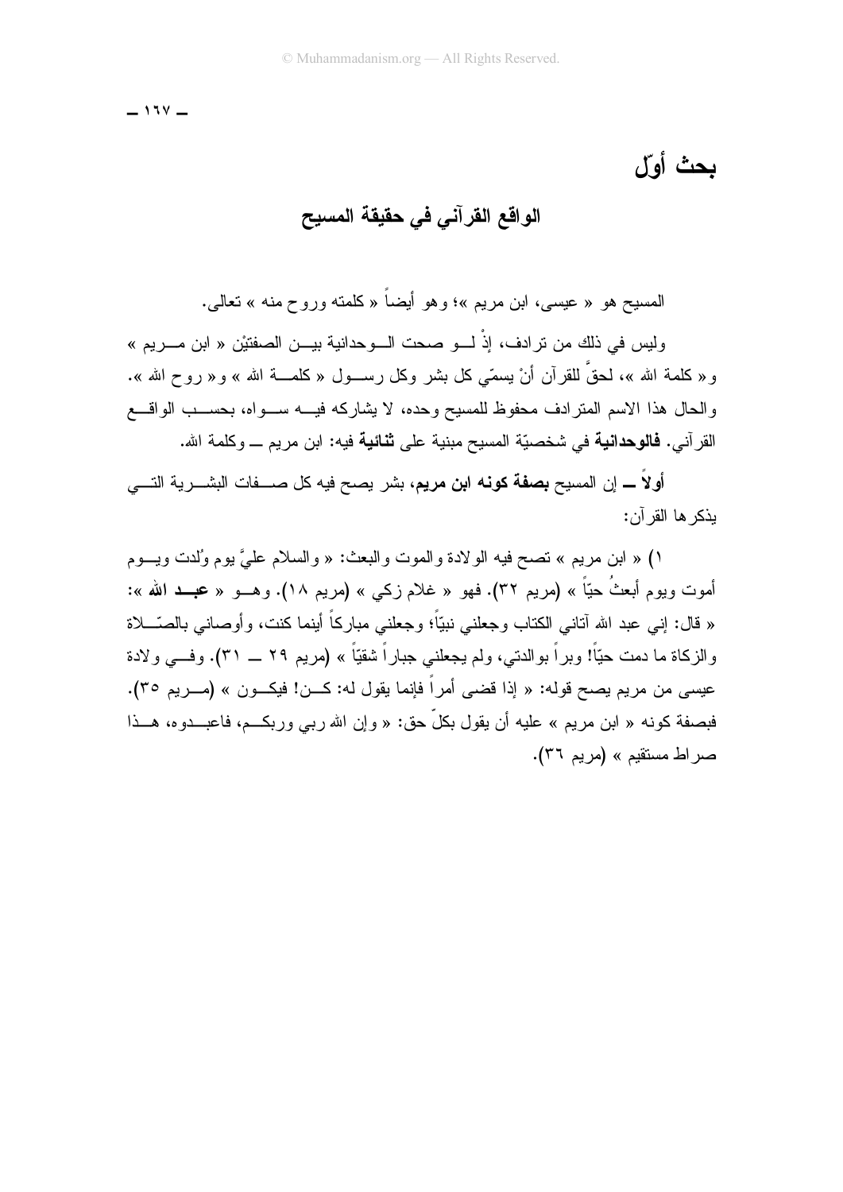# بحث أوّل

## الواقع القرآني في حقيقة المسيح

المسيح هو « عيسى، ابن مريم »؛ وهو أيضاً « كلمته وروح منه » تعالى.

وليس في ذلك من ترادف، إذْ لــو صحت الــوحدانية بيــن الصفتيْن « ابن مــريم » و« كلمة الله »، لحقَّ للقرآن أنْ يسمّي كل بشر وكل رســول « كلمــة الله » و« روح الله ». والحال هذا الاسم المترادف محفوظ للمسيح وحده، لا يشاركه فيــه ســواه، بحســب الواقــع القرآني. **فالوحدانية** في شخصيّة المسيح مبنية على **ثنائية** فيه: ابن مريم ــ وكلمة الله.

**أولاً ــ** إن المسيح **بصفة كونه ابن مريم**، بشر يصح فيه كل صــفات البشــرية التــي يذكرها القرآن:

١) « ابن مريم » تصح فيه الولادة والموت والبعث: « والسلام عليَّ يوم وُلدت ويــوم أموت ويوم أبعثُ حيّاً » (مريم ٣٢). فهو « غلام زكي » (مريم ١٨). وهــو « **عبــد الله** »: « قال: إني عبد الله آتاني الكتاب وجعلني نبيّاً؛ وجعلني مباركاً أينما كنت، وأوصاني بالصّــلاة والزكاة ما دمت حيّاً! وبراً بوالدتي، ولم يجعلني جباراً شقيّاً » (مريم ٢٩ ــ ٣١). وفــي ولادة عيسى من مريم يصح قوله: « إذا قضى أمراً فإنما يقول له: كــن! فيكــون » (مــريم ٣٥). فبصفة كونه « ابن مريم » عليه أن يقول بكلّ حق: « وإن الله ربي وربكــم، فاعبــدوه، هــذا صراط مستقيم » (مريم ٣٦).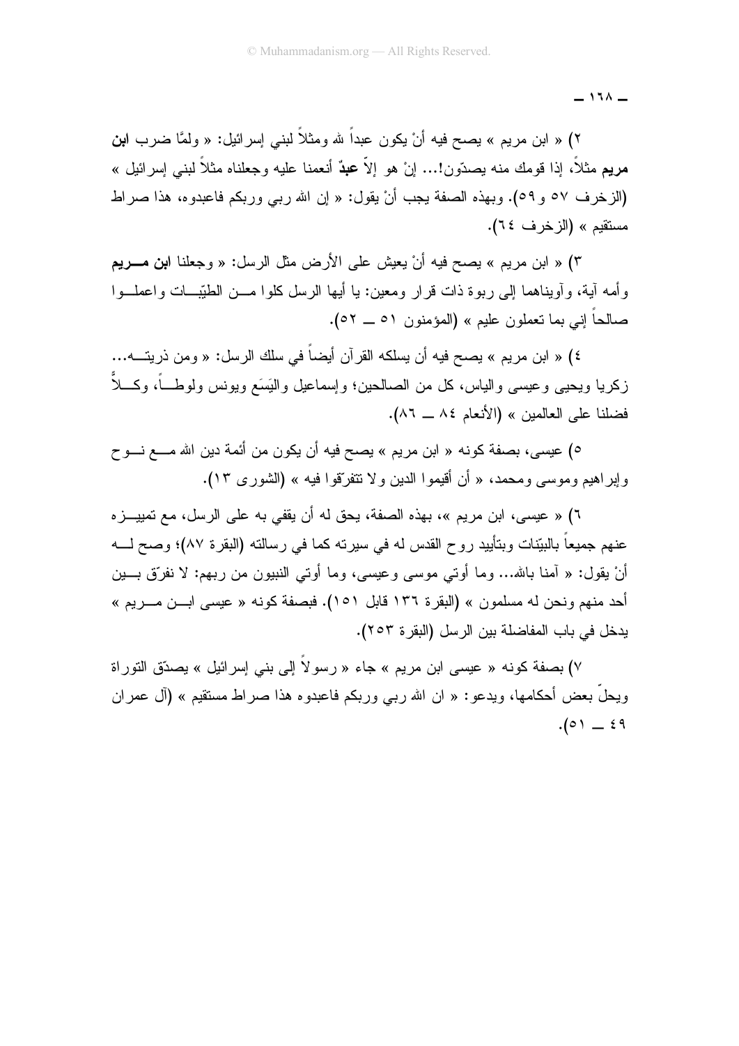٢) « ابن مريم » يصح فيه أنْ يكون عبداً لله ومثلاً لبني إسرائيل: « ولمَّا ضرب **ابن مريم** مثلاً، إذا قومك منه يصدّون!... إنْ هو إلاّ **عبدٌ** أنعمنا عليه وجعلناه مثلاً لبني إسرائيل » (الزخرف ٥٧ و٥٩). وبهذه الصفة يجب أنْ يقول: « إن الله ربي وربكم فاعبدوه، هذا صراط مستقيم » (الزخرف ٦٤).

٣) « ابن مريم » يصح فيه أنْ يعيش على الأرض مثل الرسل: « وجعلنا **ابن مريم** وأمه آية، وآويناهما إلى ربوة ذات قرار ومعين: يا أيها الرسل كلوا من الطيّبات واعملوا صالحاً إني بما تعملون عليم » (المؤمنون ٥١ ــ ٥٢).

٤) « ابن مريم » يصح فيه أن يسلكه القرآن أيضاً في سلك الرسل: « ومن ذريته... زكريا ويحيى وعيسى والياس، كل من الصالحين؛ وإسماعيل واليَسَع ويونس ولوطاً، وكلاًّ فضلنا على العالمين » (الأنعام ٨٤ ــ ٨٦).

٥) عيسى، بصفة كونه « ابن مريم » يصح فيه أن يكون من أئمة دين الله مع نوح وإبراهيم وموسى ومحمد، « أن أقيموا الدين ولا تتفرّقوا فيه » (الشورى ١٣).

٦) « عيسى، ابن مريم »، بهذه الصفة، يحق له أن يقفي به على الرسل، مع تمييزه عنهم جميعاً بالبيّنات وبتأييد روح القدس له في سيرته كما في رسالته (البقرة ٨٧)؛ وصح له أنْ يقول: « آمنا بالله... وما أوتي موسى وعيسى، وما أوتي النبيون من ربهم: لا نفرّق بين أحد منهم ونحن له مسلمون » (البقرة ١٣٦ قابل ١٥١). فبصفة كونه « عيسى ابن مريم » يدخل في باب المفاضلة بين الرسل (البقرة ٢٥٣).

٧) بصفة كونه « عيسى ابن مريم » جاء « رسولاً إلى بني إسرائيل » يصدّق التوراة ويحلّ بعض أحكامها، ويدعو: « ان الله ربي وربكم فاعبدوه هذا صراط مستقيم » (آل عمران ٤٩ ــ ٥١).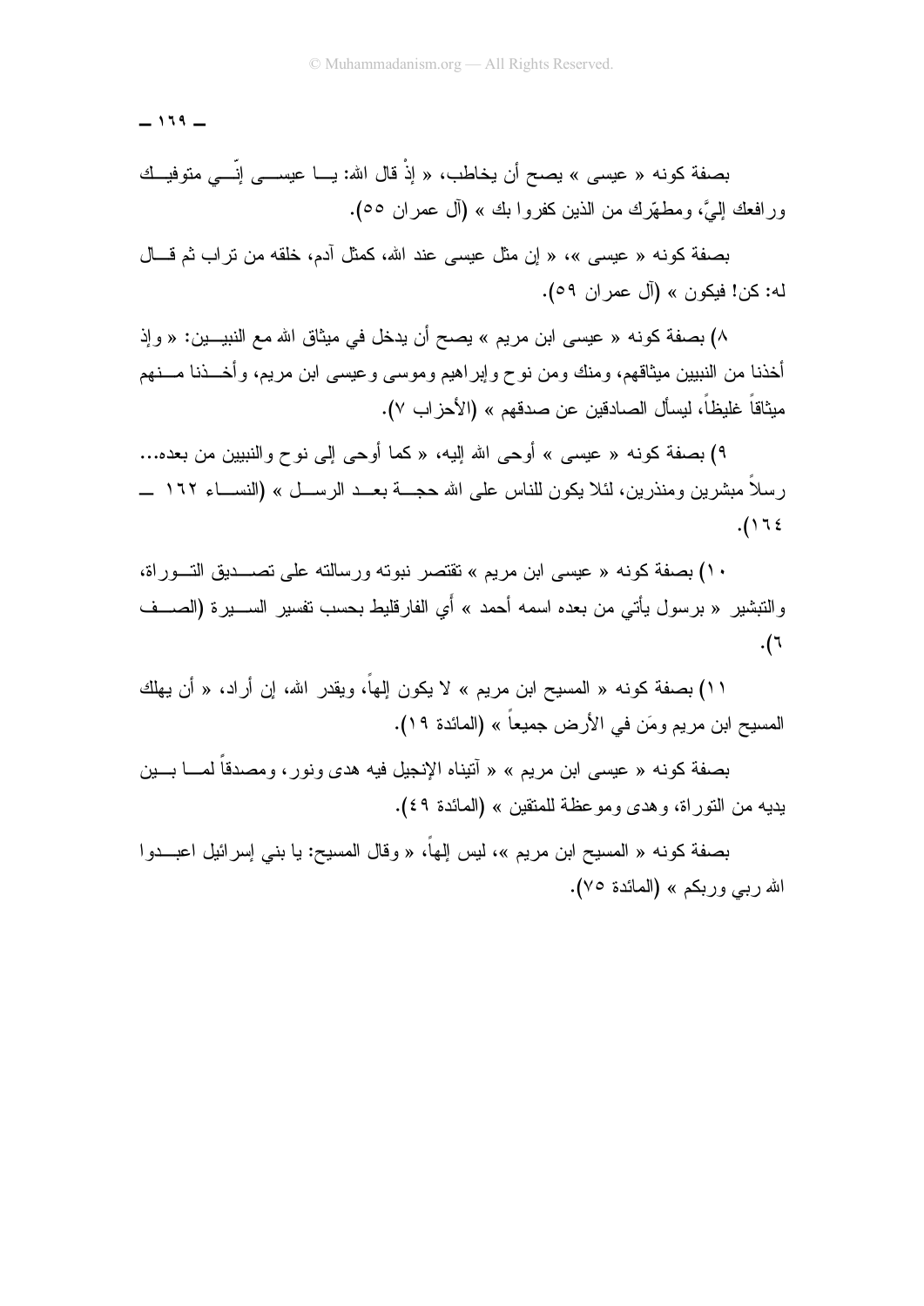بصفة كونه « عيسى » يصح أن يخاطب، « إذْ قال الله: يــا عيســى إنّــي متوفيــك ورافعك إليَّ، ومطهّرك من الذين كفروا بك » (آل عمران ٥٥).

بصفة كونه « عيسى »، « إن مثل عيسى عند الله، كمثل آدم، خلقه من تراب ثم قــال له: كن! فيكون » (آل عمران ٥٩).

٨) بصفة كونه « عيسى ابن مريم » يصح أن يدخل في ميثاق الله مع النبيــين: « وإذ أخذنا من النبيين ميثاقهم، ومنك ومن نوح وإبراهيم وموسى وعيسى ابن مريم، وأخــذنا مــنهم ميثاقاً غليظاً، ليسأل الصادقين عن صدقهم » (الأحزاب ٧).

٩) بصفة كونه « عيسى » أوحى الله إليه، « كما أوحى إلى نوح والنبيين من بعده... رسلاً مبشرين ومنذرين، لئلا يكون للناس على الله حجــة بعــد الرســل » (النســاء ١٦٢ ــ ١٦٤).

١٠) بصفة كونه « عيسى ابن مريم » تقتصر نبوته ورسالته على تصــديق التــوراة، والتبشير « برسول يأتي من بعده اسمه أحمد » أي الفارقليط بحسب تفسير الســيرة (الصــف ٦).

١١) بصفة كونه « المسيح ابن مريم » لا يكون إلهاً، ويقدر الله، إن أراد، « أن يهلك المسيح ابن مريم ومَن في الأرض جميعاً » (المائدة ١٩).

بصفة كونه « عيسى ابن مريم » « آتيناه الإنجيل فيه هدى ونور، ومصدقاً لمــا بــين يديه من التوراة، وهدى وموعظة للمتقين » (المائدة ٤٩).

بصفة كونه « المسيح ابن مريم »، ليس إلهاً، « وقال المسيح: يا بني إسرائيل اعبــدوا الله ربي وربكم » (المائدة ٧٥).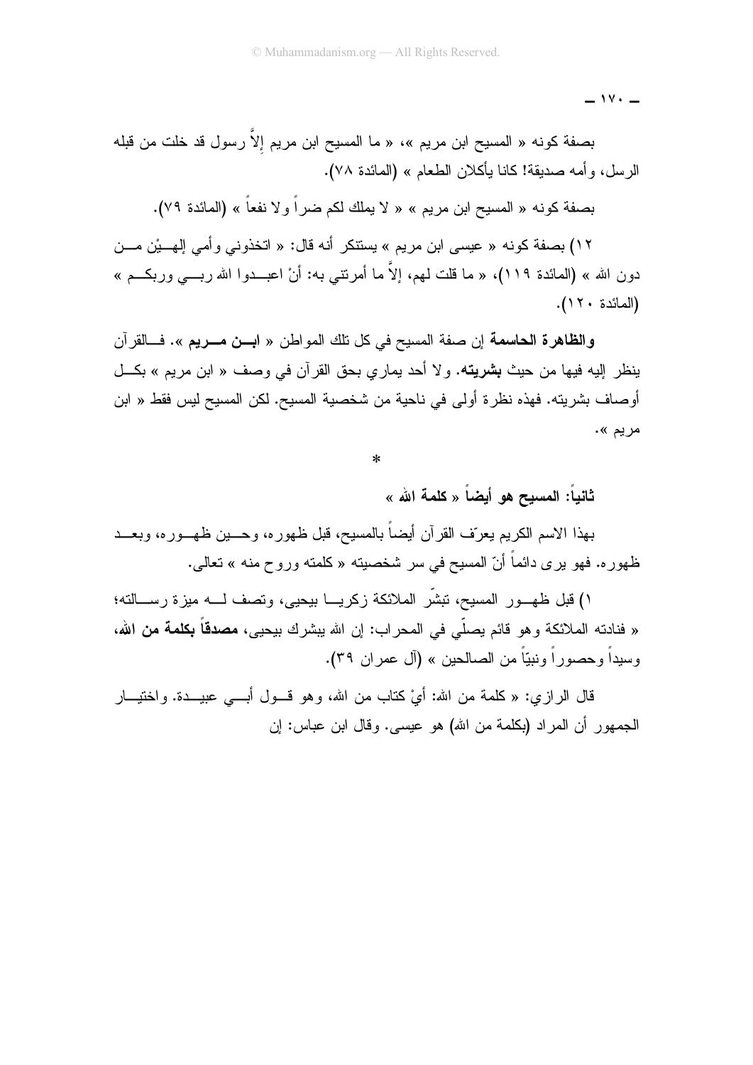بصفة كونه « المسيح ابن مريم »، « ما المسيح ابن مريم إلاَّ رسول قد خلت من قبله الرسل، وأمه صديقة! كانا يأكلان الطعام » (المائدة ٧٨).

بصفة كونه « المسيح ابن مريم » « لا يملك لكم ضراً ولا نفعاً » (المائدة ٧٩).

١٢) بصفة كونه « عيسى ابن مريم » يستنكر أنه قال: « اتخذوني وأمي إلهيْن من دون الله » (المائدة ١١٩)، « ما قلت لهم، إلاَّ ما أمرتني به: أنْ اعبدوا الله ربي وربكم » (المائدة ١٢٠).

**والظاهرة الحاسمة** إن صفة المسيح في كل تلك المواطن « **ابن مريم** ». فالقرآن ينظر إليه فيها من حيث **بشريته**. ولا أحد يماري بحق القرآن في وصف « ابن مريم » بكل أوصاف بشريته. فهذه نظرة أولى في ناحية من شخصية المسيح. لكن المسيح ليس فقط « ابن مريم ».

*

### ثانياً: المسيح هو أيضاً « كلمة الله »

بهذا الاسم الكريم يعرّف القرآن أيضاً بالمسيح، قبل ظهوره، وحين ظهوره، وبعد ظهوره. فهو يرى دائماً أنّ المسيح في سر شخصيته « كلمته وروح منه » تعالى.

١) قبل ظهور المسيح، تبشّر الملائكة زكريا بيحيى، وتصف له ميزة رسالته؛ « فنادته الملائكة وهو قائم يصلّي في المحراب: إن الله يبشرك بيحيى، **مصدقاً بكلمة من الله**، وسيداً وحصوراً ونبيّاً من الصالحين » (آل عمران ٣٩).

قال الرازي: « كلمة من الله: أيْ كتاب من الله، وهو قول أبي عبيدة. واختيار الجمهور أن المراد (بكلمة من الله) هو عيسى. وقال ابن عباس: إن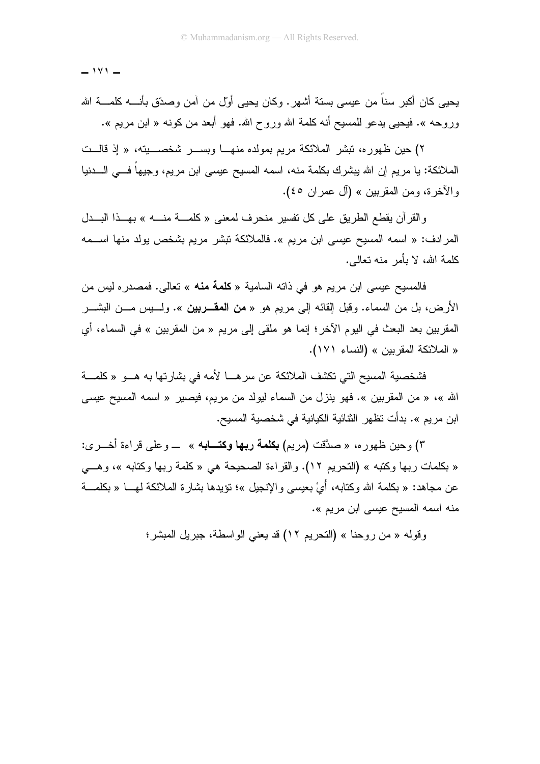يحيى كان أكبر سناً من عيسى بستة أشهر. وكان يحيى أوّل من آمن وصدّق بأنه كلمة الله وروحه ». فيحيى يدعو للمسيح أنه كلمة الله وروح الله. فهو أبعد من كونه « ابن مريم ».

٢) حين ظهوره، تبشر الملائكة مريم بمولده منها وبسر شخصيته، « إذ قالت الملائكة: يا مريم إن الله يبشرك بكلمة منه، اسمه المسيح عيسى ابن مريم، وجيهاً في الدنيا والآخرة، ومن المقربين » (آل عمران ٤٥).

والقرآن يقطع الطريق على كل تفسير منحرف لمعنى « كلمة منه » بهذا البدل المرادف: « اسمه المسيح عيسى ابن مريم ». فالملائكة تبشر مريم بشخص يولد منها اسمه كلمة الله، لا بأمر منه تعالى.

فالمسيح عيسى ابن مريم هو في ذاته السامية « **كلمة منه** » تعالى. فمصدره ليس من الأرض، بل من السماء. وقبل إلقائه إلى مريم هو « **من المقربين** ». وليس من البشر المقربين بعد البعث في اليوم الآخر؛ إنما هو ملقى إلى مريم « من المقربين » في السماء، أي « الملائكة المقربين » (النساء ١٧١).

فشخصية المسيح التي تكشف الملائكة عن سرها لأمه في بشارتها به هو « كلمة الله »، « من المقربين ». فهو ينزل من السماء ليولد من مريم، فيصير « اسمه المسيح عيسى ابن مريم ». بدأت تظهر الثنائية الكيانية في شخصية المسيح.

٣) وحين ظهوره، « صدَّقت (مريم) **بكلمة ربها وكتابه** » ـــ وعلى قراءة أخرى: « بكلمات ربها وكتبه » (التحريم ١٢). والقراءة الصحيحة هي « كلمة ربها وكتابه »، وهي عن مجاهد: « بكلمة الله وكتابه، أيْ بعيسى والإنجيل »؛ تؤيدها بشارة الملائكة لها « بكلمة منه اسمه المسيح عيسى ابن مريم ».

وقوله « من روحنا » (التحريم ١٢) قد يعني الواسطة، جبريل المبشر؛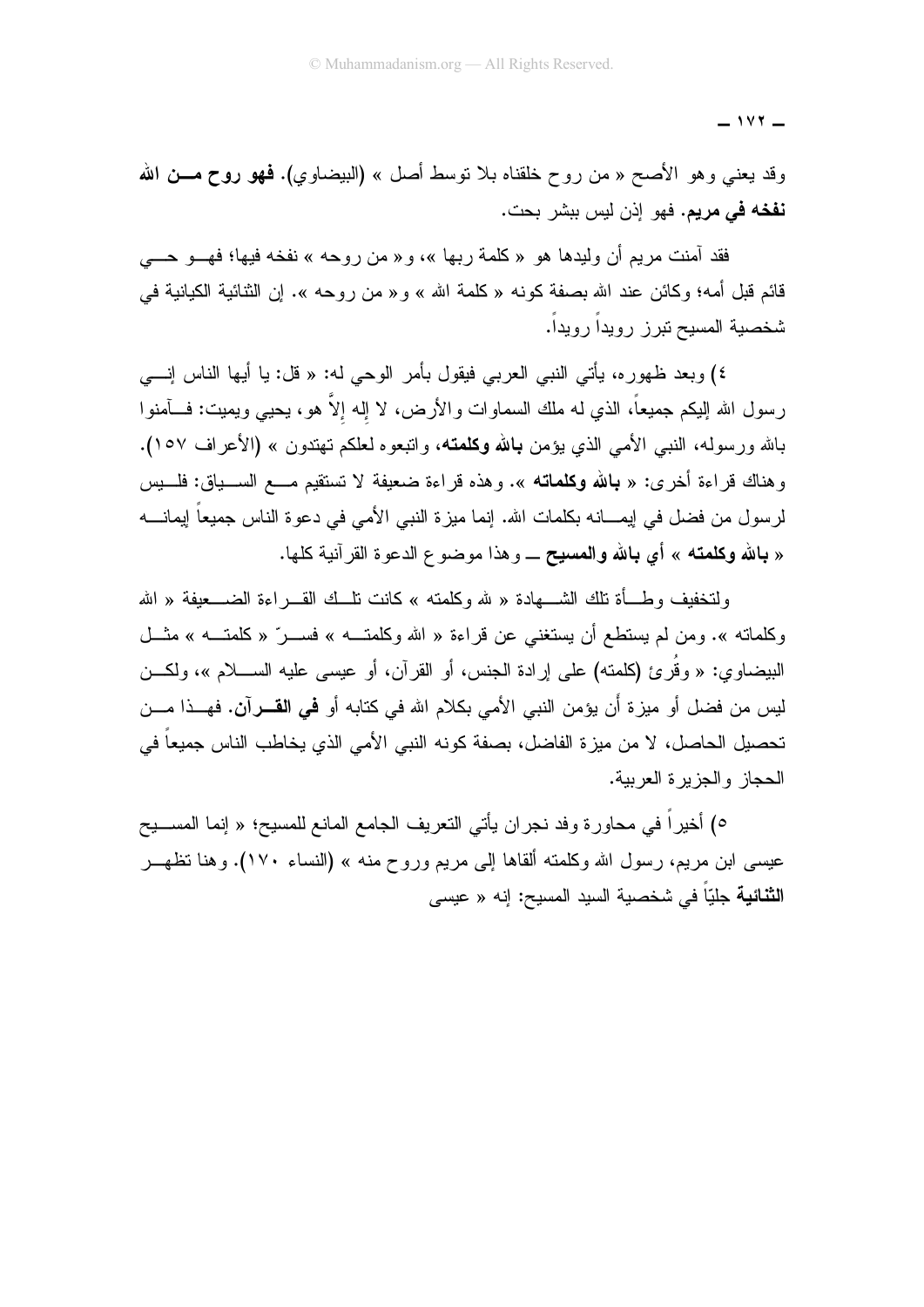وقد يعني وهو الأصح « من روح خلقناه بلا توسط أصل » (البيضاوي). **فهو روح مـن الله نفخه في مريم**. فهو إذن ليس ببشر بحت.

فقد آمنت مريم أن وليدها هو « كلمة ربها »، و« من روحه » نفخه فيها؛ فهـو حـي قائم قبل أمه؛ وكائن عند الله بصفة كونه « كلمة الله » و« من روحه ». إن الثنائية الكيانية في شخصية المسيح تبرز رويداً رويداً.

٤) وبعد ظهوره، يأتي النبي العربي فيقول بأمر الوحي له: « قل: يا أيها الناس إنـي رسول الله إليكم جميعاً، الذي له ملك السماوات والأرض، لا إله إلاّ هو، يحيي ويميت: فـآمنوا بالله ورسوله، النبي الأمي الذي يؤمن **بالله وكلمته**، واتبعوه لعلكم تهتدون » (الأعراف ١٥٧). وهناك قراءة أخرى: « **بالله وكلماته** ». وهذه قراءة ضعيفة لا تستقيم مـع السـياق: فلـيس لرسول من فضل في إيمـانه بكلمات الله. إنما ميزة النبي الأمي في دعوة الناس جميعاً إيمانـه « **بالله وكلمته** » **أي بالله والمسيح** ــ وهذا موضوع الدعوة القرآنية كلها.

ولتخفيف وطـأة تلك الشـهادة « لله وكلمته » كانت تلـك القـراءة الضـعيفة « الله وكلماته ». ومن لم يستطع أن يستغني عن قراءة « الله وكلمتـه » فسـرّ « كلمتـه » مثـل البيضاوي: « وقُرئ (كلمته) على إرادة الجنس، أو القرآن، أو عيسى عليه السـلام »، ولكـن ليس من فضل أو ميزة أن يؤمن النبي الأمي بكلام الله في كتابه أو **في القـرآن**. فهـذا مـن تحصيل الحاصل، لا من ميزة الفاضل، بصفة كونه النبي الأمي الذي يخاطب الناس جميعاً في الحجاز والجزيرة العربية.

٥) أخيراً في محاورة وفد نجران يأتي التعريف الجامع المانع للمسيح؛ « إنما المسـيح عيسى ابن مريم، رسول الله وكلمته ألقاها إلى مريم وروح منه » (النساء ١٧٠). وهنا تظهـر **الثنائية** جليّاً في شخصية السيد المسيح: إنه « عيسى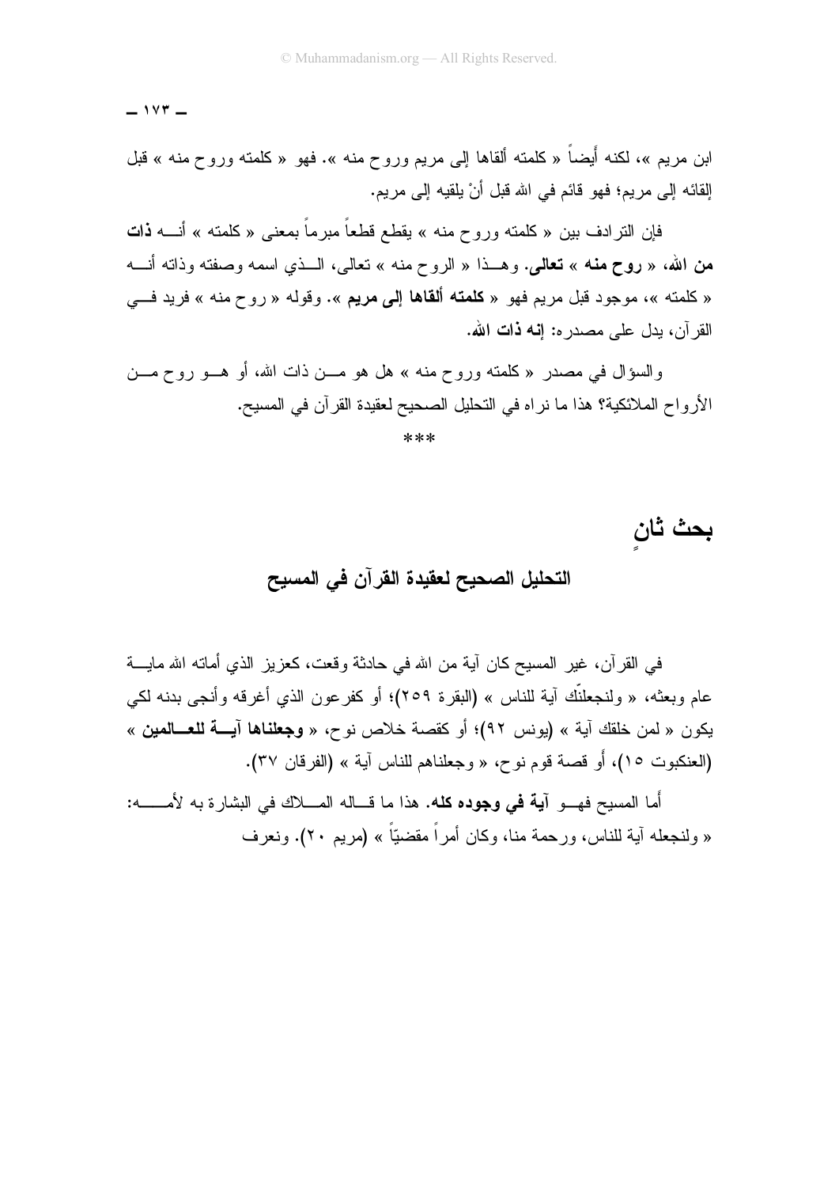ابن مريم »، لكنه أيضاً « كلمته ألقاها إلى مريم وروح منه ». فهو « كلمته وروح منه » قبل إلقائه إلى مريم؛ فهو قائم في الله قبل أنْ يلقيه إلى مريم.

فإن الترادف بين « كلمته وروح منه » يقطع قطعاً مبرماً بمعنى « كلمته » أنــه **ذات من الله**، « **روح منه** » **تعالى**. وهــذا « الروح منه » تعالى، الــذي اسمه وصفته وذاته أنــه « كلمته »، موجود قبل مريم فهو « **كلمته ألقاها إلى مريم** ». وقوله « روح منه » فريد فــي القرآن، يدل على مصدره: **إنه ذات الله**.

والسؤال في مصدر « كلمته وروح منه » هل هو مــن ذات الله، أو هــو روح مــن الأرواح الملائكية؟ هذا ما نراه في التحليل الصحيح لعقيدة القرآن في المسيح.

\*\*\*

## بحث ثانٍ

### التحليل الصحيح لعقيدة القرآن في المسيح

في القرآن، غير المسيح كان آية من الله في حادثة وقعت، كعزيز الذي أماته الله مايــة عام وبعثه، « ولنجعلنّك آية للناس » (البقرة ٢٥٩)؛ أو كفرعون الذي أغرقه وأنجى بدنه لكي يكون « لمن خلفك آية » (يونس ٩٢)؛ أو كقصة خلاص نوح، « **وجعلناها آيــة للعــالمين** » (العنكبوت ١٥)، أو قصة قوم نوح، « وجعلناهم للناس آية » (الفرقان ٣٧).

أما المسيح فهــو **آية في وجوده كله**. هذا ما قــاله المــلاك في البشارة به لأمــــه: « ولنجعله آية للناس، ورحمة منا، وكان أمراً مقضيّاً » (مريم ٢٠). ونعرف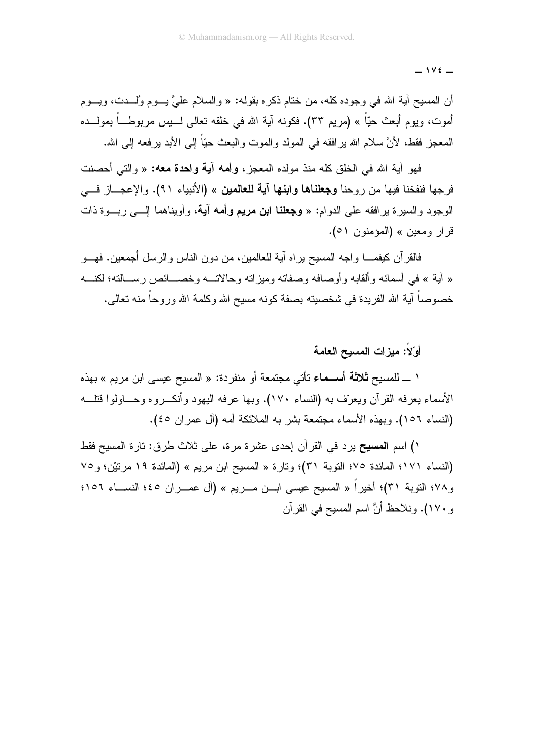أن المسيح آية الله في وجوده كله، من ختام ذكره بقوله: « والسلام عليَّ يوم وُلدت، ويوم أموت، ويوم أبعث حيّاً » (مريم ٣٣). فكونه آية الله في خلقه تعالى ليس مربوطاً بمولده المعجز فقط، لأنَّ سلام الله يرافقه في المولد والموت والبعث حيّاً إلى الأبد يرفعه إلى الله.

فهو آية الله في الخلق كله منذ مولده المعجز، **وأمه آية واحدة معه:** « والتي أحصنت فرجها فنفخنا فيها من روحنا **وجعلناها وابنها آية للعالمين** » (الأنبياء ٩١). والإعجاز في الوجود والسيرة يرافقه على الدوام: « **وجعلنا ابن مريم وأمه آية**، وآويناهما إلى ربوة ذات قرار ومعين » (المؤمنون ٥١).

فالقرآن كيفما واجه المسيح يراه آية للعالمين، من دون الناس والرسل أجمعين. فهو « آية » في أسمائه وألقابه وأوصافه وصفاته وميزاته وحالاته وخصائص رسالته؛ لكنه خصوصاً آية الله الفريدة في شخصيته بصفة كونه مسيح الله وكلمة الله وروحاً منه تعالى.

### أوّلاً: ميزات المسيح العامة

١ ــ للمسيح **ثلاثة أسماء** تأتي مجتمعة أو منفردة: « المسيح عيسى ابن مريم » بهذه الأسماء يعرفه القرآن ويعرّف به (النساء ١٧٠). وبها عرفه اليهود وأنكروه وحاولوا قتله (النساء ١٥٦). وبهذه الأسماء مجتمعة بشر به الملائكة أمه (آل عمران ٤٥).

١) اسم **المسيح** يرد في القرآن إحدى عشرة مرة، على ثلاث طرق: تارة المسيح فقط (النساء ١٧١؛ المائدة ٧٥؛ التوبة ٣١)؛ وتارة « المسيح ابن مريم » (المائدة ١٩ مرتيْن؛ و٧٥ و٧٨؛ التوبة ٣١)؛ أخيراً « المسيح عيسى ابن مريم » (آل عمران ٤٥؛ النساء ١٥٦؛ و١٧٠). ونلاحظ أنَّ اسم المسيح في القرآن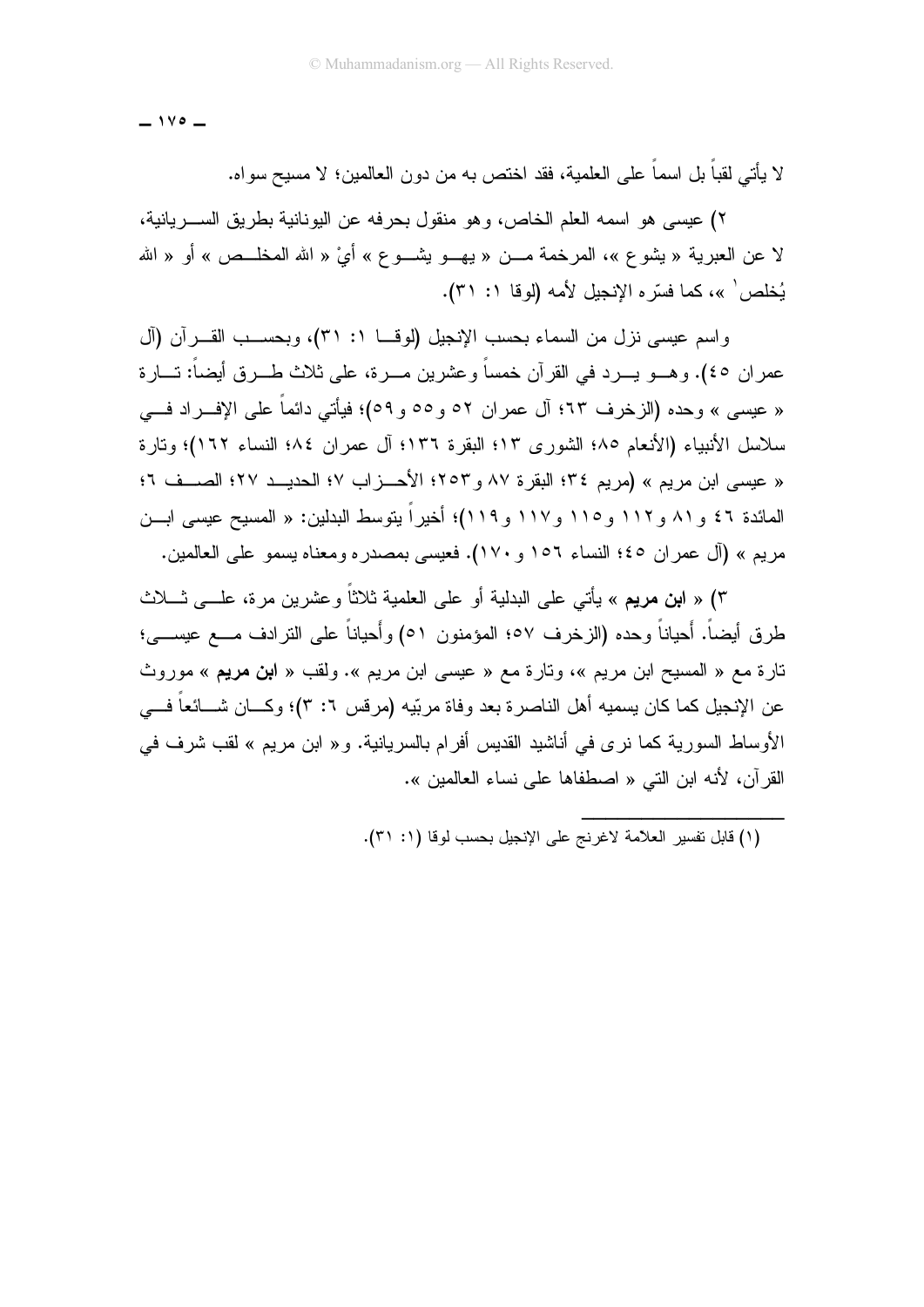لا يأتي لقباً بل اسماً على العلمية، فقد اختص به من دون العالمين؛ لا مسيح سواه.

٢) عيسى هو اسمه العلم الخاص، وهو منقول بحرفه عن اليونانية بطريق السريانية، لا عن العبرية « يشوع »، المرخمة من « يهو يشوع » أيْ « الله المخلص » أو « الله يُخلص[١] »، كما فسّره الإنجيل لأمه (لوقا ١: ٣١).

واسم عيسى نزل من السماء بحسب الإنجيل (لوقا ١: ٣١)، وبحسب القرآن (آل عمران ٤٥). وهو يرد في القرآن خمساً وعشرين مرة، على ثلاث طرق أيضاً: تارة « عيسى » وحده (الزخرف ٦٣؛ آل عمران ٥٢ و٥٥ و٥٩)؛ فيأتي دائماً على الإفراد في سلاسل الأنبياء (الأنعام ٨٥؛ الشورى ١٣؛ البقرة ١٣٦؛ آل عمران ٨٤؛ النساء ١٦٢)؛ وتارة « عيسى ابن مريم » (مريم ٣٤؛ البقرة ٨٧ و٢٥٣؛ الأحزاب ٧؛ الحديد ٢٧؛ الصف ٦؛ المائدة ٤٦ و٨١ و١١٢ و١١٥ و١١٧ و١١٩)؛ أخيراً يتوسط البدلين: « المسيح عيسى ابن مريم » (آل عمران ٤٥؛ النساء ١٥٦ و١٧٠). فعيسى بمصدره ومعناه يسمو على العالمين.

٣) « **ابن مريم** » يأتي على البدلية أو على العلمية ثلاثاً وعشرين مرة، على ثلاث طرق أيضاً. أحياناً وحده (الزخرف ٥٧؛ المؤمنون ٥١) وأحياناً على الترادف مع عيسى؛ تارة مع « المسيح ابن مريم »، وتارة مع « عيسى ابن مريم ». ولقب « **ابن مريم** » موروث عن الإنجيل كما كان يسميه أهل الناصرة بعد وفاة مربّيه (مرقس ٦: ٣)؛ وكان شائعاً في الأوساط السورية كما نرى في أناشيد القديس أفرام بالسريانية. و« ابن مريم » لقب شرف في القرآن، لأنه ابن التي « اصطفاها على نساء العالمين ».

---

(١) قابل تفسير العلامة لاغرنج على الإنجيل بحسب لوقا (١: ٣١).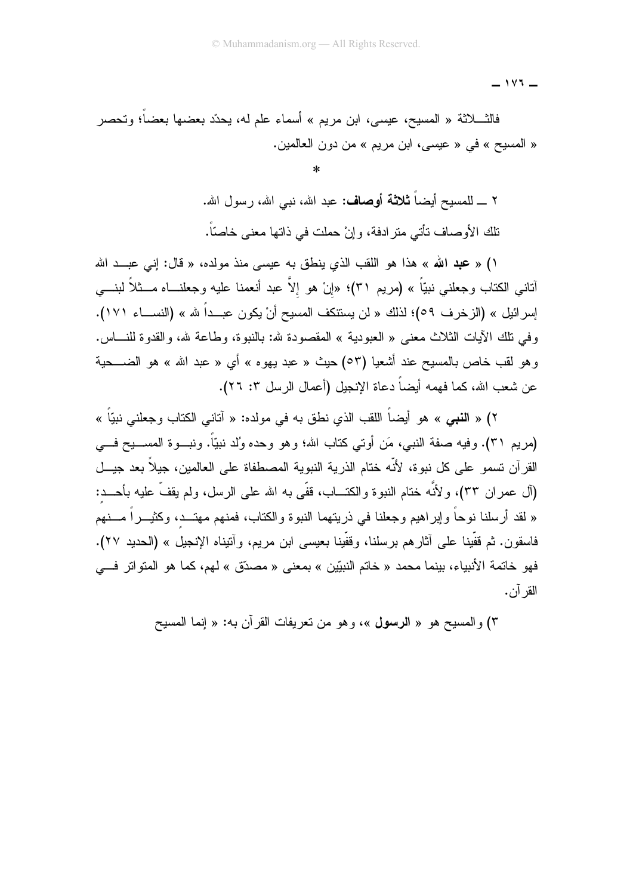فالثـلاثة « المسيح، عيسى، ابن مريم » أسماء علم له، يحدّد بعضها بعضاً؛ وتحصر « المسيح » في « عيسى، ابن مريم » من دون العالمين.

*

٢ ـ للمسيح أيضاً **ثلاثة أوصاف:** عبد الله، نبي الله، رسول الله.

تلك الأوصاف تأتي مترادفة، وإنْ حملت في ذاتها معنى خاصّاً.

١) « **عبد الله** » هذا هو اللقب الذي ينطق به عيسى منذ مولده، « قال: إني عبد الله آتاني الكتاب وجعلني نبيّاً » (مريم ٣١)؛ «إنْ هو إلاّ عبد أنعمنا عليه وجعلناه مثلاً لبني إسرائيل » (الزخرف ٥٩)؛ لذلك « لن يستنكف المسيح أنْ يكون عبداً لله » (النساء ١٧١). وفي تلك الآيات الثلاث معنى « العبودية » المقصودة لله: بالنبوة، وطاعة لله، والقدوة للناس. وهو لقب خاص بالمسيح عند أشعيا (٥٣) حيث « عبد يهوه » أي « عبد الله » هو الضحية عن شعب الله، كما فهمه أيضاً دعاة الإنجيل (أعمال الرسل ٣: ٢٦).

٢) « **النبي** » هو أيضاً اللقب الذي نطق به في مولده: « آتاني الكتاب وجعلني نبيّاً » (مريم ٣١). وفيه صفة النبي، مَن أوتي كتاب الله؛ وهو وحده وُلد نبيّاً. ونبوة المسيح في القرآن تسمو على كل نبوة، لأنّه ختام الذرية النبوية المصطفاة على العالمين، جيلاً بعد جيل (آل عمران ٣٣)، ولأنّه ختام النبوة والكتاب، قفّى به الله على الرسل، ولم يقفِّ عليه بأحد: « لقد أرسلنا نوحاً وإبراهيم وجعلنا في ذريتهما النبوة والكتاب، فمنهم مهتدٍ، وكثيراً منهم فاسقون. ثم قفّينا على آثارهم برسلنا، وقفّينا بعيسى ابن مريم، وآتيناه الإنجيل » (الحديد ٢٧). فهو خاتمة الأنبياء، بينما محمد « خاتم النبيّين » بمعنى « مصدّق » لهم، كما هو المتواتر في القرآن.

٣) والمسيح هو « **الرسول** »، وهو من تعريفات القرآن به: « إنما المسيح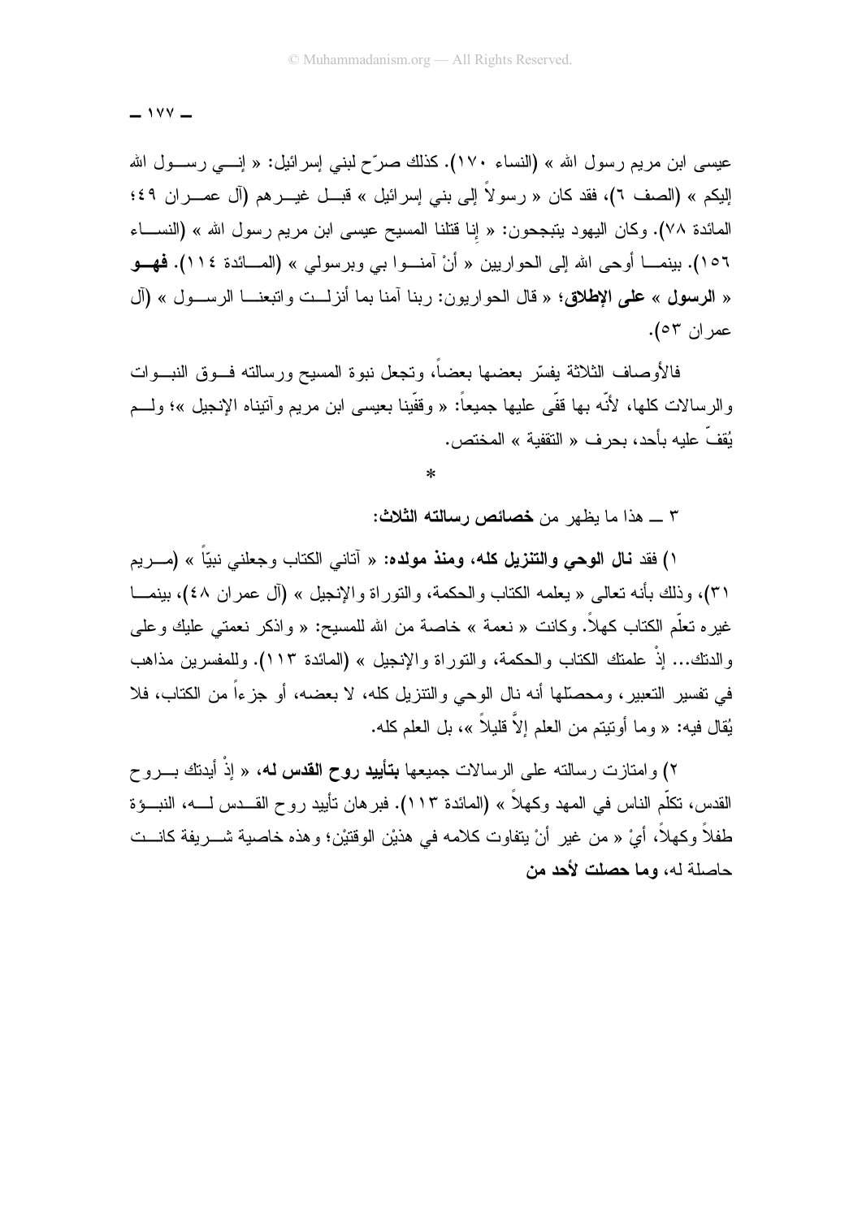عيسى ابن مريم رسول الله » (النساء ١٧٠). كذلك صرّح لبني إسرائيل: « إنـي رسـول الله إليكم » (الصف ٦)، فقد كان « رسولاً إلى بني إسرائيل » قبـل غيـرهم (آل عمـران ٤٩؛ المائدة ٧٨). وكان اليهود يتبجحون: « إنا قتلنا المسيح عيسى ابن مريم رسول الله » (النسـاء ١٥٦). بينمـا أوحى الله إلى الحواريين « أنْ آمنـوا بي وبرسولي » (المـائدة ١١٤). **فهـو « الرسول » على الإطلاق**؛ « قال الحواريون: ربنا آمنا بما أنزلـت واتبعنـا الرسـول » (آل عمران ٥٣).

فالأوصاف الثلاثة يفسّر بعضها بعضاً، وتجعل نبوة المسيح ورسالته فـوق النبـوات والرسالات كلها، لأنّه بها قفّى عليها جميعاً: « وقفّينا بعيسى ابن مريم وآتيناه الإنجيل »؛ ولـم يُقفّ عليه بأحد، بحرف « التقفية » المختص.

*

٣ ــ هذا ما يظهر من **خصائص رسالته الثلاث:**

١) فقد **نال الوحي والتنزيل كله، ومنذ مولده:** « آتاني الكتاب وجعلني نبيّاً » (مـريم ٣١)، وذلك بأنه تعالى « يعلمه الكتاب والحكمة، والتوراة والإنجيل » (آل عمران ٤٨)، بينمـا غيره تعلّم الكتاب كهلاً. وكانت « نعمة » خاصة من الله للمسيح: « واذكر نعمتي عليك وعلى والدتك... إذْ علمتك الكتاب والحكمة، والتوراة والإنجيل » (المائدة ١١٣). وللمفسرين مذاهب في تفسير التعبير، ومحصّلها أنه نال الوحي والتنزيل كله، لا بعضه، أو جزءاً من الكتاب، فلا يُقال فيه: « وما أوتيتم من العلم إلاَّ قليلاً »، بل العلم كله.

٢) وامتازت رسالته على الرسالات جميعها **بتأييد روح القدس له**، « إذْ أيدتك بـروح القدس، تكلّم الناس في المهد وكهلاً » (المائدة ١١٣). فبرهان تأييد روح القـدس لـه، النبـوّة طفلاً وكهلاً، أيْ « من غير أنْ يتفاوت كلامه في هذيْن الوقتيْن؛ وهذه خاصية شـريفة كانـت حاصلة له، **وما حصلت لأحد من**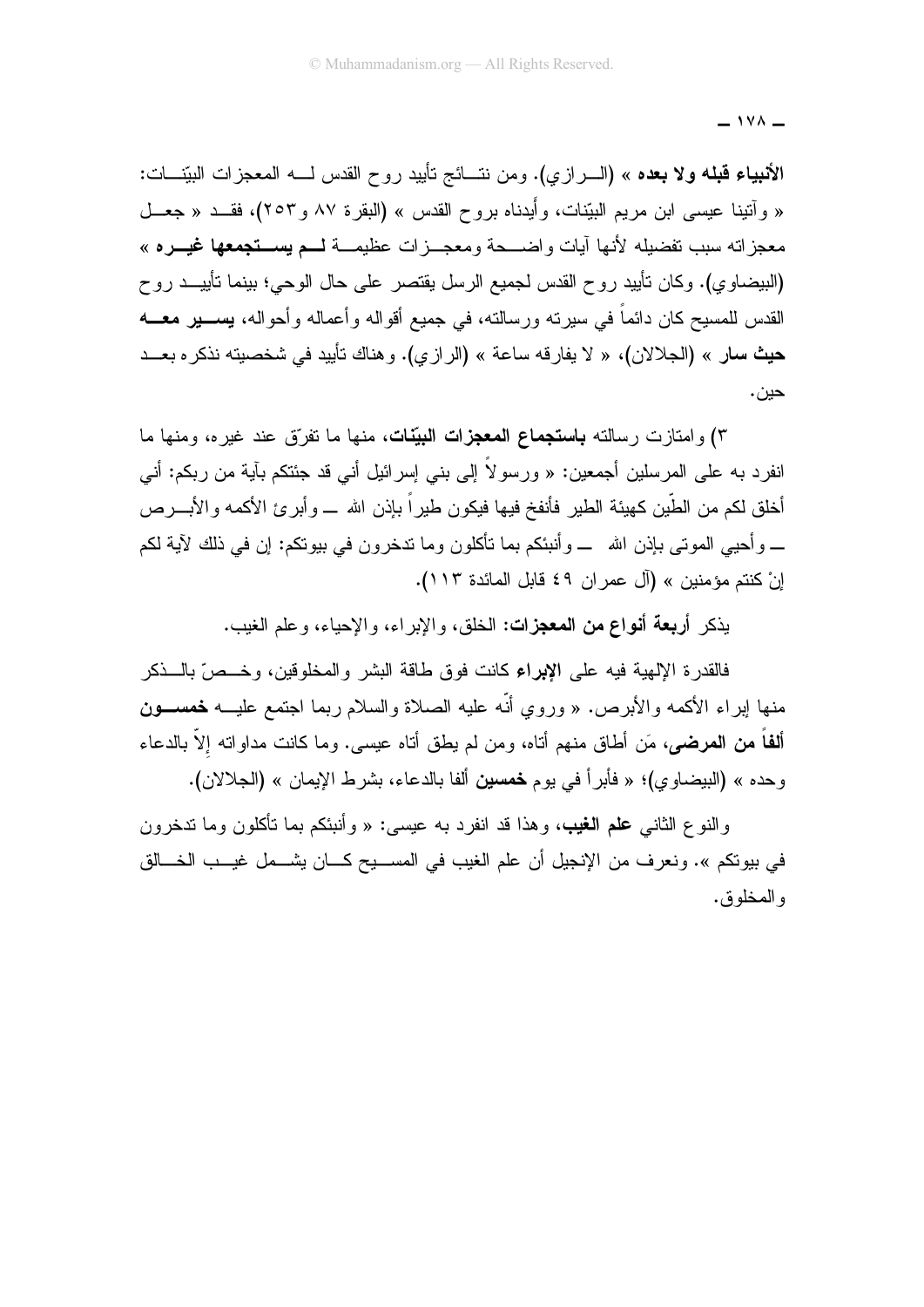**الأنبياء قبله ولا بعده** » (الرازي). ومن نتائج تأييد روح القدس له المعجزات البيّنات: « وآتينا عيسى ابن مريم البيّنات، وأيدناه بروح القدس » (البقرة ٨٧ و٢٥٣)، فقد « جعل معجزاته سبب تفضيله لأنها آيات واضحة ومعجزات عظيمة **لم يستجمعها غيره** » (البيضاوي). وكان تأييد روح القدس لجميع الرسل يقتصر على حال الوحي؛ بينما تأييد روح القدس للمسيح كان دائماً في سيرته ورسالته، في جميع أقواله وأعماله وأحواله، **يسير معه حيث سار** » (الجلالان)، « لا يفارقه ساعة » (الرازي). وهناك تأييد في شخصيته نذكره بعد حين.

٣) وامتازت رسالته **باستجماع المعجزات البيّنات**، منها ما تفرّق عند غيره، ومنها ما انفرد به على المرسلين أجمعين: « ورسولاً إلى بني إسرائيل أني قد جئتكم بآية من ربكم: أني أخلق لكم من الطّين كهيئة الطير فأنفخ فيها فيكون طيراً بإذن الله ــ وأبرئ الأكمه والأبرص ــ وأحيي الموتى بإذن الله ــ وأنبئكم بما تأكلون وما تدخرون في بيوتكم: إن في ذلك لآية لكم إنْ كنتم مؤمنين » (آل عمران ٤٩ قابل المائدة ١١٣).

يذكر **أربعة أنواع من المعجزات**: الخلق، والإبراء، والإحياء، وعلم الغيب.

فالقدرة الإلهية فيه على **الإبراء** كانت فوق طاقة البشر والمخلوقين، وخصّ بالذكر منها إبراء الأكمه والأبرص. « وروي أنّه عليه الصلاة والسلام ربما اجتمع عليه **خمسون ألفاً من المرضى**، مَن أطاق منهم أتاه، ومن لم يطق أتاه عيسى. وما كانت مداواته إلاّ بالدعاء وحده » (البيضاوي)؛ « فأبرأ في يوم **خمسين** ألفا بالدعاء، بشرط الإيمان » (الجلالان).

والنوع الثاني **علم الغيب**، وهذا قد انفرد به عيسى: « وأنبئكم بما تأكلون وما تدخرون في بيوتكم ». ونعرف من الإنجيل أن علم الغيب في المسيح كان يشمل غيب الخالق والمخلوق.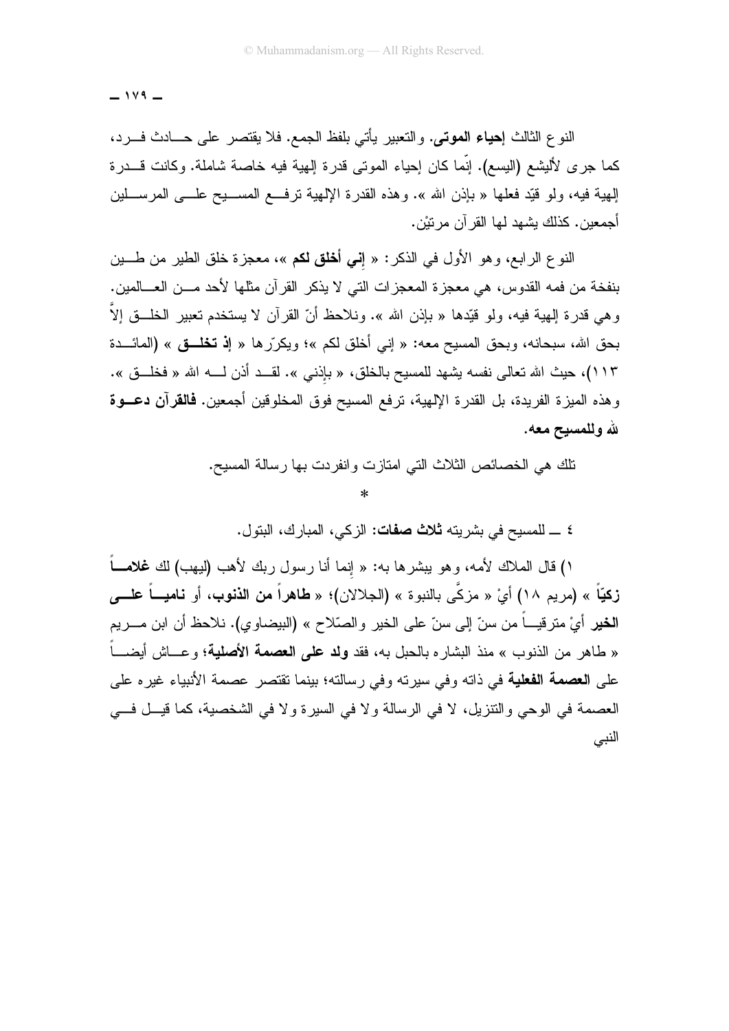النوع الثالث **إحياء الموتى**. والتعبير يأتي بلفظ الجمع. فلا يقتصر على حادث فرد، كما جرى لأليشع (اليسع). إنّما كان إحياء الموتى قدرة إلهية فيه خاصة شاملة. وكانت قدرة إلهية فيه، ولو قيّد فعلها « بإذن الله ». وهذه القدرة الإلهية ترفع المسيح على المرسلين أجمعين. كذلك يشهد لها القرآن مرتيْن.

النوع الرابع، وهو الأول في الذكر: « **إني أخلق لكم** »، معجزة خلق الطير من طين بنفخة من فمه القدوس، هي معجزة المعجزات التي لا يذكر القرآن مثلها لأحد من العالمين. وهي قدرة إلهية فيه، ولو قيّدها « بإذن الله ». ونلاحظ أنّ القرآن لا يستخدم تعبير الخلق إلاَّ بحق الله، سبحانه، وبحق المسيح معه: « إني أخلق لكم »؛ ويكرّرها « **إذ تخلق** » (المائدة ١١٣)، حيث الله تعالى نفسه يشهد للمسيح بالخلق، « بإذني ». لقد أذن له الله « فخلق ». وهذه الميزة الفريدة، بل القدرة الإلهية، ترفع المسيح فوق المخلوقين أجمعين. **فالقرآن دعوة لله وللمسيح معه.**

تلك هي الخصائص الثلاث التي امتازت وانفردت بها رسالة المسيح.

*

٤ ــ للمسيح في بشريته **ثلاث صفات:** الزكي، المبارك، البتول.

١) قال الملاك لأمه، وهو يبشرها به: « إنما أنا رسول ربك لأهب (ليهب) لك **غلاماً زكيّاً** » (مريم ١٨) أيْ « مزكًّى بالنبوة » (الجلالان)؛ « **طاهراً من الذنوب**، أو **نامياً على الخير** أيْ مترقياً من سنّ إلى سنّ على الخير والصّلاح » (البيضاوي). نلاحظ أن ابن مريم « طاهر من الذنوب » منذ البشاره بالحبل به، فقد **ولد على العصمة الأصلية**؛ وعاش أيضاً على **العصمة الفعلية** في ذاته وفي سيرته وفي رسالته؛ بينما تقتصر عصمة الأنبياء غيره على العصمة في الوحي والتنزيل، لا في الرسالة ولا في السيرة ولا في الشخصية، كما قيل في النبي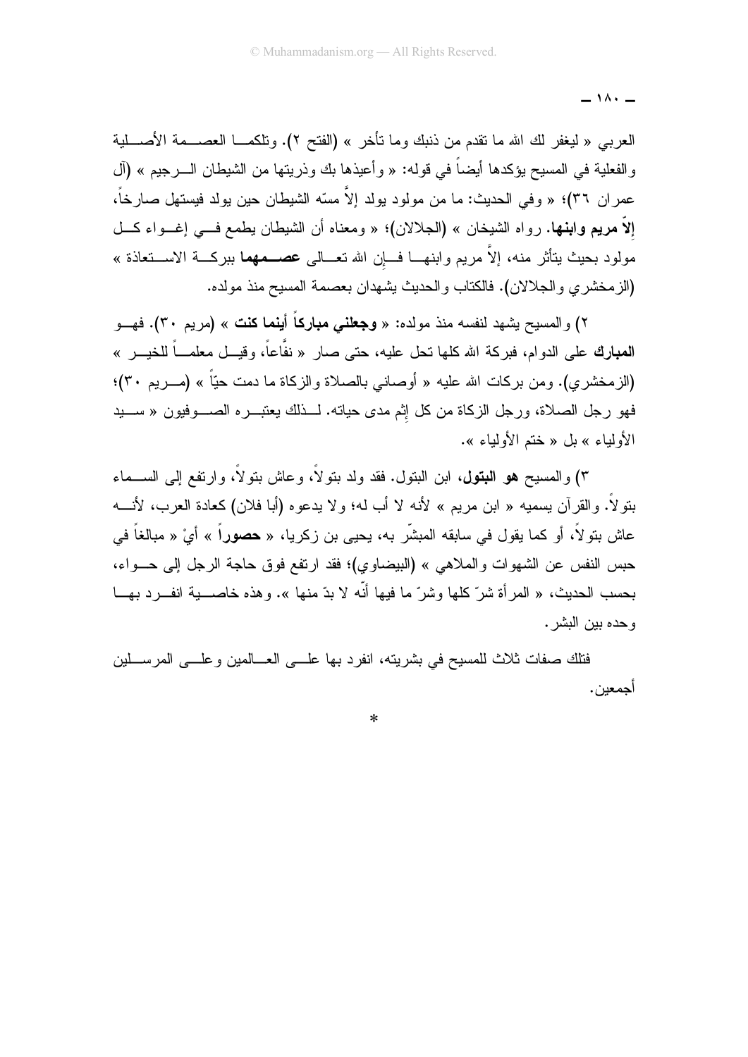العربي « ليغفر لك الله ما تقدم من ذنبك وما تأخر » (الفتح ٢). وتلكما العصمة الأصلية والفعلية في المسيح يؤكدها أيضاً في قوله: « وأعيذها بك وذريتها من الشيطان الرجيم » (آل عمران ٣٦)؛ « وفي الحديث: ما من مولود يولد إلاَّ مسّه الشيطان حين يولد فيستهل صارخاً، **إلاّ مريم وابنها**. رواه الشيخان » (الجلالان)؛ « ومعناه أن الشيطان يطمع في إغواء كل مولود بحيث يتأثر منه، إلاَّ مريم وابنها فإن الله تعالى **عصمهما** ببركة الاستعاذة » (الزمخشري والجلالان). فالكتاب والحديث يشهدان بعصمة المسيح منذ مولده.

٢) والمسيح يشهد لنفسه منذ مولده: « **وجعلني مباركاً أينما كنت** » (مريم ٣٠). فهو **المبارك** على الدوام، فبركة الله كلها تحل عليه، حتى صار « نفَّاعاً، وقيل معلماً للخير » (الزمخشري). ومن بركات الله عليه « أوصاني بالصلاة والزكاة ما دمت حيّاً » (مريم ٣٠)؛ فهو رجل الصلاة، ورجل الزكاة من كل إثم مدى حياته. لذلك يعتبره الصوفيون « سيد الأولياء » بل « ختم الأولياء ».

٣) والمسيح **هو البتول**، ابن البتول. فقد ولد بتولاً، وعاش بتولاً، وارتفع إلى السماء بتولاً. والقرآن يسميه « ابن مريم » لأنه لا أب له؛ ولا يدعوه (أبا فلان) كعادة العرب، لأنه عاش بتولاً، أو كما يقول في سابقه المبشّر به، يحيى بن زكريا، « **حصوراً** » أيْ « مبالغاً في حبس النفس عن الشهوات والملاهي » (البيضاوي)؛ فقد ارتفع فوق حاجة الرجل إلى حواء، بحسب الحديث، « المرأة شرّ كلها وشرّ ما فيها أنّه لا بدّ منها ». وهذه خاصية انفرد بها وحده بين البشر.

فتلك صفات ثلاث للمسيح في بشريته، انفرد بها على العالمين وعلى المرسلين أجمعين.

*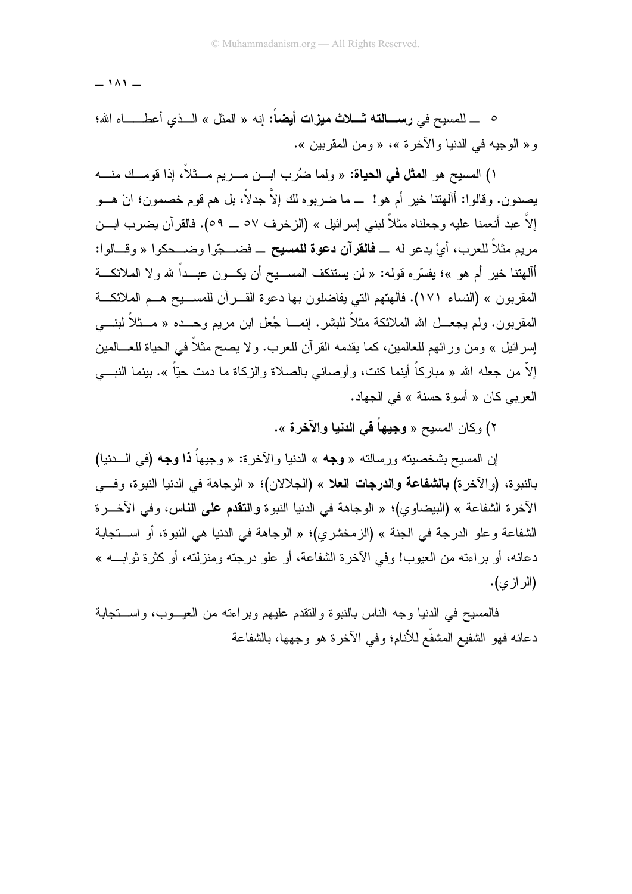٥ ــ للمسيح في **رسالته ثلاث ميزات أيضاً**: إنه « المثل » الذي أعطاه الله؛ و« الوجيه في الدنيا والآخرة »، « ومن المقربين ».

١) المسيح هو **المثل في الحياة**: « ولما ضُرب ابن مريم مثلاً، إذا قومك منه يصدون. وقالوا: أآلهتنا خير أم هو! ــ ما ضربوه لك إلاَّ جدلاً، بل هم قوم خصمون؛ انْ هو إلاَّ عبد أنعمنا عليه وجعلناه مثلاً لبني إسرائيل » (الزخرف ٥٧ ــ ٥٩). فالقرآن يضرب ابن مريم مثلاً للعرب، أيْ يدعو له ــ **فالقرآن دعوة للمسيح** ــ فضجّوا وضحكوا « وقالوا: أآلهتنا خير أم هو »؛ يفسّره قوله: « لن يستنكف المسيح أن يكون عبداً لله ولا الملائكة المقربون » (النساء ١٧١). فآلهتهم التي يفاضلون بها دعوة القرآن للمسيح هم الملائكة المقربون. ولم يجعل الله الملائكة مثلاً للبشر. إنما جُعل ابن مريم وحده « مثلاً لبني إسرائيل » ومن ورائهم للعالمين، كما يقدمه القرآن للعرب. ولا يصح مثلاً في الحياة للعالمين إلاّ من جعله الله « مباركاً أينما كنت، وأوصاني بالصلاة والزكاة ما دمت حيّاً ». بينما النبي العربي كان « أسوة حسنة » في الجهاد.

٢) وكان المسيح « **وجيهاً في الدنيا والآخرة** ».

إن المسيح بشخصيته ورسالته « **وجه** » الدنيا والآخرة: « وجيهاً **ذا وجه** (في الدنيا) بالنبوة، (والآخرة) **بالشفاعة والدرجات العلا** » (الجلالان)؛ « الوجاهة في الدنيا النبوة، وفي الآخرة الشفاعة » (البيضاوي)؛ « الوجاهة في الدنيا النبوة **والتقدم على الناس**، وفي الآخرة الشفاعة وعلو الدرجة في الجنة » (الزمخشري)؛ « الوجاهة في الدنيا هي النبوة، أو استجابة دعائه، أو براءته من العيوب! وفي الآخرة الشفاعة، أو علو درجته ومنزلته، أو كثرة ثوابه » (الرازي).

فالمسيح في الدنيا وجه الناس بالنبوة والتقدم عليهم وبراءته من العيوب، واستجابة دعائه فهو الشفيع المشفّع للأنام؛ وفي الآخرة هو وجهها، بالشفاعة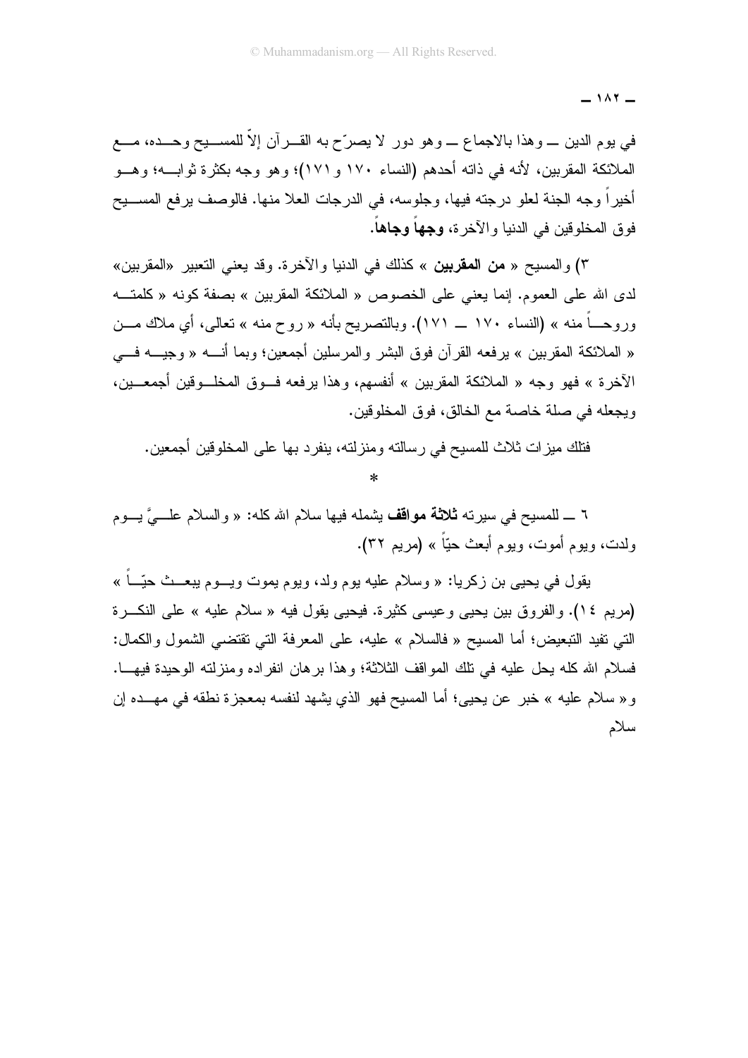في يوم الدين ـــ وهذا بالاجماع ـــ وهو دور لا يصرّح به القرآن إلاّ للمسيح وحده، مع الملائكة المقربين، لأنه في ذاته أحدهم (النساء ١٧٠ و١٧١)؛ وهو وجه بكثرة ثوابه؛ وهو أخيراً وجه الجنة لعلو درجته فيها، وجلوسه، في الدرجات العلا منها. فالوصف يرفع المسيح فوق المخلوقين في الدنيا والآخرة، **وجهاً وجاهاً**.

٣) والمسيح « **من المقربين** » كذلك في الدنيا والآخرة. وقد يعني التعبير «المقربين» لدى الله على العموم. إنما يعني على الخصوص « الملائكة المقربين » بصفة كونه « كلمته وروحاً منه » (النساء ١٧٠ ـــ ١٧١). وبالتصريح بأنه « روح منه » تعالى، أي ملاك من « الملائكة المقربين » يرفعه القرآن فوق البشر والمرسلين أجمعين؛ وبما أنه « وجيه في الآخرة » فهو وجه « الملائكة المقربين » أنفسهم، وهذا يرفعه فوق المخلوقين أجمعين، ويجعله في صلة خاصة مع الخالق، فوق المخلوقين.

فتلك ميزات ثلاث للمسيح في رسالته ومنزلته، ينفرد بها على المخلوقين أجمعين.

*

٦ ـــ للمسيح في سيرته **ثلاثة مواقف** يشمله فيها سلام الله كله: « والسلام عليَّ يوم ولدت، ويوم أموت، ويوم أبعث حيّاً » (مريم ٣٢).

يقول في يحيى بن زكريا: « وسلام عليه يوم ولد، ويوم يموت ويوم يبعث حيّاً » (مريم ١٤). والفروق بين يحيى وعيسى كثيرة. فيحيى يقول فيه « سلام عليه » على النكرة التي تفيد التبعيض؛ أما المسيح « فالسلام » عليه، على المعرفة التي تقتضي الشمول والكمال: فسلام الله كله يحل عليه في تلك المواقف الثلاثة؛ وهذا برهان انفراده ومنزلته الوحيدة فيها. و« سلام عليه » خبر عن يحيى؛ أما المسيح فهو الذي يشهد لنفسه بمعجزة نطقه في مهده إن سلام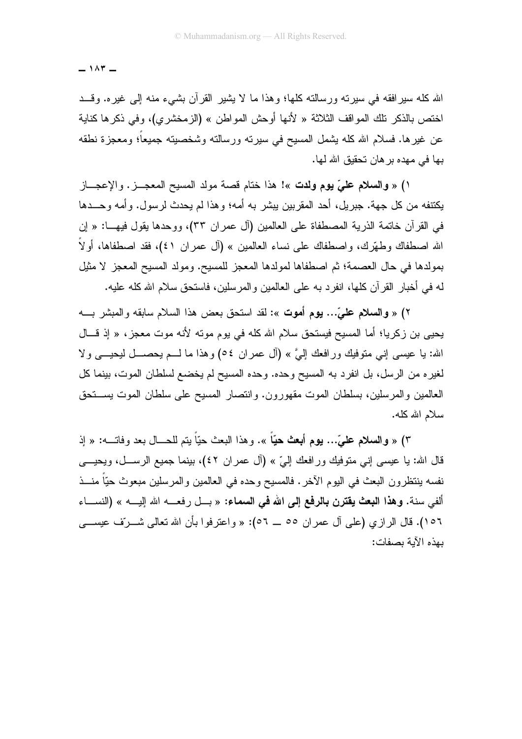الله كله سيرافقه في سيرته ورسالته كلها؛ وهذا ما لا يشير القرآن بشيء منه إلى غيره. وقد اختص بالذكر تلك المواقف الثلاثة « لأنها أوحش المواطن » (الزمخشري)، وفي ذكرها كناية عن غيرها. فسلام الله كله يشمل المسيح في سيرته ورسالته وشخصيته جميعاً؛ ومعجزة نطقه بها في مهده برهان تحقيق الله لها.

١) « **والسلام عليّ يوم ولدت** »! هذا ختام قصة مولد المسيح المعجز. والإعجاز يكتنفه من كل جهة. جبريل، أحد المقربين يبشر به أمه؛ وهذا لم يحدث لرسول. وأمه وحدها في القرآن خاتمة الذرية المصطفاة على العالمين (آل عمران ٣٣)، ووحدها يقول فيها: « إن الله اصطفاك وطهّرك، واصطفاك على نساء العالمين » (آل عمران ٤١)، فقد اصطفاها، أولاً بمولدها في حال العصمة؛ ثم اصطفاها لمولدها المعجز للمسيح. ومولد المسيح المعجز لا مثيل له في أخبار القرآن كلها، انفرد به على العالمين والمرسلين، فاستحق سلام الله كله عليه.

٢) « **والسلام عليّ... يوم أموت** »: لقد استحق بعض هذا السلام سابقه والمبشر به يحيى بن زكريا؛ أما المسيح فيستحق سلام الله كله في يوم موته لأنه موت معجز، « إذ قال الله: يا عيسى إني متوفيك ورافعك إليَّ » (آل عمران ٥٤) وهذا ما لم يحصل ليحيى ولا لغيره من الرسل، بل انفرد به المسيح وحده. وحده المسيح لم يخضع لسلطان الموت، بينما كل العالمين والمرسلين، بسلطان الموت مقهورون. وانتصار المسيح على سلطان الموت يستحق سلام الله كله.

٣) « **والسلام عليّ... يوم أبعث حيّاً** ». وهذا البعث حيّاً يتم للحال بعد وفاته: « إذ قال الله: يا عيسى إني متوفيك ورافعك إليّ » (آل عمران ٤٢)، بينما جميع الرسل، ويحيى نفسه ينتظرون البعث في اليوم الآخر. فالمسيح وحده في العالمين والمرسلين مبعوث حيّاً منذ ألفي سنة. **وهذا البعث يقترن بالرفع إلى الله في السماء**: « بل رفعه الله إليه » (النساء ١٥٦). قال الرازي (على آل عمران ٥٥ ــ ٥٦): « واعترفوا بأن الله تعالى شرّف عيسى بهذه الآية بصفات: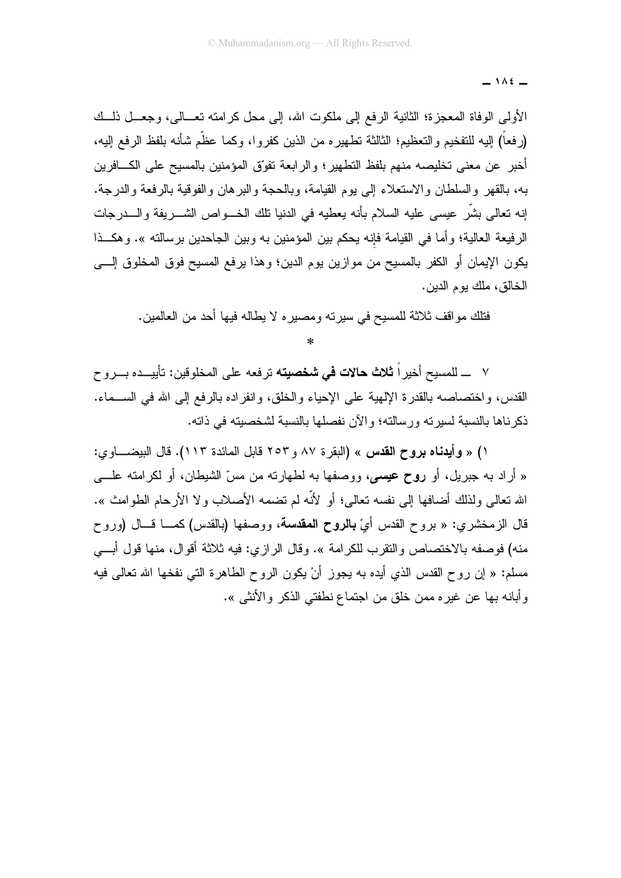الأولى الوفاة المعجزة؛ الثانية الرفع إلى ملكوت الله، إلى محل كرامته تعالى، وجعل ذلك (رفعاً) إليه للتفخيم والتعظيم؛ الثالثة تطهيره من الذين كفروا، وكما عظّم شأنه بلفظ الرفع إليه، أخبر عن معنى تخليصه منهم بلفظ التطهير؛ والرابعة تفوّق المؤمنين بالمسيح على الكافرين به، بالقهر والسلطان والاستعلاء إلى يوم القيامة، وبالحجة والبرهان والفوقية بالرفعة والدرجة. إنه تعالى بشّر عيسى عليه السلام بأنه يعطيه في الدنيا تلك الخواص الشريفة والدرجات الرفيعة العالية؛ وأما في القيامة فإنه يحكم بين المؤمنين به وبين الجاحدين برسالته ». وهكذا يكون الإيمان أو الكفر بالمسيح من موازين يوم الدين؛ وهذا يرفع المسيح فوق المخلوق إلى الخالق، ملك يوم الدين.

فتلك مواقف ثلاثة للمسيح في سيرته ومصيره لا يطاله فيها أحد من العالمين.

*

٧ ـــ للمسيح أخيراً **ثلاث حالات في شخصيته** ترفعه على المخلوقين: تأييده بروح القدس، واختصاصه بالقدرة الإلهية على الإحياء والخلق، وانفراده بالرفع إلى الله في السماء. ذكرناها بالنسبة لسيرته ورسالته؛ والآن نفصلها بالنسبة لشخصيته في ذاته.

١) « **وأيدناه بروح القدس** » (البقرة ٨٧ و٢٥٣ قابل المائدة ١١٣). قال البيضاوي: « أراد به جبريل، أو **روح عيسى**، ووصفها به لطهارته من مسّ الشيطان، أو لكرامته على الله تعالى ولذلك أضافها إلى نفسه تعالى؛ أو لأنّه لم تضمه الأصلاب ولا الأرحام الطوامث ». قال الزمخشري: « بروح القدس أيْ **بالروح المقدسة**، ووصفها (بالقدس) كما قال (وروح منه) فوصفه بالاختصاص والتقرب للكرامة ». وقال الرازي: فيه ثلاثة أقوال، منها قول أبي مسلم: « إن روح القدس الذي أيده به يجوز أنْ يكون الروح الطاهرة التي نفخها الله تعالى فيه وأبانه بها عن غيره ممن خلق من اجتماع نطفتي الذكر والأنثى ».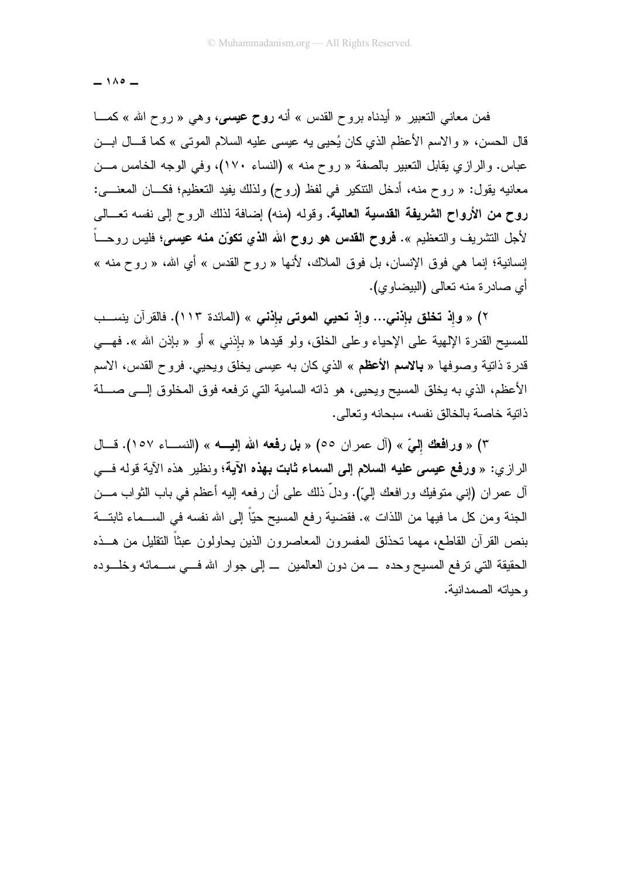فمن معاني التعبير « أيدناه بروح القدس » أنه **روح عيسى**، وهي « روح الله » كما قال الحسن، « والاسم الأعظم الذي كان يُحيي به عيسى عليه السلام الموتى » كما قال ابن عباس. والرازي يقابل التعبير بالصفة « روح منه » (النساء ١٧٠)، وفي الوجه الخامس من معانيه يقول: « روح منه، أدخل التنكير في لفظ (روح) ولذلك يفيد التعظيم؛ فكان المعنى: **روح من الأرواح الشريفة القدسية العالية**. وقوله (منه) إضافة لذلك الروح إلى نفسه تعالى لأجل التشريف والتعظيم ». **فروح القدس هو روح الله الذي تكوّن منه عيسى**؛ فليس روحاً إنسانية؛ إنما هي فوق الإنسان، بل فوق الملاك، لأنها « روح القدس » أي الله، « روح منه » أي صادرة منه تعالى (البيضاوي).

٢) « **وإذ تخلق بإذني... وإذ تحيي الموتى بإذني** » (المائدة ١١٣). فالقرآن ينسب للمسيح القدرة الإلهية على الإحياء وعلى الخلق، ولو قيدها « بإذني » أو « بإذن الله ». فهي قدرة ذاتية وصوفها « **بالاسم الأعظم** » الذي كان به عيسى يخلق ويحيي. فروح القدس، الاسم الأعظم، الذي به يخلق المسيح ويحيي، هو ذاته السامية التي ترفعه فوق المخلوق إلى صلة ذاتية خاصة بالخالق نفسه، سبحانه وتعالى.

٣) « **ورافعك إليّ** » (آل عمران ٥٥) « **بل رفعه الله إليه** » (النساء ١٥٧). قال الرازي: « **ورفع عيسى عليه السلام إلى السماء ثابت بهذه الآية**؛ ونظير هذه الآية قوله في آل عمران (إني متوفيك ورافعك إليّ). ودلّ ذلك على أن رفعه إليه أعظم في باب الثواب من الجنة ومن كل ما فيها من اللذات ». فقضية رفع المسيح حيّاً إلى الله نفسه في السماء ثابتة بنص القرآن القاطع، مهما تحذلق المفسرون المعاصرون الذين يحاولون عبثاً التقليل من هذه الحقيقة التي ترفع المسيح وحده — من دون العالمين — إلى جوار الله في سمائه وخلوده وحياته الصمدانية.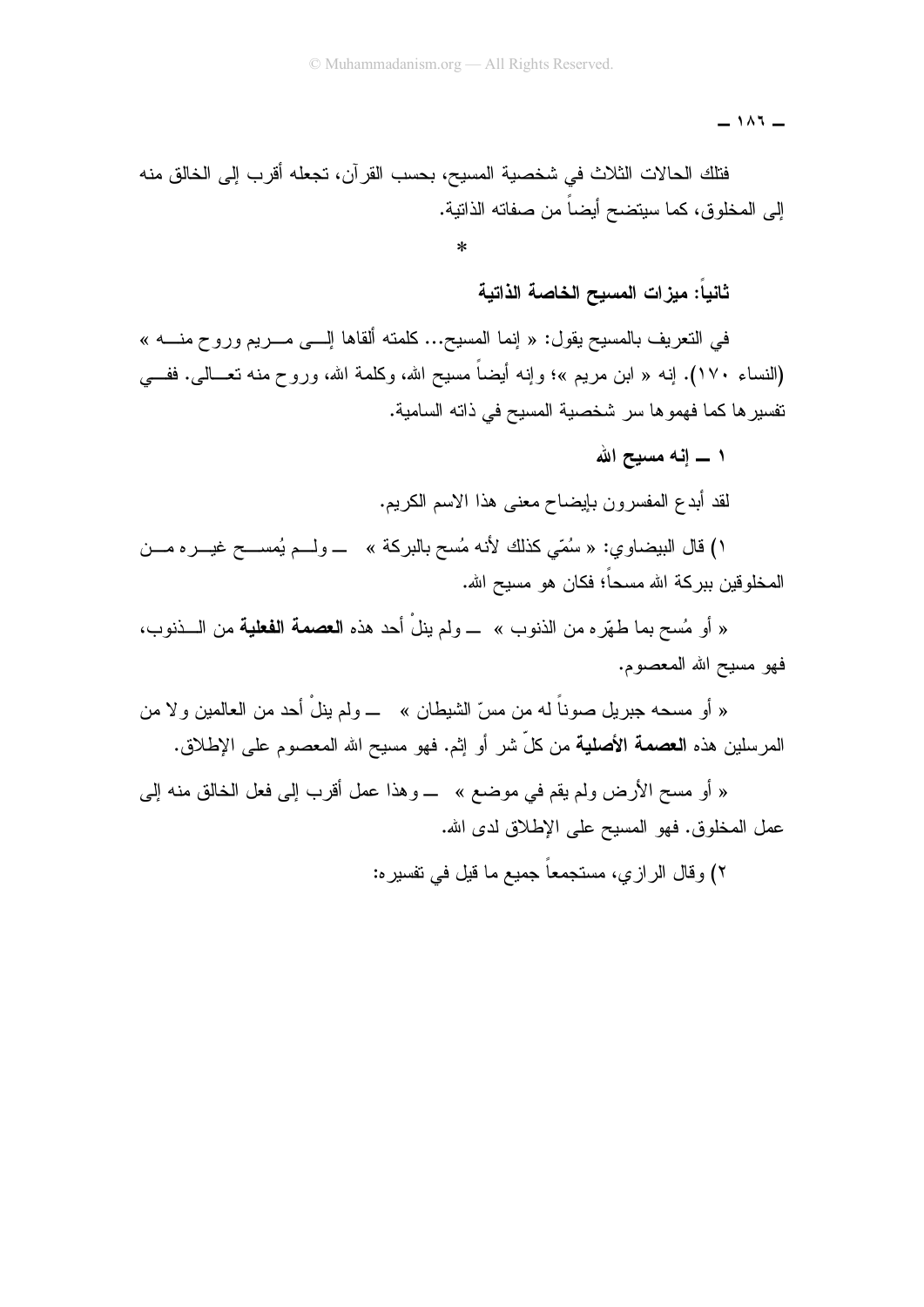فتلك الحالات الثلاث في شخصية المسيح، بحسب القرآن، تجعله أقرب إلى الخالق منه إلى المخلوق، كما سيتضح أيضاً من صفاته الذاتية.

*

## ثانياً: ميزات المسيح الخاصة الذاتية

في التعريف بالمسيح يقول: « إنما المسيح... كلمته ألقاها إلى مريم وروح منه » (النساء ١٧٠). إنه « ابن مريم »؛ وإنه أيضاً مسيح الله، وكلمة الله، وروح منه تعالى. ففي تفسيرها كما فهموها سر شخصية المسيح في ذاته السامية.

### ١ ــ إنه مسيح الله

لقد أبدع المفسرون بإيضاح معنى هذا الاسم الكريم.

١) قال البيضاوي: « سُمّي كذلك لأنه مُسح بالبركة » ــ ولم يُمسح غيره من المخلوقين ببركة الله مسحاً؛ فكان هو مسيح الله.

« أو مُسح بما طهّره من الذنوب » ــ ولم ينلْ أحد هذه **العصمة الفعلية** من الذنوب، فهو مسيح الله المعصوم.

« أو مسحه جبريل صوناً له من مسّ الشيطان » ــ ولم ينلْ أحد من العالمين ولا من المرسلين هذه **العصمة الأصلية** من كلّ شر أو إثم. فهو مسيح الله المعصوم على الإطلاق.

« أو مسح الأرض ولم يقم في موضع » ــ وهذا عمل أقرب إلى فعل الخالق منه إلى عمل المخلوق. فهو المسيح على الإطلاق لدى الله.

٢) وقال الرازي، مستجمعاً جميع ما قيل في تفسيره: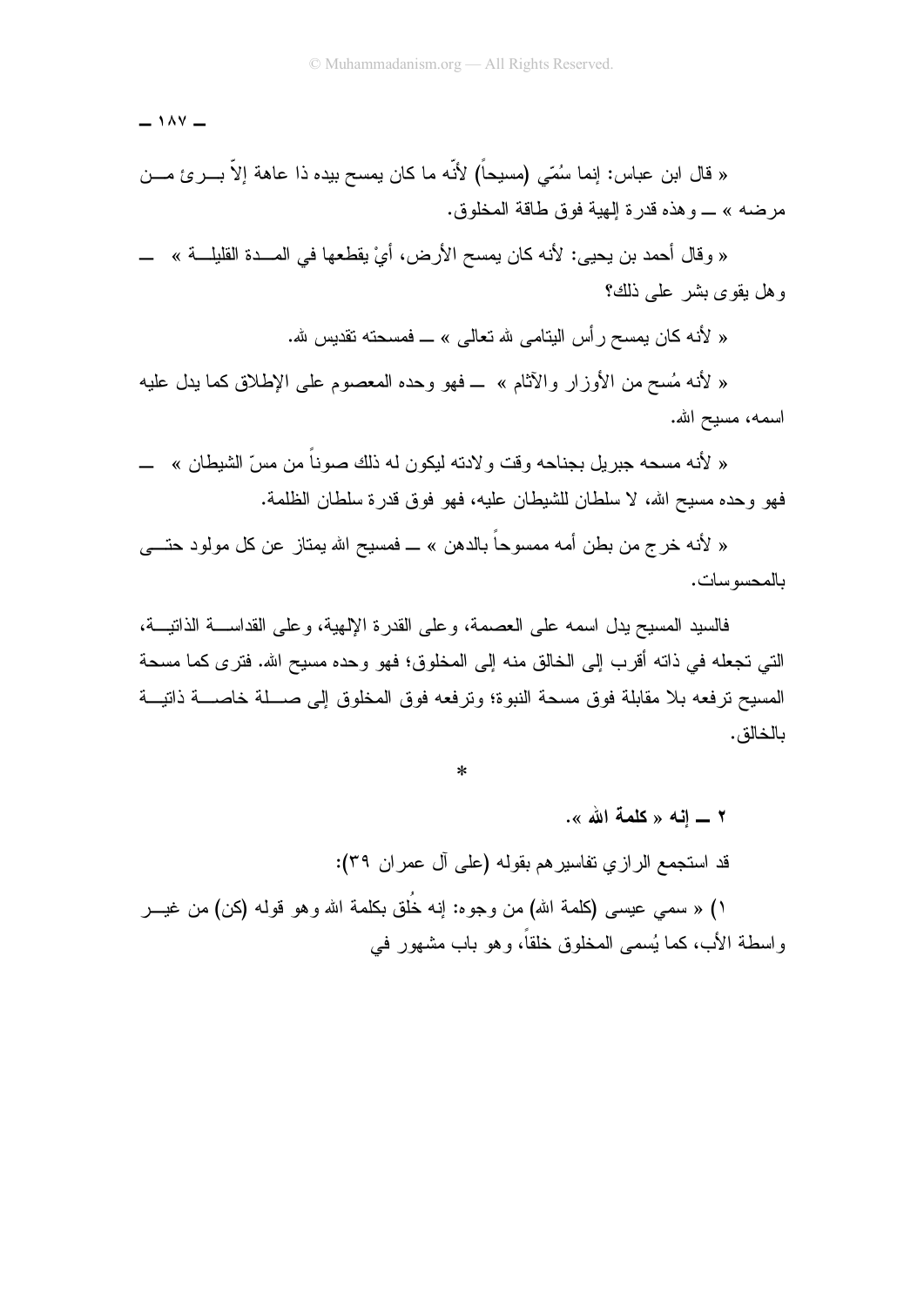« قال ابن عباس: إنما سُمّي (مسيحاً) لأنّه ما كان يمسح بيده ذا عاهة إلاّ بــرئ مــن مرضه » ــ وهذه قدرة إلهية فوق طاقة المخلوق.

« وقال أحمد بن يحيى: لأنه كان يمسح الأرض، أيْ يقطعها في المــدة القليلــة » ــ وهل يقوى بشر على ذلك؟

« لأنه كان يمسح رأس اليتامى لله تعالى » ــ فمسحته تقديس لله.

« لأنه مُسح من الأوزار والآثام » ــ فهو وحده المعصوم على الإطلاق كما يدل عليه اسمه، مسيح الله.

« لأنه مسحه جبريل بجناحه وقت ولادته ليكون له ذلك صوناً من مسّ الشيطان » ــ فهو وحده مسيح الله، لا سلطان للشيطان عليه، فهو فوق قدرة سلطان الظلمة.

« لأنه خرج من بطن أمه ممسوحاً بالدهن » ــ فمسيح الله يمتاز عن كل مولود حتــى بالمحسوسات.

فالسيد المسيح يدل اسمه على العصمة، وعلى القدرة الإلهية، وعلى القداســة الذاتيــة، التي تجعله في ذاته أقرب إلى الخالق منه إلى المخلوق؛ فهو وحده مسيح الله. فترى كما مسحة المسيح ترفعه بلا مقابلة فوق مسحة النبوة؛ وترفعه فوق المخلوق إلى صــلة خاصــة ذاتيــة بالخالق.

*

**٢ ــ إنه « كلمة الله »**.

قد استجمع الرازي تفاسيرهم بقوله (على آل عمران ٣٩):

١) « سمي عيسى (كلمة الله) من وجوه: إنه خُلق بكلمة الله وهو قوله (كن) من غيــر واسطة الأب، كما يُسمى المخلوق خلقاً، وهو باب مشهور في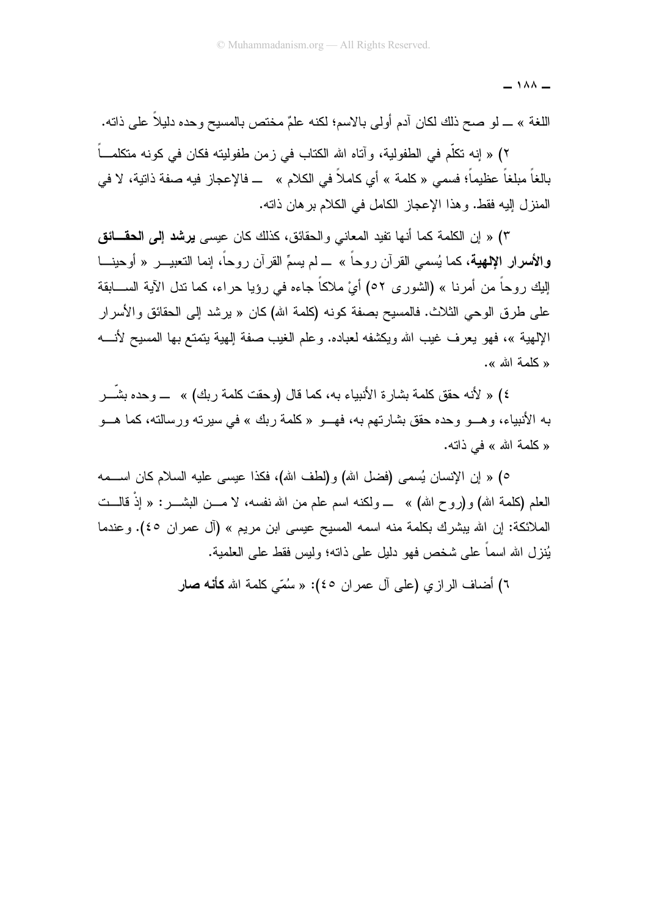اللغة » ـــ لو صح ذلك لكان آدم أولى بالاسم؛ لكنه علمٌ مختص بالمسيح وحده دليلاً على ذاته.

٢) « إنه تكلّم في الطفولية، وآتاه الله الكتاب في زمن طفوليته فكان في كونه متكلماً بالغاً مبلغاً عظيماً؛ فسمي « كلمة » أي كاملاً في الكلام » ـــ فالإعجاز فيه صفة ذاتية، لا في المنزل إليه فقط. وهذا الإعجاز الكامل في الكلام برهان ذاته.

٣) « إن الكلمة كما أنها تفيد المعاني والحقائق، كذلك كان عيسى **يرشد إلى الحقائق والأسرار الإلهية**، كما يُسمي القرآن روحاً » ـــ لم يسمِّ القرآن روحاً، إنما التعبير « أوحينا إليك روحاً من أمرنا » (الشورى ٥٢) أيْ ملاكاً جاءه في رؤيا حراء، كما تدل الآية السابقة على طرق الوحي الثلاث. فالمسيح بصفة كونه (كلمة الله) كان « يرشد إلى الحقائق والأسرار الإلهية »، فهو يعرف غيب الله ويكشفه لعباده. وعلم الغيب صفة إلهية يتمتع بها المسيح لأنه « كلمة الله ».

٤) « لأنه حقق كلمة بشارة الأنبياء به، كما قال (وحقت كلمة ربك) » ـــ وحده بشّر به الأنبياء، وهو وحده حقق بشارتهم به، فهو « كلمة ربك » في سيرته ورسالته، كما هو « كلمة الله » في ذاته.

٥) « إن الإنسان يُسمى (فضل الله) و(لطف الله)، فكذا عيسى عليه السلام كان اسمه العلم (كلمة الله) و(روح الله) » ـــ ولكنه اسم علم من الله نفسه، لا من البشر: « إذْ قالت الملائكة: إن الله يبشرك بكلمة منه اسمه المسيح عيسى ابن مريم » (آل عمران ٤٥). وعندما يُنزل الله اسماً على شخص فهو دليل على ذاته؛ وليس فقط على العلمية.

٦) أضاف الرازي (على آل عمران ٤٥): « سُمّي كلمة الله **كأنه صار**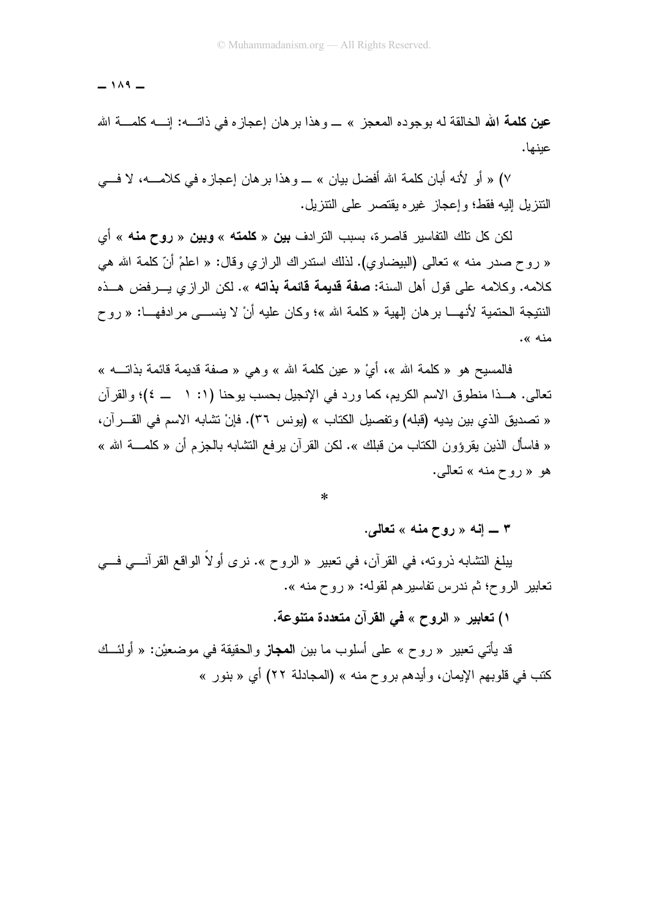**عين كلمة الله** الخالقة له بوجوده المعجز » ــ وهذا برهان إعجازه في ذاته: إنه كلمة الله عينها.

٧) « أو لأنه أبان كلمة الله أفضل بيان » ــ وهذا برهان إعجازه في كلامه، لا في التنزيل إليه فقط؛ وإعجاز غيره يقتصر على التنزيل.

لكن كل تلك التفاسير قاصرة، بسبب الترادف **بين** « **كلمته** » **وبين** « **روح منه** » أي « روح صدر منه » تعالى (البيضاوي). لذلك استدراك الرازي وقال: « اعلمْ أنّ كلمة الله هي كلامه. وكلامه على قول أهل السنة: **صفة قديمة قائمة بذاته** ». لكن الرازي يرفض هذه النتيجة الحتمية لأنها برهان إلهية « كلمة الله »؛ وكان عليه أنْ لا ينسى مرادفها: « روح منه ».

فالمسيح هو « كلمة الله »، أيْ « عين كلمة الله » وهي « صفة قديمة قائمة بذاته » تعالى. هذا منطوق الاسم الكريم، كما ورد في الإنجيل بحسب يوحنا (١: ١ ــ ٤)؛ والقرآن « تصديق الذي بين يديه (قبله) وتفصيل الكتاب » (يونس ٣٦). فإنْ تشابه الاسم في القرآن، « فاسأل الذين يقرؤون الكتاب من قبلك ». لكن القرآن يرفع التشابه بالجزم أن « كلمة الله » هو « روح منه » تعالى.

*

### ٣ ــ إنه « روح منه » تعالى.

يبلغ التشابه ذروته، في القرآن، في تعبير « الروح ». نرى أولاً الواقع القرآني في تعابير الروح؛ ثم ندرس تفاسيرهم لقوله: « روح منه ».

#### ١) تعابير « الروح » في القرآن متعددة متنوعة.

قد يأتي تعبير « روح » على أسلوب ما بين **المجاز** والحقيقة في موضعيْن: « أولئك كتب في قلوبهم الإيمان، وأيدهم بروح منه » (المجادلة ٢٢) أي « بنور »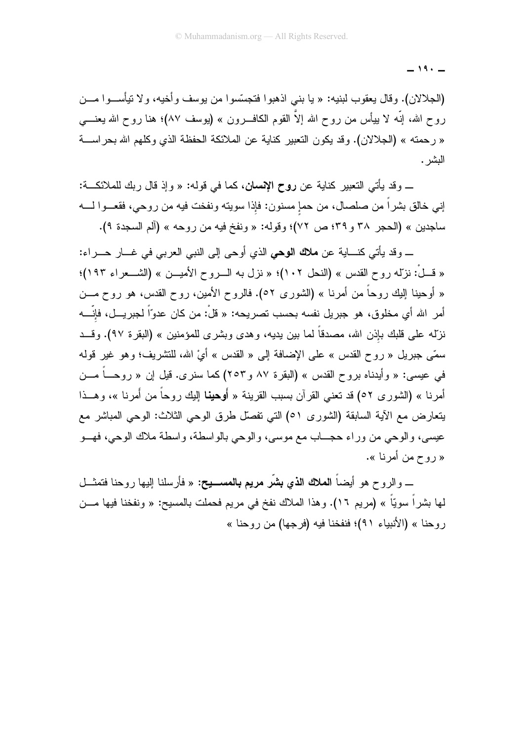(الجلالان). وقال يعقوب لبنيه: « يا بني اذهبوا فتجسّسوا من يوسف وأخيه، ولا تيأسوا من روح الله، إنّه لا ييأس من روح الله إلاَّ القوم الكافرون » (يوسف ٨٧)؛ هنا روح الله يعني « رحمته » (الجلالان). وقد يكون التعبير كناية عن الملائكة الحفظة الذي وكلهم الله بحراسة البشر.

ــ وقد يأتي التعبير كناية عن **روح الإنسان**، كما في قوله: « وإذ قال ربك للملائكة: إني خالق بشراً من صلصال، من حمإٍ مسنون: فإذا سويته ونفخت فيه من روحي، فقعوا له ساجدين » (الحجر ٣٨ و٣٩؛ ص ٧٢)؛ وقوله: « ونفخ فيه من روحه » (آلم السجدة ٩).

ــ وقد يأتي كناية عن **ملاك الوحي** الذي أوحى إلى النبي العربي في غار حراء: « قلْ: نزّله روح القدس » (النحل ١٠٢)؛ « نزل به الروح الأمين » (الشعراء ١٩٣)؛ « أوحينا إليك روحاً من أمرنا » (الشورى ٥٢). فالروح الأمين، روح القدس، هو روح من أمر الله أي مخلوق، هو جبريل نفسه بحسب تصريحه: « قلْ: من كان عدوّاً لجبريل، فإنّه نزّله على قلبك بإذن الله، مصدقاً لما بين يديه، وهدى وبشرى للمؤمنين » (البقرة ٩٧). وقد سمّى جبريل « روح القدس » على الإضافة إلى « القدس » أيْ الله، للتشريف؛ وهو غير قوله في عيسى: « وأيدناه بروح القدس » (البقرة ٨٧ و٢٥٣) كما سنرى. قيل إن « روحاً من أمرنا » (الشورى ٥٢) قد تعني القرآن بسبب القرينة « **أوحينا** إليك روحاً من أمرنا »، وهذا يتعارض مع الآية السابقة (الشورى ٥١) التي تفصّل طرق الوحي الثلاث: الوحي المباشر مع عيسى، والوحي من وراء حجاب مع موسى، والوحي بالواسطة، واسطة ملاك الوحي، فهو « روح من أمرنا ».

ــ والروح هو أيضاً **الملاك الذي بشّر مريم بالمسيح**: « فأرسلنا إليها روحنا فتمثّل لها بشراً سويّاً » (مريم ١٦). وهذا الملاك نفخ في مريم فحملت بالمسيح: « ونفخنا فيها من روحنا » (الأنبياء ٩١)؛ فنفخنا فيه (فرجها) من روحنا »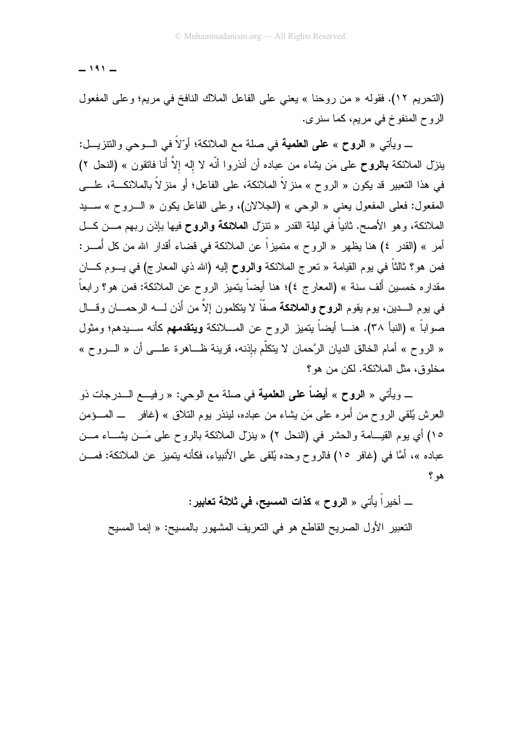(التحريم ١٢). فقوله « من روحنا » يعني على الفاعل الملاك النافخ في مريم؛ وعلى المفعول الروح المنفوخ في مريم، كما سنرى.

ـ ويأتي « **الروح** » **على العلمية** في صلة مع الملائكة؛ أوّلاً في الوحي والتنزيل: ينزّل الملائكة **بالروح** على مَن يشاء من عباده أن أنذروا أنّه لا إله إلاَّ أنا فاتقون » (النحل ٢) في هذا التعبير قد يكون « الروح » منزلاً الملائكة، على الفاعل؛ أو منزلاً بالملائكة، على المفعول: فعلى المفعول يعني « الوحي » (الجلالان)، وعلى الفاعل يكون « الروح » سيد الملائكة، وهو الأصح. ثانياً في ليلة القدر « تنزّل **الملائكة والروح** فيها بإذن ربهم من كل أمر » (القدر ٤) هنا يظهر « الروح » متميزاً عن الملائكة في قضاء أقدار الله من كل أمر: فمن هو؟ ثالثاً في يوم القيامة « تعرج الملائكة **والروح** إليه (الله ذي المعارج) في يوم كان مقداره خمسين ألف سنة » (المعارج ٤)؛ هنا أيضاً يتميز الروح عن الملائكة: فمن هو؟ رابعاً في يوم الدين، يوم يقوم **الروح والملائكة** صفّاً لا يتكلمون إلاَّ من أذن له الرحمان وقال صواباً » (النبأ ٣٨). هنا أيضاً يتميز الروح عن الملائكة **ويتقدمهم** كأنه سيدهم؛ ومثول « الروح » أمام الخالق الديان الرَّحمان لا يتكلّم بإذنه، قرينة ظاهرة على أن « الروح » مخلوق، مثل الملائكة. لكن من هو؟

ـ ويأتي « **الروح** » **أيضاً على العلمية** في صلة مع الوحي: « رفيع الدرجات ذو العرش يُلقي الروح من أمره على مَن يشاء من عباده، لينذر يوم التلاق » (غافر ـ المؤمن ١٥) أي يوم القيامة والحشر في (النحل ٢) « ينزّل الملائكة بالروح على مَن يشاء من عباده »، أمَّا في (غافر ١٥) فالروح وحده يُلقى على الأنبياء، فكأنه يتميز عن الملائكة: فمن هو؟

ـ أخيراً يأتي « **الروح** » **كذات المسيح، في ثلاثة تعابير:**

التعبير الأول الصريح القاطع هو في التعريف المشهور بالمسيح: « إنما المسيح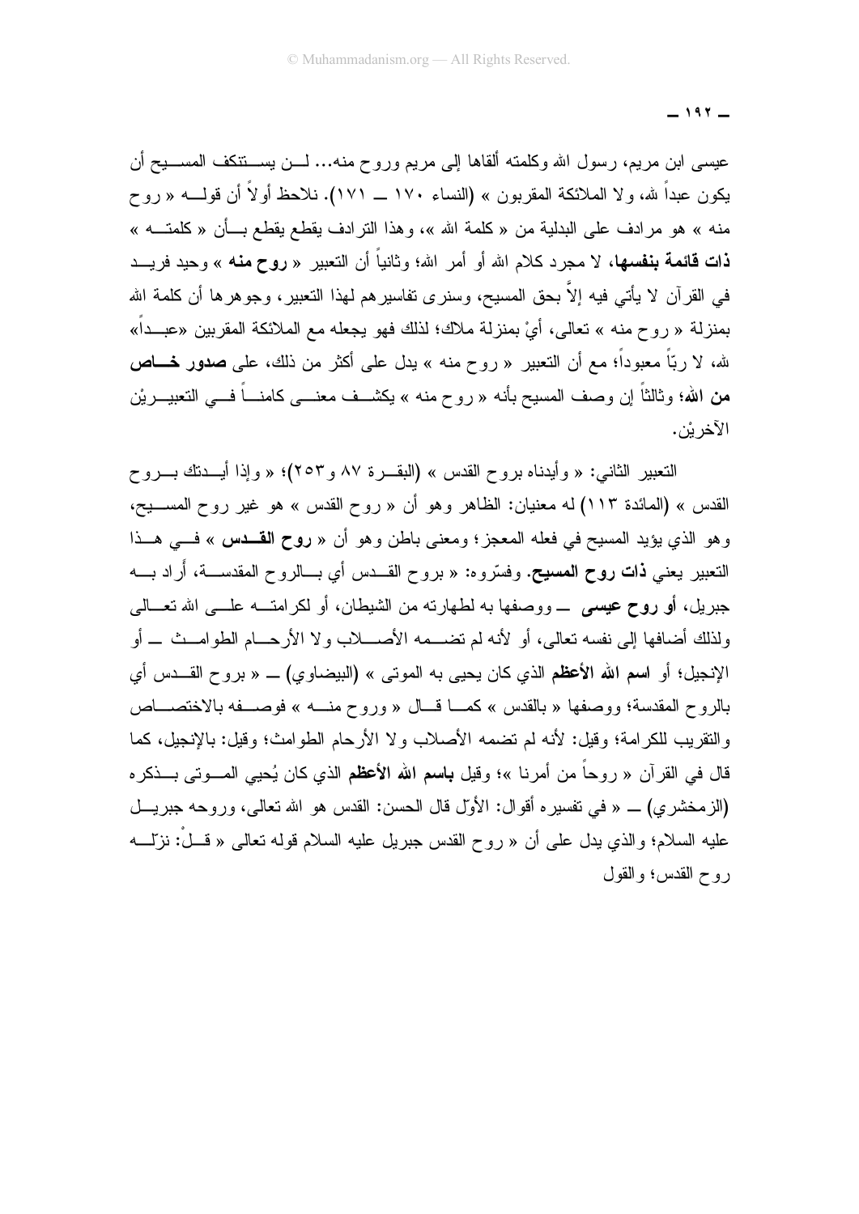عيسى ابن مريم، رسول الله وكلمته ألقاها إلى مريم وروح منه... لــن يســتنكف المســيح أن يكون عبداً لله، ولا الملائكة المقربون » (النساء ١٧٠ ــ ١٧١). نلاحظ أولاً أن قولــه « روح منه » هو مرادف على البدلية من « كلمة الله »، وهذا الترادف يقطع يقطع بــأن « كلمتــه » **ذات قائمة بنفسها**، لا مجرد كلام الله أو أمر الله؛ وثانياً أن التعبير « **روح منه** » وحيد فريــد في القرآن لا يأتي فيه إلاّ بحق المسيح، وسنرى تفاسيرهم لهذا التعبير، وجوهرها أن كلمة الله بمنزلة « روح منه » تعالى، أيْ بمنزلة ملاك؛ لذلك فهو يجعله مع الملائكة المقربين «عبــداً» لله، لا ربّاً معبوداً؛ مع أن التعبير « روح منه » يدل على أكثر من ذلك، على **صدور خــاص من الله**؛ وثالثاً إن وصف المسيح بأنه « روح منه » يكشــف معنــى كامنــاً فــي التعبيــريْن الآخريْن.

التعبير الثاني: « وأيدناه بروح القدس » (البقــرة ٨٧ و٢٥٣)؛ « وإذا أيــدتك بــروح القدس » (المائدة ١١٣) له معنيان: الظاهر وهو أن « روح القدس » هو غير روح المســيح، وهو الذي يؤيد المسيح في فعله المعجز؛ ومعنى باطن وهو أن « **روح القــدس** » فــي هــذا التعبير يعني **ذات روح المسيح**. وفسّروه: « بروح القــدس أي بــالروح المقدســة، أراد بــه جبريل، **أو روح عيسى** ــ ووصفها به لطهارته من الشيطان، أو لكرامتــه علــى الله تعــالى ولذلك أضافها إلى نفسه تعالى، أو لأنه لم تضــمه الأصــلاب ولا الأرحــام الطوامــث ــ أو الإنجيل؛ أو **اسم الله الأعظم** الذي كان يحيى به الموتى » (البيضاوي) ــ « بروح القــدس أي بالروح المقدسة؛ ووصفها « بالقدس » كمــا قــال « وروح منــه » فوصــفه بالاختصــاص والتقريب للكرامة؛ وقيل: لأنه لم تضمه الأصلاب ولا الأرحام الطوامث؛ وقيل: بالإنجيل، كما قال في القرآن « روحاً من أمرنا »؛ وقيل **باسم الله الأعظم** الذي كان يُحيي المــوتى بــذكره (الزمخشري) ــ « في تفسيره أقوال: الأوّل قال الحسن: القدس هو الله تعالى، وروحه جبريــل عليه السلام؛ والذي يدل على أن « روح القدس جبريل عليه السلام قوله تعالى « قــلْ: نزّلــه روح القدس؛ والقول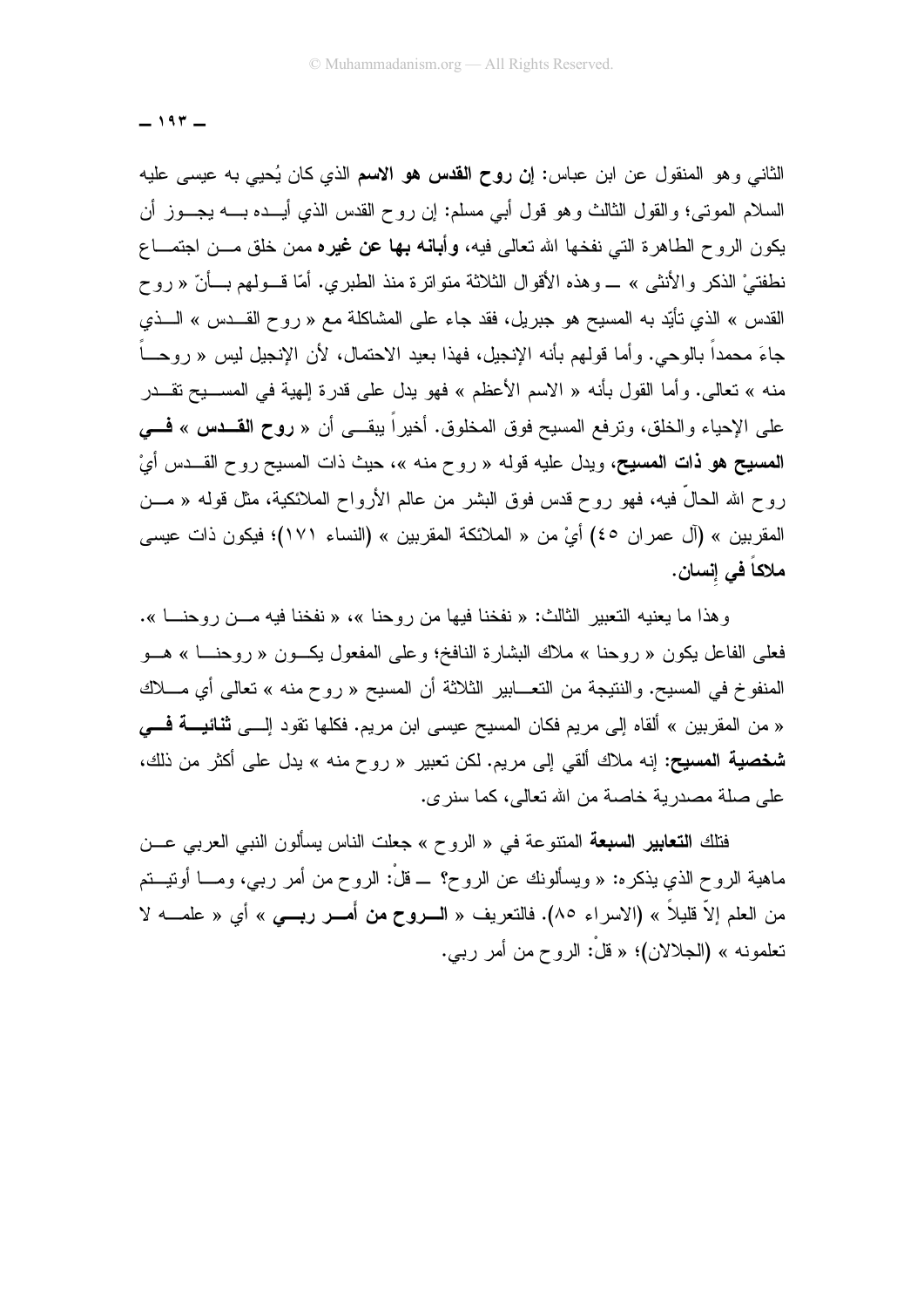الثاني وهو المنقول عن ابن عباس: **إن روح القدس هو الاسم** الذي كان يُحيي به عيسى عليه السلام الموتى؛ والقول الثالث وهو قول أبي مسلم: إن روح القدس الذي أيده به يجوز أن يكون الروح الطاهرة التي نفخها الله تعالى فيه، **وأبانه بها عن غيره** ممن خلق من اجتماع نطفتيْ الذكر والأنثى » ــ وهذه الأقوال الثلاثة متواترة منذ الطبري. أمّا قولهم بأنّ « روح القدس » الذي تأيّد به المسيح هو جبريل، فقد جاء على المشاكلة مع « روح القدس » الذي جاءَ محمداً بالوحي. وأما قولهم بأنه الإنجيل، فهذا بعيد الاحتمال، لأن الإنجيل ليس « روحاً منه » تعالى. وأما القول بأنه « الاسم الأعظم » فهو يدل على قدرة إلهية في المسيح تقدر على الإحياء والخلق، وترفع المسيح فوق المخلوق. أخيراً يبقى أن « **روح القدس** » **في المسيح هو ذات المسيح**، ويدل عليه قوله « روح منه »، حيث ذات المسيح روح القدس أيْ روح الله الحالّ فيه، فهو روح قدس فوق البشر من عالم الأرواح الملائكية، مثل قوله « من المقربين » (آل عمران ٤٥) أيْ من « الملائكة المقربين » (النساء ١٧١)؛ فيكون ذات عيسى **ملاكاً في إنسان**.

وهذا ما يعنيه التعبير الثالث: « نفخنا فيها من روحنا »، « نفخنا فيه من روحنا ». فعلى الفاعل يكون « روحنا » ملاك البشارة النافخ؛ وعلى المفعول يكون « روحنا » هو المنفوخ في المسيح. والنتيجة من التعابير الثلاثة أن المسيح « روح منه » تعالى أي ملاك « من المقربين » ألقاه إلى مريم فكان المسيح عيسى ابن مريم. فكلها تقود إلى **ثنائية في شخصية المسيح**: إنه ملاك ألقي إلى مريم. لكن تعبير « روح منه » يدل على أكثر من ذلك، على صلة مصدرية خاصة من الله تعالى، كما سنرى.

فتلك **التعابير السبعة** المتنوعة في « الروح » جعلت الناس يسألون النبي العربي عن ماهية الروح الذي يذكره: « ويسألونك عن الروح؟ ــ قلْ: الروح من أمر ربي، وما أوتيتم من العلم إلاّ قليلاً » (الاسراء ٨٥). فالتعريف « **الروح من أمر ربي** » أي « علمه لا تعلمونه » (الجلالان)؛ « قلْ: الروح من أمر ربي.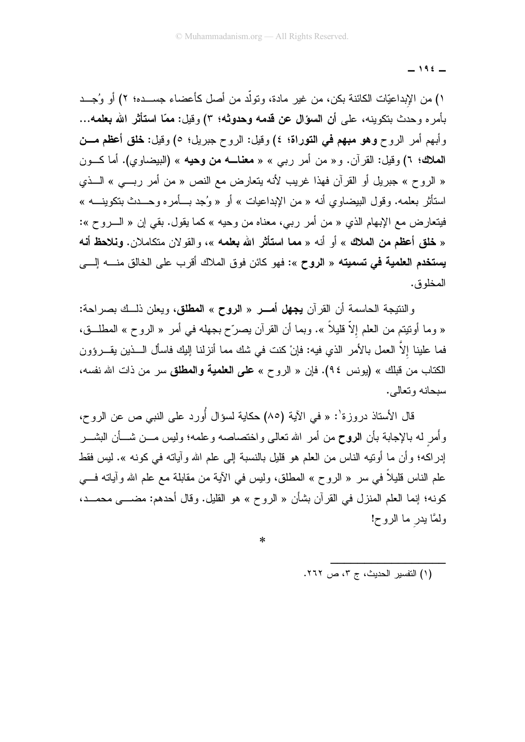١) من الإبداعيّات الكائنة بكن، من غير مادة، وتولّد من أصل كأعضاء جسده؛ ٢) أو وُجد بأمره وحدث بتكوينه، على **أن السؤال عن قدمه وحدوثه**؛ ٣) وقيل: **ممّا استأثر الله بعلمه...** وأبهم أمر الروح **وهو مبهم في التوراة**؛ ٤) وقيل: الروح جبريل؛ ٥) وقيل: **خلق أعظم من الملاك**؛ ٦) وقيل: القرآن. و« من أمر ربي » « **معناه من وحيه** » (البيضاوي). أما كون « الروح » جبريل أو القرآن فهذا غريب لأنه يتعارض مع النص « من أمر ربي » الذي استأثر بعلمه. وقول البيضاوي أنه « من الإبداعيات » أو « وُجد بأمره وحدث بتكوينه » فيتعارض مع الإبهام الذي « من أمر ربي، معناه من وحيه » كما يقول. بقي إن « الروح »: « **خلق أعظم من الملاك** » أو أنه « **مما استأثر الله بعلمه** »، والقولان متكاملان. **ونلاحظ أنه يستخدم العلمية في تسميته « الروح »**: فهو كائن فوق الملاك أقرب على الخالق منه إلى المخلوق.

والنتيجة الحاسمة أن القرآن **يجهل أمر « الروح » المطلق**، ويعلن ذلك بصراحة: « وما أوتيتم من العلم إلاّ قليلاً ». وبما أن القرآن يصرّح بجهله في أمر « الروح » المطلق، فما علينا إلاّ العمل بالأمر الذي فيه: فإنْ كنت في شك مما أنزلنا إليك فاسأل الذين يقرؤون الكتاب من قبلك » (يونس ٩٤). فإن « الروح » **على العلمية والمطلق** سر من ذات الله نفسه، سبحانه وتعالى.

قال الأستاذ دروزة[١]: « في الآية (٨٥) حكاية لسؤال أُورد على النبي ص عن الروح، وأمرٍ له بالإجابة بأن **الروح** من أمر الله تعالى واختصاصه وعلمه؛ وليس من شأن البشر إدراكه؛ وأن ما أوتيه الناس من العلم هو قليل بالنسبة إلى علم الله وآياته في كونه ». ليس فقط علم الناس قليلاً في سر « الروح » المطلق، وليس في الآية من مقابلة مع علم الله وآياته في كونه؛ إنما العلم المنزل في القرآن بشأن « الروح » هو القليل. وقال أحدهم: مضى محمد، ولمّا يدرِ ما الروح!

*

(١) التفسير الحديث، ج ٣، ص ٢٦٢.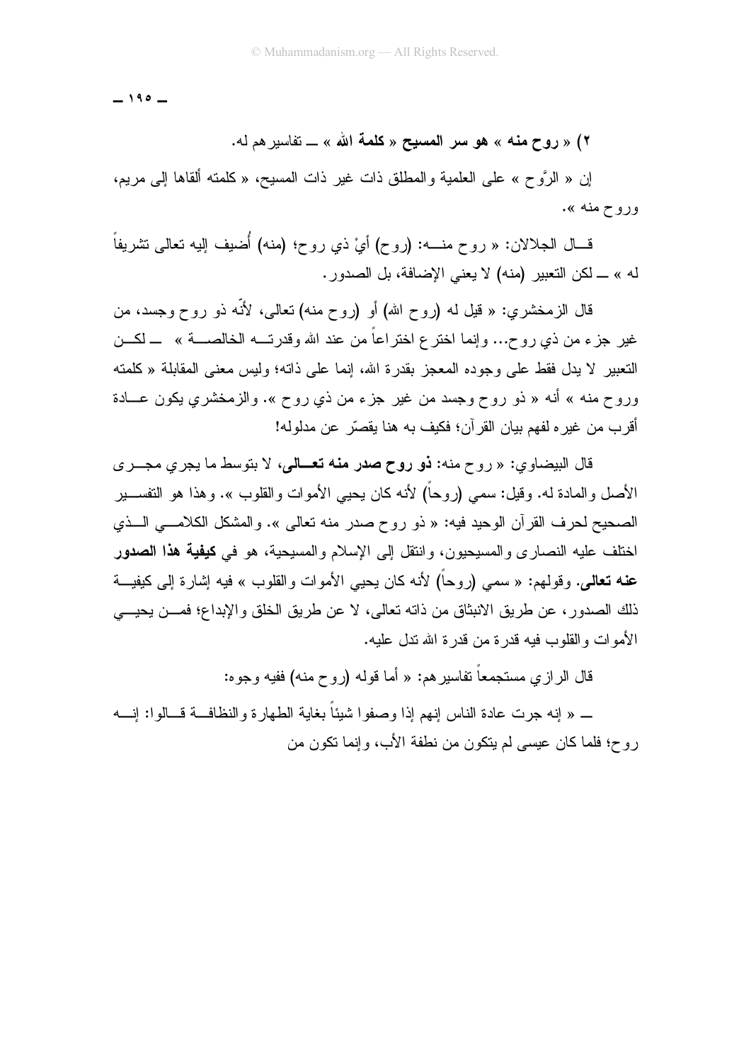**٢) « روح منه » هو سر المسيح « كلمة الله » ـــ تفاسيرهم له.**

إن « الرُّوح » على العلمية والمطلق ذات غير ذات المسيح، « كلمته ألقاها إلى مريم، وروح منه ».

قـــال الجلالان: « روح منـــه: (روح) أيْ ذي روح؛ (منه) أُضيف إليه تعالى تشريفاً له » ـــ لكن التعبير (منه) لا يعني الإضافة، بل الصدور.

قال الزمخشري: « قيل له (روح الله) أو (روح منه) تعالى، لأنّه ذو روح وجسد، من غير جزء من ذي روح... وإنما اخترع اختراعاً من عند الله وقدرتـــه الخالصـــة » ـــ لكـــن التعبير لا يدل فقط على وجوده المعجز بقدرة الله، إنما على ذاته؛ وليس معنى المقابلة « كلمته وروح منه » أنه « ذو روح وجسد من غير جزء من ذي روح ». والزمخشري يكون عـــادة أقرب من غيره لفهم بيان القرآن؛ فكيف به هنا يقصّر عن مدلوله!

قال البيضاوي: « روح منه: **ذو روح صدر منه تعـــالى**، لا بتوسط ما يجري مجـــرى الأصل والمادة له. وقيل: سمي (روحاً) لأنه كان يحيي الأموات والقلوب ». وهذا هو التفســـير الصحيح لحرف القرآن الوحيد فيه: « ذو روح صدر منه تعالى ». والمشكل الكلامـــي الـــذي اختلف عليه النصارى والمسيحيون، وانتقل إلى الإسلام والمسيحية، هو في **كيفية هذا الصدور عنه تعالى**. وقولهم: « سمي (روحاً) لأنه كان يحيي الأموات والقلوب » فيه إشارة إلى كيفيـــة ذلك الصدور، عن طريق الانبثاق من ذاته تعالى، لا عن طريق الخلق والإبداع؛ فمـــن يحيـــي الأموات والقلوب فيه قدرة من قدرة الله تدل عليه.

قال الرازي مستجمعاً تفاسيرهم: « أما قوله (روح منه) ففيه وجوه:

ـــ « إنه جرت عادة الناس إنهم إذا وصفوا شيئاً بغاية الطهارة والنظافـــة قـــالوا: إنـــه روح؛ فلما كان عيسى لم يتكون من نطفة الأب، وإنما تكون من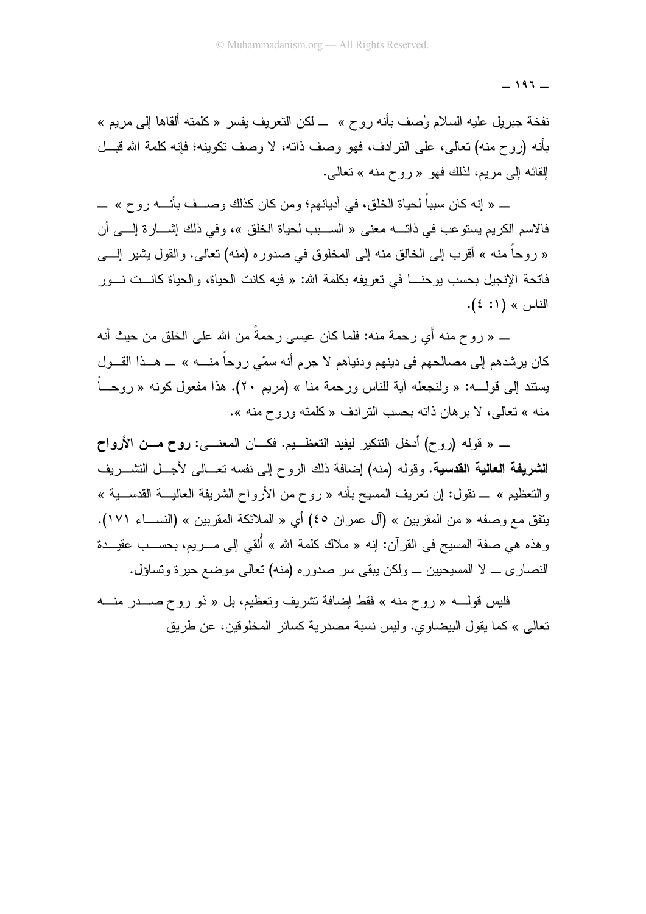نفخة جبريل عليه السلام وُصف بأنه روح » ــ لكن التعريف يفسر « كلمته ألقاها إلى مريم » بأنه (روح منه) تعالى، على الترادف، فهو وصف ذاته، لا وصف تكوينه؛ فإنه كلمة الله قبل إلقائه إلى مريم، لذلك فهو « روح منه » تعالى.

ــ « إنه كان سبباً لحياة الخلق، في أديانهم؛ ومن كان كذلك وصف بأنه روح » ــ فالاسم الكريم يستوعب في ذاته معنى « السبب لحياة الخلق »، وفي ذلك إشارة إلى أن « روحاً منه » أقرب إلى الخالق منه إلى المخلوق في صدوره (منه) تعالى. والقول يشير إلى فاتحة الإنجيل بحسب يوحنا في تعريفه بكلمة الله: « فيه كانت الحياة، والحياة كانت نور الناس » (١: ٤).

ــ « روح منه أي رحمة منه: فلما كان عيسى رحمةً من الله على الخلق من حيث أنه كان يرشدهم إلى مصالحهم في دينهم ودنياهم لا جرم أنه سمّي روحاً منه » ــ هذا القول يستند إلى قوله: « ولنجعله آية للناس ورحمة منا » (مريم ٢٠). هذا مفعول كونه « روحاً منه » تعالى، لا برهان ذاته بحسب الترادف « كلمته وروح منه ».

ــ « قوله (روح) أدخل التنكير ليفيد التعظيم. فكان المعنى: **روح من الأرواح الشريفة العالية القدسية**. وقوله (منه) إضافة ذلك الروح إلى نفسه تعالى لأجل التشريف والتعظيم » ــ نقول: إن تعريف المسيح بأنه « روح من الأرواح الشريفة العالية القدسية » يتفق مع وصفه « من المقربين » (آل عمران ٤٥) أي « الملائكة المقربين » (النساء ١٧١). وهذه هي صفة المسيح في القرآن: إنه « ملاك كلمة الله » أُلقي إلى مريم، بحسب عقيدة النصارى ــ لا المسيحيين ــ ولكن يبقى سر صدوره (منه) تعالى موضع حيرة وتساؤل.

فليس قوله « روح منه » فقط إضافة تشريف وتعظيم، بل « ذو روح صدر منه تعالى » كما يقول البيضاوي. وليس نسبة مصدرية كسائر المخلوقين، عن طريق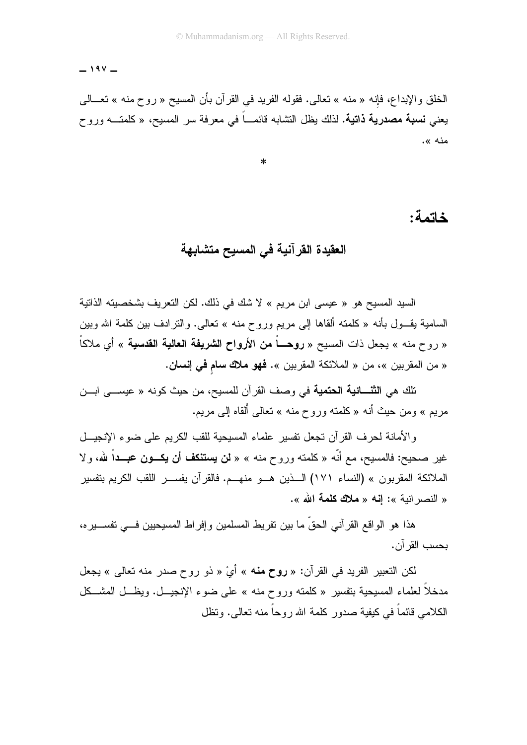الخلق والإبداع، فإنه « منه » تعالى. فقوله الفريد في القرآن بأن المسيح « روح منه » تعالى يعني **نسبة مصدرية ذاتية**. لذلك يظل التشابه قائماً في معرفة سر المسيح، « كلمته وروح منه ».

*

# خاتمة:

## العقيدة القرآنية في المسيح متشابهة

السيد المسيح هو « عيسى ابن مريم » لا شك في ذلك. لكن التعريف بشخصيته الذاتية السامية يقول بأنه « كلمته ألقاها إلى مريم وروح منه » تعالى. والترادف بين كلمة الله وبين « روح منه » يجعل ذات المسيح « **روحاً من الأرواح الشريفة العالية القدسية** » أي ملاكاً « من المقربين »، من « الملائكة المقربين ». **فهو ملاك سامٍ في إنسان**.

تلك هي **الثنائية الحتمية** في وصف القرآن للمسيح، من حيث كونه « عيسى ابن مريم » ومن حيث أنه « كلمته وروح منه » تعالى ألقاه إلى مريم.

والأمانة لحرف القرآن تجعل تفسير علماء المسيحية للقب الكريم على ضوء الإنجيل غير صحيح: فالمسيح، مع أنّه « كلمته وروح منه » « **لن يستنكف أن يكون عبداً لله**، ولا الملائكة المقربون » (النساء ١٧١) الذين هو منهم. فالقرآن يفسر اللقب الكريم بتفسير « النصرانية »: **إنه « ملاك كلمة الله »**.

هذا هو الواقع القرآني الحقّ ما بين تفريط المسلمين وإفراط المسيحيين في تفسيره، بحسب القرآن.

لكن التعبير الفريد في القرآن: « **روح منه** » أيْ « ذو روح صدر منه تعالى » يجعل مدخلاً لعلماء المسيحية بتفسير « كلمته وروح منه » على ضوء الإنجيل. ويظل المشكل الكلامي قائماً في كيفية صدور كلمة الله روحاً منه تعالى. وتظل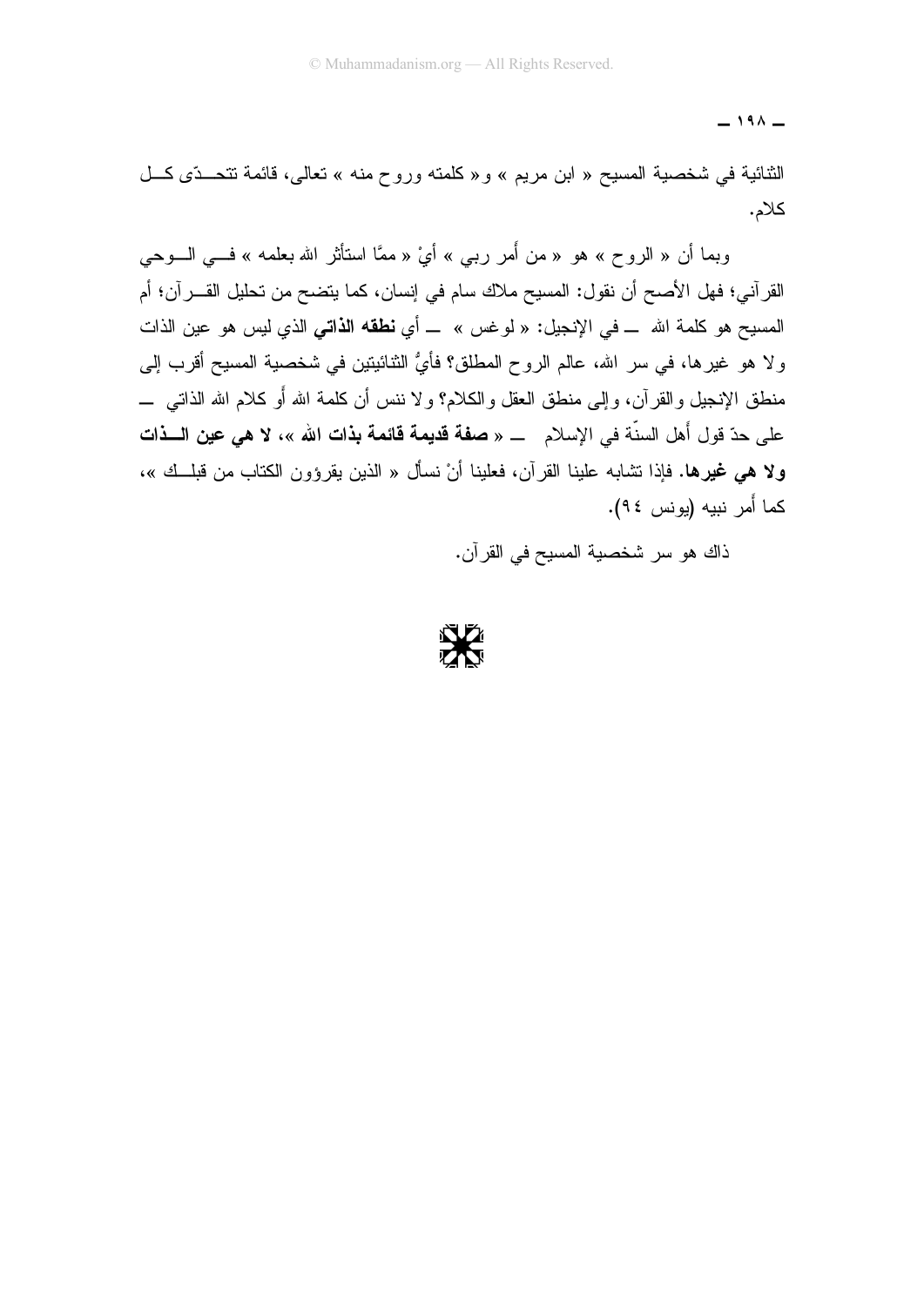الثنائية في شخصية المسيح « ابن مريم » و« كلمته وروح منه » تعالى، قائمة تتحدّى كل كلام.

وبما أن « الروح » هو « من أمر ربي » أيْ « ممَّا استأثر الله بعلمه » في الوحي القرآني؛ فهل الأصح أن نقول: المسيح ملاك سام في إنسان، كما يتضح من تحليل القرآن؛ أم المسيح هو كلمة الله ــ في الإنجيل: « لوغس » ــ أي **نطقه الذاتي** الذي ليس هو عين الذات ولا هو غيرها، في سر الله، عالم الروح المطلق؟ فأيُّ الثنائيتين في شخصية المسيح أقرب إلى منطق الإنجيل والقرآن، وإلى منطق العقل والكلام؟ ولا ننس أن كلمة الله أو كلام الله الذاتي ــ على حدّ قول أهل السنّة في الإسلام ــ « **صفة قديمة قائمة بذات الله** »، **لا هي عين الذات ولا هي غيرها**. فإذا تشابه علينا القرآن، فعلينا أنْ نسأل « الذين يقرؤون الكتاب من قبلك »، كما أمر نبيه (يونس ٩٤).

ذاك هو سر شخصية المسيح في القرآن.

※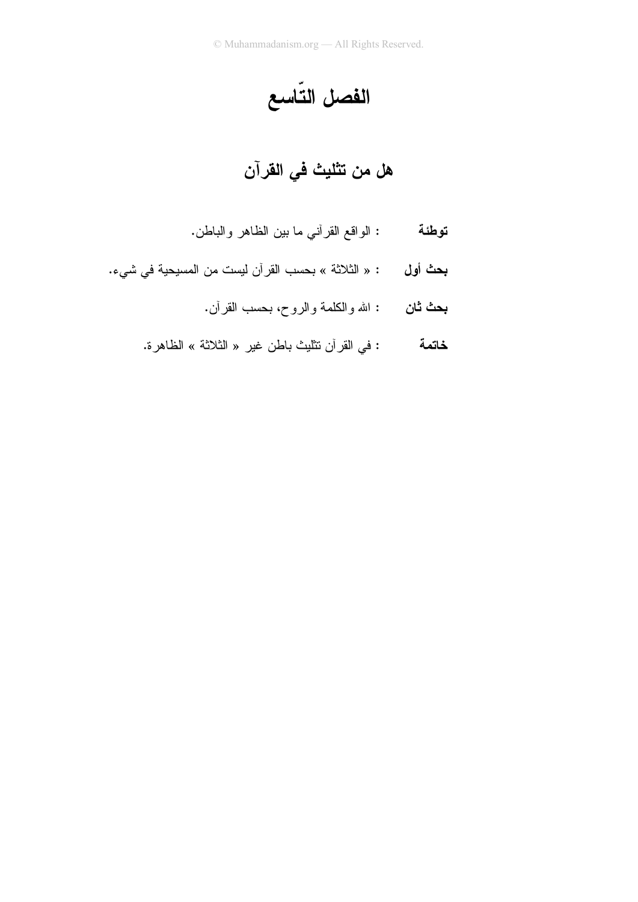# الفصل التّاسع

## هل من تثليث في القرآن

**توطئة** : الواقع القرآني ما بين الظاهر والباطن.

**بحث أول** : « الثلاثة » بحسب القرآن ليست من المسيحية في شيء.

**بحث ثان** : الله والكلمة والروح، بحسب القرآن.

**خاتمة** : في القرآن تثليث باطن غير « الثلاثة » الظاهرة.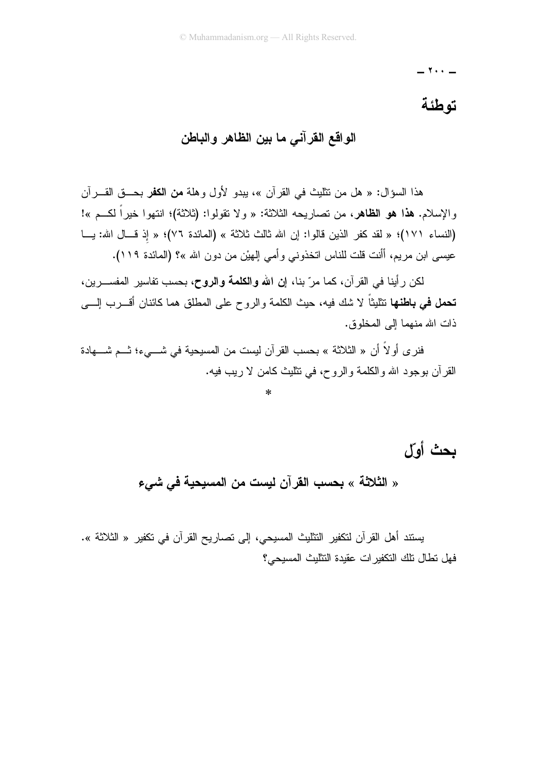# توطئة

## الواقع القرآني ما بين الظاهر والباطن

هذا السؤال: « هل من تثليث في القرآن »، يبدو لأول وهلة **من الكفر** بحق القرآن والإسلام. **هذا هو الظاهر**، من تصاريحه الثلاثة: « ولا تقولوا: (ثلاثة)؛ انتهوا خيراً لكم »! (النساء ١٧١)؛ « لقد كفر الذين قالوا: إن الله ثالث ثلاثة » (المائدة ٧٦)؛ « إذ قال الله: يا عيسى ابن مريم، أأنت قلت للناس اتخذوني وأمي إلهيْن من دون الله »؟ (المائدة ١١٩).

لكن رأينا في القرآن، كما مرّ بنا، **إن الله والكلمة والروح**، بحسب تفاسير المفسرين، **تحمل في باطنها** تثليثاً لا شك فيه، حيث الكلمة والروح على المطلق هما كائنان أقرب إلى ذات الله منهما إلى المخلوق.

فنرى أولاً أن « الثلاثة » بحسب القرآن ليست من المسيحية في شيء؛ ثم شهادة القرآن بوجود الله والكلمة والروح، في تثليث كامن لا ريب فيه.

*

# بحث أوّل

## « الثلاثة » بحسب القرآن ليست من المسيحية في شيء

يستند أهل القرآن لتكفير التثليث المسيحي، إلى تصاريح القرآن في تكفير « الثلاثة ». فهل تطال تلك التكفيرات عقيدة التثليث المسيحي؟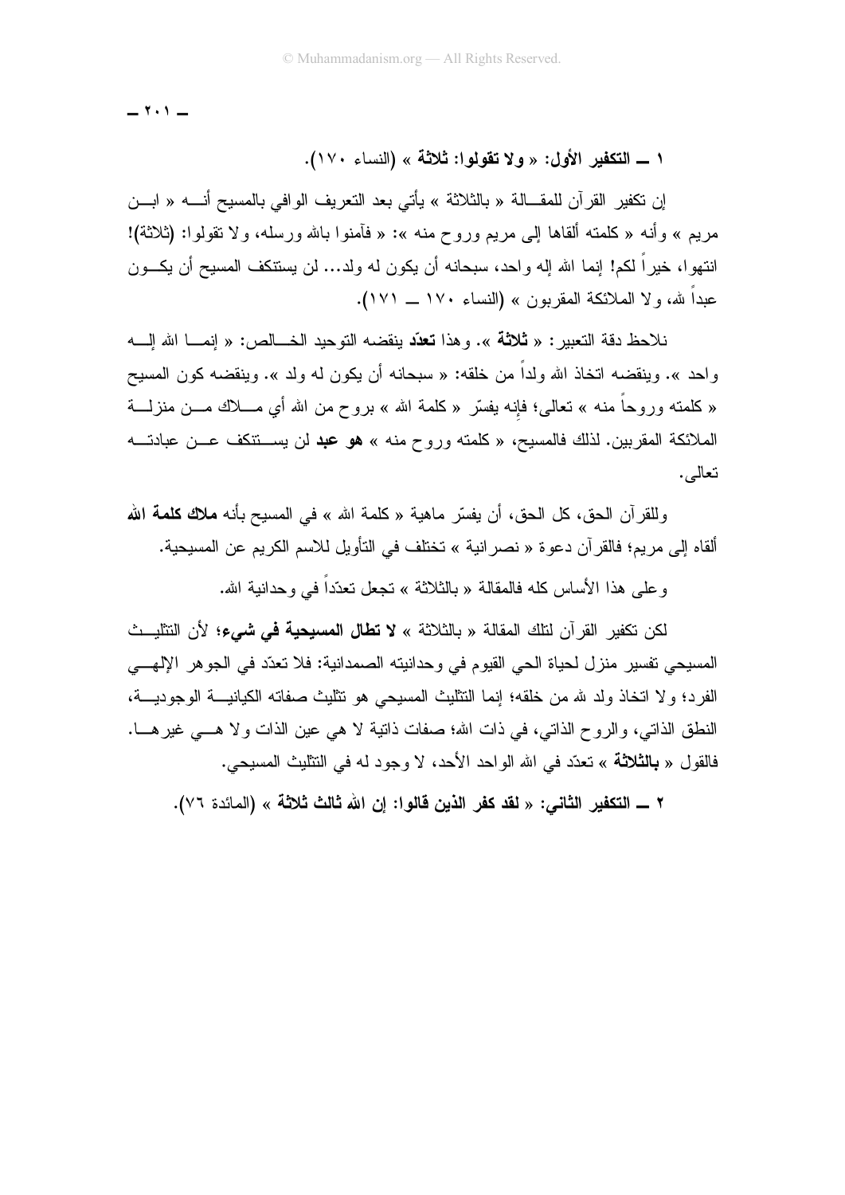**١ ــ التكفير الأول: « ولا تقولوا: ثلاثة »** (النساء ١٧٠).

إن تكفير القرآن للمقالة « بالثلاثة » يأتي بعد التعريف الوافي بالمسيح أنه « ابن مريم » وأنه « كلمته ألقاها إلى مريم وروح منه »: « فآمنوا بالله ورسله، ولا تقولوا: (ثلاثة)! انتهوا، خيراً لكم! إنما الله إله واحد، سبحانه أن يكون له ولد... لن يستنكف المسيح أن يكون عبداً لله، ولا الملائكة المقربون » (النساء ١٧٠ ــ ١٧١).

نلاحظ دقة التعبير: « **ثلاثة** ». وهذا **تعدّد** ينقضه التوحيد الخالص: « إنما الله إله واحد ». وينقضه اتخاذ الله ولداً من خلقه: « سبحانه أن يكون له ولد ». وينقضه كون المسيح « كلمته وروحاً منه » تعالى؛ فإنه يفسّر « كلمة الله » بروح من الله أي ملاك من منزلة الملائكة المقربين. لذلك فالمسيح، « كلمته وروح منه » **هو عبد** لن يستنكف عن عبادته تعالى.

وللقرآن الحق، كل الحق، أن يفسّر ماهية « كلمة الله » في المسيح بأنه **ملاك كلمة الله** ألقاه إلى مريم؛ فالقرآن دعوة « نصرانية » تختلف في التأويل للاسم الكريم عن المسيحية.

وعلى هذا الأساس كله فالمقالة « بالثلاثة » تجعل تعدّداً في وحدانية الله.

لكن تكفير القرآن لتلك المقالة « بالثلاثة » **لا تطال المسيحية في شيء**؛ لأن التثليث المسيحي تفسير منزل لحياة الحي القيوم في وحدانيته الصمدانية: فلا تعدّد في الجوهر الإلهي الفرد؛ ولا اتخاذ ولد لله من خلقه؛ إنما التثليث المسيحي هو تثليث صفاته الكيانية الوجودية، النطق الذاتي، والروح الذاتي، في ذات الله؛ صفات ذاتية لا هي عين الذات ولا هي غيرها. فالقول « **بالثلاثة** » تعدّد في الله الواحد الأحد، لا وجود له في التثليث المسيحي.

**٢ ــ التكفير الثاني: « لقد كفر الذين قالوا: إن الله ثالث ثلاثة »** (المائدة ٧٦).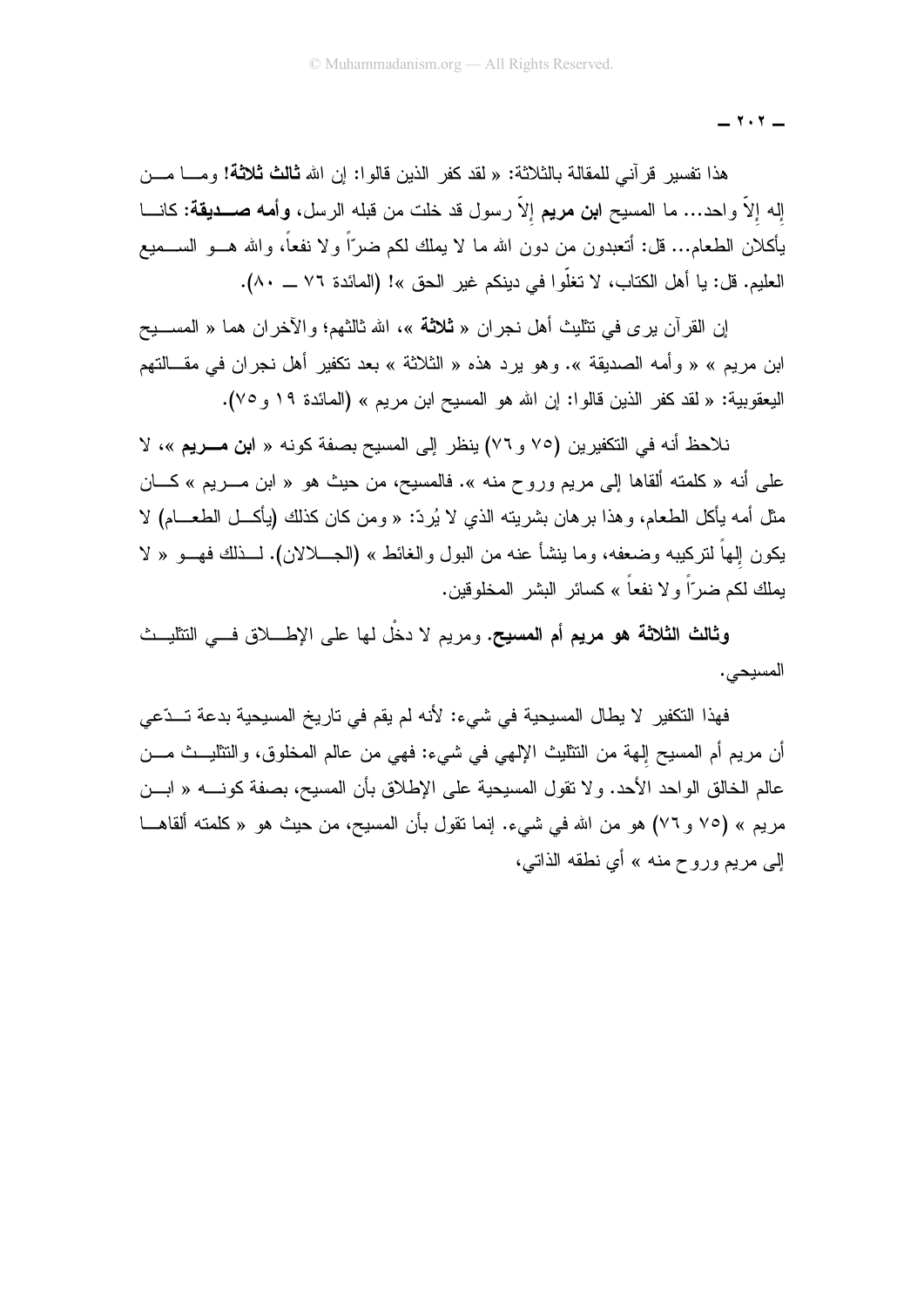هذا تفسير قرآني للمقالة بالثلاثة: « لقد كفر الذين قالوا: إن الله **ثالث ثلاثة!** وما من إله إلاّ واحد... ما المسيح **ابن مريم** إلاّ رسول قد خلت من قبله الرسل، **وأمه صديقة**: كانا يأكلان الطعام... قل: أتعبدون من دون الله ما لا يملك لكم ضرّاً ولا نفعاً، والله هو السميع العليم. قل: يا أهل الكتاب، لا تغلّوا في دينكم غير الحق »! (المائدة ٧٦ ــ ٨٠).

إن القرآن يرى في تثليث أهل نجران « **ثلاثة** »، الله ثالثهم؛ والآخران هما « المسيح ابن مريم » « وأمه الصديقة ». وهو يرد هذه « الثلاثة » بعد تكفير أهل نجران في مقالتهم اليعقوبية: « لقد كفر الذين قالوا: إن الله هو المسيح ابن مريم » (المائدة ١٩ و٧٥).

نلاحظ أنه في التكفيرين (٧٥ و٧٦) ينظر إلى المسيح بصفة كونه « **ابن مريم** »، لا على أنه « كلمته ألقاها إلى مريم وروح منه ». فالمسيح، من حيث هو « ابن مريم » كان مثل أمه يأكل الطعام، وهذا برهان بشريته الذي لا يُردّ: « ومن كان كذلك (يأكل الطعام) لا يكون إلهاً لتركيبه وضعفه، وما ينشأ عنه من البول والغائط » (الجلالان). لذلك فهو « لا يملك لكم ضرّاً ولا نفعاً » كسائر البشر المخلوقين.

**وثالث الثلاثة هو مريم أم المسيح.** ومريم لا دخْل لها على الإطلاق في التثليث المسيحي.

فهذا التكفير لا يطال المسيحية في شيء: لأنه لم يقم في تاريخ المسيحية بدعة تدّعي أن مريم أم المسيح إلهة من التثليث الإلهي في شيء: فهي من عالم المخلوق، والتثليث من عالم الخالق الواحد الأحد. ولا تقول المسيحية على الإطلاق بأن المسيح، بصفة كونه « ابن مريم » (٧٥ و٧٦) هو من الله في شيء. إنما تقول بأن المسيح، من حيث هو « كلمته ألقاها إلى مريم وروح منه » أي نطقه الذاتي،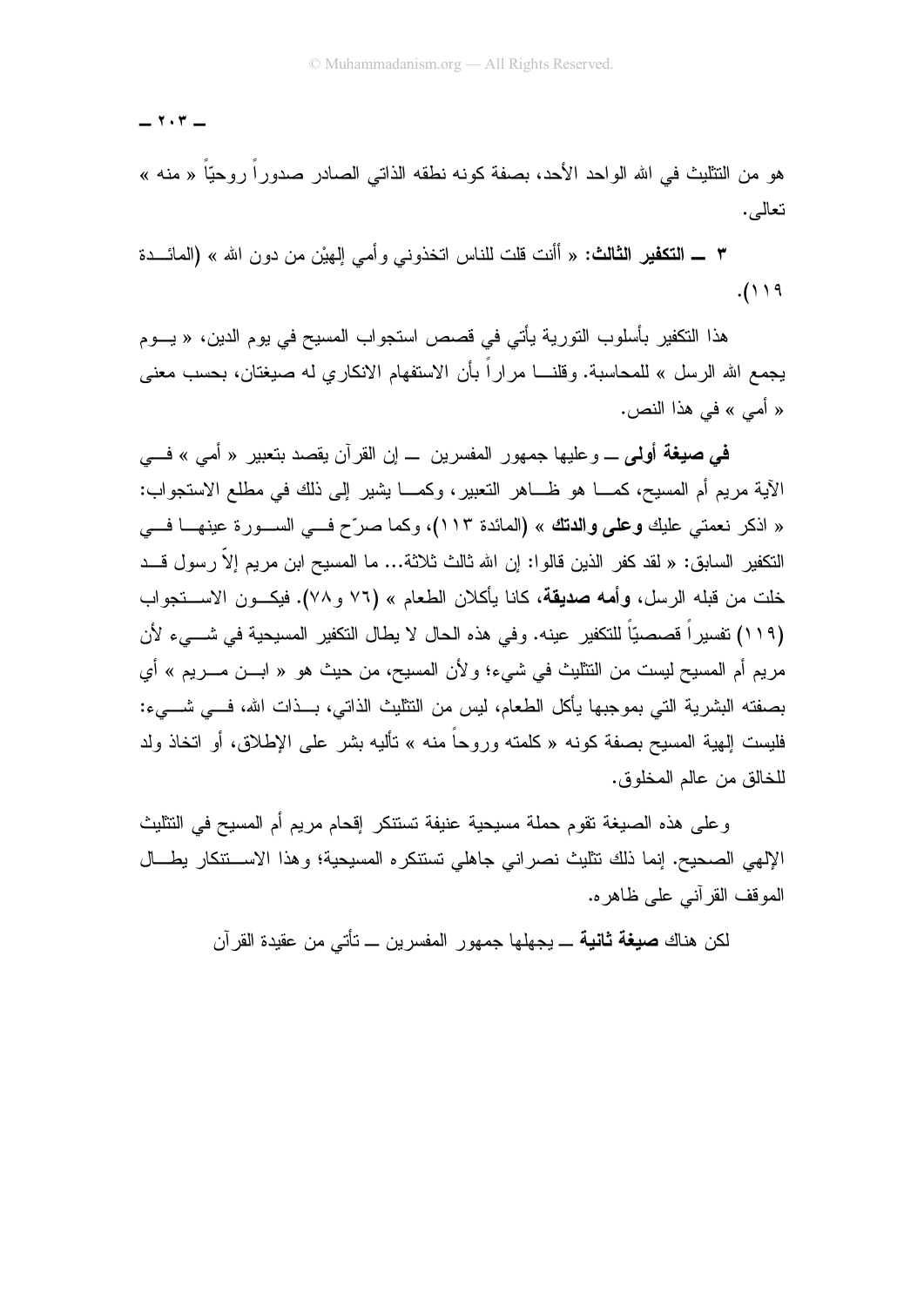هو من التثليث في الله الواحد الأحد، بصفة كونه نطقه الذاتي الصادر صدوراً روحيّاً « منه » تعالى.

**٣ ــ التكفير الثالث:** « أأنت قلت للناس اتخذوني وأمي إلهيْن من دون الله » (المائدة ١١٩).

هذا التكفير بأسلوب التورية يأتي في قصص استجواب المسيح في يوم الدين، « يوم يجمع الله الرسل » للمحاسبة. وقلنا مراراً بأن الاستفهام الانكاري له صيغتان، بحسب معنى « أمي » في هذا النص.

**في صيغة أولى** ــ وعليها جمهور المفسرين ــ إن القرآن يقصد بتعبير « أمي » في الآية مريم أم المسيح، كما هو ظاهر التعبير، وكما يشير إلى ذلك في مطلع الاستجواب: « اذكر نعمتي عليك **وعلى والدتك** » (المائدة ١١٣)، وكما صرّح في السورة عينها في التكفير السابق: « لقد كفر الذين قالوا: إن الله ثالث ثلاثة... ما المسيح ابن مريم إلاّ رسول قد خلت من قبله الرسل، **وأمه صديقة**، كانا يأكلان الطعام » (٧٦ و٧٨). فيكون الاستجواب (١١٩) تفسيراً قصصيّاً للتكفير عينه. وفي هذه الحال لا يطال التكفير المسيحية في شيء لأن مريم أم المسيح ليست من التثليث في شيء؛ ولأن المسيح، من حيث هو « ابن مريم » أي بصفته البشرية التي بموجبها يأكل الطعام، ليس من التثليث الذاتي، بذات الله، في شيء: فليست إلهية المسيح بصفة كونه « كلمته وروحاً منه » تأليه بشر على الإطلاق، أو اتخاذ ولد للخالق من عالم المخلوق.

وعلى هذه الصيغة تقوم حملة مسيحية عنيفة تستنكر إقحام مريم أم المسيح في التثليث الإلهي الصحيح. إنما ذلك تثليث نصراني جاهلي تستنكره المسيحية؛ وهذا الاستنكار يطال الموقف القرآني على ظاهره.

لكن هناك **صيغة ثانية** ــ يجهلها جمهور المفسرين ــ تأتي من عقيدة القرآن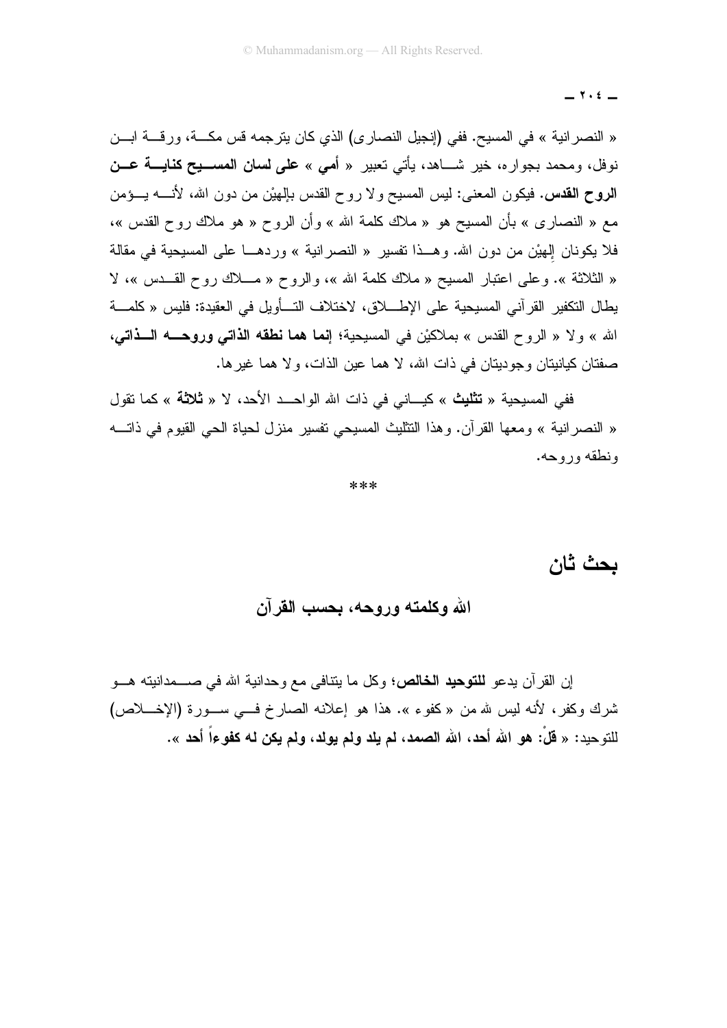« النصرانية » في المسيح. ففي (إنجيل النصارى) الذي كان يترجمه قس مكة، ورقة ابن نوفل، ومحمد بجواره، خير شاهد، يأتي تعبير « **أمي** » **على لسان المسيح كناية عن الروح القدس**. فيكون المعنى: ليس المسيح ولا روح القدس بإلهيْن من دون الله، لأنه يؤمن مع « النصارى » بأن المسيح هو « ملاك كلمة الله » وأن الروح « هو ملاك روح القدس »، فلا يكونان إلهيْن من دون الله. وهذا تفسير « النصرانية » وردها على المسيحية في مقالة « الثلاثة ». وعلى اعتبار المسيح « ملاك كلمة الله »، والروح « ملاك روح القدس »، لا يطال التكفير القرآني المسيحية على الإطلاق، لاختلاف التأويل في العقيدة: فليس « كلمة الله » ولا « الروح القدس » بملاكيْن في المسيحية؛ **إنما هما نطقه الذاتي وروحه الذاتي**، صفتان كيانيتان وجوديتان في ذات الله، لا هما عين الذات، ولا هما غيرها.

ففي المسيحية « **تثليث** » كياني في ذات الله الواحد الأحد، لا « **ثلاثة** » كما تقول « النصرانية » ومعها القرآن. وهذا التثليث المسيحي تفسير منزل لحياة الحي القيوم في ذاته ونطقه وروحه.

***

# بحث ثان

## الله وكلمته وروحه، بحسب القرآن

إن القرآن يدعو **للتوحيد الخالص**؛ وكل ما يتنافى مع وحدانية الله في صمدانيته هو شرك وكفر، لأنه ليس لله من « كفوء ». هذا هو إعلانه الصارخ في سورة (الإخلاص) للتوحيد: « **قلْ: هو الله أحد، الله الصمد، لم يلد ولم يولد، ولم يكن له كفوءاً أحد** ».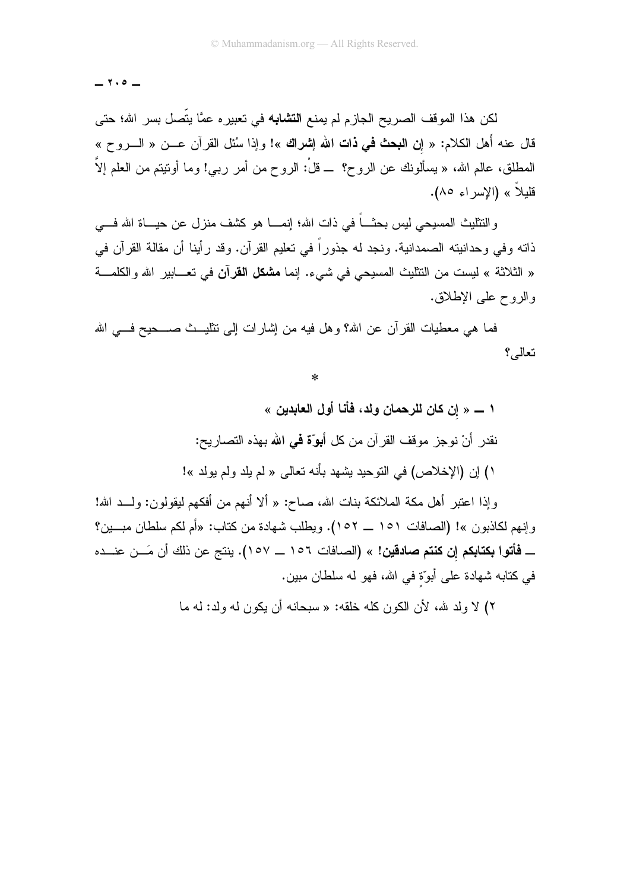لكن هذا الموقف الصريح الجازم لم يمنع **التشابه** في تعبيره عمًّا يتّصل بسر الله؛ حتى قال عنه أهل الكلام: « **إن البحث في ذات الله إشراك** »! وإذا سُئل القرآن عن « الروح » المطلق، عالم الله، « يسألونك عن الروح؟ ــ قلْ: الروح من أمر ربي! وما أوتيتم من العلم إلاَّ قليلاً » (الإسراء ٨٥).

والتثليث المسيحي ليس بحثاً في ذات الله؛ إنما هو كشف منزل عن حياة الله في ذاته وفي وحدانيته الصمدانية. ونجد له جذوراً في تعليم القرآن. وقد رأينا أن مقالة القرآن في « الثلاثة » ليست من التثليث المسيحي في شيء. إنما **مشكل القرآن** في تعابير الله والكلمة والروح على الإطلاق.

فما هي معطيات القرآن عن الله؟ وهل فيه من إشارات إلى تثليث صحيح في الله تعالى؟

*

**١ ــ « إن كان للرحمان ولد، فأنا أول العابدين »**

نقدر أنْ نوجز موقف القرآن من كل **أبوّة في الله** بهذه التصاريح:

١) إن (الإخلاص) في التوحيد يشهد بأنه تعالى « لم يلد ولم يولد »!

وإذا اعتبر أهل مكة الملائكة بنات الله، صاح: « ألا أنهم من أفكهم ليقولون: ولد الله! وإنهم لكاذبون »! (الصافات ١٥١ ــ ١٥٢). ويطلب شهادة من كتاب: «أم لكم سلطان مبين؟ ــ **فأتوا بكتابكم إن كنتم صادقين!** » (الصافات ١٥٦ ــ ١٥٧). ينتج عن ذلك أن مَن عنده في كتابه شهادة على أبوّةٍ في الله، فهو له سلطان مبين.

٢) لا ولد لله، لأن الكون كله خلقه: « سبحانه أن يكون له ولد: له ما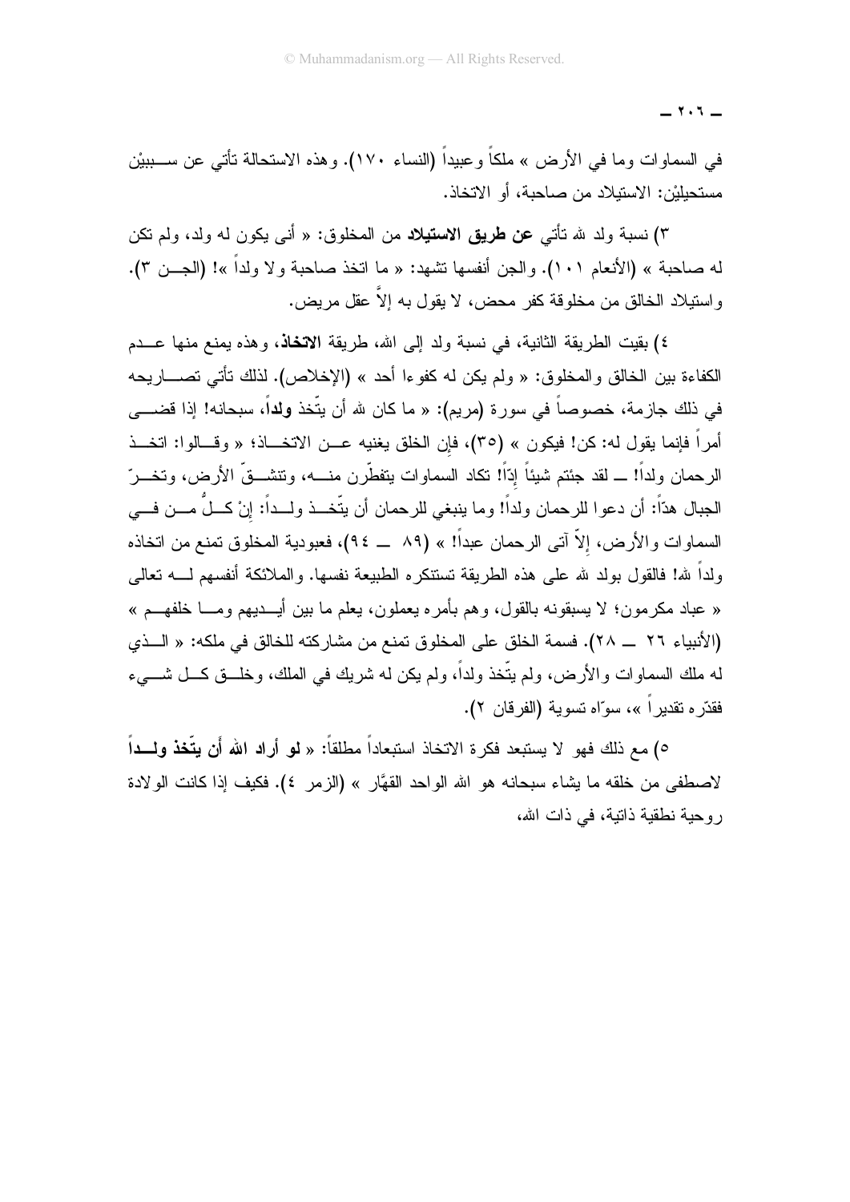في السماوات وما في الأرض » ملكاً وعبيداً (النساء ١٧٠). وهذه الاستحالة تأتي عن سببيْن مستحيليْن: الاستيلاد من صاحبة، أو الاتخاذ.

٣) نسبة ولد لله تأتي **عن طريق الاستيلاد** من المخلوق: « أنى يكون له ولد، ولم تكن له صاحبة » (الأنعام ١٠١). والجن أنفسها تشهد: « ما اتخذ صاحبة ولا ولداً »! (الجن ٣). واستيلاد الخالق من مخلوقة كفر محض، لا يقول به إلاَّ عقل مريض.

٤) بقيت الطريقة الثانية، في نسبة ولد إلى الله، طريقة **الاتخاذ**، وهذه يمنع منها عدم الكفاءة بين الخالق والمخلوق: « ولم يكن له كفوءا أحد » (الإخلاص). لذلك تأتي تصاريحه في ذلك جازمة، خصوصاً في سورة (مريم): « ما كان لله أن يتّخذ **ولداً**، سبحانه! إذا قضى أمراً فإنما يقول له: كن! فيكون » (٣٥)، فإن الخلق يغنيه عن الاتخاذ؛ « وقالوا: اتخذ الرحمان ولداً! ــ لقد جئتم شيئاً إِدّاً! تكاد السماوات يتفطّرن منه، وتنشقّ الأرض، وتخرّ الجبال هدّاً: أن دعوا للرحمان ولداً! وما ينبغي للرحمان أن يتّخذ ولداً: إنْ كلُّ من في السماوات والأرض، إلاّ آتى الرحمان عبداً! » (٨٩ ــ ٩٤)، فعبودية المخلوق تمنع من اتخاذه ولداً لله! فالقول بولد لله على هذه الطريقة تستنكره الطبيعة نفسها. والملائكة أنفسهم له تعالى « عباد مكرمون؛ لا يسبقونه بالقول، وهم بأمره يعملون، يعلم ما بين أيديهم وما خلفهم » (الأنبياء ٢٦ ــ ٢٨). فسمة الخلق على المخلوق تمنع من مشاركته للخالق في ملكه: « الذي له ملك السماوات والأرض، ولم يتّخذ ولداً، ولم يكن له شريك في الملك، وخلق كل شيء فقدّره تقديراً »، سوّاه تسوية (الفرقان ٢).

٥) مع ذلك فهو لا يستبعد فكرة الاتخاذ استبعاداً مطلقاً: « **لو أراد الله أن يتّخذ ولداً** لاصطفى من خلقه ما يشاء سبحانه هو الله الواحد القهّار » (الزمر ٤). فكيف إذا كانت الولادة روحية نطقية ذاتية، في ذات الله،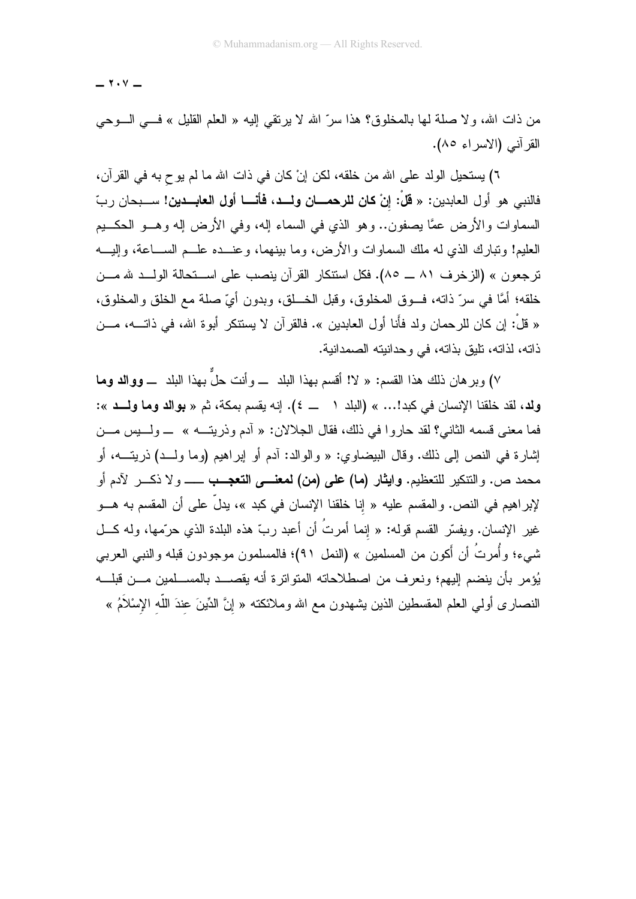من ذات الله، ولا صلة لها بالمخلوق؟ هذا سرّ الله لا يرتقي إليه « العلم القليل » في الوحي القرآني (الاسراء ٨٥).

٦) يستحيل الولد على الله من خلقه، لكن إنْ كان في ذات الله ما لم يوحِ به في القرآن، فالنبي هو أول العابدين: « **قلْ: إنْ كان للرحمان ولد، فأنا أول العابدين!** سبحان ربّ السماوات والأرض عمَّا يصفون.. وهو الذي في السماء إله، وفي الأرض إله وهو الحكيم العليم! وتبارك الذي له ملك السماوات والأرض، وما بينهما، وعنده علم الساعة، وإليه ترجعون » (الزخرف ٨١ ــ ٨٥). فكل استنكار القرآن ينصب على استحالة الولد لله من خلقه؛ أمَّا في سرّ ذاته، فوق المخلوق، وقبل الخلق، وبدون أيّ صلة مع الخلق والمخلوق، « قلْ: إن كان للرحمان ولد فأنا أول العابدين ». فالقرآن لا يستنكر أبوة الله، في ذاته، من ذاته، لذاته، تليق بذاته، في وحدانيته الصمدانية.

٧) وبرهان ذلك هذا القسم: « لا! أقسم بهذا البلد ــ وأنت حلٌّ بهذا البلد ــ **ووالد وما ولد**، لقد خلقنا الإنسان في كبد!... » (البلد ١ ــ ٤). إنه يقسم بمكة، ثم « **بوالد وما ولد** »: فما معنى قسمه الثاني؟ لقد حاروا في ذلك، فقال الجلالان: « آدم وذريته » ــ وليس من إشارة في النص إلى ذلك. وقال البيضاوي: « والوالد: آدم أو إبراهيم (وما ولد) ذريته، أو محمد ص. والتنكير للتعظيم. **وإيثار (ما) على (من) لمعنى التعجب** ــ ولا ذكر لآدم أو لإبراهيم في النص. والمقسم عليه « إنا خلقنا الإنسان في كبد »، يدلّ على أن المقسم به هو غير الإنسان. ويفسّر القسم قوله: « إنما أمرتُ أن أعبد ربّ هذه البلدة الذي حرّمها، وله كل شيء؛ وأُمرتُ أن أكون من المسلمين » (النمل ٩١)؛ فالمسلمون موجودون قبله والنبي العربي يُؤمر بأن ينضم إليهم؛ ونعرف من اصطلاحاته المتواترة أنه يقصد بالمسلمين من قبله النصارى أولي العلم المقسطين الذين يشهدون مع الله وملائكته « إِنَّ الدِّينَ عِندَ اللّهِ الإِسْلاَمُ »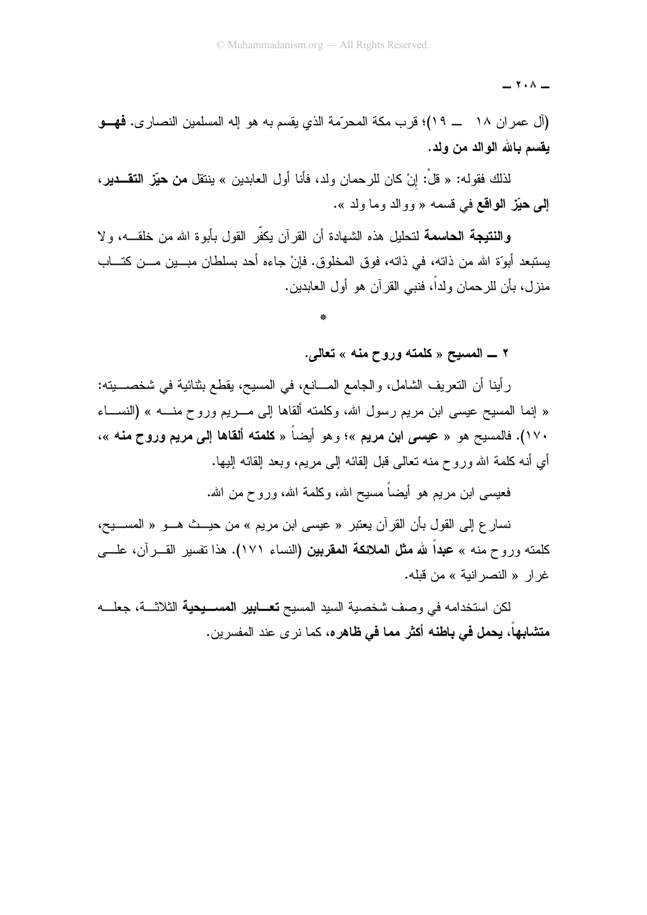(آل عمران ١٨ ــ ١٩)؛ قرب مكة المحرّمة الذي يقسم به هو إله المسلمين النصارى. **فهو يقسم بالله الوالد من ولد.**

لذلك فقوله: « قلْ: إنْ كان للرحمان ولد، فأنا أول العابدين » ينتقل **من حيّز التقدير، إلى حيّز الواقع** في قسمه « ووالد وما ولد ».

**والنتيجة الحاسمة** لتحليل هذه الشهادة أن القرآن يكفّر القول بأبوة الله من خلقه، ولا يستبعد أبوّة الله من ذاته، في ذاته، فوق المخلوق. فإنْ جاءه أحد بسلطان مبين من كتاب منزل، بأن للرحمان ولداً، فنبي القرآن هو أول العابدين.

*

### ٢ ــ المسيح « كلمته وروح منه » تعالى.

رأينا أن التعريف الشامل، والجامع المانع، في المسيح، يقطع بثنائية في شخصيته: « إنما المسيح عيسى ابن مريم رسول الله، وكلمته ألقاها إلى مريم وروح منه » (النساء ١٧٠). فالمسيح هو « **عيسى ابن مريم** »؛ وهو أيضاً « **كلمته ألقاها إلى مريم وروح منه** »، أي أنه كلمة الله وروح منه تعالى قبل إلقائه إلى مريم، وبعد إلقائه إليها.

فعيسى ابن مريم هو أيضاً مسيح الله، وكلمة الله، وروح من الله.

نسارع إلى القول بأن القرآن يعتبر « عيسى ابن مريم » من حيث هو « المسيح، كلمته وروح منه » **عبداً لله مثل الملائكة المقربين** (النساء ١٧١). هذا تفسير القرآن، على غرار « النصرانية » من قبله.

لكن استخدامه في وصف شخصية السيد المسيح **تعابير المسيحية** الثلاثة، جعله **متشابهاً، يحمل في باطنه أكثر مما في ظاهره**، كما نرى عند المفسرين.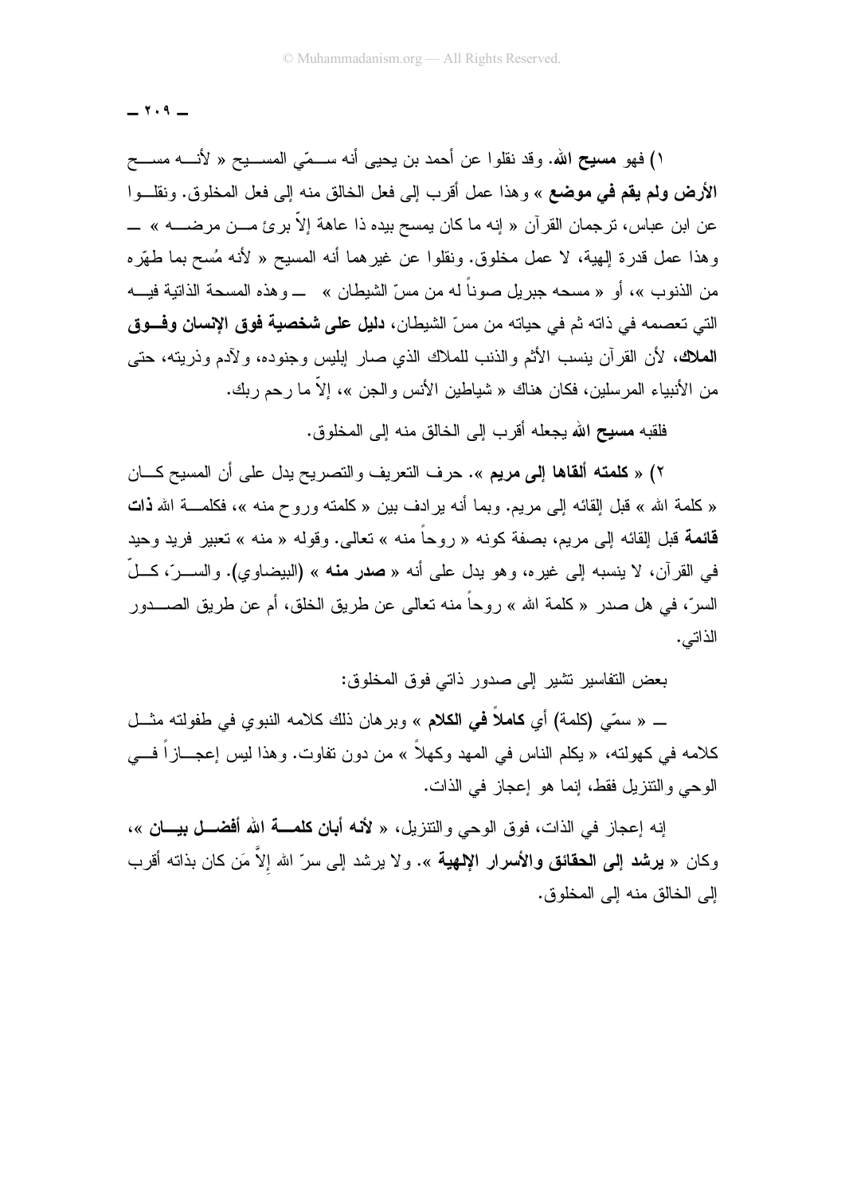١) فهو **مسيح الله**. وقد نقلوا عن أحمد بن يحيى أنه سـمّي المسيح « لأنـه مسح **الأرض ولم يقم في موضع** » وهذا عمل أقرب إلى فعل الخالق منه إلى فعل المخلوق. ونقلـوا عن ابن عباس، ترجمان القرآن « إنه ما كان يمسح بيده ذا عاهة إلاّ برئ مـن مرضـه » ـ وهذا عمل قدرة إلهية، لا عمل مخلوق. ونقلوا عن غيرهما أنه المسيح « لأنه مُسح بما طهّره من الذنوب »، أو « مسحه جبريل صوناً له من مسّ الشيطان » ـ وهذه المسحة الذاتية فيـه التي تعصمه في ذاته ثم في حياته من مسّ الشيطان، **دليل على شخصية فوق الإنسان وفـوق الملاك**، لأن القرآن ينسب الأثم والذنب للملاك الذي صار إبليس وجنوده، ولآدم وذريته، حتى من الأنبياء المرسلين، فكان هناك « شياطين الأنس والجن »، إلاّ ما رحم ربك.

فلقبه **مسيح الله** يجعله أقرب إلى الخالق منه إلى المخلوق.

٢) « **كلمته ألقاها إلى مريم** ». حرف التعريف والتصريح يدل على أن المسيح كـان « كلمة الله » قبل إلقائه إلى مريم. وبما أنه يرادف بين « كلمته وروح منه »، فكلمـة الله **ذات قائمة** قبل إلقائه إلى مريم، بصفة كونه « روحاً منه » تعالى. وقوله « منه » تعبير فريد وحيد في القرآن، لا ينسبه إلى غيره، وهو يدل على أنه « **صدر منه** » (البيضاوي). والسـرّ، كـلّ السرّ، في هل صدر « كلمة الله » روحاً منه تعالى عن طريق الخلق، أم عن طريق الصـدور الذاتي.

بعض التفاسير تشير إلى صدور ذاتي فوق المخلوق:

ـ « سمّي (كلمة) أي **كاملاً في الكلام** » وبرهان ذلك كلامه النبوي في طفولته مثـل كلامه في كهولته، « يكلم الناس في المهد وكهلاً » من دون تفاوت. وهذا ليس إعجـازاً فـي الوحي والتنزيل فقط، إنما هو إعجاز في الذات.

إنه إعجاز في الذات، فوق الوحي والتنزيل، « **لأنه أبان كلمـة الله أفضـل بيـان** »، وكان « **يرشد إلى الحقائق والأسرار الإلهية** ». ولا يرشد إلى سرّ الله إلاَّ مَن كان بذاته أقرب إلى الخالق منه إلى المخلوق.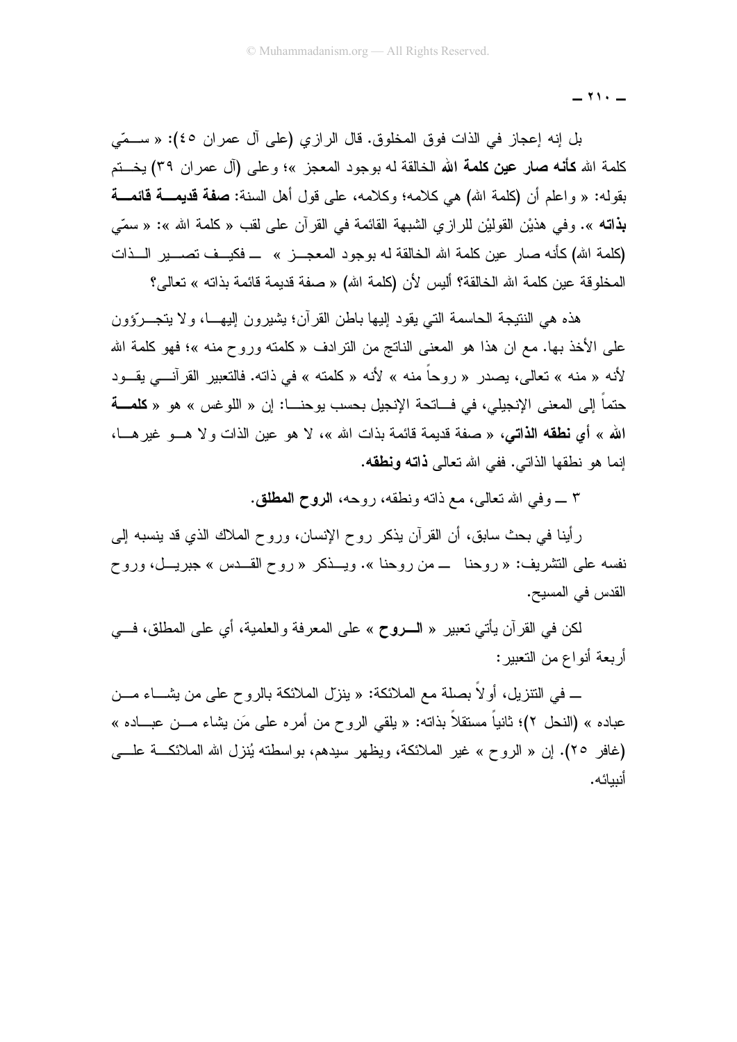بل إنه إعجاز في الذات فوق المخلوق. قال الرازي (على آل عمران ٤٥): « سمّي كلمة الله **كأنه صار عين كلمة الله** الخالقة له بوجود المعجز »؛ وعلى (آل عمران ٣٩) يختم بقوله: « واعلم أن (كلمة الله) هي كلامه؛ وكلامه، على قول أهل السنة: **صفة قديمة قائمة بذاته** ». وفي هذيْن القوليْن للرازي الشبهة القائمة في القرآن على لقب « كلمة الله »: « سمّي (كلمة الله) كأنه صار عين كلمة الله الخالقة له بوجود المعجز » ــ فكيف تصير الذات المخلوقة عين كلمة الله الخالقة؟ أليس لأن (كلمة الله) « صفة قديمة قائمة بذاته » تعالى؟

هذه هي النتيجة الحاسمة التي يقود إليها باطن القرآن؛ يشيرون إليها، ولا يتجرّؤون على الأخذ بها. مع ان هذا هو المعنى الناتج من الترادف « كلمته وروح منه »؛ فهو كلمة الله لأنه « منه » تعالى، يصدر « روحاً منه » لأنه « كلمته » في ذاته. فالتعبير القرآني يقود حتماً إلى المعنى الإنجيلي، في فاتحة الإنجيل بحسب يوحنا: إن « اللوغس » هو « **كلمة الله** » أي **نطقه الذاتي**، « صفة قديمة قائمة بذات الله »، لا هو عين الذات ولا هو غيرها، إنما هو نطقها الذاتي. ففي الله تعالى **ذاته ونطقه**.

٣ ــ وفي الله تعالى، مع ذاته ونطقه، روحه، **الروح المطلق**.

رأينا في بحث سابق، أن القرآن يذكر روح الإنسان، وروح الملاك الذي قد ينسبه إلى نفسه على التشريف: « روحنا ــ من روحنا ». ويذكر « روح القدس » جبريل، وروح القدس في المسيح.

لكن في القرآن يأتي تعبير « **الروح** » على المعرفة والعلمية، أي على المطلق، في أربعة أنواع من التعبير:

ــ في التنزيل، أولاً بصلة مع الملائكة: « ينزّل الملائكة بالروح على من يشاء من عباده » (النحل ٢)؛ ثانياً مستقلاً بذاته: « يلقي الروح من أمره على مَن يشاء من عباده » (غافر ٢٥). إن « الروح » غير الملائكة، ويظهر سيدهم، بواسطته يُنزل الله الملائكة على أنبيائه.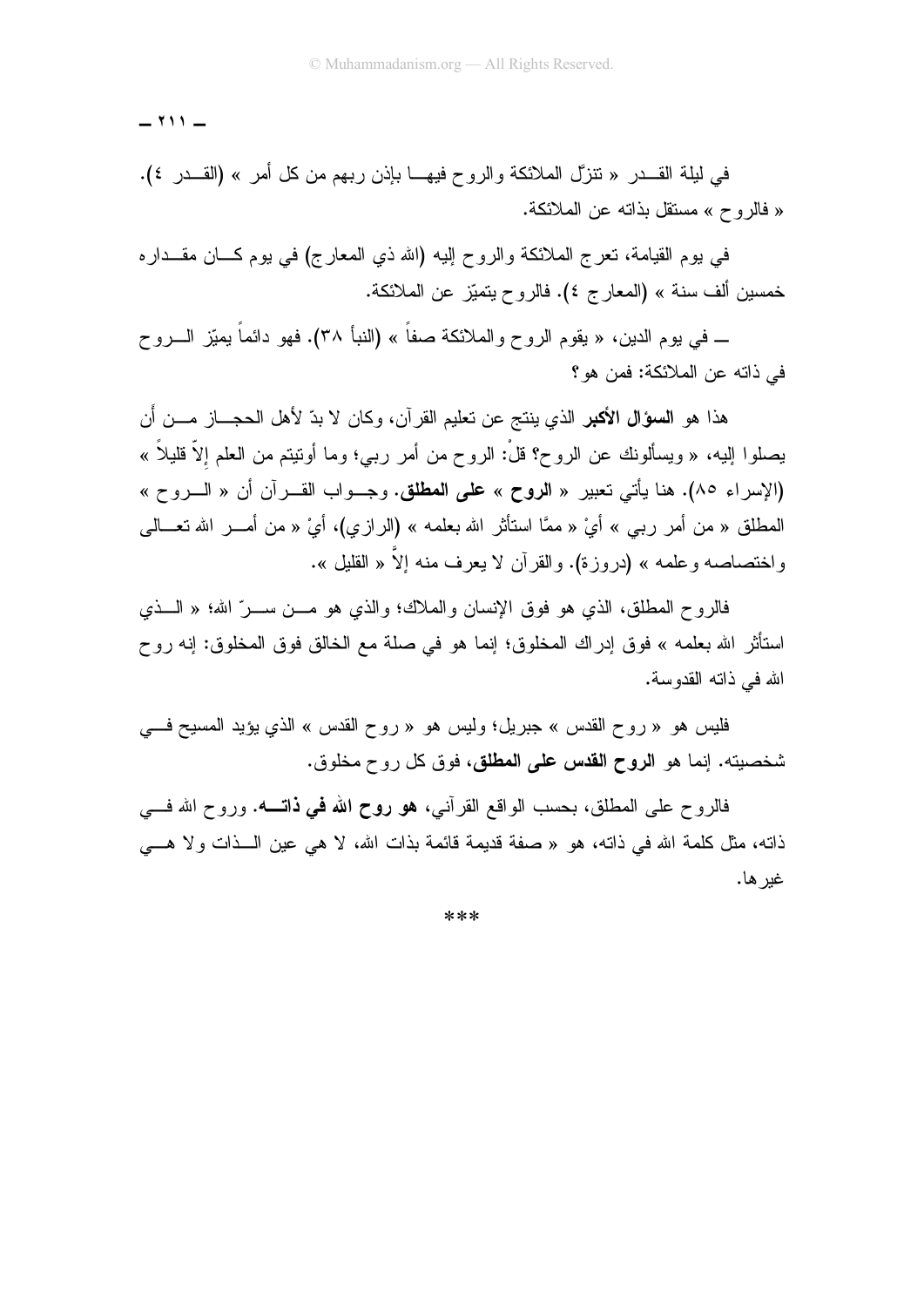في ليلة القدر « تنزّل الملائكة والروح فيها بإذن ربهم من كل أمر » (القدر ٤). « فالروح » مستقل بذاته عن الملائكة.

في يوم القيامة، تعرج الملائكة والروح إليه (الله ذي المعارج) في يوم كان مقداره خمسين ألف سنة » (المعارج ٤). فالروح يتميّز عن الملائكة.

ـ في يوم الدين، « يقوم الروح والملائكة صفاً » (النبأ ٣٨). فهو دائماً يميّز الروح في ذاته عن الملائكة: فمن هو؟

هذا هو **السؤال الأكبر** الذي ينتج عن تعليم القرآن، وكان لا بدّ لأهل الحجاز من أن يصلوا إليه، « ويسألونك عن الروح؟ قلْ: الروح من أمر ربي؛ وما أوتيتم من العلم إلاّ قليلاً » (الإسراء ٨٥). هنا يأتي تعبير « **الروح** » **على المطلق**. وجواب القرآن أن « الروح » المطلق « من أمر ربي » أيْ « ممَّا استأثر الله بعلمه » (الرازي)، أيْ « من أمر الله تعالى واختصاصه وعلمه » (دروزة). والقرآن لا يعرف منه إلاَّ « القليل ».

فالروح المطلق، الذي هو فوق الإنسان والملاك؛ والذي هو من سرّ الله؛ « الذي استأثر الله بعلمه » فوق إدراك المخلوق؛ إنما هو في صلة مع الخالق فوق المخلوق: إنه روح الله في ذاته القدوسة.

فليس هو « روح القدس » جبريل؛ وليس هو « روح القدس » الذي يؤيد المسيح في شخصيته. إنما هو **الروح القدس على المطلق**، فوق كل روح مخلوق.

فالروح على المطلق، بحسب الواقع القرآني، **هو روح الله في ذاته**. وروح الله في ذاته، مثل كلمة الله في ذاته، هو « صفة قديمة قائمة بذات الله، لا هي عين الذات ولا هي غيرها.

***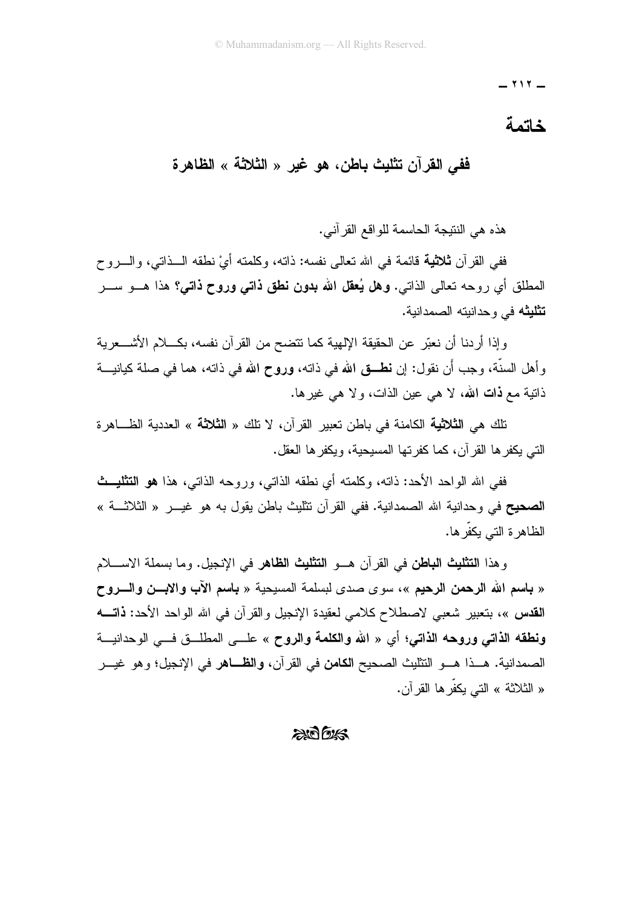# خاتمة

## ففي القرآن تثليث باطن، هو غير « الثلاثة » الظاهرة

هذه هي النتيجة الحاسمة للواقع القرآني.

ففي القرآن **ثلاثية** قائمة في الله تعالى نفسه: ذاته، وكلمته أيْ نطقه الذاتي، والروح المطلق أي روحه تعالى الذاتي. **وهل يُعقل الله بدون نطق ذاتي وروح ذاتي؟** هذا هو سر **تثليثه** في وحدانيته الصمدانية.

وإذا أردنا أن نعبّر عن الحقيقة الإلهية كما تتضح من القرآن نفسه، بكلام الأشعرية وأهل السنّة، وجب أن نقول: إن **نطق الله** في ذاته، **وروح الله** في ذاته، هما في صلة كيانية ذاتية مع **ذات الله**، لا هي عين الذات، ولا هي غيرها.

تلك هي **الثلاثية** الكامنة في باطن تعبير القرآن، لا تلك « **الثلاثة** » العددية الظاهرة التي يكفرها القرآن، كما كفرتها المسيحية، ويكفرها العقل.

ففي الله الواحد الأحد: ذاته، وكلمته أي نطقه الذاتي، وروحه الذاتي، هذا **هو التثليث الصحيح** في وحدانية الله الصمدانية. ففي القرآن تثليث باطن يقول به هو غير « الثلاثة » الظاهرة التي يكفّرها.

وهذا **التثليث الباطن** في القرآن هو **التثليث الظاهر** في الإنجيل. وما بسملة الاسلام « **باسم الله الرحمن الرحيم** »، سوى صدى لبسلمة المسيحية « **باسم الآب والابن والروح القدس** »، بتعبير شعبي لاصطلاح كلامي لعقيدة الإنجيل والقرآن في الله الواحد الأحد: **ذاته ونطقه الذاتي وروحه الذاتي**؛ أي « **الله والكلمة والروح** » على المطلق في الوحدانية الصمدانية. هذا هو التثليث الصحيح **الكامن** في القرآن، **والظاهر** في الإنجيل؛ وهو غير « الثلاثة » التي يكفّرها القرآن.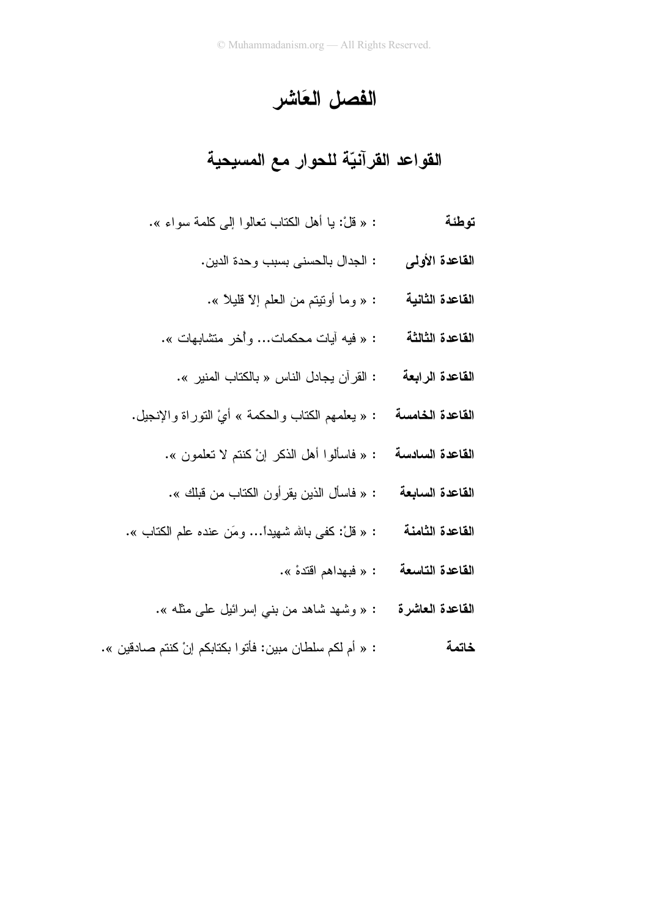# الفصل العَاشر

## القواعد القرآنيّة للحوار مع المسيحية

**توطئة** : « قلْ: يا أهل الكتاب تعالوا إلى كلمة سواء ».

**القاعدة الأولى** : الجدال بالحسنى بسبب وحدة الدين.

**القاعدة الثانية** : « وما أوتيتم من العلم إلاّ قليلاً ».

**القاعدة الثالثة** : « فيه آيات محكمات... وأُخر متشابهات ».

**القاعدة الرابعة** : القرآن يجادل الناس « بالكتاب المنير ».

**القاعدة الخامسة** : « يعلمهم الكتاب والحكمة » أيْ التوراة والإنجيل.

**القاعدة السادسة** : « فاسألوا أهل الذكر إنْ كنتم لا تعلمون ».

**القاعدة السابعة** : « فاسأل الذين يقرأون الكتاب من قبلك ».

**القاعدة الثامنة** : « قلْ: كفى بالله شهيداً... ومَن عنده علم الكتاب ».

**القاعدة التاسعة** : « فبهداهم اقتدهْ ».

**القاعدة العاشرة** : « وشهد شاهد من بني إسرائيل على مثله ».

**خاتمة** : « أم لكم سلطان مبين: فأتوا بكتابكم إنْ كنتم صادقين ».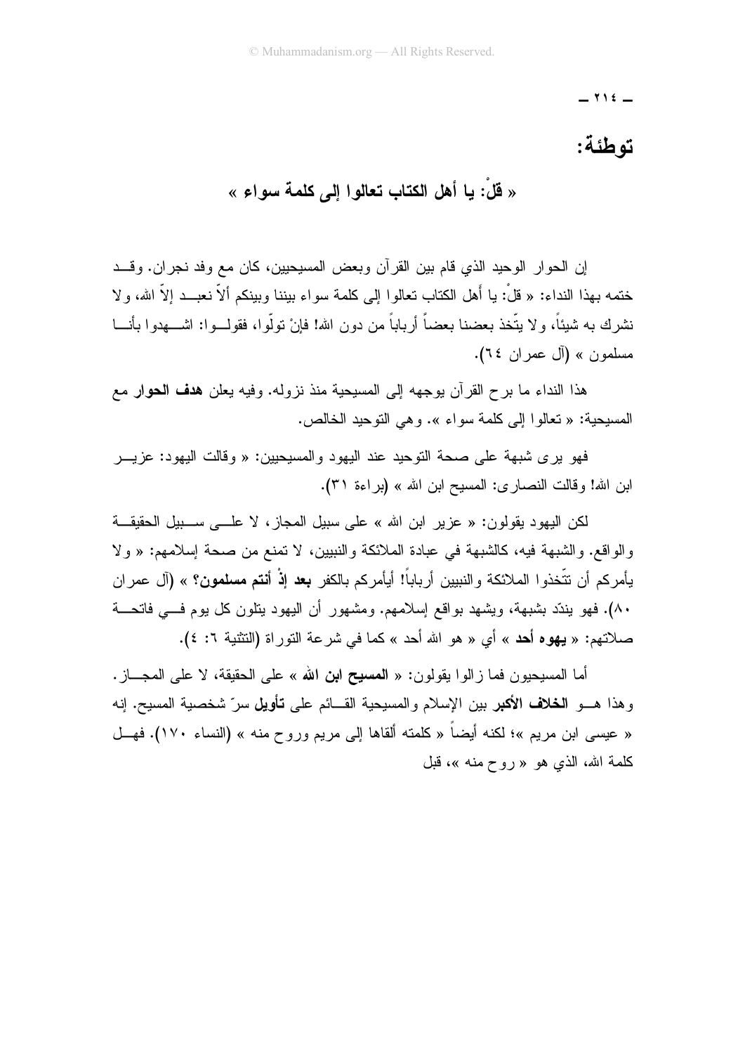## توطئة:

### « قلْ: يا أهل الكتاب تعالوا إلى كلمة سواء »

إن الحوار الوحيد الذي قام بين القرآن وبعض المسيحيين، كان مع وفد نجران. وقد ختمه بهذا النداء: « قلْ: يا أَهل الكتاب تعالوا إلى كلمة سواء بيننا وبينكم ألاّ نعبد إلاّ الله، ولا نشرك به شيئاً، ولا يتّخذ بعضنا بعضاً أرباباً من دون الله! فإنْ تولّوا، فقولوا: اشهدوا بأنا مسلمون » (آل عمران ٦٤).

هذا النداء ما برح القرآن يوجهه إلى المسيحية منذ نزوله. وفيه يعلن **هدف الحوار** مع المسيحية: « تعالوا إلى كلمة سواء ». وهي التوحيد الخالص.

فهو يرى شبهة على صحة التوحيد عند اليهود والمسيحيين: « وقالت اليهود: عزير ابن الله! وقالت النصارى: المسيح ابن الله » (براءة ٣١).

لكن اليهود يقولون: « عزير ابن الله » على سبيل المجاز، لا على سبيل الحقيقة والواقع. والشبهة فيه، كالشبهة في عبادة الملائكة والنبيين، لا تمنع من صحة إسلامهم: « ولا يأمركم أن تتّخذوا الملائكة والنبيين أرباباً! أيأمركم بالكفر **بعد إذْ أنتم مسلمون**؟ » (آل عمران ٨٠). فهو يندّد بشبهة، ويشهد بواقع إسلامهم. ومشهور أن اليهود يتلون كل يوم في فاتحة صلاتهم: « **يهوه أحد** » أي « هو الله أحد » كما في شرعة التوراة (التثنية ٦: ٤).

أما المسيحيون فما زالوا يقولون: « **المسيح ابن الله** » على الحقيقة، لا على المجاز. وهذا هو **الخلاف الأكبر** بين الإسلام والمسيحية القائم على **تأويل** سرّ شخصية المسيح. إنه « عيسى ابن مريم »؛ لكنه أيضاً « كلمته ألقاها إلى مريم وروح منه » (النساء ١٧٠). فهل كلمة الله، الذي هو « روح منه »، قبل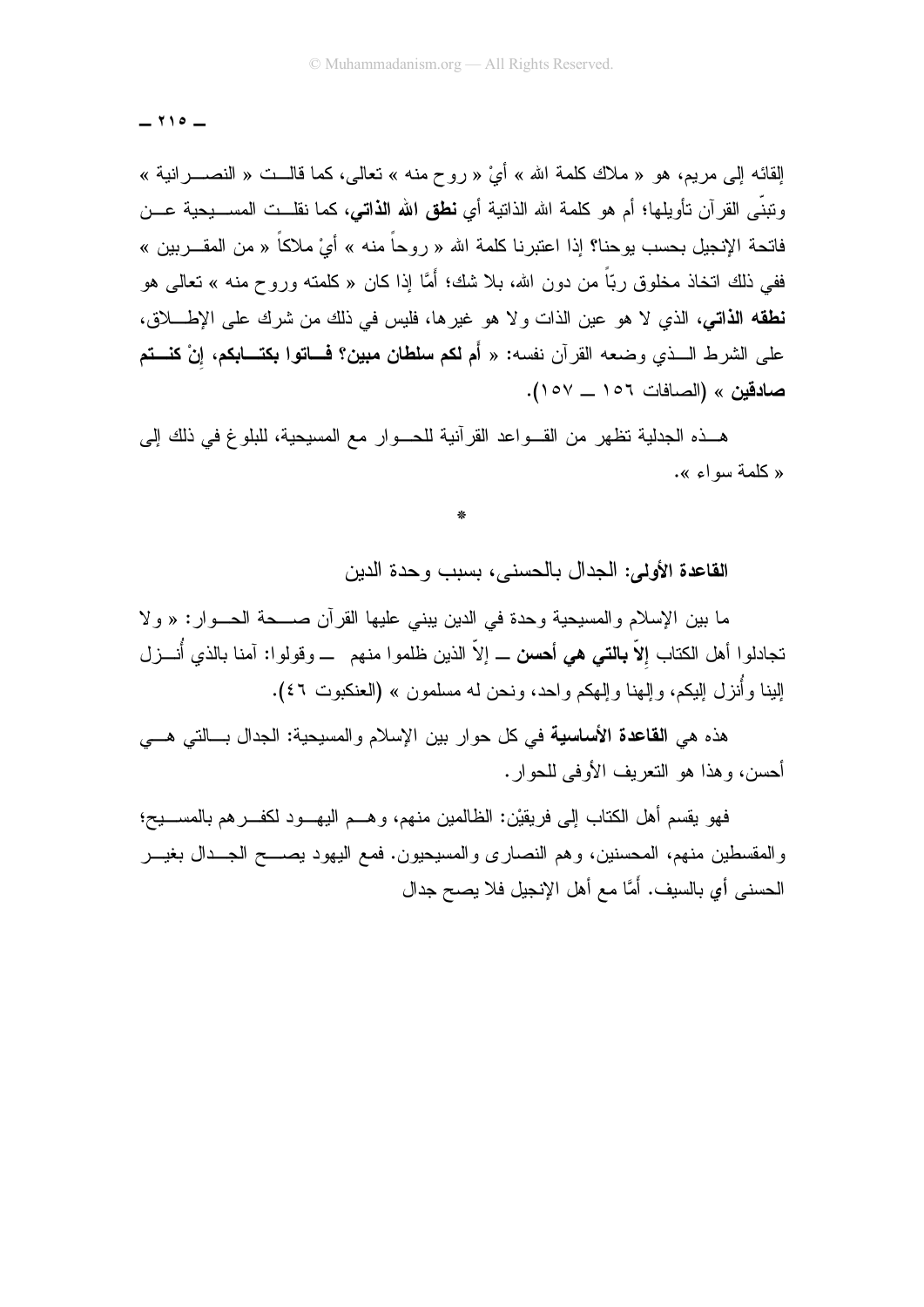إلقائه إلى مريم، هو « ملاك كلمة الله » أيْ « روح منه » تعالى، كما قالت « النصرانية » وتبنّى القرآن تأويلها؛ أم هو كلمة الله الذاتية أي **نطق الله الذاتي**، كما نقلت المسيحية عن فاتحة الإنجيل بحسب يوحنا؟ إذا اعتبرنا كلمة الله « روحاً منه » أيْ ملاكاً « من المقربين » ففي ذلك اتخاذ مخلوق ربّاً من دون الله، بلا شك؛ أمَّا إذا كان « كلمته وروح منه » تعالى هو **نطقه الذاتي**، الذي لا هو عين الذات ولا هو غيرها، فليس في ذلك من شرك على الإطلاق، على الشرط الذي وضعه القرآن نفسه: « **أم لكم سلطان مبين؟ فأتوا بكتابكم، إنْ كنتم صادقين** » (الصافات ١٥٦ ــ ١٥٧).

هذه الجدلية تظهر من القواعد القرآنية للحوار مع المسيحية، للبلوغ في ذلك إلى « كلمة سواء ».

*

**القاعدة الأولى**: الجدال بالحسنى، بسبب وحدة الدين

ما بين الإسلام والمسيحية وحدة في الدين يبني عليها القرآن صحة الحوار: « ولا تجادلوا أهل الكتاب **إلاّ بالتي هي أحسن** ــ إلاّ الذين ظلموا منهم ــ وقولوا: آمنا بالذي أُنزل إلينا وأُنزل إليكم، وإلهنا وإلهكم واحد، ونحن له مسلمون » (العنكبوت ٤٦).

هذه هي **القاعدة الأساسية** في كل حوار بين الإسلام والمسيحية: الجدال بالتي هي أحسن، وهذا هو التعريف الأوفى للحوار.

فهو يقسم أهل الكتاب إلى فريقيْن: الظالمين منهم، وهم اليهود لكفرهم بالمسيح؛ والمقسطين منهم، المحسنين، وهم النصارى والمسيحيون. فمع اليهود يصح الجدال بغير الحسنى أي بالسيف. أمَّا مع أهل الإنجيل فلا يصح جدال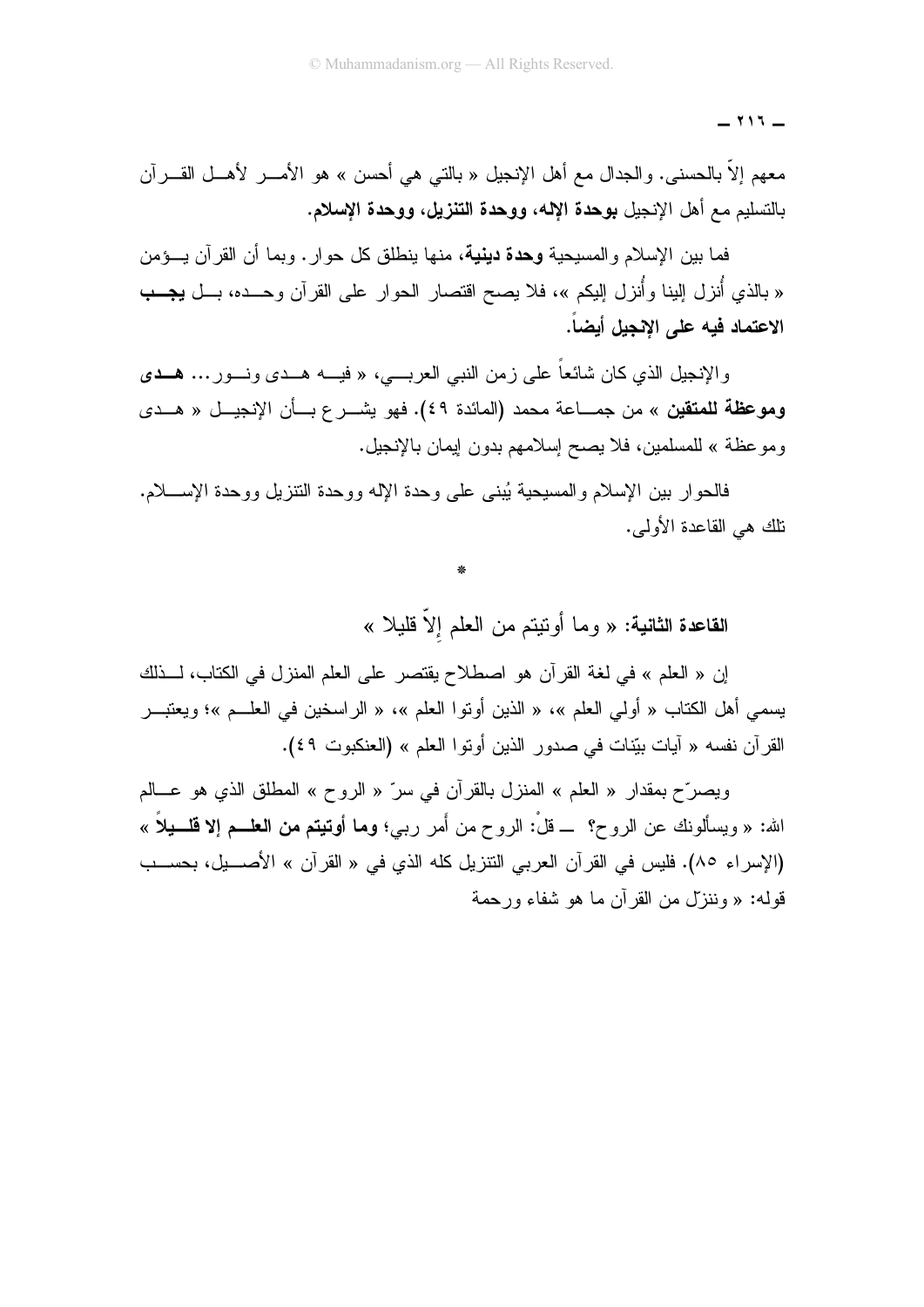معهم إلاّ بالحسنى. والجدال مع أهل الإنجيل « بالتي هي أحسن » هو الأمر لأهل القرآن بالتسليم مع أهل الإنجيل **بوحدة الإله، ووحدة التنزيل، ووحدة الإسلام.**

فما بين الإسلام والمسيحية **وحدة دينية**، منها ينطلق كل حوار. وبما أن القرآن يؤمن « بالذي أُنزل إلينا وأُنزل إليكم »، فلا يصح اقتصار الحوار على القرآن وحده، بل **يجب الاعتماد فيه على الإنجيل أيضاً.**

والإنجيل الذي كان شائعاً على زمن النبي العربي، « فيه هدى ونور... **هدى وموعظة للمتقين** » من جماعة محمد (المائدة ٤٩). فهو يشرع بأن الإنجيل « هدى وموعظة » للمسلمين، فلا يصح إسلامهم بدون إيمان بالإنجيل.

فالحوار بين الإسلام والمسيحية يُبنى على وحدة الإله ووحدة التنزيل ووحدة الإسلام. تلك هي القاعدة الأولى.

*

**القاعدة الثانية:** « وما أوتيتم من العلم إلاّ قليلا »

إن « العلم » في لغة القرآن هو اصطلاح يقتصر على العلم المنزل في الكتاب، لذلك يسمي أهل الكتاب « أولي العلم »، « الذين أوتوا العلم »، « الراسخين في العلم »؛ ويعتبر القرآن نفسه « آيات بيّنات في صدور الذين أوتوا العلم » **(العنكبوت ٤٩).**

ويصرّح بمقدار « العلم » المنزل بالقرآن في سرّ « الروح » المطلق الذي هو عالم الله: « ويسألونك عن الروح؟ ــ قلْ: الروح من أمر ربي؛ **وما أوتيتم من العلم إلا قليلاً** » **(الإسراء ٨٥).** فليس في القرآن العربي التنزيل كله الذي في « القرآن » الأصيل، بحسب قوله: « وننزّل من القرآن ما هو شفاء ورحمة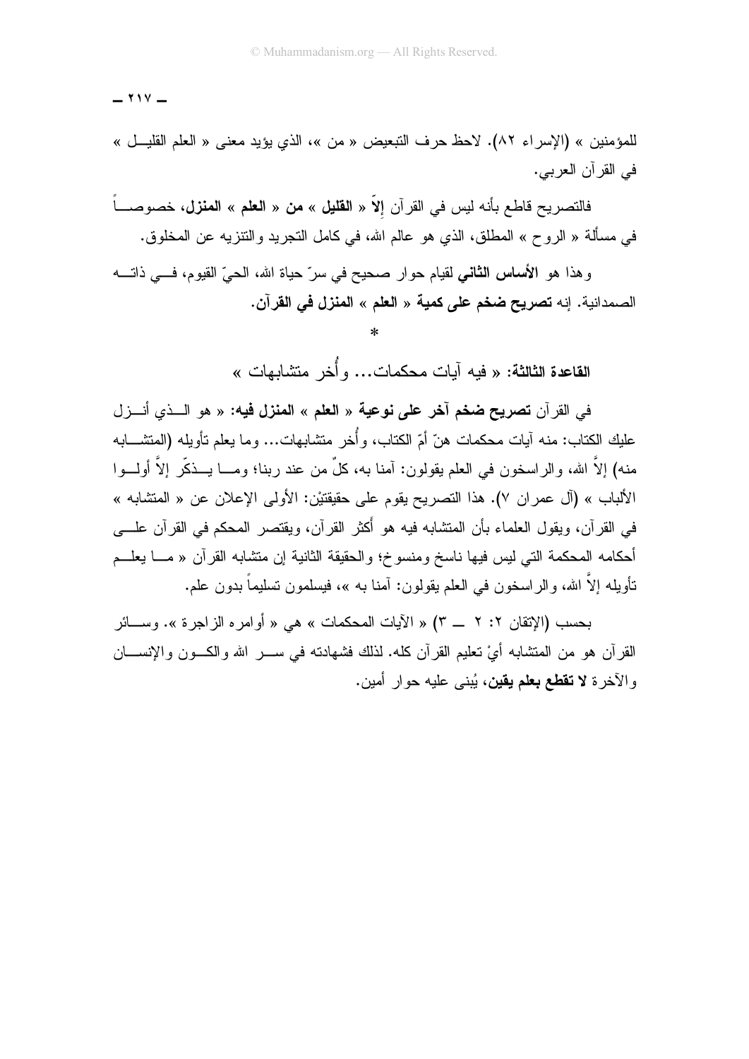للمؤمنين » (الإسراء ٨٢). لاحظ حرف التبعيض « من »، الذي يؤيد معنى « العلم القليل » في القرآن العربي.

فالتصريح قاطع بأنه ليس في القرآن **إلاّ** « **القليل** » **من** « **العلم** » **المنزل**، خصوصاً في مسألة « الروح » المطلق، الذي هو عالم الله، في كامل التجريد والتنزيه عن المخلوق.

وهذا هو **الأساس الثاني** لقيام حوار صحيح في سرّ حياة الله، الحيّ القيوم، في ذاته الصمدانية. إنه **تصريح ضخم على كمية** « **العلم** » **المنزل في القرآن**.

*

**القاعدة الثالثة:** « فيه آيات محكمات... وأُخر متشابهات »

في القرآن **تصريح ضخم آخر على نوعية** « **العلم** » **المنزل فيه:** « هو الذي أنزل عليك الكتاب: منه آيات محكمات هنّ أمّ الكتاب، وأُخر متشابهات... وما يعلم تأويله (المتشابه منه) إلاَّ الله، والراسخون في العلم يقولون: آمنا به، كلٌ من عند ربنا؛ وما يذكّر إلاَّ أولوا الألباب » (آل عمران ٧). هذا التصريح يقوم على حقيقتيْن: الأولى الإعلان عن « المتشابه » في القرآن، ويقول العلماء بأن المتشابه فيه هو أكثر القرآن، ويقتصر المحكم في القرآن على أحكامه المحكمة التي ليس فيها ناسخ ومنسوخ؛ والحقيقة الثانية إن متشابه القرآن « ما يعلم تأويله إلاَّ الله، والراسخون في العلم يقولون: آمنا به »، فيسلمون تسليماً بدون علم.

بحسب (الإتقان ٢: ٢ ــ ٣) « الآيات المحكمات » هي « أوامره الزاجرة ». وسائر القرآن هو من المتشابه أيْ تعليم القرآن كله. لذلك فشهادته في سر الله والكون والإنسان والآخرة **لا تقطع بعلم يقين**، يُبنى عليه حوار أمين.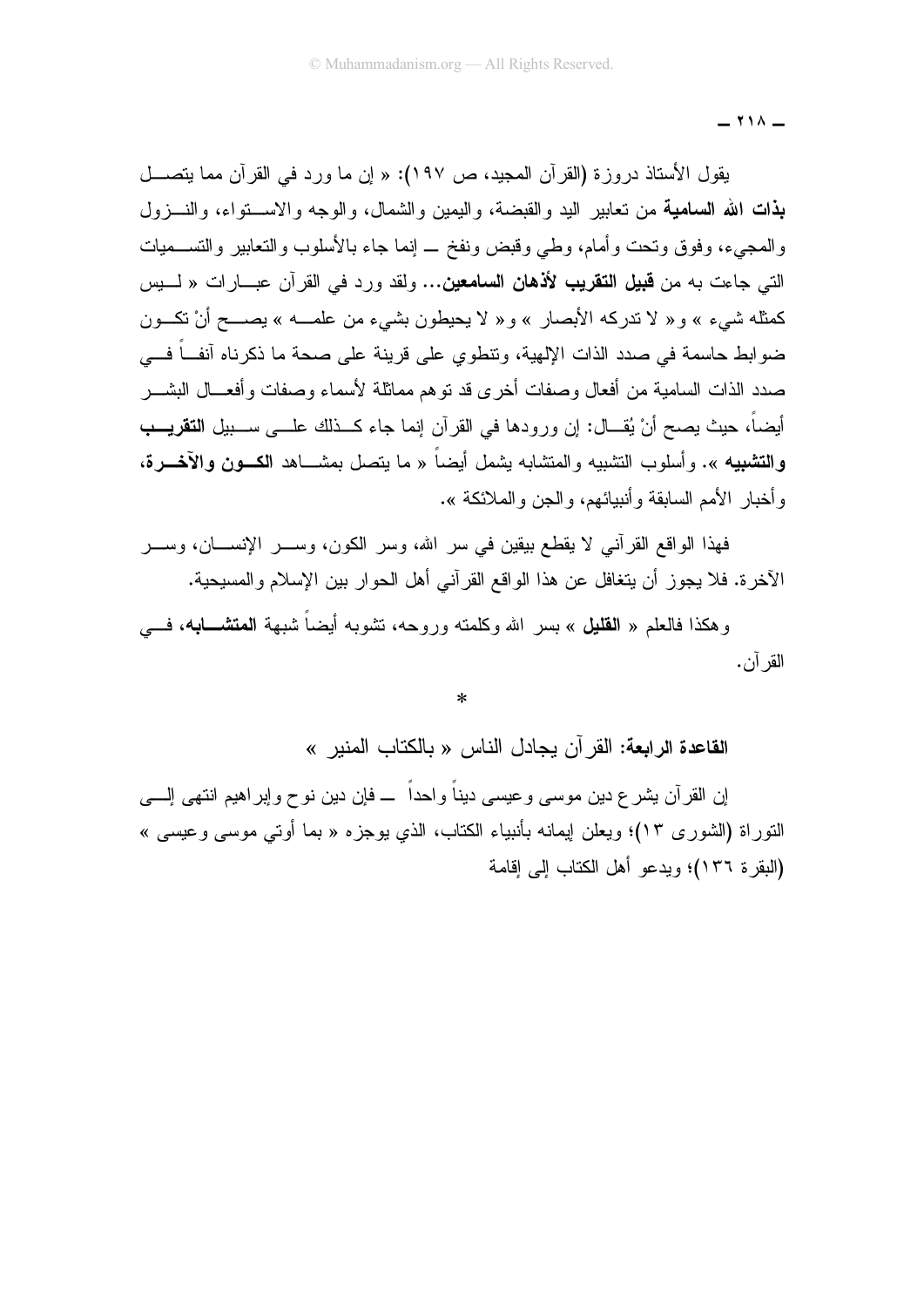يقول الأستاذ دروزة (القرآن المجيد، ص ١٩٧): « إن ما ورد في القرآن مما يتصل **بذات الله السامية** من تعابير اليد والقبضة، واليمين والشمال، والوجه والاستواء، والنزول والمجيء، وفوق وتحت وأمام، وطي وقبض ونفخ — إنما جاء بالأسلوب والتعابير والتسميات التي جاءت به من **قبيل التقريب لأذهان السامعين**... ولقد ورد في القرآن عبارات « ليس كمثله شيء » و« لا تدركه الأبصار » و« لا يحيطون بشيء من علمه » يصح أنْ تكون ضوابط حاسمة في صدد الذات الإلهية، وتنطوي على قرينة على صحة ما ذكرناه آنفاً في صدد الذات السامية من أفعال وصفات أخرى قد توهم مماثلة لأسماء وصفات وأفعال البشر أيضاً، حيث يصح أنْ يُقال: إن ورودها في القرآن إنما جاء كذلك على سبيل **التقريب والتشبيه** ». وأسلوب التشبيه والمتشابه يشمل أيضاً « ما يتصل بمشاهد **الكون والآخرة**، وأخبار الأمم السابقة وأنبيائهم، والجن والملائكة ».

فهذا الواقع القرآني لا يقطع بيقين في سر الله، وسر الكون، وسر الإنسان، وسر الآخرة. فلا يجوز أن يتغافل عن هذا الواقع القرآني أهل الحوار بين الإسلام والمسيحية.

وهكذا فالعلم « **القليل** » بسر الله وكلمته وروحه، تشوبه أيضاً شبهة **المتشابه**، في القرآن.

*

**القاعدة الرابعة**: القرآن يجادل الناس « بالكتاب المنير »

إن القرآن يشرع دين موسى وعيسى ديناً واحداً — فإن دين نوح وإبراهيم انتهى إلى التوراة (الشورى ١٣)؛ ويعلن إيمانه بأنبياء الكتاب، الذي يوجزه « بما أوتي موسى وعيسى » (البقرة ١٣٦)؛ ويدعو أهل الكتاب إلى إقامة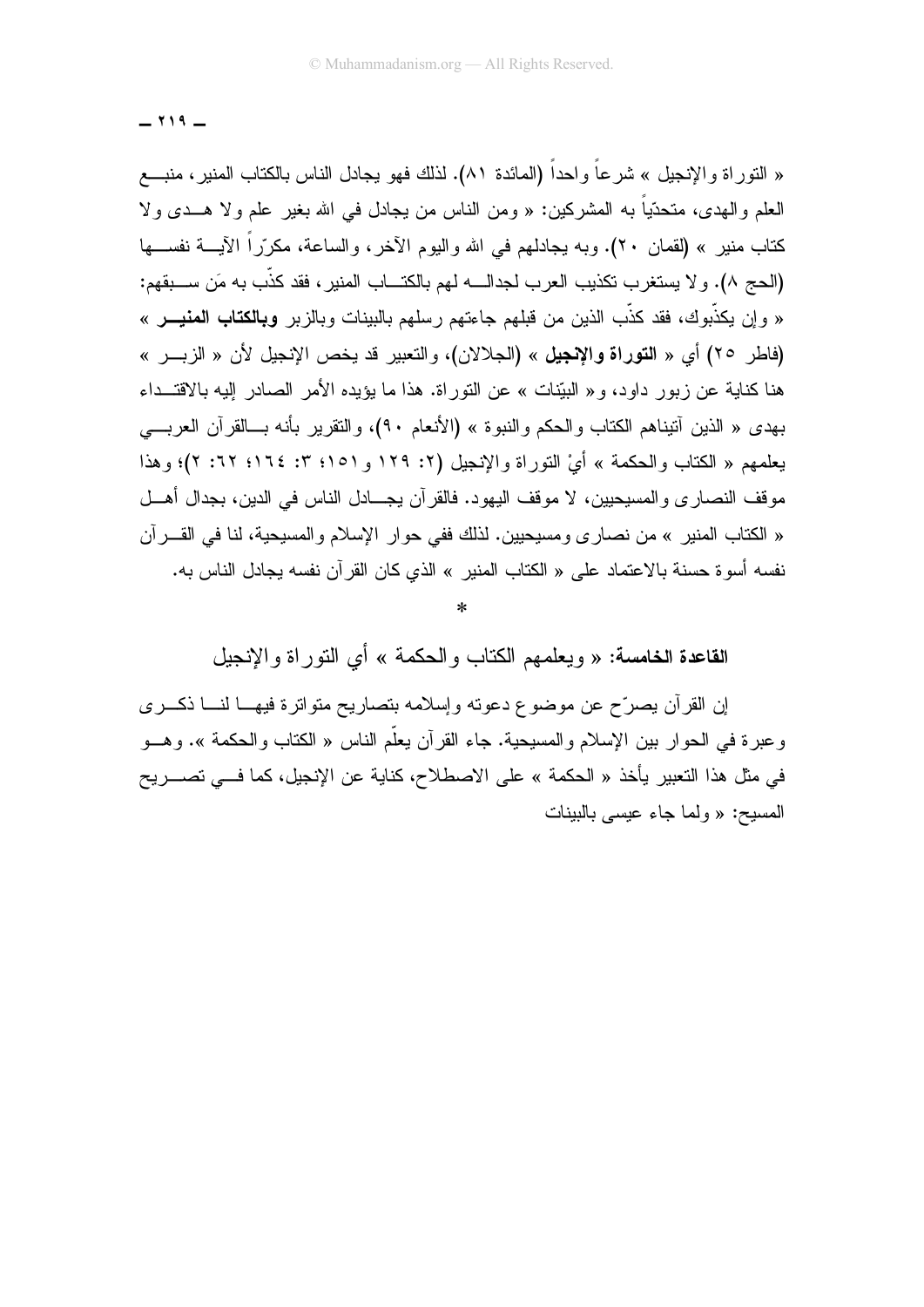« التوراة والإنجيل » شرعاً واحداً (المائدة ٨١). لذلك فهو يجادل الناس بالكتاب المنير، منبع العلم والهدى، متحدّياً به المشركين: « ومن الناس من يجادل في الله بغير علم ولا هدى ولا كتاب منير » (لقمان ٢٠). وبه يجادلهم في الله واليوم الآخر، والساعة، مكرّراً الآية نفسها (الحج ٨). ولا يستغرب تكذيب العرب لجداله لهم بالكتاب المنير، فقد كذّب به مَن سبقهم: « وإن يكذّبوك، فقد كذّب الذين من قبلهم جاءتهم رسلهم بالبينات وبالزبر **وبالكتاب المنير** » (فاطر ٢٥) أي « **التوراة والإنجيل** » (الجلالان)، والتعبير قد يخص الإنجيل لأن « الزبر » هنا كناية عن زبور داود، و« البيّنات » عن التوراة. هذا ما يؤيده الأمر الصادر إليه بالاقتداء بهدى « الذين آتيناهم الكتاب والحكم والنبوة » (الأنعام ٩٠)، والتقرير بأنه بالقرآن العربي يعلمهم « الكتاب والحكمة » أيْ التوراة والإنجيل (٢: ١٢٩ و١٥١؛ ٣: ١٦٤؛ ٦٢: ٢)؛ وهذا موقف النصارى والمسيحيين، لا موقف اليهود. فالقرآن يجادل الناس في الدين، بجدال أهل « الكتاب المنير » من نصارى ومسيحيين. لذلك ففي حوار الإسلام والمسيحية، لنا في القرآن نفسه أسوة حسنة بالاعتماد على « الكتاب المنير » الذي كان القرآن نفسه يجادل الناس به.

*

## القاعدة الخامسة: « ويعلمهم الكتاب والحكمة » أي التوراة والإنجيل

إن القرآن يصرّح عن موضوع دعوته وإسلامه بتصاريح متواترة فيها لنا ذكرى وعبرة في الحوار بين الإسلام والمسيحية. جاء القرآن يعلّم الناس « الكتاب والحكمة ». وهو في مثل هذا التعبير يأخذ « الحكمة » على الاصطلاح، كناية عن الإنجيل، كما في تصريح المسيح: « ولما جاء عيسى بالبينات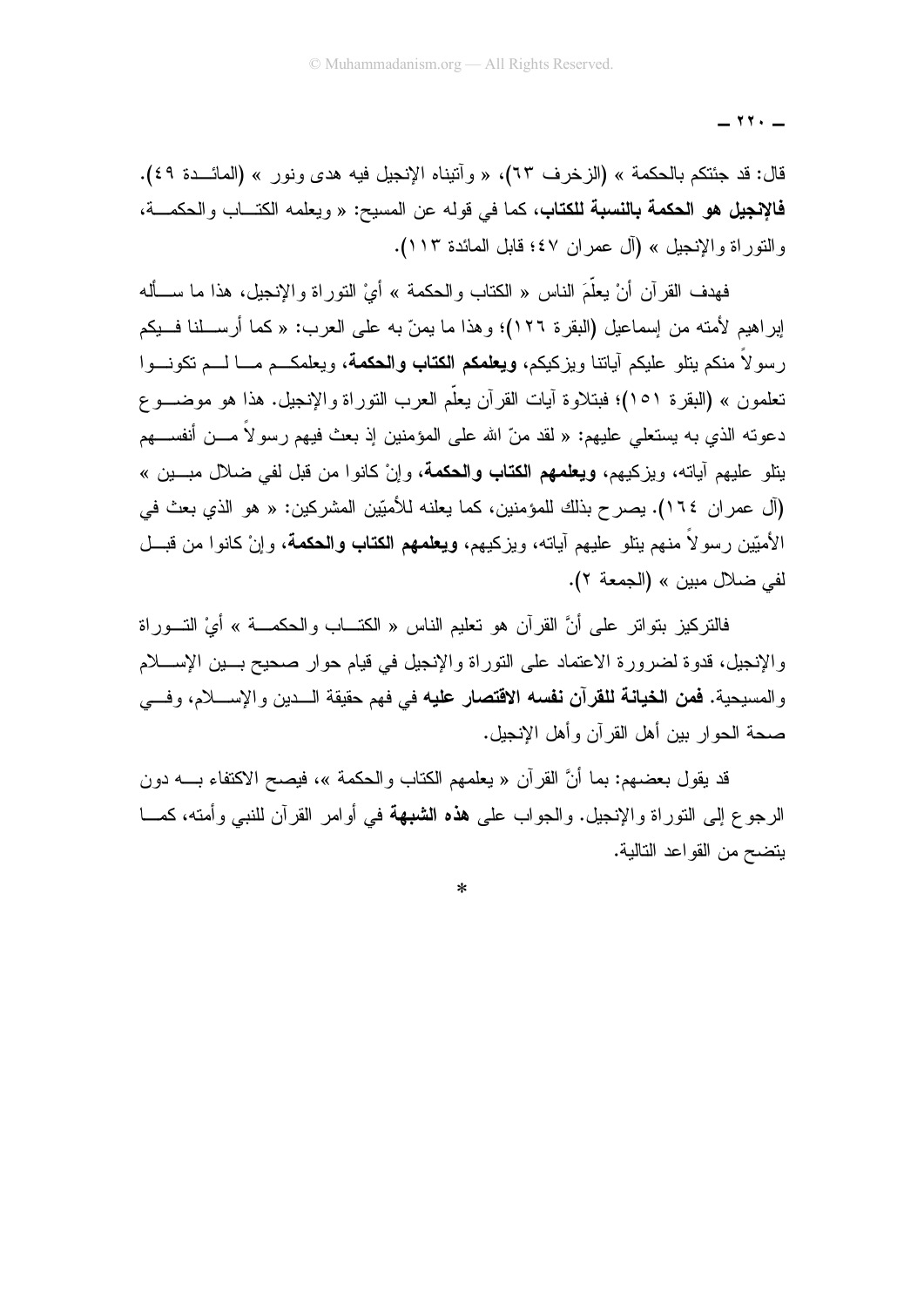قال: قد جئتكم بالحكمة » (الزخرف ٦٣)، « وآتيناه الإنجيل فيه هدى ونور » (المائدة ٤٩). **فالإنجيل هو الحكمة بالنسبة للكتاب**، كما في قوله عن المسيح: « ويعلمه الكتاب والحكمة، والتوراة والإنجيل » (آل عمران ٤٧؛ قابل المائدة ١١٣).

فهدف القرآن أنْ يعلّمَ الناس « الكتاب والحكمة » أيْ التوراة والإنجيل، هذا ما سأله إبراهيم لأمته من إسماعيل (البقرة ١٢٦)؛ وهذا ما يمنّ به على العرب: « كما أرسلنا فيكم رسولاً منكم يتلو عليكم آياتنا ويزكيكم، **ويعلمكم الكتاب والحكمة**، ويعلمكم ما لم تكونوا تعلمون » (البقرة ١٥١)؛ فبتلاوة آيات القرآن يعلّم العرب التوراة والإنجيل. هذا هو موضوع دعوته الذي به يستعلي عليهم: « لقد منّ الله على المؤمنين إذ بعث فيهم رسولاً من أنفسهم يتلو عليهم آياته، ويزكيهم، **ويعلمهم الكتاب والحكمة**، وإنْ كانوا من قبل لفي ضلال مبين » (آل عمران ١٦٤). يصرح بذلك للمؤمنين، كما يعلنه للأميّين المشركين: « هو الذي بعث في الأميّين رسولاً منهم يتلو عليهم آياته، ويزكيهم، **ويعلمهم الكتاب والحكمة**، وإنْ كانوا من قبل لفي ضلال مبين » (الجمعة ٢).

فالتركيز بتواتر على أنَّ القرآن هو تعليم الناس « الكتاب والحكمة » أيْ التوراة والإنجيل، قدوة لضرورة الاعتماد على التوراة والإنجيل في قيام حوار صحيح بين الإسلام والمسيحية. **فمن الخيانة للقرآن نفسه الاقتصار عليه** في فهم حقيقة الدين والإسلام، وفي صحة الحوار بين أهل القرآن وأهل الإنجيل.

قد يقول بعضهم: بما أنَّ القرآن « يعلمهم الكتاب والحكمة »، فيصح الاكتفاء به دون الرجوع إلى التوراة والإنجيل. والجواب على **هذه الشبهة** في أوامر القرآن للنبي وأمته، كما يتضح من القواعد التالية.

*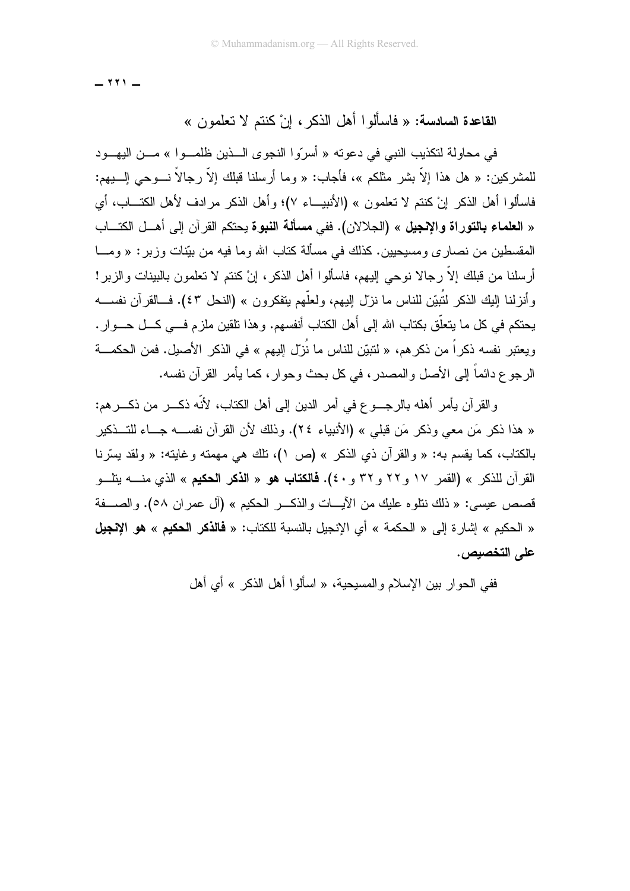**القاعدة السادسة**: « فاسألوا أهل الذكر، إنْ كنتم لا تعلمون »

في محاولة لتكذيب النبي في دعوته « أسرّوا النجوى الـذين ظلمـوا » مـن اليهـود للمشركين: « هل هذا إلاّ بشر مثلكم »، فأجاب: « وما أرسلنا قبلك إلاّ رجالاً نـوحي إلـيهم: فاسألوا أهل الذكر إنْ كنتم لا تعلمون » (الأنبيـاء ٧)؛ وأهل الذكر مرادف لأهل الكتـاب، أي « **العلماء بالتوراة والإنجيل** » (الجلالان). ففي **مسألة النبوة** يحتكم القرآن إلى أهـل الكتـاب المقسطين من نصارى ومسيحيين. كذلك في مسألة كتاب الله وما فيه من بيّنات وزبر: « ومـا أرسلنا من قبلك إلاّ رجالا نوحي إليهم، فاسألوا أهل الذكر، إنْ كنتم لا تعلمون بالبينات والزبر! وأنزلنا إليك الذكر لتُبيّن للناس ما نزّل إليهم، ولعلّهم يتفكرون » (النحل ٤٣). فـالقرآن نفسـه يحتكم في كل ما يتعلّق بكتاب الله إلى أهل الكتاب أنفسهم. وهذا تلقين ملزم فـي كـل حـوار. ويعتبر نفسه ذكراً من ذكرهم، « لتبيّن للناس ما نُزّل إليهم » في الذكر الأصيل. فمن الحكمـة الرجوع دائماً إلى الأصل والمصدر، في كل بحث وحوار، كما يأمر القرآن نفسه.

والقرآن يأمر أهله بالرجـوع في أمر الدين إلى أهل الكتاب، لأنّه ذكـر من ذكـرهم: « هذا ذكر مَن معي وذكر مَن قبلي » (الأنبياء ٢٤). وذلك لأن القرآن نفسـه جـاء للتـذكير بالكتاب، كما يقسم به: « والقرآن ذي الذكر » (ص ١)، تلك هي مهمته وغايته: « ولقد يسّرنا القرآن للذكر » (القمر ١٧ و٢٢ و٣٢ و٤٠). **فالكتاب هو « الذكر الحكيم »** الذي منـه يتلـو قصص عيسى: « ذلك نتلوه عليك من الآيـات والذكـر الحكيم » (آل عمران ٥٨). والصـفة « الحكيم » إشارة إلى « الحكمة » أي الإنجيل بالنسبة للكتاب: « **فالذكر الحكيم » هو الإنجيل على التخصيص**.

ففي الحوار بين الإسلام والمسيحية، « اسألوا أهل الذكر » أي أهل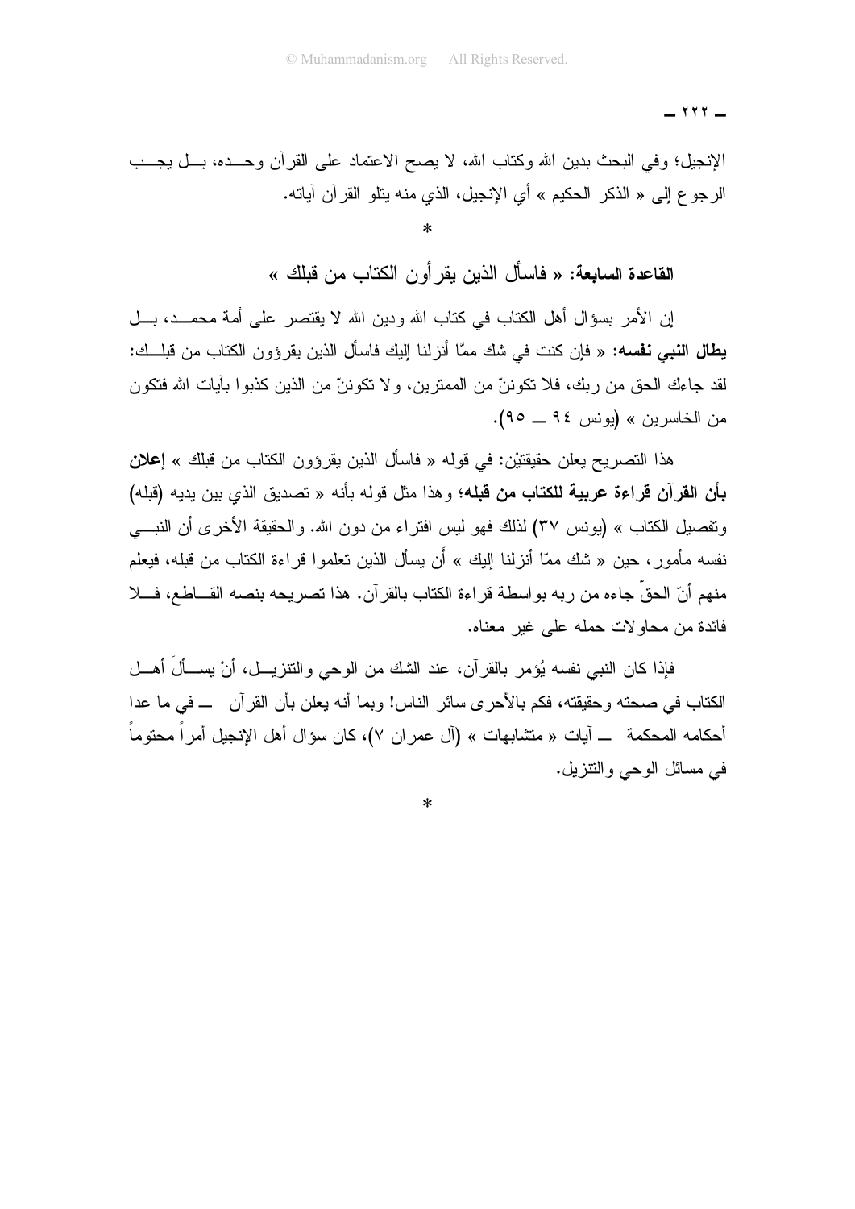الإنجيل؛ وفي البحث بدين الله وكتاب الله، لا يصح الاعتماد على القرآن وحده، بل يجب الرجوع إلى « الذكر الحكيم » أي الإنجيل، الذي منه يتلو القرآن آياته.

*

**القاعدة السابعة:** « فاسأل الذين يقرأون الكتاب من قبلك »

إن الأمر بسؤال أهل الكتاب في كتاب الله ودين الله لا يقتصر على أمة محمد، بل **يطال النبي نفسه:** « فإن كنت في شك ممَّا أنزلنا إليك فاسأل الذين يقرؤون الكتاب من قبلك: لقد جاءك الحق من ربك، فلا تكوننّ من الممترين، ولا تكوننّ من الذين كذبوا بآيات الله فتكون من الخاسرين » (يونس ٩٤ ــ ٩٥).

هذا التصريح يعلن حقيقتيْن: في قوله « فاسأل الذين يقرؤون الكتاب من قبلك » **إعلان بأن القرآن قراءة عربية للكتاب من قبله**؛ وهذا مثل قوله بأنه « تصديق الذي بين يديه (قبله) وتفصيل الكتاب » (يونس ٣٧) لذلك فهو ليس افتراء من دون الله. والحقيقة الأخرى أن النبي نفسه مأمور، حين « شك ممّا أنزلنا إليك » أن يسأل الذين تعلموا قراءة الكتاب من قبله، فيعلم منهم أنّ الحقّ جاءه من ربه بواسطة قراءة الكتاب بالقرآن. هذا تصريحه بنصه القاطع، فلا فائدة من محاولات حمله على غير معناه.

فإذا كان النبي نفسه يُؤمر بالقرآن، عند الشك من الوحي والتنزيل، أنْ يسألَ أهل الكتاب في صحته وحقيقته، فكم بالأحرى سائر الناس! وبما أنه يعلن بأن القرآن ــ في ما عدا أحكامه المحكمة ــ آيات « متشابهات » (آل عمران ٧)، كان سؤال أهل الإنجيل أمراً محتوماً في مسائل الوحي والتنزيل.

*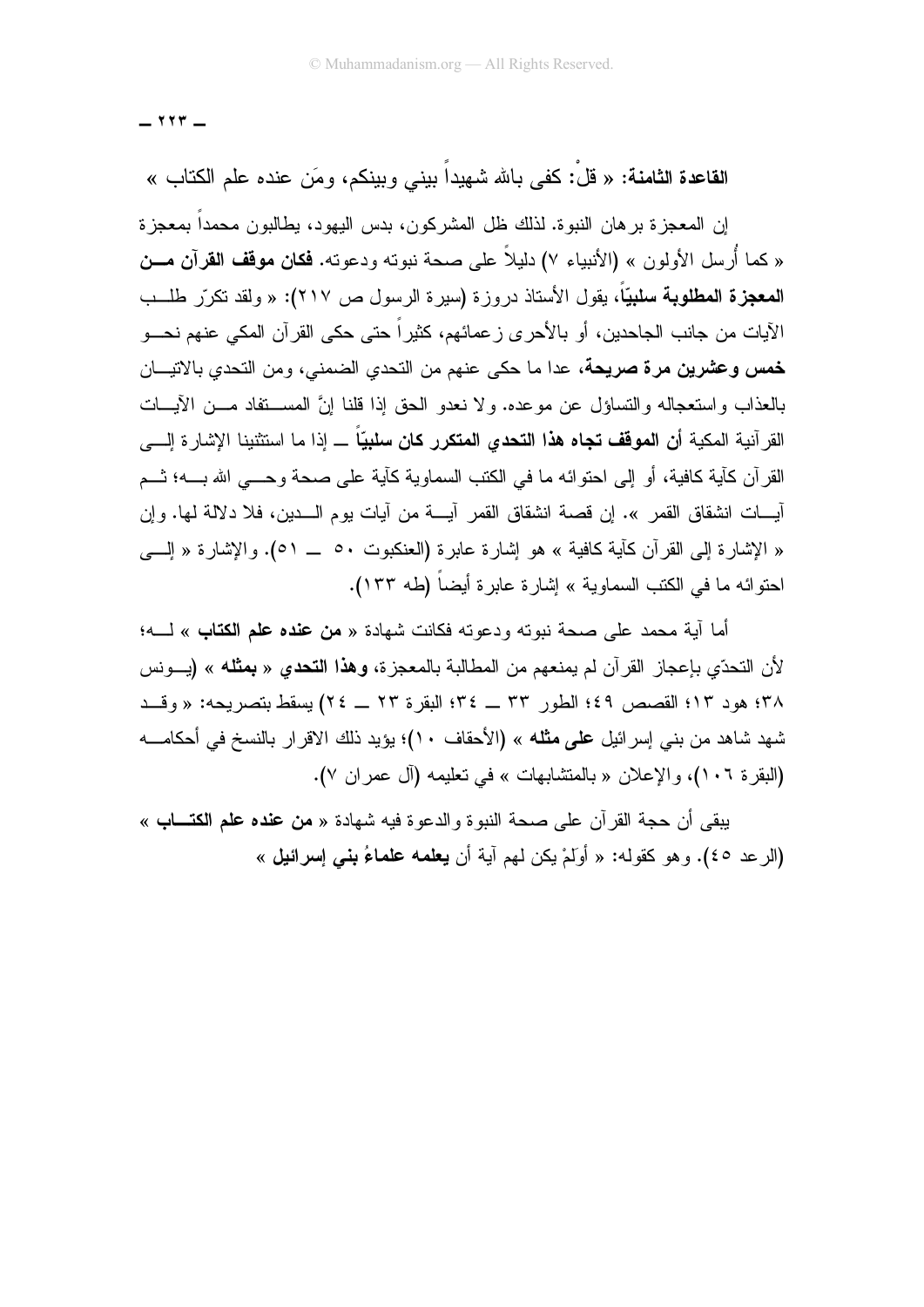**القاعدة الثامنة:** « قلْ: كفى بالله شهيداً بيني وبينكم، ومَن عنده علم الكتاب »

إن المعجزة برهان النبوة. لذلك ظل المشركون، بدس اليهود، يطالبون محمداً بمعجزة « كما أُرسل الأولون » (الأنبياء ٧) دليلاً على صحة نبوته ودعوته. **فكان موقف القرآن من المعجزة المطلوبة سلبيّاً**، يقول الأستاذ دروزة (سيرة الرسول ص ٢١٧): « ولقد تكرّر طلب الآيات من جانب الجاحدين، أو بالأحرى زعمائهم، كثيراً حتى حكى القرآن المكي عنهم نحو **خمس وعشرين مرة صريحة**، عدا ما حكى عنهم من التحدي الضمني، ومن التحدي بالاتيان بالعذاب واستعجاله والتساؤل عن موعده. ولا نعدو الحق إذا قلنا إنَّ المستفاد من الآيات القرآنية المكية **أن الموقف تجاه هذا التحدي المتكرر كان سلبيّاً** ــ إذا ما استثنينا الإشارة إلى القرآن كآية كافية، أو إلى احتوائه ما في الكتب السماوية كآية على صحة وحي الله به؛ ثم آيات انشقاق القمر ». إن قصة انشقاق القمر آية من آيات يوم الدين، فلا دلالة لها. وإن « الإشارة إلى القرآن كآية كافية » هو إشارة عابرة (العنكبوت ٥٠ ــ ٥١). والإشارة « إلى احتوائه ما في الكتب السماوية » إشارة عابرة أيضاً (طه ١٣٣).

أما آية محمد على صحة نبوته ودعوته فكانت شهادة « **من عنده علم الكتاب** » له؛ لأن التحدّي بإعجاز القرآن لم يمنعهم من المطالبة بالمعجزة، **وهذا التحدي** « **بمثله** » (يونس ٣٨؛ هود ١٣؛ القصص ٤٩؛ الطور ٣٣ ــ ٣٤؛ البقرة ٢٣ ــ ٢٤) يسقط بتصريحه: « وقد شهد شاهد من بني إسرائيل **على مثله** » (الأحقاف ١٠)؛ يؤيد ذلك الاقرار بالنسخ في أحكامه (البقرة ١٠٦)، والإعلان « بالمتشابهات » في تعليمه (آل عمران ٧).

يبقى أن حجة القرآن على صحة النبوة والدعوة فيه شهادة « **من عنده علم الكتاب** » (الرعد ٤٥). وهو كقوله: « أوَلَمْ يكن لهم آية أن **يعلمه علماءُ بني إسرائيل** »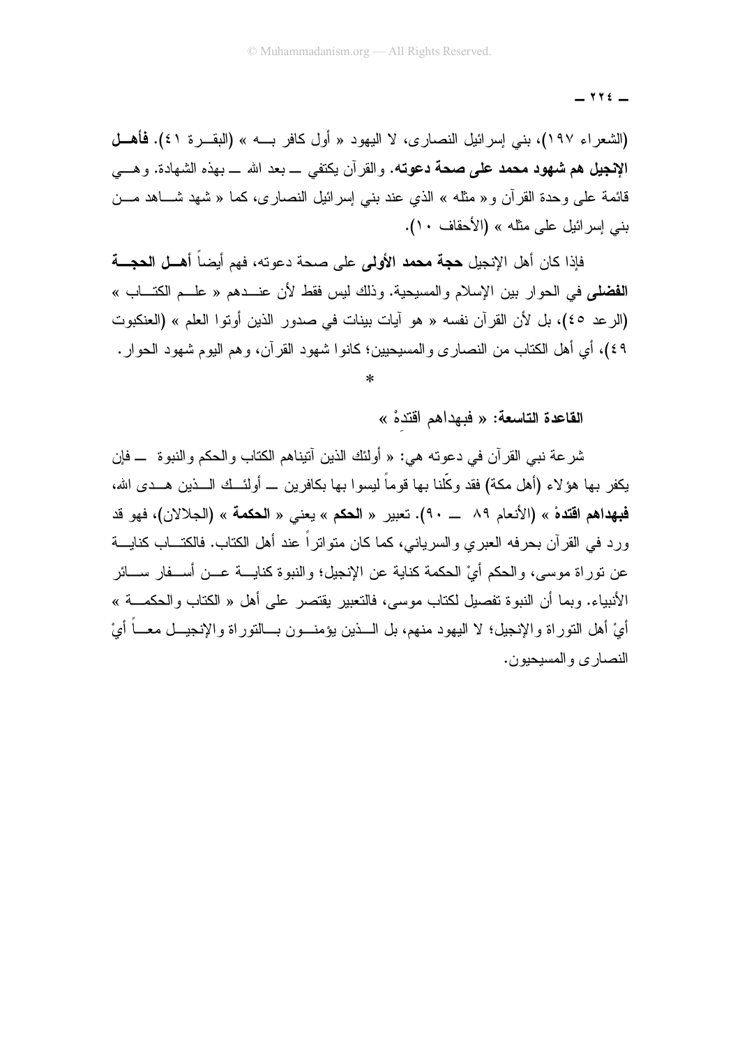(الشعراء ١٩٧)، بني إسرائيل النصارى، لا اليهود « أول كافر بـه » (البقـرة ٤١). **فأهـل الإنجيل هم شهود محمد على صحة دعوته.** والقرآن يكتفي ــ بعد الله ــ بهذه الشهادة. وهـي قائمة على وحدة القرآن و« مثله » الذي عند بني إسرائيل النصارى، كما « شهد شـاهد مـن بني إسرائيل على مثله » (الأحقاف ١٠).

فإذا كان أهل الإنجيل **حجة محمد الأولى** على صحة دعوته، فهم أيضاً **أهـل الحجـة الفضلى** في الحوار بين الإسلام والمسيحية. وذلك ليس فقط لأن عنـدهم « علـم الكتـاب » (الرعد ٤٥)، بل لأن القرآن نفسه « هو آيات بينات في صدور الذين أوتوا العلم » (العنكبوت ٤٩)، أي أهل الكتاب من النصارى والمسيحيين؛ كانوا شهود القرآن، وهم اليوم شهود الحوار.

*

**القاعدة التاسعة: « فبهداهم اقتدِهْ »**

شرعة نبي القرآن في دعوته هي: « أولئك الذين آتيناهم الكتاب والحكم والنبوة ــ فإن يكفر بها هؤلاء (أهل مكة) فقد وكّلنا بها قوماً ليسوا بها بكافرين ــ أولئـك الـذين هـدى الله، **فبهداهم اقتدهْ** » (الأنعام ٨٩ ــ ٩٠). تعبير « **الحكم** » يعني « **الحكمة** » (الجلالان)، فهو قد ورد في القرآن بحرفه العبري والسرياني، كما كان متواتراً عند أهل الكتاب. فالكتـاب كنايـة عن توراة موسى، والحكم أيْ الحكمة كناية عن الإنجيل؛ والنبوة كنايـة عـن أسـفار سـائر الأنبياء. وبما أن النبوة تفصيل لكتاب موسى، فالتعبير يقتصر على أهل « الكتاب والحكمـة » أيْ أهل التوراة والإنجيل؛ لا اليهود منهم، بل الـذين يؤمنـون بـالتوراة والإنجيـل معـاً أيْ النصارى والمسيحيون.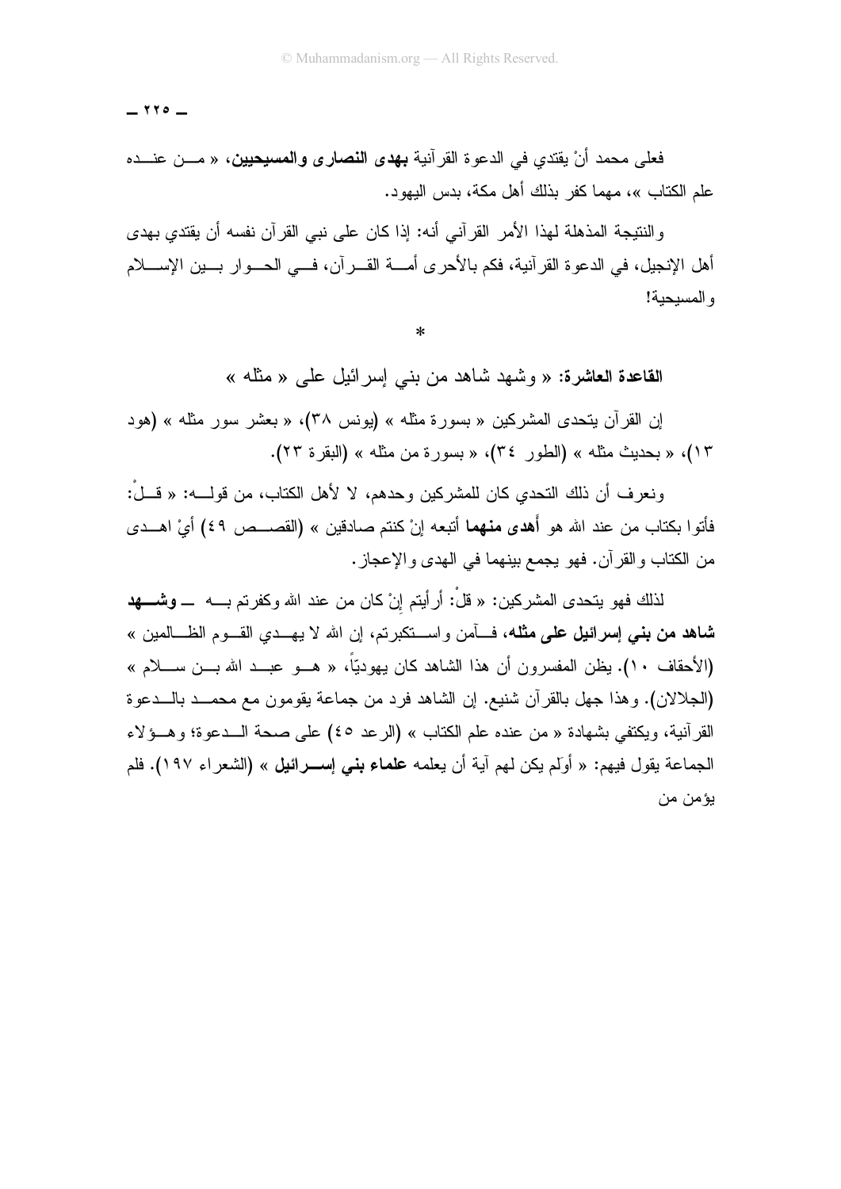فعلى محمد أنْ يقتدي في الدعوة القرآنية **بهدى النصارى والمسيحيين**، « من عنده علم الكتاب »، مهما كفر بذلك أهل مكة، بدس اليهود.

والنتيجة المذهلة لهذا الأمر القرآني أنه: إذا كان على نبي القرآن نفسه أن يقتدي بهدى أهل الإنجيل، في الدعوة القرآنية، فكم بالأحرى أمة القرآن، في الحوار بين الإسلام والمسيحية!

*

**القاعدة العاشرة:** « وشهد شاهد من بني إسرائيل على « مثله »

إن القرآن يتحدى المشركين « بسورة مثله » (يونس ٣٨)، « بعشر سور مثله » (هود ١٣)، « بحديث مثله » (الطور ٣٤)، « بسورة من مثله » (البقرة ٢٣).

ونعرف أن ذلك التحدي كان للمشركين وحدهم، لا لأهل الكتاب، من قوله: « قلْ: فأتوا بكتاب من عند الله هو **أهدى منهما** أتبعه إنْ كنتم صادقين » (القصص ٤٩) أيْ اهدى من الكتاب والقرآن. فهو يجمع بينهما في الهدى والإعجاز.

لذلك فهو يتحدى المشركين: « قلْ: أرأيتم إنْ كان من عند الله وكفرتم به — **وشهد شاهد من بني إسرائيل على مثله**، فآمن واستكبرتم، إن الله لا يهدي القوم الظالمين » (الأحقاف ١٠). يظن المفسرون أن هذا الشاهد كان يهوديّاً، « هو عبد الله بن سلام » (الجلالان). وهذا جهل بالقرآن شنيع. إن الشاهد فرد من جماعة يقومون مع محمد بالدعوة القرآنية، ويكتفي بشهادة « من عنده علم الكتاب » (الرعد ٤٥) على صحة الدعوة؛ وهؤلاء الجماعة يقول فيهم: « أوَلم يكن لهم آية أن يعلمه **علماء بني إسرائيل** » (الشعراء ١٩٧). فلم يؤمن من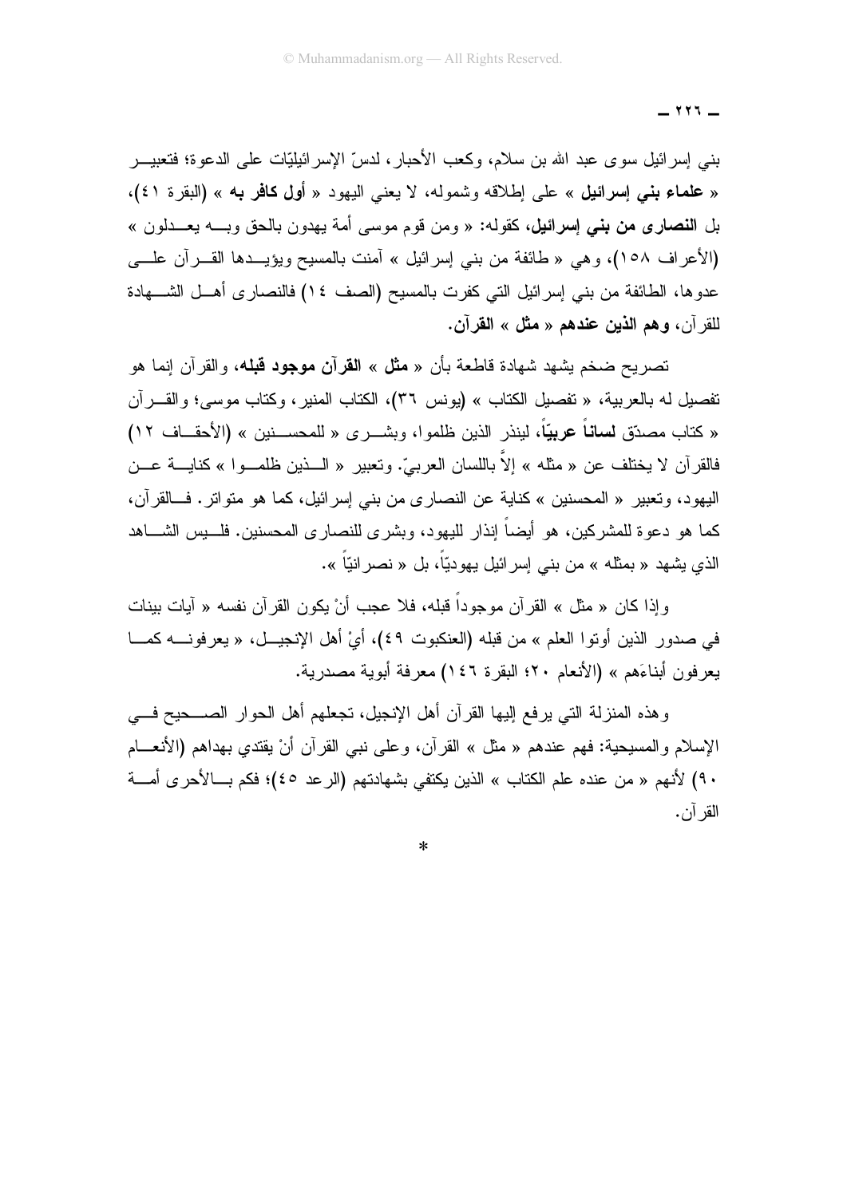بني إسرائيل سوى عبد الله بن سلام، وكعب الأحبار، لدسّ الإسرائيليّات على الدعوة؛ فتعبير « **علماء بني إسرائيل** » على إطلاقه وشموله، لا يعني اليهود « **أول كافر به** » (البقرة ٤١)، بل **النصارى من بني إسرائيل**، كقوله: « ومن قوم موسى أمة يهدون بالحق وبه يعدلون » (الأعراف ١٥٨)، وهي « طائفة من بني إسرائيل » آمنت بالمسيح ويؤيدها القرآن على عدوها، الطائفة من بني إسرائيل التي كفرت بالمسيح (الصف ١٤) فالنصارى أهل الشهادة للقرآن، **وهم الذين عندهم « مثل » القرآن**.

تصريح ضخم يشهد شهادة قاطعة بأن « **مثل** » **القرآن موجود قبله**، والقرآن إنما هو تفصيل له بالعربية، « تفصيل الكتاب » (يونس ٣٦)، الكتاب المنير، وكتاب موسى؛ والقرآن « كتاب مصدّق **لساناً عربيّاً**، لينذر الذين ظلموا، وبشرى « للمحسنين » (الأحقاف ١٢) فالقرآن لا يختلف عن « مثله » إلاّ باللسان العربيّ. وتعبير « الذين ظلموا » كناية عن اليهود، وتعبير « المحسنين » كناية عن النصارى من بني إسرائيل، كما هو متواتر. فالقرآن، كما هو دعوة للمشركين، هو أيضاً إنذار لليهود، وبشرى للنصارى المحسنين. فليس الشاهد الذي يشهد « بمثله » من بني إسرائيل يهوديّاً، بل « نصرانيّاً ».

وإذا كان « مثل » القرآن موجوداً قبله، فلا عجب أنْ يكون القرآن نفسه « آيات بينات في صدور الذين أوتوا العلم » من قبله (العنكبوت ٤٩)، أيْ أهل الإنجيل، « يعرفونه كما يعرفون أبناءَهم » (الأنعام ٢٠؛ البقرة ١٤٦) معرفة أبوية مصدرية.

وهذه المنزلة التي يرفع إليها القرآن أهل الإنجيل، تجعلهم أهل الحوار الصحيح في الإسلام والمسيحية: فهم عندهم « مثل » القرآن، وعلى نبي القرآن أنْ يقتدي بهداهم (الأنعام ٩٠) لأنهم « من عنده علم الكتاب » الذين يكتفي بشهادتهم (الرعد ٤٥)؛ فكم بالأحرى أمة القرآن.

*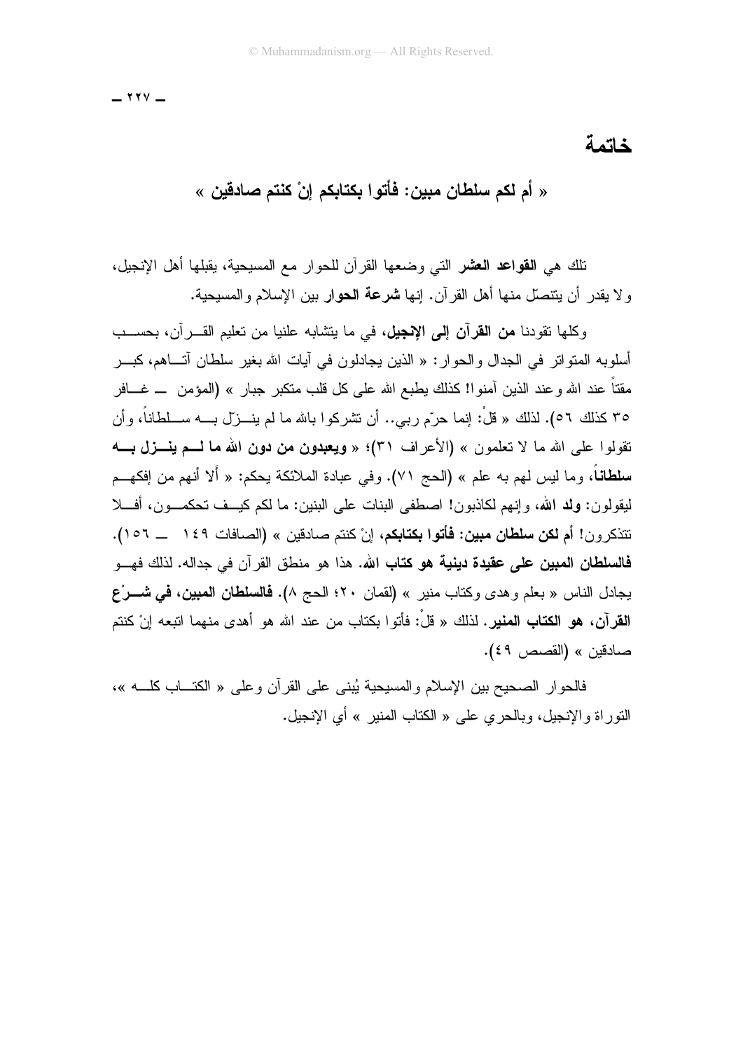# خاتمة

## « أم لكم سلطان مبين: فأتوا بكتابكم إنْ كنتم صادقين »

تلك هي **القواعد العشر** التي وضعها القرآن للحوار مع المسيحية، يقبلها أهل الإنجيل، ولا يقدر أن يتنصّل منها أهل القرآن. إنها **شرعة الحوار** بين الإسلام والمسيحية.

وكلها تقودنا **من القرآن إلى الإنجيل**، في ما يتشابه علنيا من تعليم القرآن، بحسب أسلوبه المتواتر في الجدال والحوار: « الذين يجادلون في آيات الله بغير سلطان آتاهم، كبر مقتاً عند الله وعند الذين آمنوا! كذلك يطبع الله على كل قلب متكبر جبار » (المؤمن — غافر ٣٥ كذلك ٥٦). لذلك « قلْ: إنما حرّم ربي.. أن تشركوا بالله ما لم ينزّل به سلطاناً، وأن تقولوا على الله ما لا تعلمون » (الأعراف ٣١)؛ « **ويعبدون من دون الله ما لم ينزل به سلطاناً**، وما ليس لهم به علم » (الحج ٧١). وفي عبادة الملائكة يحكم: « ألا أنهم من إفكهم ليقولون: **ولد الله**، وإنهم لكاذبون! اصطفى البنات على البنين: ما لكم كيف تحكمون، أفلا تتذكرون! **أم لكن سلطان مبين: فأتوا بكتابكم**، إنْ كنتم صادقين » (الصافات ١٤٩ — ١٥٦). **فالسلطان المبين على عقيدة دينية هو كتاب الله**. هذا هو منطق القرآن في جداله. لذلك فهو يجادل الناس « بعلم وهدى وكتاب منير » (لقمان ٢٠؛ الحج ٨). **فالسلطان المبين، في شرْع القرآن، هو الكتاب المنير**. لذلك « قلْ: فأتوا بكتاب من عند الله هو أهدى منهما اتبعه إنْ كنتم صادقين » (القصص ٤٩).

فالحوار الصحيح بين الإسلام والمسيحية يُبنى على القرآن وعلى « الكتاب كله »، التوراة والإنجيل، وبالحري على « الكتاب المنير » أي الإنجيل.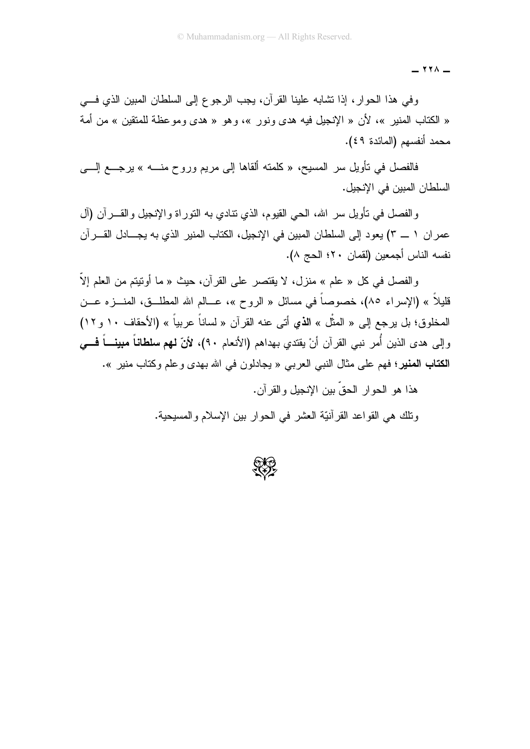وفي هذا الحوار، إذا تشابه علينا القرآن، يجب الرجوع إلى السلطان المبين الذي في « الكتاب المنير »، لأن « الإنجيل فيه هدى ونور »، وهو « هدى وموعظة للمتقين » من أمة محمد أنفسهم (المائدة ٤٩).

فالفصل في تأويل سر المسيح، « كلمته ألقاها إلى مريم وروح منه » يرجع إلى السلطان المبين في الإنجيل.

والفصل في تأويل سر الله، الحي القيوم، الذي تنادي به التوراة والإنجيل والقرآن (آل عمران ١ ــ ٣) يعود إلى السلطان المبين في الإنجيل، الكتاب المنير الذي به يجادل القرآن نفسه الناس أجمعين (لقمان ٢٠؛ الحج ٨).

والفصل في كل « علم » منزل، لا يقتصر على القرآن، حيث « ما أوتيتم من العلم إلاّ قليلاً » (الإسراء ٨٥)، خصوصاً في مسائل « الروح »، عالم الله المطلق، المنزه عن المخلوق؛ بل يرجع إلى « المثْل » **الذي** أتى عنه القرآن « لساناً عربياً » (الأحقاف ١٠ و١٢) وإلى هدى الذين أُمر نبي القرآن أنْ يقتدي بهداهم (الأنعام ٩٠)، **لأنّ لهم سلطاناً مبيناً في الكتاب المنير**؛ فهم على مثال النبي العربي « يجادلون في الله بهدى وعلم وكتاب منير ».

هذا هو الحوار الحقّ بين الإنجيل والقرآن.

وتلك هي القواعد القرآنيّة العشر في الحوار بين الإسلام والمسيحية.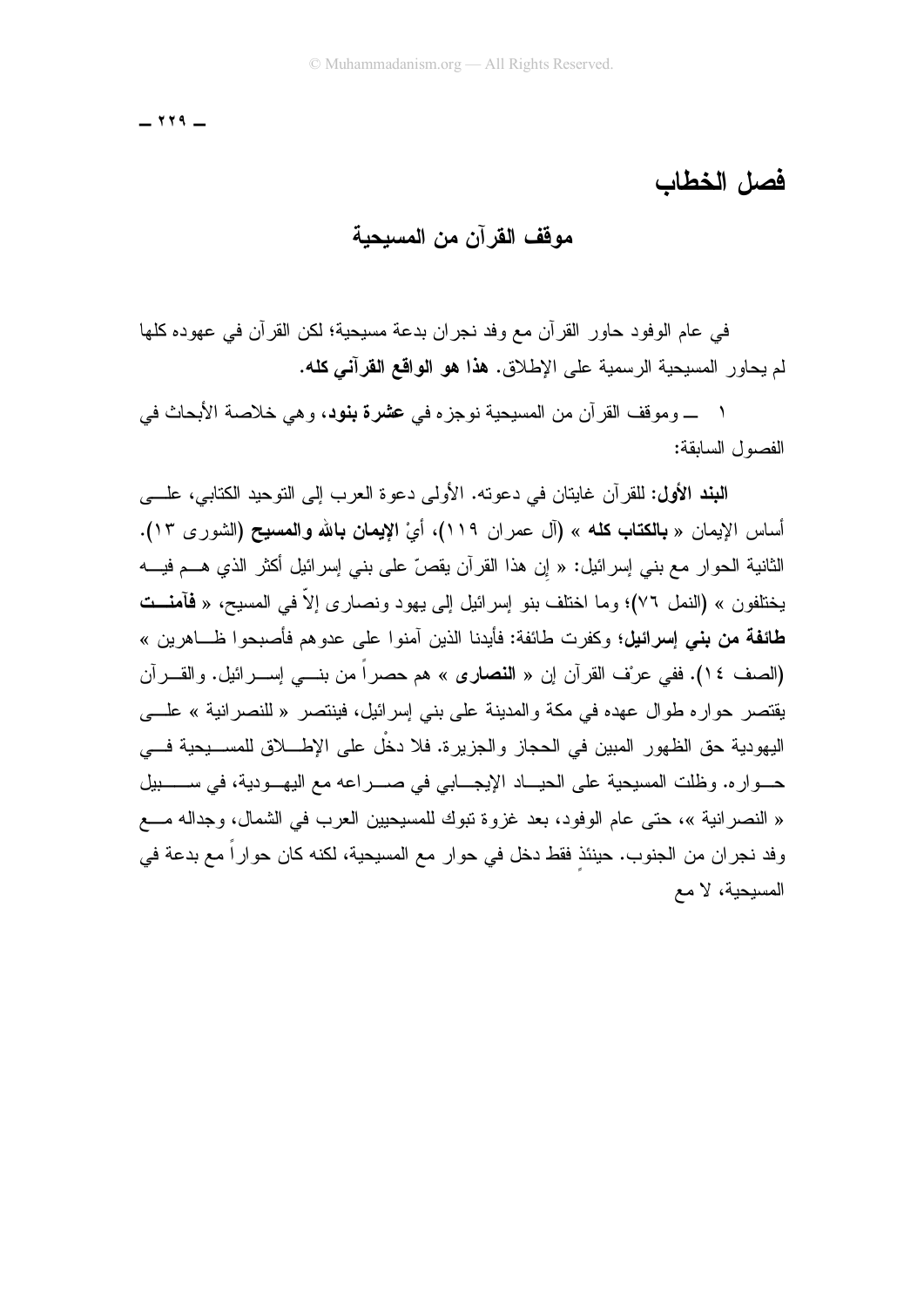# فصل الخطاب

## موقف القرآن من المسيحية

في عام الوفود حاور القرآن مع وفد نجران بدعة مسيحية؛ لكن القرآن في عهوده كلها لم يحاور المسيحية الرسمية على الإطلاق. **هذا هو الواقع القرآني كله.**

١ ــ وموقف القرآن من المسيحية نوجزه في **عشرة بنود**، وهي خلاصة الأبحاث في الفصول السابقة:

**البند الأول:** للقرآن غايتان في دعوته. الأولى دعوة العرب إلى التوحيد الكتابي، على أساس الإيمان « **بالكتاب كله** » (آل عمران ١١٩)، أيْ **الإيمان بالله والمسيح** (الشورى ١٣). الثانية الحوار مع بني إسرائيل: « إِن هذا القرآن يقصّ على بني إسرائيل أكثر الذي هم فيه يختلفون » (النمل ٧٦)؛ وما اختلف بنو إسرائيل إلى يهود ونصارى إلاّ في المسيح، « **فآمنت طائفة من بني إسرائيل**؛ وكفرت طائفة: فأيدنا الذين آمنوا على عدوهم فأصبحوا ظاهرين » (الصف ١٤). ففي عرْف القرآن إن « **النصارى** » هم حصراً من بني إسرائيل. والقرآن يقتصر حواره طوال عهده في مكة والمدينة على بني إسرائيل، فينتصر « للنصرانية » على اليهودية حق الظهور المبين في الحجاز والجزيرة. فلا دخْل على الإطلاق للمسيحية في حواره. وظلت المسيحية على الحياد الإيجابي في صراعه مع اليهودية، في سبيل « النصرانية »، حتى عام الوفود، بعد غزوة تبوك للمسيحيين العرب في الشمال، وجداله مع وفد نجران من الجنوب. حينئذٍ فقط دخل في حوار مع المسيحية، لكنه كان حواراً مع بدعة في المسيحية، لا مع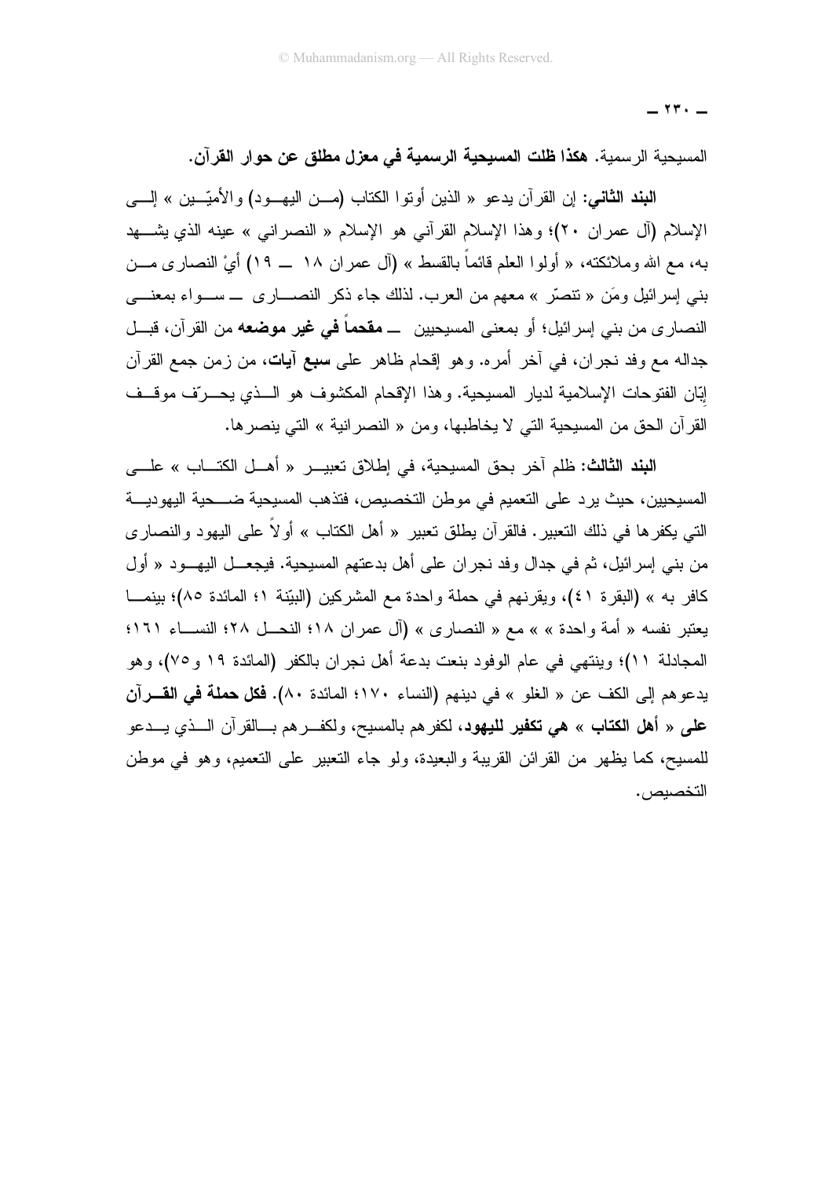المسيحية الرسمية. **هكذا ظلت المسيحية الرسمية في معزل مطلق عن حوار القرآن.**

**البند الثاني:** إن القرآن يدعو « الذين أوتوا الكتاب (من اليهود) والأميّين » إلى الإسلام (آل عمران ٢٠)؛ وهذا الإسلام القرآني هو الإسلام « النصراني » عينه الذي يشهد به، مع الله وملائكته، « أولوا العلم قائماً بالقسط » (آل عمران ١٨ ـــ ١٩) أيْ النصارى من بني إسرائيل ومَن « تنصّر » معهم من العرب. لذلك جاء ذكر النصارى ـــ سواء بمعنى النصارى من بني إسرائيل؛ أو بمعنى المسيحيين ـــ **مقحماً في غير موضعه** من القرآن، قبل جداله مع وفد نجران، في آخر أمره. وهو إقحام ظاهر على **سبع آيات**، من زمن جمع القرآن إبّان الفتوحات الإسلامية لديار المسيحية. وهذا الإقحام المكشوف هو الذي يحرّف موقف القرآن الحق من المسيحية التي لا يخاطبها، ومن « النصرانية » التي ينصرها.

**البند الثالث:** ظلم آخر بحق المسيحية، في إطلاق تعبير « أهل الكتاب » على المسيحيين، حيث يرد على التعميم في موطن التخصيص، فتذهب المسيحية ضحية اليهودية التي يكفرها في ذلك التعبير. فالقرآن يطلق تعبير « أهل الكتاب » أولاً على اليهود والنصارى من بني إسرائيل، ثم في جدال وفد نجران على أهل بدعتهم المسيحية. فيجعل اليهود « أول كافر به » (البقرة ٤١)، ويقرنهم في حملة واحدة مع المشركين (البيّنة ١؛ المائدة ٨٥)؛ بينما يعتبر نفسه « أمة واحدة » » مع « النصارى » (آل عمران ١٨؛ النحل ٢٨؛ النساء ١٦١؛ المجادلة ١١)؛ وينتهي في عام الوفود بنعت بدعة أهل نجران بالكفر (المائدة ١٩ و٧٥)، وهو يدعوهم إلى الكف عن « الغلو » في دينهم (النساء ١٧٠؛ المائدة ٨٠). **فكل حملة في القرآن على « أهل الكتاب » هي تكفير لليهود**، لكفرهم بالمسيح، ولكفرهم بالقرآن الذي يدعو للمسيح، كما يظهر من القرائن القريبة والبعيدة، ولو جاء التعبير على التعميم، وهو في موطن التخصيص.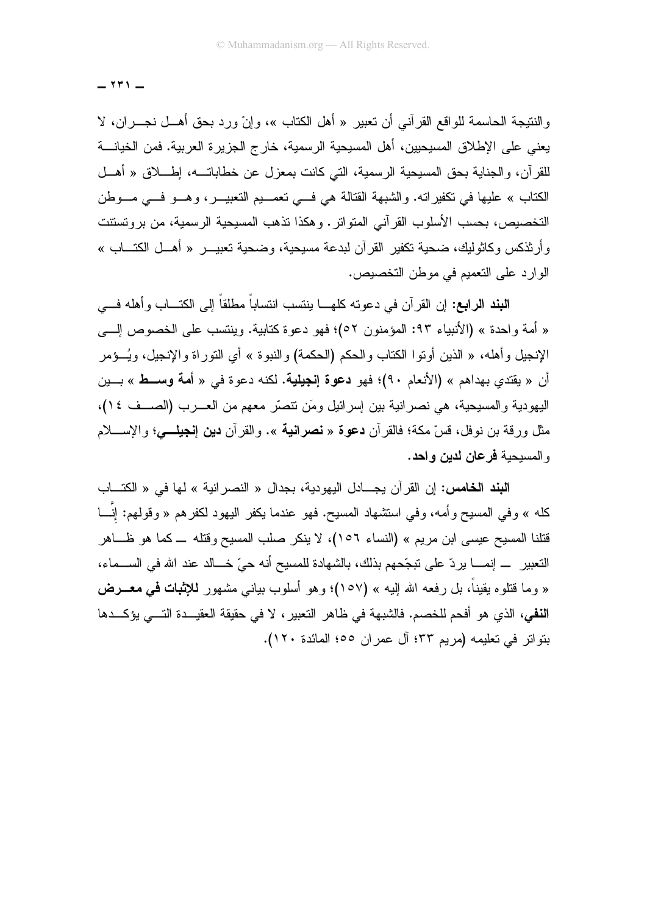والنتيجة الحاسمة للواقع القرآني أن تعبير « أهل الكتاب »، وإنْ ورد بحق أهل نجران، لا يعني على الإطلاق المسيحيين، أهل المسيحية الرسمية، خارج الجزيرة العربية. فمن الخيانة للقرآن، والجناية بحق المسيحية الرسمية، التي كانت بمعزل عن خطاباته، إطلاق « أهل الكتاب » عليها في تكفيراته. والشبهة القتالة هي في تعميم التعبير، وهو في موطن التخصيص، بحسب الأسلوب القرآني المتواتر. وهكذا تذهب المسيحية الرسمية، من بروتستنت وأرثذكس وكاثوليك، ضحية تكفير القرآن لبدعة مسيحية، وضحية تعبير « أهل الكتاب » الوارد على التعميم في موطن التخصيص.

**البند الرابع:** إن القرآن في دعوته كلها ينتسب انتساباً مطلقاً إلى الكتاب وأهله في « أمة واحدة » (الأنبياء ٩٣: المؤمنون ٥٢)؛ فهو دعوة كتابية. وينتسب على الخصوص إلى الإنجيل وأهله، « الذين أوتوا الكتاب والحكم (الحكمة) والنبوة » أي التوراة والإنجيل، ويُؤمر أن « يقتدي بهداهم » (الأنعام ٩٠)؛ فهو **دعوة إنجيلية**. لكنه دعوة في « **أمة وسط** » بين اليهودية والمسيحية، هي نصرانية بين إسرائيل ومَن تنصّر معهم من العرب (الصف ١٤)، مثل ورقة بن نوفل، قسّ مكة؛ فالقرآن **دعوة** « **نصرانية** ». والقرآن **دين إنجيلي**؛ والإسلام والمسيحية **فرعان لدين واحد**.

**البند الخامس:** إن القرآن يجادل اليهودية، بجدال « النصرانية » لها في « الكتاب كله » وفي المسيح وأمه، وفي استشهاد المسيح. فهو عندما يكفر اليهود لكفرهم « وقولهم: إنَّا قتلنا المسيح عيسى ابن مريم » (النساء ١٥٦)، لا ينكر صلب المسيح وقتله ــ كما هو ظاهر التعبير ــ إنما يردّ على تبجّحهم بذلك، بالشهادة للمسيح أنه حيّ خالد عند الله في السماء، « وما قتلوه يقيناً، بل رفعه الله إليه » (١٥٧)؛ وهو أسلوب بياني مشهور **للإثبات في معرض النفي**، الذي هو أفحم للخصم. فالشبهة في ظاهر التعبير، لا في حقيقة العقيدة التي يؤكدها بتواتر في تعليمه (مريم ٣٣؛ آل عمران ٥٥؛ المائدة ١٢٠).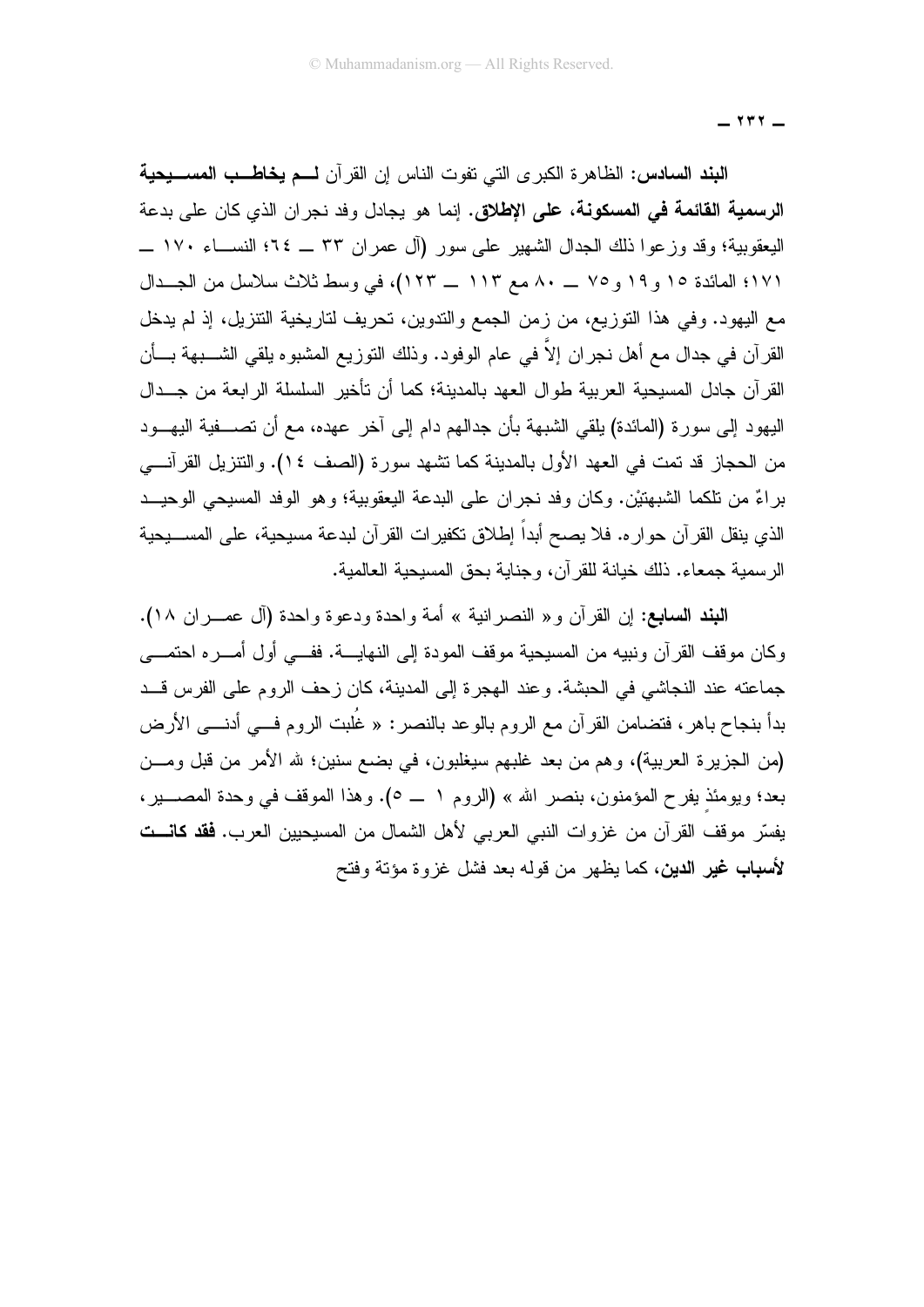**البند السادس:** الظاهرة الكبرى التي تفوت الناس إن القرآن **لم يخاطب المسيحية الرسمية القائمة في المسكونة، على الإطلاق**. إنما هو يجادل وفد نجران الذي كان على بدعة اليعقوبية؛ وقد وزعوا ذلك الجدال الشهير على سور (آل عمران ٣٣ ــ ٦٤؛ النساء ١٧٠ ــ ١٧١؛ المائدة ١٥ و١٩ و٧٥ ــ ٨٠ مع ١١٣ ــ ١٢٣)، في وسط ثلاث سلاسل من الجدال مع اليهود. وفي هذا التوزيع، من زمن الجمع والتدوين، تحريف لتاريخية التنزيل، إذ لم يدخل القرآن في جدال مع أهل نجران إلاَّ في عام الوفود. وذلك التوزيع المشبوه يلقي الشبهة بأن القرآن جادل المسيحية العربية طوال العهد بالمدينة؛ كما أن تأخير السلسلة الرابعة من جدال اليهود إلى سورة (المائدة) يلقي الشبهة بأن جدالهم دام إلى آخر عهده، مع أن تصفية اليهود من الحجاز قد تمت في العهد الأول بالمدينة كما تشهد سورة (الصف ١٤). والتنزيل القرآني براءٌ من تلكما الشبهتيْن. وكان وفد نجران على البدعة اليعقوبية؛ وهو الوفد المسيحي الوحيد الذي ينقل القرآن حواره. فلا يصح أبداً إطلاق تكفيرات القرآن لبدعة مسيحية، على المسيحية الرسمية جمعاء. ذلك خيانة للقرآن، وجناية بحق المسيحية العالمية.

**البند السابع:** إن القرآن و« النصرانية » أمة واحدة ودعوة واحدة (آل عمران ١٨). وكان موقف القرآن ونبيه من المسيحية موقف المودة إلى النهاية. ففي أول أمره احتمى جماعته عند النجاشي في الحبشة. وعند الهجرة إلى المدينة، كان زحف الروم على الفرس قد بدأ بنجاح باهر، فتضامن القرآن مع الروم بالوعد بالنصر: « غُلبت الروم في أدنى الأرض (من الجزيرة العربية)، وهم من بعد غلبهم سيغلبون، في بضع سنين؛ لله الأمر من قبل ومن بعد؛ ويومئذٍ يفرح المؤمنون، بنصر الله » (الروم ١ ــ ٥). وهذا الموقف في وحدة المصير، يفسّر موقف القرآن من غزوات النبي العربي لأهل الشمال من المسيحيين العرب. **فقد كانت لأسباب غير الدين**، كما يظهر من قوله بعد فشل غزوة مؤتة وفتح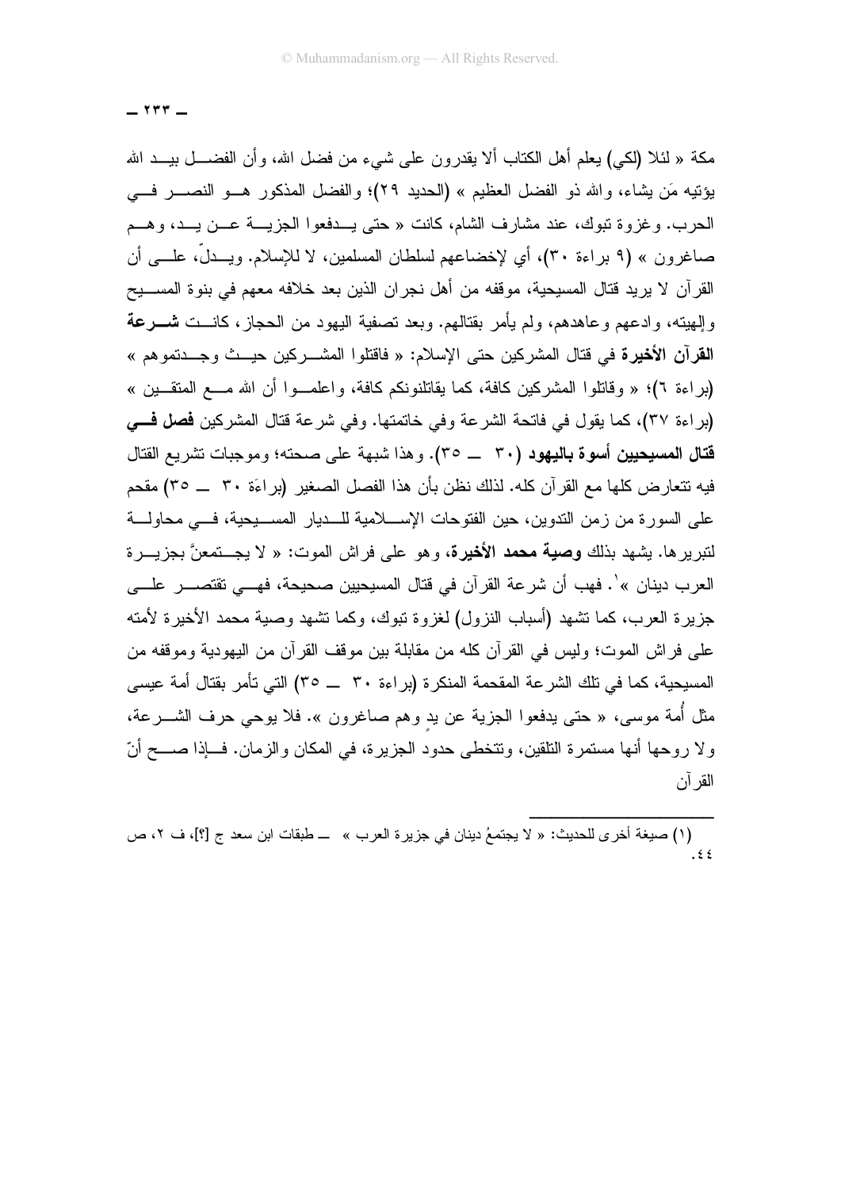مكة « لئلا (لكي) يعلم أهل الكتاب ألا يقدرون على شيء من فضل الله، وأن الفضل بيد الله يؤتيه مَن يشاء، والله ذو الفضل العظيم » (الحديد ٢٩)؛ والفضل المذكور هو النصر في الحرب. وغزوة تبوك، عند مشارف الشام، كانت « حتى يدفعوا الجزية عن يد، وهم صاغرون » (٩ براءة ٣٠)، أي لإخضاعهم لسلطان المسلمين، لا للإسلام. ويدلّ، على أن القرآن لا يريد قتال المسيحية، موقفه من أهل نجران الذين بعد خلافه معهم في بنوة المسيح وإلهيته، وادعهم وعاهدهم، ولم يأمر بقتالهم. وبعد تصفية اليهود من الحجاز، كانت **شرعة القرآن الأخيرة** في قتال المشركين حتى الإسلام: « فاقتلوا المشركين حيث وجدتموهم » (براءة ٦)؛ « وقاتلوا المشركين كافة، كما يقاتلونكم كافة، واعلموا أن الله مع المتقين » (براءة ٣٧)، كما يقول في فاتحة الشرعة وفي خاتمتها. وفي شرعة قتال المشركين **فصل في قتال المسيحيين أسوة باليهود** (٣٠ ــ ٣٥). وهذا شبهة على صحته؛ وموجبات تشريع القتال فيه تتعارض كلها مع القرآن كله. لذلك نظن بأن هذا الفصل الصغير (براءَة ٣٠ ــ ٣٥) مقحم على السورة من زمن التدوين، حين الفتوحات الإسلامية للديار المسيحية، في محاولة لتبريرها. يشهد بذلك **وصية محمد الأخيرة**، وهو على فراش الموت: « لا يجتمعنَّ بجزيرة العرب دينان »[1]. فهب أن شرعة القرآن في قتال المسيحيين صحيحة، فهي تقتصر على جزيرة العرب، كما تشهد (أسباب النزول) لغزوة تبوك، وكما تشهد وصية محمد الأخيرة لأمته على فراش الموت؛ وليس في القرآن كله من مقابلة بين موقف القرآن من اليهودية وموقفه من المسيحية، كما في تلك الشرعة المقحمة المنكرة (براءة ٣٠ ــ ٣٥) التي تأمر بقتال أمة عيسى مثل أُمة موسى، « حتى يدفعوا الجزية عن يدٍ وهم صاغرون ». فلا يوحي حرف الشرعة، ولا روحها أنها مستمرة التلقين، وتتخطى حدود الجزيرة، في المكان والزمان. فإذا صح أنّ القرآن

---

(١) صيغة أخرى للحديث: « لا يجتمعُ دينان في جزيرة العرب » ــ طبقات ابن سعد ج [؟]، ف ٢، ص ٤٤.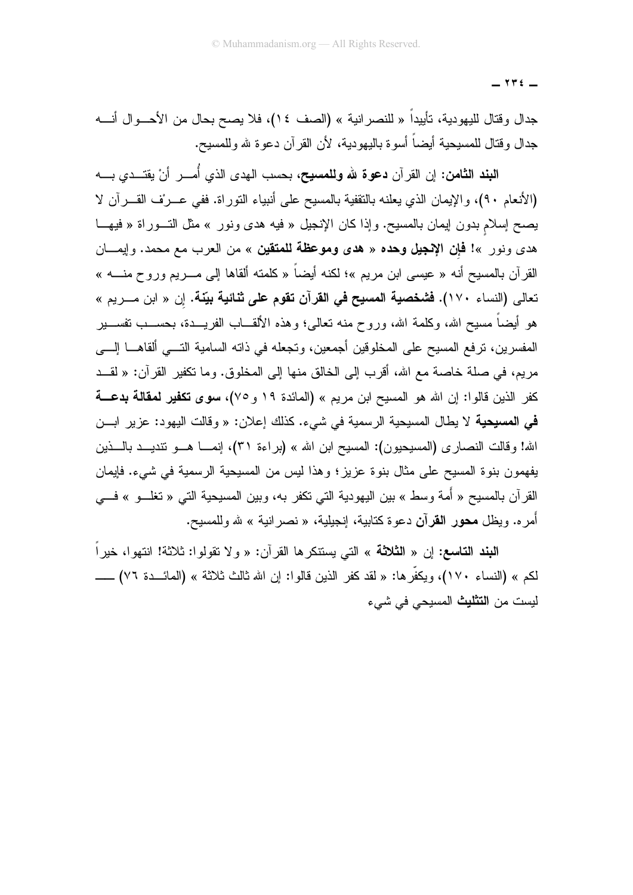جدال وقتال لليهودية، تأييداً « للنصرانية » (الصف ١٤)، فلا يصح بحال من الأحوال أنه جدال وقتال للمسيحية أيضاً أسوة باليهودية، لأن القرآن دعوة لله وللمسيح.

**البند الثامن:** إن القرآن **دعوة لله وللمسيح**، بحسب الهدى الذي أُمر أنْ يقتدي به (الأنعام ٩٠)، والإيمان الذي يعلنه بالتقفية بالمسيح على أنبياء التوراة. ففي عرْف القرآن لا يصح إسلامٍ بدون إيمان بالمسيح. وإذا كان الإنجيل « فيه هدى ونور » مثل التوراة « فيها هدى ونور »! **فإن الإنجيل وحده « هدى وموعظة للمتقين »** من العرب مع محمد. وإيمان القرآن بالمسيح أنه « عيسى ابن مريم »؛ لكنه أيضاً « كلمته ألقاها إلى مريم وروح منه » تعالى (النساء ١٧٠). **فشخصية المسيح في القرآن تقوم على ثنائية بيّنة.** إن « ابن مريم » هو أيضاً مسيح الله، وكلمة الله، وروح منه تعالى؛ وهذه الألقاب الفريدة، بحسب تفسير المفسرين، ترفع المسيح على المخلوقين أجمعين، وتجعله في ذاته السامية التي ألقاها إلى مريم، في صلة خاصة مع الله، أقرب إلى الخالق منها إلى المخلوق. وما تكفير القرآن: « لقد كفر الذين قالوا: إن الله هو المسيح ابن مريم » (المائدة ١٩ و٧٥)، **سوى تكفير لمقالة بدعة في المسيحية** لا يطال المسيحية الرسمية في شيء. كذلك إعلان: « وقالت اليهود: عزير ابن الله! وقالت النصارى (المسيحيون): المسيح ابن الله » (براءة ٣١)، إنما هو تنديد بالذين يفهمون بنوة المسيح على مثال بنوة عزيز؛ وهذا ليس من المسيحية الرسمية في شيء. فإيمان القرآن بالمسيح « أمة وسط » بين اليهودية التي تكفر به، وبين المسيحية التي « تغلو » في أمره. ويظل **محور القرآن** دعوة كتابية، إنجيلية، « نصرانية » لله وللمسيح.

**البند التاسع:** إن « **الثلاثة** » التي يستنكرها القرآن: « ولا تقولوا: ثلاثة! انتهوا، خيراً لكم » (النساء ١٧٠)، ويكفّرها: « لقد كفر الذين قالوا: إن الله ثالث ثلاثة » (المائدة ٧٦) ـــ ليست من **التثليث** المسيحي في شيء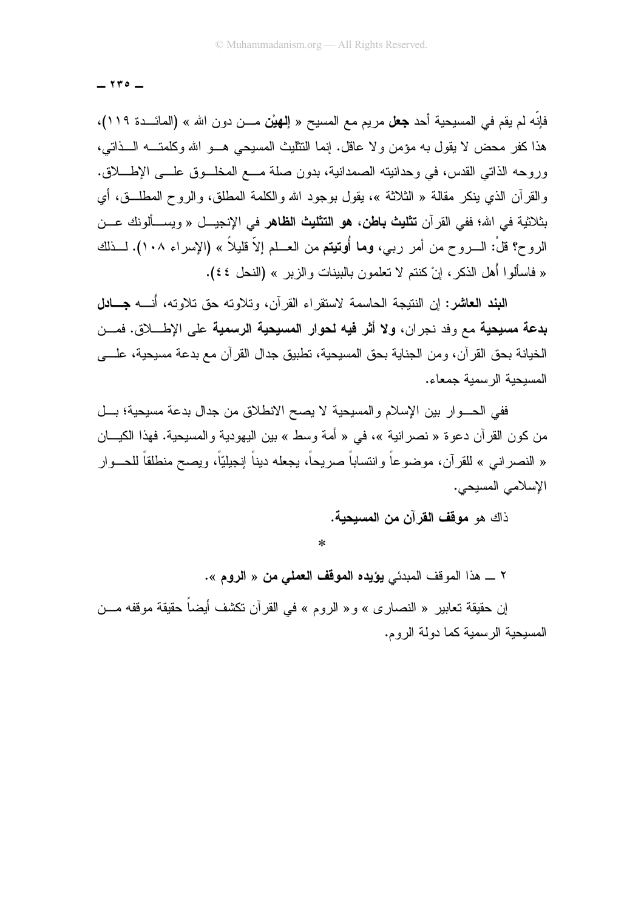فإنّه لم يقم في المسيحية أحد **جعل** مريم مع المسيح « **إلهيْن** مـن دون الله » (المائـدة ١١٩)، هذا كفر محض لا يقول به مؤمن ولا عاقل. إنما التثليث المسيحي هـو الله وكلمتـه الـذاتي، وروحه الذاتي القدس، في وحدانيته الصمدانية، بدون صلة مـع المخلـوق علـى الإطـلاق. والقرآن الذي ينكر مقالة « الثلاثة »، يقول بوجود الله والكلمة المطلق، والروح المطلـق، أي بثلاثية في الله؛ ففي القرآن **تثليث باطن، هو التثليث الظاهر** في الإنجيـل « ويسـألونك عـن الروح؟ قلْ: الـروح من أمر ربي، **وما أُوتيتم** من العـلم إلاّ قليلاً » (الإسراء ١٠٨). لـذلك « فاسألوا أهل الذكر، إنْ كنتم لا تعلمون بالبينات والزبر » (النحل ٤٤).

**البند العاشر**: إن النتيجة الحاسمة لاستقراء القرآن، وتلاوته حق تلاوته، أنـه **جـادل بدعة مسيحية** مع وفد نجران، **ولا أثر فيه لحوار المسيحية الرسمية** على الإطـلاق. فمـن الخيانة بحق القرآن، ومن الجناية بحق المسيحية، تطبيق جدال القرآن مع بدعة مسيحية، علـى المسيحية الرسمية جمعاء.

ففي الحـوار بين الإسلام والمسيحية لا يصح الانطلاق من جدال بدعة مسيحية؛ بـل من كون القرآن دعوة « نصرانية »، في « أمة وسط » بين اليهودية والمسيحية. فهذا الكيـان « النصراني » للقرآن، موضوعاً وانتساباً صريحاً، يجعله ديناً إنجيليّاً، ويصح منطلقاً للحـوار الإسلامي المسيحي.

ذاك هو **موقف القرآن من المسيحية**.

*

٢ ــ هذا الموقف المبدئي **يؤيده الموقف العملي من « الروم »**.

إن حقيقة تعابير « النصارى » و« الروم » في القرآن تكشف أيضاً حقيقة موقفه مـن المسيحية الرسمية كما دولة الروم.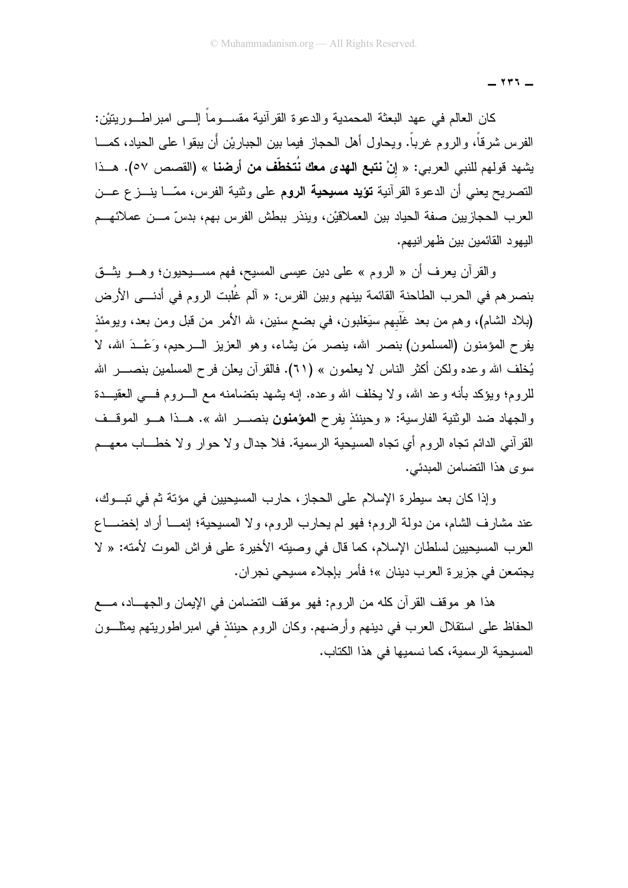كان العالم في عهد البعثة المحمدية والدعوة القرآنية مقسوماً إلى امبراطوريتيْن: الفرس شرقاً، والروم غرباً. ويحاول أهل الحجاز فيما بين الجباريْن أن يبقوا على الحياد، كما يشهد قولهم للنبي العربي: « **إنْ نتبع الهدى معك نُتخطّف من أرضنا** » (القصص ٥٧). هذا التصريح يعني أن الدعوة القرآنية **تؤيد مسيحية الروم** على وثنية الفرس، ممّا ينزع عن العرب الحجازيين صفة الحياد بين العملاقيْن، وينذر ببطش الفرس بهم، بدسّ من عملائهم اليهود القائمين بين ظهرانيهم.

والقرآن يعرف أن « الروم » على دين عيسى المسيح، فهم مسيحيون؛ وهو يثق بنصرهم في الحرب الطاحنة القائمة بينهم وبين الفرس: « آلم غُلبت الروم في أدنى الأرض (بلاد الشام)، وهم من بعد غَلَبِهم سيَغلبون، في بضعِ سنين، لله الأمر من قبل ومن بعد، ويومئذٍ يفرح المؤمنون (المسلمون) بنصر الله، ينصر مَن يشاء، وهو العزيز الرحيم، وَعْدَ الله، لا يُخلف الله وعده ولكن أكثر الناس لا يعلمون » (٦١). فالقرآن يعلن فرح المسلمين بنصر الله للروم؛ ويؤكد بأنه وعد الله، ولا يخلف الله وعده. إنه يشهد بتضامنه مع الروم في العقيدة والجهاد ضد الوثنية الفارسية: « وحينئذٍ يفرح **المؤمنون** بنصر الله ». هذا هو الموقف القرآني الدائم تجاه الروم أي تجاه المسيحية الرسمية. فلا جدال ولا حوار ولا خطاب معهم سوى هذا التضامن المبدئي.

وإذا كان بعد سيطرة الإسلام على الحجاز، حارب المسيحيين في مؤتة ثم في تبوك، عند مشارف الشام، من دولة الروم؛ فهو لم يحارب الروم، ولا المسيحية؛ إنما أراد إخضاع العرب المسيحيين لسلطان الإسلام، كما قال في وصيته الأخيرة على فراش الموت لأمته: « لا يجتمعن في جزيرة العرب دينان »؛ فأمر بإجلاء مسيحي نجران.

هذا هو موقف القرآن كله من الروم: فهو موقف التضامن في الإيمان والجهاد، مع الحفاظ على استقلال العرب في دينهم وأرضهم. وكان الروم حينئذٍ في امبراطوريتهم يمثلون المسيحية الرسمية، كما نسميها في هذا الكتاب.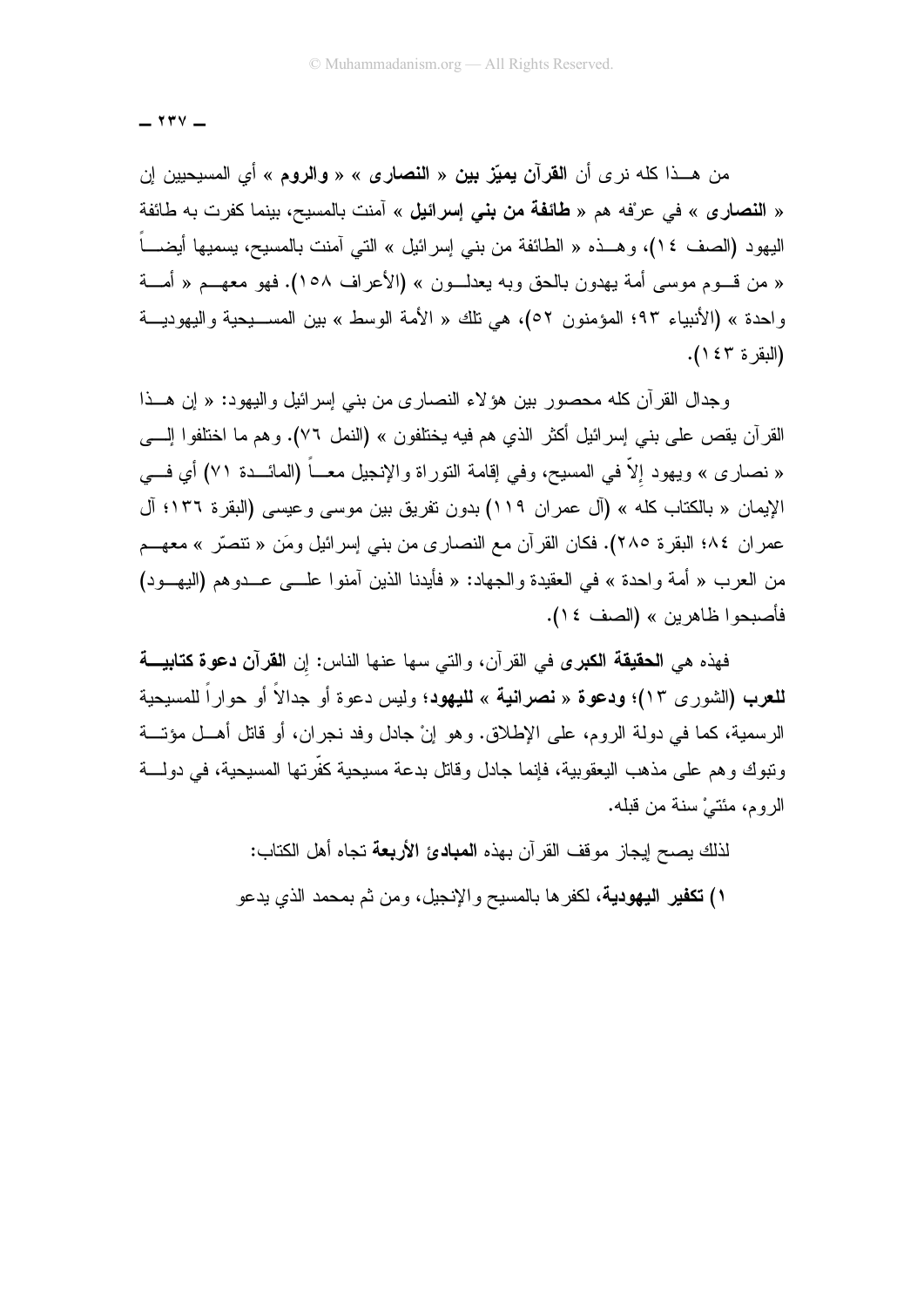من هـذا كله نرى أن **القرآن يميّز بين** « **النصارى** » « **والروم** » أي المسيحيين إن « **النصارى** » في عرْفه هم « **طائفة من بني إسرائيل** » آمنت بالمسيح، بينما كفرت به طائفة اليهود (الصف ١٤)، وهـذه « الطائفة من بني إسرائيل » التي آمنت بالمسيح، يسميها أيضـاً « من قـوم موسى أمة يهدون بالحق وبه يعدلـون » (الأعراف ١٥٨). فهو معهـم « أمـة واحدة » (الأنبياء ٩٣؛ المؤمنون ٥٢)، هي تلك « الأمة الوسط » بين المسـيحية واليهوديـة (البقرة ١٤٣).

وجدال القرآن كله محصور بين هؤلاء النصارى من بني إسرائيل واليهود: « إن هـذا القرآن يقص على بني إسرائيل أكثر الذي هم فيه يختلفون » (النمل ٧٦). وهم ما اختلفوا إلـى « نصارى » ويهود إلاّ في المسيح، وفي إقامة التوراة والإنجيل معـاً (المائـدة ٧١) أي فـي الإيمان « بالكتاب كله » (آل عمران ١١٩) بدون تفريق بين موسى وعيسى (البقرة ١٣٦؛ آل عمران ٨٤؛ البقرة ٢٨٥). فكان القرآن مع النصارى من بني إسرائيل ومَن « تنصّر » معهـم من العرب « أمة واحدة » في العقيدة والجهاد: « فأيدنا الذين آمنوا علـى عـدوهم (اليهـود) فأصبحوا ظاهرين » (الصف ١٤).

فهذه هي **الحقيقة الكبرى** في القرآن، والتي سها عنها الناس: إن **القرآن دعوة كتابيـة للعرب** (الشورى ١٣)؛ **ودعوة** « **نصرانية** » **لليهود؛** وليس دعوة أو جدالاً أو حواراً للمسيحية الرسمية، كما في دولة الروم، على الإطلاق. وهو إنْ جادل وفد نجران، أو قاتل أهـل مؤتـة وتبوك وهم على مذهب اليعقوبية، فإنما جادل وقاتل بدعة مسيحية كفّرتها المسيحية، في دولـة الروم، مئتيْ سنة من قبله.

لذلك يصح إيجاز موقف القرآن بهذه **المبادئ الأربعة** تجاه أهل الكتاب:

١) **تكفير اليهودية**، لكفرها بالمسيح والإنجيل، ومن ثم بمحمد الذي يدعو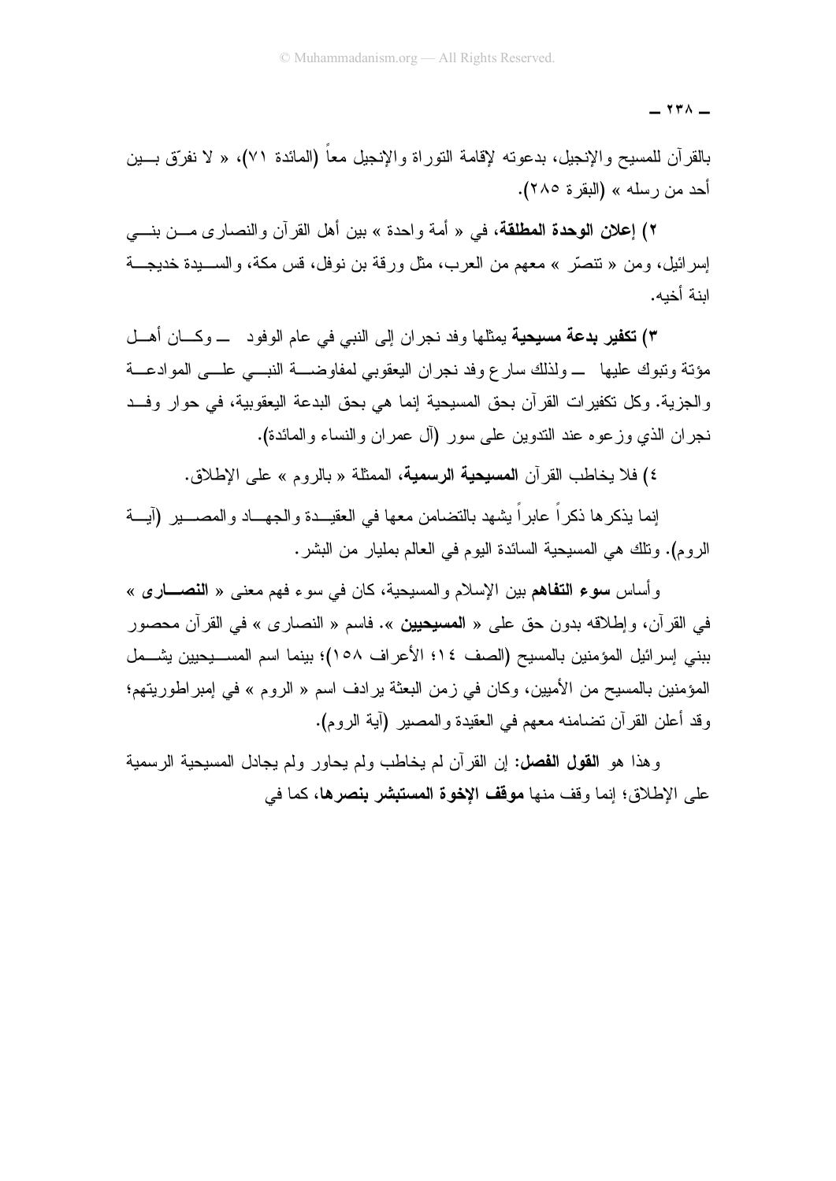بالقرآن للمسيح والإنجيل، بدعوته لإقامة التوراة والإنجيل معاً (المائدة ٧١)، « لا نفرّق بين أحد من رسله » (البقرة ٢٨٥).

٢) **إعلان الوحدة المطلقة**، في « أمة واحدة » بين أهل القرآن والنصارى من بني إسرائيل، ومن « تنصّر » معهم من العرب، مثل ورقة بن نوفل، قس مكة، والسيدة خديجة ابنة أخيه.

٣) **تكفير بدعة مسيحية** يمثلها وفد نجران إلى النبي في عام الوفود ــ وكان أهل مؤتة وتبوك عليها ــ ولذلك سارع وفد نجران اليعقوبي لمفاوضة النبي على الموادعة والجزية. وكل تكفيرات القرآن بحق المسيحية إنما هي بحق البدعة اليعقوبية، في حوار وفد نجران الذي وزعوه عند التدوين على سور (آل عمران والنساء والمائدة).

٤) فلا يخاطب القرآن **المسيحية الرسمية**، الممثلة « بالروم » على الإطلاق.

إنما يذكرها ذكراً عابراً يشهد بالتضامن معها في العقيدة والجهاد والمصير (آية الروم). وتلك هي المسيحية السائدة اليوم في العالم بمليار من البشر.

وأساس **سوء التفاهم** بين الإسلام والمسيحية، كان في سوء فهم معنى « **النصارى** » في القرآن، وإطلاقه بدون حق على « **المسيحيين** ». فاسم « النصارى » في القرآن محصور ببني إسرائيل المؤمنين بالمسيح (الصف ١٤؛ الأعراف ١٥٨)؛ بينما اسم المسيحيين يشمل المؤمنين بالمسيح من الأميين، وكان في زمن البعثة يرادف اسم « الروم » في إمبراطوريتهم؛ وقد أعلن القرآن تضامنه معهم في العقيدة والمصير (آية الروم).

وهذا هو **القول الفصل**: إن القرآن لم يخاطب ولم يحاور ولم يجادل المسيحية الرسمية على الإطلاق؛ إنما وقف منها **موقف الإخوة المستبشر بنصرها**، كما في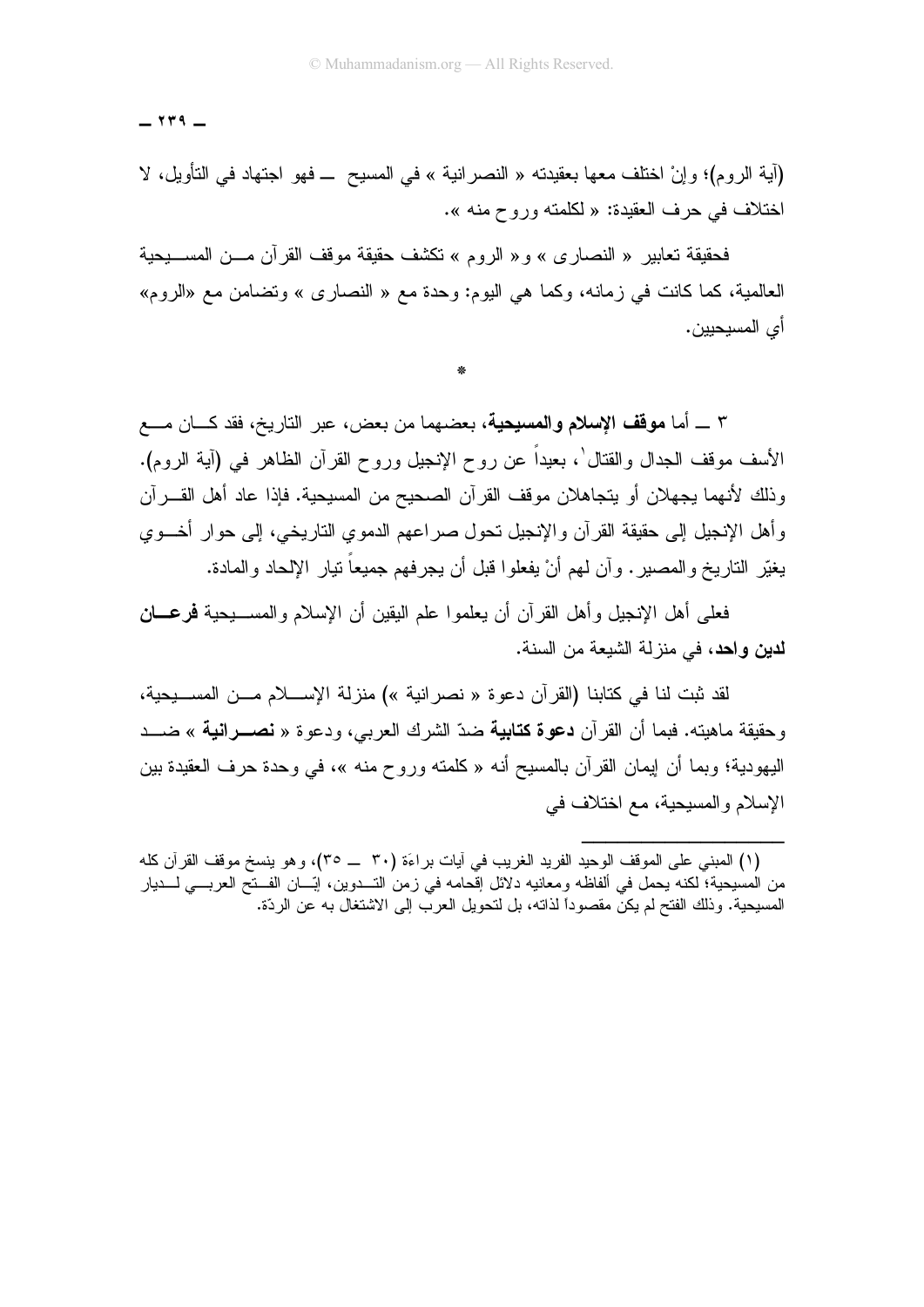(آية الروم)؛ وإنْ اختلف معها بعقيدته « النصرانية » في المسيح ــ فهو اجتهاد في التأويل، لا اختلاف في حرف العقيدة: « لكلمته وروح منه ».

فحقيقة تعابير « النصارى » و« الروم » تكشف حقيقة موقف القرآن من المسيحية العالمية، كما كانت في زمانه، وكما هي اليوم: وحدة مع « النصارى » وتضامن مع «الروم» أي المسيحيين.

*

٣ ــ أما **موقف الإسلام والمسيحية**، بعضهما من بعض، عبر التاريخ، فقد كان مع الأسف موقف الجدال والقتال[1]، بعيداً عن روح الإنجيل وروح القرآن الظاهر في (آية الروم). وذلك لأنهما يجهلان أو يتجاهلان موقف القرآن الصحيح من المسيحية. فإذا عاد أهل القرآن وأهل الإنجيل إلى حقيقة القرآن والإنجيل تحول صراعهم الدموي التاريخي، إلى حوار أخوي يغيّر التاريخ والمصير. وآن لهم أنْ يفعلوا قبل أن يجرفهم جميعاً تيار الإلحاد والمادة.

فعلى أهل الإنجيل وأهل القرآن أن يعلموا علم اليقين أن الإسلام والمسيحية **فرعان لدين واحد**، في منزلة الشيعة من السنة.

لقد ثبت لنا في كتابنا (القرآن دعوة « نصرانية ») منزلة الإسلام من المسيحية، وحقيقة ماهيته. فبما أن القرآن **دعوة كتابية** ضدّ الشرك العربي، ودعوة « **نصرانية** » ضد اليهودية؛ وبما أن إيمان القرآن بالمسيح أنه « كلمته وروح منه »، في وحدة حرف العقيدة بين الإسلام والمسيحية، مع اختلاف في

---

(١) المبني على الموقف الوحيد الفريد الغريب في آيات براءة (٣٠ ــ ٣٥)، وهو ينسخ موقف القرآن كله من المسيحية؛ لكنه يحمل في ألفاظه ومعانيه دلائل إقحامه في زمن التدوين، إبّان الفتح العربي لديار المسيحية. وذلك الفتح لم يكن مقصوداً لذاته، بل لتحويل العرب إلى الاشتغال به عن الردّة.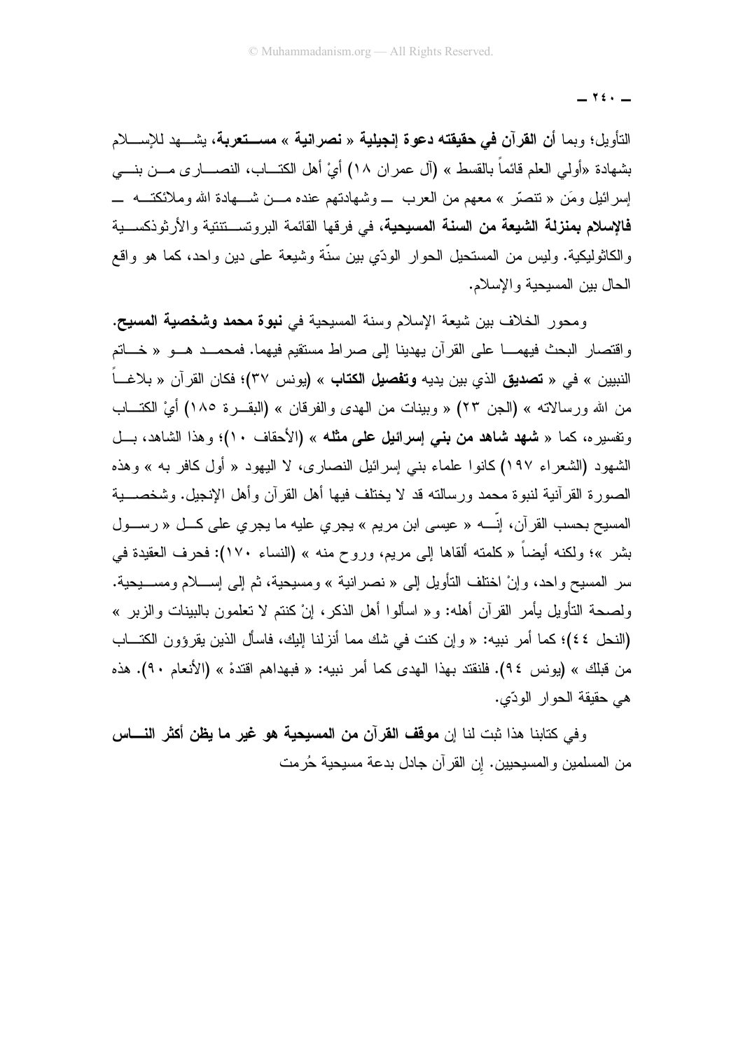التأويل؛ وبما **أن القرآن في حقيقته دعوة إنجيلية « نصرانية » مستعربة**، يشهد للإسلام بشهادة «أولي العلم قائماً بالقسط » (آل عمران ١٨) أيْ أهل الكتاب، النصارى من بني إسرائيل ومَن « تنصّر » معهم من العرب ــ وشهادتهم عنده من شهادة الله وملائكته ــ **فالإسلام بمنزلة الشيعة من السنة المسيحية**، في فرقها القائمة البروتستنتية والأرثوذكسية والكاثوليكية. وليس من المستحيل الحوار الودّي بين سنّة وشيعة على دين واحد، كما هو واقع الحال بين المسيحية والإسلام.

ومحور الخلاف بين شيعة الإسلام وسنة المسيحية في **نبوة محمد وشخصية المسيح**. واقتصار البحث فيهما على القرآن يهدينا إلى صراط مستقيم فيهما. فمحمد هو « خاتم النبيين » في « **تصديق** الذي بين يديه **وتفصيل الكتاب** » (يونس ٣٧)؛ فكان القرآن « بلاغاً من الله ورسالاته » (الجن ٢٣) « وبينات من الهدى والفرقان » (البقرة ١٨٥) أيْ الكتاب وتفسيره، كما « **شهد شاهد من بني إسرائيل على مثله** » (الأحقاف ١٠)؛ وهذا الشاهد، بل الشهود (الشعراء ١٩٧) كانوا علماء بني إسرائيل النصارى، لا اليهود « أول كافر به » وهذه الصورة القرآنية لنبوة محمد ورسالته قد لا يختلف فيها أهل القرآن وأهل الإنجيل. وشخصية المسيح بحسب القرآن، إنّه « عيسى ابن مريم » يجري عليه ما يجري على كل « رسول بشر »؛ ولكنه أيضاً « كلمته ألقاها إلى مريم، وروح منه » (النساء ١٧٠): فحرف العقيدة في سر المسيح واحد، وإنْ اختلف التأويل إلى « نصرانية » ومسيحية، ثم إلى إسلام ومسيحية. ولصحة التأويل يأمر القرآن أهله: و« اسألوا أهل الذكر، إنْ كنتم لا تعلمون بالبينات والزبر » (النحل ٤٤)؛ كما أمر نبيه: « وإن كنت في شك مما أنزلنا إليك، فاسأل الذين يقرؤون الكتاب من قبلك » (يونس ٩٤). فلنقتد بهذا الهدى كما أمر نبيه: « فبهداهم اقتدهْ » (الأنعام ٩٠). هذه هي حقيقة الحوار الودّي.

وفي كتابنا هذا ثبت لنا إن **موقف القرآن من المسيحية هو غير ما يظن أكثر الناس** من المسلمين والمسيحيين. إن القرآن جادل بدعة مسيحية حُرمت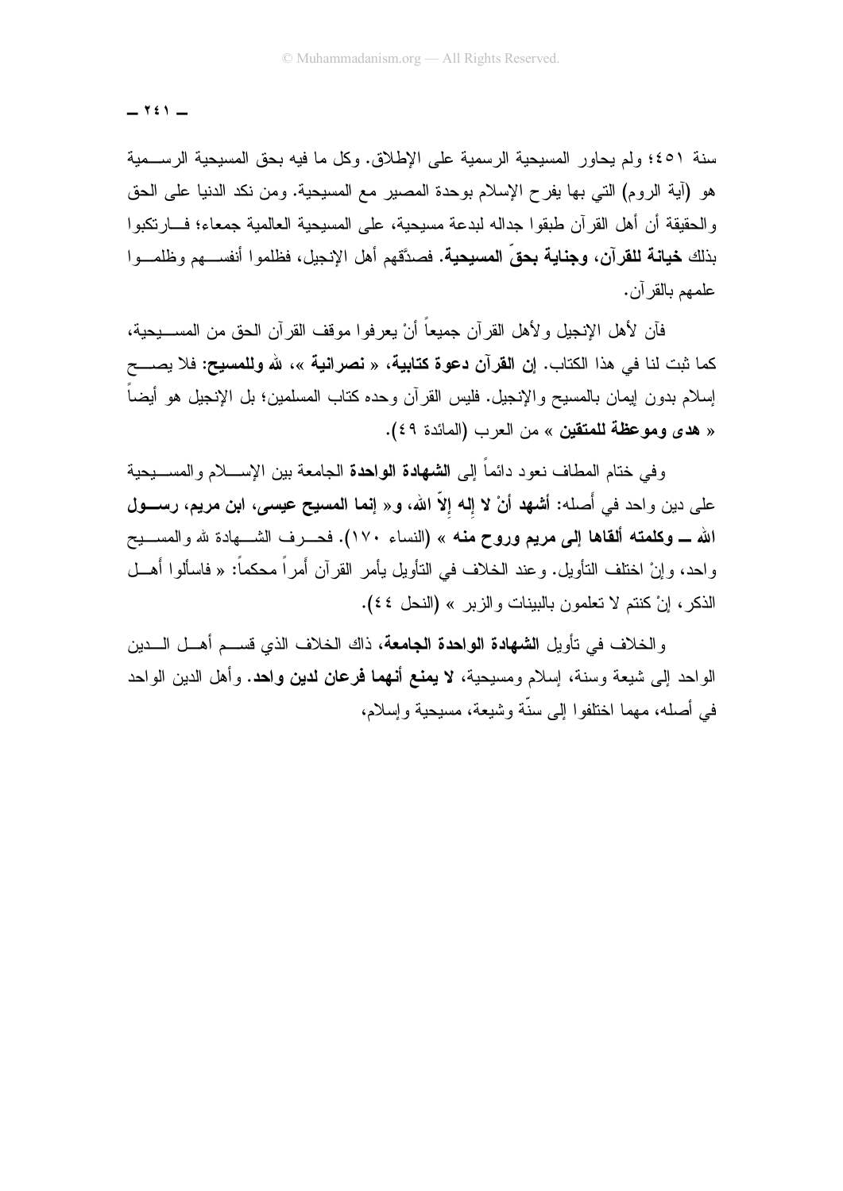سنة ٤٥١؛ ولم يحاور المسيحية الرسمية على الإطلاق. وكل ما فيه بحق المسيحية الرسمية هو (آية الروم) التي بها يفرح الإسلام بوحدة المصير مع المسيحية. ومن نكد الدنيا على الحق والحقيقة أن أهل القرآن طبقوا جداله لبدعة مسيحية، على المسيحية العالمية جمعاء؛ فارتكبوا بذلك **خيانة للقرآن، وجناية بحقّ المسيحية**. فصدَّقهم أهل الإنجيل، فظلموا أنفسهم وظلموا علمهم بالقرآن.

فآن لأهل الإنجيل ولأهل القرآن جميعاً أنْ يعرفوا موقف القرآن الحق من المسيحية، كما ثبت لنا في هذا الكتاب. **إن القرآن دعوة كتابية**، « **نصرانية** »، **لله وللمسيح**: فلا يصح إسلام بدون إيمان بالمسيح والإنجيل. فليس القرآن وحده كتاب المسلمين؛ بل الإنجيل هو أيضاً « **هدى وموعظة للمتقين** » من العرب (المائدة ٤٩).

وفي ختام المطاف نعود دائماً إلى **الشهادة الواحدة** الجامعة بين الإسلام والمسيحية على دين واحد في أصله: **أشهد أنْ لا إله إلاّ الله**، و« **إنما المسيح عيسى، ابن مريم، رسول الله ــ وكلمته ألقاها إلى مريم وروح منه** » (النساء ١٧٠). فحرف الشهادة لله والمسيح واحد، وإنْ اختلف التأويل. وعند الخلاف في التأويل يأمر القرآن أمراً محكماً: « فاسألوا أهل الذكر، إنْ كنتم لا تعلمون بالبينات والزبر » (النحل ٤٤).

والخلاف في تأويل **الشهادة الواحدة الجامعة**، ذاك الخلاف الذي قسم أهل الدين الواحد إلى شيعة وسنة، إسلام ومسيحية، **لا يمنع أنهما فرعان لدين واحد**. وأهل الدين الواحد في أصله، مهما اختلفوا إلى سنّة وشيعة، مسيحية وإسلام،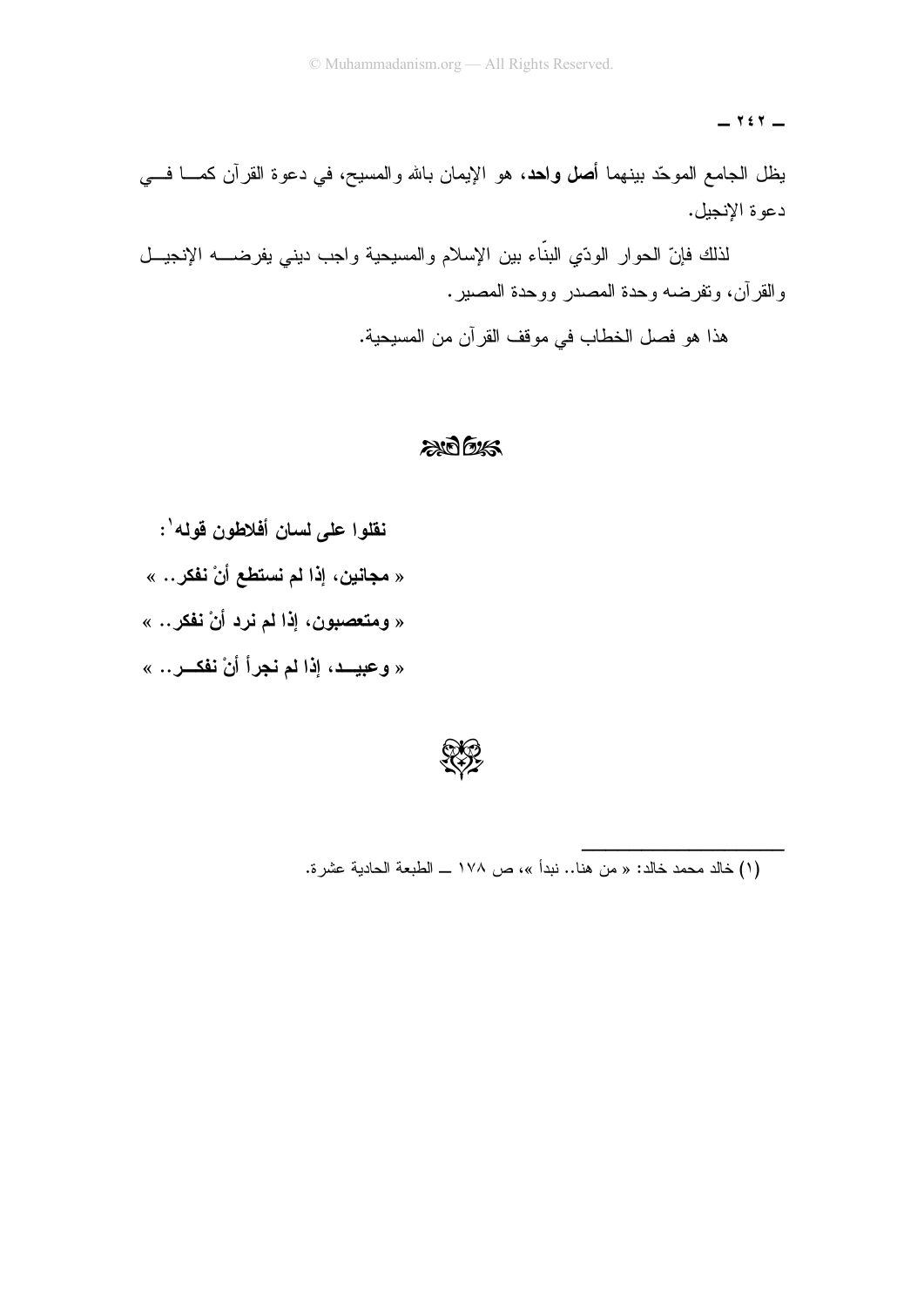يظل الجامع الموحّد بينهما **أصل واحد،** هو الإيمان بالله والمسيح، في دعوة القرآن كما في دعوة الإنجيل.

لذلك فإنّ الحوار الودّي البنّاء بين الإسلام والمسيحية واجب ديني يفرضه الإنجيل والقرآن، وتفرضه وحدة المصدر ووحدة المصير.

هذا هو فصل الخطاب في موقف القرآن من المسيحية.

**نقلوا على لسان أفلاطون قوله[1] :**

**« مجانين، إذا لم نستطع أنْ نفكر.. »**

**« ومتعصبون، إذا لم نرد أنْ نفكر.. »**

**« وعبيد، إذا لم نجرأ أنْ نفكر.. »**

---

(١) خالد محمد خالد: « من هنا.. نبدأ »، ص ١٧٨ ــ الطبعة الحادية عشرة.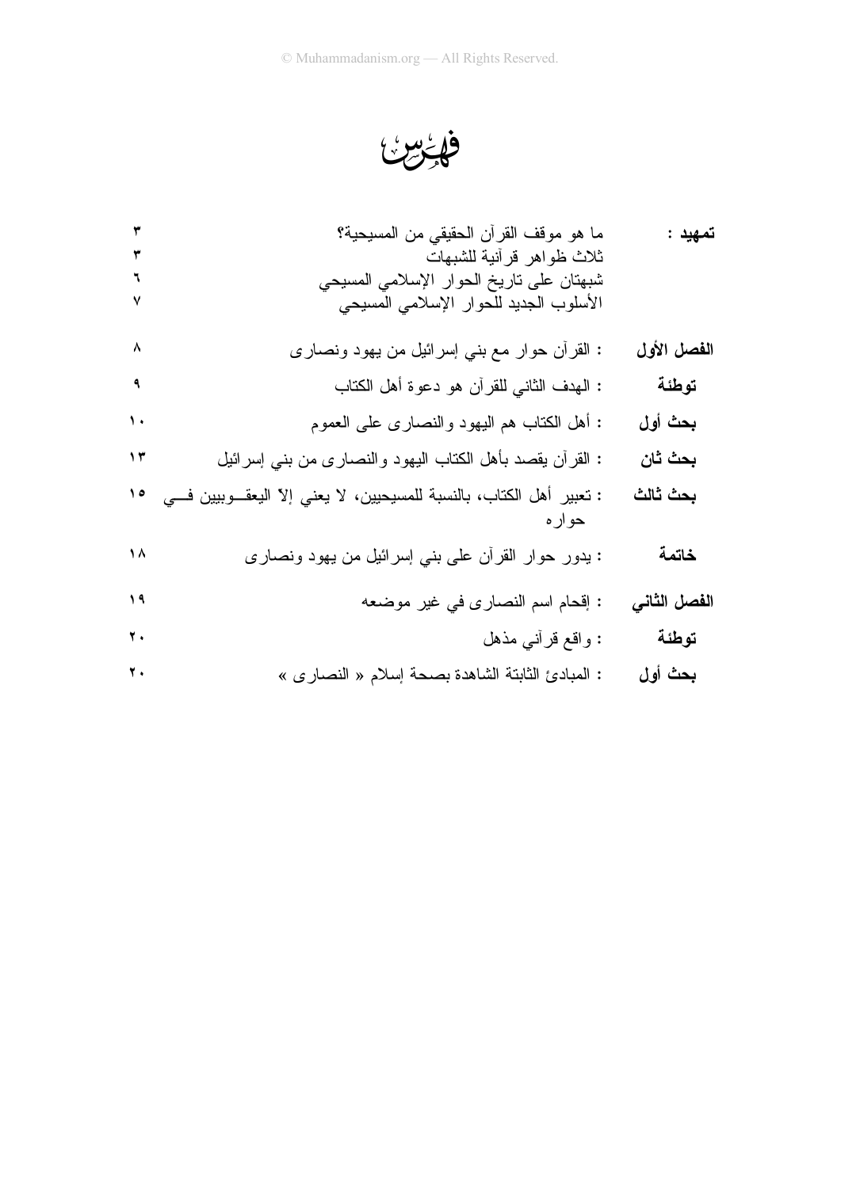# فهرس

| | | |
|---|---|---|
| **تمهيد :** | ما هو موقف القرآن الحقيقي من المسيحية؟ | ٣ |
| | ثلاث ظواهر قرآنية للشبهات | ٣ |
| | شبهتان على تاريخ الحوار الإسلامي المسيحي | ٦ |
| | الأسلوب الجديد للحوار الإسلامي المسيحي | ٧ |
| **الفصل الأول** | : القرآن حوار مع بني إسرائيل من يهود ونصارى | ٨ |
| **توطئة** | : الهدف الثاني للقرآن هو دعوة أهل الكتاب | ٩ |
| **بحث أول** | : أهل الكتاب هم اليهود والنصارى على العموم | ١٠ |
| **بحث ثان** | : القرآن يقصد بأهل الكتاب اليهود والنصارى من بني إسرائيل | ١٣ |
| **بحث ثالث** | : تعبير أهل الكتاب، بالنسبة للمسيحيين، لا يعني إلاّ اليعقوبيين في حواره | ١٥ |
| **خاتمة** | : يدور حوار القرآن على بني إسرائيل من يهود ونصارى | ١٨ |
| **الفصل الثاني** | : إقحام اسم النصارى في غير موضعه | ١٩ |
| **توطئة** | : واقع قرآني مذهل | ٢٠ |
| **بحث أول** | : المبادئ الثابتة الشاهدة بصحة إسلام « النصارى » | ٢٠ |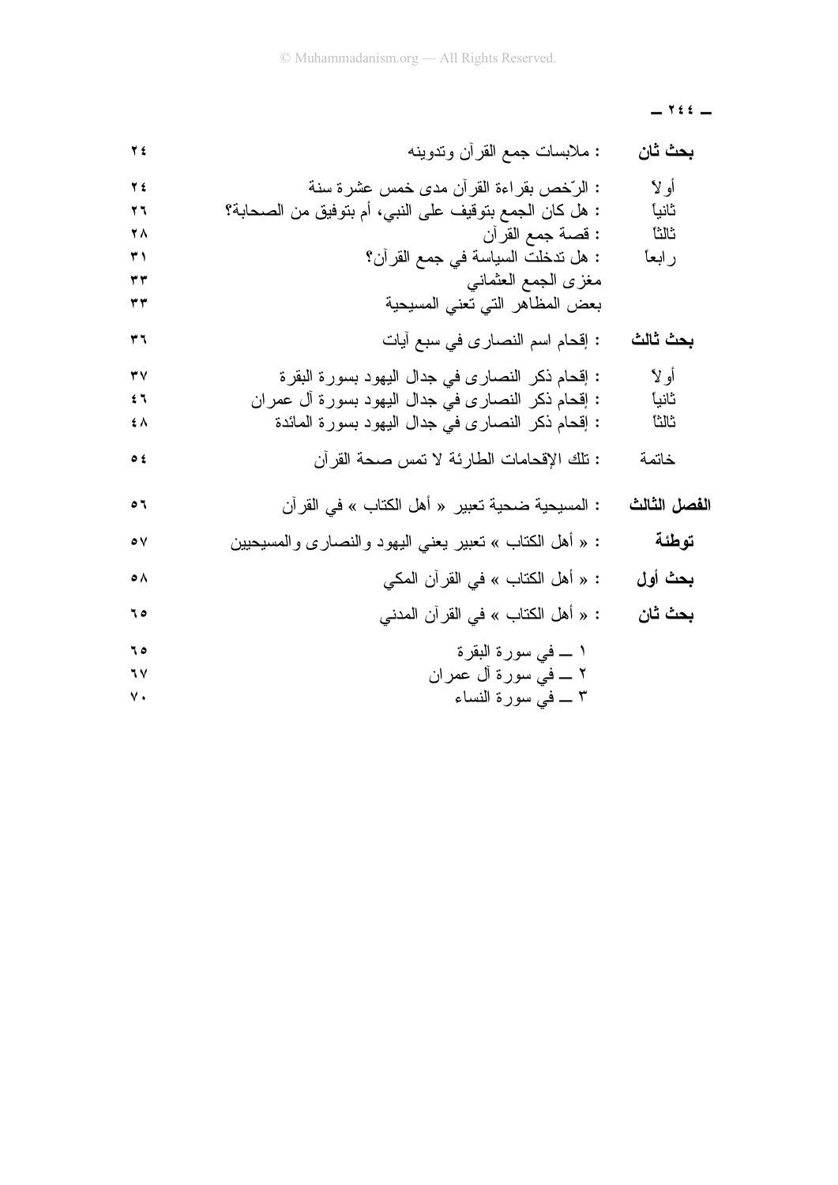| | | |
|---|---|---|
| **بحث ثانٍ** | : ملابسات جمع القرآن وتدوينه | ٢٤ |
| أولاً | : الرّخص بقراءة القرآن مدى خمس عشرة سنة | ٢٤ |
| ثانياً | : هل كان الجمع بتوقيف على النبي، أم بتوفيق من الصحابة؟ | ٢٦ |
| ثالثاً | : قصة جمع القرآن | ٢٨ |
| رابعاً | : هل تدخلت السياسة في جمع القرآن؟ | ٣١ |
| | مغزى الجمع العثماني | ٣٣ |
| | بعض المظاهر التي تعني المسيحية | ٣٣ |
| **بحث ثالث** | : إقحام اسم النصارى في سبع آيات | ٣٦ |
| أولاً | : إقحام ذكر النصارى في جدال اليهود بسورة البقرة | ٣٧ |
| ثانياً | : إقحام ذكر النصارى في جدال اليهود بسورة آل عمران | ٤٦ |
| ثالثاً | : إقحام ذكر النصارى في جدال اليهود بسورة المائدة | ٤٨ |
| خاتمة | : تلك الإقحامات الطارئة لا تمس صحة القرآن | ٥٤ |
| **الفصل الثالث** | : المسيحية ضحية تعبير « أهل الكتاب » في القرآن | ٥٦ |
| **توطئة** | : « أهل الكتاب » تعبير يعني اليهود والنصارى والمسيحيين | ٥٧ |
| **بحث أول** | : « أهل الكتاب » في القرآن المكي | ٥٨ |
| **بحث ثانٍ** | : « أهل الكتاب » في القرآن المدني | ٦٥ |
| | ١ ــ في سورة البقرة | ٦٥ |
| | ٢ ــ في سورة آل عمران | ٦٧ |
| | ٣ ــ في سورة النساء | ٧٠ |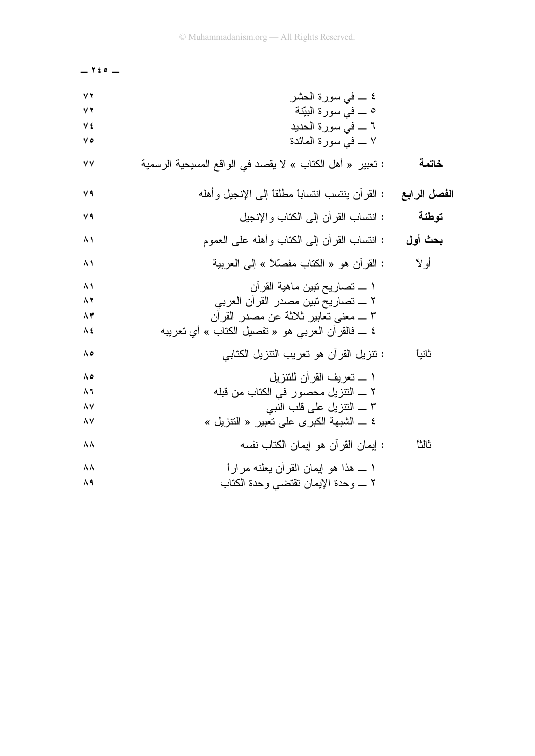| | | |
|---|---|---|
| | ٤ ــ في سورة الحشر | ٧٢ |
| | ٥ ــ في سورة البيّنة | ٧٢ |
| | ٦ ــ في سورة الحديد | ٧٤ |
| | ٧ ــ في سورة المائدة | ٧٥ |
| **خاتمة** | : تعبير « أهل الكتاب » لا يقصد في الواقع المسيحية الرسمية | ٧٧ |
| **الفصل الرابع** | : القرآن ينتسب انتساباً مطلقاً إلى الإنجيل وأهله | ٧٩ |
| **توطئة** | : انتساب القرآن إلى الكتاب والإنجيل | ٧٩ |
| **بحث أول** | : انتساب القرآن إلى الكتاب وأهله على العموم | ٨١ |
| أولاً | : القرآن هو « الكتاب مفصّلاً » إلى العربية | ٨١ |
| | ١ ــ تصاريح تبين ماهية القرآن | ٨١ |
| | ٢ ــ تصاريح تبين مصدر القرآن العربي | ٨٢ |
| | ٣ ــ معنى تعابير ثلاثة عن مصدر القرآن | ٨٣ |
| | ٤ ــ فالقرآن العربي هو « تفصيل الكتاب » أي تعريبه | ٨٤ |
| ثانياً | : تنزيل القرآن هو تعريب التنزيل الكتابي | ٨٥ |
| | ١ ــ تعريف القرآن للتنزيل | ٨٥ |
| | ٢ ــ التنزيل محصور في الكتاب من قبله | ٨٦ |
| | ٣ ــ التنزيل على قلب النبي | ٨٧ |
| | ٤ ــ الشبهة الكبرى على تعبير « التنزيل » | ٨٧ |
| ثالثاً | : إيمان القرآن هو إيمان الكتاب نفسه | ٨٨ |
| | ١ ــ هذا هو إيمان القرآن يعلنه مراراً | ٨٨ |
| | ٢ ــ وحدة الإيمان تقتضي وحدة الكتاب | ٨٩ |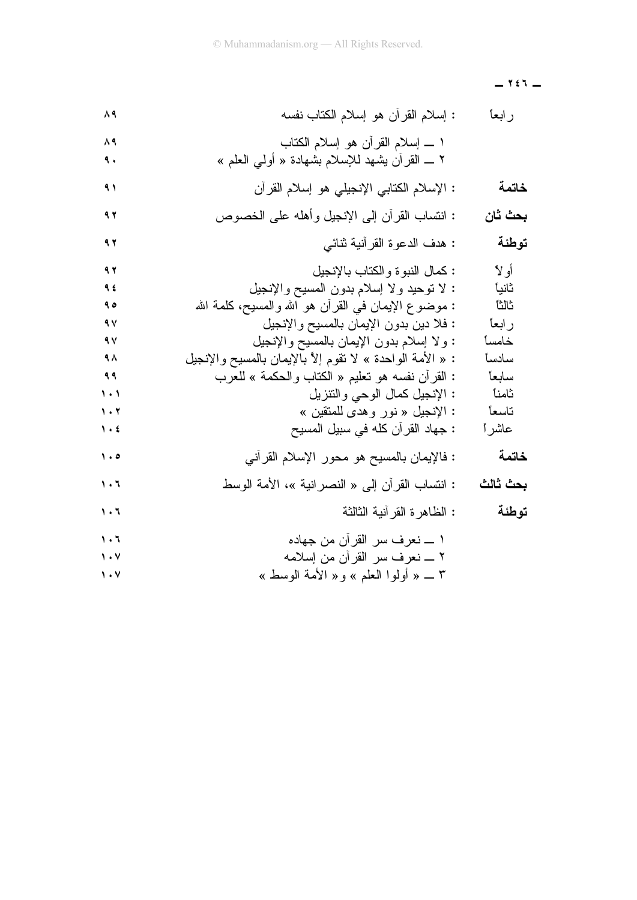| | | |
|---|---|---|
| رابعاً | : إسلام القرآن هو إسلام الكتاب نفسه | ٨٩ |
| | ١ ــ إسلام القرآن هو إسلام الكتاب | ٨٩ |
| | ٢ ــ القرآن يشهد للإسلام بشهادة « أولي العلم » | ٩٠ |
| **خاتمة** | : الإسلام الكتابي الإنجيلي هو إسلام القرآن | ٩١ |
| **بحث ثان** | : انتساب القرآن إلى الإنجيل وأهله على الخصوص | ٩٢ |
| **توطئة** | : هدف الدعوة القرآنية ثنائي | ٩٢ |
| أولاً | : كمال النبوة والكتاب بالإنجيل | ٩٢ |
| ثانياً | : لا توحيد ولا إسلام بدون المسيح والإنجيل | ٩٤ |
| ثالثاً | : موضوع الإيمان في القرآن هو الله والمسيح، كلمة الله | ٩٥ |
| رابعاً | : فلا دين بدون الإيمان بالمسيح والإنجيل | ٩٧ |
| خامساً | : ولا إسلام بدون الإيمان بالمسيح والإنجيل | ٩٧ |
| سادساً | : « الأمة الواحدة » لا تقوم إلاّ بالإيمان بالمسيح والإنجيل | ٩٨ |
| سابعاً | : القرآن نفسه هو تعليم « الكتاب والحكمة » للعرب | ٩٩ |
| ثامناً | : الإنجيل كمال الوحي والتنزيل | ١٠١ |
| تاسعاً | : الإنجيل « نور وهدى للمتقين » | ١٠٢ |
| عاشراً | : جهاد القرآن كله في سبيل المسيح | ١٠٤ |
| **خاتمة** | : فالإيمان بالمسيح هو محور الإسلام القرآني | ١٠٥ |
| **بحث ثالث** | : انتساب القرآن إلى « النصرانية »، الأمة الوسط | ١٠٦ |
| **توطئة** | : الظاهرة القرآنية الثالثة | ١٠٦ |
| | ١ ــ نعرف سر القرآن من جهاده | ١٠٦ |
| | ٢ ــ نعرف سر القرآن من إسلامه | ١٠٧ |
| | ٣ ــ « أولوا العلم » و« الأمة الوسط » | ١٠٧ |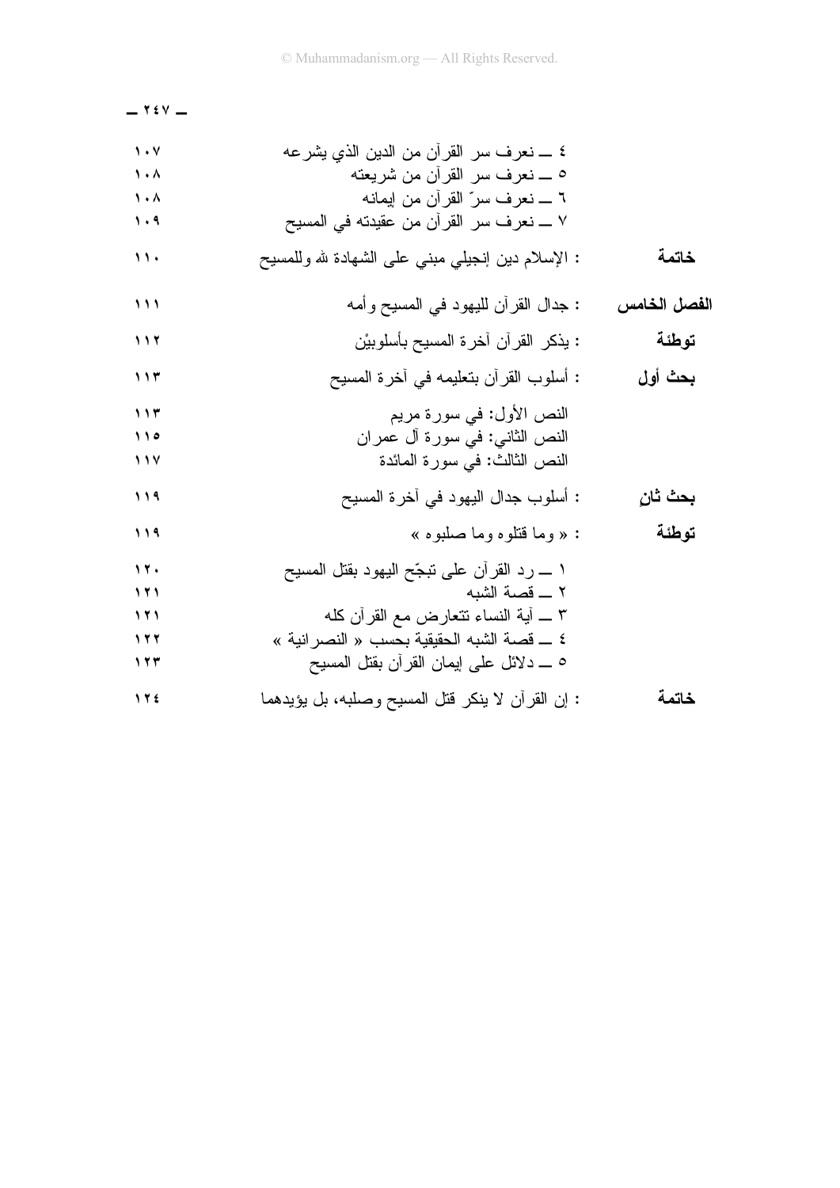| | | |
|---|---|---|
| | ٤ ـــ نعرف سر القرآن من الدين الذي يشرعه | ١٠٧ |
| | ٥ ـــ نعرف سر القرآن من شريعته | ١٠٨ |
| | ٦ ـــ نعرف سرّ القرآن من إيمانه | ١٠٨ |
| | ٧ ـــ نعرف سر القرآن من عقيدته في المسيح | ١٠٩ |
| **خاتمة** | : الإسلام دين إنجيلي مبني على الشهادة لله وللمسيح | ١١٠ |
| **الفصل الخامس** | : جدال القرآن لليهود في المسيح وأمه | ١١١ |
| **توطئة** | : يذكر القرآن آخرة المسيح بأسلوبيْن | ١١٢ |
| **بحث أول** | : أسلوب القرآن بتعليمه في آخرة المسيح | ١١٣ |
| | النص الأول: في سورة مريم | ١١٣ |
| | النص الثاني: في سورة آل عمران | ١١٥ |
| | النص الثالث: في سورة المائدة | ١١٧ |
| **بحث ثانٍ** | : أسلوب جدال اليهود في آخرة المسيح | ١١٩ |
| **توطئة** | : « وما قتلوه وما صلبوه » | ١١٩ |
| | ١ ـــ رد القرآن على تبجّح اليهود بقتل المسيح | ١٢٠ |
| | ٢ ـــ قصة الشبه | ١٢١ |
| | ٣ ـــ آية النساء تتعارض مع القرآن كله | ١٢١ |
| | ٤ ـــ قصة الشبه الحقيقية بحسب « النصرانية » | ١٢٢ |
| | ٥ ـــ دلائل على إيمان القرآن بقتل المسيح | ١٢٣ |
| **خاتمة** | : إن القرآن لا ينكر قتل المسيح وصلبه، بل يؤيدهما | ١٢٤ |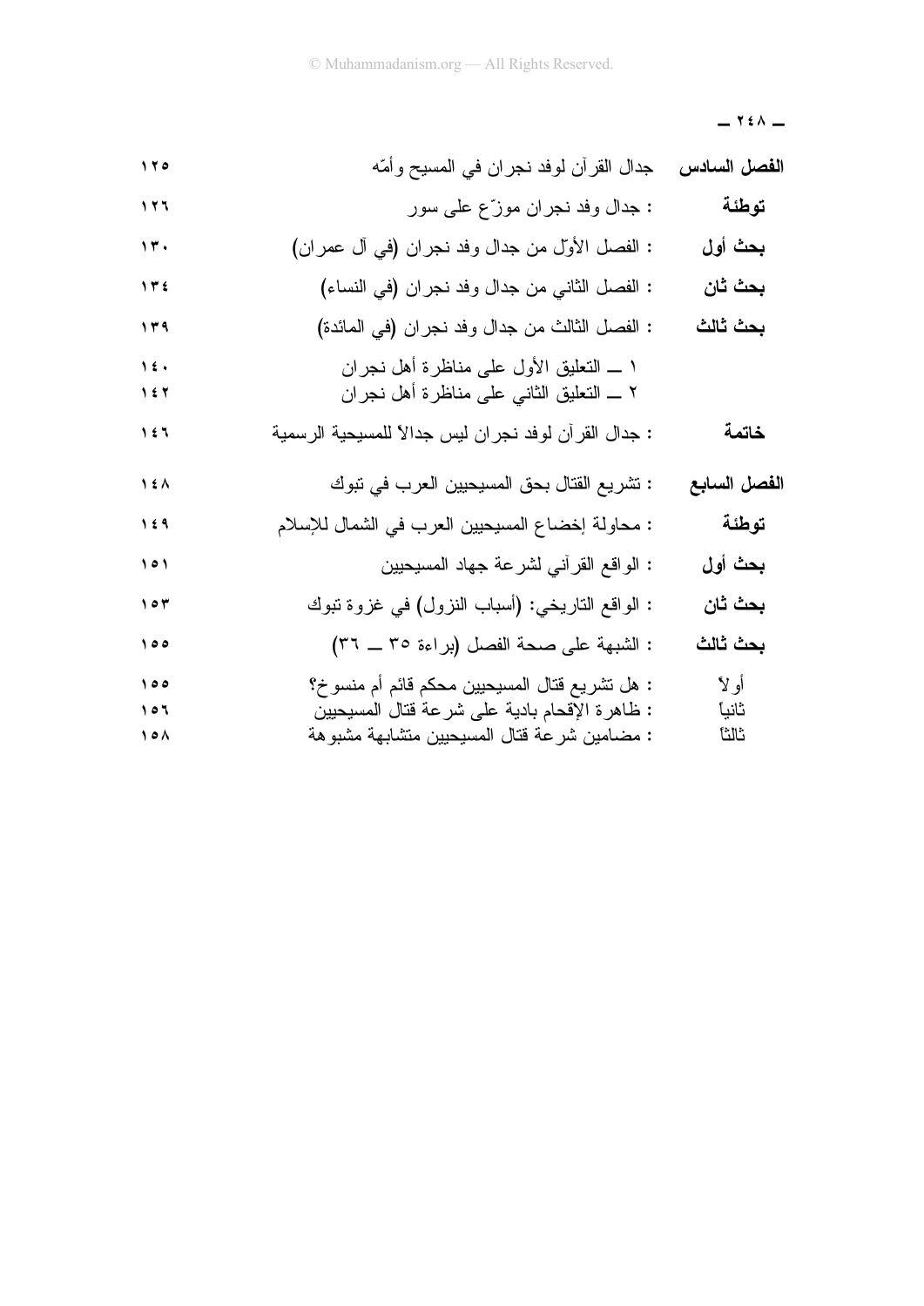| | | |
|---|---|---|
| **الفصل السادس** | جدال القرآن لوفد نجران في المسيح وأمّه | ١٢٥ |
| **توطئة** | : جدال وفد نجران موزّع على سور | ١٢٦ |
| **بحث أول** | : الفصل الأوّل من جدال وفد نجران (في آل عمران) | ١٣٠ |
| **بحث ثان** | : الفصل الثاني من جدال وفد نجران (في النساء) | ١٣٤ |
| **بحث ثالث** | : الفصل الثالث من جدال وفد نجران (في المائدة) | ١٣٩ |
| | ١ ــ التعليق الأول على مناظرة أهل نجران | ١٤٠ |
| | ٢ ــ التعليق الثاني على مناظرة أهل نجران | ١٤٢ |
| **خاتمة** | : جدال القرآن لوفد نجران ليس جدالاً للمسيحية الرسمية | ١٤٦ |
| **الفصل السابع** | : تشريع القتال بحق المسيحيين العرب في تبوك | ١٤٨ |
| **توطئة** | : محاولة إخضاع المسيحيين العرب في الشمال للإسلام | ١٤٩ |
| **بحث أول** | : الواقع القرآني لشرعة جهاد المسيحيين | ١٥١ |
| **بحث ثان** | : الواقع التاريخي: (أسباب النزول) في غزوة تبوك | ١٥٣ |
| **بحث ثالث** | : الشبهة على صحة الفصل (براءة ٣٥ ــ ٣٦) | ١٥٥ |
| أولاً | : هل تشريع قتال المسيحيين محكم قائم أم منسوخ؟ | ١٥٥ |
| ثانياً | : ظاهرة الإقحام بادية على شرعة قتال المسيحيين | ١٥٦ |
| ثالثاً | : مضامين شرعة قتال المسيحيين متشابهة مشبوهة | ١٥٨ |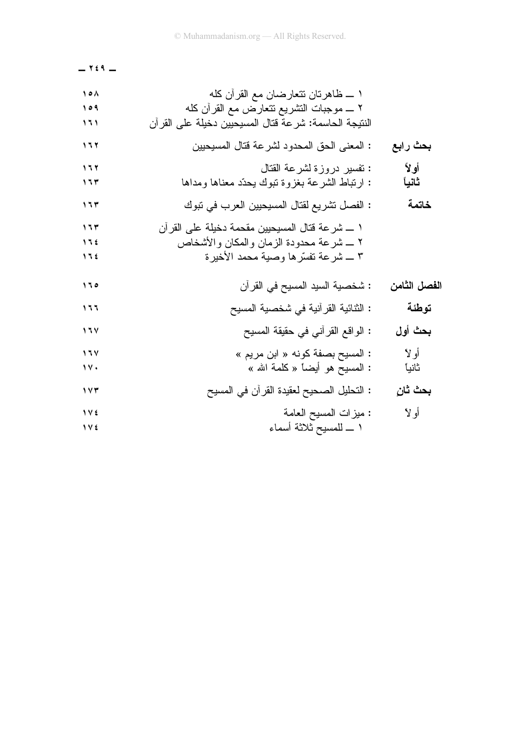| | | |
|---|---|---|
| | ١ ــ ظاهرتان تتعارضان مع القرآن كله | ١٥٨ |
| | ٢ ــ موجبات التشريع تتعارض مع القرآن كله | ١٥٩ |
| | النتيجة الحاسمة: شرعة قتال المسيحيين دخيلة على القرآن | ١٦١ |
| **بحث رابع** | : المعنى الحق المحدود لشرعة قتال المسيحيين | ١٦٢ |
| **أولاً** | : تفسير دروزة لشرعة القتال | ١٦٢ |
| **ثانياً** | : ارتباط الشرعة بغزوة تبوك يحدّد معناها ومداها | ١٦٣ |
| **خاتمة** | : الفصل تشريع لقتال المسيحيين العرب في تبوك | ١٦٣ |
| | ١ ــ شرعة قتال المسيحيين مقحمة دخيلة على القرآن | ١٦٣ |
| | ٢ ــ شرعة محدودة الزمان والمكان والأشخاص | ١٦٤ |
| | ٣ ــ شرعة تفسّرها وصية محمد الأخيرة | ١٦٤ |
| **الفصل الثامن** | : شخصية السيد المسيح في القرآن | ١٦٥ |
| **توطئة** | : الثنائية القرآنية في شخصية المسيح | ١٦٦ |
| **بحث أول** | : الواقع القرآني في حقيقة المسيح | ١٦٧ |
| أولاً | : المسيح بصفة كونه « ابن مريم » | ١٦٧ |
| ثانياً | : المسيح هو أيضاً « كلمة الله » | ١٧٠ |
| **بحث ثانٍ** | : التحليل الصحيح لعقيدة القرآن في المسيح | ١٧٣ |
| أولاً | : ميزات المسيح العامة | ١٧٤ |
| | ١ ــ للمسيح ثلاثة أسماء | ١٧٤ |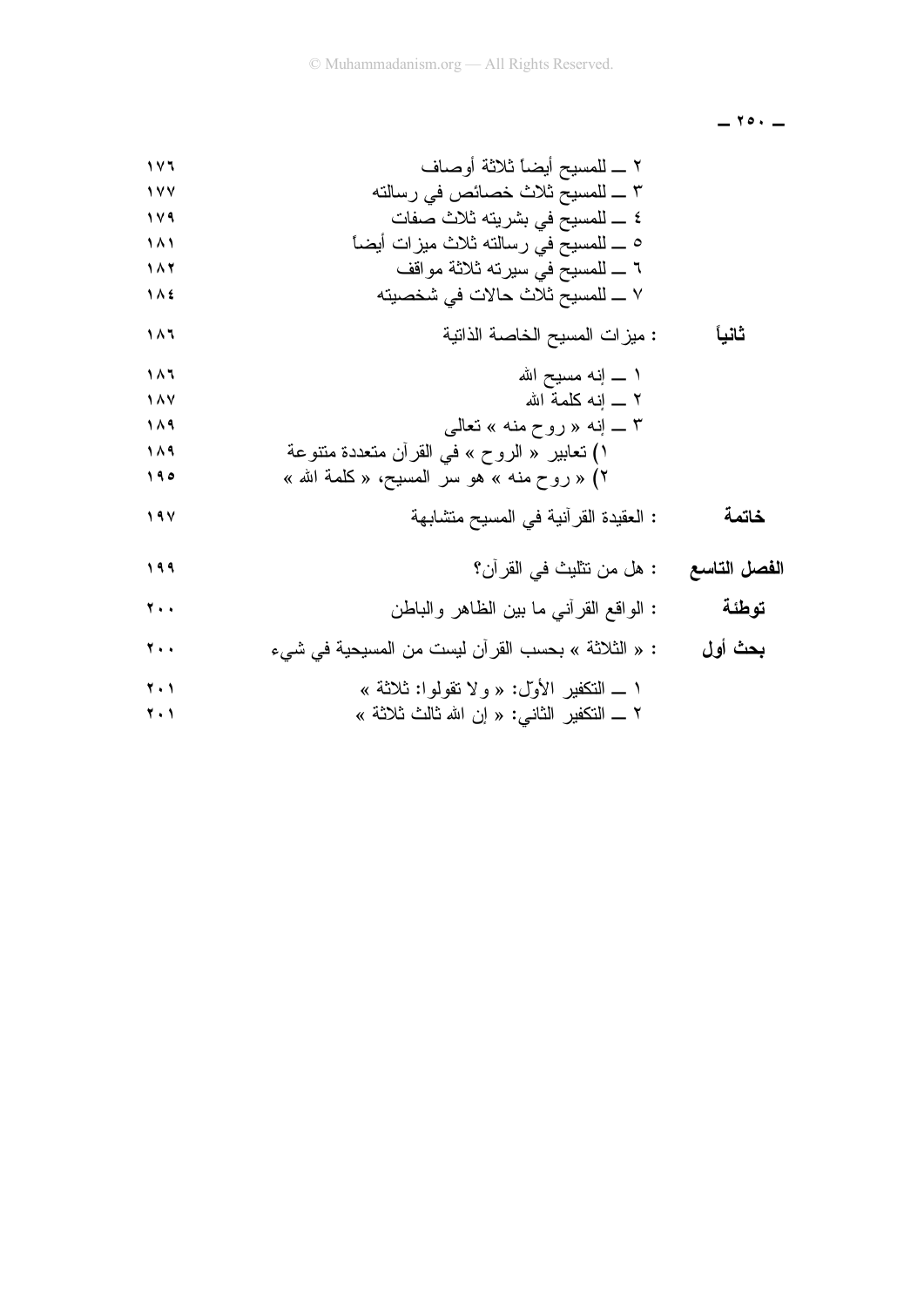| | | |
|---|---|---|
| | ٢ ــ للمسيح أيضاً ثلاثة أوصاف | ١٧٦ |
| | ٣ ــ للمسيح ثلاث خصائص في رسالته | ١٧٧ |
| | ٤ ــ للمسيح في بشريته ثلاث صفات | ١٧٩ |
| | ٥ ــ للمسيح في رسالته ثلاث ميزات أيضاً | ١٨١ |
| | ٦ ــ للمسيح في سيرته ثلاثة مواقف | ١٨٢ |
| | ٧ ــ للمسيح ثلاث حالات في شخصيته | ١٨٤ |
| **ثانياً** | : ميزات المسيح الخاصة الذاتية | ١٨٦ |
| | ١ ــ إنه مسيح الله | ١٨٦ |
| | ٢ ــ إنه كلمة الله | ١٨٧ |
| | ٣ ــ إنه « روح منه » تعالى | ١٨٩ |
| | ١) تعابير « الروح » في القرآن متعددة متنوعة | ١٨٩ |
| | ٢) « روح منه » هو سر المسيح، « كلمة الله » | ١٩٥ |
| **خاتمة** | : العقيدة القرآنية في المسيح متشابهة | ١٩٧ |
| **الفصل التاسع** | : هل من تثليث في القرآن؟ | ١٩٩ |
| **توطئة** | : الواقع القرآني ما بين الظاهر والباطن | ٢٠٠ |
| **بحث أول** | : « الثلاثة » بحسب القرآن ليست من المسيحية في شيء | ٢٠٠ |
| | ١ ــ التكفير الأول: « ولا تقولوا: ثلاثة » | ٢٠١ |
| | ٢ ــ التكفير الثاني: « إن الله ثالث ثلاثة » | ٢٠١ |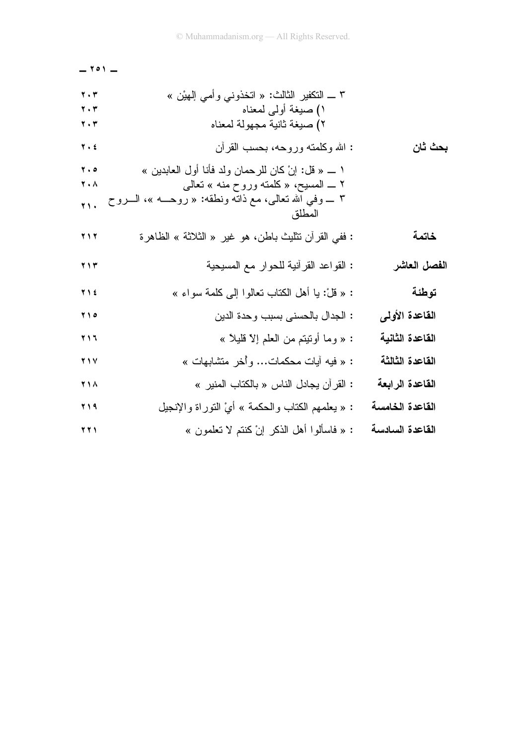| | | |
|---|---|---|
| | ٣ ــ التكفير الثالث: « اتخذوني وأمي إلهيْن » | ٢٠٣ |
| | ١) صيغة أولى لمعناه | ٢٠٣ |
| | ٢) صيغة ثانية مجهولة لمعناه | ٢٠٣ |
| **بحث ثان** | : الله وكلمته وروحه، بحسب القرآن | ٢٠٤ |
| | ١ ــ « قل: إنْ كان للرحمان ولد فأنا أول العابدين » | ٢٠٥ |
| | ٢ ــ المسيح، « كلمته وروح منه » تعالى | ٢٠٨ |
| | ٣ ــ وفي الله تعالى، مع ذاته ونطقه: « روحــه »، الــروح المطلق | ٢١٠ |
| **خاتمة** | : ففي القرآن تثليث باطن، هو غير « الثلاثة » الظاهرة | ٢١٢ |
| **الفصل العاشر** | : القواعد القرآنية للحوار مع المسيحية | ٢١٣ |
| **توطئة** | : « قلْ: يا أهل الكتاب تعالوا إلى كلمة سواء » | ٢١٤ |
| **القاعدة الأولى** | : الجدال بالحسنى بسبب وحدة الدين | ٢١٥ |
| **القاعدة الثانية** | : « وما أوتيتم من العلم إلاّ قليلاً » | ٢١٦ |
| **القاعدة الثالثة** | : « فيه آيات محكمات... وأُخر متشابهات » | ٢١٧ |
| **القاعدة الرابعة** | : القرآن يجادل الناس « بالكتاب المنير » | ٢١٨ |
| **القاعدة الخامسة** | : « يعلمهم الكتاب والحكمة » أيْ التوراة والإنجيل | ٢١٩ |
| **القاعدة السادسة** | : « فاسألوا أهل الذكر إنْ كنتم لا تعلمون » | ٢٢١ |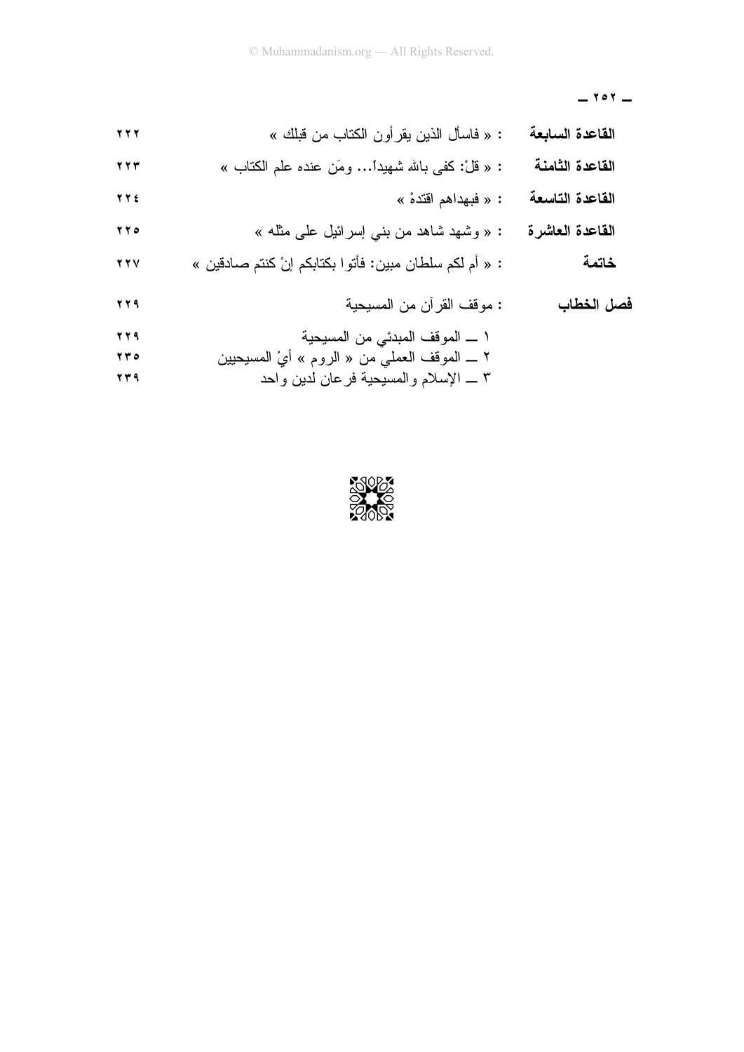| | | |
|---|---|---|
| **القاعدة السابعة** | : « فاسأل الذين يقرأون الكتاب من قبلك » | ٢٢٢ |
| **القاعدة الثامنة** | : « قلْ: كفى بالله شهيداً... ومَن عنده علم الكتاب » | ٢٢٣ |
| **القاعدة التاسعة** | : « فبهداهم اقتدهْ » | ٢٢٤ |
| **القاعدة العاشرة** | : « وشهد شاهد من بني إسرائيل على مثله » | ٢٢٥ |
| **خاتمة** | : « أم لكم سلطان مبين: فأتوا بكتابكم إنْ كنتم صادقين » | ٢٢٧ |
| **فصل الخطاب** | : موقف القرآن من المسيحية | ٢٢٩ |
| | ١ ــ الموقف المبدئي من المسيحية | ٢٢٩ |
| | ٢ ــ الموقف العملي من « الروم » أيْ المسيحيين | ٢٣٥ |
| | ٣ ــ الإسلام والمسيحية فرعان لدين واحد | ٢٣٩ |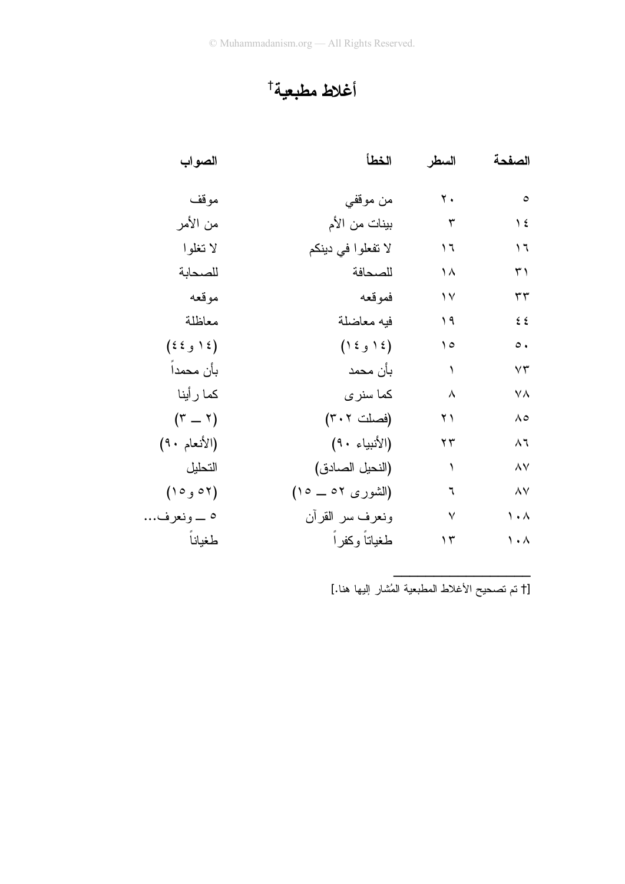# أغلاط مطبعية†

| الصفحة | السطر | الخطأ | الصواب |
|---|---|---|---|
| ٥ | ٢٠ | من موقفي | موقف |
| ١٤ | ٣ | بينات من الأم | من الأمر |
| ١٦ | ١٦ | لا تفعلوا في دينكم | لا تغلوا |
| ٣١ | ١٨ | للصحافة | للصحابة |
| ٣٣ | ١٧ | فموقعه | موقعه |
| ٤٤ | ١٩ | فيه معاضلة | معاظلة |
| ٥٠ | ١٥ | (١٤ و١٤) | (١٤ و٤٤) |
| ٧٣ | ١ | بأن محمد | بأن محمداً |
| ٧٨ | ٨ | كما سنرى | كما رأينا |
| ٨٥ | ٢١ | (فصلت ٣٠٢) | (٢ ــ ٣) |
| ٨٦ | ٢٣ | (الأنبياء ٩٠) | (الأنعام ٩٠) |
| ٨٧ | ١ | (النحيل الصادق) | التحليل |
| ٨٧ | ٦ | (الشورى ٥٢ ــ ١٥) | (٥٢ و١٥) |
| ١٠٨ | ٧ | ونعرف سر القرآن | ٥ ــ ونعرف... |
| ١٠٨ | ١٣ | طغياتاً وكفراً | طغياناً |

[† تم تصحيح الأغلاط المطبعية المُشار إليها هنا.]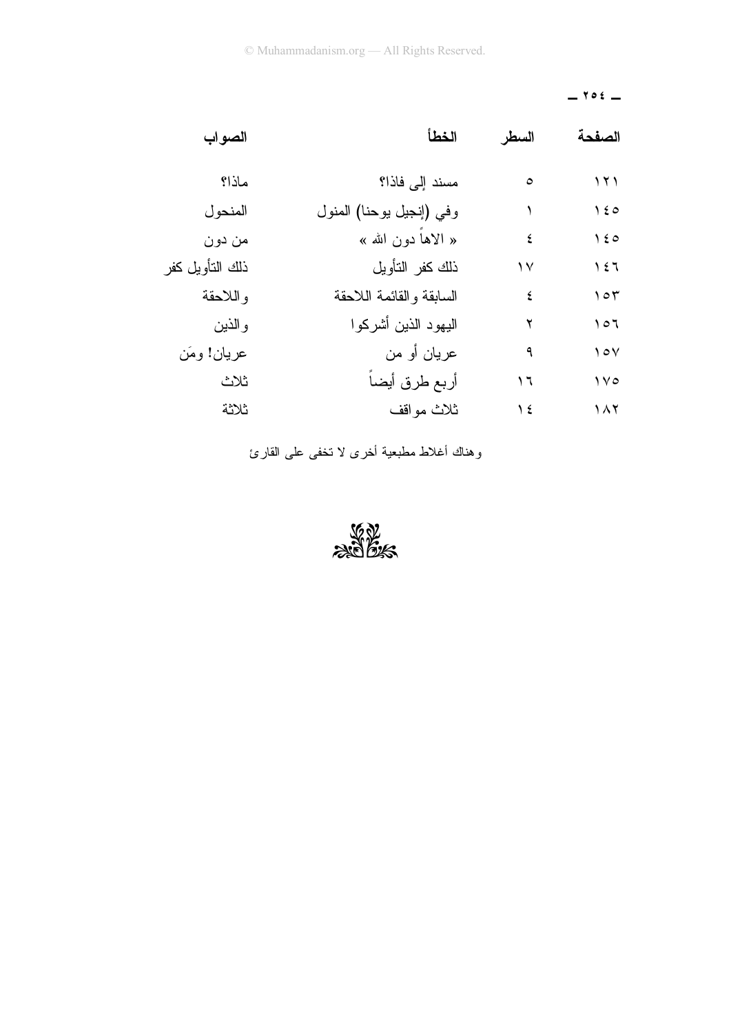| الصفحة | السطر | الخطأ | الصواب |
| --- | --- | --- | --- |
| ١٢١ | ٥ | مسند إلى فاذا؟ | ماذا؟ |
| ١٤٥ | ١ | وفي (إنجيل يوحنا) المنول | المنحول |
| ١٤٥ | ٤ | « الاهاً دون الله » | من دون |
| ١٤٦ | ١٧ | ذلك كفر التأويل | ذلك التأويل كفر |
| ١٥٣ | ٤ | السابقة والقائمة اللاحقة | واللاحقة |
| ١٥٦ | ٢ | اليهود الذين أشركوا | والذين |
| ١٥٧ | ٩ | عريان أو من | عريان! ومَن |
| ١٧٥ | ١٦ | أربع طرق أيضاً | ثلاث |
| ١٨٢ | ١٤ | ثلاث مواقف | ثلاثة |

وهناك أغلاط مطبعية أخرى لا تخفى على القارئ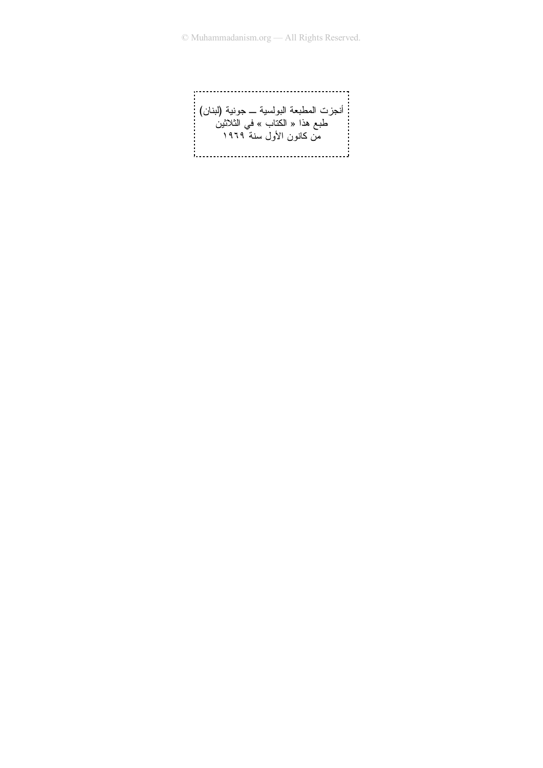أنجزت المطبعة البولسية ــ جونية (لبنان)
طبع هذا « الكتاب » في الثلاثين
من كانون الأول سنة ١٩٦٩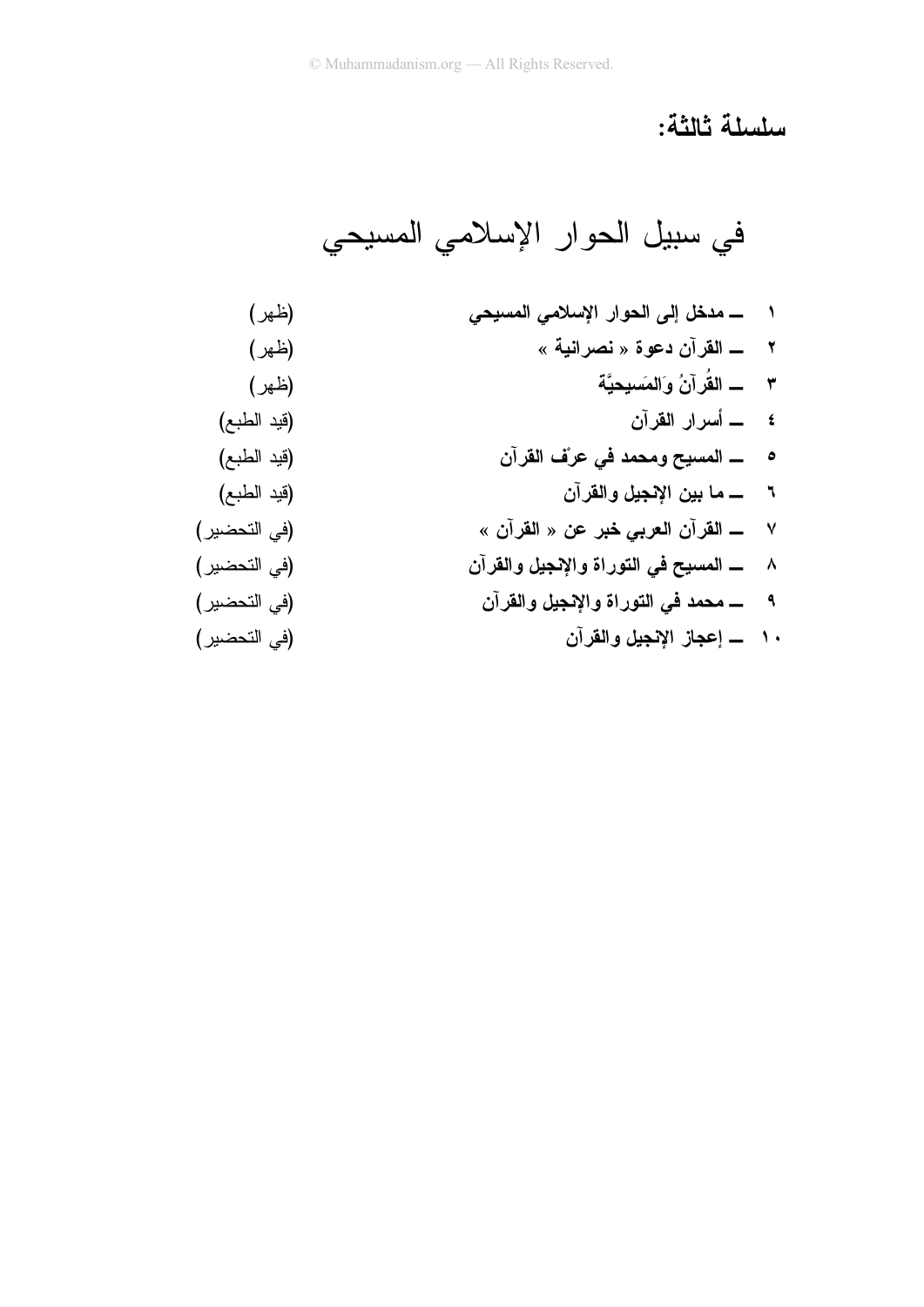## سلسلة ثالثة:

# في سبيل الحوار الإسلامي المسيحي

| | |
|---|---|
| ١ ــ مدخل إلى الحوار الإسلامي المسيحي | (ظهر) |
| ٢ ــ القرآن دعوة « نصرانية » | (ظهر) |
| ٣ ــ القُرآنُ وَالمَسيحيَّة | (ظهر) |
| ٤ ــ أسرار القرآن | (قيد الطبع) |
| ٥ ــ المسيح ومحمد في عرْف القرآن | (قيد الطبع) |
| ٦ ــ ما بين الإنجيل والقرآن | (قيد الطبع) |
| ٧ ــ القرآن العربي خبر عن « القرآن » | (في التحضير) |
| ٨ ــ المسيح في التوراة والإنجيل والقرآن | (في التحضير) |
| ٩ ــ محمد في التوراة والإنجيل والقرآن | (في التحضير) |
| ١٠ ــ إعجاز الإنجيل والقرآن | (في التحضير) |